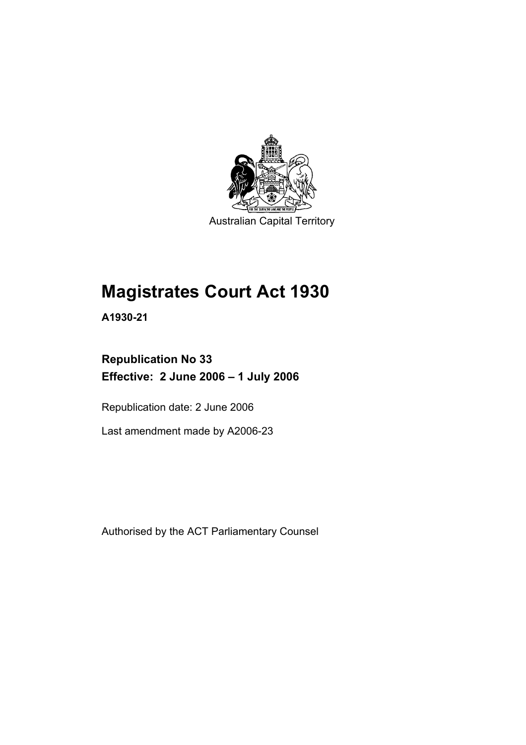Australian Capital Territory

# Magistrates Court Act 1930

**A1930-21**

## Republication No 33
## Effective: 2 June 2006 – 1 July 2006

Republication date: 2 June 2006

Last amendment made by A2006-23

Authorised by the ACT Parliamentary Counsel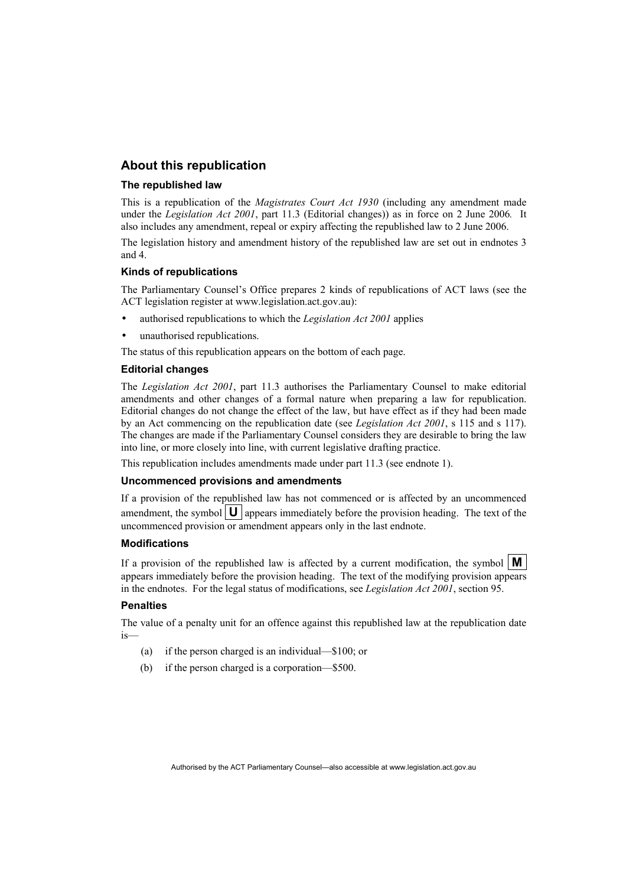## About this republication

### The republished law

This is a republication of the *Magistrates Court Act 1930* (including any amendment made under the *Legislation Act 2001*, part 11.3 (Editorial changes)) as in force on 2 June 2006*.* It also includes any amendment, repeal or expiry affecting the republished law to 2 June 2006.

The legislation history and amendment history of the republished law are set out in endnotes 3 and 4.

### Kinds of republications

The Parliamentary Counsel's Office prepares 2 kinds of republications of ACT laws (see the ACT legislation register at www.legislation.act.gov.au):

- authorised republications to which the *Legislation Act 2001* applies
- unauthorised republications.

The status of this republication appears on the bottom of each page.

### Editorial changes

The *Legislation Act 2001*, part 11.3 authorises the Parliamentary Counsel to make editorial amendments and other changes of a formal nature when preparing a law for republication. Editorial changes do not change the effect of the law, but have effect as if they had been made by an Act commencing on the republication date (see *Legislation Act 2001*, s 115 and s 117). The changes are made if the Parliamentary Counsel considers they are desirable to bring the law into line, or more closely into line, with current legislative drafting practice.

This republication includes amendments made under part 11.3 (see endnote 1).

### Uncommenced provisions and amendments

If a provision of the republished law has not commenced or is affected by an uncommenced amendment, the symbol **U** appears immediately before the provision heading. The text of the uncommenced provision or amendment appears only in the last endnote.

### Modifications

If a provision of the republished law is affected by a current modification, the symbol **M** appears immediately before the provision heading. The text of the modifying provision appears in the endnotes. For the legal status of modifications, see *Legislation Act 2001*, section 95.

### Penalties

The value of a penalty unit for an offence against this republished law at the republication date is—

(a) if the person charged is an individual—$100; or

(b) if the person charged is a corporation—$500.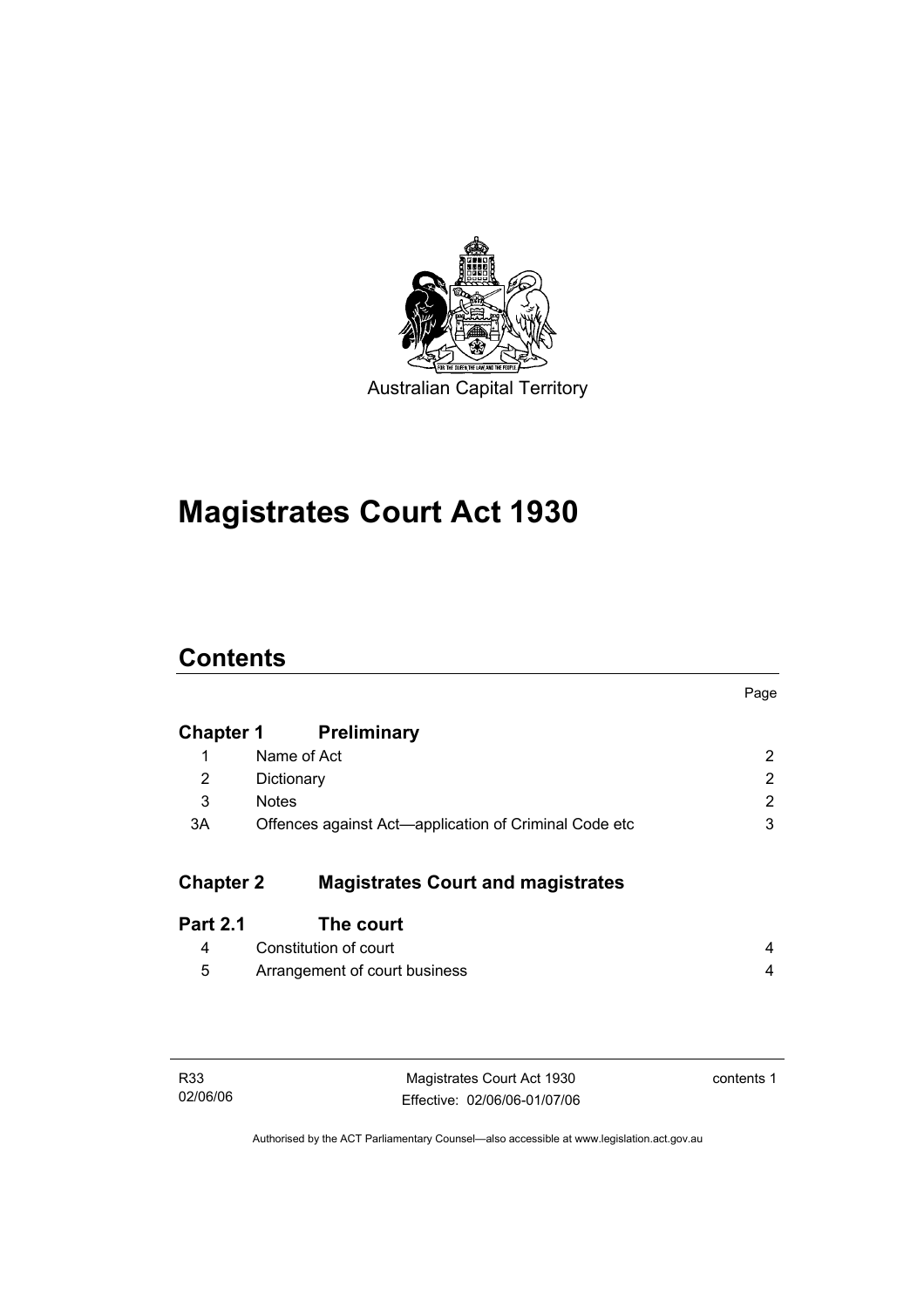Australian Capital Territory

# Magistrates Court Act 1930

## Contents

| | | Page |
|---|---|---|
| **Chapter 1** | **Preliminary** | |
| 1 | Name of Act | 2 |
| 2 | Dictionary | 2 |
| 3 | Notes | 2 |
| 3A | Offences against Act—application of Criminal Code etc | 3 |
| **Chapter 2** | **Magistrates Court and magistrates** | |
| **Part 2.1** | **The court** | |
| 4 | Constitution of court | 4 |
| 5 | Arrangement of court business | 4 |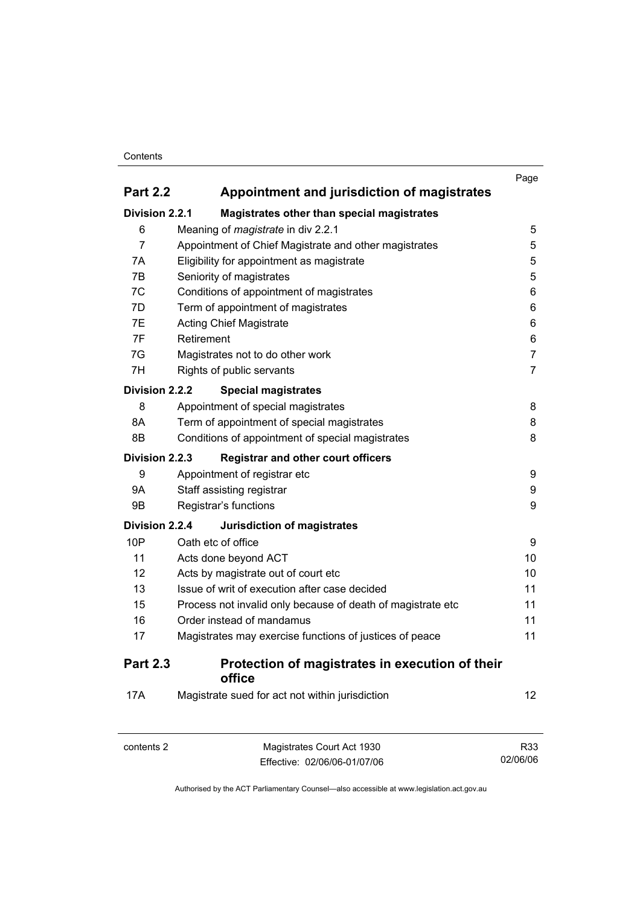| | | Page |
|---|---|---|
| **Part 2.2** | **Appointment and jurisdiction of magistrates** | |
| **Division 2.2.1** | **Magistrates other than special magistrates** | |
| 6 | Meaning of *magistrate* in div 2.2.1 | 5 |
| 7 | Appointment of Chief Magistrate and other magistrates | 5 |
| 7A | Eligibility for appointment as magistrate | 5 |
| 7B | Seniority of magistrates | 5 |
| 7C | Conditions of appointment of magistrates | 6 |
| 7D | Term of appointment of magistrates | 6 |
| 7E | Acting Chief Magistrate | 6 |
| 7F | Retirement | 6 |
| 7G | Magistrates not to do other work | 7 |
| 7H | Rights of public servants | 7 |
| **Division 2.2.2** | **Special magistrates** | |
| 8 | Appointment of special magistrates | 8 |
| 8A | Term of appointment of special magistrates | 8 |
| 8B | Conditions of appointment of special magistrates | 8 |
| **Division 2.2.3** | **Registrar and other court officers** | |
| 9 | Appointment of registrar etc | 9 |
| 9A | Staff assisting registrar | 9 |
| 9B | Registrar's functions | 9 |
| **Division 2.2.4** | **Jurisdiction of magistrates** | |
| 10P | Oath etc of office | 9 |
| 11 | Acts done beyond ACT | 10 |
| 12 | Acts by magistrate out of court etc | 10 |
| 13 | Issue of writ of execution after case decided | 11 |
| 15 | Process not invalid only because of death of magistrate etc | 11 |
| 16 | Order instead of mandamus | 11 |
| 17 | Magistrates may exercise functions of justices of peace | 11 |
| **Part 2.3** | **Protection of magistrates in execution of their office** | |
| 17A | Magistrate sued for act not within jurisdiction | 12 |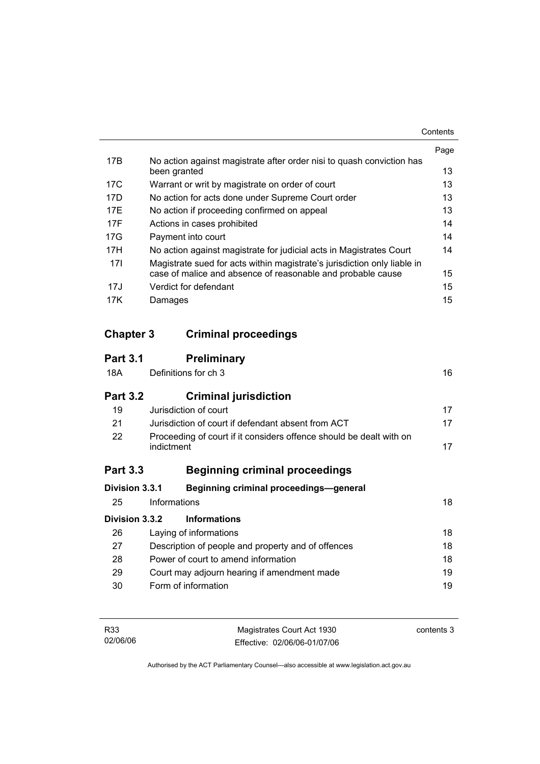| | | Page |
|---|---|---|
| 17B | No action against magistrate after order nisi to quash conviction has been granted | 13 |
| 17C | Warrant or writ by magistrate on order of court | 13 |
| 17D | No action for acts done under Supreme Court order | 13 |
| 17E | No action if proceeding confirmed on appeal | 13 |
| 17F | Actions in cases prohibited | 14 |
| 17G | Payment into court | 14 |
| 17H | No action against magistrate for judicial acts in Magistrates Court | 14 |
| 17I | Magistrate sued for acts within magistrate's jurisdiction only liable in case of malice and absence of reasonable and probable cause | 15 |
| 17J | Verdict for defendant | 15 |
| 17K | Damages | 15 |

## Chapter 3 Criminal proceedings

### Part 3.1 Preliminary

| | | |
|---|---|---|
| 18A | Definitions for ch 3 | 16 |

### Part 3.2 Criminal jurisdiction

| | | |
|---|---|---|
| 19 | Jurisdiction of court | 17 |
| 21 | Jurisdiction of court if defendant absent from ACT | 17 |
| 22 | Proceeding of court if it considers offence should be dealt with on indictment | 17 |

### Part 3.3 Beginning criminal proceedings

#### Division 3.3.1 Beginning criminal proceedings—general

| | | |
|---|---|---|
| 25 | Informations | 18 |

#### Division 3.3.2 Informations

| | | |
|---|---|---|
| 26 | Laying of informations | 18 |
| 27 | Description of people and property and of offences | 18 |
| 28 | Power of court to amend information | 18 |
| 29 | Court may adjourn hearing if amendment made | 19 |
| 30 | Form of information | 19 |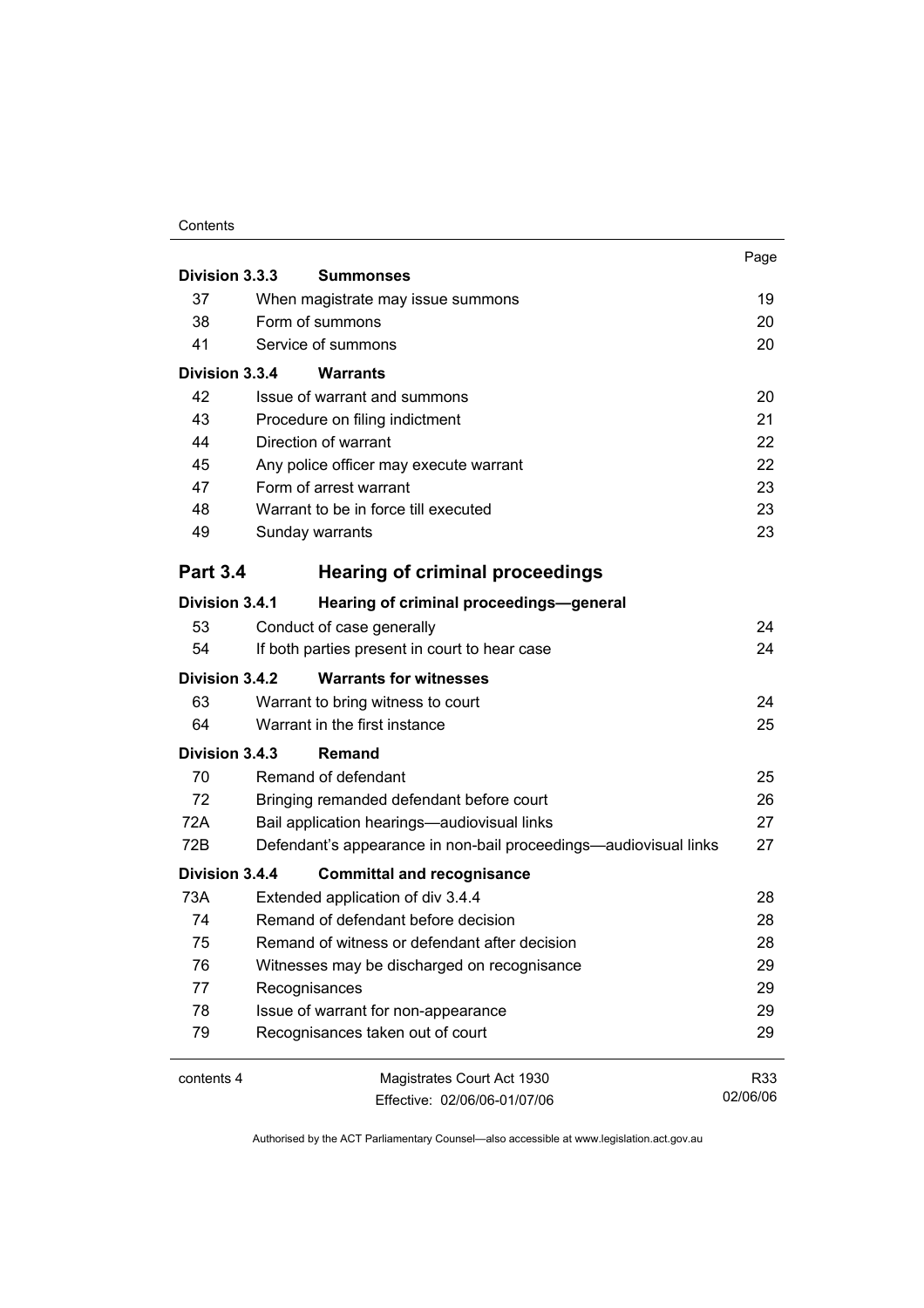| | | Page |
|---|---|---|
| **Division 3.3.3** | **Summonses** | |
| 37 | When magistrate may issue summons | 19 |
| 38 | Form of summons | 20 |
| 41 | Service of summons | 20 |
| **Division 3.3.4** | **Warrants** | |
| 42 | Issue of warrant and summons | 20 |
| 43 | Procedure on filing indictment | 21 |
| 44 | Direction of warrant | 22 |
| 45 | Any police officer may execute warrant | 22 |
| 47 | Form of arrest warrant | 23 |
| 48 | Warrant to be in force till executed | 23 |
| 49 | Sunday warrants | 23 |
| **Part 3.4** | **Hearing of criminal proceedings** | |
| **Division 3.4.1** | **Hearing of criminal proceedings—general** | |
| 53 | Conduct of case generally | 24 |
| 54 | If both parties present in court to hear case | 24 |
| **Division 3.4.2** | **Warrants for witnesses** | |
| 63 | Warrant to bring witness to court | 24 |
| 64 | Warrant in the first instance | 25 |
| **Division 3.4.3** | **Remand** | |
| 70 | Remand of defendant | 25 |
| 72 | Bringing remanded defendant before court | 26 |
| 72A | Bail application hearings—audiovisual links | 27 |
| 72B | Defendant's appearance in non-bail proceedings—audiovisual links | 27 |
| **Division 3.4.4** | **Committal and recognisance** | |
| 73A | Extended application of div 3.4.4 | 28 |
| 74 | Remand of defendant before decision | 28 |
| 75 | Remand of witness or defendant after decision | 28 |
| 76 | Witnesses may be discharged on recognisance | 29 |
| 77 | Recognisances | 29 |
| 78 | Issue of warrant for non-appearance | 29 |
| 79 | Recognisances taken out of court | 29 |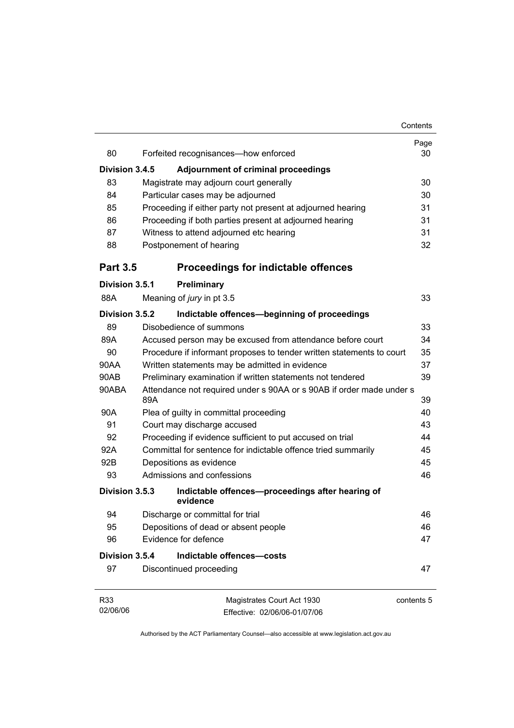| | | Page |
|---|---|---|
| 80 | Forfeited recognisances—how enforced | 30 |
| **Division 3.4.5** | **Adjournment of criminal proceedings** | |
| 83 | Magistrate may adjourn court generally | 30 |
| 84 | Particular cases may be adjourned | 30 |
| 85 | Proceeding if either party not present at adjourned hearing | 31 |
| 86 | Proceeding if both parties present at adjourned hearing | 31 |
| 87 | Witness to attend adjourned etc hearing | 31 |
| 88 | Postponement of hearing | 32 |
| **Part 3.5** | **Proceedings for indictable offences** | |
| **Division 3.5.1** | **Preliminary** | |
| 88A | Meaning of *jury* in pt 3.5 | 33 |
| **Division 3.5.2** | **Indictable offences—beginning of proceedings** | |
| 89 | Disobedience of summons | 33 |
| 89A | Accused person may be excused from attendance before court | 34 |
| 90 | Procedure if informant proposes to tender written statements to court | 35 |
| 90AA | Written statements may be admitted in evidence | 37 |
| 90AB | Preliminary examination if written statements not tendered | 39 |
| 90ABA | Attendance not required under s 90AA or s 90AB if order made under s 89A | 39 |
| 90A | Plea of guilty in committal proceeding | 40 |
| 91 | Court may discharge accused | 43 |
| 92 | Proceeding if evidence sufficient to put accused on trial | 44 |
| 92A | Committal for sentence for indictable offence tried summarily | 45 |
| 92B | Depositions as evidence | 45 |
| 93 | Admissions and confessions | 46 |
| **Division 3.5.3** | **Indictable offences—proceedings after hearing of evidence** | |
| 94 | Discharge or committal for trial | 46 |
| 95 | Depositions of dead or absent people | 46 |
| 96 | Evidence for defence | 47 |
| **Division 3.5.4** | **Indictable offences—costs** | |
| 97 | Discontinued proceeding | 47 |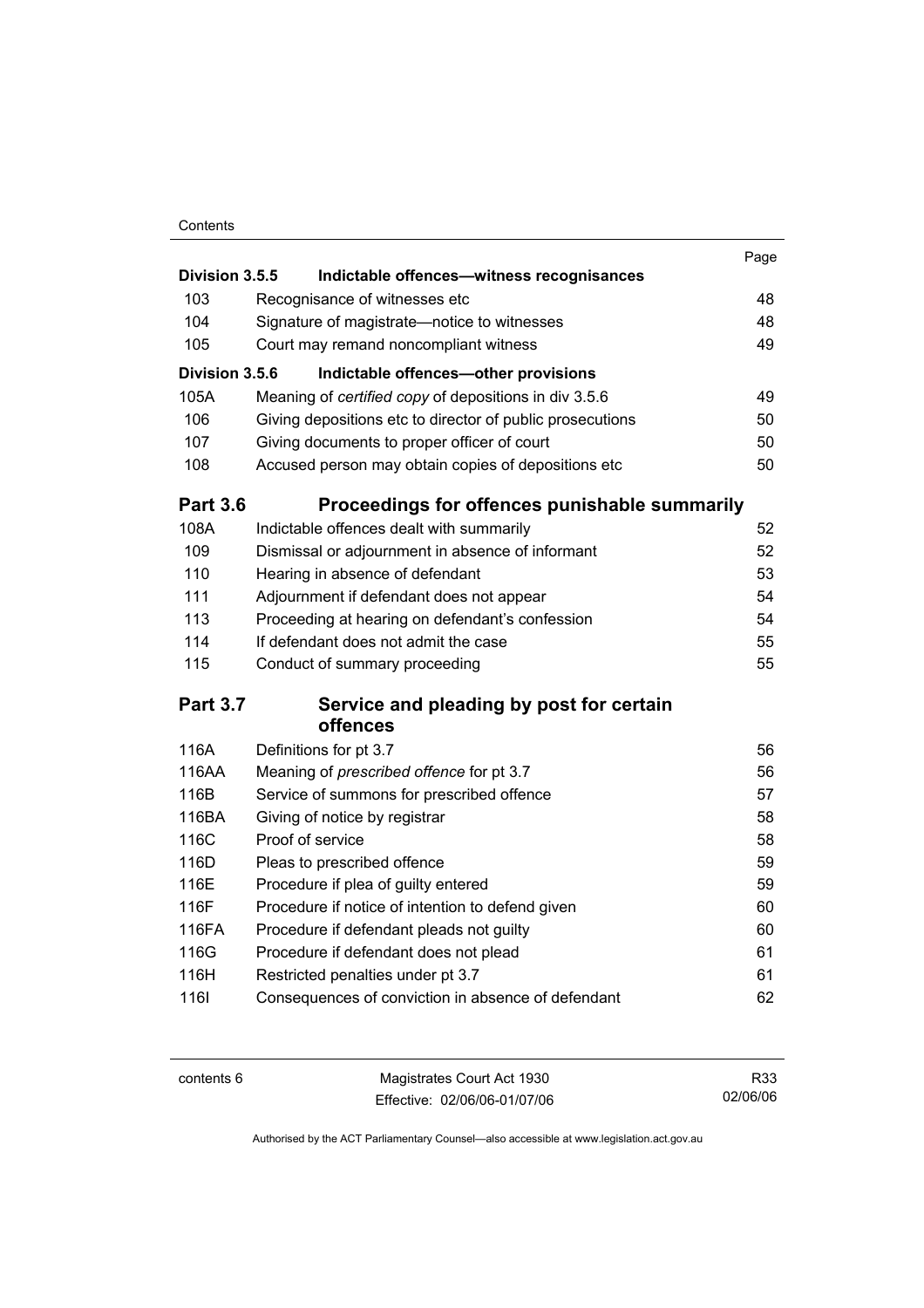| | | Page |
|---|---|---|
| **Division 3.5.5** | **Indictable offences—witness recognisances** | |
| 103 | Recognisance of witnesses etc | 48 |
| 104 | Signature of magistrate—notice to witnesses | 48 |
| 105 | Court may remand noncompliant witness | 49 |
| **Division 3.5.6** | **Indictable offences—other provisions** | |
| 105A | Meaning of *certified copy* of depositions in div 3.5.6 | 49 |
| 106 | Giving depositions etc to director of public prosecutions | 50 |
| 107 | Giving documents to proper officer of court | 50 |
| 108 | Accused person may obtain copies of depositions etc | 50 |
| **Part 3.6** | **Proceedings for offences punishable summarily** | |
| 108A | Indictable offences dealt with summarily | 52 |
| 109 | Dismissal or adjournment in absence of informant | 52 |
| 110 | Hearing in absence of defendant | 53 |
| 111 | Adjournment if defendant does not appear | 54 |
| 113 | Proceeding at hearing on defendant's confession | 54 |
| 114 | If defendant does not admit the case | 55 |
| 115 | Conduct of summary proceeding | 55 |
| **Part 3.7** | **Service and pleading by post for certain offences** | |
| 116A | Definitions for pt 3.7 | 56 |
| 116AA | Meaning of *prescribed offence* for pt 3.7 | 56 |
| 116B | Service of summons for prescribed offence | 57 |
| 116BA | Giving of notice by registrar | 58 |
| 116C | Proof of service | 58 |
| 116D | Pleas to prescribed offence | 59 |
| 116E | Procedure if plea of guilty entered | 59 |
| 116F | Procedure if notice of intention to defend given | 60 |
| 116FA | Procedure if defendant pleads not guilty | 60 |
| 116G | Procedure if defendant does not plead | 61 |
| 116H | Restricted penalties under pt 3.7 | 61 |
| 116I | Consequences of conviction in absence of defendant | 62 |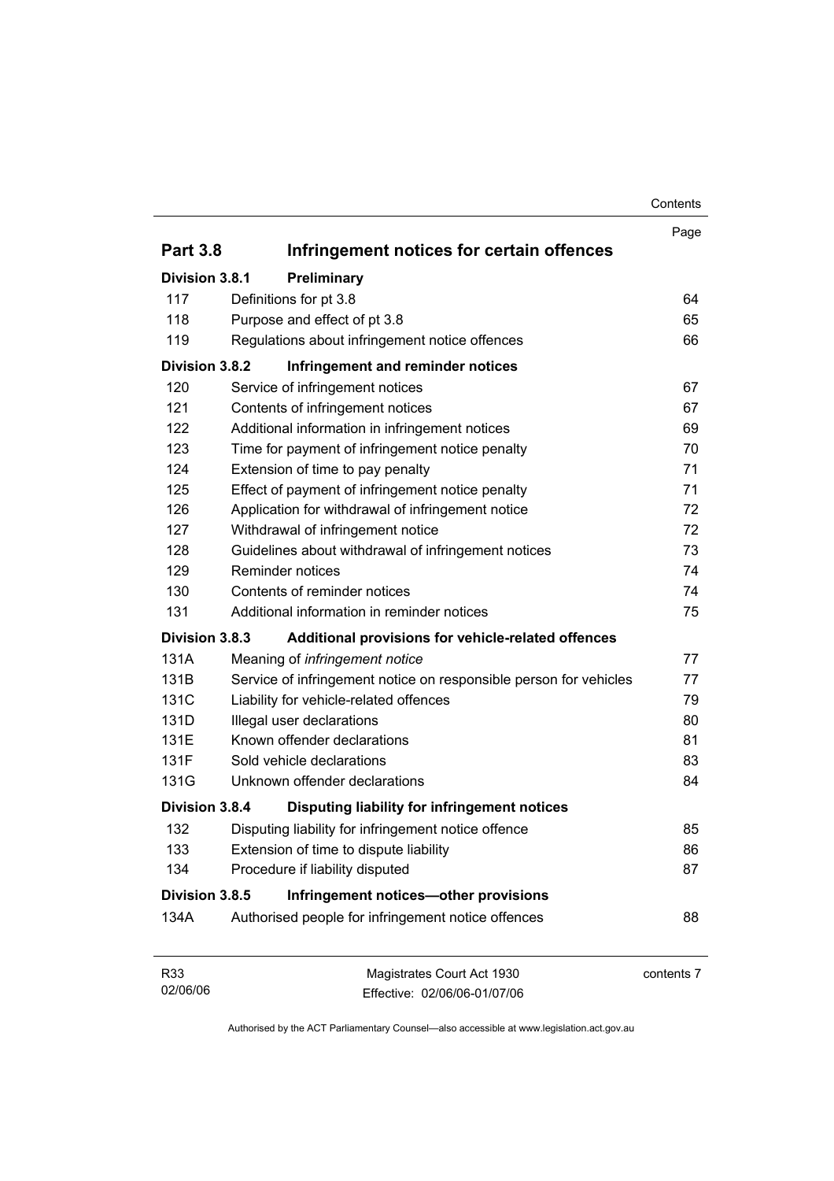| | | Page |
|---|---|---|
| **Part 3.8** | **Infringement notices for certain offences** | |
| **Division 3.8.1** | **Preliminary** | |
| 117 | Definitions for pt 3.8 | 64 |
| 118 | Purpose and effect of pt 3.8 | 65 |
| 119 | Regulations about infringement notice offences | 66 |
| **Division 3.8.2** | **Infringement and reminder notices** | |
| 120 | Service of infringement notices | 67 |
| 121 | Contents of infringement notices | 67 |
| 122 | Additional information in infringement notices | 69 |
| 123 | Time for payment of infringement notice penalty | 70 |
| 124 | Extension of time to pay penalty | 71 |
| 125 | Effect of payment of infringement notice penalty | 71 |
| 126 | Application for withdrawal of infringement notice | 72 |
| 127 | Withdrawal of infringement notice | 72 |
| 128 | Guidelines about withdrawal of infringement notices | 73 |
| 129 | Reminder notices | 74 |
| 130 | Contents of reminder notices | 74 |
| 131 | Additional information in reminder notices | 75 |
| **Division 3.8.3** | **Additional provisions for vehicle-related offences** | |
| 131A | Meaning of *infringement notice* | 77 |
| 131B | Service of infringement notice on responsible person for vehicles | 77 |
| 131C | Liability for vehicle-related offences | 79 |
| 131D | Illegal user declarations | 80 |
| 131E | Known offender declarations | 81 |
| 131F | Sold vehicle declarations | 83 |
| 131G | Unknown offender declarations | 84 |
| **Division 3.8.4** | **Disputing liability for infringement notices** | |
| 132 | Disputing liability for infringement notice offence | 85 |
| 133 | Extension of time to dispute liability | 86 |
| 134 | Procedure if liability disputed | 87 |
| **Division 3.8.5** | **Infringement notices—other provisions** | |
| 134A | Authorised people for infringement notice offences | 88 |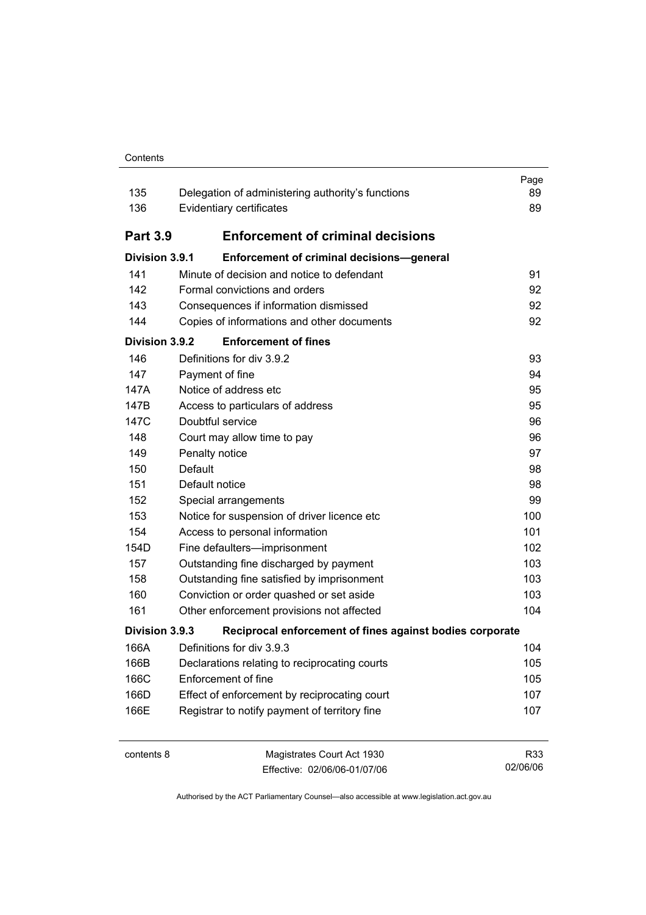| | | Page |
|---|---|---|
| 135 | Delegation of administering authority's functions | 89 |
| 136 | Evidentiary certificates | 89 |

## Part 3.9 Enforcement of criminal decisions

### Division 3.9.1 Enforcement of criminal decisions—general

| | | |
|---|---|---|
| 141 | Minute of decision and notice to defendant | 91 |
| 142 | Formal convictions and orders | 92 |
| 143 | Consequences if information dismissed | 92 |
| 144 | Copies of informations and other documents | 92 |

### Division 3.9.2 Enforcement of fines

| | | |
|---|---|---|
| 146 | Definitions for div 3.9.2 | 93 |
| 147 | Payment of fine | 94 |
| 147A | Notice of address etc | 95 |
| 147B | Access to particulars of address | 95 |
| 147C | Doubtful service | 96 |
| 148 | Court may allow time to pay | 96 |
| 149 | Penalty notice | 97 |
| 150 | Default | 98 |
| 151 | Default notice | 98 |
| 152 | Special arrangements | 99 |
| 153 | Notice for suspension of driver licence etc | 100 |
| 154 | Access to personal information | 101 |
| 154D | Fine defaulters—imprisonment | 102 |
| 157 | Outstanding fine discharged by payment | 103 |
| 158 | Outstanding fine satisfied by imprisonment | 103 |
| 160 | Conviction or order quashed or set aside | 103 |
| 161 | Other enforcement provisions not affected | 104 |

### Division 3.9.3 Reciprocal enforcement of fines against bodies corporate

| | | |
|---|---|---|
| 166A | Definitions for div 3.9.3 | 104 |
| 166B | Declarations relating to reciprocating courts | 105 |
| 166C | Enforcement of fine | 105 |
| 166D | Effect of enforcement by reciprocating court | 107 |
| 166E | Registrar to notify payment of territory fine | 107 |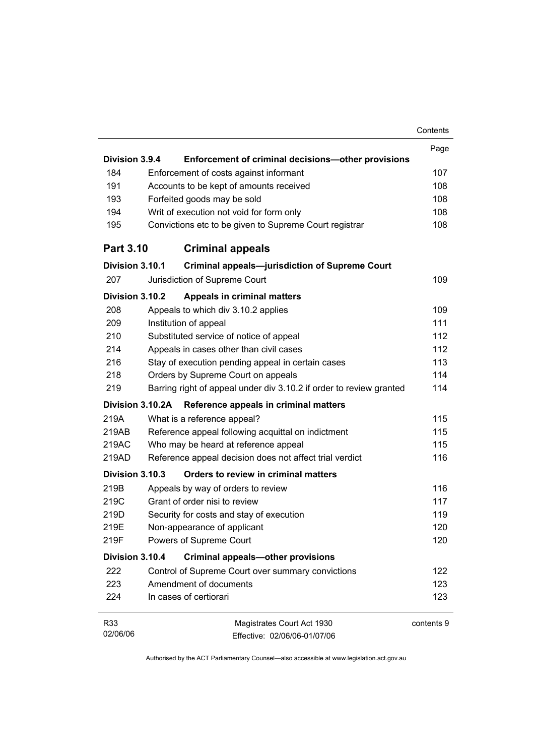| | | Page |
|---|---|---|
| **Division 3.9.4** | **Enforcement of criminal decisions—other provisions** | |
| 184 | Enforcement of costs against informant | 107 |
| 191 | Accounts to be kept of amounts received | 108 |
| 193 | Forfeited goods may be sold | 108 |
| 194 | Writ of execution not void for form only | 108 |
| 195 | Convictions etc to be given to Supreme Court registrar | 108 |
| **Part 3.10** | **Criminal appeals** | |
| **Division 3.10.1** | **Criminal appeals—jurisdiction of Supreme Court** | |
| 207 | Jurisdiction of Supreme Court | 109 |
| **Division 3.10.2** | **Appeals in criminal matters** | |
| 208 | Appeals to which div 3.10.2 applies | 109 |
| 209 | Institution of appeal | 111 |
| 210 | Substituted service of notice of appeal | 112 |
| 214 | Appeals in cases other than civil cases | 112 |
| 216 | Stay of execution pending appeal in certain cases | 113 |
| 218 | Orders by Supreme Court on appeals | 114 |
| 219 | Barring right of appeal under div 3.10.2 if order to review granted | 114 |
| **Division 3.10.2A** | **Reference appeals in criminal matters** | |
| 219A | What is a reference appeal? | 115 |
| 219AB | Reference appeal following acquittal on indictment | 115 |
| 219AC | Who may be heard at reference appeal | 115 |
| 219AD | Reference appeal decision does not affect trial verdict | 116 |
| **Division 3.10.3** | **Orders to review in criminal matters** | |
| 219B | Appeals by way of orders to review | 116 |
| 219C | Grant of order nisi to review | 117 |
| 219D | Security for costs and stay of execution | 119 |
| 219E | Non-appearance of applicant | 120 |
| 219F | Powers of Supreme Court | 120 |
| **Division 3.10.4** | **Criminal appeals—other provisions** | |
| 222 | Control of Supreme Court over summary convictions | 122 |
| 223 | Amendment of documents | 123 |
| 224 | In cases of certiorari | 123 |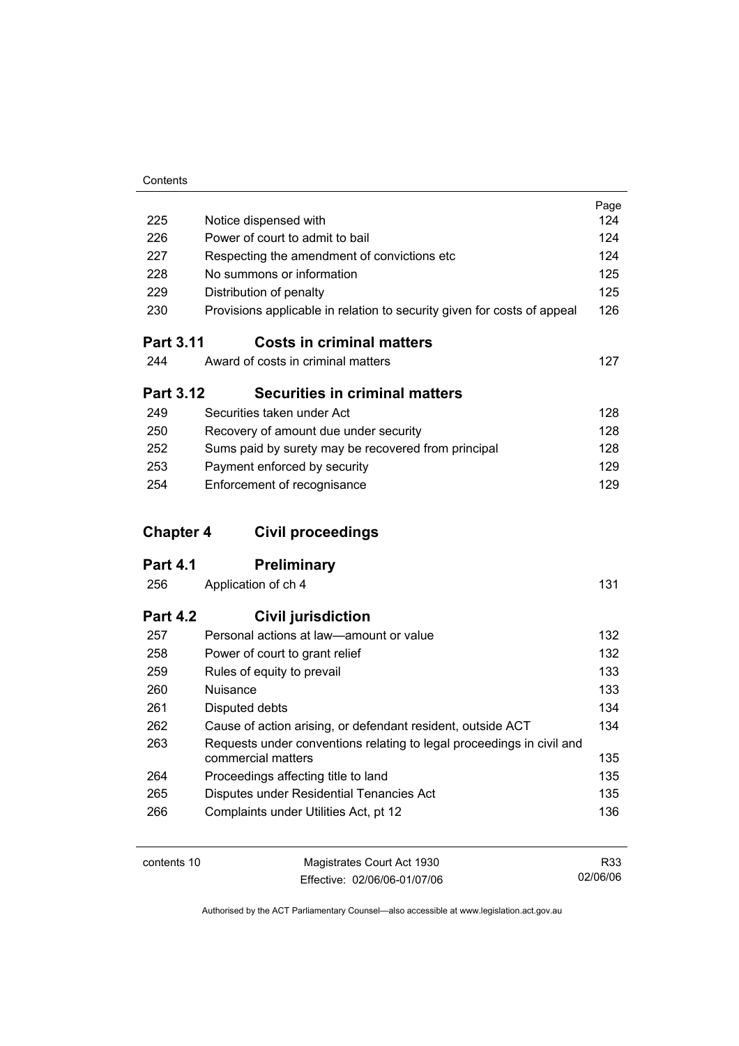| | | Page |
|---|---|---|
| 225 | Notice dispensed with | 124 |
| 226 | Power of court to admit to bail | 124 |
| 227 | Respecting the amendment of convictions etc | 124 |
| 228 | No summons or information | 125 |
| 229 | Distribution of penalty | 125 |
| 230 | Provisions applicable in relation to security given for costs of appeal | 126 |

## Part 3.11 Costs in criminal matters

| | | |
|---|---|---|
| 244 | Award of costs in criminal matters | 127 |

## Part 3.12 Securities in criminal matters

| | | |
|---|---|---|
| 249 | Securities taken under Act | 128 |
| 250 | Recovery of amount due under security | 128 |
| 252 | Sums paid by surety may be recovered from principal | 128 |
| 253 | Payment enforced by security | 129 |
| 254 | Enforcement of recognisance | 129 |

# Chapter 4 Civil proceedings

## Part 4.1 Preliminary

| | | |
|---|---|---|
| 256 | Application of ch 4 | 131 |

## Part 4.2 Civil jurisdiction

| | | |
|---|---|---|
| 257 | Personal actions at law—amount or value | 132 |
| 258 | Power of court to grant relief | 132 |
| 259 | Rules of equity to prevail | 133 |
| 260 | Nuisance | 133 |
| 261 | Disputed debts | 134 |
| 262 | Cause of action arising, or defendant resident, outside ACT | 134 |
| 263 | Requests under conventions relating to legal proceedings in civil and commercial matters | 135 |
| 264 | Proceedings affecting title to land | 135 |
| 265 | Disputes under Residential Tenancies Act | 135 |
| 266 | Complaints under Utilities Act, pt 12 | 136 |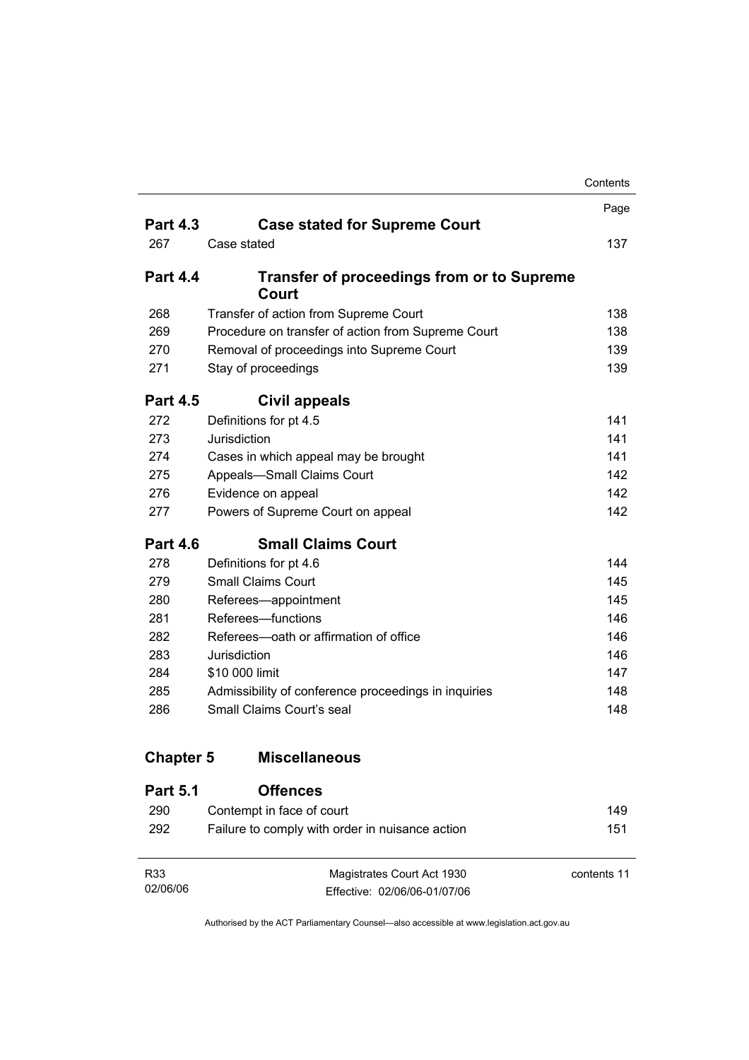| | | Page |
|---|---|---|
| **Part 4.3** | **Case stated for Supreme Court** | |
| 267 | Case stated | 137 |
| **Part 4.4** | **Transfer of proceedings from or to Supreme Court** | |
| 268 | Transfer of action from Supreme Court | 138 |
| 269 | Procedure on transfer of action from Supreme Court | 138 |
| 270 | Removal of proceedings into Supreme Court | 139 |
| 271 | Stay of proceedings | 139 |
| **Part 4.5** | **Civil appeals** | |
| 272 | Definitions for pt 4.5 | 141 |
| 273 | Jurisdiction | 141 |
| 274 | Cases in which appeal may be brought | 141 |
| 275 | Appeals—Small Claims Court | 142 |
| 276 | Evidence on appeal | 142 |
| 277 | Powers of Supreme Court on appeal | 142 |
| **Part 4.6** | **Small Claims Court** | |
| 278 | Definitions for pt 4.6 | 144 |
| 279 | Small Claims Court | 145 |
| 280 | Referees—appointment | 145 |
| 281 | Referees—functions | 146 |
| 282 | Referees—oath or affirmation of office | 146 |
| 283 | Jurisdiction | 146 |
| 284 | $10 000 limit | 147 |
| 285 | Admissibility of conference proceedings in inquiries | 148 |
| 286 | Small Claims Court's seal | 148 |
| **Chapter 5** | **Miscellaneous** | |
| **Part 5.1** | **Offences** | |
| 290 | Contempt in face of court | 149 |
| 292 | Failure to comply with order in nuisance action | 151 |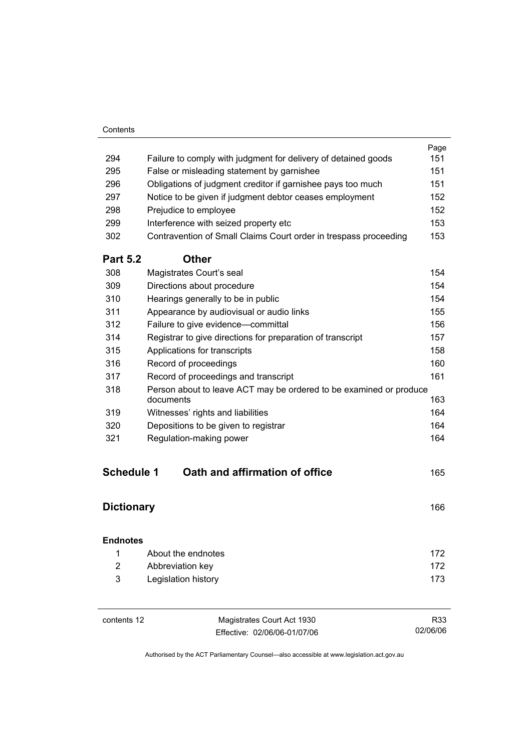| | | Page |
|---|---|---|
| 294 | Failure to comply with judgment for delivery of detained goods | 151 |
| 295 | False or misleading statement by garnishee | 151 |
| 296 | Obligations of judgment creditor if garnishee pays too much | 151 |
| 297 | Notice to be given if judgment debtor ceases employment | 152 |
| 298 | Prejudice to employee | 152 |
| 299 | Interference with seized property etc | 153 |
| 302 | Contravention of Small Claims Court order in trespass proceeding | 153 |

## Part 5.2 Other

| | | |
|---|---|---|
| 308 | Magistrates Court's seal | 154 |
| 309 | Directions about procedure | 154 |
| 310 | Hearings generally to be in public | 154 |
| 311 | Appearance by audiovisual or audio links | 155 |
| 312 | Failure to give evidence—committal | 156 |
| 314 | Registrar to give directions for preparation of transcript | 157 |
| 315 | Applications for transcripts | 158 |
| 316 | Record of proceedings | 160 |
| 317 | Record of proceedings and transcript | 161 |
| 318 | Person about to leave ACT may be ordered to be examined or produce documents | 163 |
| 319 | Witnesses' rights and liabilities | 164 |
| 320 | Depositions to be given to registrar | 164 |
| 321 | Regulation-making power | 164 |

## Schedule 1 Oath and affirmation of office 165

## Dictionary 166

### Endnotes

| | | |
|---|---|---|
| 1 | About the endnotes | 172 |
| 2 | Abbreviation key | 172 |
| 3 | Legislation history | 173 |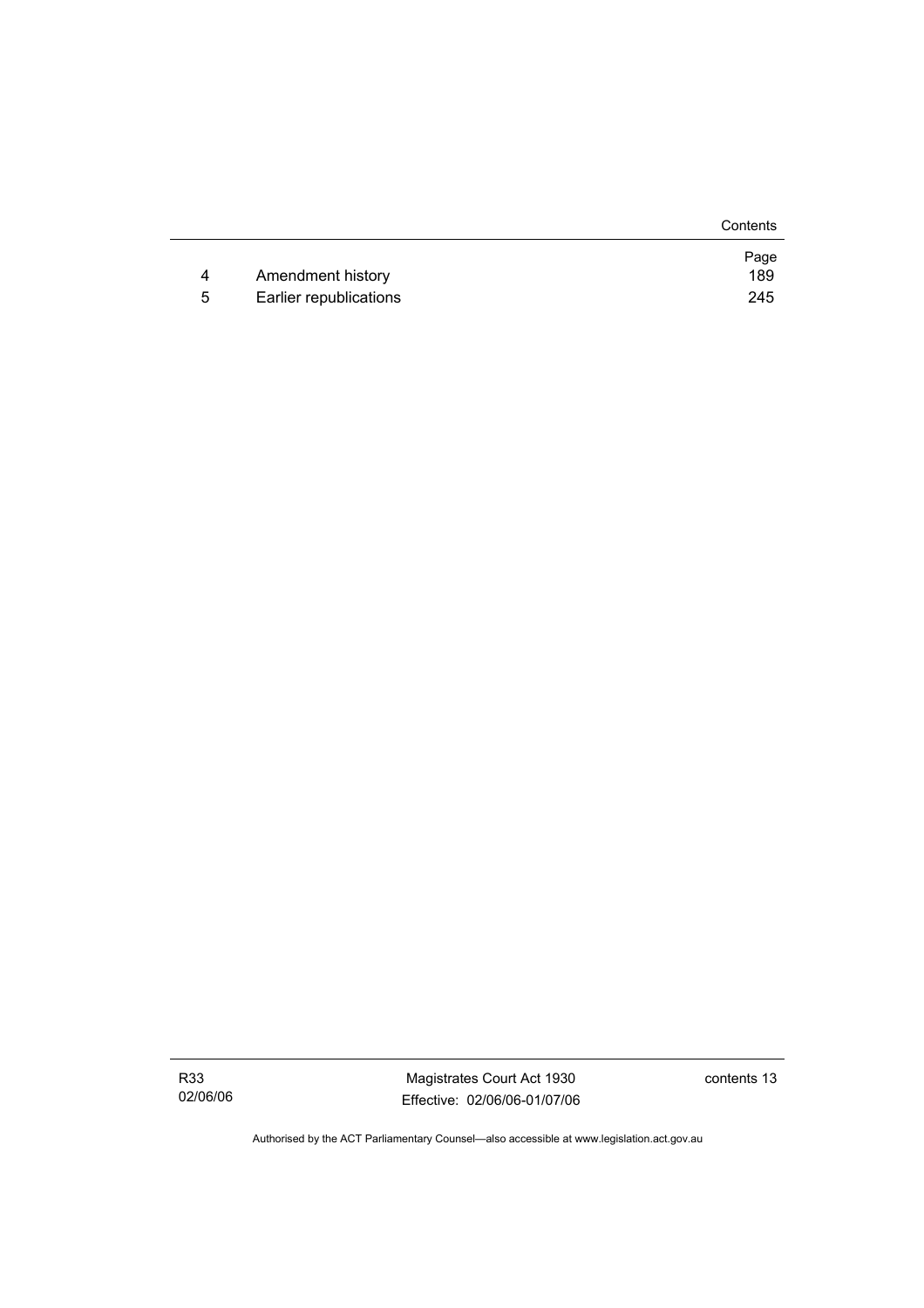| | | Page |
|---|---|---|
| 4 | Amendment history | 189 |
| 5 | Earlier republications | 245 |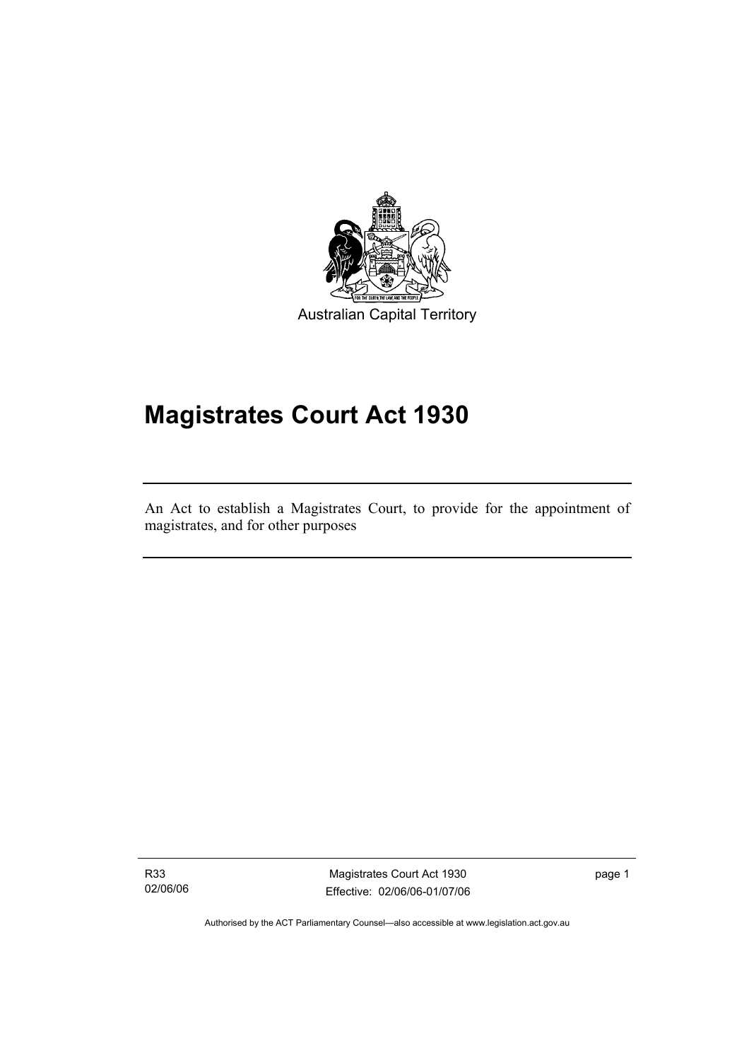Australian Capital Territory

# Magistrates Court Act 1930

An Act to establish a Magistrates Court, to provide for the appointment of magistrates, and for other purposes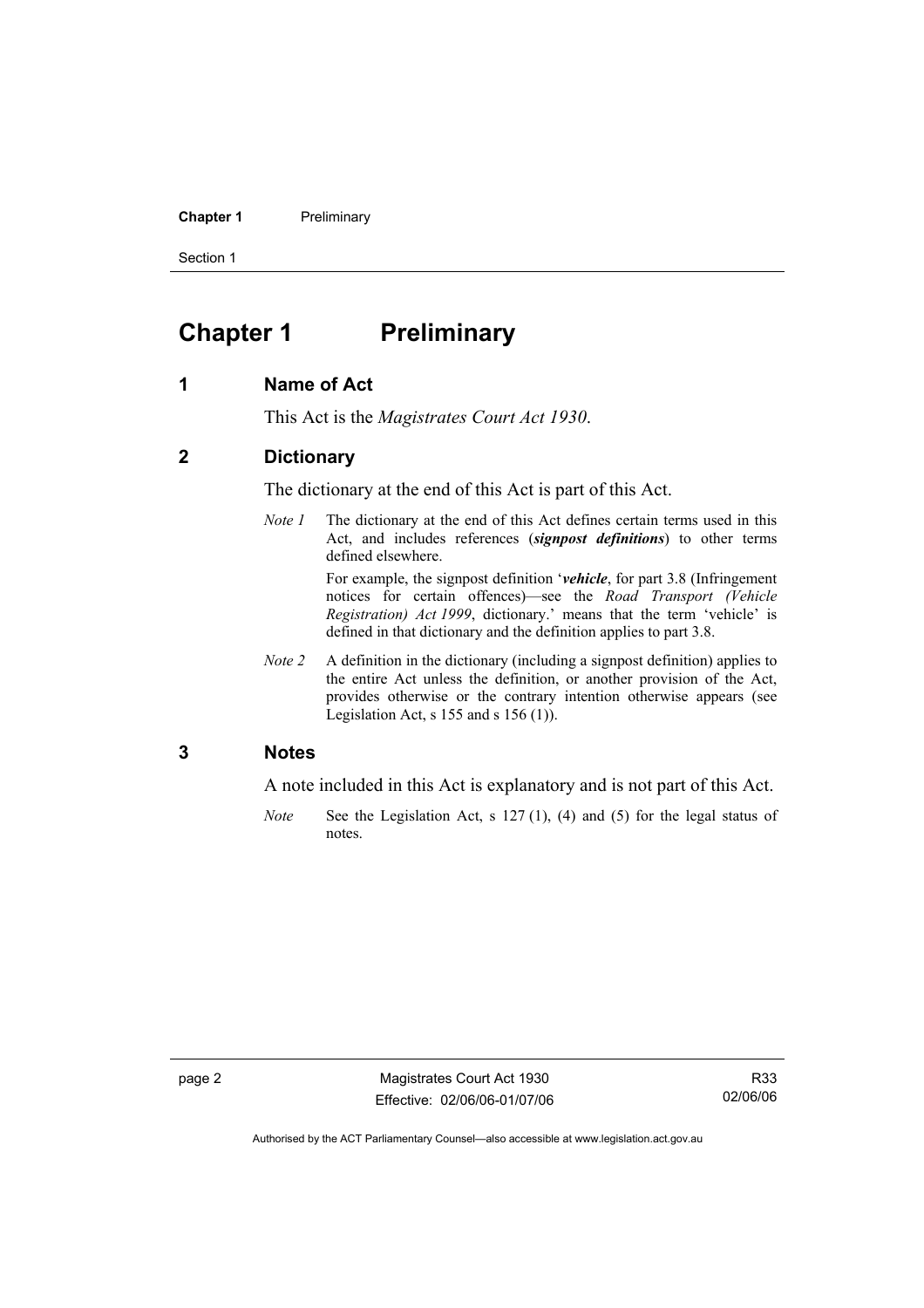# Chapter 1 Preliminary

## 1 Name of Act

This Act is the *Magistrates Court Act 1930*.

## 2 Dictionary

The dictionary at the end of this Act is part of this Act.

*Note 1* The dictionary at the end of this Act defines certain terms used in this Act, and includes references (***signpost definitions***) to other terms defined elsewhere.

For example, the signpost definition '***vehicle***, for part 3.8 (Infringement notices for certain offences)—see the *Road Transport (Vehicle Registration) Act 1999*, dictionary.' means that the term 'vehicle' is defined in that dictionary and the definition applies to part 3.8.

*Note 2* A definition in the dictionary (including a signpost definition) applies to the entire Act unless the definition, or another provision of the Act, provides otherwise or the contrary intention otherwise appears (see Legislation Act, s 155 and s 156 (1)).

## 3 Notes

A note included in this Act is explanatory and is not part of this Act.

*Note* See the Legislation Act, s 127 (1), (4) and (5) for the legal status of notes.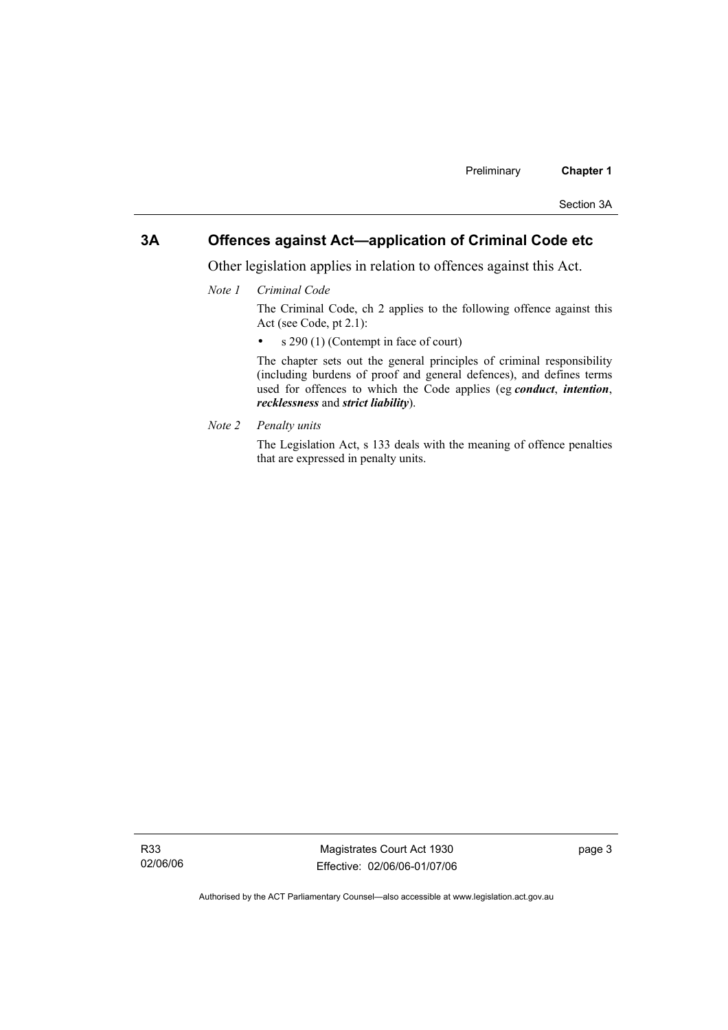## 3A Offences against Act—application of Criminal Code etc

Other legislation applies in relation to offences against this Act.

*Note 1 Criminal Code*

The Criminal Code, ch 2 applies to the following offence against this Act (see Code, pt 2.1):

- s 290 (1) (Contempt in face of court)

The chapter sets out the general principles of criminal responsibility (including burdens of proof and general defences), and defines terms used for offences to which the Code applies (eg ***conduct***, ***intention***, ***recklessness*** and ***strict liability***).

*Note 2 Penalty units*

The Legislation Act, s 133 deals with the meaning of offence penalties that are expressed in penalty units.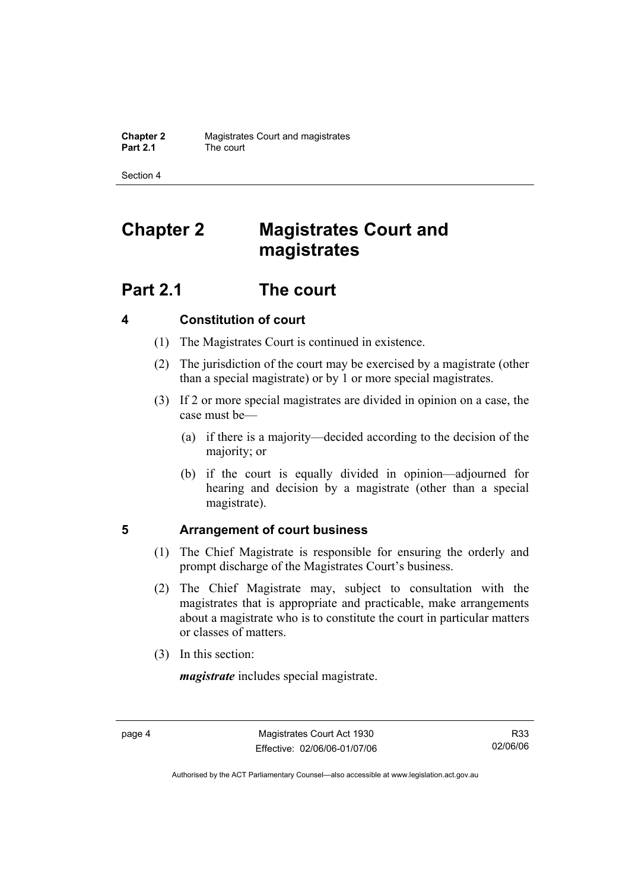# Chapter 2 Magistrates Court and magistrates

## Part 2.1 The court

### 4 Constitution of court

(1) The Magistrates Court is continued in existence.

(2) The jurisdiction of the court may be exercised by a magistrate (other than a special magistrate) or by 1 or more special magistrates.

(3) If 2 or more special magistrates are divided in opinion on a case, the case must be—

(a) if there is a majority—decided according to the decision of the majority; or

(b) if the court is equally divided in opinion—adjourned for hearing and decision by a magistrate (other than a special magistrate).

### 5 Arrangement of court business

(1) The Chief Magistrate is responsible for ensuring the orderly and prompt discharge of the Magistrates Court's business.

(2) The Chief Magistrate may, subject to consultation with the magistrates that is appropriate and practicable, make arrangements about a magistrate who is to constitute the court in particular matters or classes of matters.

(3) In this section:

***magistrate*** includes special magistrate.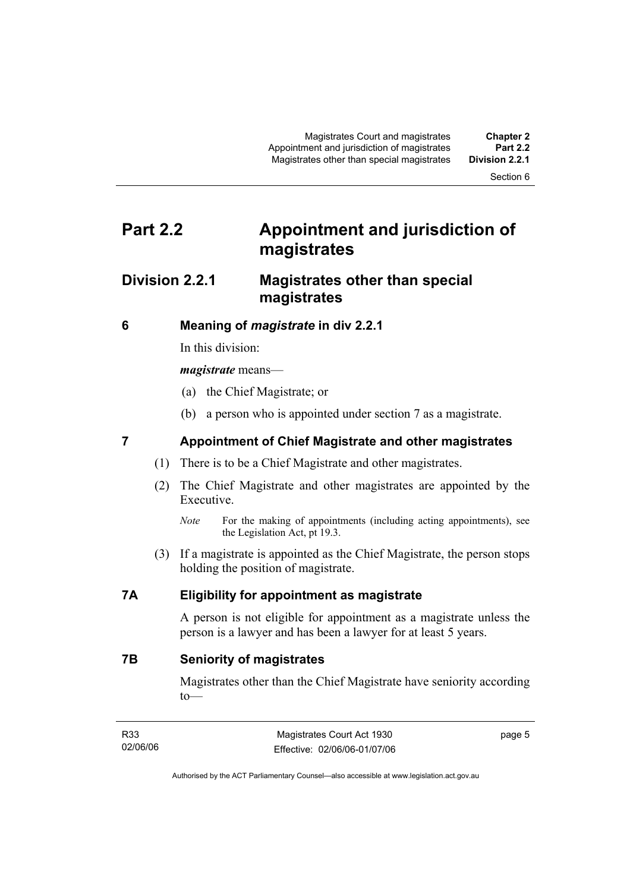# Part 2.2 Appointment and jurisdiction of magistrates

## Division 2.2.1 Magistrates other than special magistrates

### 6 Meaning of *magistrate* in div 2.2.1

In this division:

***magistrate*** means—

(a) the Chief Magistrate; or

(b) a person who is appointed under section 7 as a magistrate.

### 7 Appointment of Chief Magistrate and other magistrates

(1) There is to be a Chief Magistrate and other magistrates.

(2) The Chief Magistrate and other magistrates are appointed by the Executive.

*Note* For the making of appointments (including acting appointments), see the Legislation Act, pt 19.3.

(3) If a magistrate is appointed as the Chief Magistrate, the person stops holding the position of magistrate.

### 7A Eligibility for appointment as magistrate

A person is not eligible for appointment as a magistrate unless the person is a lawyer and has been a lawyer for at least 5 years.

### 7B Seniority of magistrates

Magistrates other than the Chief Magistrate have seniority according to—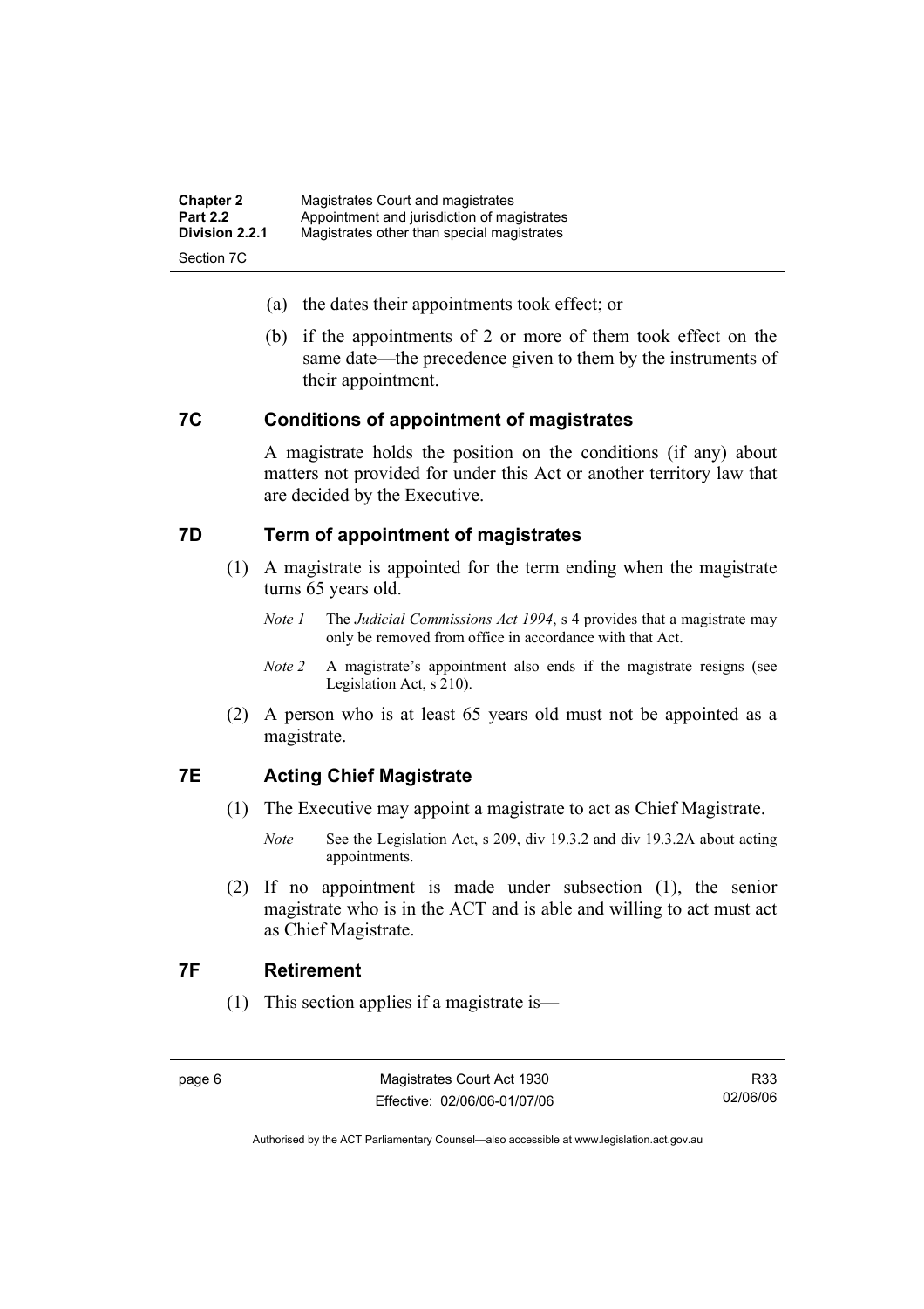(a) the dates their appointments took effect; or

(b) if the appointments of 2 or more of them took effect on the same date—the precedence given to them by the instruments of their appointment.

## 7C Conditions of appointment of magistrates

A magistrate holds the position on the conditions (if any) about matters not provided for under this Act or another territory law that are decided by the Executive.

## 7D Term of appointment of magistrates

(1) A magistrate is appointed for the term ending when the magistrate turns 65 years old.

*Note 1* The *Judicial Commissions Act 1994*, s 4 provides that a magistrate may only be removed from office in accordance with that Act.

*Note 2* A magistrate's appointment also ends if the magistrate resigns (see Legislation Act, s 210).

(2) A person who is at least 65 years old must not be appointed as a magistrate.

## 7E Acting Chief Magistrate

(1) The Executive may appoint a magistrate to act as Chief Magistrate.

*Note* See the Legislation Act, s 209, div 19.3.2 and div 19.3.2A about acting appointments.

(2) If no appointment is made under subsection (1), the senior magistrate who is in the ACT and is able and willing to act must act as Chief Magistrate.

## 7F Retirement

(1) This section applies if a magistrate is—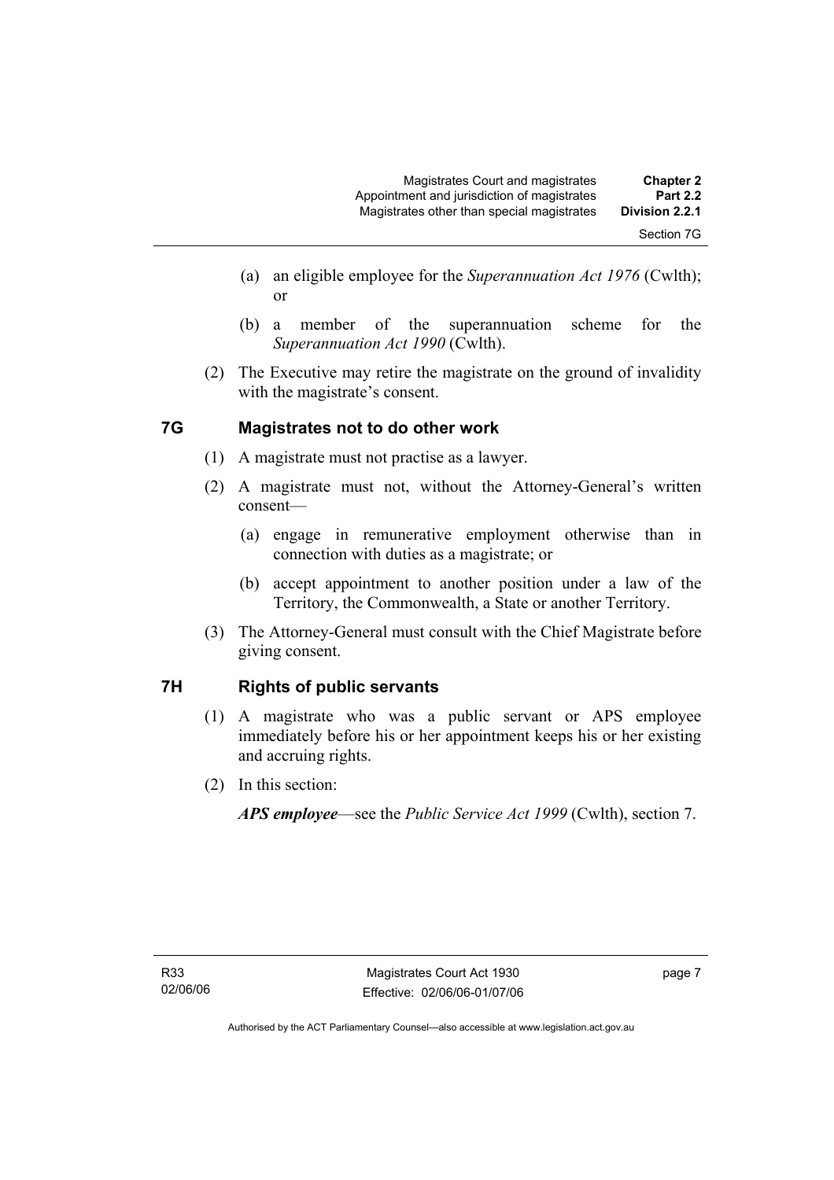(a) an eligible employee for the *Superannuation Act 1976* (Cwlth); or

(b) a member of the superannuation scheme for the *Superannuation Act 1990* (Cwlth).

(2) The Executive may retire the magistrate on the ground of invalidity with the magistrate's consent.

## 7G Magistrates not to do other work

(1) A magistrate must not practise as a lawyer.

(2) A magistrate must not, without the Attorney-General's written consent—

(a) engage in remunerative employment otherwise than in connection with duties as a magistrate; or

(b) accept appointment to another position under a law of the Territory, the Commonwealth, a State or another Territory.

(3) The Attorney-General must consult with the Chief Magistrate before giving consent.

## 7H Rights of public servants

(1) A magistrate who was a public servant or APS employee immediately before his or her appointment keeps his or her existing and accruing rights.

(2) In this section:

***APS employee***—see the *Public Service Act 1999* (Cwlth), section 7.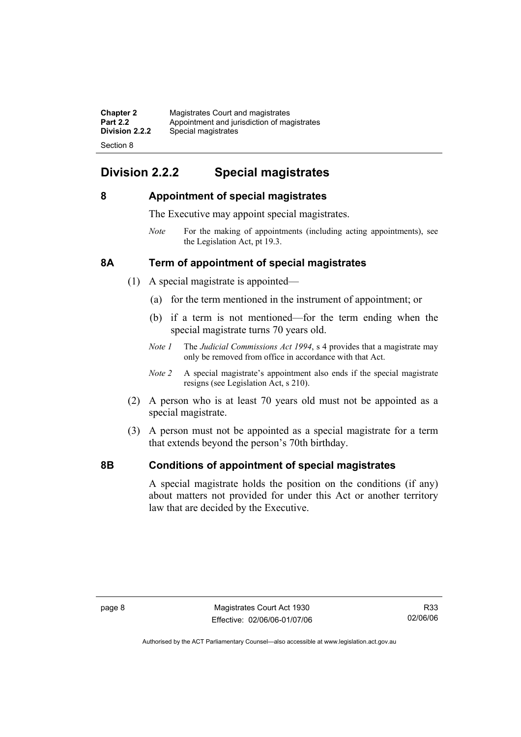## Division 2.2.2 Special magistrates

### 8 Appointment of special magistrates

The Executive may appoint special magistrates.

*Note* For the making of appointments (including acting appointments), see the Legislation Act, pt 19.3.

### 8A Term of appointment of special magistrates

(1) A special magistrate is appointed—

(a) for the term mentioned in the instrument of appointment; or

(b) if a term is not mentioned—for the term ending when the special magistrate turns 70 years old.

*Note 1* The *Judicial Commissions Act 1994*, s 4 provides that a magistrate may only be removed from office in accordance with that Act.

*Note 2* A special magistrate's appointment also ends if the special magistrate resigns (see Legislation Act, s 210).

(2) A person who is at least 70 years old must not be appointed as a special magistrate.

(3) A person must not be appointed as a special magistrate for a term that extends beyond the person's 70th birthday.

### 8B Conditions of appointment of special magistrates

A special magistrate holds the position on the conditions (if any) about matters not provided for under this Act or another territory law that are decided by the Executive.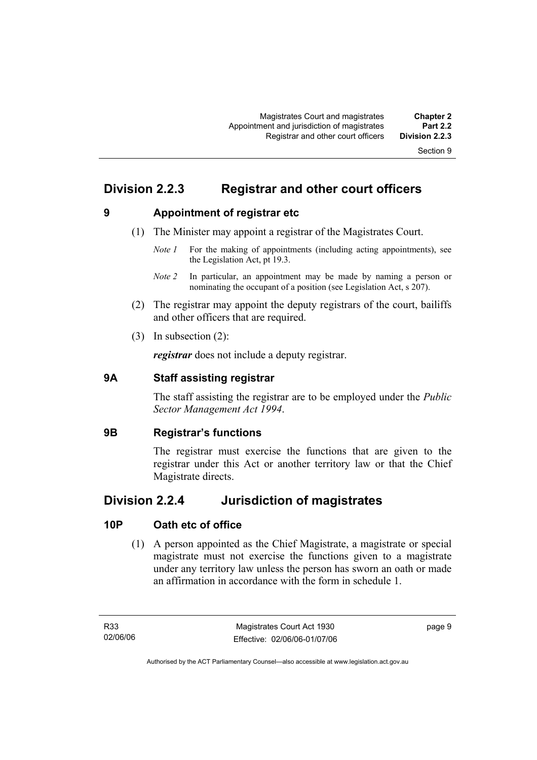## Division 2.2.3 Registrar and other court officers

### 9 Appointment of registrar etc

(1) The Minister may appoint a registrar of the Magistrates Court.

*Note 1* For the making of appointments (including acting appointments), see the Legislation Act, pt 19.3.

*Note 2* In particular, an appointment may be made by naming a person or nominating the occupant of a position (see Legislation Act, s 207).

(2) The registrar may appoint the deputy registrars of the court, bailiffs and other officers that are required.

(3) In subsection (2):

***registrar*** does not include a deputy registrar.

### 9A Staff assisting registrar

The staff assisting the registrar are to be employed under the *Public Sector Management Act 1994*.

### 9B Registrar's functions

The registrar must exercise the functions that are given to the registrar under this Act or another territory law or that the Chief Magistrate directs.

## Division 2.2.4 Jurisdiction of magistrates

### 10P Oath etc of office

(1) A person appointed as the Chief Magistrate, a magistrate or special magistrate must not exercise the functions given to a magistrate under any territory law unless the person has sworn an oath or made an affirmation in accordance with the form in schedule 1.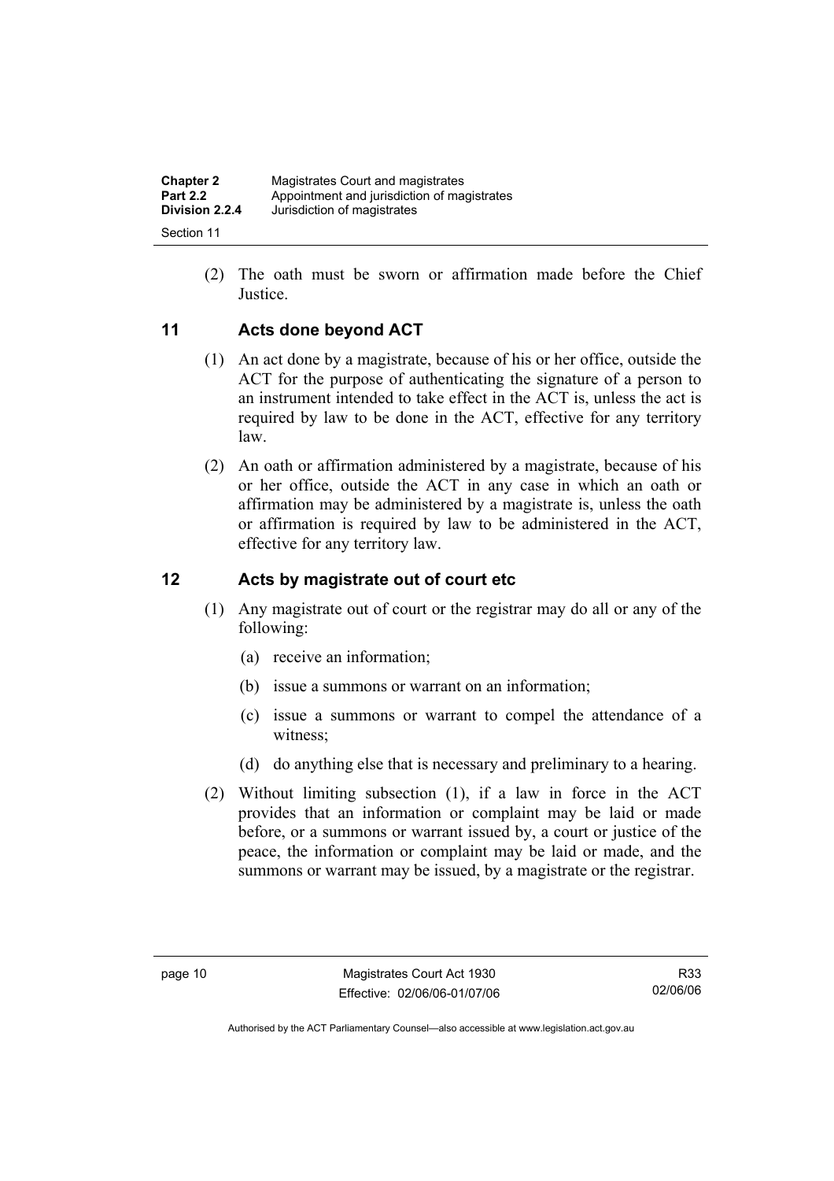(2) The oath must be sworn or affirmation made before the Chief Justice.

## 11 Acts done beyond ACT

(1) An act done by a magistrate, because of his or her office, outside the ACT for the purpose of authenticating the signature of a person to an instrument intended to take effect in the ACT is, unless the act is required by law to be done in the ACT, effective for any territory law.

(2) An oath or affirmation administered by a magistrate, because of his or her office, outside the ACT in any case in which an oath or affirmation may be administered by a magistrate is, unless the oath or affirmation is required by law to be administered in the ACT, effective for any territory law.

## 12 Acts by magistrate out of court etc

(1) Any magistrate out of court or the registrar may do all or any of the following:

(a) receive an information;

(b) issue a summons or warrant on an information;

(c) issue a summons or warrant to compel the attendance of a witness;

(d) do anything else that is necessary and preliminary to a hearing.

(2) Without limiting subsection (1), if a law in force in the ACT provides that an information or complaint may be laid or made before, or a summons or warrant issued by, a court or justice of the peace, the information or complaint may be laid or made, and the summons or warrant may be issued, by a magistrate or the registrar.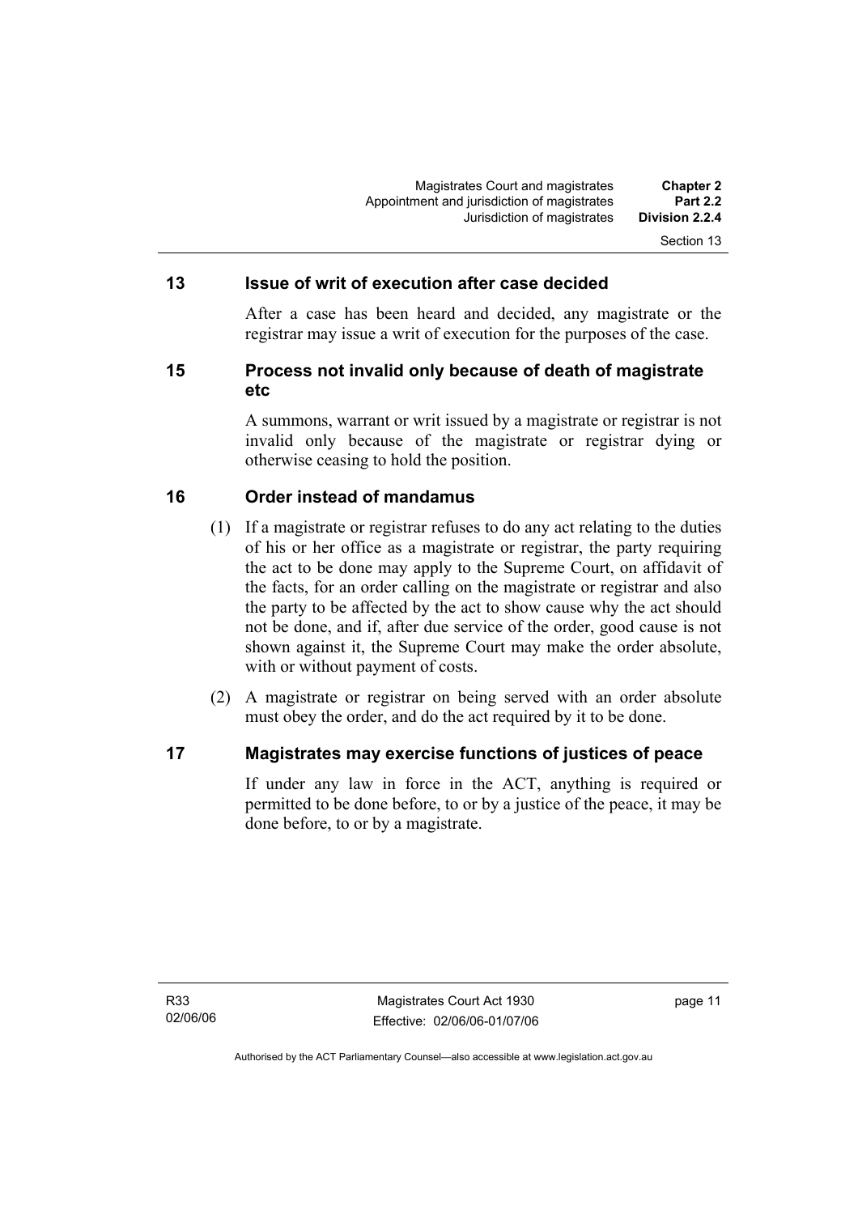## 13 Issue of writ of execution after case decided

After a case has been heard and decided, any magistrate or the registrar may issue a writ of execution for the purposes of the case.

## 15 Process not invalid only because of death of magistrate etc

A summons, warrant or writ issued by a magistrate or registrar is not invalid only because of the magistrate or registrar dying or otherwise ceasing to hold the position.

## 16 Order instead of mandamus

(1) If a magistrate or registrar refuses to do any act relating to the duties of his or her office as a magistrate or registrar, the party requiring the act to be done may apply to the Supreme Court, on affidavit of the facts, for an order calling on the magistrate or registrar and also the party to be affected by the act to show cause why the act should not be done, and if, after due service of the order, good cause is not shown against it, the Supreme Court may make the order absolute, with or without payment of costs.

(2) A magistrate or registrar on being served with an order absolute must obey the order, and do the act required by it to be done.

## 17 Magistrates may exercise functions of justices of peace

If under any law in force in the ACT, anything is required or permitted to be done before, to or by a justice of the peace, it may be done before, to or by a magistrate.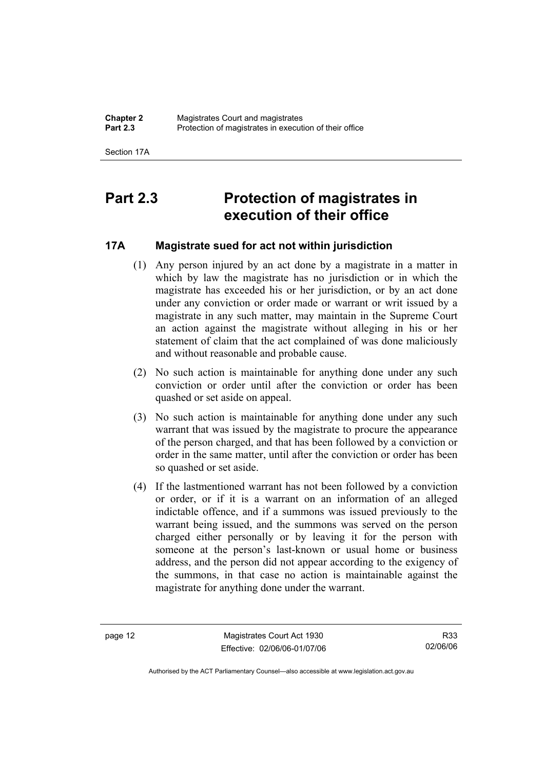# Part 2.3 Protection of magistrates in execution of their office

## 17A Magistrate sued for act not within jurisdiction

(1) Any person injured by an act done by a magistrate in a matter in which by law the magistrate has no jurisdiction or in which the magistrate has exceeded his or her jurisdiction, or by an act done under any conviction or order made or warrant or writ issued by a magistrate in any such matter, may maintain in the Supreme Court an action against the magistrate without alleging in his or her statement of claim that the act complained of was done maliciously and without reasonable and probable cause.

(2) No such action is maintainable for anything done under any such conviction or order until after the conviction or order has been quashed or set aside on appeal.

(3) No such action is maintainable for anything done under any such warrant that was issued by the magistrate to procure the appearance of the person charged, and that has been followed by a conviction or order in the same matter, until after the conviction or order has been so quashed or set aside.

(4) If the lastmentioned warrant has not been followed by a conviction or order, or if it is a warrant on an information of an alleged indictable offence, and if a summons was issued previously to the warrant being issued, and the summons was served on the person charged either personally or by leaving it for the person with someone at the person's last-known or usual home or business address, and the person did not appear according to the exigency of the summons, in that case no action is maintainable against the magistrate for anything done under the warrant.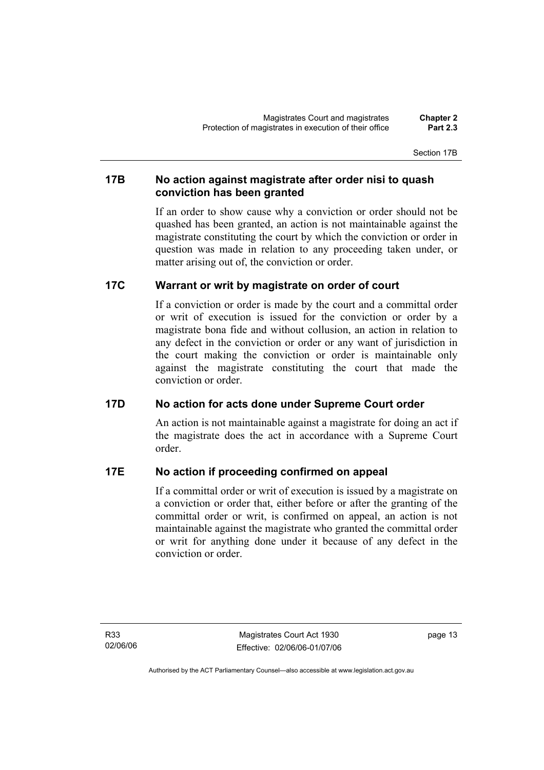## 17B No action against magistrate after order nisi to quash conviction has been granted

If an order to show cause why a conviction or order should not be quashed has been granted, an action is not maintainable against the magistrate constituting the court by which the conviction or order in question was made in relation to any proceeding taken under, or matter arising out of, the conviction or order.

## 17C Warrant or writ by magistrate on order of court

If a conviction or order is made by the court and a committal order or writ of execution is issued for the conviction or order by a magistrate bona fide and without collusion, an action in relation to any defect in the conviction or order or any want of jurisdiction in the court making the conviction or order is maintainable only against the magistrate constituting the court that made the conviction or order.

## 17D No action for acts done under Supreme Court order

An action is not maintainable against a magistrate for doing an act if the magistrate does the act in accordance with a Supreme Court order.

## 17E No action if proceeding confirmed on appeal

If a committal order or writ of execution is issued by a magistrate on a conviction or order that, either before or after the granting of the committal order or writ, is confirmed on appeal, an action is not maintainable against the magistrate who granted the committal order or writ for anything done under it because of any defect in the conviction or order.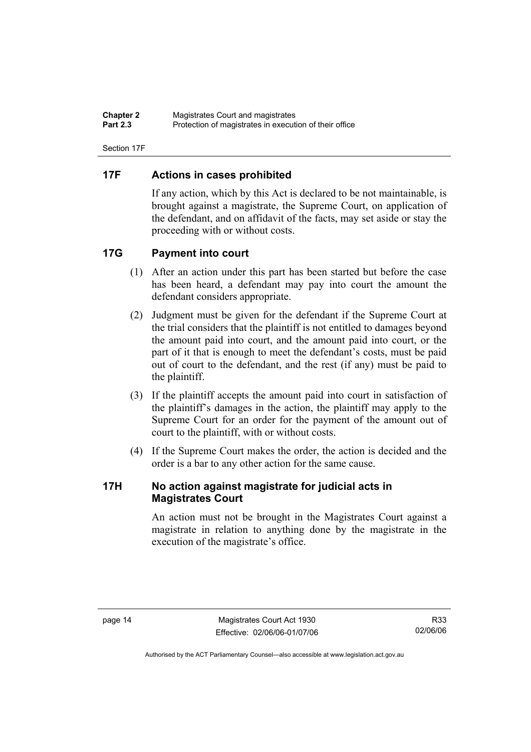## 17F Actions in cases prohibited

If any action, which by this Act is declared to be not maintainable, is brought against a magistrate, the Supreme Court, on application of the defendant, and on affidavit of the facts, may set aside or stay the proceeding with or without costs.

## 17G Payment into court

(1) After an action under this part has been started but before the case has been heard, a defendant may pay into court the amount the defendant considers appropriate.

(2) Judgment must be given for the defendant if the Supreme Court at the trial considers that the plaintiff is not entitled to damages beyond the amount paid into court, and the amount paid into court, or the part of it that is enough to meet the defendant's costs, must be paid out of court to the defendant, and the rest (if any) must be paid to the plaintiff.

(3) If the plaintiff accepts the amount paid into court in satisfaction of the plaintiff's damages in the action, the plaintiff may apply to the Supreme Court for an order for the payment of the amount out of court to the plaintiff, with or without costs.

(4) If the Supreme Court makes the order, the action is decided and the order is a bar to any other action for the same cause.

## 17H No action against magistrate for judicial acts in Magistrates Court

An action must not be brought in the Magistrates Court against a magistrate in relation to anything done by the magistrate in the execution of the magistrate's office.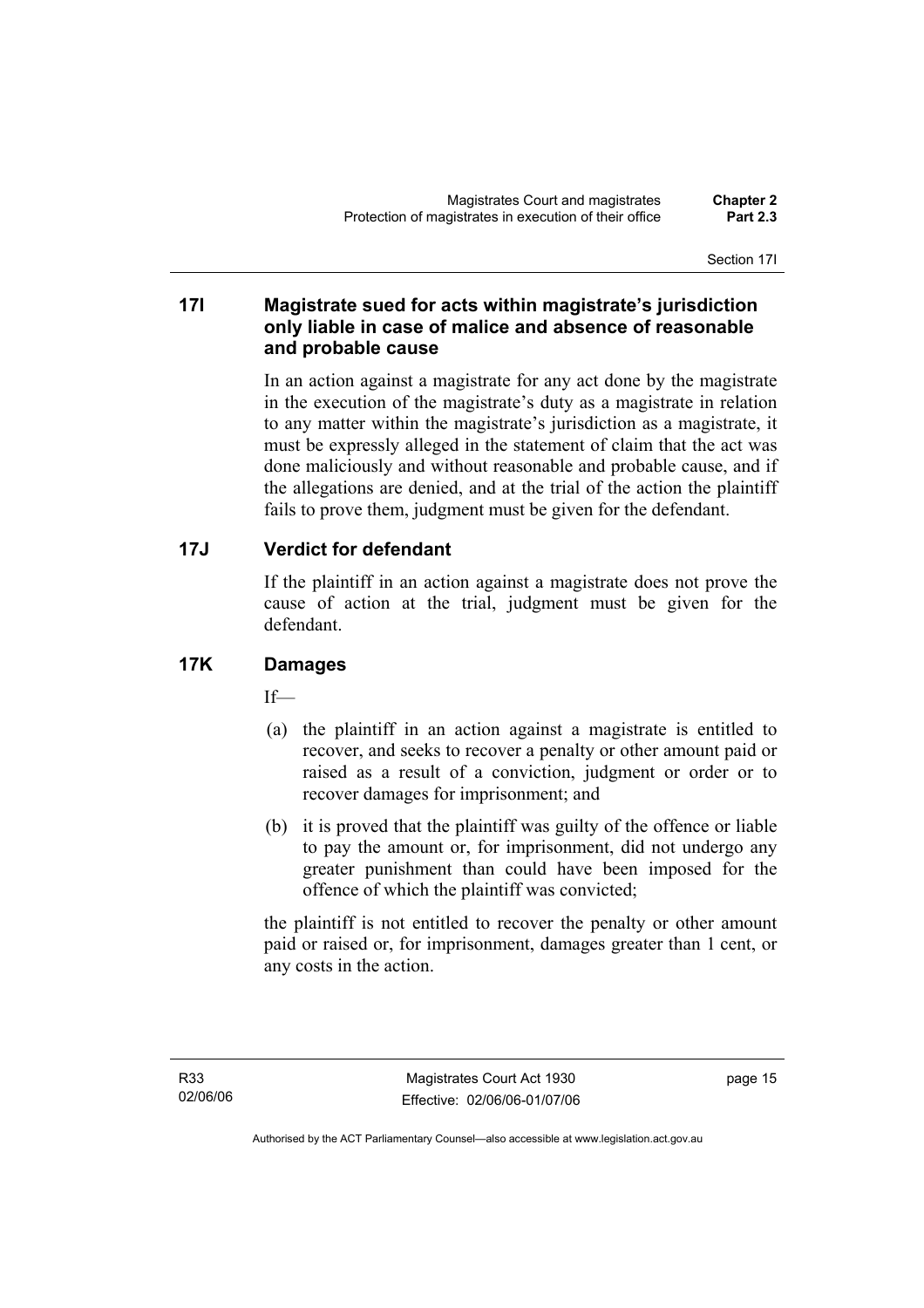### 17I Magistrate sued for acts within magistrate's jurisdiction only liable in case of malice and absence of reasonable and probable cause

In an action against a magistrate for any act done by the magistrate in the execution of the magistrate's duty as a magistrate in relation to any matter within the magistrate's jurisdiction as a magistrate, it must be expressly alleged in the statement of claim that the act was done maliciously and without reasonable and probable cause, and if the allegations are denied, and at the trial of the action the plaintiff fails to prove them, judgment must be given for the defendant.

### 17J Verdict for defendant

If the plaintiff in an action against a magistrate does not prove the cause of action at the trial, judgment must be given for the defendant.

### 17K Damages

If—

(a) the plaintiff in an action against a magistrate is entitled to recover, and seeks to recover a penalty or other amount paid or raised as a result of a conviction, judgment or order or to recover damages for imprisonment; and

(b) it is proved that the plaintiff was guilty of the offence or liable to pay the amount or, for imprisonment, did not undergo any greater punishment than could have been imposed for the offence of which the plaintiff was convicted;

the plaintiff is not entitled to recover the penalty or other amount paid or raised or, for imprisonment, damages greater than 1 cent, or any costs in the action.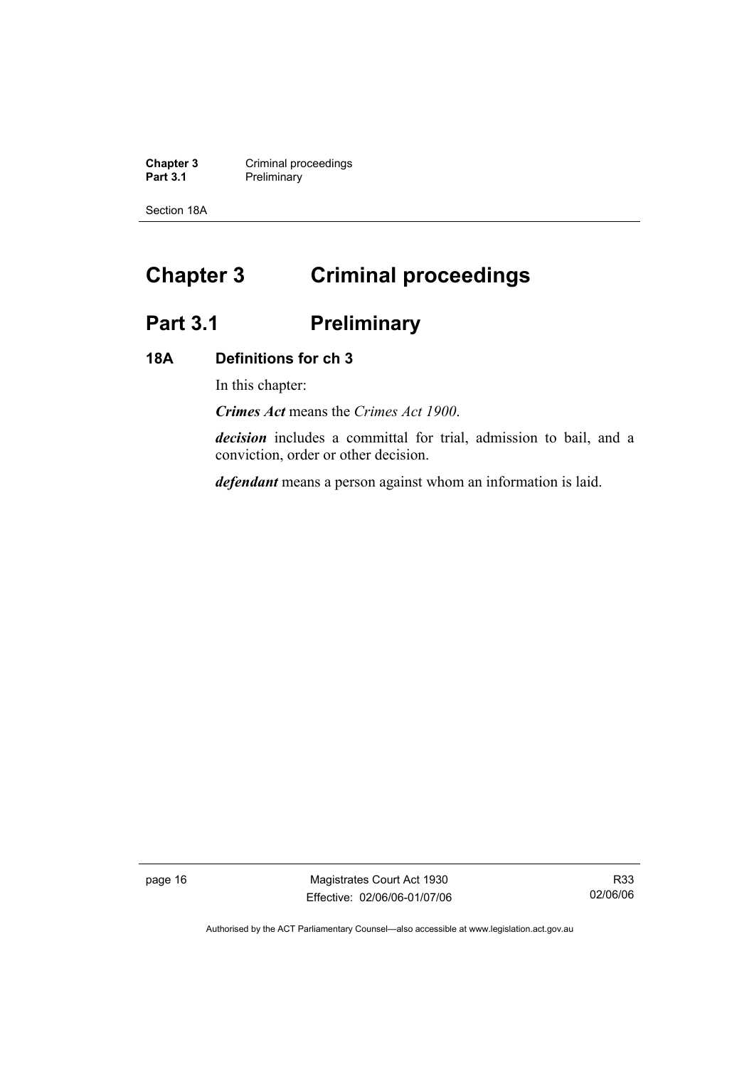# Chapter 3 Criminal proceedings

## Part 3.1 Preliminary

### 18A Definitions for ch 3

In this chapter:

***Crimes Act*** means the *Crimes Act 1900*.

***decision*** includes a committal for trial, admission to bail, and a conviction, order or other decision.

***defendant*** means a person against whom an information is laid.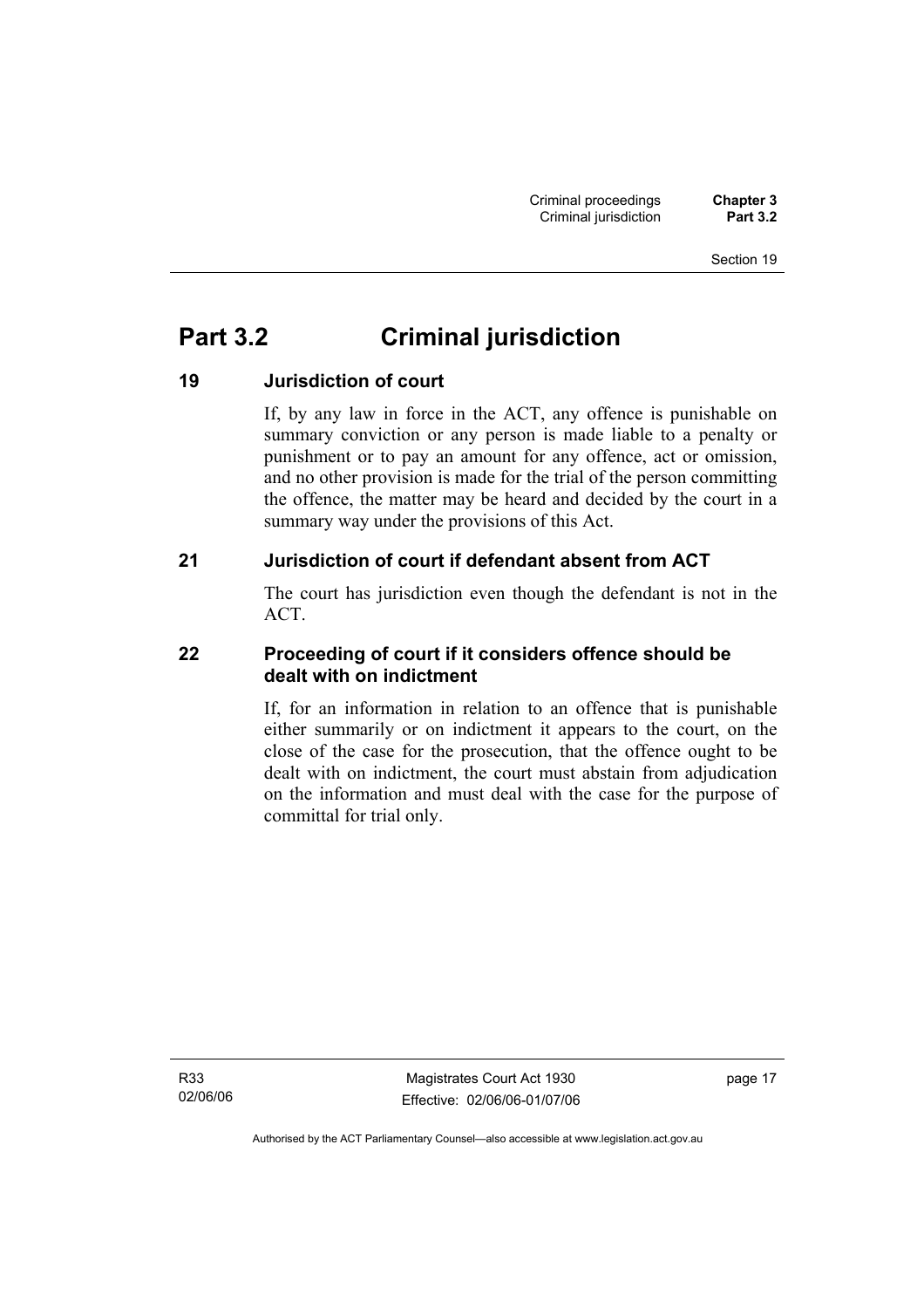# Part 3.2 Criminal jurisdiction

## 19 Jurisdiction of court

If, by any law in force in the ACT, any offence is punishable on summary conviction or any person is made liable to a penalty or punishment or to pay an amount for any offence, act or omission, and no other provision is made for the trial of the person committing the offence, the matter may be heard and decided by the court in a summary way under the provisions of this Act.

## 21 Jurisdiction of court if defendant absent from ACT

The court has jurisdiction even though the defendant is not in the ACT.

## 22 Proceeding of court if it considers offence should be dealt with on indictment

If, for an information in relation to an offence that is punishable either summarily or on indictment it appears to the court, on the close of the case for the prosecution, that the offence ought to be dealt with on indictment, the court must abstain from adjudication on the information and must deal with the case for the purpose of committal for trial only.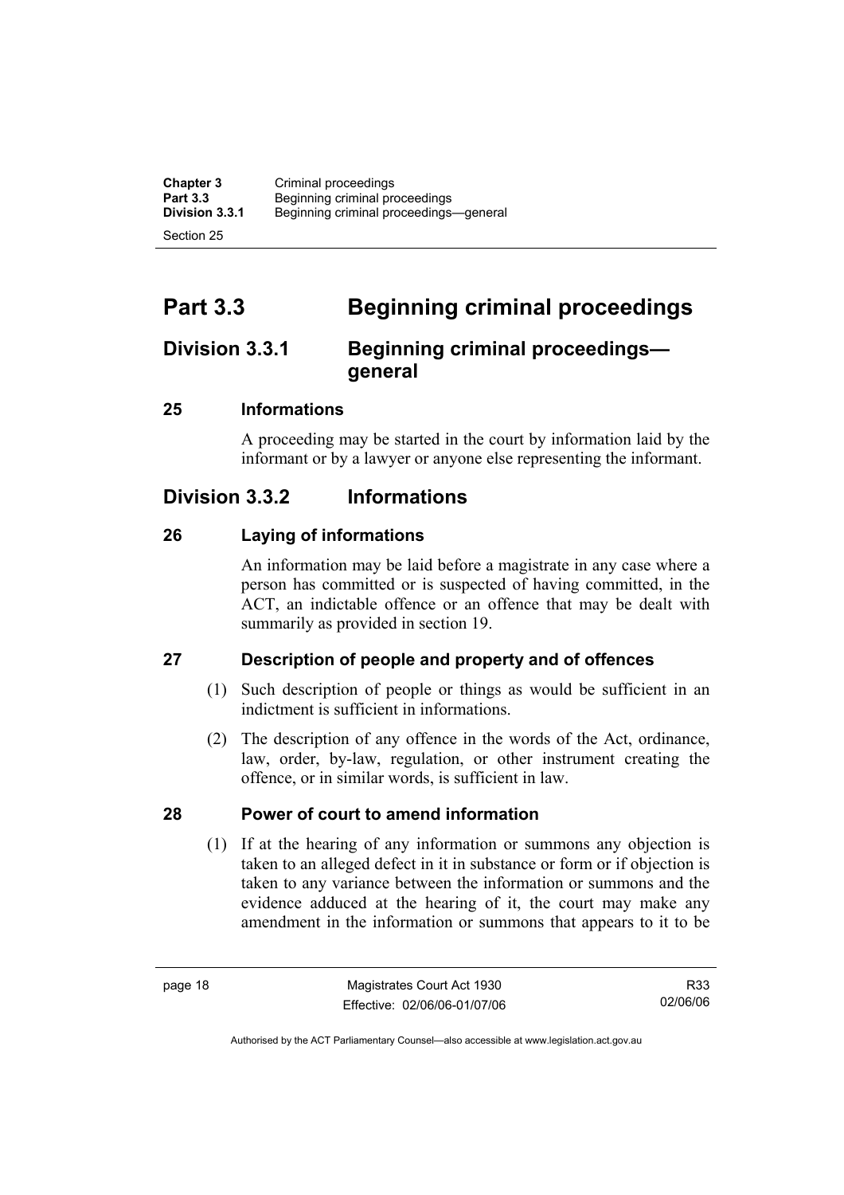# Part 3.3 Beginning criminal proceedings

## Division 3.3.1 Beginning criminal proceedings—general

### 25 Informations

A proceeding may be started in the court by information laid by the informant or by a lawyer or anyone else representing the informant.

## Division 3.3.2 Informations

### 26 Laying of informations

An information may be laid before a magistrate in any case where a person has committed or is suspected of having committed, in the ACT, an indictable offence or an offence that may be dealt with summarily as provided in section 19.

### 27 Description of people and property and of offences

(1) Such description of people or things as would be sufficient in an indictment is sufficient in informations.

(2) The description of any offence in the words of the Act, ordinance, law, order, by-law, regulation, or other instrument creating the offence, or in similar words, is sufficient in law.

### 28 Power of court to amend information

(1) If at the hearing of any information or summons any objection is taken to an alleged defect in it in substance or form or if objection is taken to any variance between the information or summons and the evidence adduced at the hearing of it, the court may make any amendment in the information or summons that appears to it to be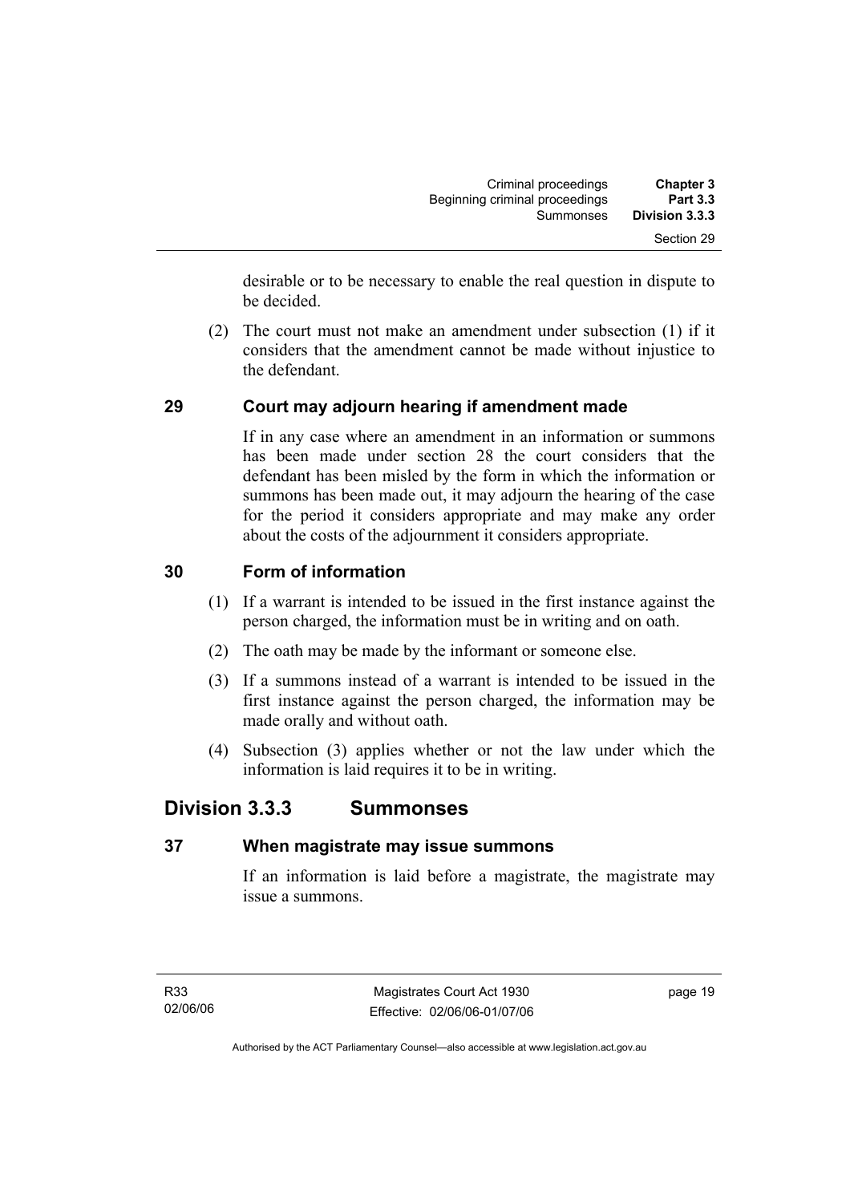desirable or to be necessary to enable the real question in dispute to be decided.

(2) The court must not make an amendment under subsection (1) if it considers that the amendment cannot be made without injustice to the defendant.

### 29 Court may adjourn hearing if amendment made

If in any case where an amendment in an information or summons has been made under section 28 the court considers that the defendant has been misled by the form in which the information or summons has been made out, it may adjourn the hearing of the case for the period it considers appropriate and may make any order about the costs of the adjournment it considers appropriate.

### 30 Form of information

(1) If a warrant is intended to be issued in the first instance against the person charged, the information must be in writing and on oath.

(2) The oath may be made by the informant or someone else.

(3) If a summons instead of a warrant is intended to be issued in the first instance against the person charged, the information may be made orally and without oath.

(4) Subsection (3) applies whether or not the law under which the information is laid requires it to be in writing.

## Division 3.3.3 Summonses

### 37 When magistrate may issue summons

If an information is laid before a magistrate, the magistrate may issue a summons.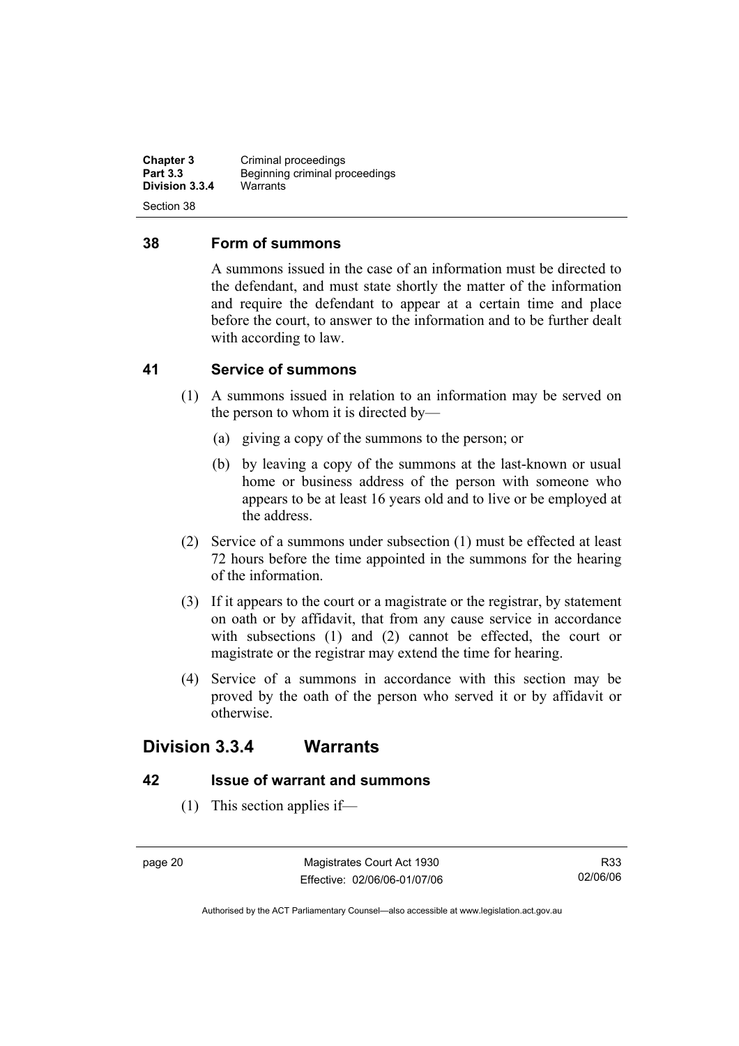## 38 Form of summons

A summons issued in the case of an information must be directed to the defendant, and must state shortly the matter of the information and require the defendant to appear at a certain time and place before the court, to answer to the information and to be further dealt with according to law.

## 41 Service of summons

(1) A summons issued in relation to an information may be served on the person to whom it is directed by—

(a) giving a copy of the summons to the person; or

(b) by leaving a copy of the summons at the last-known or usual home or business address of the person with someone who appears to be at least 16 years old and to live or be employed at the address.

(2) Service of a summons under subsection (1) must be effected at least 72 hours before the time appointed in the summons for the hearing of the information.

(3) If it appears to the court or a magistrate or the registrar, by statement on oath or by affidavit, that from any cause service in accordance with subsections (1) and (2) cannot be effected, the court or magistrate or the registrar may extend the time for hearing.

(4) Service of a summons in accordance with this section may be proved by the oath of the person who served it or by affidavit or otherwise.

# Division 3.3.4 Warrants

## 42 Issue of warrant and summons

(1) This section applies if—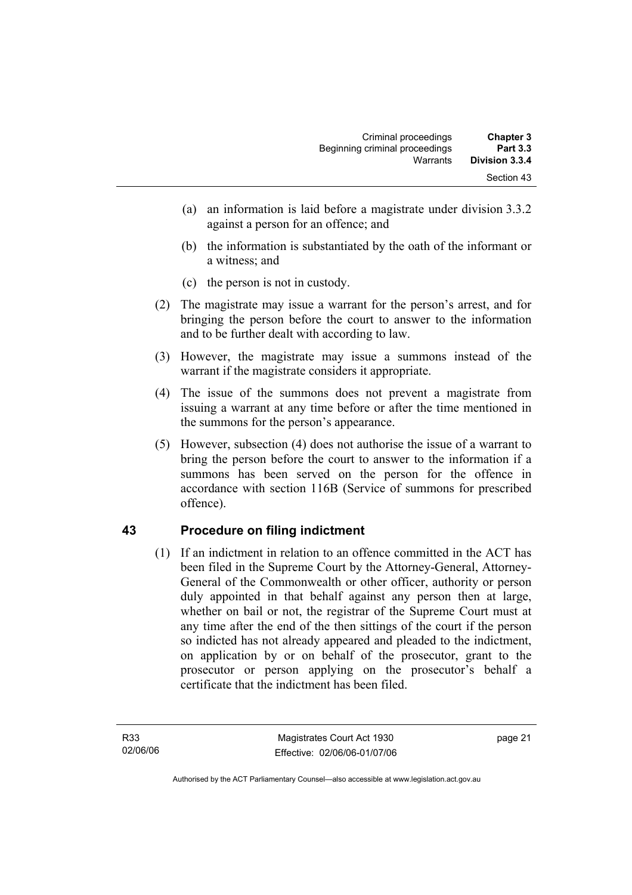(a) an information is laid before a magistrate under division 3.3.2 against a person for an offence; and

(b) the information is substantiated by the oath of the informant or a witness; and

(c) the person is not in custody.

(2) The magistrate may issue a warrant for the person's arrest, and for bringing the person before the court to answer to the information and to be further dealt with according to law.

(3) However, the magistrate may issue a summons instead of the warrant if the magistrate considers it appropriate.

(4) The issue of the summons does not prevent a magistrate from issuing a warrant at any time before or after the time mentioned in the summons for the person's appearance.

(5) However, subsection (4) does not authorise the issue of a warrant to bring the person before the court to answer to the information if a summons has been served on the person for the offence in accordance with section 116B (Service of summons for prescribed offence).

## 43 Procedure on filing indictment

(1) If an indictment in relation to an offence committed in the ACT has been filed in the Supreme Court by the Attorney-General, Attorney-General of the Commonwealth or other officer, authority or person duly appointed in that behalf against any person then at large, whether on bail or not, the registrar of the Supreme Court must at any time after the end of the then sittings of the court if the person so indicted has not already appeared and pleaded to the indictment, on application by or on behalf of the prosecutor, grant to the prosecutor or person applying on the prosecutor's behalf a certificate that the indictment has been filed.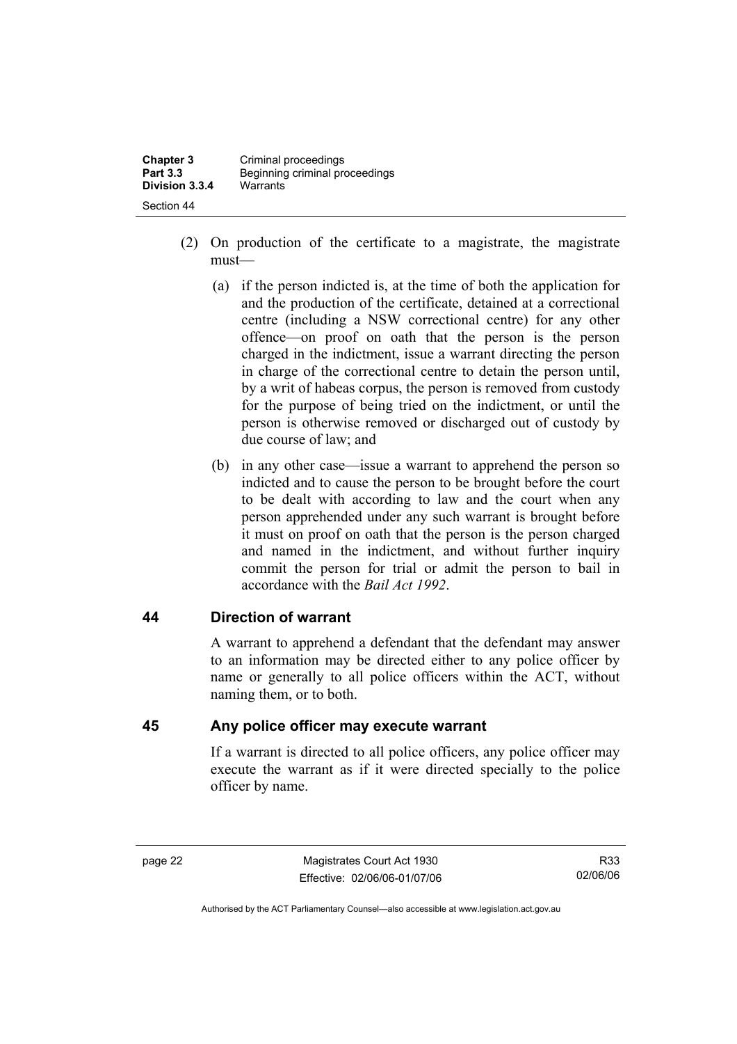(2) On production of the certificate to a magistrate, the magistrate must—

(a) if the person indicted is, at the time of both the application for and the production of the certificate, detained at a correctional centre (including a NSW correctional centre) for any other offence—on proof on oath that the person is the person charged in the indictment, issue a warrant directing the person in charge of the correctional centre to detain the person until, by a writ of habeas corpus, the person is removed from custody for the purpose of being tried on the indictment, or until the person is otherwise removed or discharged out of custody by due course of law; and

(b) in any other case—issue a warrant to apprehend the person so indicted and to cause the person to be brought before the court to be dealt with according to law and the court when any person apprehended under any such warrant is brought before it must on proof on oath that the person is the person charged and named in the indictment, and without further inquiry commit the person for trial or admit the person to bail in accordance with the *Bail Act 1992*.

## 44 Direction of warrant

A warrant to apprehend a defendant that the defendant may answer to an information may be directed either to any police officer by name or generally to all police officers within the ACT, without naming them, or to both.

## 45 Any police officer may execute warrant

If a warrant is directed to all police officers, any police officer may execute the warrant as if it were directed specially to the police officer by name.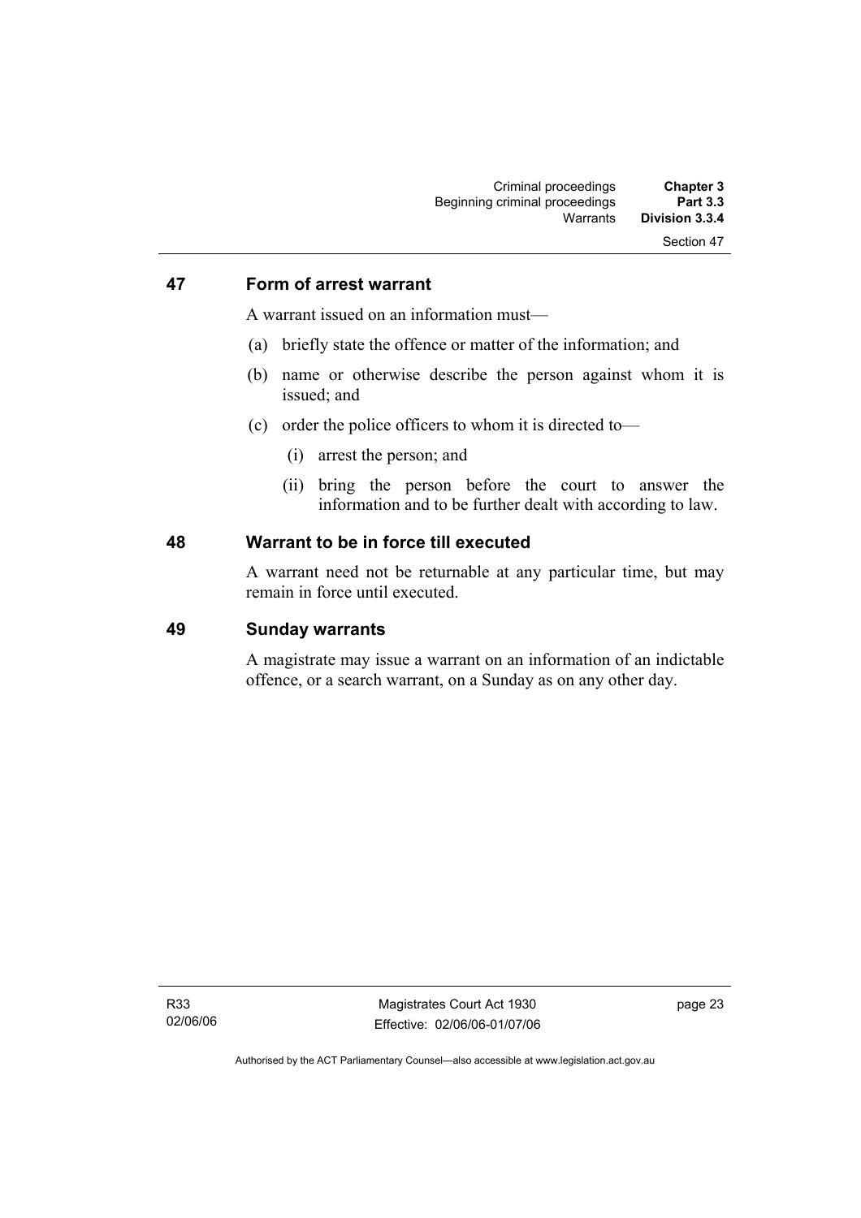## 47 Form of arrest warrant

A warrant issued on an information must—

(a) briefly state the offence or matter of the information; and

(b) name or otherwise describe the person against whom it is issued; and

(c) order the police officers to whom it is directed to—

 (i) arrest the person; and

 (ii) bring the person before the court to answer the information and to be further dealt with according to law.

## 48 Warrant to be in force till executed

A warrant need not be returnable at any particular time, but may remain in force until executed.

## 49 Sunday warrants

A magistrate may issue a warrant on an information of an indictable offence, or a search warrant, on a Sunday as on any other day.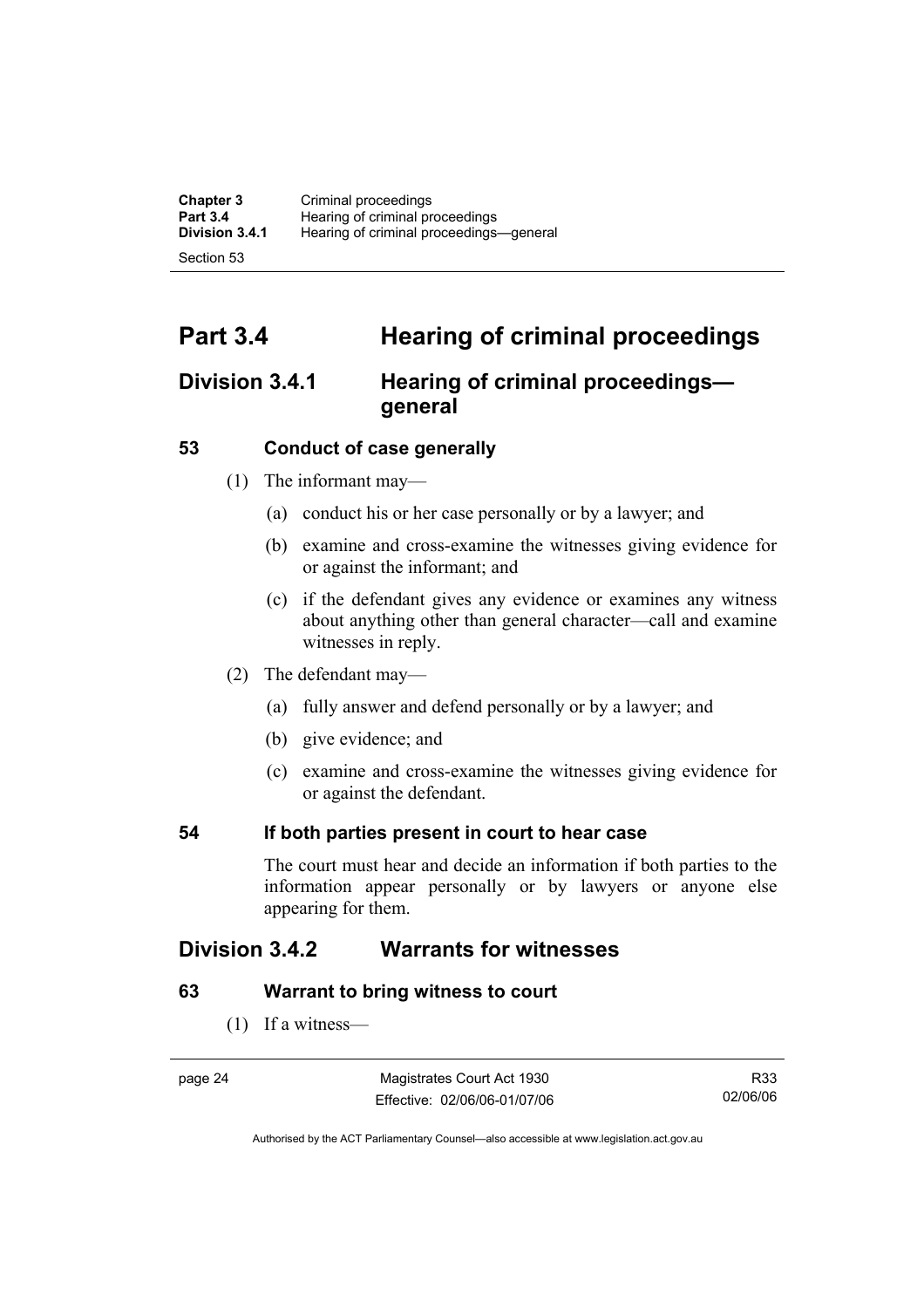# Part 3.4 Hearing of criminal proceedings

## Division 3.4.1 Hearing of criminal proceedings—general

### 53 Conduct of case generally

(1) The informant may—

(a) conduct his or her case personally or by a lawyer; and

(b) examine and cross-examine the witnesses giving evidence for or against the informant; and

(c) if the defendant gives any evidence or examines any witness about anything other than general character—call and examine witnesses in reply.

(2) The defendant may—

(a) fully answer and defend personally or by a lawyer; and

(b) give evidence; and

(c) examine and cross-examine the witnesses giving evidence for or against the defendant.

### 54 If both parties present in court to hear case

The court must hear and decide an information if both parties to the information appear personally or by lawyers or anyone else appearing for them.

## Division 3.4.2 Warrants for witnesses

### 63 Warrant to bring witness to court

(1) If a witness—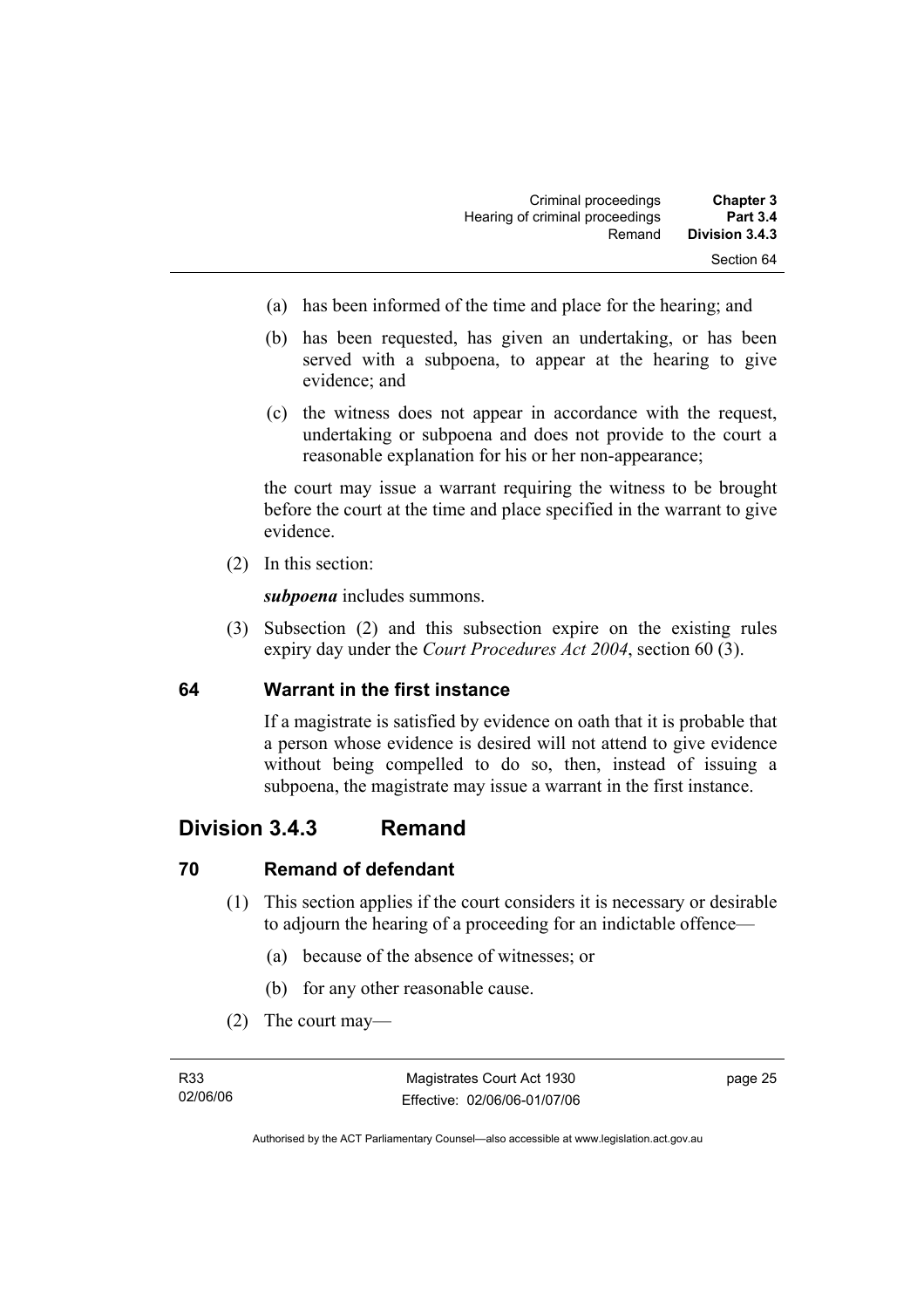(a) has been informed of the time and place for the hearing; and

(b) has been requested, has given an undertaking, or has been served with a subpoena, to appear at the hearing to give evidence; and

(c) the witness does not appear in accordance with the request, undertaking or subpoena and does not provide to the court a reasonable explanation for his or her non-appearance;

the court may issue a warrant requiring the witness to be brought before the court at the time and place specified in the warrant to give evidence.

(2) In this section:

***subpoena*** includes summons.

(3) Subsection (2) and this subsection expire on the existing rules expiry day under the *Court Procedures Act 2004*, section 60 (3).

### 64 Warrant in the first instance

If a magistrate is satisfied by evidence on oath that it is probable that a person whose evidence is desired will not attend to give evidence without being compelled to do so, then, instead of issuing a subpoena, the magistrate may issue a warrant in the first instance.

## Division 3.4.3 Remand

### 70 Remand of defendant

(1) This section applies if the court considers it is necessary or desirable to adjourn the hearing of a proceeding for an indictable offence—

(a) because of the absence of witnesses; or

(b) for any other reasonable cause.

(2) The court may—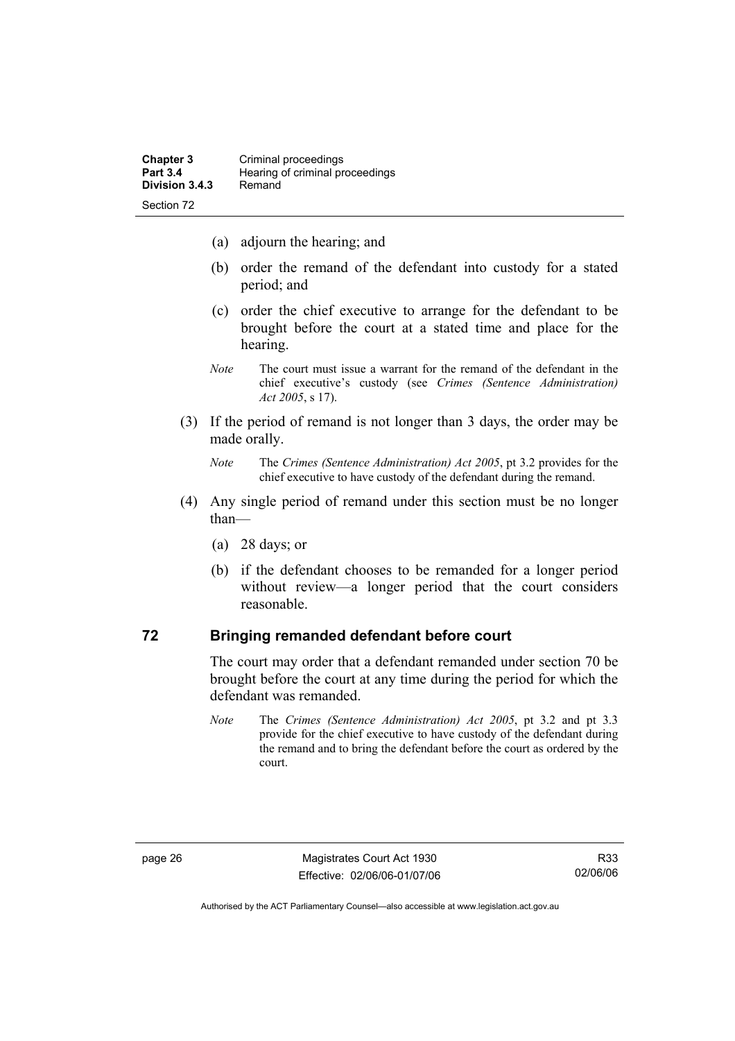(a) adjourn the hearing; and

(b) order the remand of the defendant into custody for a stated period; and

(c) order the chief executive to arrange for the defendant to be brought before the court at a stated time and place for the hearing.

*Note* The court must issue a warrant for the remand of the defendant in the chief executive's custody (see *Crimes (Sentence Administration) Act 2005*, s 17).

(3) If the period of remand is not longer than 3 days, the order may be made orally.

*Note* The *Crimes (Sentence Administration) Act 2005*, pt 3.2 provides for the chief executive to have custody of the defendant during the remand.

(4) Any single period of remand under this section must be no longer than—

(a) 28 days; or

(b) if the defendant chooses to be remanded for a longer period without review—a longer period that the court considers reasonable.

## 72 Bringing remanded defendant before court

The court may order that a defendant remanded under section 70 be brought before the court at any time during the period for which the defendant was remanded.

*Note* The *Crimes (Sentence Administration) Act 2005*, pt 3.2 and pt 3.3 provide for the chief executive to have custody of the defendant during the remand and to bring the defendant before the court as ordered by the court.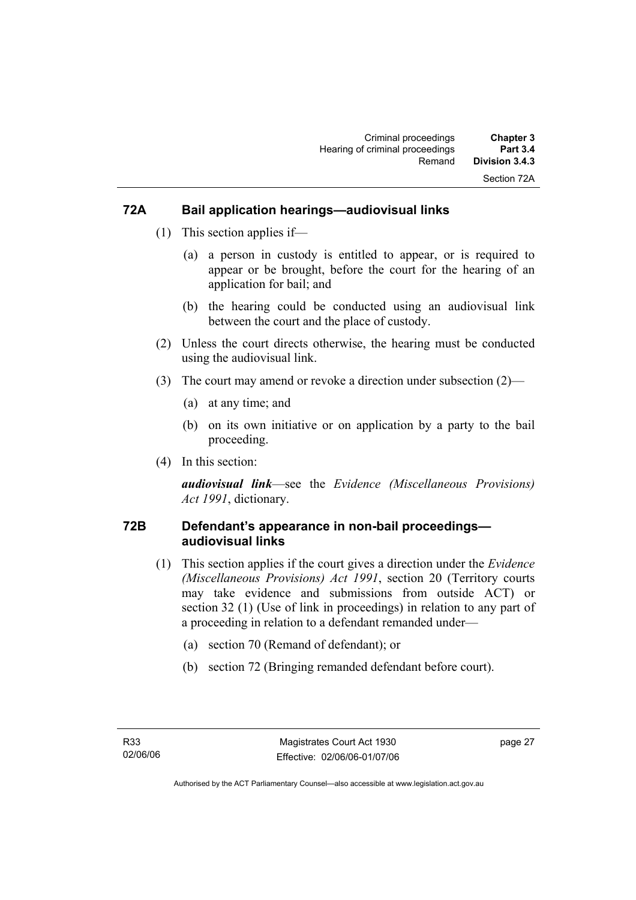## 72A Bail application hearings—audiovisual links

(1) This section applies if—

(a) a person in custody is entitled to appear, or is required to appear or be brought, before the court for the hearing of an application for bail; and

(b) the hearing could be conducted using an audiovisual link between the court and the place of custody.

(2) Unless the court directs otherwise, the hearing must be conducted using the audiovisual link.

(3) The court may amend or revoke a direction under subsection (2)—

(a) at any time; and

(b) on its own initiative or on application by a party to the bail proceeding.

(4) In this section:

***audiovisual link***—see the *Evidence (Miscellaneous Provisions) Act 1991*, dictionary.

## 72B Defendant's appearance in non-bail proceedings—audiovisual links

(1) This section applies if the court gives a direction under the *Evidence (Miscellaneous Provisions) Act 1991*, section 20 (Territory courts may take evidence and submissions from outside ACT) or section 32 (1) (Use of link in proceedings) in relation to any part of a proceeding in relation to a defendant remanded under—

(a) section 70 (Remand of defendant); or

(b) section 72 (Bringing remanded defendant before court).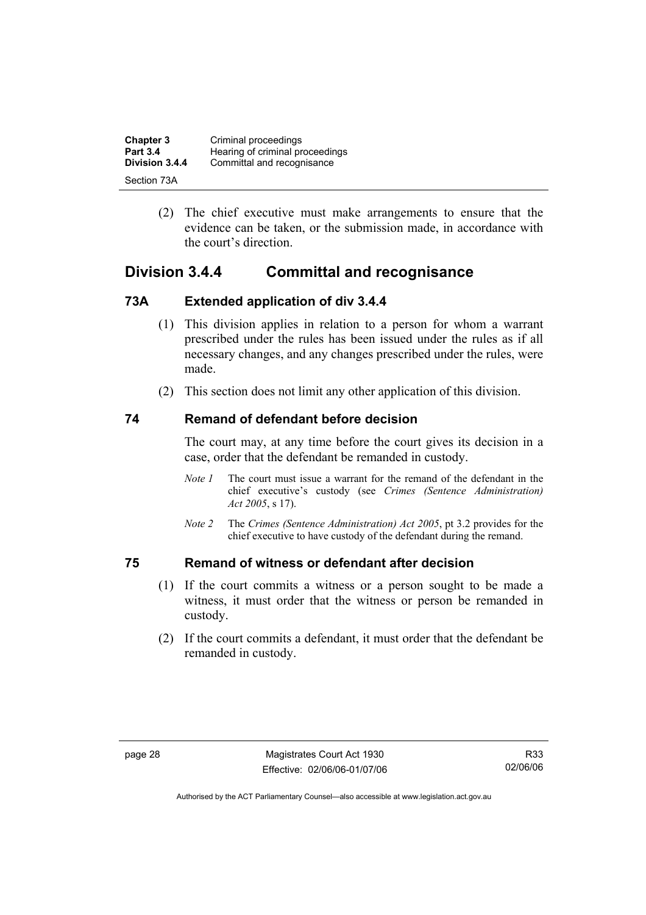(2) The chief executive must make arrangements to ensure that the evidence can be taken, or the submission made, in accordance with the court's direction.

## Division 3.4.4 Committal and recognisance

### 73A Extended application of div 3.4.4

(1) This division applies in relation to a person for whom a warrant prescribed under the rules has been issued under the rules as if all necessary changes, and any changes prescribed under the rules, were made.

(2) This section does not limit any other application of this division.

### 74 Remand of defendant before decision

The court may, at any time before the court gives its decision in a case, order that the defendant be remanded in custody.

*Note 1* The court must issue a warrant for the remand of the defendant in the chief executive's custody (see *Crimes (Sentence Administration) Act 2005*, s 17).

*Note 2* The *Crimes (Sentence Administration) Act 2005*, pt 3.2 provides for the chief executive to have custody of the defendant during the remand.

### 75 Remand of witness or defendant after decision

(1) If the court commits a witness or a person sought to be made a witness, it must order that the witness or person be remanded in custody.

(2) If the court commits a defendant, it must order that the defendant be remanded in custody.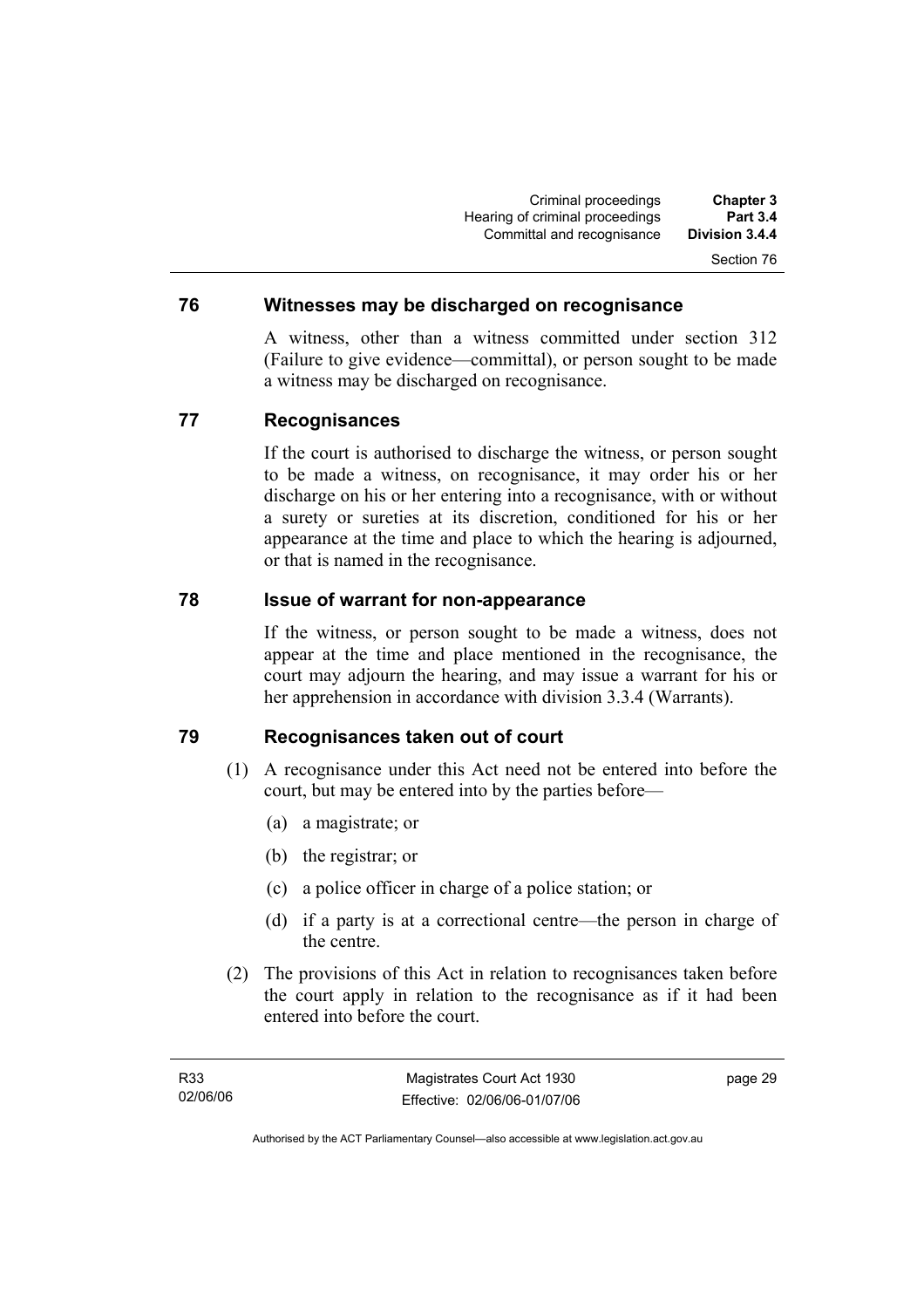## 76 Witnesses may be discharged on recognisance

A witness, other than a witness committed under section 312 (Failure to give evidence—committal), or person sought to be made a witness may be discharged on recognisance.

## 77 Recognisances

If the court is authorised to discharge the witness, or person sought to be made a witness, on recognisance, it may order his or her discharge on his or her entering into a recognisance, with or without a surety or sureties at its discretion, conditioned for his or her appearance at the time and place to which the hearing is adjourned, or that is named in the recognisance.

## 78 Issue of warrant for non-appearance

If the witness, or person sought to be made a witness, does not appear at the time and place mentioned in the recognisance, the court may adjourn the hearing, and may issue a warrant for his or her apprehension in accordance with division 3.3.4 (Warrants).

## 79 Recognisances taken out of court

(1) A recognisance under this Act need not be entered into before the court, but may be entered into by the parties before—

(a) a magistrate; or

(b) the registrar; or

(c) a police officer in charge of a police station; or

(d) if a party is at a correctional centre—the person in charge of the centre.

(2) The provisions of this Act in relation to recognisances taken before the court apply in relation to the recognisance as if it had been entered into before the court.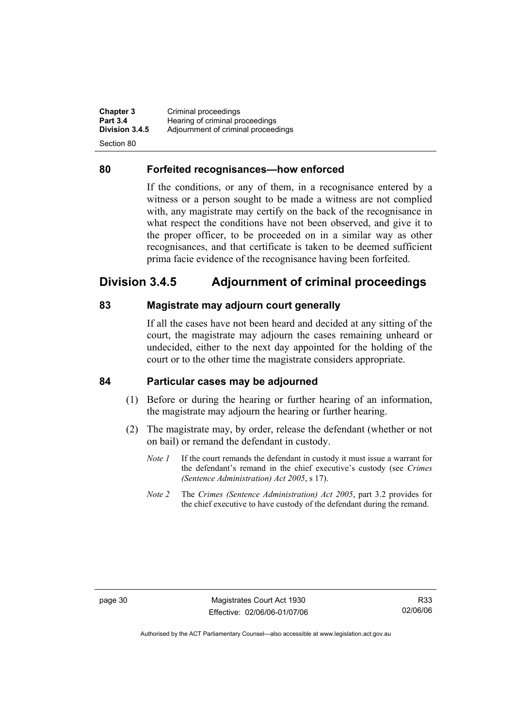### 80 Forfeited recognisances—how enforced

If the conditions, or any of them, in a recognisance entered by a witness or a person sought to be made a witness are not complied with, any magistrate may certify on the back of the recognisance in what respect the conditions have not been observed, and give it to the proper officer, to be proceeded on in a similar way as other recognisances, and that certificate is taken to be deemed sufficient prima facie evidence of the recognisance having been forfeited.

## Division 3.4.5 Adjournment of criminal proceedings

### 83 Magistrate may adjourn court generally

If all the cases have not been heard and decided at any sitting of the court, the magistrate may adjourn the cases remaining unheard or undecided, either to the next day appointed for the holding of the court or to the other time the magistrate considers appropriate.

### 84 Particular cases may be adjourned

(1) Before or during the hearing or further hearing of an information, the magistrate may adjourn the hearing or further hearing.

(2) The magistrate may, by order, release the defendant (whether or not on bail) or remand the defendant in custody.

*Note 1* If the court remands the defendant in custody it must issue a warrant for the defendant's remand in the chief executive's custody (see *Crimes (Sentence Administration) Act 2005*, s 17).

*Note 2* The *Crimes (Sentence Administration) Act 2005*, part 3.2 provides for the chief executive to have custody of the defendant during the remand.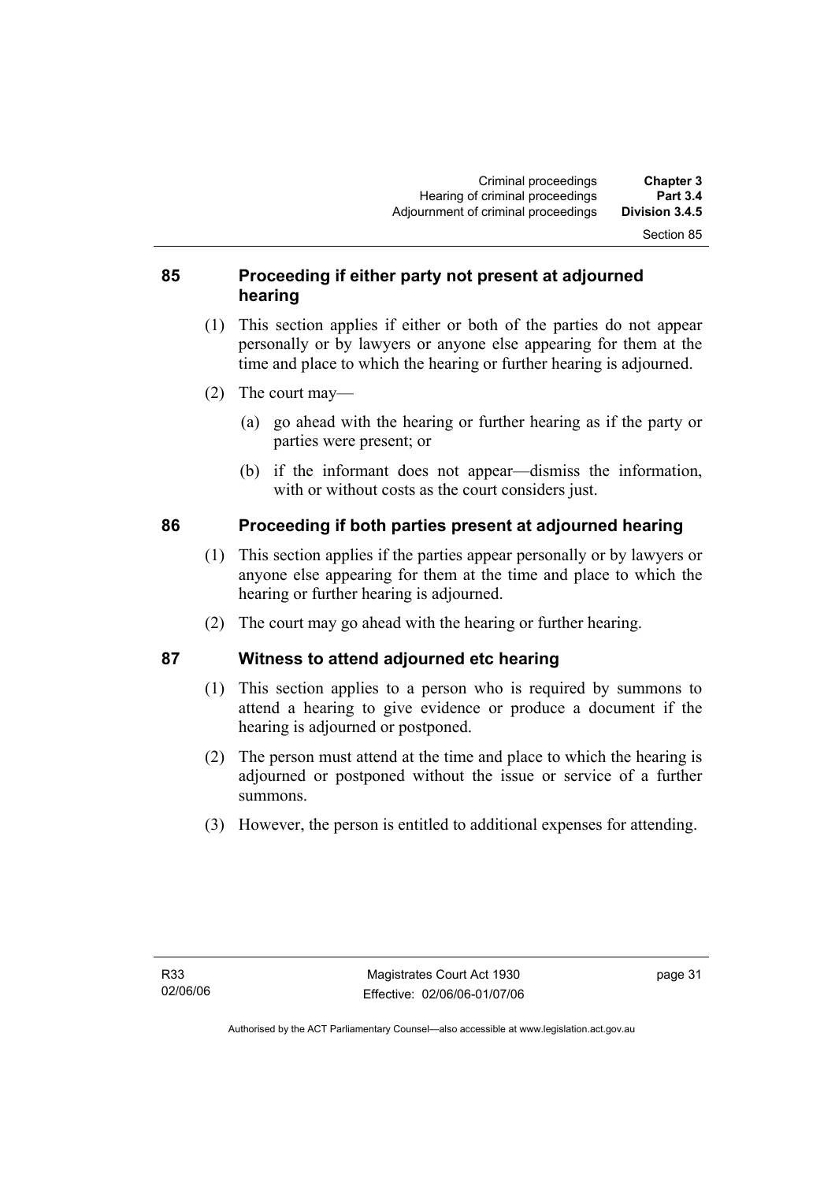## 85 Proceeding if either party not present at adjourned hearing

(1) This section applies if either or both of the parties do not appear personally or by lawyers or anyone else appearing for them at the time and place to which the hearing or further hearing is adjourned.

(2) The court may—

(a) go ahead with the hearing or further hearing as if the party or parties were present; or

(b) if the informant does not appear—dismiss the information, with or without costs as the court considers just.

## 86 Proceeding if both parties present at adjourned hearing

(1) This section applies if the parties appear personally or by lawyers or anyone else appearing for them at the time and place to which the hearing or further hearing is adjourned.

(2) The court may go ahead with the hearing or further hearing.

## 87 Witness to attend adjourned etc hearing

(1) This section applies to a person who is required by summons to attend a hearing to give evidence or produce a document if the hearing is adjourned or postponed.

(2) The person must attend at the time and place to which the hearing is adjourned or postponed without the issue or service of a further summons.

(3) However, the person is entitled to additional expenses for attending.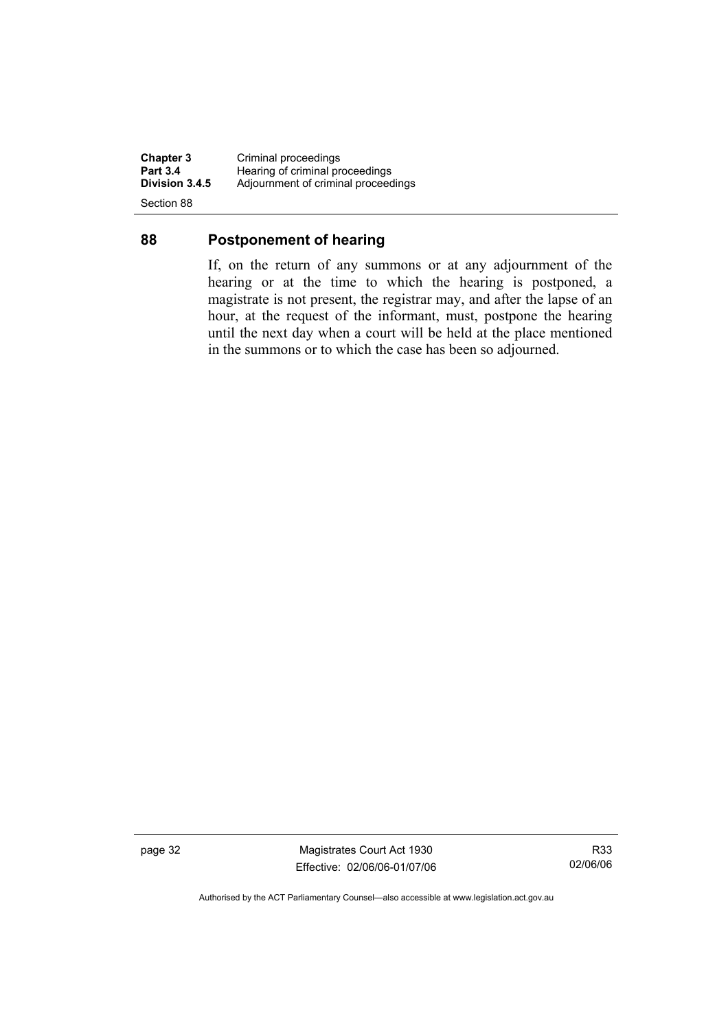## 88 Postponement of hearing

If, on the return of any summons or at any adjournment of the hearing or at the time to which the hearing is postponed, a magistrate is not present, the registrar may, and after the lapse of an hour, at the request of the informant, must, postpone the hearing until the next day when a court will be held at the place mentioned in the summons or to which the case has been so adjourned.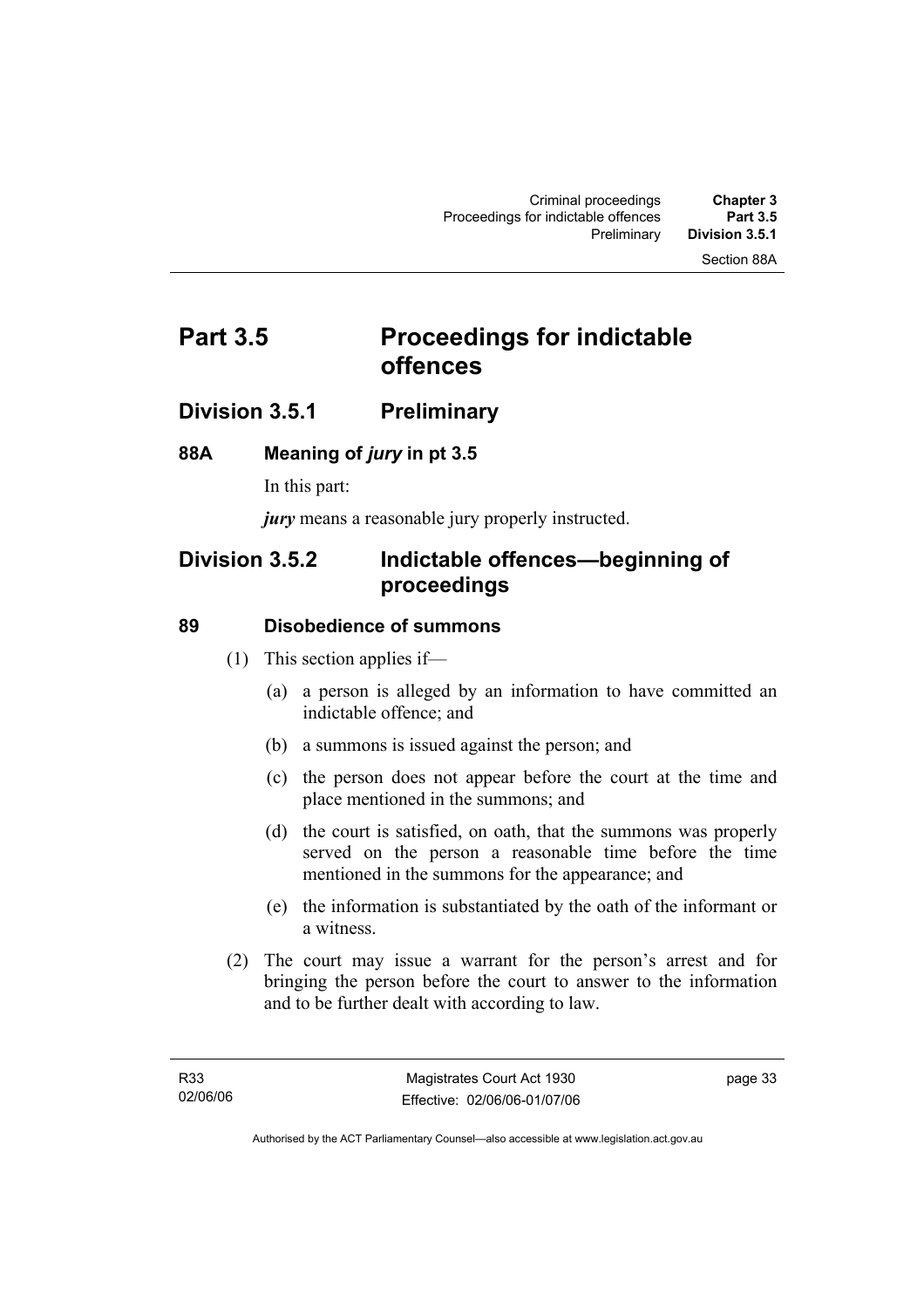# Part 3.5 Proceedings for indictable offences

## Division 3.5.1 Preliminary

### 88A Meaning of *jury* in pt 3.5

In this part:

***jury*** means a reasonable jury properly instructed.

## Division 3.5.2 Indictable offences—beginning of proceedings

### 89 Disobedience of summons

(1) This section applies if—

(a) a person is alleged by an information to have committed an indictable offence; and

(b) a summons is issued against the person; and

(c) the person does not appear before the court at the time and place mentioned in the summons; and

(d) the court is satisfied, on oath, that the summons was properly served on the person a reasonable time before the time mentioned in the summons for the appearance; and

(e) the information is substantiated by the oath of the informant or a witness.

(2) The court may issue a warrant for the person's arrest and for bringing the person before the court to answer to the information and to be further dealt with according to law.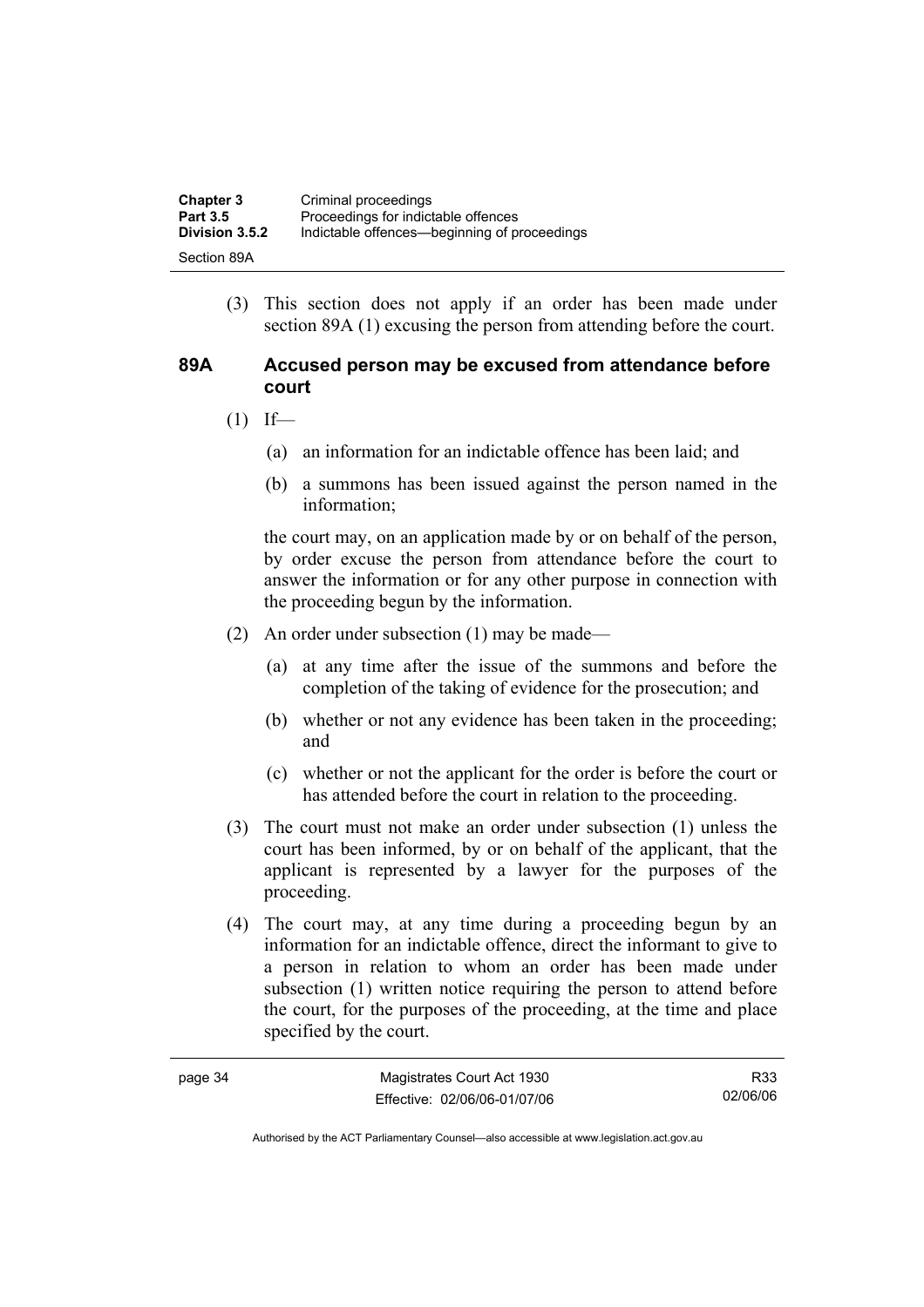(3) This section does not apply if an order has been made under section 89A (1) excusing the person from attending before the court.

### 89A Accused person may be excused from attendance before court

(1) If—

(a) an information for an indictable offence has been laid; and

(b) a summons has been issued against the person named in the information;

the court may, on an application made by or on behalf of the person, by order excuse the person from attendance before the court to answer the information or for any other purpose in connection with the proceeding begun by the information.

(2) An order under subsection (1) may be made—

(a) at any time after the issue of the summons and before the completion of the taking of evidence for the prosecution; and

(b) whether or not any evidence has been taken in the proceeding; and

(c) whether or not the applicant for the order is before the court or has attended before the court in relation to the proceeding.

(3) The court must not make an order under subsection (1) unless the court has been informed, by or on behalf of the applicant, that the applicant is represented by a lawyer for the purposes of the proceeding.

(4) The court may, at any time during a proceeding begun by an information for an indictable offence, direct the informant to give to a person in relation to whom an order has been made under subsection (1) written notice requiring the person to attend before the court, for the purposes of the proceeding, at the time and place specified by the court.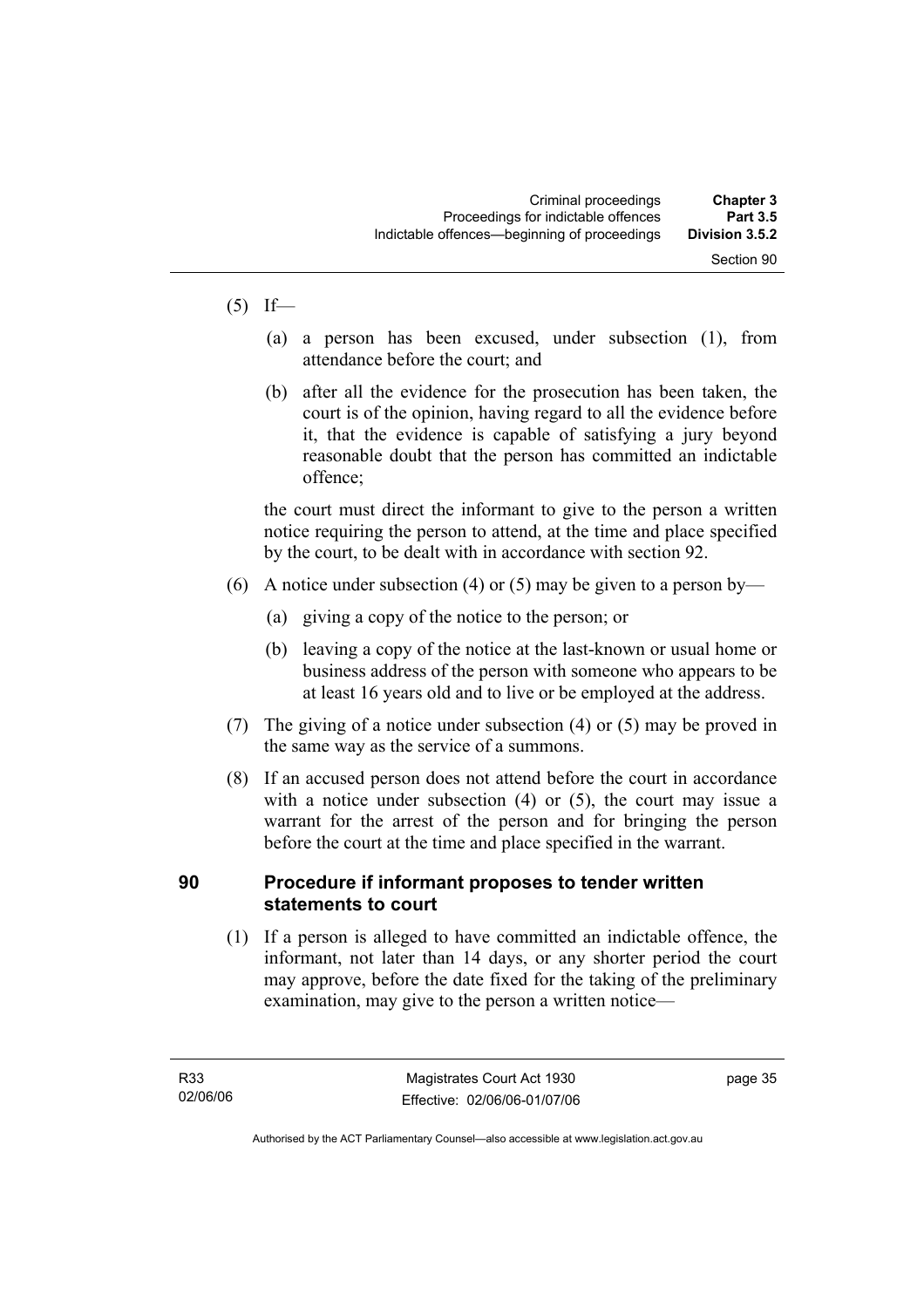(5) If—

  (a) a person has been excused, under subsection (1), from attendance before the court; and

  (b) after all the evidence for the prosecution has been taken, the court is of the opinion, having regard to all the evidence before it, that the evidence is capable of satisfying a jury beyond reasonable doubt that the person has committed an indictable offence;

the court must direct the informant to give to the person a written notice requiring the person to attend, at the time and place specified by the court, to be dealt with in accordance with section 92.

(6) A notice under subsection (4) or (5) may be given to a person by—

  (a) giving a copy of the notice to the person; or

  (b) leaving a copy of the notice at the last-known or usual home or business address of the person with someone who appears to be at least 16 years old and to live or be employed at the address.

(7) The giving of a notice under subsection (4) or (5) may be proved in the same way as the service of a summons.

(8) If an accused person does not attend before the court in accordance with a notice under subsection (4) or (5), the court may issue a warrant for the arrest of the person and for bringing the person before the court at the time and place specified in the warrant.

## 90 Procedure if informant proposes to tender written statements to court

(1) If a person is alleged to have committed an indictable offence, the informant, not later than 14 days, or any shorter period the court may approve, before the date fixed for the taking of the preliminary examination, may give to the person a written notice—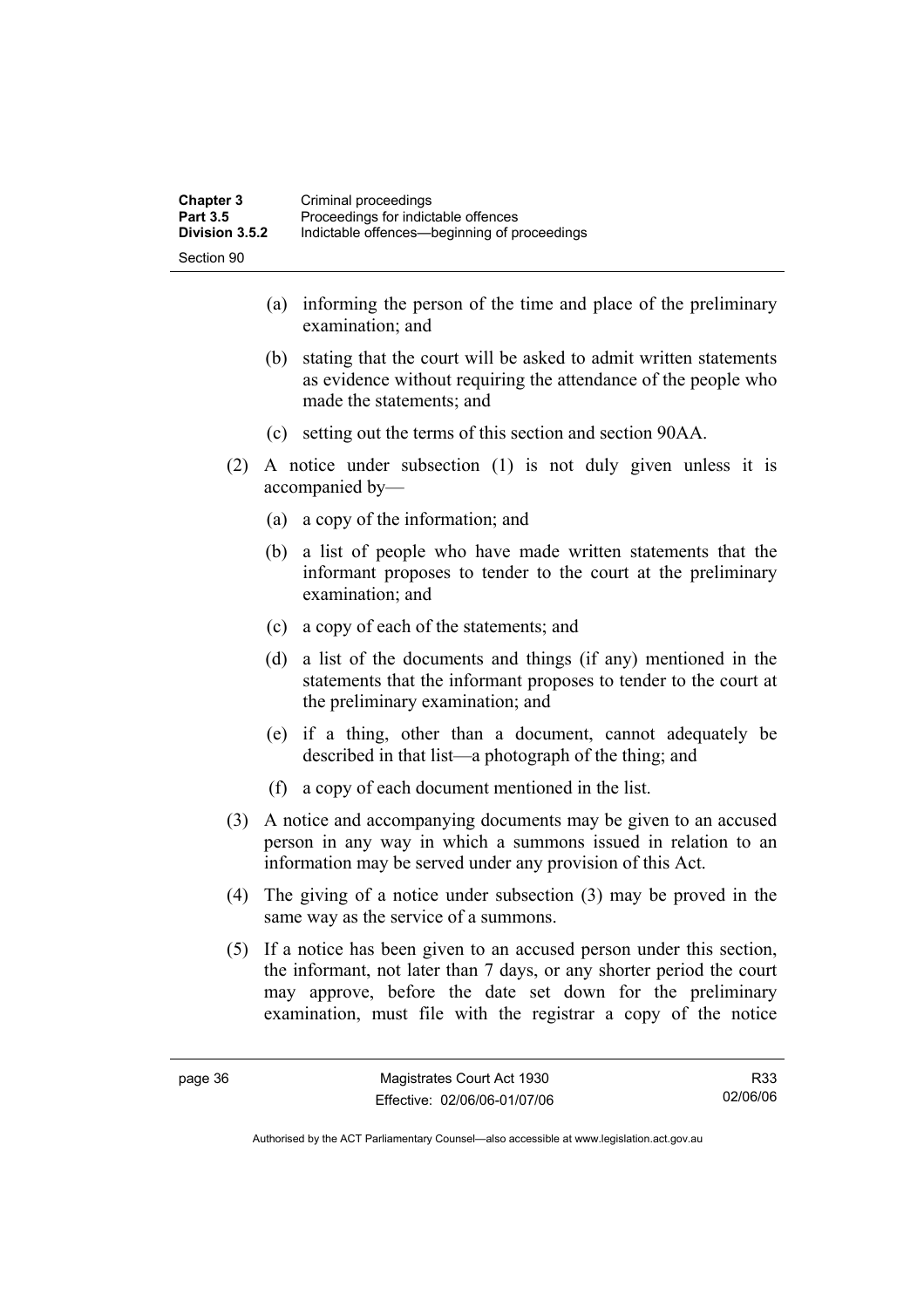(a) informing the person of the time and place of the preliminary examination; and

(b) stating that the court will be asked to admit written statements as evidence without requiring the attendance of the people who made the statements; and

(c) setting out the terms of this section and section 90AA.

(2) A notice under subsection (1) is not duly given unless it is accompanied by—

(a) a copy of the information; and

(b) a list of people who have made written statements that the informant proposes to tender to the court at the preliminary examination; and

(c) a copy of each of the statements; and

(d) a list of the documents and things (if any) mentioned in the statements that the informant proposes to tender to the court at the preliminary examination; and

(e) if a thing, other than a document, cannot adequately be described in that list—a photograph of the thing; and

(f) a copy of each document mentioned in the list.

(3) A notice and accompanying documents may be given to an accused person in any way in which a summons issued in relation to an information may be served under any provision of this Act.

(4) The giving of a notice under subsection (3) may be proved in the same way as the service of a summons.

(5) If a notice has been given to an accused person under this section, the informant, not later than 7 days, or any shorter period the court may approve, before the date set down for the preliminary examination, must file with the registrar a copy of the notice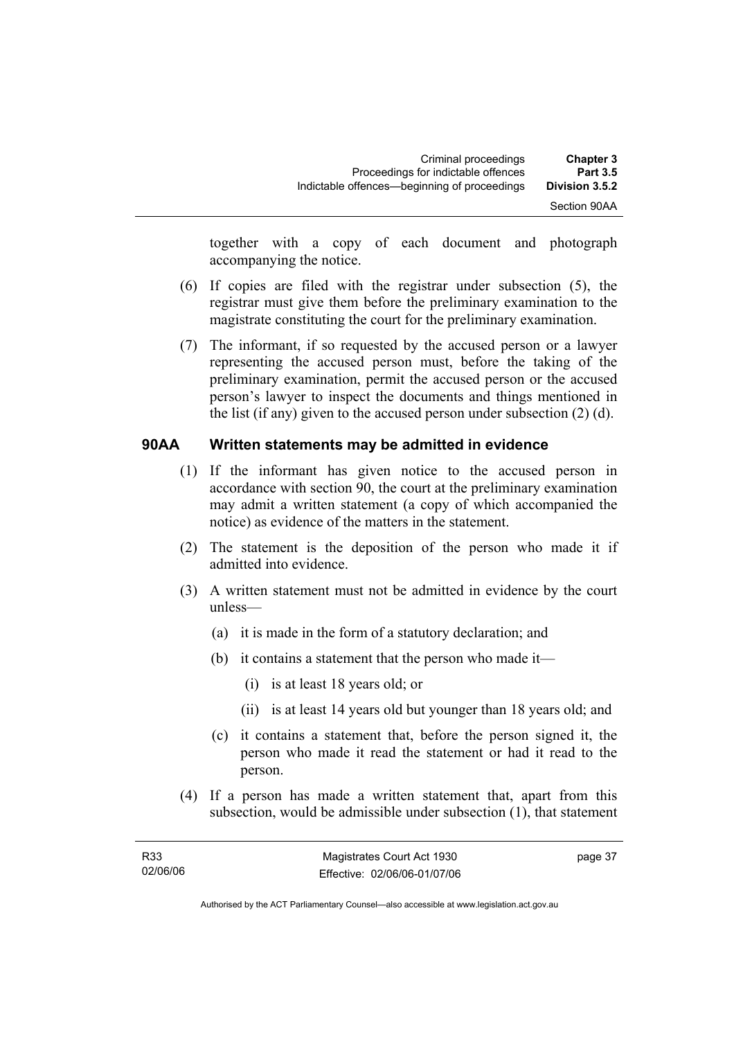together with a copy of each document and photograph accompanying the notice.

(6) If copies are filed with the registrar under subsection (5), the registrar must give them before the preliminary examination to the magistrate constituting the court for the preliminary examination.

(7) The informant, if so requested by the accused person or a lawyer representing the accused person must, before the taking of the preliminary examination, permit the accused person or the accused person's lawyer to inspect the documents and things mentioned in the list (if any) given to the accused person under subsection (2) (d).

## 90AA Written statements may be admitted in evidence

(1) If the informant has given notice to the accused person in accordance with section 90, the court at the preliminary examination may admit a written statement (a copy of which accompanied the notice) as evidence of the matters in the statement.

(2) The statement is the deposition of the person who made it if admitted into evidence.

(3) A written statement must not be admitted in evidence by the court unless—

- (a) it is made in the form of a statutory declaration; and
- (b) it contains a statement that the person who made it—
  - (i) is at least 18 years old; or
  - (ii) is at least 14 years old but younger than 18 years old; and
- (c) it contains a statement that, before the person signed it, the person who made it read the statement or had it read to the person.

(4) If a person has made a written statement that, apart from this subsection, would be admissible under subsection (1), that statement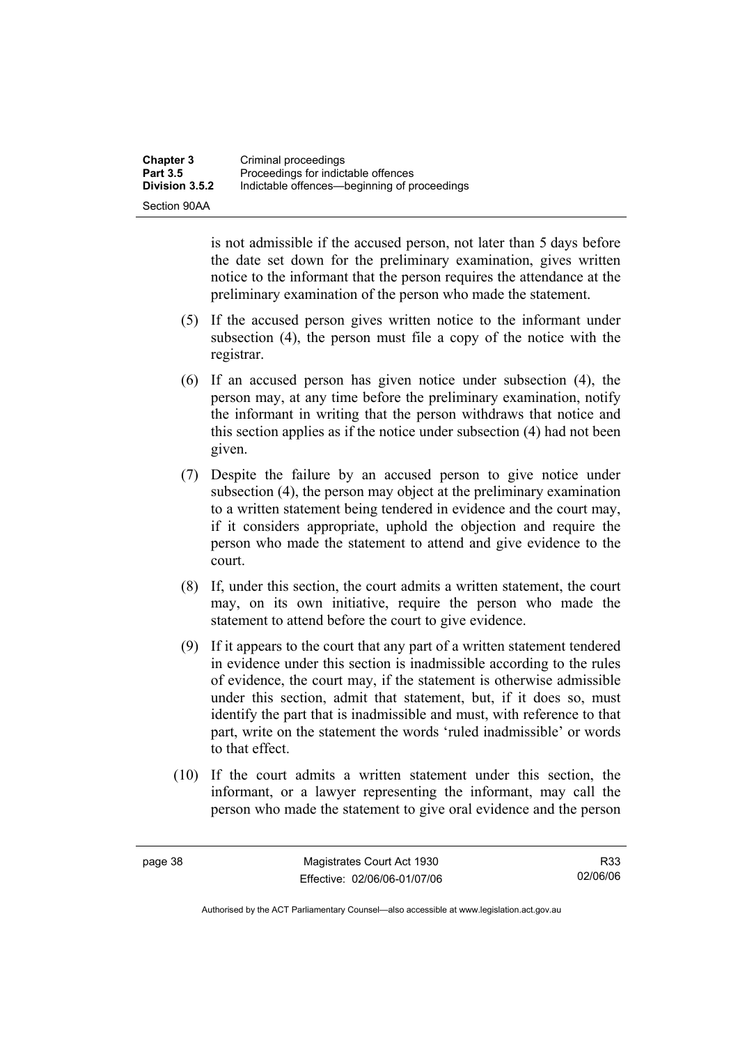is not admissible if the accused person, not later than 5 days before the date set down for the preliminary examination, gives written notice to the informant that the person requires the attendance at the preliminary examination of the person who made the statement.

(5) If the accused person gives written notice to the informant under subsection (4), the person must file a copy of the notice with the registrar.

(6) If an accused person has given notice under subsection (4), the person may, at any time before the preliminary examination, notify the informant in writing that the person withdraws that notice and this section applies as if the notice under subsection (4) had not been given.

(7) Despite the failure by an accused person to give notice under subsection (4), the person may object at the preliminary examination to a written statement being tendered in evidence and the court may, if it considers appropriate, uphold the objection and require the person who made the statement to attend and give evidence to the court.

(8) If, under this section, the court admits a written statement, the court may, on its own initiative, require the person who made the statement to attend before the court to give evidence.

(9) If it appears to the court that any part of a written statement tendered in evidence under this section is inadmissible according to the rules of evidence, the court may, if the statement is otherwise admissible under this section, admit that statement, but, if it does so, must identify the part that is inadmissible and must, with reference to that part, write on the statement the words 'ruled inadmissible' or words to that effect.

(10) If the court admits a written statement under this section, the informant, or a lawyer representing the informant, may call the person who made the statement to give oral evidence and the person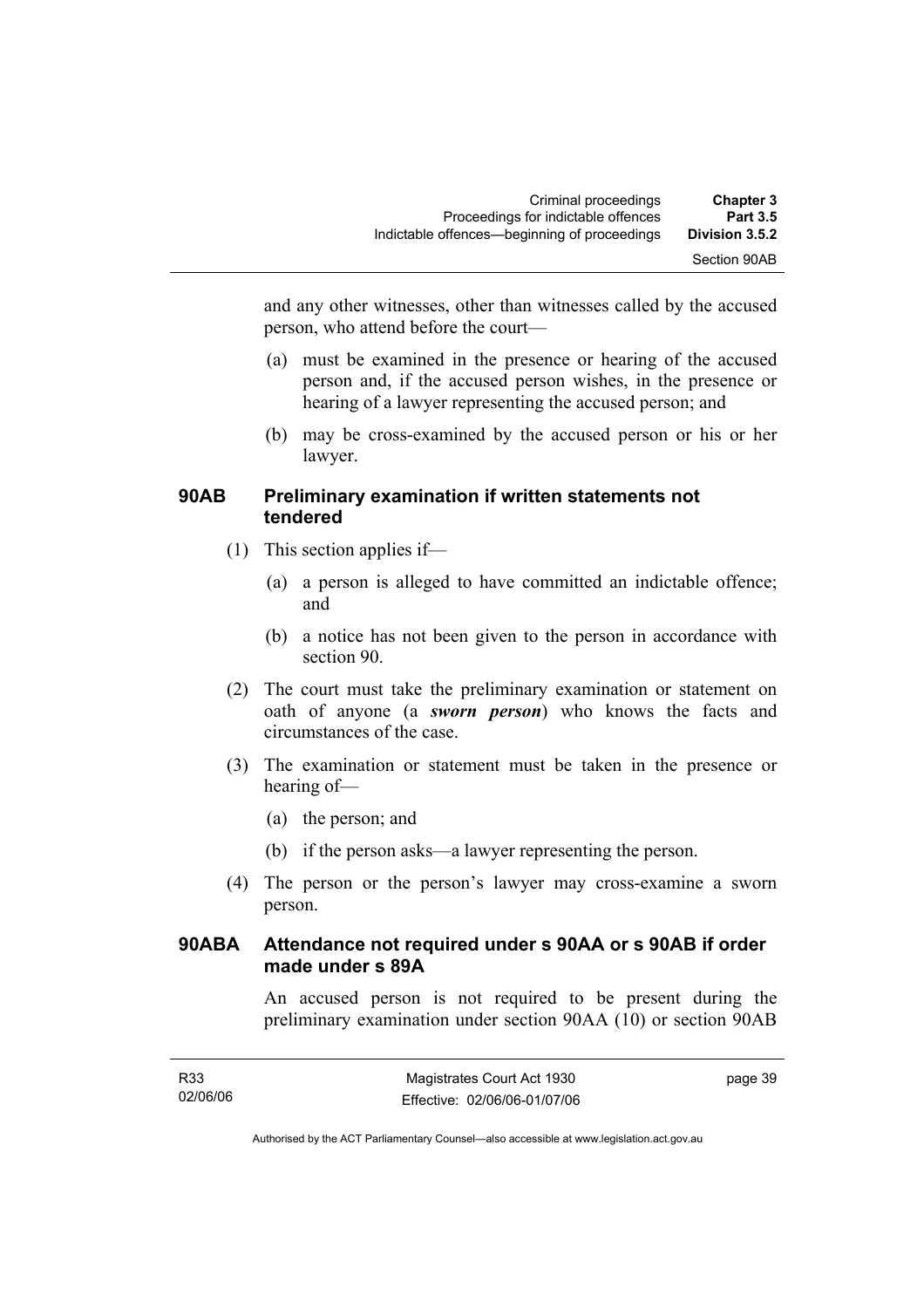and any other witnesses, other than witnesses called by the accused person, who attend before the court—

(a) must be examined in the presence or hearing of the accused person and, if the accused person wishes, in the presence or hearing of a lawyer representing the accused person; and

(b) may be cross-examined by the accused person or his or her lawyer.

### 90AB Preliminary examination if written statements not tendered

(1) This section applies if—

(a) a person is alleged to have committed an indictable offence; and

(b) a notice has not been given to the person in accordance with section 90.

(2) The court must take the preliminary examination or statement on oath of anyone (a ***sworn person***) who knows the facts and circumstances of the case.

(3) The examination or statement must be taken in the presence or hearing of—

(a) the person; and

(b) if the person asks—a lawyer representing the person.

(4) The person or the person's lawyer may cross-examine a sworn person.

### 90ABA Attendance not required under s 90AA or s 90AB if order made under s 89A

An accused person is not required to be present during the preliminary examination under section 90AA (10) or section 90AB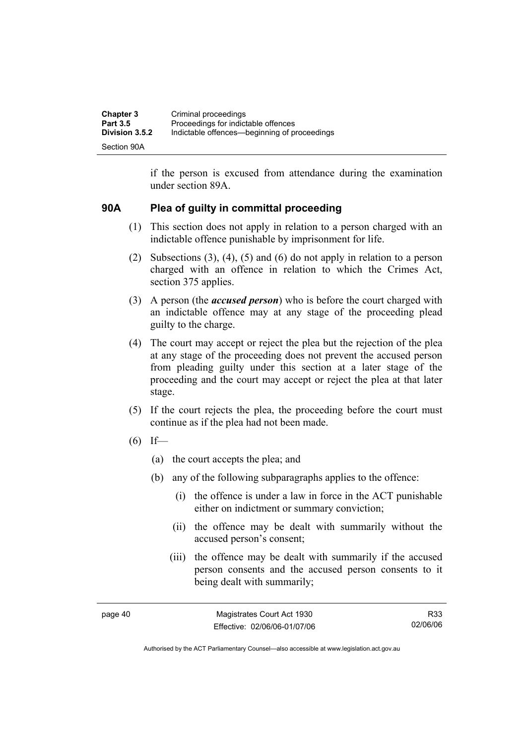if the person is excused from attendance during the examination under section 89A.

### 90A Plea of guilty in committal proceeding

(1) This section does not apply in relation to a person charged with an indictable offence punishable by imprisonment for life.

(2) Subsections (3), (4), (5) and (6) do not apply in relation to a person charged with an offence in relation to which the Crimes Act, section 375 applies.

(3) A person (the ***accused person***) who is before the court charged with an indictable offence may at any stage of the proceeding plead guilty to the charge.

(4) The court may accept or reject the plea but the rejection of the plea at any stage of the proceeding does not prevent the accused person from pleading guilty under this section at a later stage of the proceeding and the court may accept or reject the plea at that later stage.

(5) If the court rejects the plea, the proceeding before the court must continue as if the plea had not been made.

(6) If—

(a) the court accepts the plea; and

(b) any of the following subparagraphs applies to the offence:

(i) the offence is under a law in force in the ACT punishable either on indictment or summary conviction;

(ii) the offence may be dealt with summarily without the accused person's consent;

(iii) the offence may be dealt with summarily if the accused person consents and the accused person consents to it being dealt with summarily;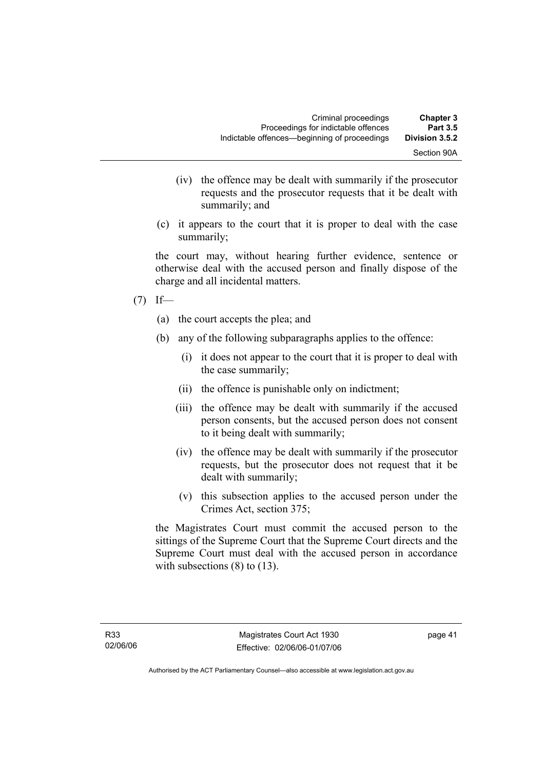(iv) the offence may be dealt with summarily if the prosecutor requests and the prosecutor requests that it be dealt with summarily; and

(c) it appears to the court that it is proper to deal with the case summarily;

the court may, without hearing further evidence, sentence or otherwise deal with the accused person and finally dispose of the charge and all incidental matters.

(7) If—

(a) the court accepts the plea; and

(b) any of the following subparagraphs applies to the offence:

(i) it does not appear to the court that it is proper to deal with the case summarily;

(ii) the offence is punishable only on indictment;

(iii) the offence may be dealt with summarily if the accused person consents, but the accused person does not consent to it being dealt with summarily;

(iv) the offence may be dealt with summarily if the prosecutor requests, but the prosecutor does not request that it be dealt with summarily;

(v) this subsection applies to the accused person under the Crimes Act, section 375;

the Magistrates Court must commit the accused person to the sittings of the Supreme Court that the Supreme Court directs and the Supreme Court must deal with the accused person in accordance with subsections (8) to (13).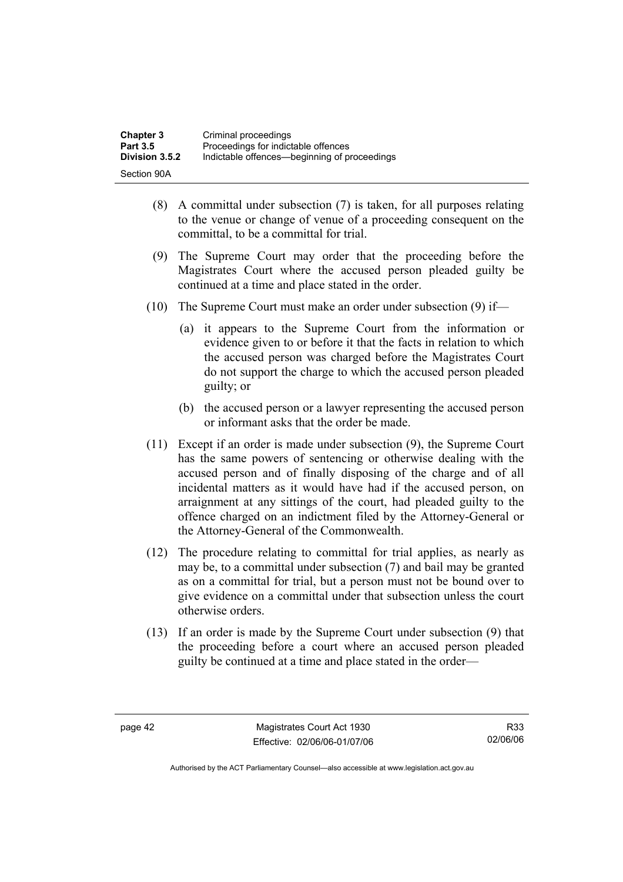(8) A committal under subsection (7) is taken, for all purposes relating to the venue or change of venue of a proceeding consequent on the committal, to be a committal for trial.

(9) The Supreme Court may order that the proceeding before the Magistrates Court where the accused person pleaded guilty be continued at a time and place stated in the order.

(10) The Supreme Court must make an order under subsection (9) if—

(a) it appears to the Supreme Court from the information or evidence given to or before it that the facts in relation to which the accused person was charged before the Magistrates Court do not support the charge to which the accused person pleaded guilty; or

(b) the accused person or a lawyer representing the accused person or informant asks that the order be made.

(11) Except if an order is made under subsection (9), the Supreme Court has the same powers of sentencing or otherwise dealing with the accused person and of finally disposing of the charge and of all incidental matters as it would have had if the accused person, on arraignment at any sittings of the court, had pleaded guilty to the offence charged on an indictment filed by the Attorney-General or the Attorney-General of the Commonwealth.

(12) The procedure relating to committal for trial applies, as nearly as may be, to a committal under subsection (7) and bail may be granted as on a committal for trial, but a person must not be bound over to give evidence on a committal under that subsection unless the court otherwise orders.

(13) If an order is made by the Supreme Court under subsection (9) that the proceeding before a court where an accused person pleaded guilty be continued at a time and place stated in the order—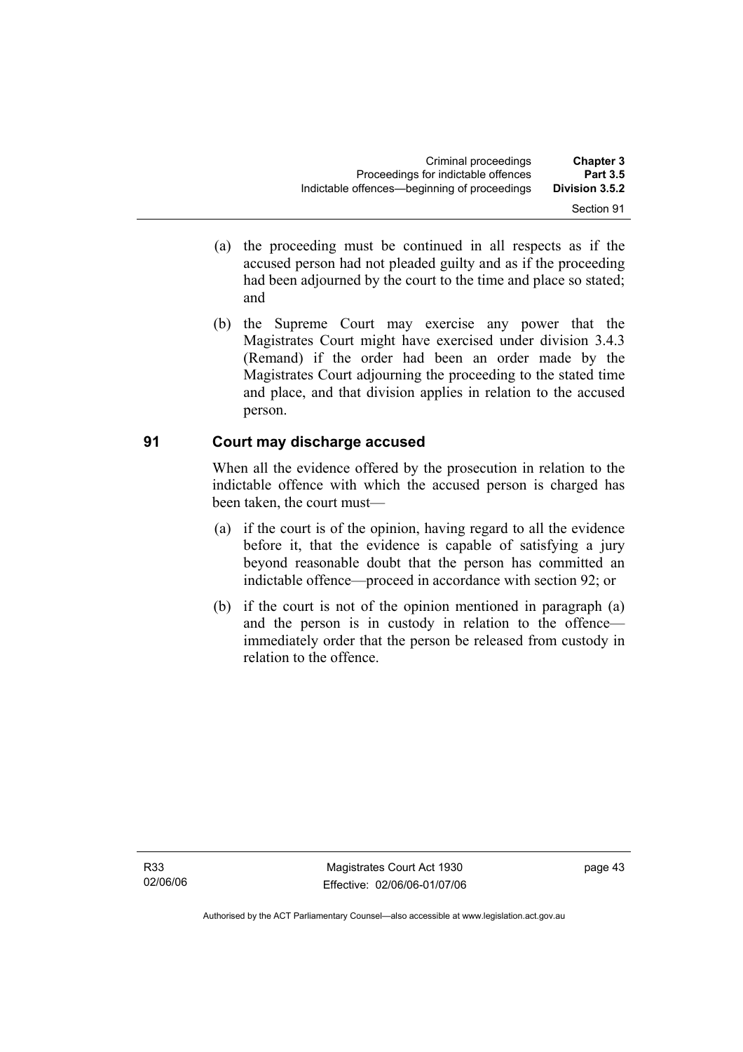- (a) the proceeding must be continued in all respects as if the accused person had not pleaded guilty and as if the proceeding had been adjourned by the court to the time and place so stated; and
- (b) the Supreme Court may exercise any power that the Magistrates Court might have exercised under division 3.4.3 (Remand) if the order had been an order made by the Magistrates Court adjourning the proceeding to the stated time and place, and that division applies in relation to the accused person.

## 91 Court may discharge accused

When all the evidence offered by the prosecution in relation to the indictable offence with which the accused person is charged has been taken, the court must—

- (a) if the court is of the opinion, having regard to all the evidence before it, that the evidence is capable of satisfying a jury beyond reasonable doubt that the person has committed an indictable offence—proceed in accordance with section 92; or
- (b) if the court is not of the opinion mentioned in paragraph (a) and the person is in custody in relation to the offence—immediately order that the person be released from custody in relation to the offence.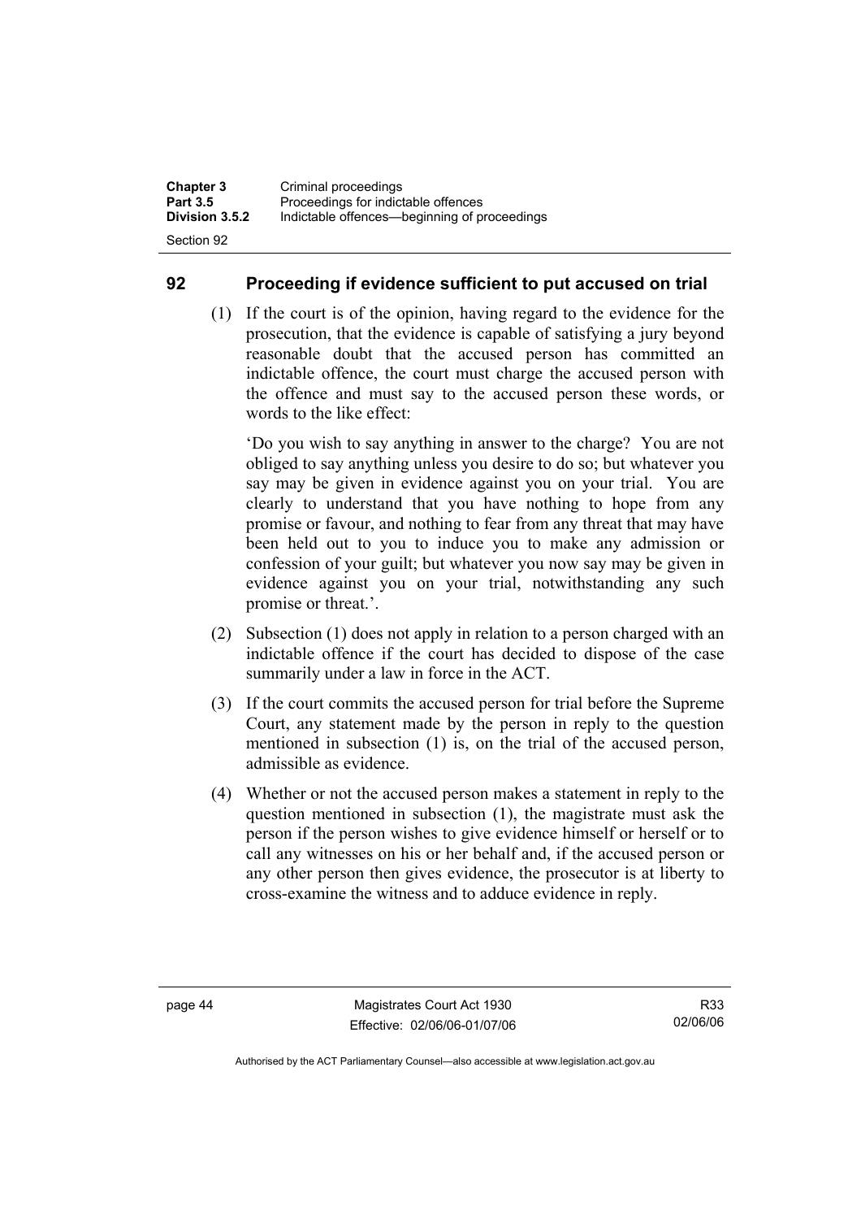## 92 Proceeding if evidence sufficient to put accused on trial

(1) If the court is of the opinion, having regard to the evidence for the prosecution, that the evidence is capable of satisfying a jury beyond reasonable doubt that the accused person has committed an indictable offence, the court must charge the accused person with the offence and must say to the accused person these words, or words to the like effect:

'Do you wish to say anything in answer to the charge? You are not obliged to say anything unless you desire to do so; but whatever you say may be given in evidence against you on your trial. You are clearly to understand that you have nothing to hope from any promise or favour, and nothing to fear from any threat that may have been held out to you to induce you to make any admission or confession of your guilt; but whatever you now say may be given in evidence against you on your trial, notwithstanding any such promise or threat.'.

(2) Subsection (1) does not apply in relation to a person charged with an indictable offence if the court has decided to dispose of the case summarily under a law in force in the ACT.

(3) If the court commits the accused person for trial before the Supreme Court, any statement made by the person in reply to the question mentioned in subsection (1) is, on the trial of the accused person, admissible as evidence.

(4) Whether or not the accused person makes a statement in reply to the question mentioned in subsection (1), the magistrate must ask the person if the person wishes to give evidence himself or herself or to call any witnesses on his or her behalf and, if the accused person or any other person then gives evidence, the prosecutor is at liberty to cross-examine the witness and to adduce evidence in reply.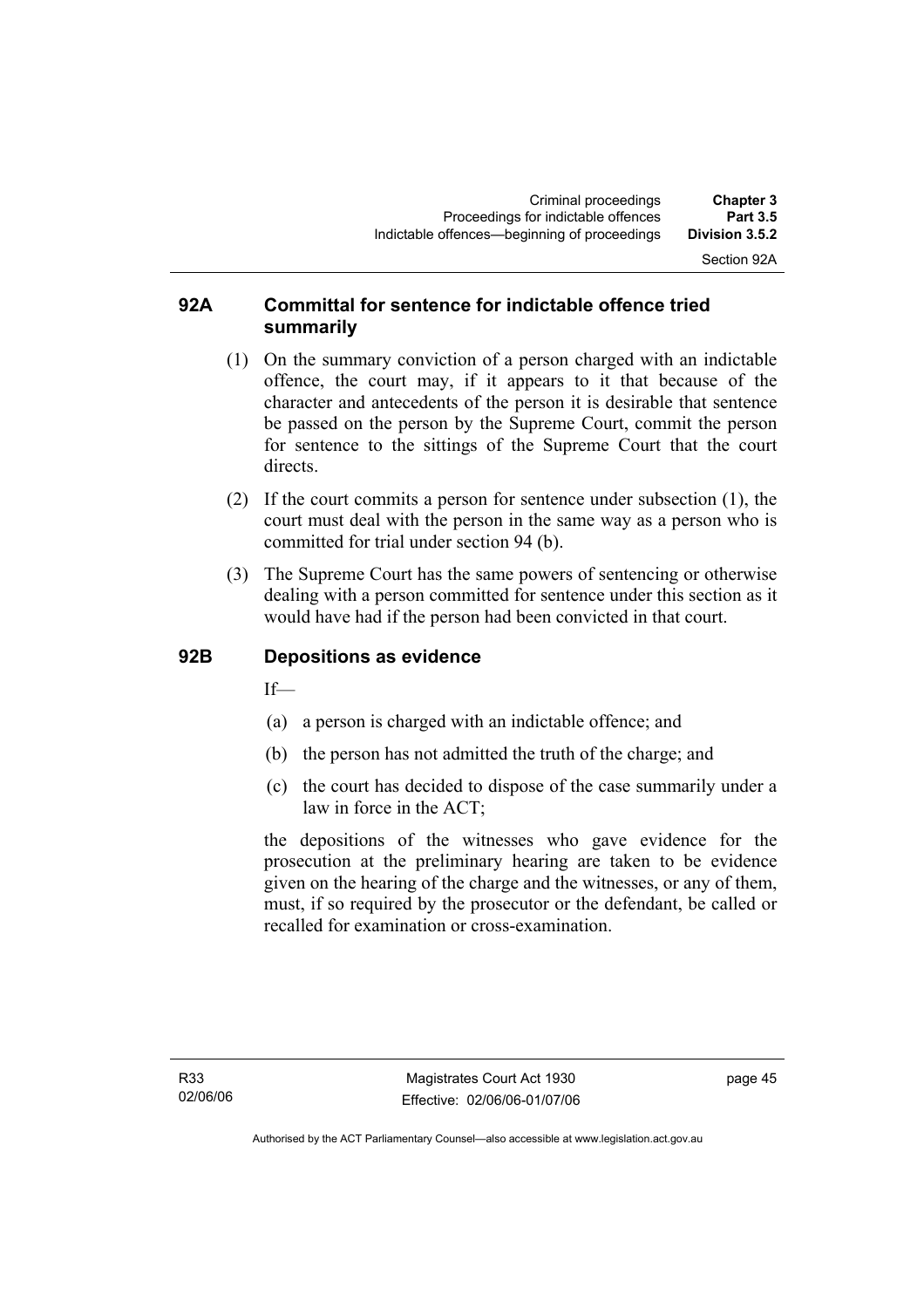## 92A Committal for sentence for indictable offence tried summarily

(1) On the summary conviction of a person charged with an indictable offence, the court may, if it appears to it that because of the character and antecedents of the person it is desirable that sentence be passed on the person by the Supreme Court, commit the person for sentence to the sittings of the Supreme Court that the court directs.

(2) If the court commits a person for sentence under subsection (1), the court must deal with the person in the same way as a person who is committed for trial under section 94 (b).

(3) The Supreme Court has the same powers of sentencing or otherwise dealing with a person committed for sentence under this section as it would have had if the person had been convicted in that court.

## 92B Depositions as evidence

If—

(a) a person is charged with an indictable offence; and

(b) the person has not admitted the truth of the charge; and

(c) the court has decided to dispose of the case summarily under a law in force in the ACT;

the depositions of the witnesses who gave evidence for the prosecution at the preliminary hearing are taken to be evidence given on the hearing of the charge and the witnesses, or any of them, must, if so required by the prosecutor or the defendant, be called or recalled for examination or cross-examination.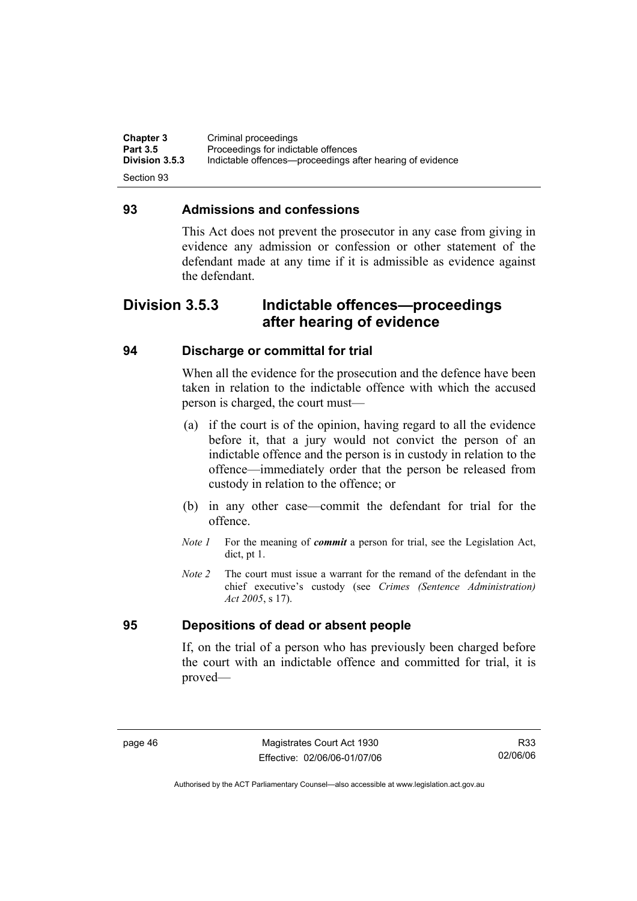## 93 Admissions and confessions

This Act does not prevent the prosecutor in any case from giving in evidence any admission or confession or other statement of the defendant made at any time if it is admissible as evidence against the defendant.

# Division 3.5.3 Indictable offences—proceedings after hearing of evidence

## 94 Discharge or committal for trial

When all the evidence for the prosecution and the defence have been taken in relation to the indictable offence with which the accused person is charged, the court must—

(a) if the court is of the opinion, having regard to all the evidence before it, that a jury would not convict the person of an indictable offence and the person is in custody in relation to the offence—immediately order that the person be released from custody in relation to the offence; or

(b) in any other case—commit the defendant for trial for the offence.

*Note 1* For the meaning of ***commit*** a person for trial, see the Legislation Act, dict, pt 1.

*Note 2* The court must issue a warrant for the remand of the defendant in the chief executive's custody (see *Crimes (Sentence Administration) Act 2005*, s 17).

## 95 Depositions of dead or absent people

If, on the trial of a person who has previously been charged before the court with an indictable offence and committed for trial, it is proved—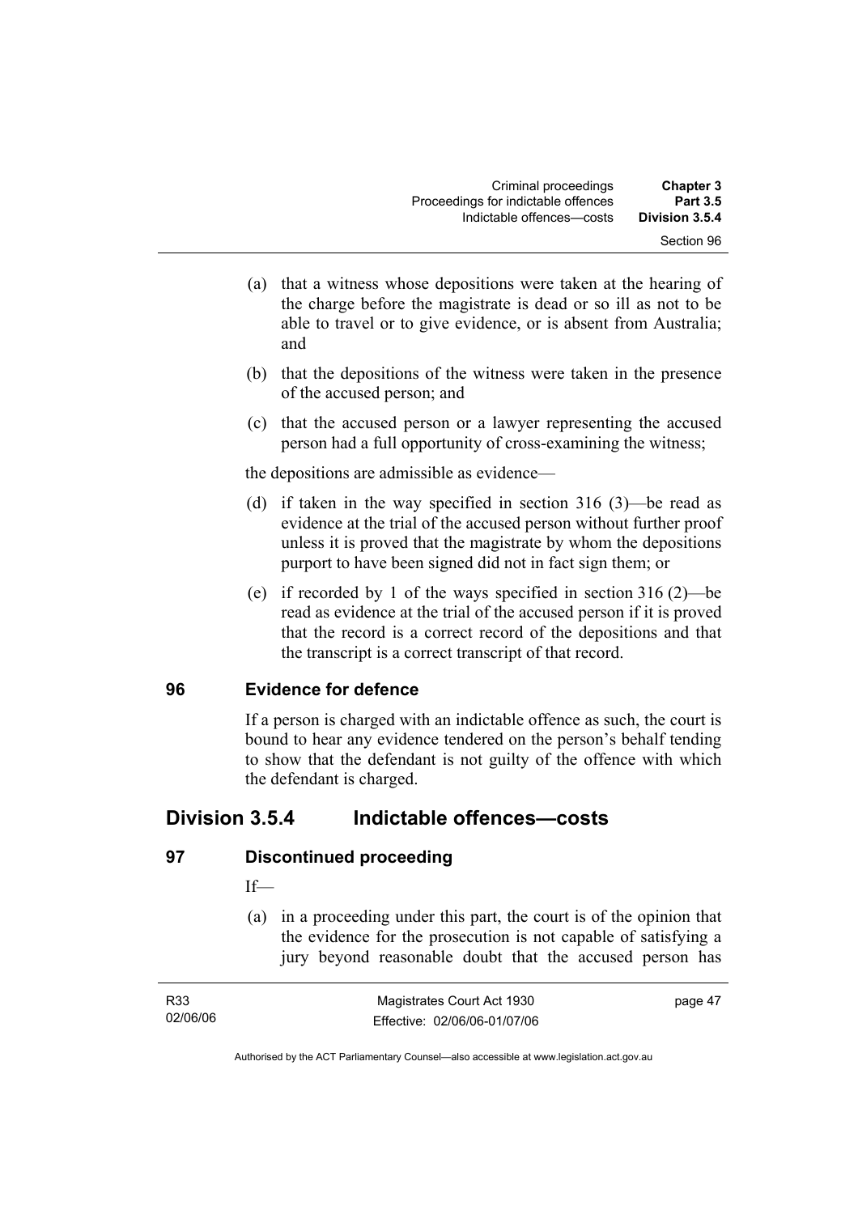(a) that a witness whose depositions were taken at the hearing of the charge before the magistrate is dead or so ill as not to be able to travel or to give evidence, or is absent from Australia; and

(b) that the depositions of the witness were taken in the presence of the accused person; and

(c) that the accused person or a lawyer representing the accused person had a full opportunity of cross-examining the witness;

the depositions are admissible as evidence—

(d) if taken in the way specified in section 316 (3)—be read as evidence at the trial of the accused person without further proof unless it is proved that the magistrate by whom the depositions purport to have been signed did not in fact sign them; or

(e) if recorded by 1 of the ways specified in section 316 (2)—be read as evidence at the trial of the accused person if it is proved that the record is a correct record of the depositions and that the transcript is a correct transcript of that record.

### 96 Evidence for defence

If a person is charged with an indictable offence as such, the court is bound to hear any evidence tendered on the person's behalf tending to show that the defendant is not guilty of the offence with which the defendant is charged.

## Division 3.5.4 Indictable offences—costs

### 97 Discontinued proceeding

If—

(a) in a proceeding under this part, the court is of the opinion that the evidence for the prosecution is not capable of satisfying a jury beyond reasonable doubt that the accused person has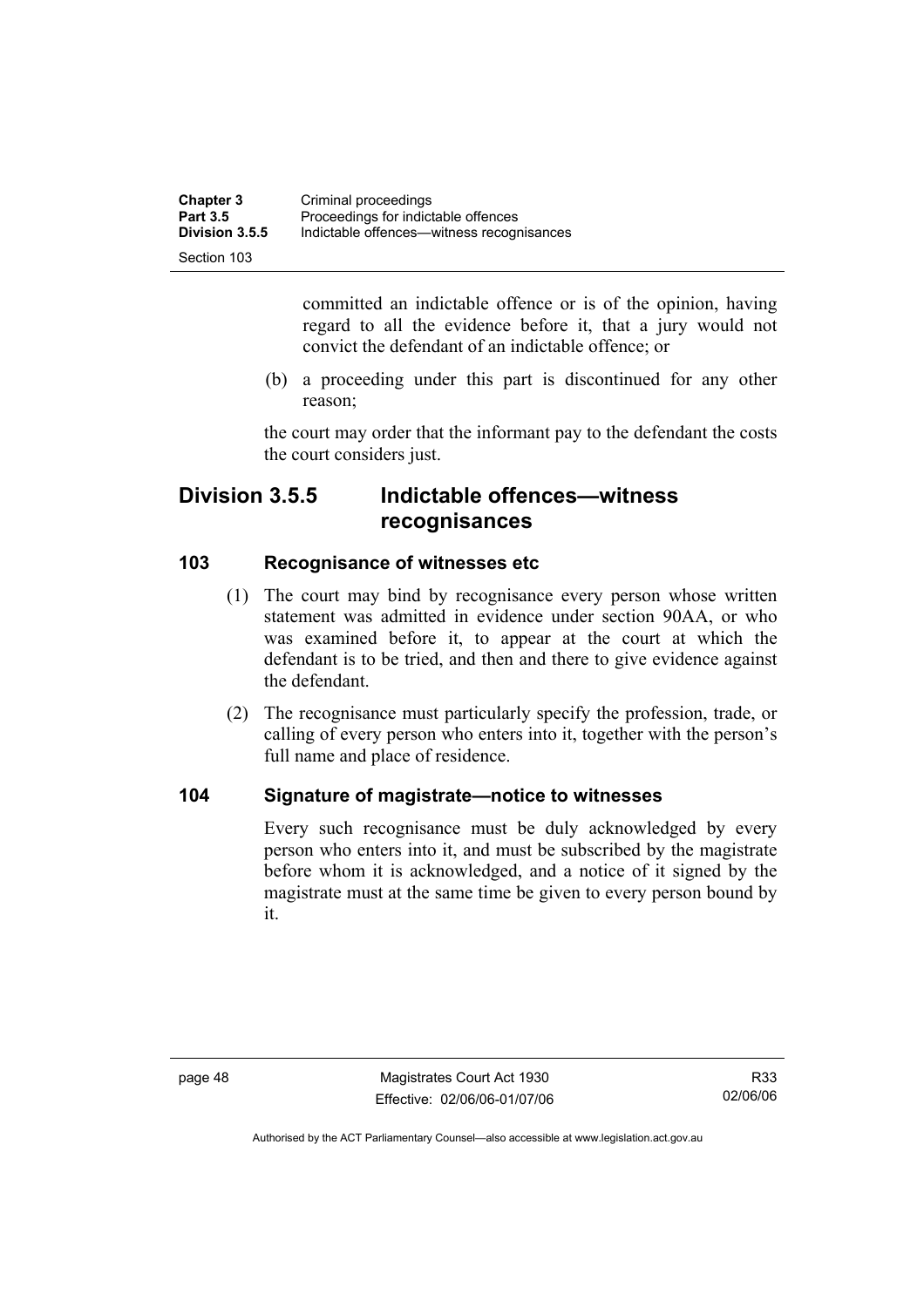committed an indictable offence or is of the opinion, having regard to all the evidence before it, that a jury would not convict the defendant of an indictable offence; or

(b) a proceeding under this part is discontinued for any other reason;

the court may order that the informant pay to the defendant the costs the court considers just.

## Division 3.5.5 Indictable offences—witness recognisances

### 103 Recognisance of witnesses etc

(1) The court may bind by recognisance every person whose written statement was admitted in evidence under section 90AA, or who was examined before it, to appear at the court at which the defendant is to be tried, and then and there to give evidence against the defendant.

(2) The recognisance must particularly specify the profession, trade, or calling of every person who enters into it, together with the person's full name and place of residence.

### 104 Signature of magistrate—notice to witnesses

Every such recognisance must be duly acknowledged by every person who enters into it, and must be subscribed by the magistrate before whom it is acknowledged, and a notice of it signed by the magistrate must at the same time be given to every person bound by it.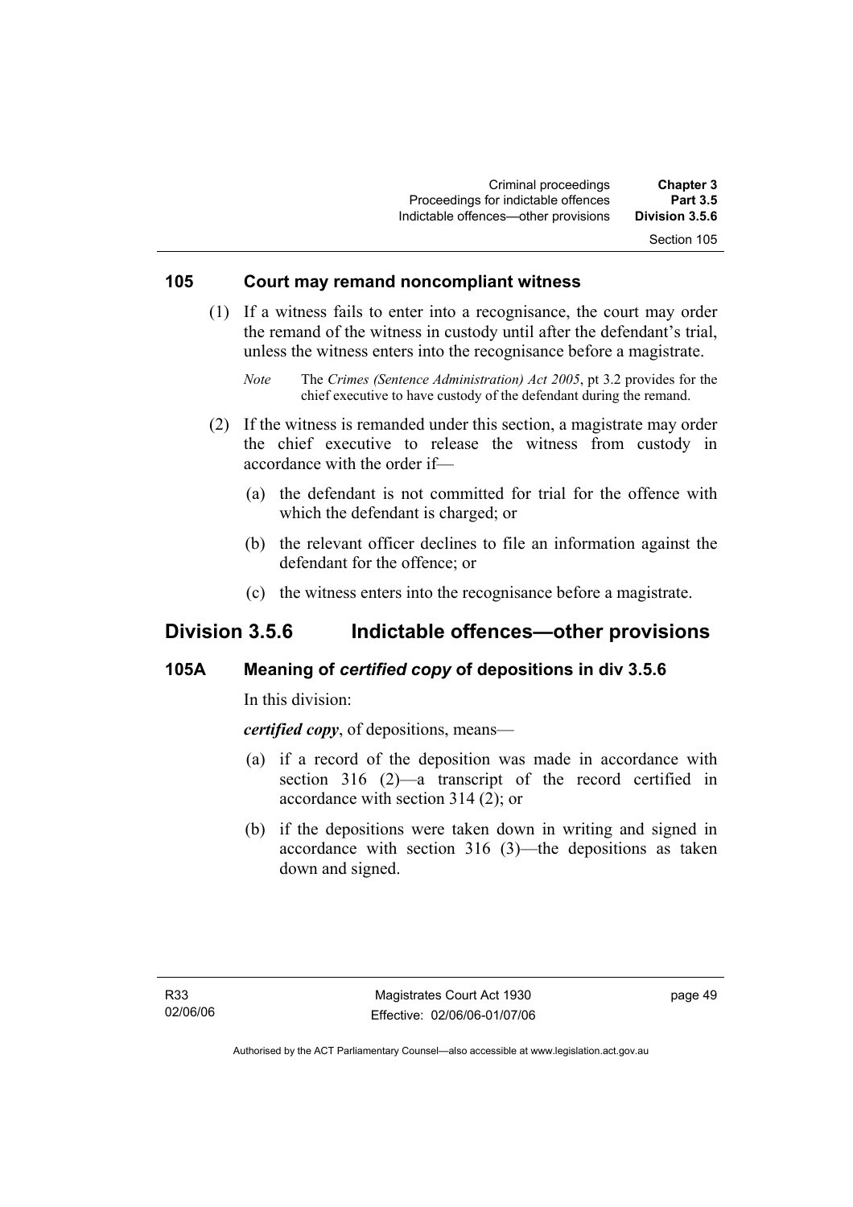### 105 Court may remand noncompliant witness

(1) If a witness fails to enter into a recognisance, the court may order the remand of the witness in custody until after the defendant's trial, unless the witness enters into the recognisance before a magistrate.

*Note* The *Crimes (Sentence Administration) Act 2005*, pt 3.2 provides for the chief executive to have custody of the defendant during the remand.

(2) If the witness is remanded under this section, a magistrate may order the chief executive to release the witness from custody in accordance with the order if—

(a) the defendant is not committed for trial for the offence with which the defendant is charged; or

(b) the relevant officer declines to file an information against the defendant for the offence; or

(c) the witness enters into the recognisance before a magistrate.

## Division 3.5.6 Indictable offences—other provisions

### 105A Meaning of *certified copy* of depositions in div 3.5.6

In this division:

***certified copy***, of depositions, means—

(a) if a record of the deposition was made in accordance with section 316 (2)—a transcript of the record certified in accordance with section 314 (2); or

(b) if the depositions were taken down in writing and signed in accordance with section 316 (3)—the depositions as taken down and signed.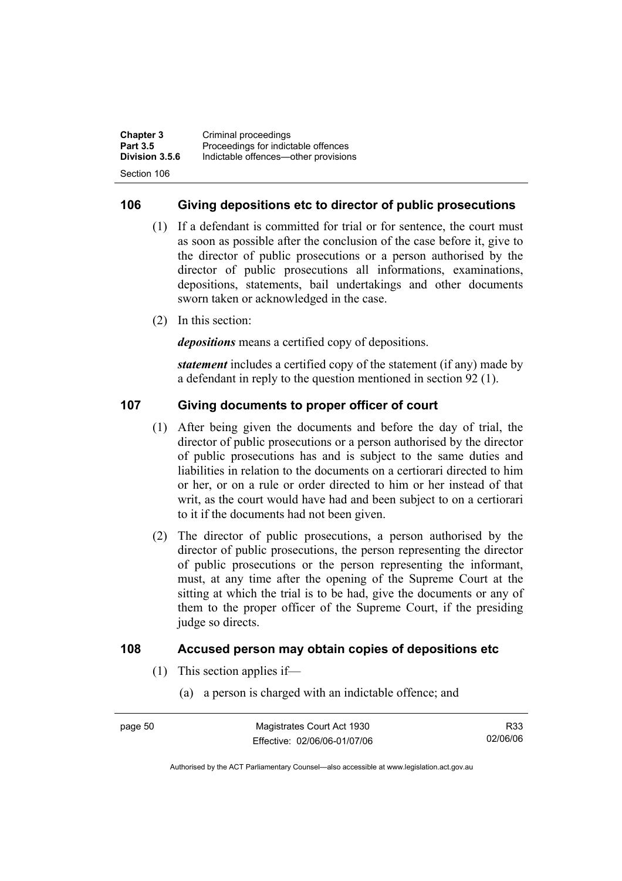## 106 Giving depositions etc to director of public prosecutions

(1) If a defendant is committed for trial or for sentence, the court must as soon as possible after the conclusion of the case before it, give to the director of public prosecutions or a person authorised by the director of public prosecutions all informations, examinations, depositions, statements, bail undertakings and other documents sworn taken or acknowledged in the case.

(2) In this section:

***depositions*** means a certified copy of depositions.

***statement*** includes a certified copy of the statement (if any) made by a defendant in reply to the question mentioned in section 92 (1).

## 107 Giving documents to proper officer of court

(1) After being given the documents and before the day of trial, the director of public prosecutions or a person authorised by the director of public prosecutions has and is subject to the same duties and liabilities in relation to the documents on a certiorari directed to him or her, or on a rule or order directed to him or her instead of that writ, as the court would have had and been subject to on a certiorari to it if the documents had not been given.

(2) The director of public prosecutions, a person authorised by the director of public prosecutions, the person representing the director of public prosecutions or the person representing the informant, must, at any time after the opening of the Supreme Court at the sitting at which the trial is to be had, give the documents or any of them to the proper officer of the Supreme Court, if the presiding judge so directs.

## 108 Accused person may obtain copies of depositions etc

(1) This section applies if—

(a) a person is charged with an indictable offence; and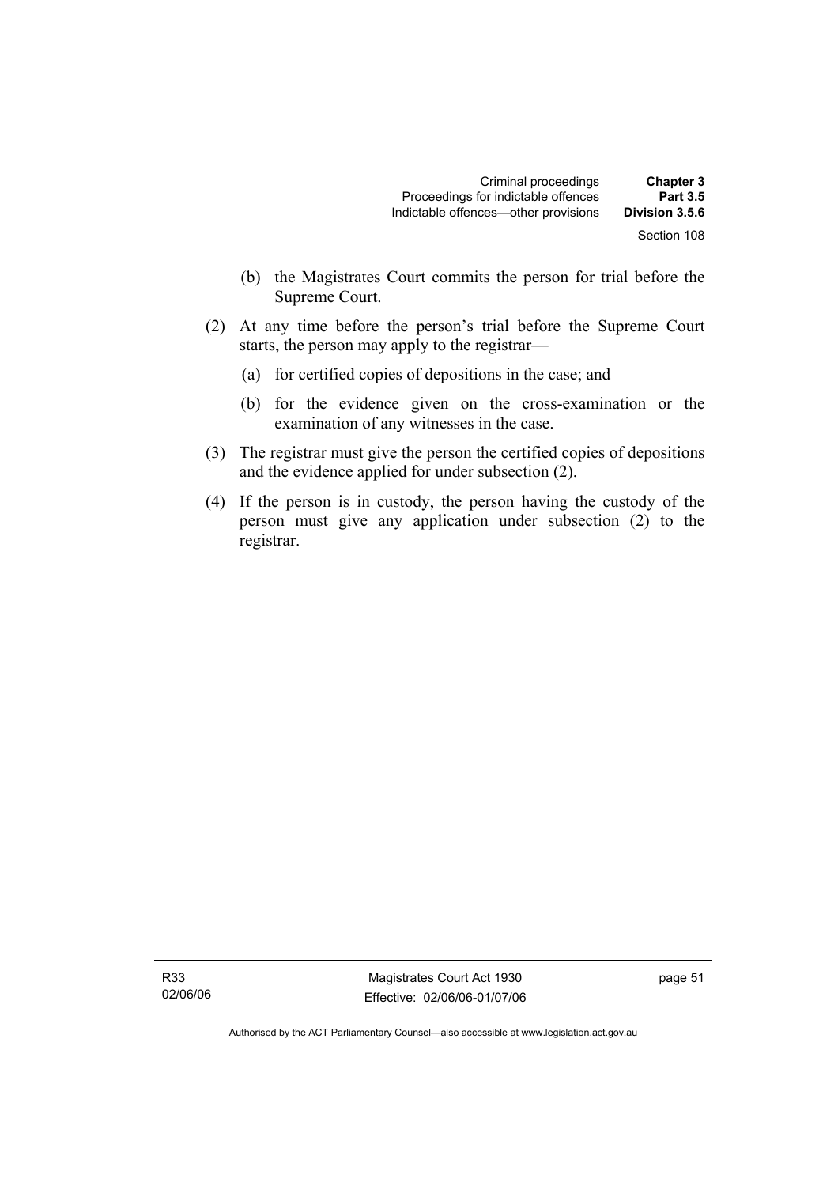(b) the Magistrates Court commits the person for trial before the Supreme Court.

(2) At any time before the person's trial before the Supreme Court starts, the person may apply to the registrar—

(a) for certified copies of depositions in the case; and

(b) for the evidence given on the cross-examination or the examination of any witnesses in the case.

(3) The registrar must give the person the certified copies of depositions and the evidence applied for under subsection (2).

(4) If the person is in custody, the person having the custody of the person must give any application under subsection (2) to the registrar.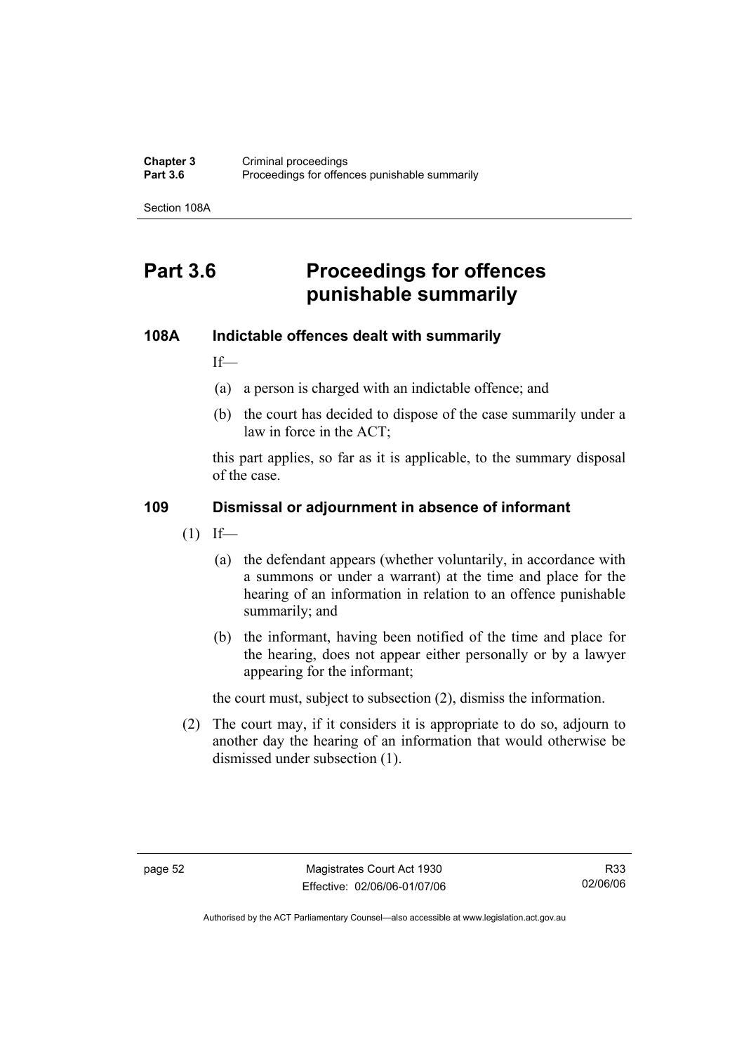# Part 3.6 Proceedings for offences punishable summarily

### 108A Indictable offences dealt with summarily

If—

(a) a person is charged with an indictable offence; and

(b) the court has decided to dispose of the case summarily under a law in force in the ACT;

this part applies, so far as it is applicable, to the summary disposal of the case.

### 109 Dismissal or adjournment in absence of informant

(1) If—

(a) the defendant appears (whether voluntarily, in accordance with a summons or under a warrant) at the time and place for the hearing of an information in relation to an offence punishable summarily; and

(b) the informant, having been notified of the time and place for the hearing, does not appear either personally or by a lawyer appearing for the informant;

the court must, subject to subsection (2), dismiss the information.

(2) The court may, if it considers it is appropriate to do so, adjourn to another day the hearing of an information that would otherwise be dismissed under subsection (1).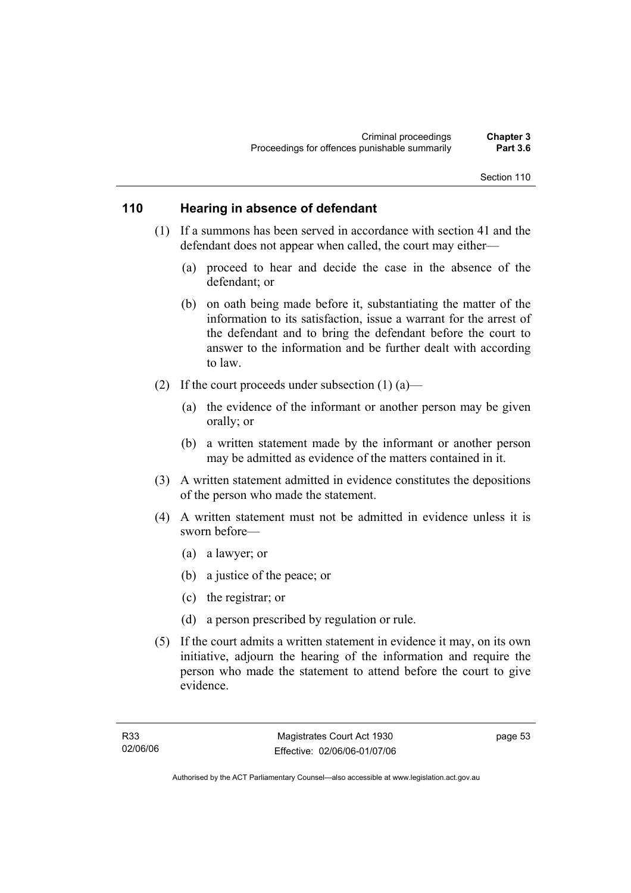## 110 Hearing in absence of defendant

(1) If a summons has been served in accordance with section 41 and the defendant does not appear when called, the court may either—

(a) proceed to hear and decide the case in the absence of the defendant; or

(b) on oath being made before it, substantiating the matter of the information to its satisfaction, issue a warrant for the arrest of the defendant and to bring the defendant before the court to answer to the information and be further dealt with according to law.

(2) If the court proceeds under subsection (1) (a)—

(a) the evidence of the informant or another person may be given orally; or

(b) a written statement made by the informant or another person may be admitted as evidence of the matters contained in it.

(3) A written statement admitted in evidence constitutes the depositions of the person who made the statement.

(4) A written statement must not be admitted in evidence unless it is sworn before—

(a) a lawyer; or

(b) a justice of the peace; or

(c) the registrar; or

(d) a person prescribed by regulation or rule.

(5) If the court admits a written statement in evidence it may, on its own initiative, adjourn the hearing of the information and require the person who made the statement to attend before the court to give evidence.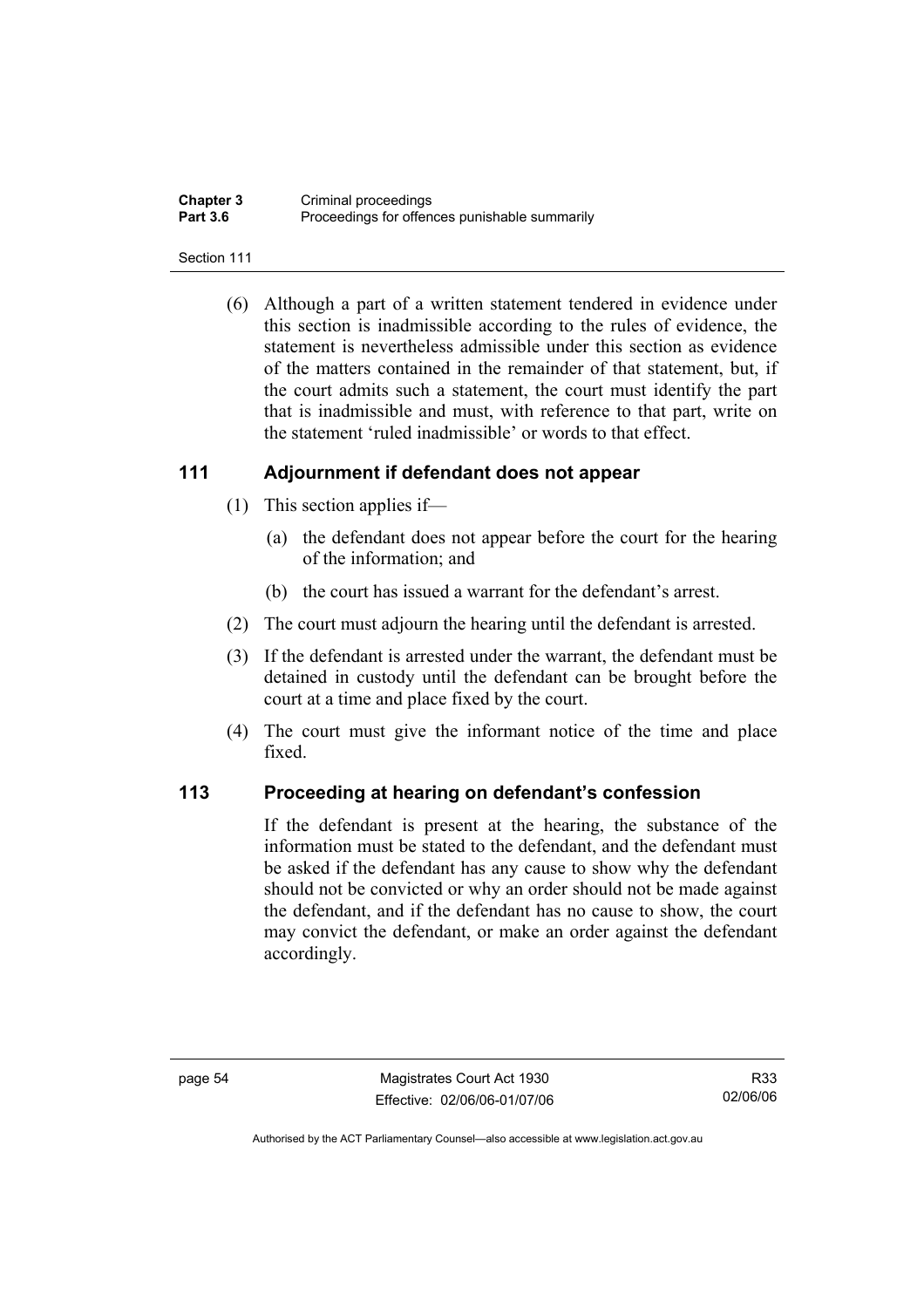(6) Although a part of a written statement tendered in evidence under this section is inadmissible according to the rules of evidence, the statement is nevertheless admissible under this section as evidence of the matters contained in the remainder of that statement, but, if the court admits such a statement, the court must identify the part that is inadmissible and must, with reference to that part, write on the statement 'ruled inadmissible' or words to that effect.

## 111 Adjournment if defendant does not appear

(1) This section applies if—

(a) the defendant does not appear before the court for the hearing of the information; and

(b) the court has issued a warrant for the defendant's arrest.

(2) The court must adjourn the hearing until the defendant is arrested.

(3) If the defendant is arrested under the warrant, the defendant must be detained in custody until the defendant can be brought before the court at a time and place fixed by the court.

(4) The court must give the informant notice of the time and place fixed.

## 113 Proceeding at hearing on defendant's confession

If the defendant is present at the hearing, the substance of the information must be stated to the defendant, and the defendant must be asked if the defendant has any cause to show why the defendant should not be convicted or why an order should not be made against the defendant, and if the defendant has no cause to show, the court may convict the defendant, or make an order against the defendant accordingly.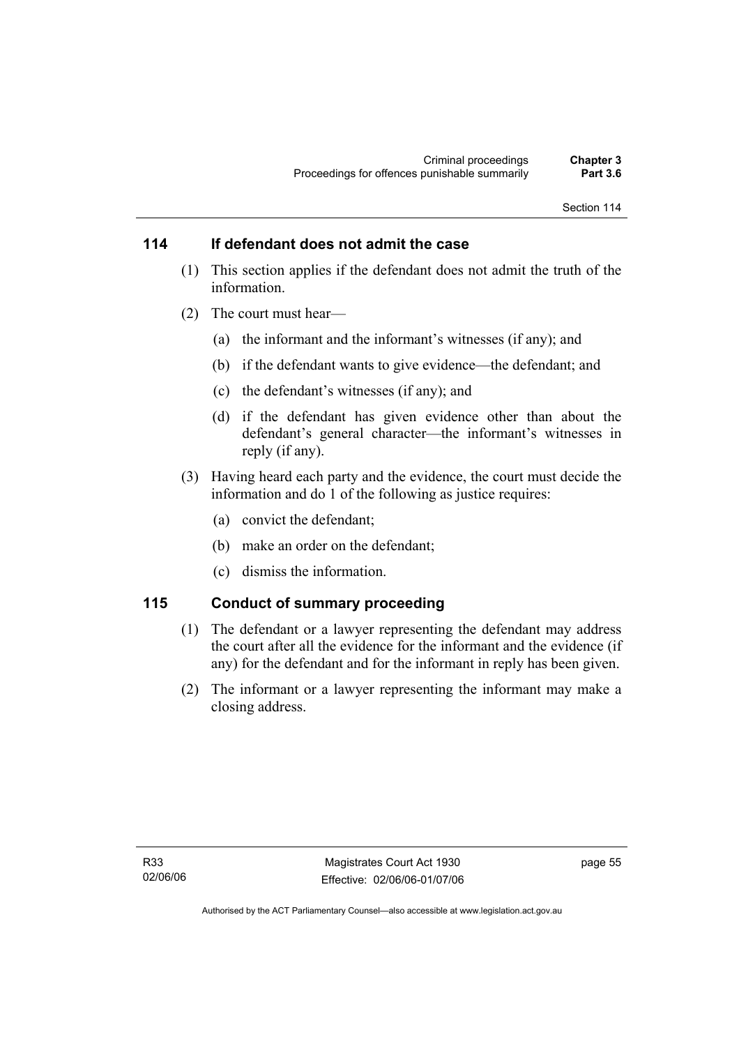## 114 If defendant does not admit the case

(1) This section applies if the defendant does not admit the truth of the information.

(2) The court must hear—

(a) the informant and the informant's witnesses (if any); and

(b) if the defendant wants to give evidence—the defendant; and

(c) the defendant's witnesses (if any); and

(d) if the defendant has given evidence other than about the defendant's general character—the informant's witnesses in reply (if any).

(3) Having heard each party and the evidence, the court must decide the information and do 1 of the following as justice requires:

(a) convict the defendant;

(b) make an order on the defendant;

(c) dismiss the information.

## 115 Conduct of summary proceeding

(1) The defendant or a lawyer representing the defendant may address the court after all the evidence for the informant and the evidence (if any) for the defendant and for the informant in reply has been given.

(2) The informant or a lawyer representing the informant may make a closing address.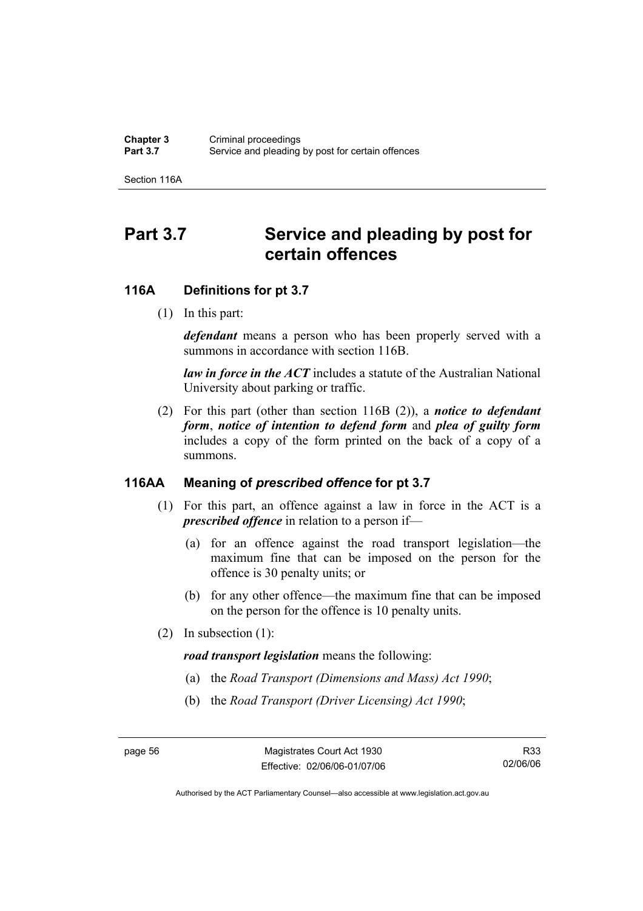# Part 3.7 Service and pleading by post for certain offences

## 116A Definitions for pt 3.7

(1) In this part:

***defendant*** means a person who has been properly served with a summons in accordance with section 116B.

***law in force in the ACT*** includes a statute of the Australian National University about parking or traffic.

(2) For this part (other than section 116B (2)), a ***notice to defendant form***, ***notice of intention to defend form*** and ***plea of guilty form*** includes a copy of the form printed on the back of a copy of a summons.

## 116AA Meaning of *prescribed offence* for pt 3.7

(1) For this part, an offence against a law in force in the ACT is a ***prescribed offence*** in relation to a person if—

(a) for an offence against the road transport legislation—the maximum fine that can be imposed on the person for the offence is 30 penalty units; or

(b) for any other offence—the maximum fine that can be imposed on the person for the offence is 10 penalty units.

(2) In subsection (1):

***road transport legislation*** means the following:

(a) the *Road Transport (Dimensions and Mass) Act 1990*;

(b) the *Road Transport (Driver Licensing) Act 1990*;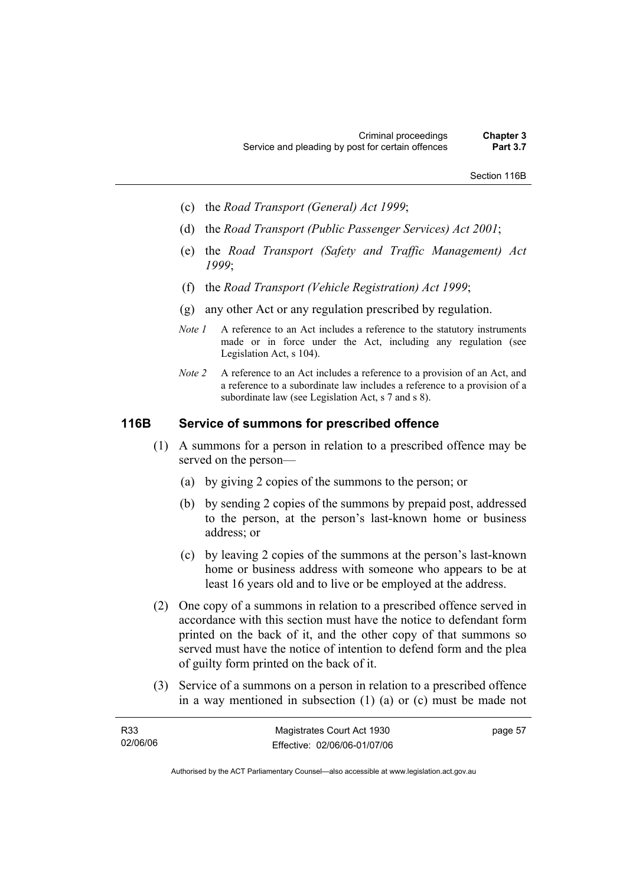(c) the *Road Transport (General) Act 1999*;

(d) the *Road Transport (Public Passenger Services) Act 2001*;

(e) the *Road Transport (Safety and Traffic Management) Act 1999*;

(f) the *Road Transport (Vehicle Registration) Act 1999*;

(g) any other Act or any regulation prescribed by regulation.

*Note 1* A reference to an Act includes a reference to the statutory instruments made or in force under the Act, including any regulation (see Legislation Act, s 104).

*Note 2* A reference to an Act includes a reference to a provision of an Act, and a reference to a subordinate law includes a reference to a provision of a subordinate law (see Legislation Act, s 7 and s 8).

## 116B Service of summons for prescribed offence

(1) A summons for a person in relation to a prescribed offence may be served on the person—

(a) by giving 2 copies of the summons to the person; or

(b) by sending 2 copies of the summons by prepaid post, addressed to the person, at the person's last-known home or business address; or

(c) by leaving 2 copies of the summons at the person's last-known home or business address with someone who appears to be at least 16 years old and to live or be employed at the address.

(2) One copy of a summons in relation to a prescribed offence served in accordance with this section must have the notice to defendant form printed on the back of it, and the other copy of that summons so served must have the notice of intention to defend form and the plea of guilty form printed on the back of it.

(3) Service of a summons on a person in relation to a prescribed offence in a way mentioned in subsection (1) (a) or (c) must be made not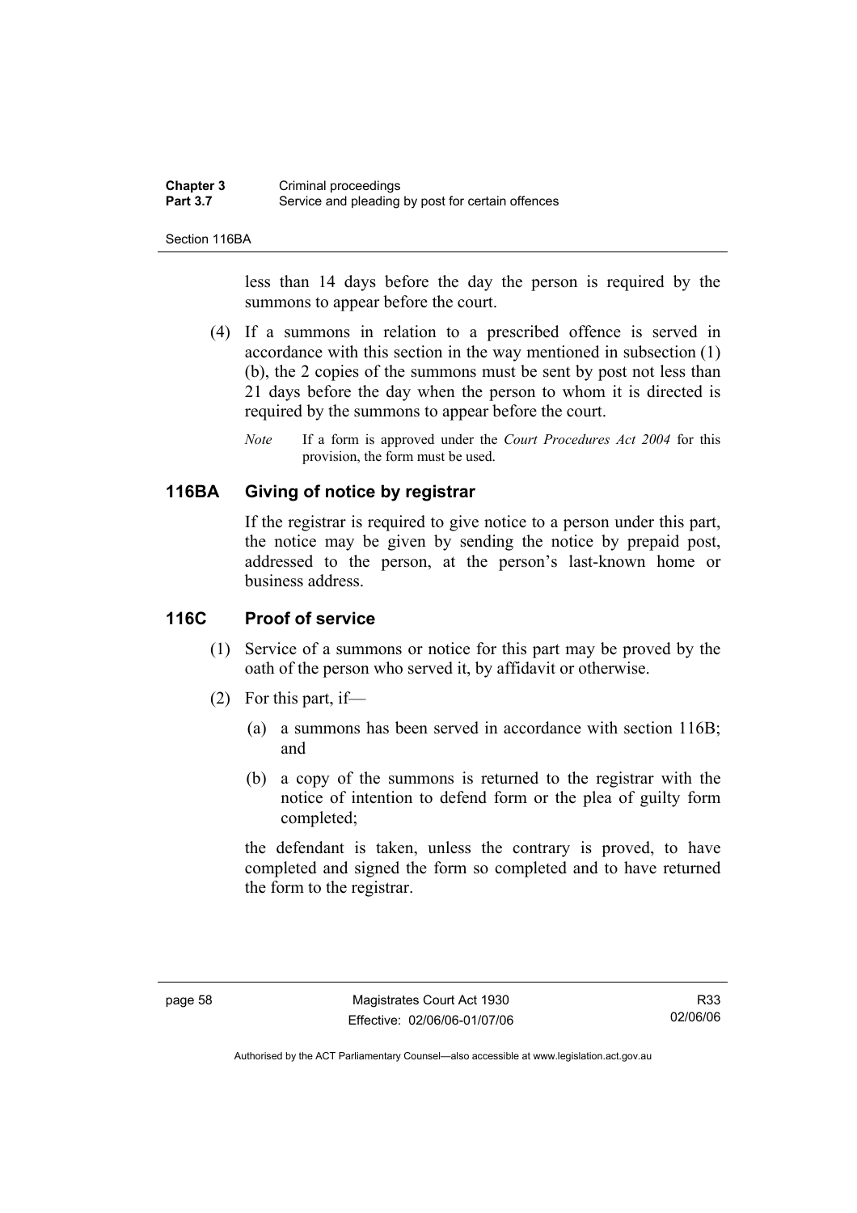less than 14 days before the day the person is required by the summons to appear before the court.

(4) If a summons in relation to a prescribed offence is served in accordance with this section in the way mentioned in subsection (1) (b), the 2 copies of the summons must be sent by post not less than 21 days before the day when the person to whom it is directed is required by the summons to appear before the court.

*Note* If a form is approved under the *Court Procedures Act 2004* for this provision, the form must be used.

## 116BA Giving of notice by registrar

If the registrar is required to give notice to a person under this part, the notice may be given by sending the notice by prepaid post, addressed to the person, at the person's last-known home or business address.

## 116C Proof of service

(1) Service of a summons or notice for this part may be proved by the oath of the person who served it, by affidavit or otherwise.

(2) For this part, if—

(a) a summons has been served in accordance with section 116B; and

(b) a copy of the summons is returned to the registrar with the notice of intention to defend form or the plea of guilty form completed;

the defendant is taken, unless the contrary is proved, to have completed and signed the form so completed and to have returned the form to the registrar.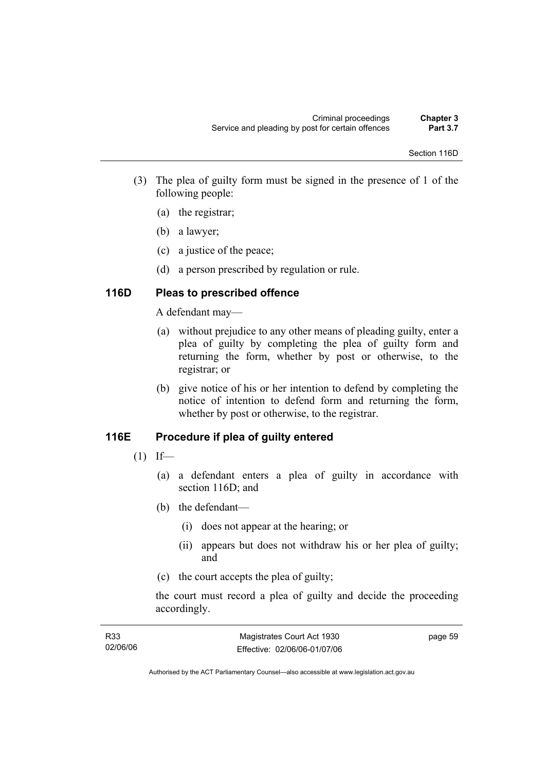(3) The plea of guilty form must be signed in the presence of 1 of the following people:

(a) the registrar;

(b) a lawyer;

(c) a justice of the peace;

(d) a person prescribed by regulation or rule.

### 116D Pleas to prescribed offence

A defendant may—

(a) without prejudice to any other means of pleading guilty, enter a plea of guilty by completing the plea of guilty form and returning the form, whether by post or otherwise, to the registrar; or

(b) give notice of his or her intention to defend by completing the notice of intention to defend form and returning the form, whether by post or otherwise, to the registrar.

### 116E Procedure if plea of guilty entered

(1) If—

(a) a defendant enters a plea of guilty in accordance with section 116D; and

(b) the defendant—

(i) does not appear at the hearing; or

(ii) appears but does not withdraw his or her plea of guilty; and

(c) the court accepts the plea of guilty;

the court must record a plea of guilty and decide the proceeding accordingly.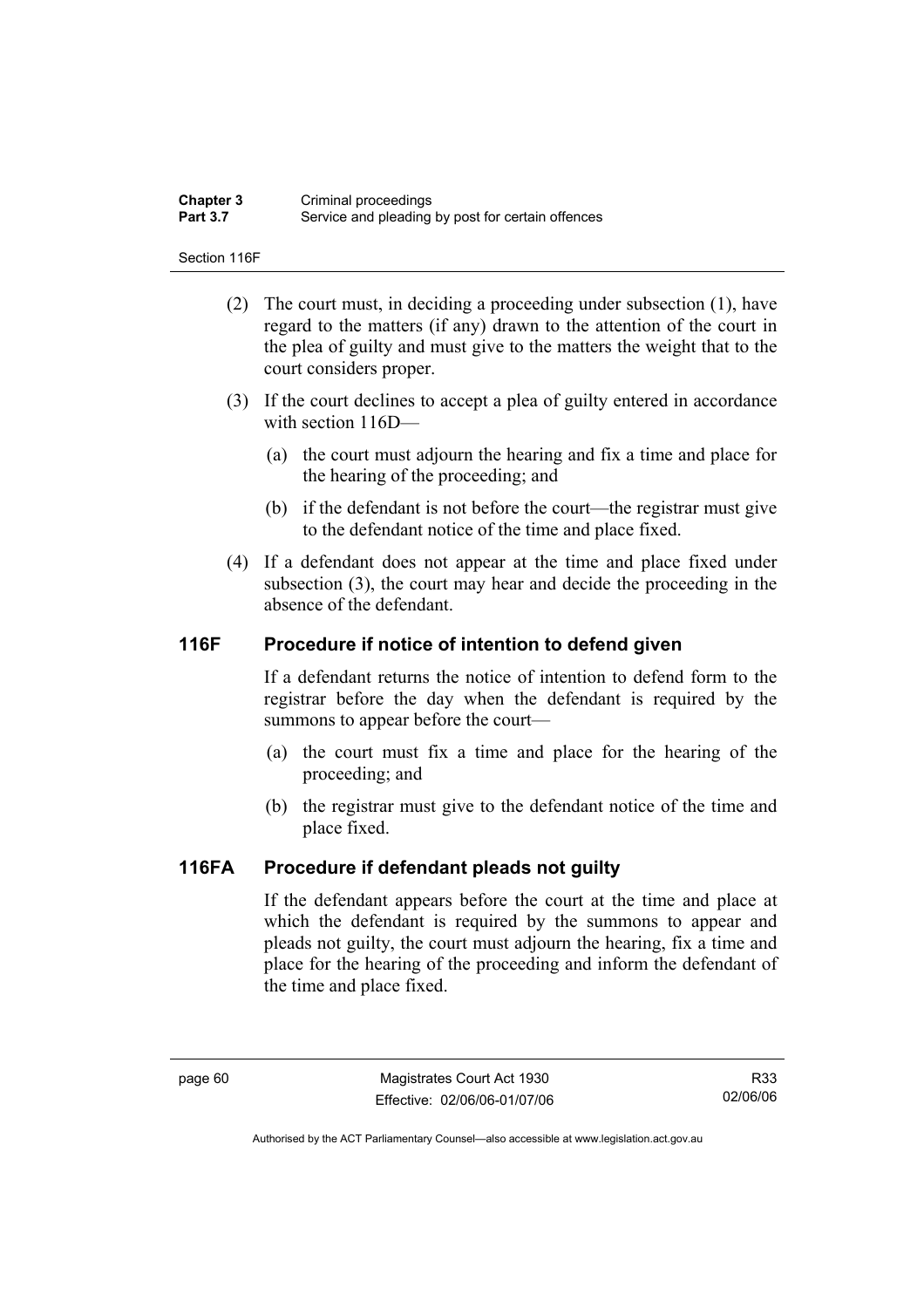(2) The court must, in deciding a proceeding under subsection (1), have regard to the matters (if any) drawn to the attention of the court in the plea of guilty and must give to the matters the weight that to the court considers proper.

(3) If the court declines to accept a plea of guilty entered in accordance with section 116D—

(a) the court must adjourn the hearing and fix a time and place for the hearing of the proceeding; and

(b) if the defendant is not before the court—the registrar must give to the defendant notice of the time and place fixed.

(4) If a defendant does not appear at the time and place fixed under subsection (3), the court may hear and decide the proceeding in the absence of the defendant.

## 116F Procedure if notice of intention to defend given

If a defendant returns the notice of intention to defend form to the registrar before the day when the defendant is required by the summons to appear before the court—

(a) the court must fix a time and place for the hearing of the proceeding; and

(b) the registrar must give to the defendant notice of the time and place fixed.

## 116FA Procedure if defendant pleads not guilty

If the defendant appears before the court at the time and place at which the defendant is required by the summons to appear and pleads not guilty, the court must adjourn the hearing, fix a time and place for the hearing of the proceeding and inform the defendant of the time and place fixed.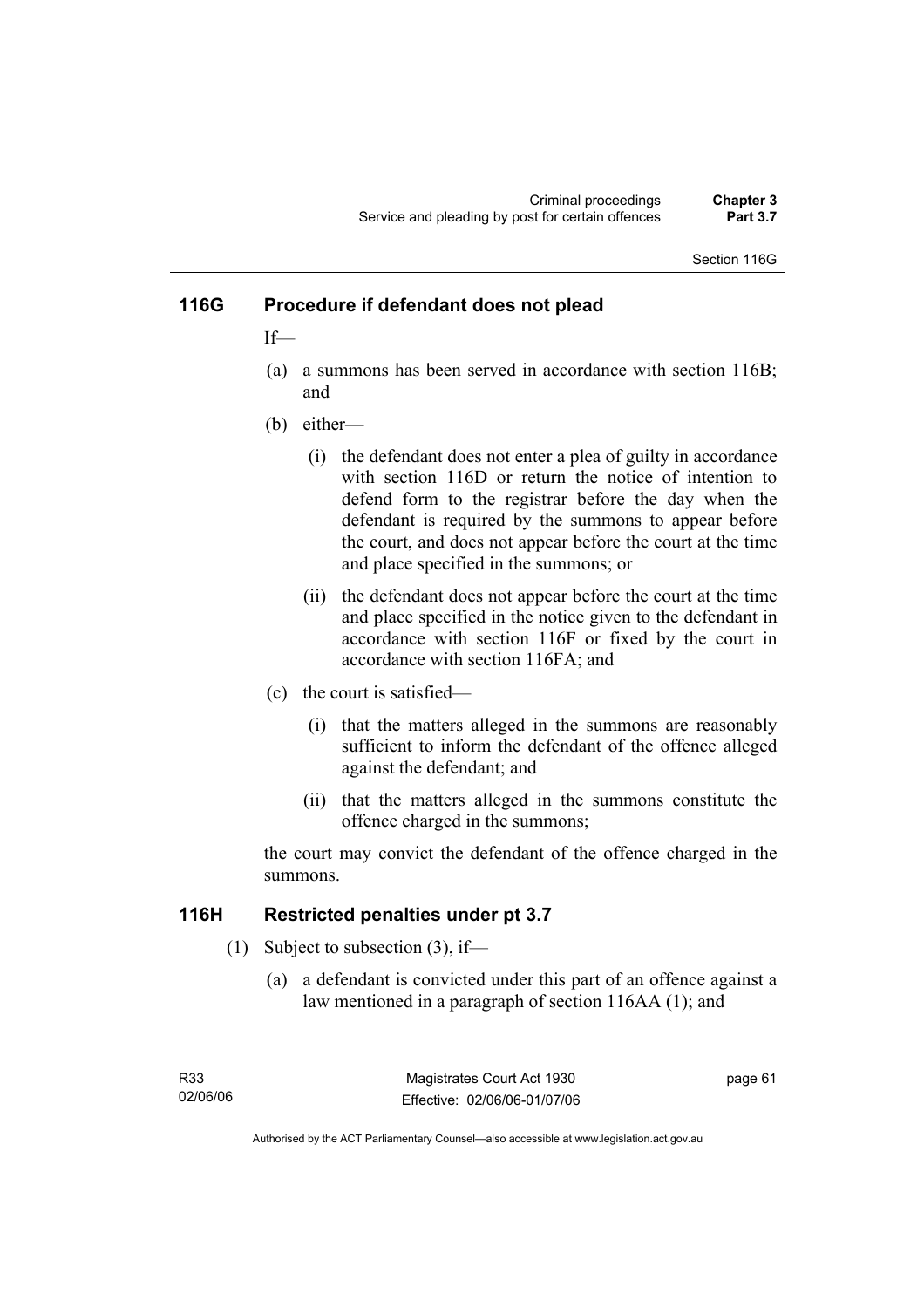## 116G Procedure if defendant does not plead

If—

(a) a summons has been served in accordance with section 116B; and

(b) either—

  (i) the defendant does not enter a plea of guilty in accordance with section 116D or return the notice of intention to defend form to the registrar before the day when the defendant is required by the summons to appear before the court, and does not appear before the court at the time and place specified in the summons; or

  (ii) the defendant does not appear before the court at the time and place specified in the notice given to the defendant in accordance with section 116F or fixed by the court in accordance with section 116FA; and

(c) the court is satisfied—

  (i) that the matters alleged in the summons are reasonably sufficient to inform the defendant of the offence alleged against the defendant; and

  (ii) that the matters alleged in the summons constitute the offence charged in the summons;

the court may convict the defendant of the offence charged in the summons.

## 116H Restricted penalties under pt 3.7

(1) Subject to subsection (3), if—

  (a) a defendant is convicted under this part of an offence against a law mentioned in a paragraph of section 116AA (1); and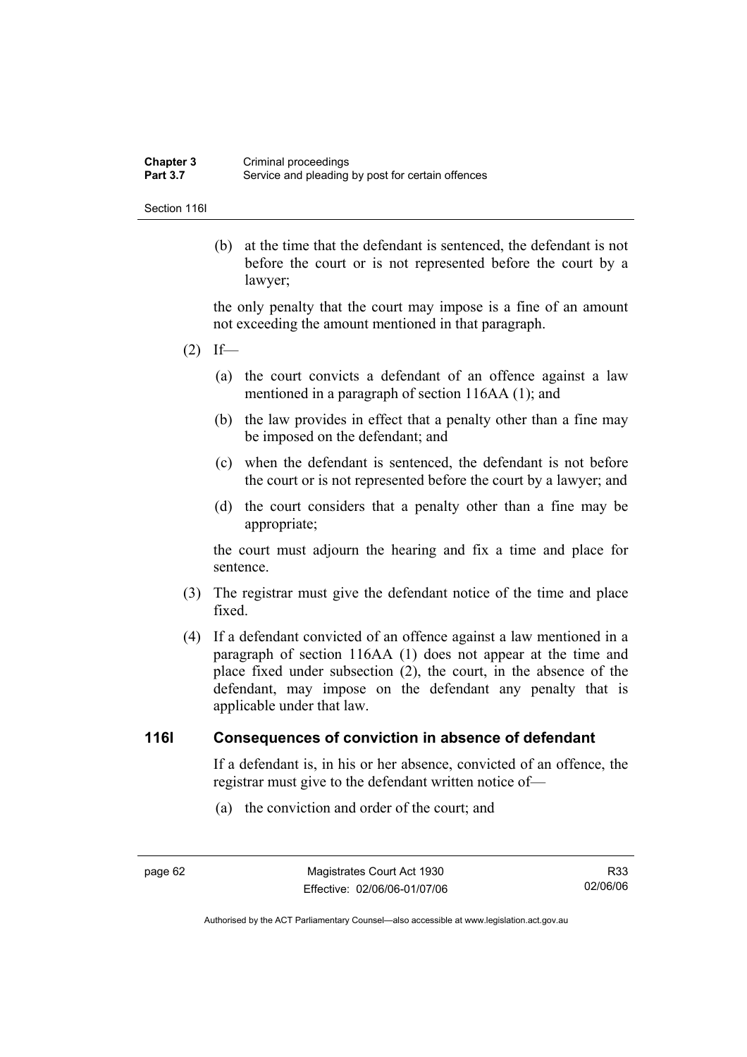(b) at the time that the defendant is sentenced, the defendant is not before the court or is not represented before the court by a lawyer;

the only penalty that the court may impose is a fine of an amount not exceeding the amount mentioned in that paragraph.

(2) If—

(a) the court convicts a defendant of an offence against a law mentioned in a paragraph of section 116AA (1); and

(b) the law provides in effect that a penalty other than a fine may be imposed on the defendant; and

(c) when the defendant is sentenced, the defendant is not before the court or is not represented before the court by a lawyer; and

(d) the court considers that a penalty other than a fine may be appropriate;

the court must adjourn the hearing and fix a time and place for sentence.

(3) The registrar must give the defendant notice of the time and place fixed.

(4) If a defendant convicted of an offence against a law mentioned in a paragraph of section 116AA (1) does not appear at the time and place fixed under subsection (2), the court, in the absence of the defendant, may impose on the defendant any penalty that is applicable under that law.

### 116I Consequences of conviction in absence of defendant

If a defendant is, in his or her absence, convicted of an offence, the registrar must give to the defendant written notice of—

(a) the conviction and order of the court; and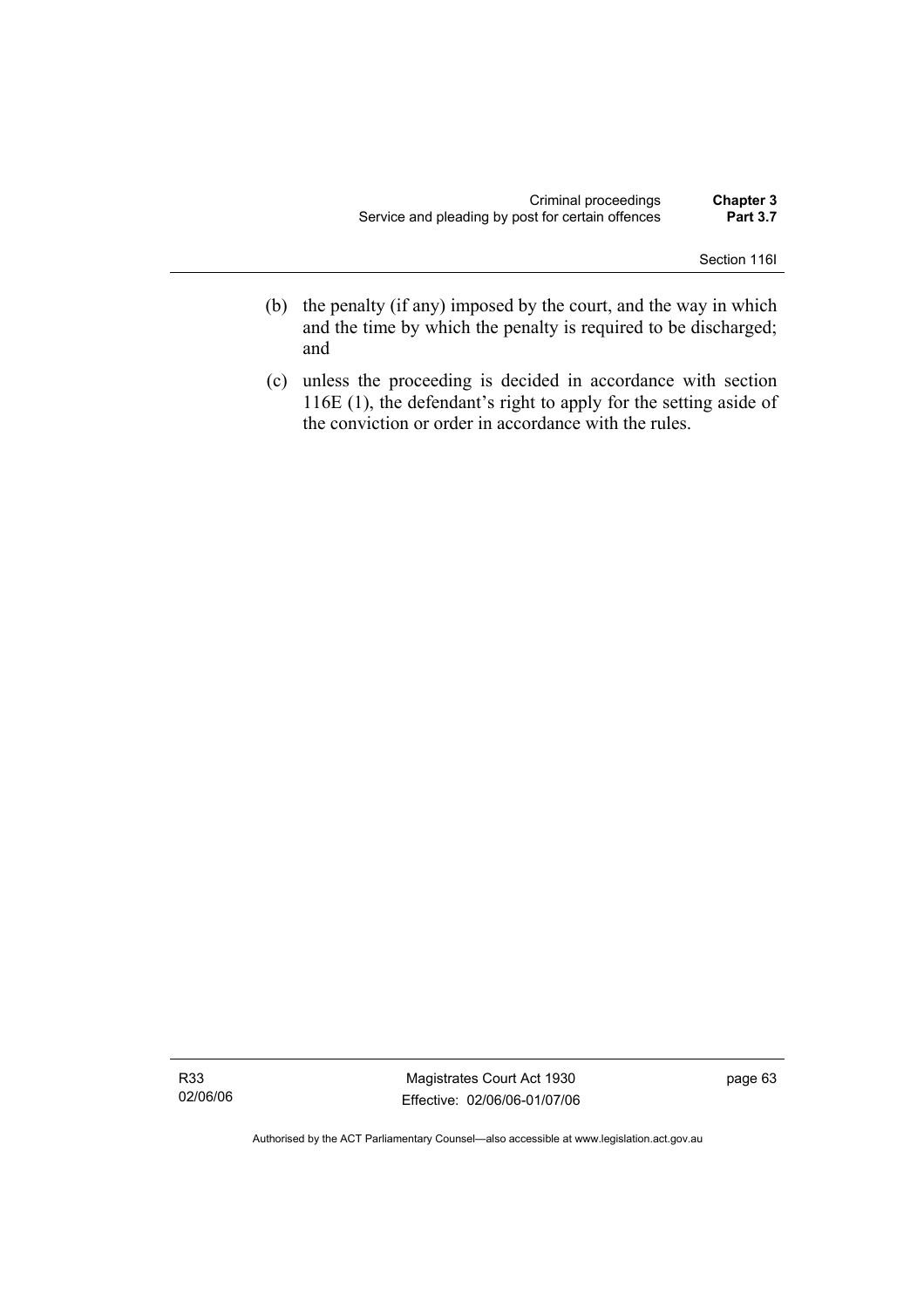(b) the penalty (if any) imposed by the court, and the way in which and the time by which the penalty is required to be discharged; and

(c) unless the proceeding is decided in accordance with section 116E (1), the defendant's right to apply for the setting aside of the conviction or order in accordance with the rules.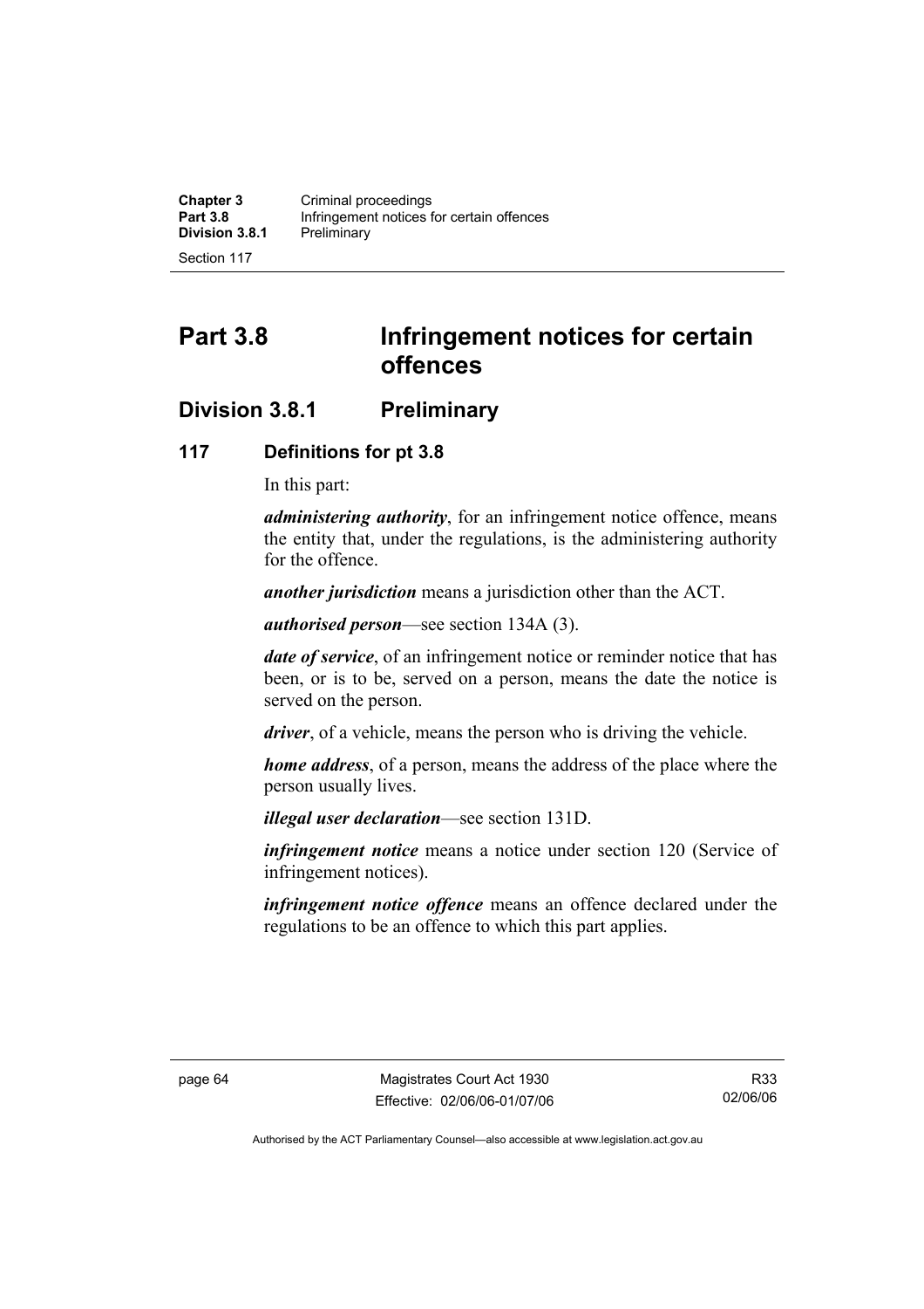# Part 3.8 Infringement notices for certain offences

## Division 3.8.1 Preliminary

### 117 Definitions for pt 3.8

In this part:

***administering authority***, for an infringement notice offence, means the entity that, under the regulations, is the administering authority for the offence.

***another jurisdiction*** means a jurisdiction other than the ACT.

***authorised person***—see section 134A (3).

***date of service***, of an infringement notice or reminder notice that has been, or is to be, served on a person, means the date the notice is served on the person.

***driver***, of a vehicle, means the person who is driving the vehicle.

***home address***, of a person, means the address of the place where the person usually lives.

***illegal user declaration***—see section 131D.

***infringement notice*** means a notice under section 120 (Service of infringement notices).

***infringement notice offence*** means an offence declared under the regulations to be an offence to which this part applies.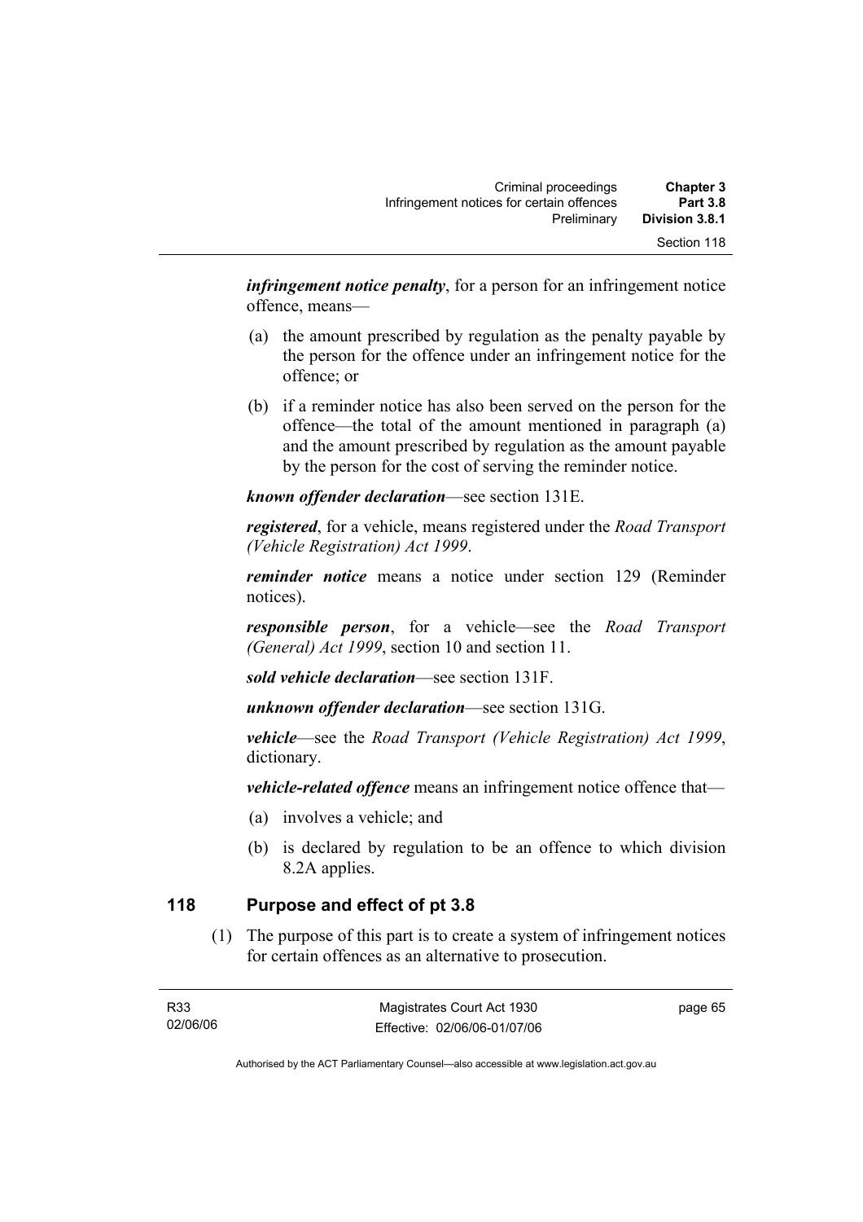***infringement notice penalty***, for a person for an infringement notice offence, means—

(a) the amount prescribed by regulation as the penalty payable by the person for the offence under an infringement notice for the offence; or

(b) if a reminder notice has also been served on the person for the offence—the total of the amount mentioned in paragraph (a) and the amount prescribed by regulation as the amount payable by the person for the cost of serving the reminder notice.

***known offender declaration***—see section 131E.

***registered***, for a vehicle, means registered under the *Road Transport (Vehicle Registration) Act 1999*.

***reminder notice*** means a notice under section 129 (Reminder notices).

***responsible person***, for a vehicle—see the *Road Transport (General) Act 1999*, section 10 and section 11.

***sold vehicle declaration***—see section 131F.

***unknown offender declaration***—see section 131G.

***vehicle***—see the *Road Transport (Vehicle Registration) Act 1999*, dictionary.

***vehicle-related offence*** means an infringement notice offence that—

(a) involves a vehicle; and

(b) is declared by regulation to be an offence to which division 8.2A applies.

## 118 Purpose and effect of pt 3.8

(1) The purpose of this part is to create a system of infringement notices for certain offences as an alternative to prosecution.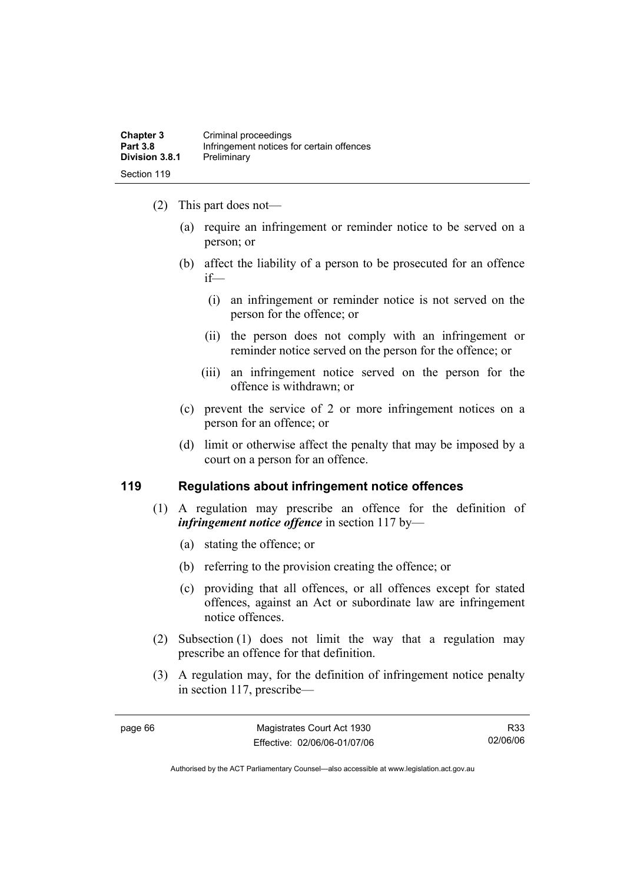(2) This part does not—

(a) require an infringement or reminder notice to be served on a person; or

(b) affect the liability of a person to be prosecuted for an offence if—

(i) an infringement or reminder notice is not served on the person for the offence; or

(ii) the person does not comply with an infringement or reminder notice served on the person for the offence; or

(iii) an infringement notice served on the person for the offence is withdrawn; or

(c) prevent the service of 2 or more infringement notices on a person for an offence; or

(d) limit or otherwise affect the penalty that may be imposed by a court on a person for an offence.

## 119 Regulations about infringement notice offences

(1) A regulation may prescribe an offence for the definition of ***infringement notice offence*** in section 117 by—

(a) stating the offence; or

(b) referring to the provision creating the offence; or

(c) providing that all offences, or all offences except for stated offences, against an Act or subordinate law are infringement notice offences.

(2) Subsection (1) does not limit the way that a regulation may prescribe an offence for that definition.

(3) A regulation may, for the definition of infringement notice penalty in section 117, prescribe—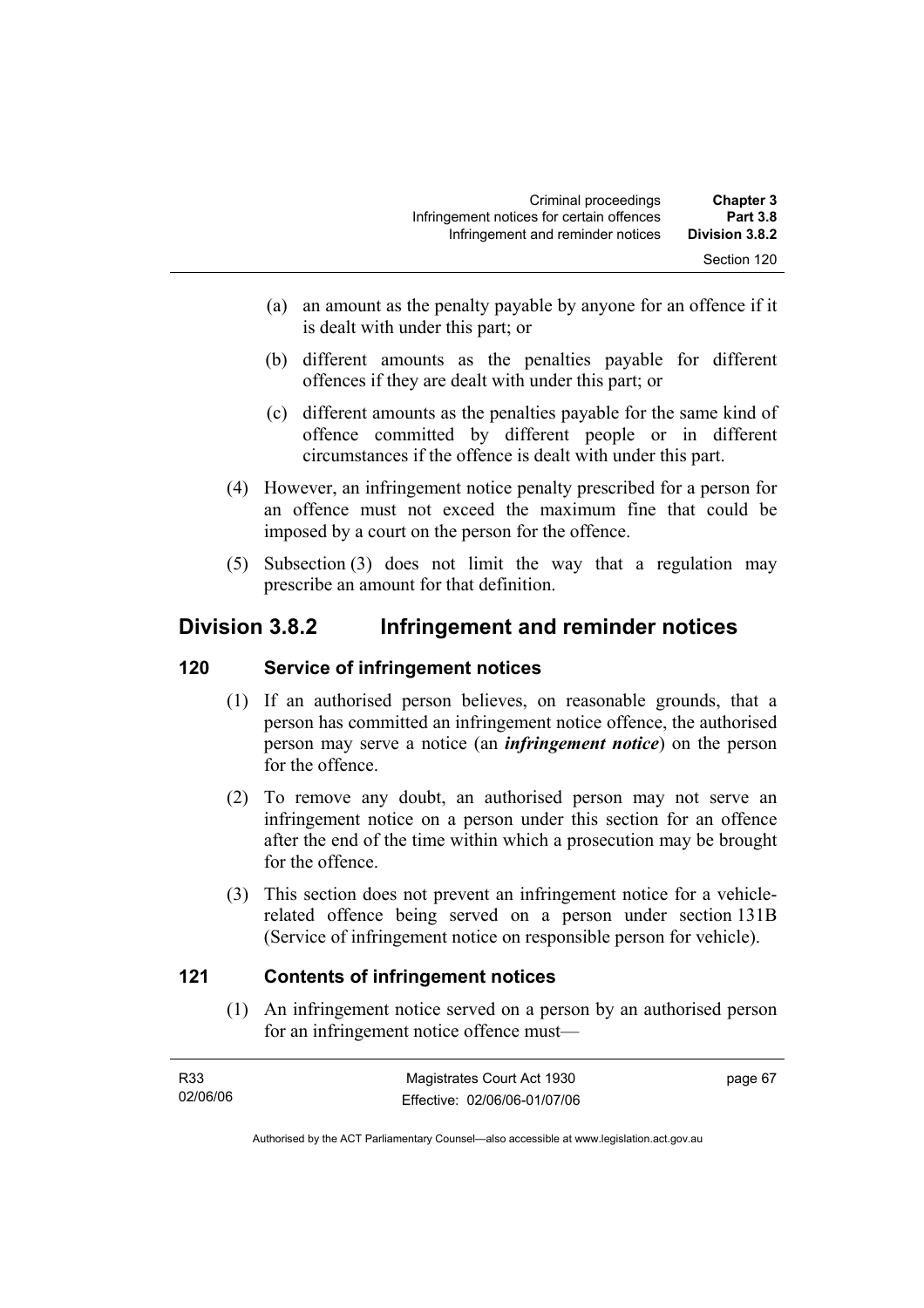(a) an amount as the penalty payable by anyone for an offence if it is dealt with under this part; or

(b) different amounts as the penalties payable for different offences if they are dealt with under this part; or

(c) different amounts as the penalties payable for the same kind of offence committed by different people or in different circumstances if the offence is dealt with under this part.

(4) However, an infringement notice penalty prescribed for a person for an offence must not exceed the maximum fine that could be imposed by a court on the person for the offence.

(5) Subsection (3) does not limit the way that a regulation may prescribe an amount for that definition.

## Division 3.8.2 Infringement and reminder notices

### 120 Service of infringement notices

(1) If an authorised person believes, on reasonable grounds, that a person has committed an infringement notice offence, the authorised person may serve a notice (an ***infringement notice***) on the person for the offence.

(2) To remove any doubt, an authorised person may not serve an infringement notice on a person under this section for an offence after the end of the time within which a prosecution may be brought for the offence.

(3) This section does not prevent an infringement notice for a vehicle-related offence being served on a person under section 131B (Service of infringement notice on responsible person for vehicle).

### 121 Contents of infringement notices

(1) An infringement notice served on a person by an authorised person for an infringement notice offence must—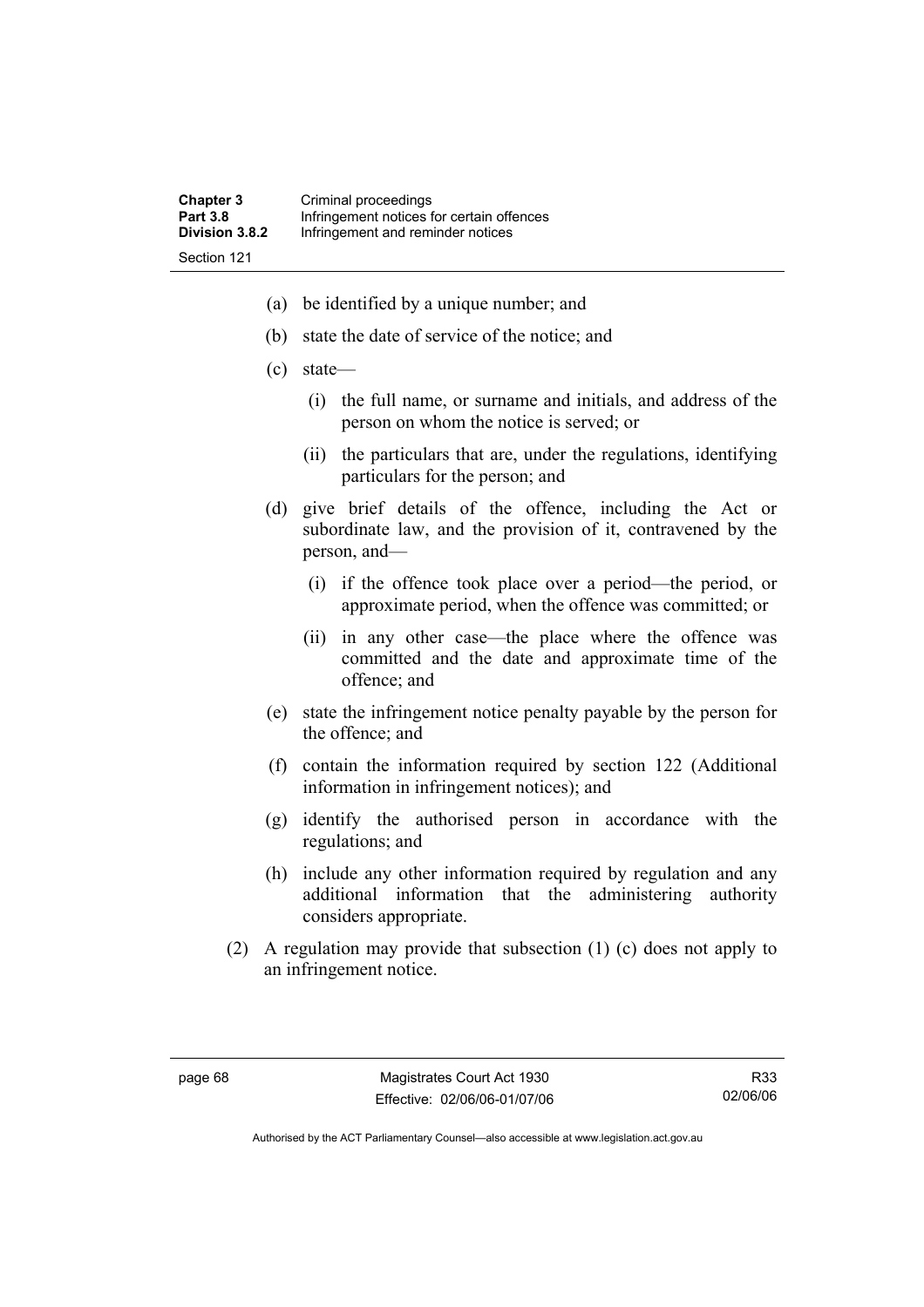(a) be identified by a unique number; and

(b) state the date of service of the notice; and

(c) state—

 (i) the full name, or surname and initials, and address of the person on whom the notice is served; or

 (ii) the particulars that are, under the regulations, identifying particulars for the person; and

(d) give brief details of the offence, including the Act or subordinate law, and the provision of it, contravened by the person, and—

 (i) if the offence took place over a period—the period, or approximate period, when the offence was committed; or

 (ii) in any other case—the place where the offence was committed and the date and approximate time of the offence; and

(e) state the infringement notice penalty payable by the person for the offence; and

(f) contain the information required by section 122 (Additional information in infringement notices); and

(g) identify the authorised person in accordance with the regulations; and

(h) include any other information required by regulation and any additional information that the administering authority considers appropriate.

(2) A regulation may provide that subsection (1) (c) does not apply to an infringement notice.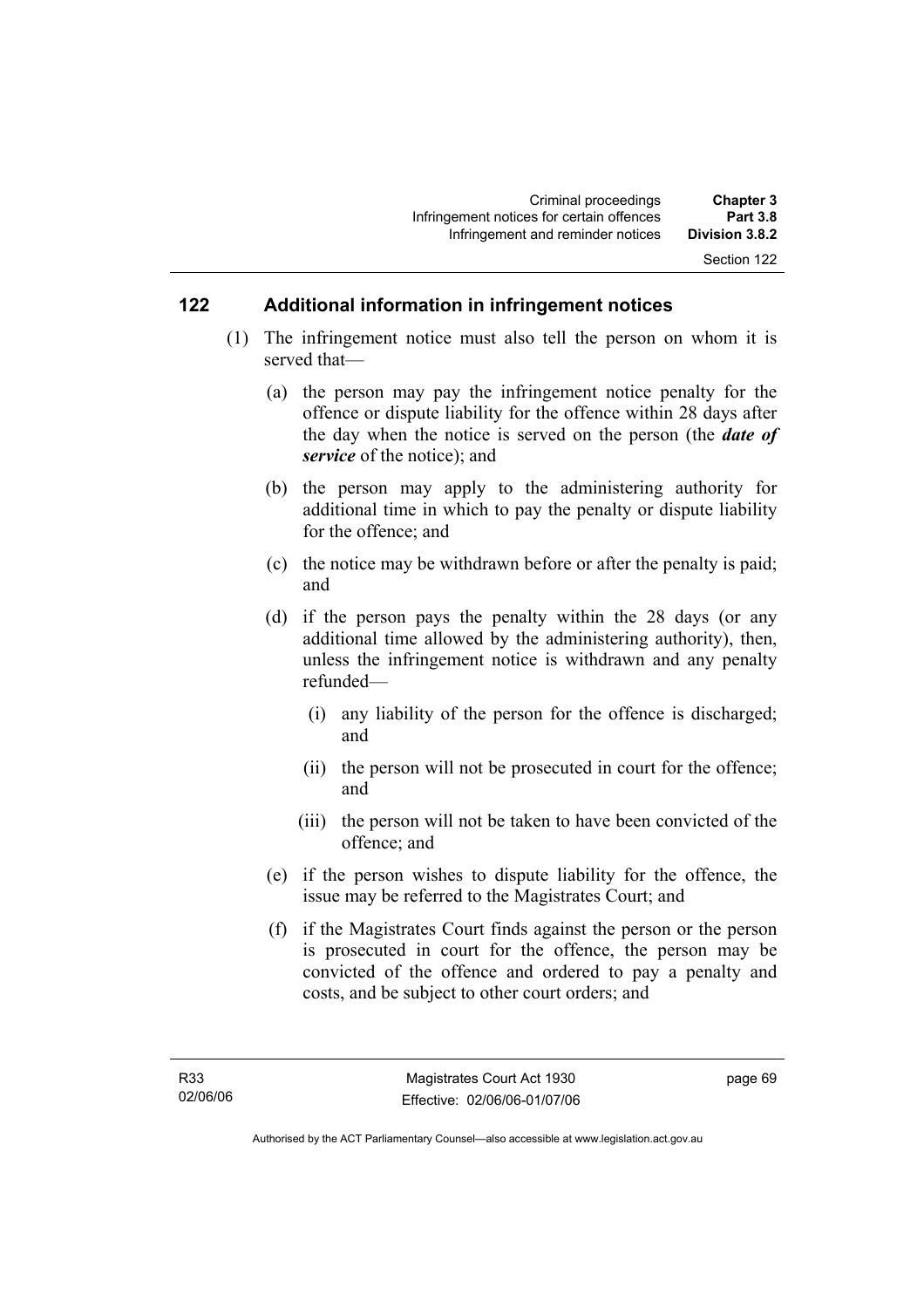## 122 Additional information in infringement notices

(1) The infringement notice must also tell the person on whom it is served that—

(a) the person may pay the infringement notice penalty for the offence or dispute liability for the offence within 28 days after the day when the notice is served on the person (the ***date of service*** of the notice); and

(b) the person may apply to the administering authority for additional time in which to pay the penalty or dispute liability for the offence; and

(c) the notice may be withdrawn before or after the penalty is paid; and

(d) if the person pays the penalty within the 28 days (or any additional time allowed by the administering authority), then, unless the infringement notice is withdrawn and any penalty refunded—

(i) any liability of the person for the offence is discharged; and

(ii) the person will not be prosecuted in court for the offence; and

(iii) the person will not be taken to have been convicted of the offence; and

(e) if the person wishes to dispute liability for the offence, the issue may be referred to the Magistrates Court; and

(f) if the Magistrates Court finds against the person or the person is prosecuted in court for the offence, the person may be convicted of the offence and ordered to pay a penalty and costs, and be subject to other court orders; and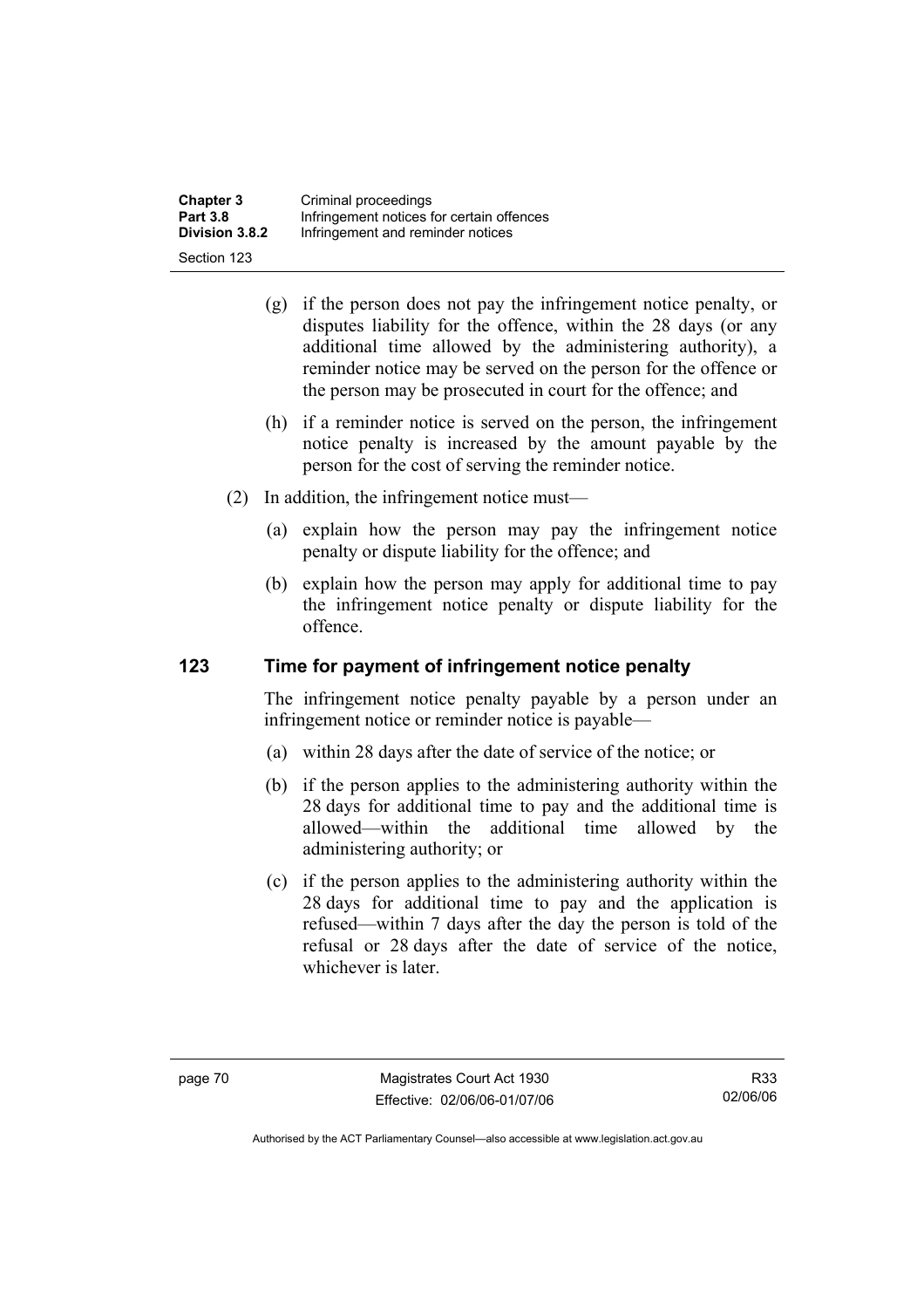(g) if the person does not pay the infringement notice penalty, or disputes liability for the offence, within the 28 days (or any additional time allowed by the administering authority), a reminder notice may be served on the person for the offence or the person may be prosecuted in court for the offence; and

(h) if a reminder notice is served on the person, the infringement notice penalty is increased by the amount payable by the person for the cost of serving the reminder notice.

(2) In addition, the infringement notice must—

(a) explain how the person may pay the infringement notice penalty or dispute liability for the offence; and

(b) explain how the person may apply for additional time to pay the infringement notice penalty or dispute liability for the offence.

### 123 Time for payment of infringement notice penalty

The infringement notice penalty payable by a person under an infringement notice or reminder notice is payable—

(a) within 28 days after the date of service of the notice; or

(b) if the person applies to the administering authority within the 28 days for additional time to pay and the additional time is allowed—within the additional time allowed by the administering authority; or

(c) if the person applies to the administering authority within the 28 days for additional time to pay and the application is refused—within 7 days after the day the person is told of the refusal or 28 days after the date of service of the notice, whichever is later.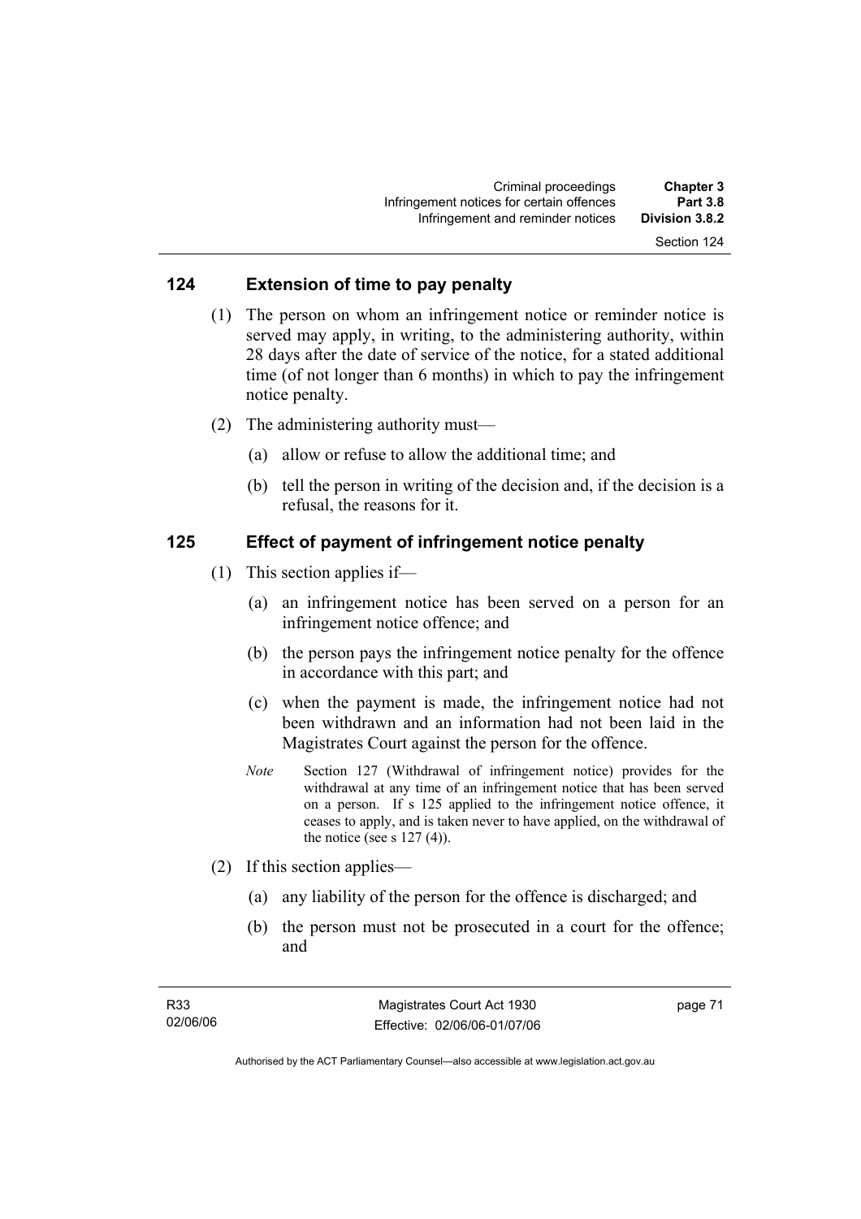## 124 Extension of time to pay penalty

(1) The person on whom an infringement notice or reminder notice is served may apply, in writing, to the administering authority, within 28 days after the date of service of the notice, for a stated additional time (of not longer than 6 months) in which to pay the infringement notice penalty.

(2) The administering authority must—

(a) allow or refuse to allow the additional time; and

(b) tell the person in writing of the decision and, if the decision is a refusal, the reasons for it.

## 125 Effect of payment of infringement notice penalty

(1) This section applies if—

(a) an infringement notice has been served on a person for an infringement notice offence; and

(b) the person pays the infringement notice penalty for the offence in accordance with this part; and

(c) when the payment is made, the infringement notice had not been withdrawn and an information had not been laid in the Magistrates Court against the person for the offence.

*Note* Section 127 (Withdrawal of infringement notice) provides for the withdrawal at any time of an infringement notice that has been served on a person. If s 125 applied to the infringement notice offence, it ceases to apply, and is taken never to have applied, on the withdrawal of the notice (see s 127 (4)).

(2) If this section applies—

(a) any liability of the person for the offence is discharged; and

(b) the person must not be prosecuted in a court for the offence; and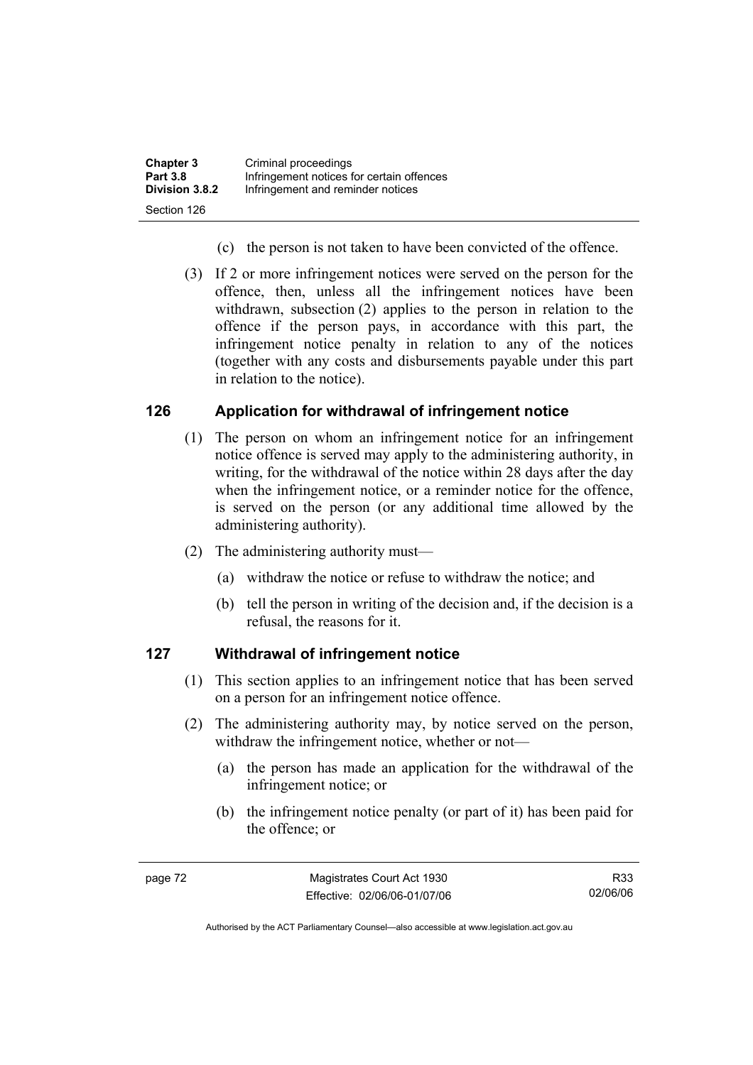(c) the person is not taken to have been convicted of the offence.

(3) If 2 or more infringement notices were served on the person for the offence, then, unless all the infringement notices have been withdrawn, subsection (2) applies to the person in relation to the offence if the person pays, in accordance with this part, the infringement notice penalty in relation to any of the notices (together with any costs and disbursements payable under this part in relation to the notice).

## 126 Application for withdrawal of infringement notice

(1) The person on whom an infringement notice for an infringement notice offence is served may apply to the administering authority, in writing, for the withdrawal of the notice within 28 days after the day when the infringement notice, or a reminder notice for the offence, is served on the person (or any additional time allowed by the administering authority).

(2) The administering authority must—

(a) withdraw the notice or refuse to withdraw the notice; and

(b) tell the person in writing of the decision and, if the decision is a refusal, the reasons for it.

## 127 Withdrawal of infringement notice

(1) This section applies to an infringement notice that has been served on a person for an infringement notice offence.

(2) The administering authority may, by notice served on the person, withdraw the infringement notice, whether or not—

(a) the person has made an application for the withdrawal of the infringement notice; or

(b) the infringement notice penalty (or part of it) has been paid for the offence; or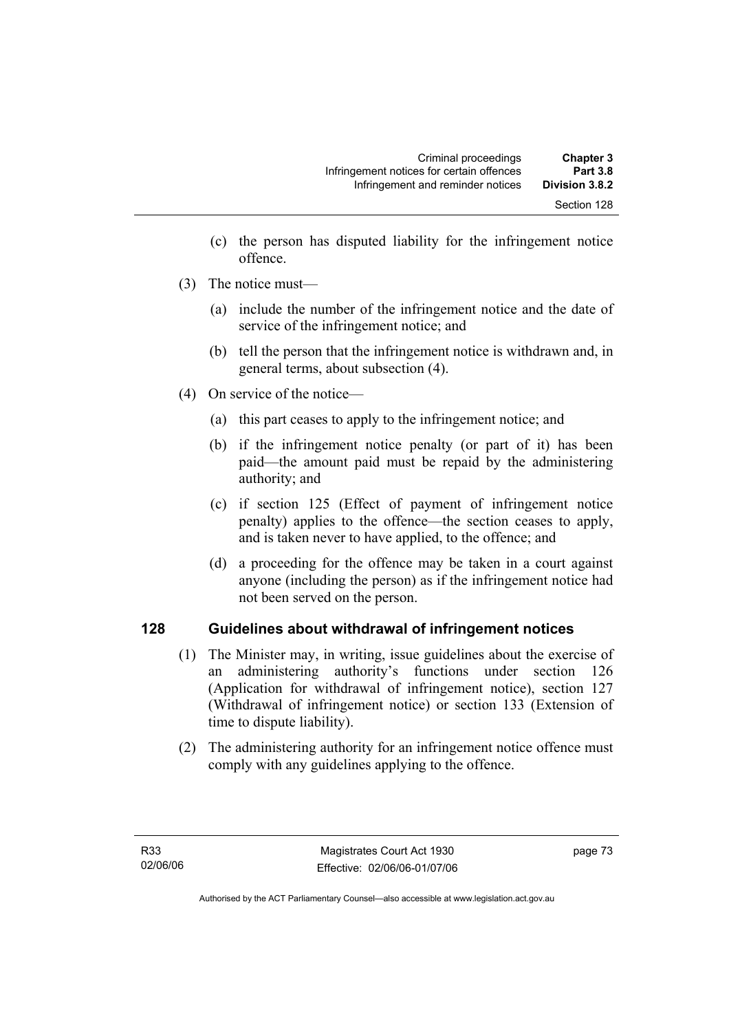(c) the person has disputed liability for the infringement notice offence.

(3) The notice must—

(a) include the number of the infringement notice and the date of service of the infringement notice; and

(b) tell the person that the infringement notice is withdrawn and, in general terms, about subsection (4).

(4) On service of the notice—

(a) this part ceases to apply to the infringement notice; and

(b) if the infringement notice penalty (or part of it) has been paid—the amount paid must be repaid by the administering authority; and

(c) if section 125 (Effect of payment of infringement notice penalty) applies to the offence—the section ceases to apply, and is taken never to have applied, to the offence; and

(d) a proceeding for the offence may be taken in a court against anyone (including the person) as if the infringement notice had not been served on the person.

## 128 Guidelines about withdrawal of infringement notices

(1) The Minister may, in writing, issue guidelines about the exercise of an administering authority's functions under section 126 (Application for withdrawal of infringement notice), section 127 (Withdrawal of infringement notice) or section 133 (Extension of time to dispute liability).

(2) The administering authority for an infringement notice offence must comply with any guidelines applying to the offence.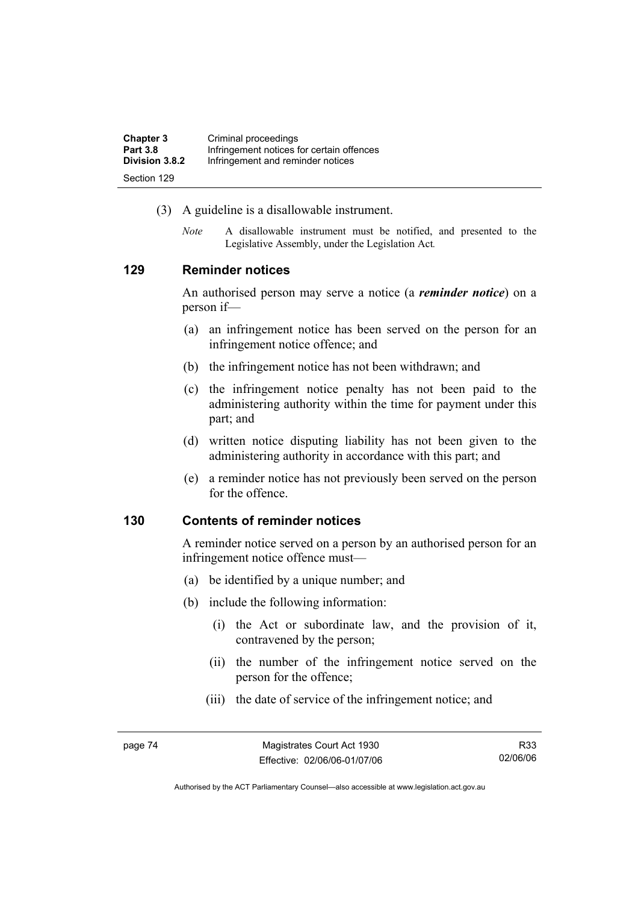(3) A guideline is a disallowable instrument.

*Note* A disallowable instrument must be notified, and presented to the Legislative Assembly, under the Legislation Act.

## 129 Reminder notices

An authorised person may serve a notice (a ***reminder notice***) on a person if—

(a) an infringement notice has been served on the person for an infringement notice offence; and

(b) the infringement notice has not been withdrawn; and

(c) the infringement notice penalty has not been paid to the administering authority within the time for payment under this part; and

(d) written notice disputing liability has not been given to the administering authority in accordance with this part; and

(e) a reminder notice has not previously been served on the person for the offence.

## 130 Contents of reminder notices

A reminder notice served on a person by an authorised person for an infringement notice offence must—

(a) be identified by a unique number; and

(b) include the following information:

(i) the Act or subordinate law, and the provision of it, contravened by the person;

(ii) the number of the infringement notice served on the person for the offence;

(iii) the date of service of the infringement notice; and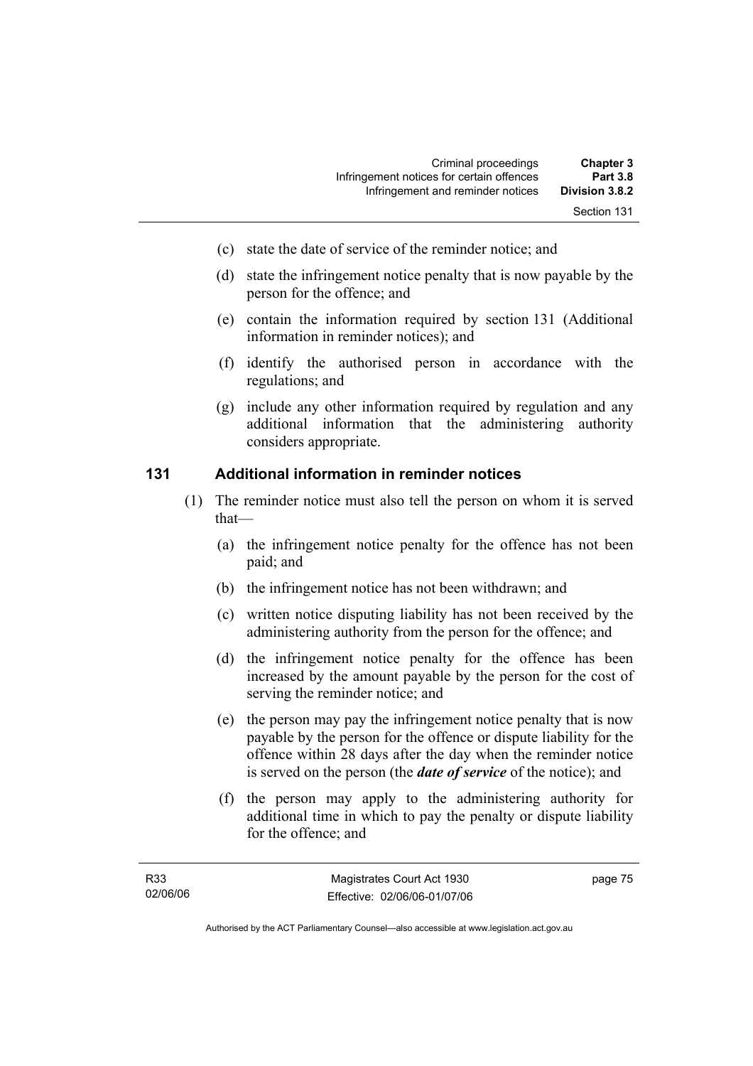(c) state the date of service of the reminder notice; and

(d) state the infringement notice penalty that is now payable by the person for the offence; and

(e) contain the information required by section 131 (Additional information in reminder notices); and

(f) identify the authorised person in accordance with the regulations; and

(g) include any other information required by regulation and any additional information that the administering authority considers appropriate.

## 131 Additional information in reminder notices

(1) The reminder notice must also tell the person on whom it is served that—

(a) the infringement notice penalty for the offence has not been paid; and

(b) the infringement notice has not been withdrawn; and

(c) written notice disputing liability has not been received by the administering authority from the person for the offence; and

(d) the infringement notice penalty for the offence has been increased by the amount payable by the person for the cost of serving the reminder notice; and

(e) the person may pay the infringement notice penalty that is now payable by the person for the offence or dispute liability for the offence within 28 days after the day when the reminder notice is served on the person (the ***date of service*** of the notice); and

(f) the person may apply to the administering authority for additional time in which to pay the penalty or dispute liability for the offence; and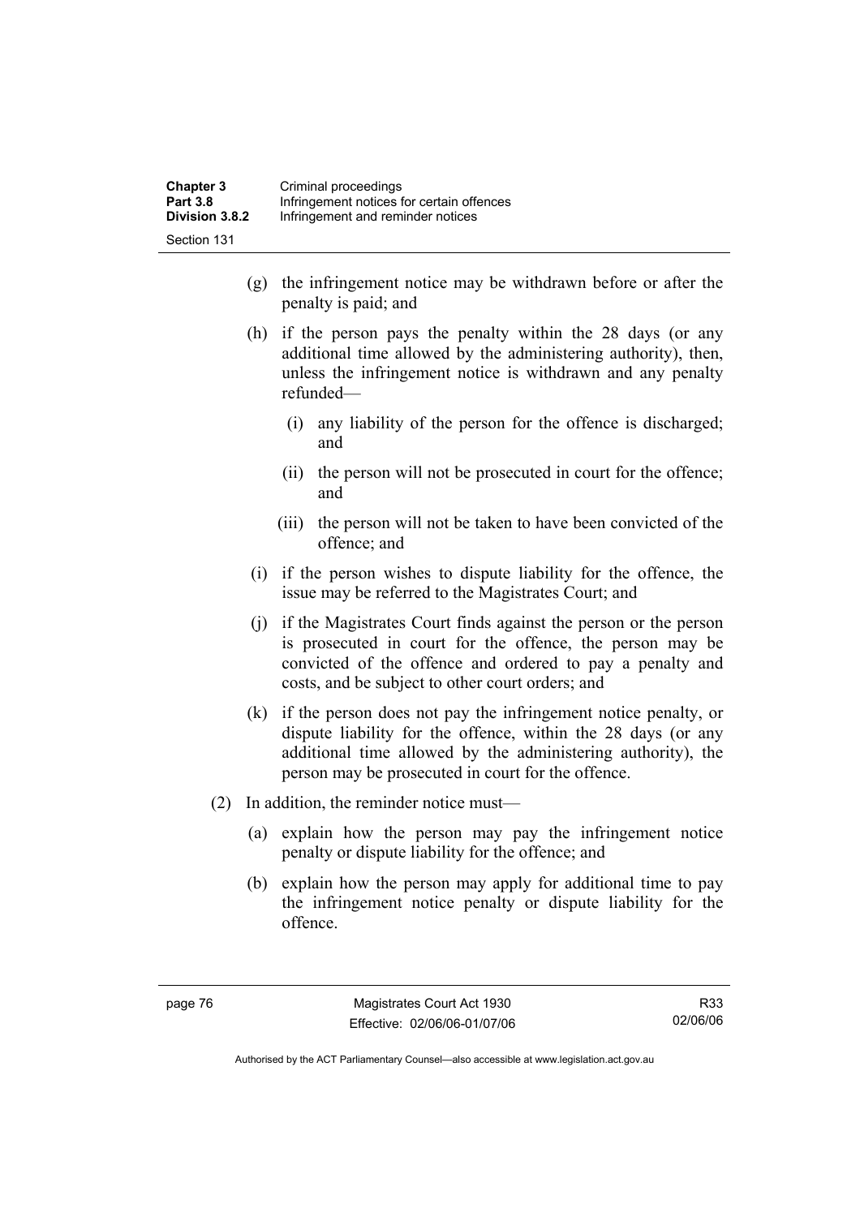(g) the infringement notice may be withdrawn before or after the penalty is paid; and

(h) if the person pays the penalty within the 28 days (or any additional time allowed by the administering authority), then, unless the infringement notice is withdrawn and any penalty refunded—

  (i) any liability of the person for the offence is discharged; and

  (ii) the person will not be prosecuted in court for the offence; and

  (iii) the person will not be taken to have been convicted of the offence; and

(i) if the person wishes to dispute liability for the offence, the issue may be referred to the Magistrates Court; and

(j) if the Magistrates Court finds against the person or the person is prosecuted in court for the offence, the person may be convicted of the offence and ordered to pay a penalty and costs, and be subject to other court orders; and

(k) if the person does not pay the infringement notice penalty, or dispute liability for the offence, within the 28 days (or any additional time allowed by the administering authority), the person may be prosecuted in court for the offence.

(2) In addition, the reminder notice must—

  (a) explain how the person may pay the infringement notice penalty or dispute liability for the offence; and

  (b) explain how the person may apply for additional time to pay the infringement notice penalty or dispute liability for the offence.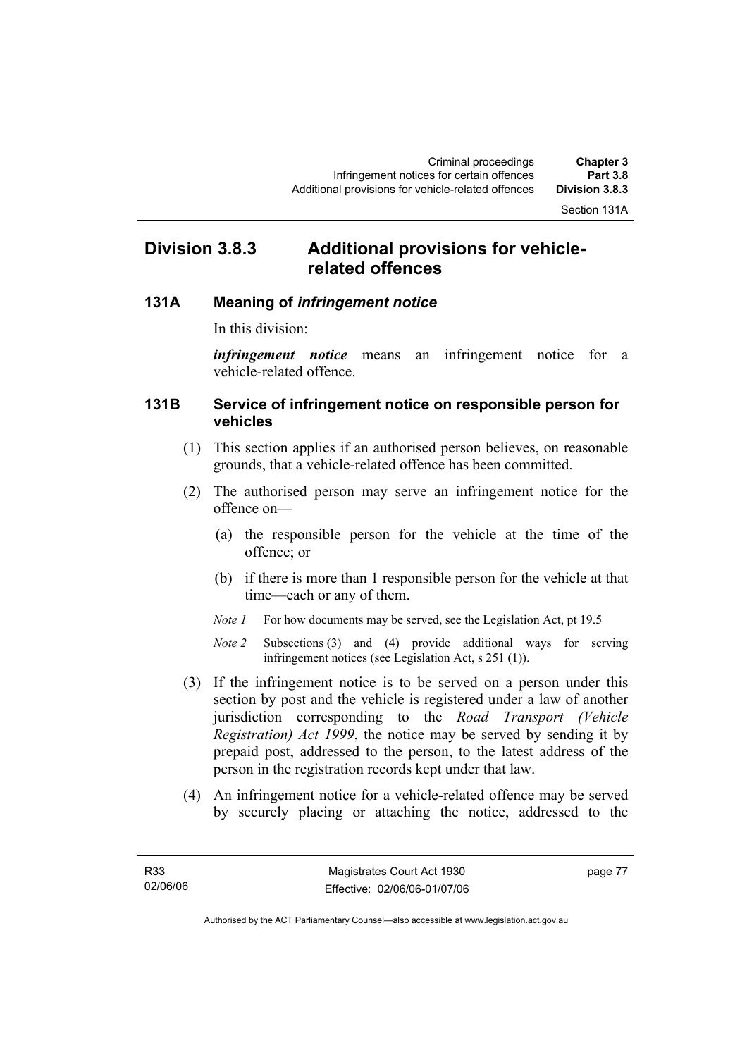## Division 3.8.3 Additional provisions for vehicle-related offences

### 131A Meaning of *infringement notice*

In this division:

***infringement notice*** means an infringement notice for a vehicle-related offence.

### 131B Service of infringement notice on responsible person for vehicles

(1) This section applies if an authorised person believes, on reasonable grounds, that a vehicle-related offence has been committed.

(2) The authorised person may serve an infringement notice for the offence on—

(a) the responsible person for the vehicle at the time of the offence; or

(b) if there is more than 1 responsible person for the vehicle at that time—each or any of them.

*Note 1* For how documents may be served, see the Legislation Act, pt 19.5

*Note 2* Subsections (3) and (4) provide additional ways for serving infringement notices (see Legislation Act, s 251 (1)).

(3) If the infringement notice is to be served on a person under this section by post and the vehicle is registered under a law of another jurisdiction corresponding to the *Road Transport (Vehicle Registration) Act 1999*, the notice may be served by sending it by prepaid post, addressed to the person, to the latest address of the person in the registration records kept under that law.

(4) An infringement notice for a vehicle-related offence may be served by securely placing or attaching the notice, addressed to the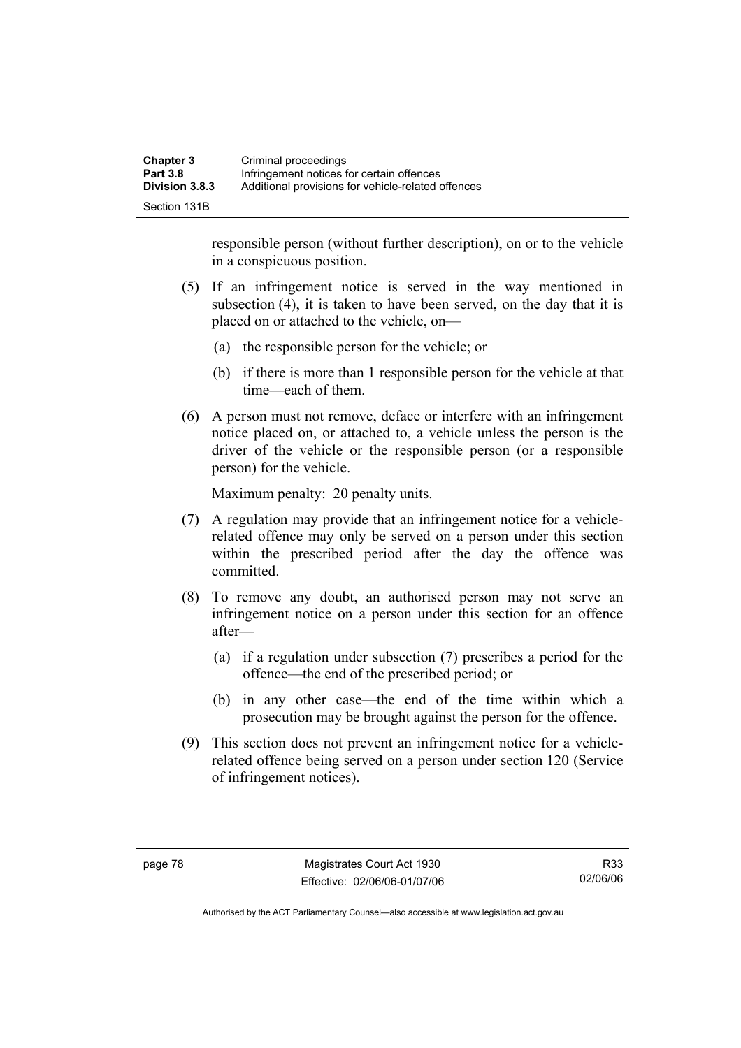responsible person (without further description), on or to the vehicle in a conspicuous position.

(5) If an infringement notice is served in the way mentioned in subsection (4), it is taken to have been served, on the day that it is placed on or attached to the vehicle, on—

(a) the responsible person for the vehicle; or

(b) if there is more than 1 responsible person for the vehicle at that time—each of them.

(6) A person must not remove, deface or interfere with an infringement notice placed on, or attached to, a vehicle unless the person is the driver of the vehicle or the responsible person (or a responsible person) for the vehicle.

Maximum penalty: 20 penalty units.

(7) A regulation may provide that an infringement notice for a vehicle-related offence may only be served on a person under this section within the prescribed period after the day the offence was committed.

(8) To remove any doubt, an authorised person may not serve an infringement notice on a person under this section for an offence after—

(a) if a regulation under subsection (7) prescribes a period for the offence—the end of the prescribed period; or

(b) in any other case—the end of the time within which a prosecution may be brought against the person for the offence.

(9) This section does not prevent an infringement notice for a vehicle-related offence being served on a person under section 120 (Service of infringement notices).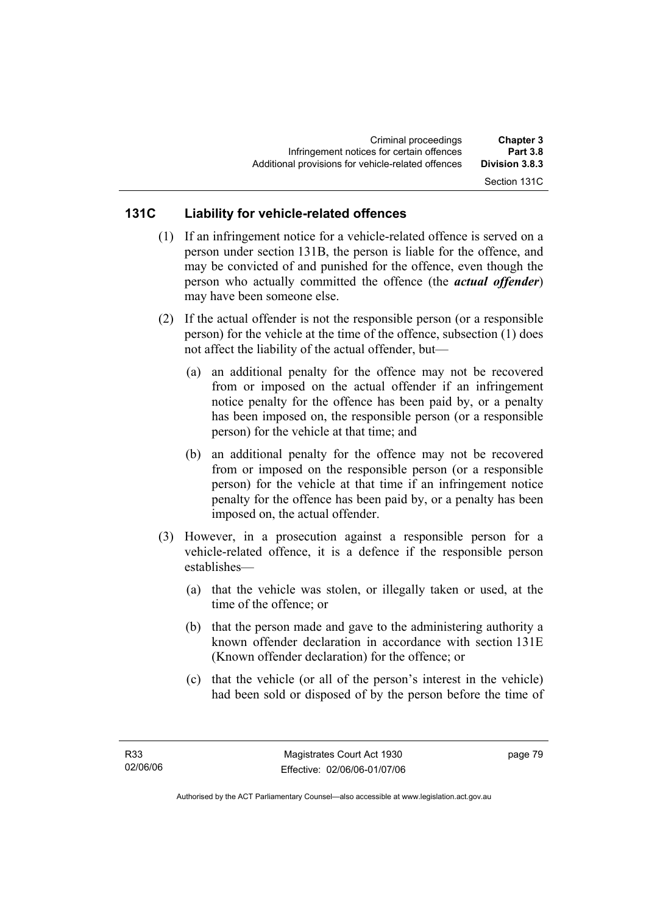### 131C Liability for vehicle-related offences

(1) If an infringement notice for a vehicle-related offence is served on a person under section 131B, the person is liable for the offence, and may be convicted of and punished for the offence, even though the person who actually committed the offence (the ***actual offender***) may have been someone else.

(2) If the actual offender is not the responsible person (or a responsible person) for the vehicle at the time of the offence, subsection (1) does not affect the liability of the actual offender, but—

(a) an additional penalty for the offence may not be recovered from or imposed on the actual offender if an infringement notice penalty for the offence has been paid by, or a penalty has been imposed on, the responsible person (or a responsible person) for the vehicle at that time; and

(b) an additional penalty for the offence may not be recovered from or imposed on the responsible person (or a responsible person) for the vehicle at that time if an infringement notice penalty for the offence has been paid by, or a penalty has been imposed on, the actual offender.

(3) However, in a prosecution against a responsible person for a vehicle-related offence, it is a defence if the responsible person establishes—

(a) that the vehicle was stolen, or illegally taken or used, at the time of the offence; or

(b) that the person made and gave to the administering authority a known offender declaration in accordance with section 131E (Known offender declaration) for the offence; or

(c) that the vehicle (or all of the person's interest in the vehicle) had been sold or disposed of by the person before the time of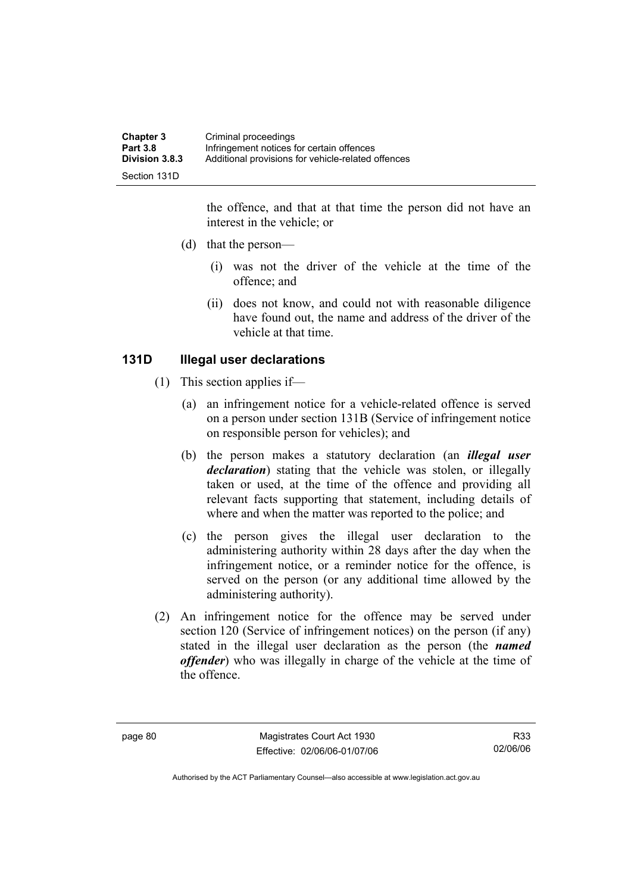the offence, and that at that time the person did not have an interest in the vehicle; or

(d) that the person—

(i) was not the driver of the vehicle at the time of the offence; and

(ii) does not know, and could not with reasonable diligence have found out, the name and address of the driver of the vehicle at that time.

## 131D Illegal user declarations

(1) This section applies if—

(a) an infringement notice for a vehicle-related offence is served on a person under section 131B (Service of infringement notice on responsible person for vehicles); and

(b) the person makes a statutory declaration (an ***illegal user declaration***) stating that the vehicle was stolen, or illegally taken or used, at the time of the offence and providing all relevant facts supporting that statement, including details of where and when the matter was reported to the police; and

(c) the person gives the illegal user declaration to the administering authority within 28 days after the day when the infringement notice, or a reminder notice for the offence, is served on the person (or any additional time allowed by the administering authority).

(2) An infringement notice for the offence may be served under section 120 (Service of infringement notices) on the person (if any) stated in the illegal user declaration as the person (the ***named offender***) who was illegally in charge of the vehicle at the time of the offence.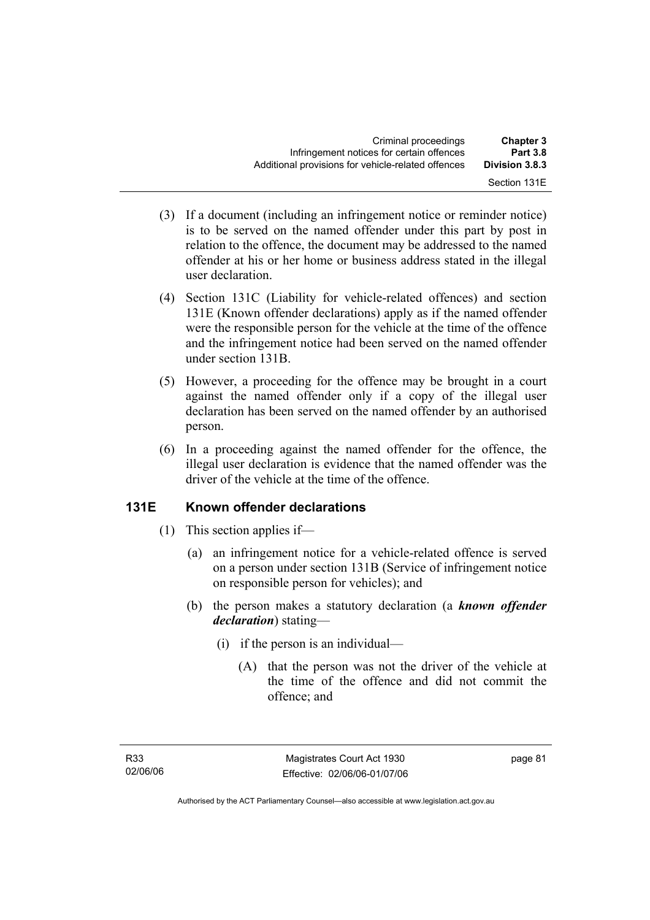(3) If a document (including an infringement notice or reminder notice) is to be served on the named offender under this part by post in relation to the offence, the document may be addressed to the named offender at his or her home or business address stated in the illegal user declaration.

(4) Section 131C (Liability for vehicle-related offences) and section 131E (Known offender declarations) apply as if the named offender were the responsible person for the vehicle at the time of the offence and the infringement notice had been served on the named offender under section 131B.

(5) However, a proceeding for the offence may be brought in a court against the named offender only if a copy of the illegal user declaration has been served on the named offender by an authorised person.

(6) In a proceeding against the named offender for the offence, the illegal user declaration is evidence that the named offender was the driver of the vehicle at the time of the offence.

## 131E Known offender declarations

(1) This section applies if—

(a) an infringement notice for a vehicle-related offence is served on a person under section 131B (Service of infringement notice on responsible person for vehicles); and

(b) the person makes a statutory declaration (a ***known offender declaration***) stating—

(i) if the person is an individual—

(A) that the person was not the driver of the vehicle at the time of the offence and did not commit the offence; and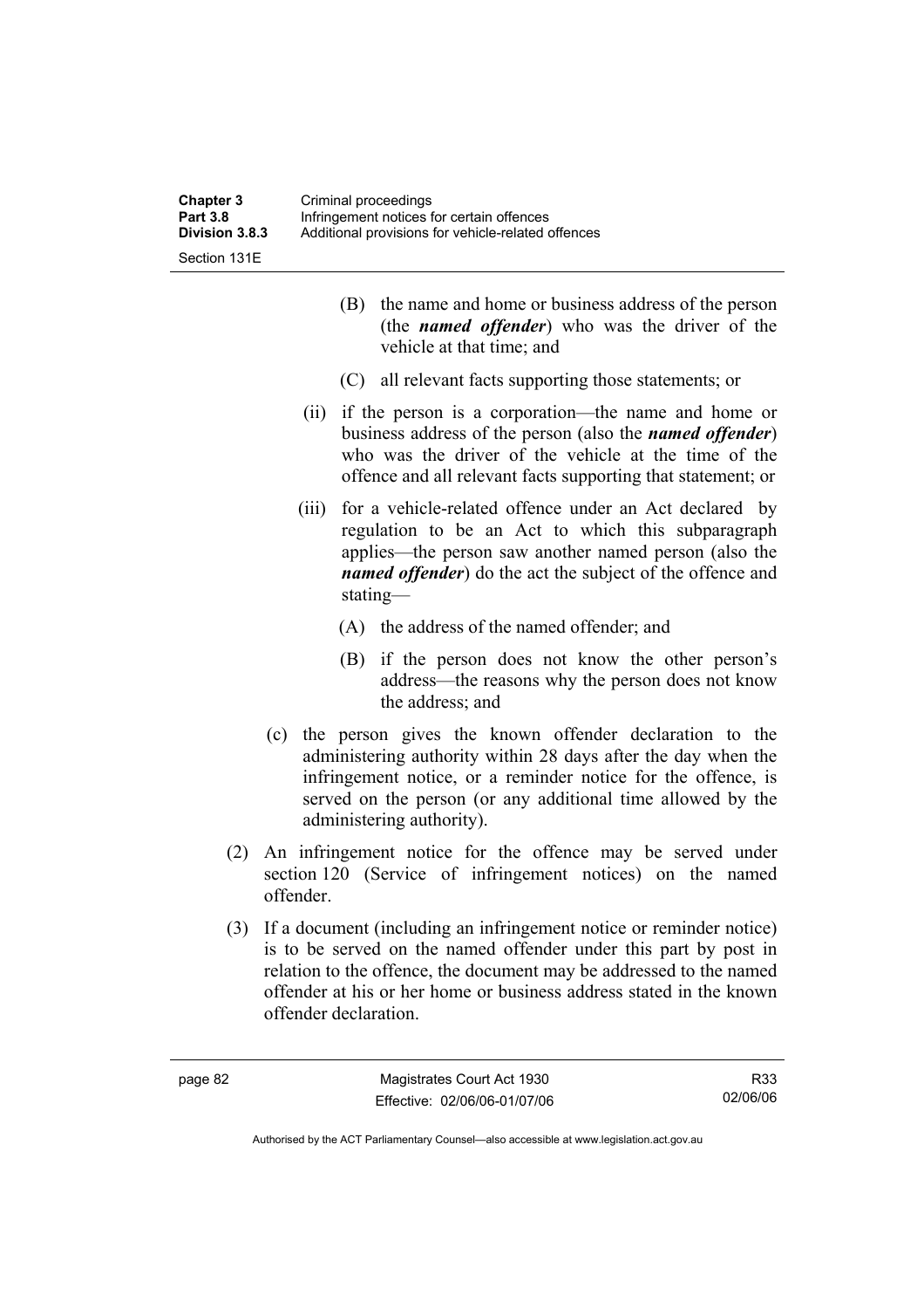(B) the name and home or business address of the person (the ***named offender***) who was the driver of the vehicle at that time; and

(C) all relevant facts supporting those statements; or

(ii) if the person is a corporation—the name and home or business address of the person (also the ***named offender***) who was the driver of the vehicle at the time of the offence and all relevant facts supporting that statement; or

(iii) for a vehicle-related offence under an Act declared by regulation to be an Act to which this subparagraph applies—the person saw another named person (also the ***named offender***) do the act the subject of the offence and stating—

(A) the address of the named offender; and

(B) if the person does not know the other person's address—the reasons why the person does not know the address; and

(c) the person gives the known offender declaration to the administering authority within 28 days after the day when the infringement notice, or a reminder notice for the offence, is served on the person (or any additional time allowed by the administering authority).

(2) An infringement notice for the offence may be served under section 120 (Service of infringement notices) on the named offender.

(3) If a document (including an infringement notice or reminder notice) is to be served on the named offender under this part by post in relation to the offence, the document may be addressed to the named offender at his or her home or business address stated in the known offender declaration.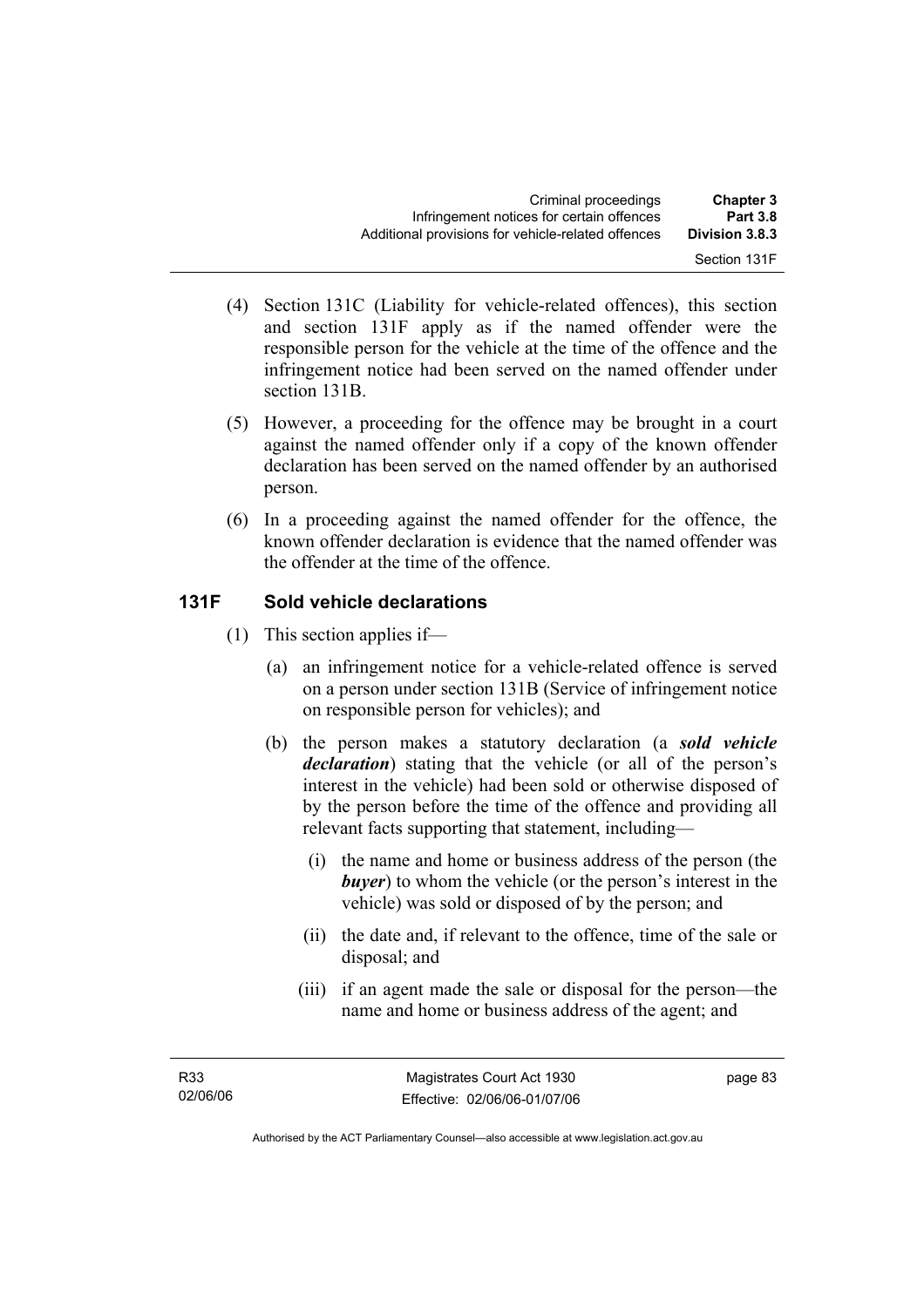(4) Section 131C (Liability for vehicle-related offences), this section and section 131F apply as if the named offender were the responsible person for the vehicle at the time of the offence and the infringement notice had been served on the named offender under section 131B.

(5) However, a proceeding for the offence may be brought in a court against the named offender only if a copy of the known offender declaration has been served on the named offender by an authorised person.

(6) In a proceeding against the named offender for the offence, the known offender declaration is evidence that the named offender was the offender at the time of the offence.

## 131F Sold vehicle declarations

(1) This section applies if—

(a) an infringement notice for a vehicle-related offence is served on a person under section 131B (Service of infringement notice on responsible person for vehicles); and

(b) the person makes a statutory declaration (a ***sold vehicle declaration***) stating that the vehicle (or all of the person's interest in the vehicle) had been sold or otherwise disposed of by the person before the time of the offence and providing all relevant facts supporting that statement, including—

(i) the name and home or business address of the person (the ***buyer***) to whom the vehicle (or the person's interest in the vehicle) was sold or disposed of by the person; and

(ii) the date and, if relevant to the offence, time of the sale or disposal; and

(iii) if an agent made the sale or disposal for the person—the name and home or business address of the agent; and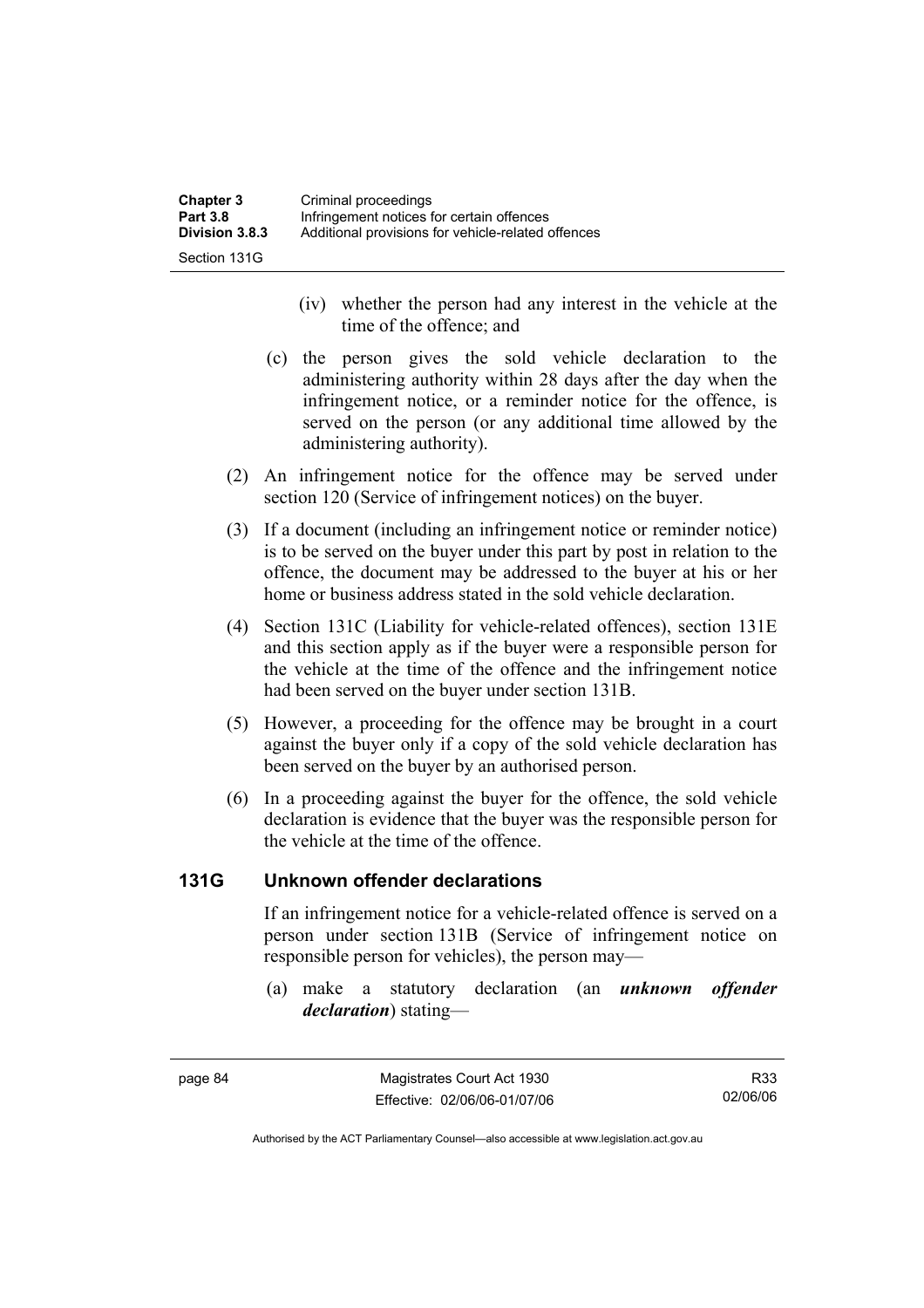(iv) whether the person had any interest in the vehicle at the time of the offence; and

(c) the person gives the sold vehicle declaration to the administering authority within 28 days after the day when the infringement notice, or a reminder notice for the offence, is served on the person (or any additional time allowed by the administering authority).

(2) An infringement notice for the offence may be served under section 120 (Service of infringement notices) on the buyer.

(3) If a document (including an infringement notice or reminder notice) is to be served on the buyer under this part by post in relation to the offence, the document may be addressed to the buyer at his or her home or business address stated in the sold vehicle declaration.

(4) Section 131C (Liability for vehicle-related offences), section 131E and this section apply as if the buyer were a responsible person for the vehicle at the time of the offence and the infringement notice had been served on the buyer under section 131B.

(5) However, a proceeding for the offence may be brought in a court against the buyer only if a copy of the sold vehicle declaration has been served on the buyer by an authorised person.

(6) In a proceeding against the buyer for the offence, the sold vehicle declaration is evidence that the buyer was the responsible person for the vehicle at the time of the offence.

## 131G Unknown offender declarations

If an infringement notice for a vehicle-related offence is served on a person under section 131B (Service of infringement notice on responsible person for vehicles), the person may—

(a) make a statutory declaration (an ***unknown offender declaration***) stating—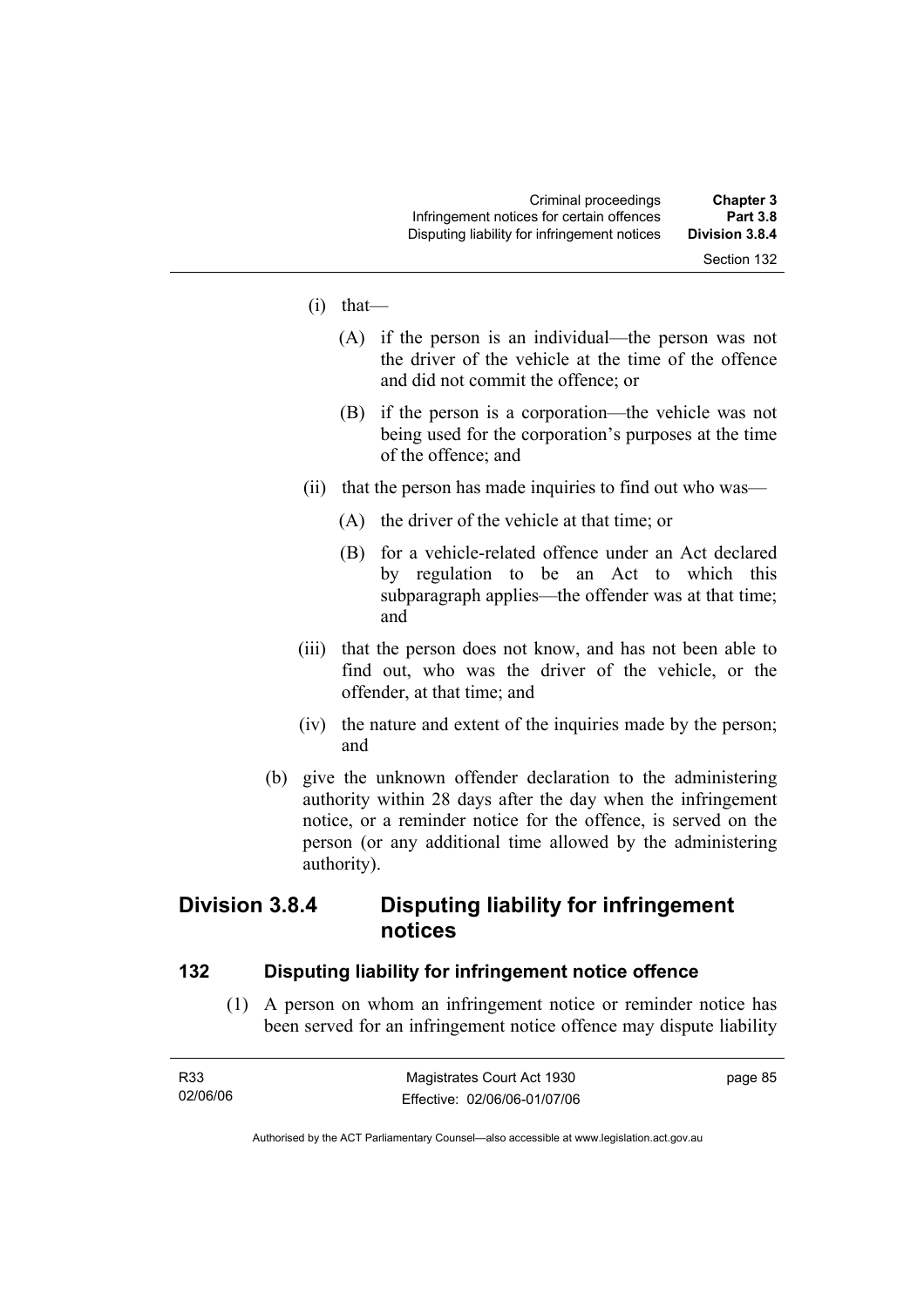(i) that—

(A) if the person is an individual—the person was not the driver of the vehicle at the time of the offence and did not commit the offence; or

(B) if the person is a corporation—the vehicle was not being used for the corporation's purposes at the time of the offence; and

(ii) that the person has made inquiries to find out who was—

(A) the driver of the vehicle at that time; or

(B) for a vehicle-related offence under an Act declared by regulation to be an Act to which this subparagraph applies—the offender was at that time; and

(iii) that the person does not know, and has not been able to find out, who was the driver of the vehicle, or the offender, at that time; and

(iv) the nature and extent of the inquiries made by the person; and

(b) give the unknown offender declaration to the administering authority within 28 days after the day when the infringement notice, or a reminder notice for the offence, is served on the person (or any additional time allowed by the administering authority).

## Division 3.8.4 Disputing liability for infringement notices

### 132 Disputing liability for infringement notice offence

(1) A person on whom an infringement notice or reminder notice has been served for an infringement notice offence may dispute liability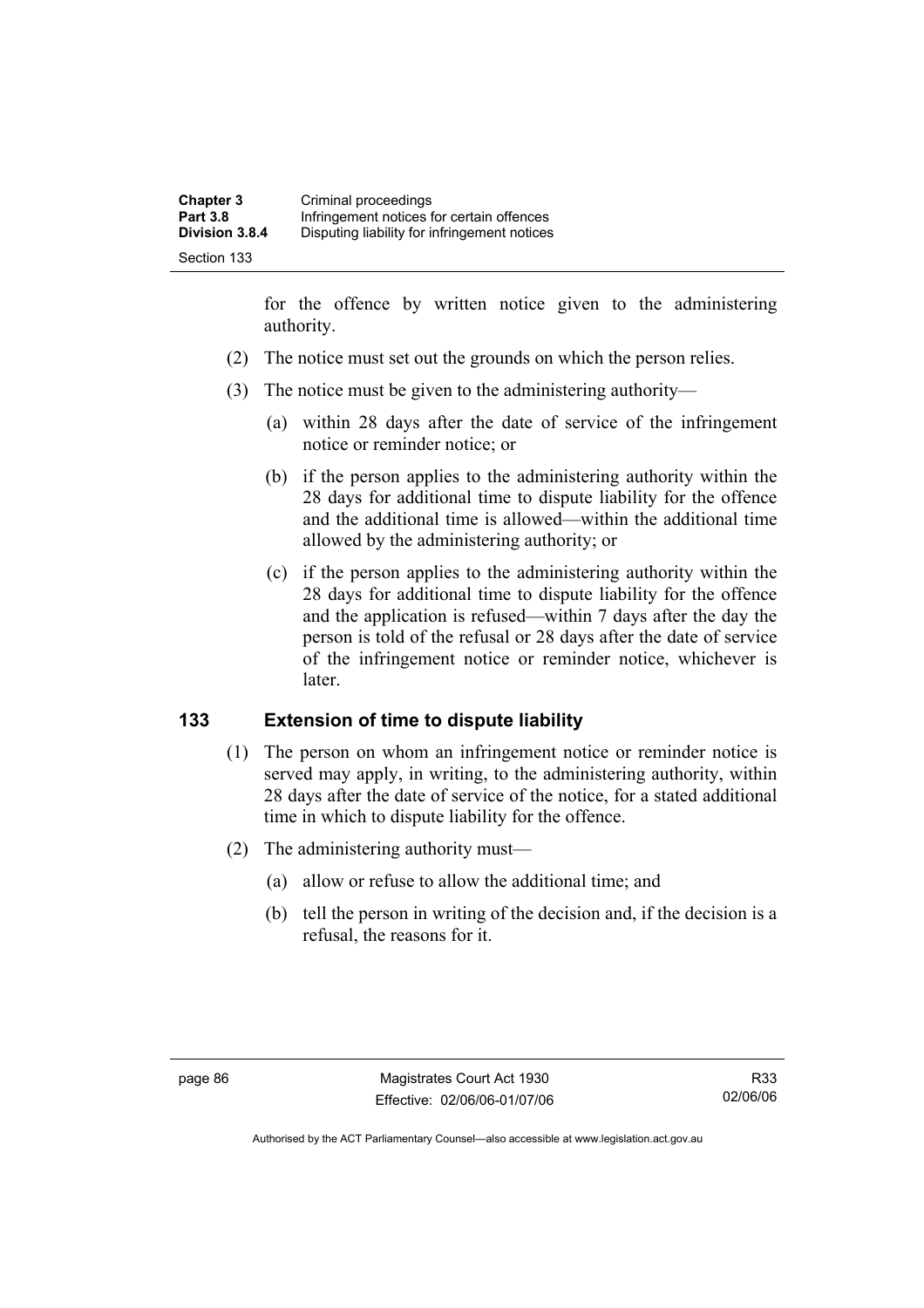for the offence by written notice given to the administering authority.

(2) The notice must set out the grounds on which the person relies.

(3) The notice must be given to the administering authority—

(a) within 28 days after the date of service of the infringement notice or reminder notice; or

(b) if the person applies to the administering authority within the 28 days for additional time to dispute liability for the offence and the additional time is allowed—within the additional time allowed by the administering authority; or

(c) if the person applies to the administering authority within the 28 days for additional time to dispute liability for the offence and the application is refused—within 7 days after the day the person is told of the refusal or 28 days after the date of service of the infringement notice or reminder notice, whichever is later.

## 133 Extension of time to dispute liability

(1) The person on whom an infringement notice or reminder notice is served may apply, in writing, to the administering authority, within 28 days after the date of service of the notice, for a stated additional time in which to dispute liability for the offence.

(2) The administering authority must—

(a) allow or refuse to allow the additional time; and

(b) tell the person in writing of the decision and, if the decision is a refusal, the reasons for it.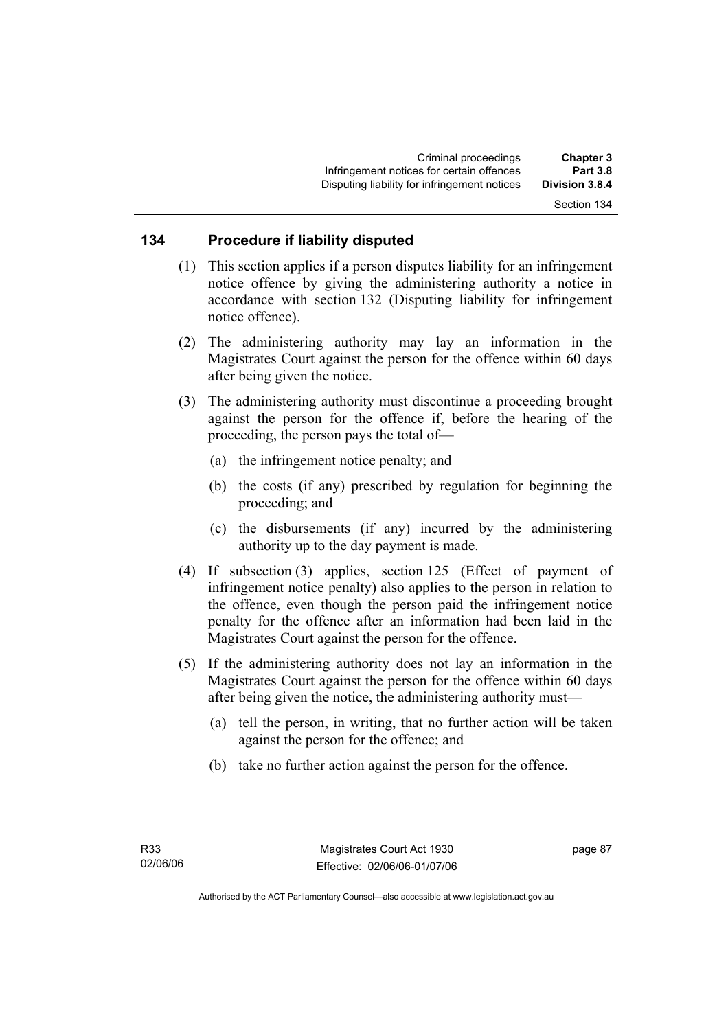## 134 Procedure if liability disputed

(1) This section applies if a person disputes liability for an infringement notice offence by giving the administering authority a notice in accordance with section 132 (Disputing liability for infringement notice offence).

(2) The administering authority may lay an information in the Magistrates Court against the person for the offence within 60 days after being given the notice.

(3) The administering authority must discontinue a proceeding brought against the person for the offence if, before the hearing of the proceeding, the person pays the total of—

(a) the infringement notice penalty; and

(b) the costs (if any) prescribed by regulation for beginning the proceeding; and

(c) the disbursements (if any) incurred by the administering authority up to the day payment is made.

(4) If subsection (3) applies, section 125 (Effect of payment of infringement notice penalty) also applies to the person in relation to the offence, even though the person paid the infringement notice penalty for the offence after an information had been laid in the Magistrates Court against the person for the offence.

(5) If the administering authority does not lay an information in the Magistrates Court against the person for the offence within 60 days after being given the notice, the administering authority must—

(a) tell the person, in writing, that no further action will be taken against the person for the offence; and

(b) take no further action against the person for the offence.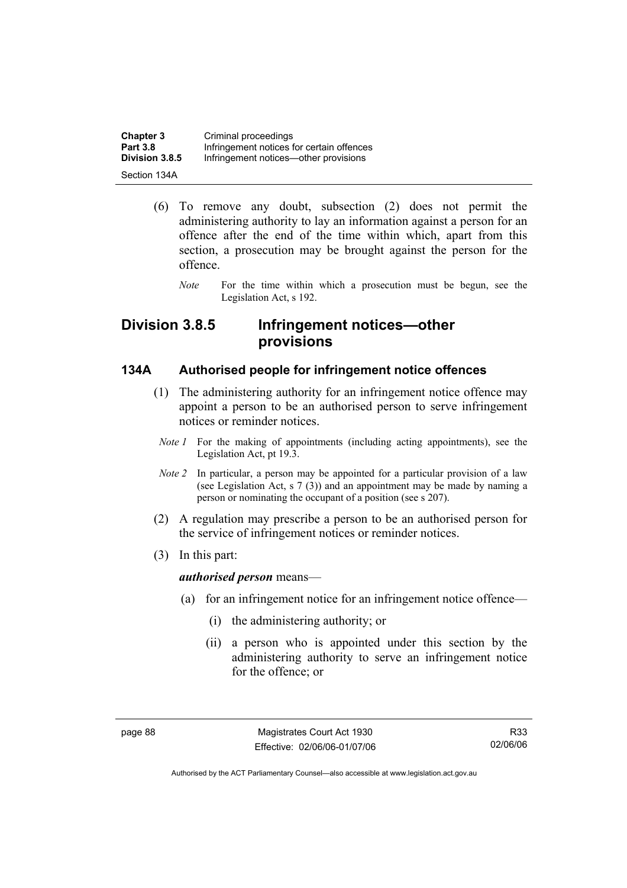(6) To remove any doubt, subsection (2) does not permit the administering authority to lay an information against a person for an offence after the end of the time within which, apart from this section, a prosecution may be brought against the person for the offence.

*Note* For the time within which a prosecution must be begun, see the Legislation Act, s 192.

## Division 3.8.5 Infringement notices—other provisions

### 134A Authorised people for infringement notice offences

(1) The administering authority for an infringement notice offence may appoint a person to be an authorised person to serve infringement notices or reminder notices.

*Note 1* For the making of appointments (including acting appointments), see the Legislation Act, pt 19.3.

*Note 2* In particular, a person may be appointed for a particular provision of a law (see Legislation Act, s 7 (3)) and an appointment may be made by naming a person or nominating the occupant of a position (see s 207).

(2) A regulation may prescribe a person to be an authorised person for the service of infringement notices or reminder notices.

(3) In this part:

***authorised person*** means—

(a) for an infringement notice for an infringement notice offence—

(i) the administering authority; or

(ii) a person who is appointed under this section by the administering authority to serve an infringement notice for the offence; or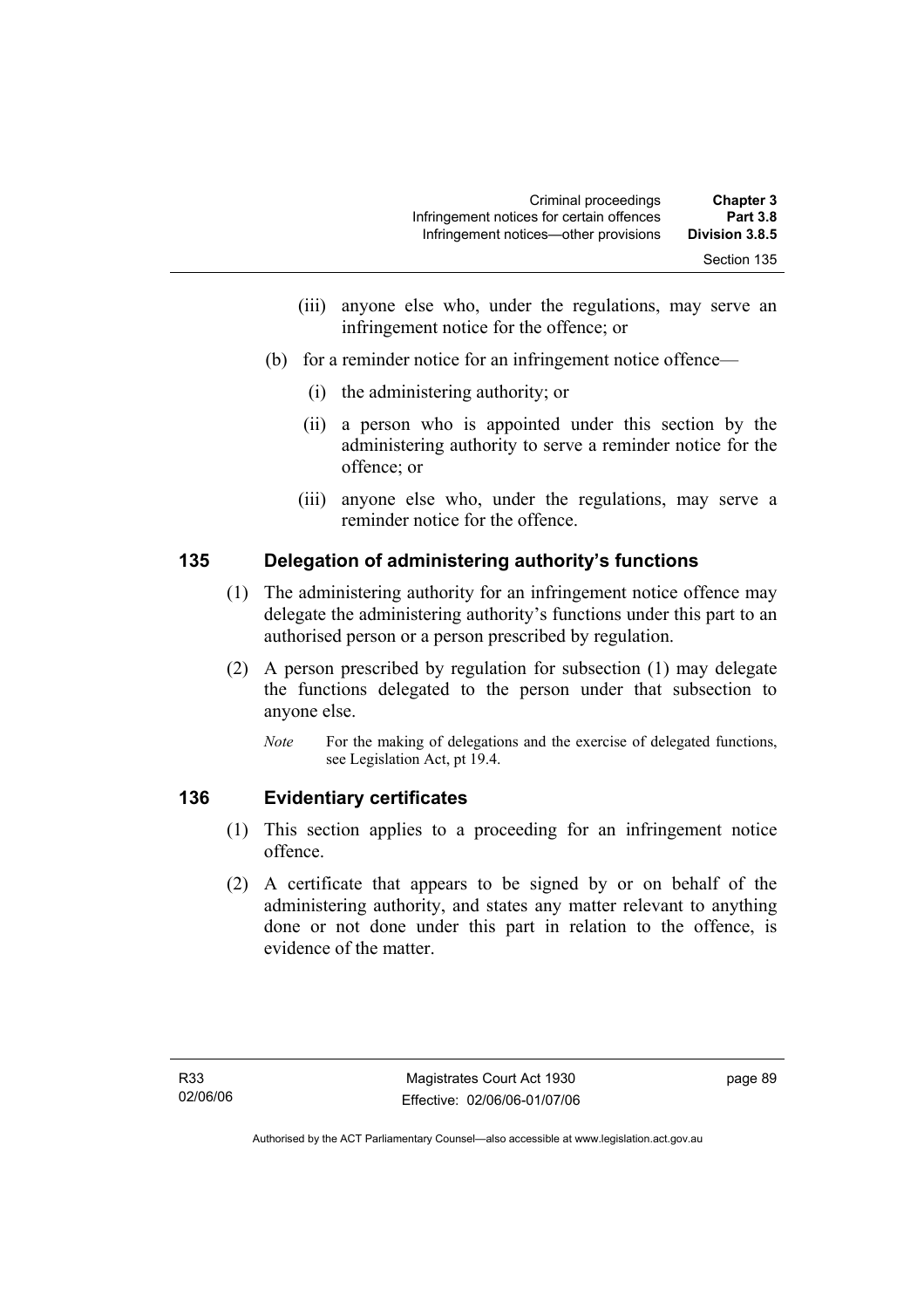(iii) anyone else who, under the regulations, may serve an infringement notice for the offence; or

(b) for a reminder notice for an infringement notice offence—

(i) the administering authority; or

(ii) a person who is appointed under this section by the administering authority to serve a reminder notice for the offence; or

(iii) anyone else who, under the regulations, may serve a reminder notice for the offence.

## 135 Delegation of administering authority's functions

(1) The administering authority for an infringement notice offence may delegate the administering authority's functions under this part to an authorised person or a person prescribed by regulation.

(2) A person prescribed by regulation for subsection (1) may delegate the functions delegated to the person under that subsection to anyone else.

*Note* For the making of delegations and the exercise of delegated functions, see Legislation Act, pt 19.4.

## 136 Evidentiary certificates

(1) This section applies to a proceeding for an infringement notice offence.

(2) A certificate that appears to be signed by or on behalf of the administering authority, and states any matter relevant to anything done or not done under this part in relation to the offence, is evidence of the matter.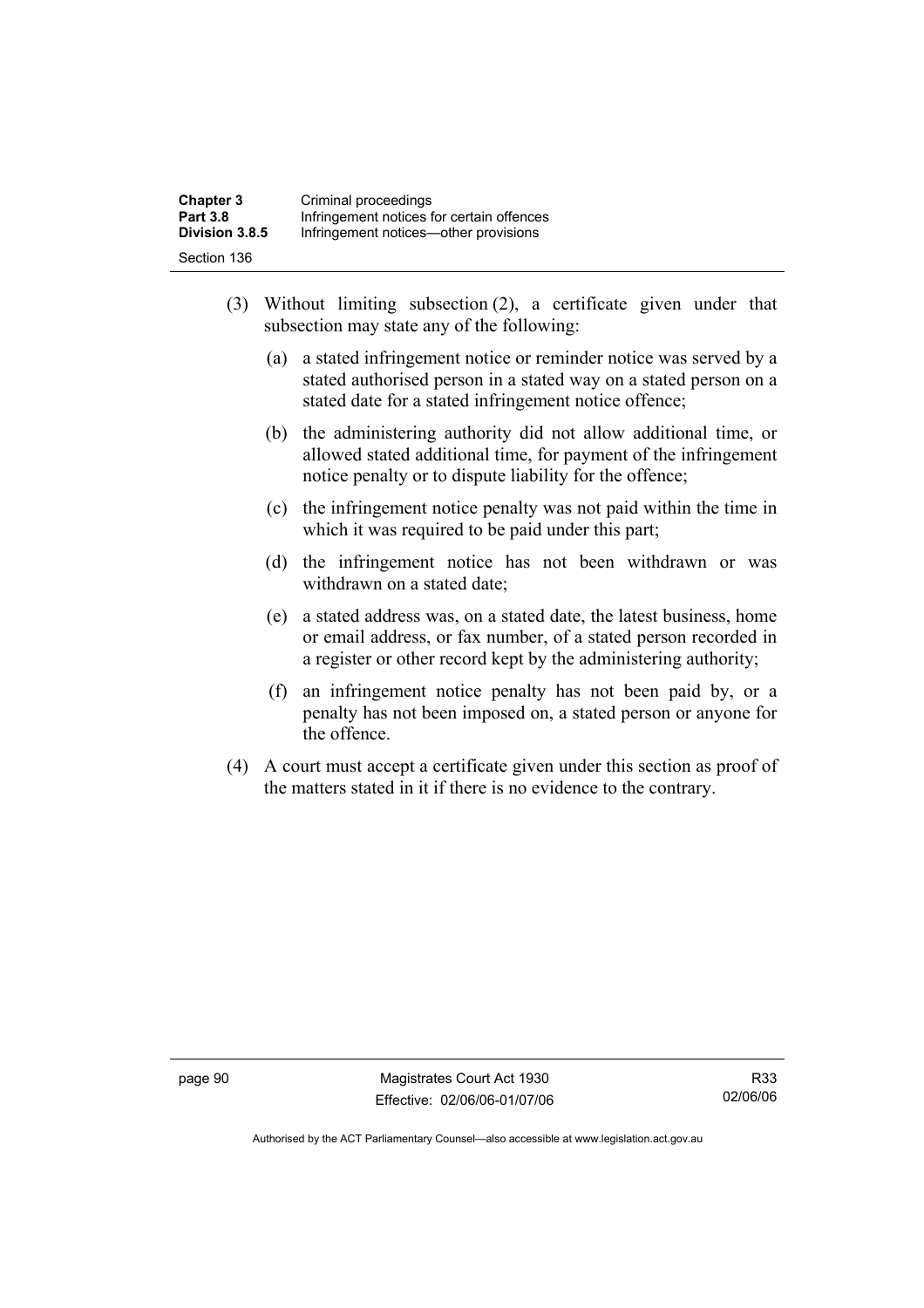(3) Without limiting subsection (2), a certificate given under that subsection may state any of the following:

(a) a stated infringement notice or reminder notice was served by a stated authorised person in a stated way on a stated person on a stated date for a stated infringement notice offence;

(b) the administering authority did not allow additional time, or allowed stated additional time, for payment of the infringement notice penalty or to dispute liability for the offence;

(c) the infringement notice penalty was not paid within the time in which it was required to be paid under this part;

(d) the infringement notice has not been withdrawn or was withdrawn on a stated date;

(e) a stated address was, on a stated date, the latest business, home or email address, or fax number, of a stated person recorded in a register or other record kept by the administering authority;

(f) an infringement notice penalty has not been paid by, or a penalty has not been imposed on, a stated person or anyone for the offence.

(4) A court must accept a certificate given under this section as proof of the matters stated in it if there is no evidence to the contrary.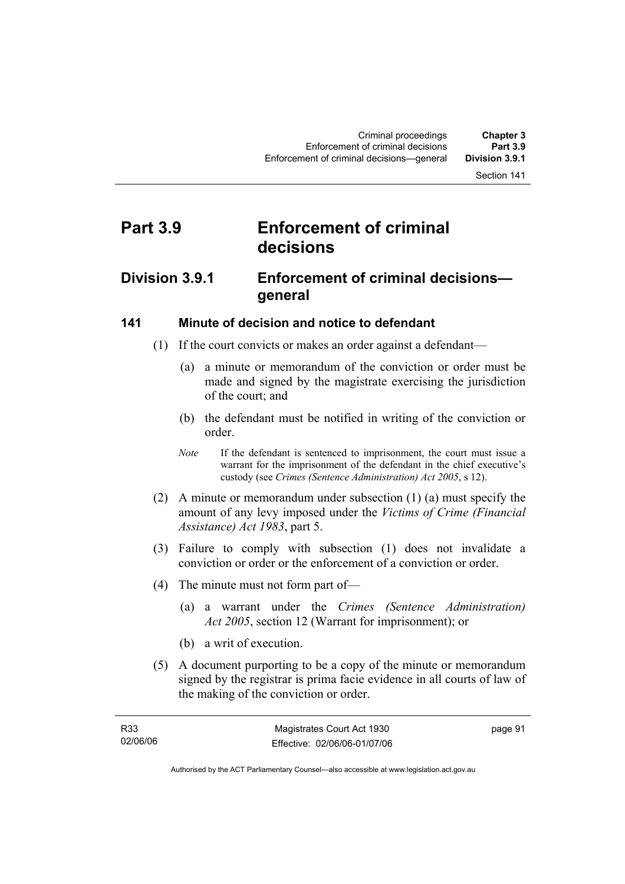# Part 3.9 Enforcement of criminal decisions

## Division 3.9.1 Enforcement of criminal decisions—general

### 141 Minute of decision and notice to defendant

(1) If the court convicts or makes an order against a defendant—

(a) a minute or memorandum of the conviction or order must be made and signed by the magistrate exercising the jurisdiction of the court; and

(b) the defendant must be notified in writing of the conviction or order.

*Note* If the defendant is sentenced to imprisonment, the court must issue a warrant for the imprisonment of the defendant in the chief executive's custody (see *Crimes (Sentence Administration) Act 2005*, s 12).

(2) A minute or memorandum under subsection (1) (a) must specify the amount of any levy imposed under the *Victims of Crime (Financial Assistance) Act 1983*, part 5.

(3) Failure to comply with subsection (1) does not invalidate a conviction or order or the enforcement of a conviction or order.

(4) The minute must not form part of—

(a) a warrant under the *Crimes (Sentence Administration) Act 2005*, section 12 (Warrant for imprisonment); or

(b) a writ of execution.

(5) A document purporting to be a copy of the minute or memorandum signed by the registrar is prima facie evidence in all courts of law of the making of the conviction or order.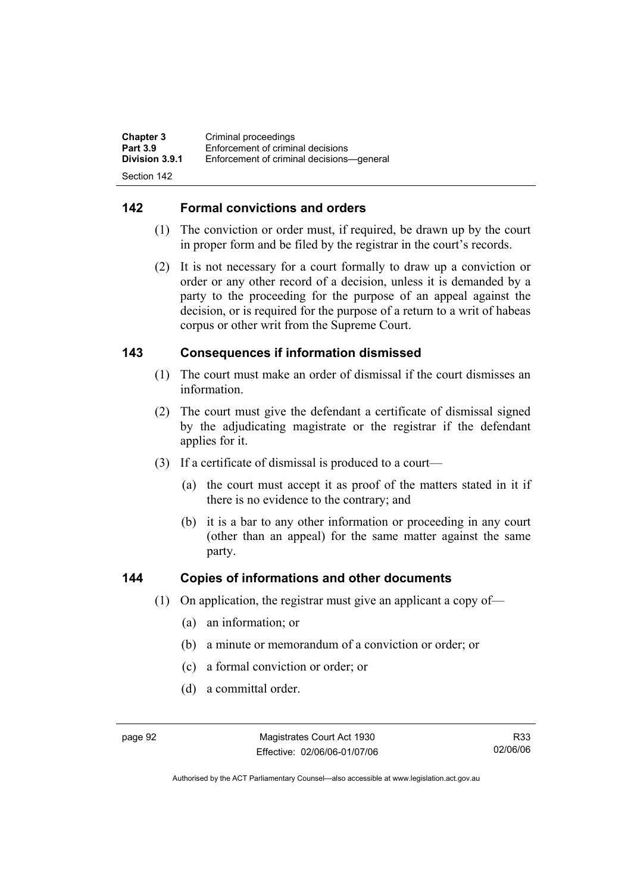## 142 Formal convictions and orders

(1) The conviction or order must, if required, be drawn up by the court in proper form and be filed by the registrar in the court's records.

(2) It is not necessary for a court formally to draw up a conviction or order or any other record of a decision, unless it is demanded by a party to the proceeding for the purpose of an appeal against the decision, or is required for the purpose of a return to a writ of habeas corpus or other writ from the Supreme Court.

## 143 Consequences if information dismissed

(1) The court must make an order of dismissal if the court dismisses an information.

(2) The court must give the defendant a certificate of dismissal signed by the adjudicating magistrate or the registrar if the defendant applies for it.

(3) If a certificate of dismissal is produced to a court—

(a) the court must accept it as proof of the matters stated in it if there is no evidence to the contrary; and

(b) it is a bar to any other information or proceeding in any court (other than an appeal) for the same matter against the same party.

## 144 Copies of informations and other documents

(1) On application, the registrar must give an applicant a copy of—

(a) an information; or

(b) a minute or memorandum of a conviction or order; or

(c) a formal conviction or order; or

(d) a committal order.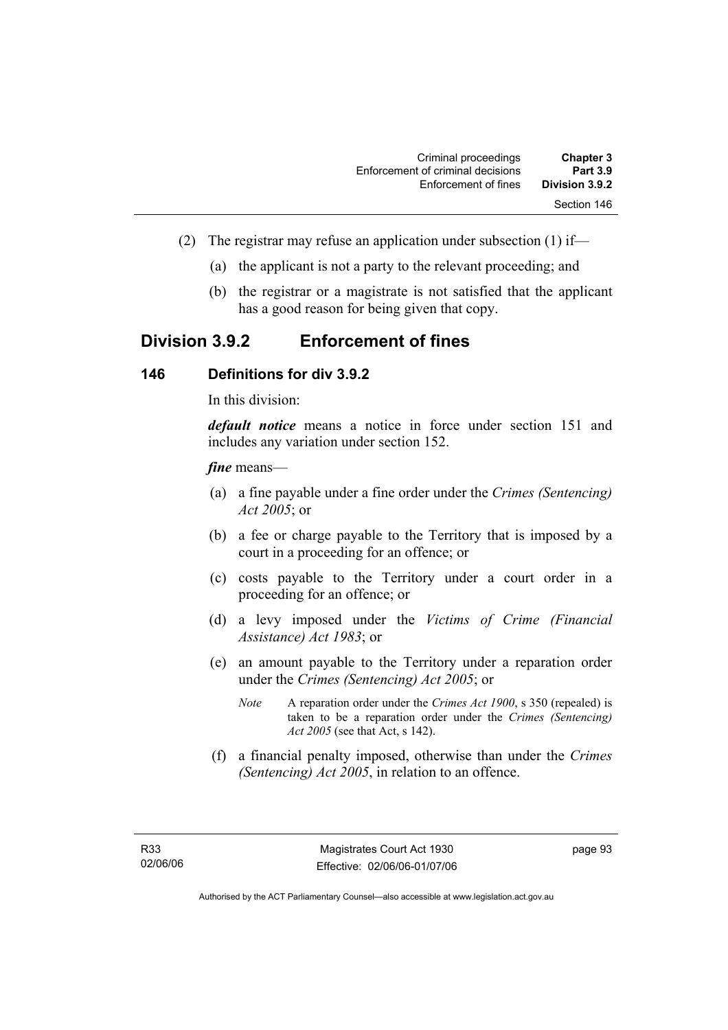(2) The registrar may refuse an application under subsection (1) if—

(a) the applicant is not a party to the relevant proceeding; and

(b) the registrar or a magistrate is not satisfied that the applicant has a good reason for being given that copy.

## Division 3.9.2 Enforcement of fines

### 146 Definitions for div 3.9.2

In this division:

***default notice*** means a notice in force under section 151 and includes any variation under section 152.

***fine*** means—

(a) a fine payable under a fine order under the *Crimes (Sentencing) Act 2005*; or

(b) a fee or charge payable to the Territory that is imposed by a court in a proceeding for an offence; or

(c) costs payable to the Territory under a court order in a proceeding for an offence; or

(d) a levy imposed under the *Victims of Crime (Financial Assistance) Act 1983*; or

(e) an amount payable to the Territory under a reparation order under the *Crimes (Sentencing) Act 2005*; or

*Note* A reparation order under the *Crimes Act 1900*, s 350 (repealed) is taken to be a reparation order under the *Crimes (Sentencing) Act 2005* (see that Act, s 142).

(f) a financial penalty imposed, otherwise than under the *Crimes (Sentencing) Act 2005*, in relation to an offence.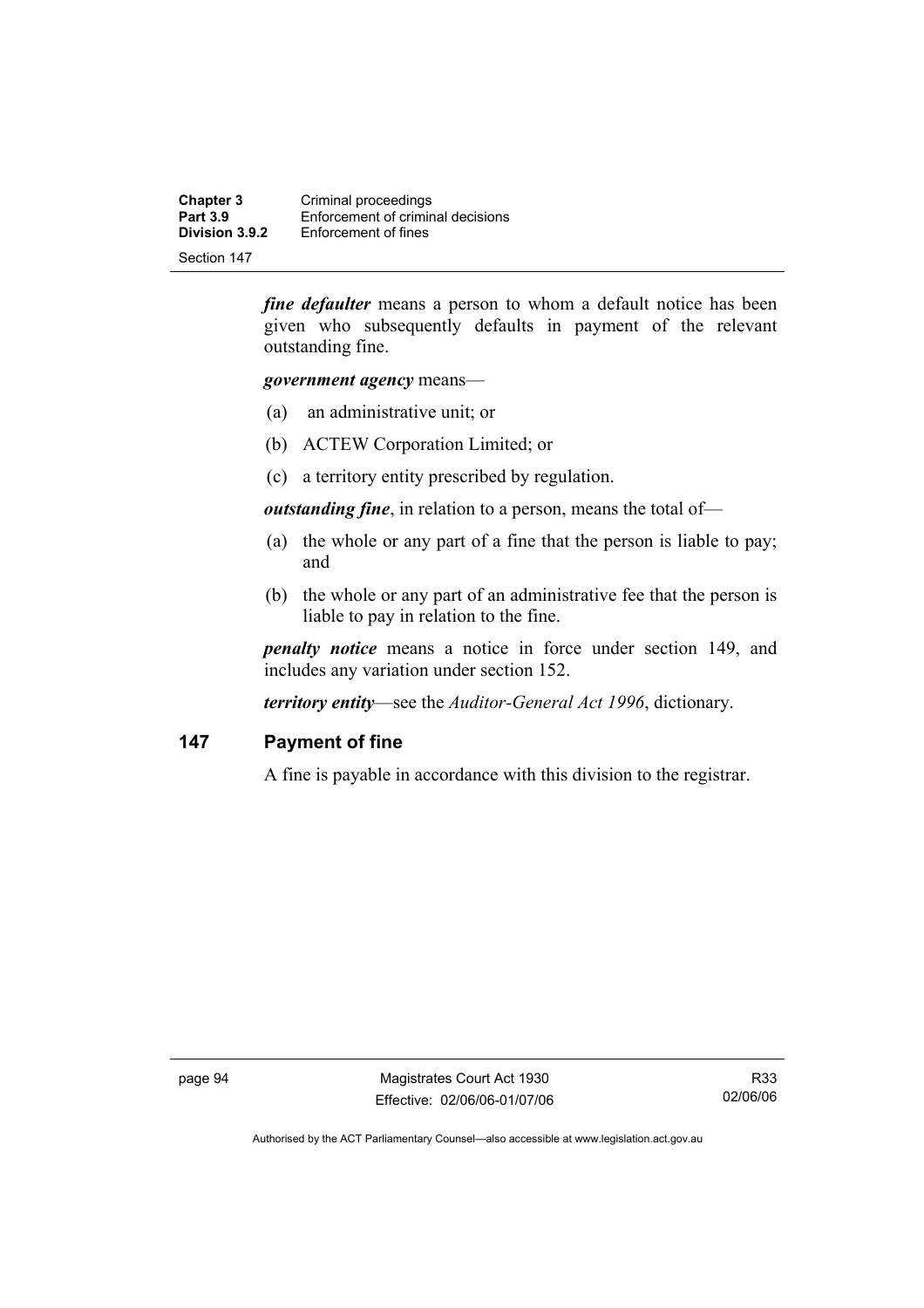***fine defaulter*** means a person to whom a default notice has been given who subsequently defaults in payment of the relevant outstanding fine.

***government agency*** means—

(a) an administrative unit; or

(b) ACTEW Corporation Limited; or

(c) a territory entity prescribed by regulation.

***outstanding fine***, in relation to a person, means the total of—

(a) the whole or any part of a fine that the person is liable to pay; and

(b) the whole or any part of an administrative fee that the person is liable to pay in relation to the fine.

***penalty notice*** means a notice in force under section 149, and includes any variation under section 152.

***territory entity***—see the *Auditor-General Act 1996*, dictionary.

## 147 Payment of fine

A fine is payable in accordance with this division to the registrar.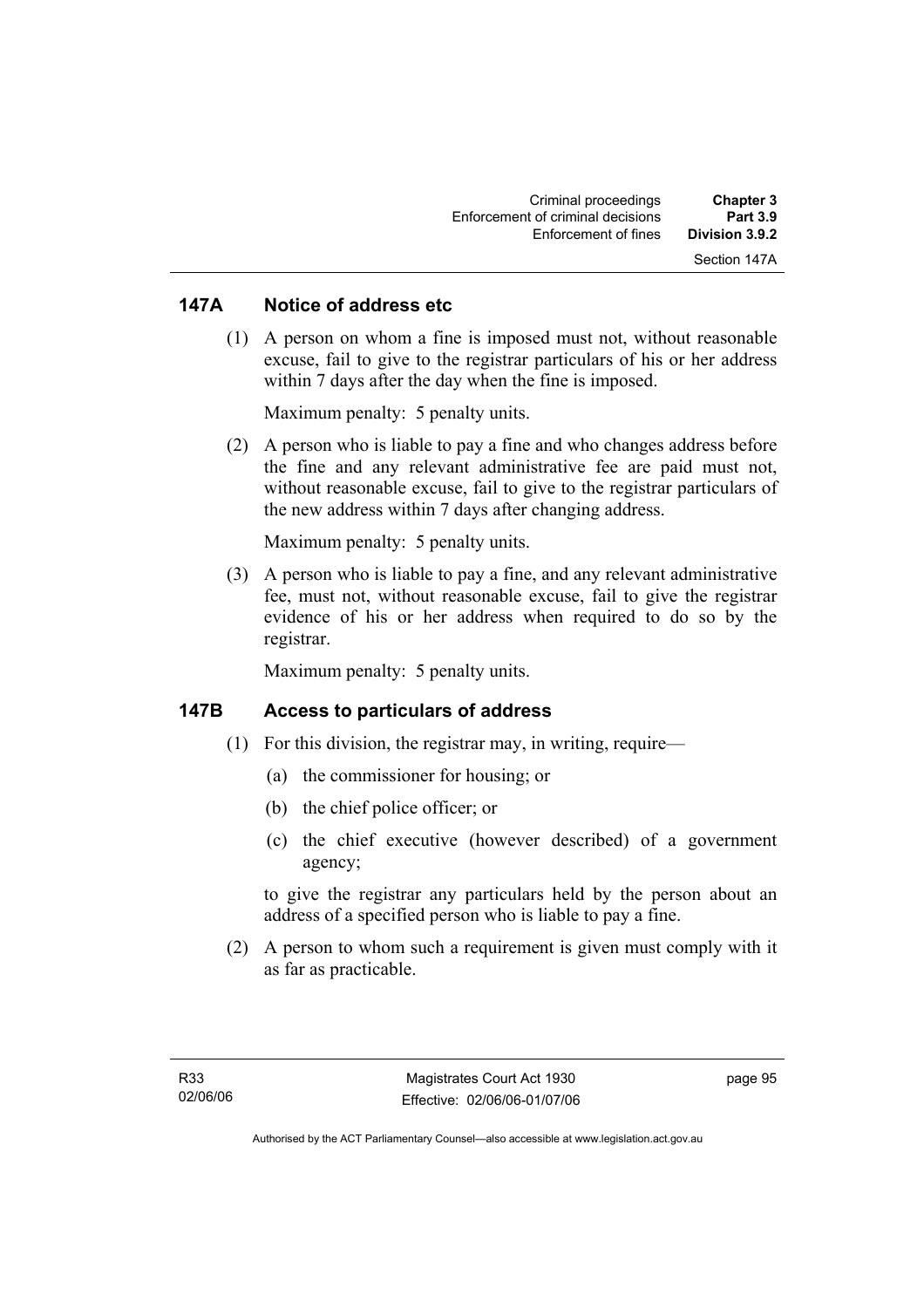## 147A Notice of address etc

(1) A person on whom a fine is imposed must not, without reasonable excuse, fail to give to the registrar particulars of his or her address within 7 days after the day when the fine is imposed.

Maximum penalty: 5 penalty units.

(2) A person who is liable to pay a fine and who changes address before the fine and any relevant administrative fee are paid must not, without reasonable excuse, fail to give to the registrar particulars of the new address within 7 days after changing address.

Maximum penalty: 5 penalty units.

(3) A person who is liable to pay a fine, and any relevant administrative fee, must not, without reasonable excuse, fail to give the registrar evidence of his or her address when required to do so by the registrar.

Maximum penalty: 5 penalty units.

## 147B Access to particulars of address

(1) For this division, the registrar may, in writing, require—

(a) the commissioner for housing; or

(b) the chief police officer; or

(c) the chief executive (however described) of a government agency;

to give the registrar any particulars held by the person about an address of a specified person who is liable to pay a fine.

(2) A person to whom such a requirement is given must comply with it as far as practicable.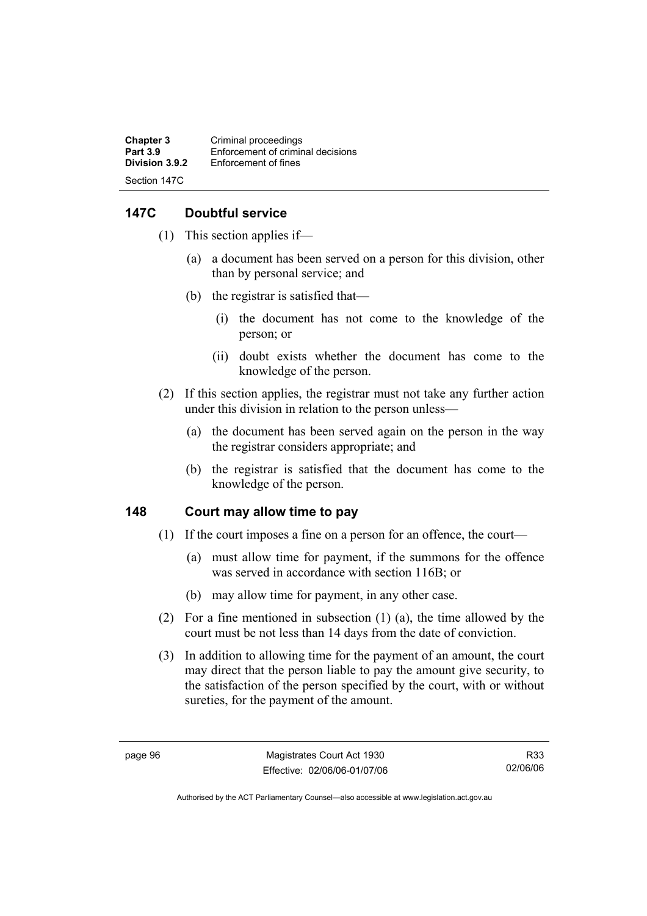## 147C Doubtful service

(1) This section applies if—

(a) a document has been served on a person for this division, other than by personal service; and

(b) the registrar is satisfied that—

(i) the document has not come to the knowledge of the person; or

(ii) doubt exists whether the document has come to the knowledge of the person.

(2) If this section applies, the registrar must not take any further action under this division in relation to the person unless—

(a) the document has been served again on the person in the way the registrar considers appropriate; and

(b) the registrar is satisfied that the document has come to the knowledge of the person.

## 148 Court may allow time to pay

(1) If the court imposes a fine on a person for an offence, the court—

(a) must allow time for payment, if the summons for the offence was served in accordance with section 116B; or

(b) may allow time for payment, in any other case.

(2) For a fine mentioned in subsection (1) (a), the time allowed by the court must be not less than 14 days from the date of conviction.

(3) In addition to allowing time for the payment of an amount, the court may direct that the person liable to pay the amount give security, to the satisfaction of the person specified by the court, with or without sureties, for the payment of the amount.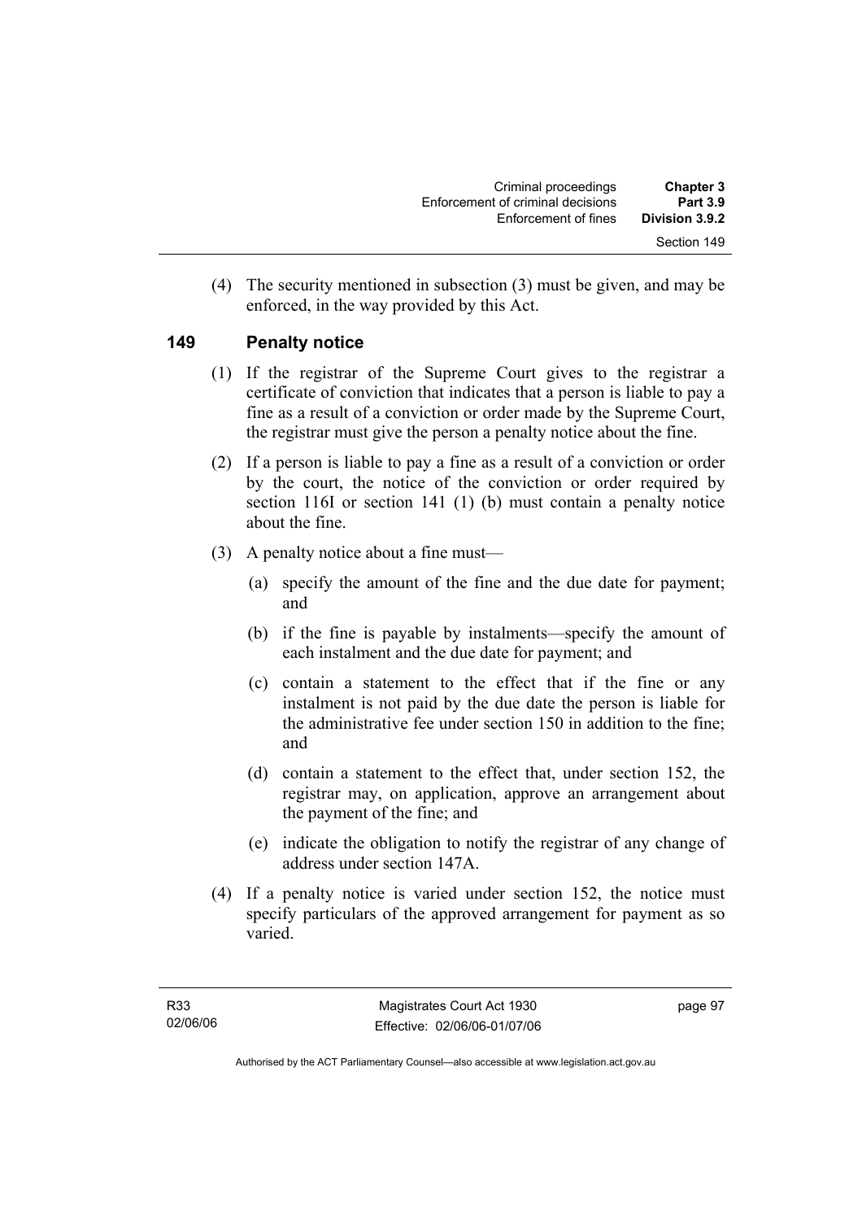(4) The security mentioned in subsection (3) must be given, and may be enforced, in the way provided by this Act.

## 149 Penalty notice

(1) If the registrar of the Supreme Court gives to the registrar a certificate of conviction that indicates that a person is liable to pay a fine as a result of a conviction or order made by the Supreme Court, the registrar must give the person a penalty notice about the fine.

(2) If a person is liable to pay a fine as a result of a conviction or order by the court, the notice of the conviction or order required by section 116I or section 141 (1) (b) must contain a penalty notice about the fine.

(3) A penalty notice about a fine must—

(a) specify the amount of the fine and the due date for payment; and

(b) if the fine is payable by instalments—specify the amount of each instalment and the due date for payment; and

(c) contain a statement to the effect that if the fine or any instalment is not paid by the due date the person is liable for the administrative fee under section 150 in addition to the fine; and

(d) contain a statement to the effect that, under section 152, the registrar may, on application, approve an arrangement about the payment of the fine; and

(e) indicate the obligation to notify the registrar of any change of address under section 147A.

(4) If a penalty notice is varied under section 152, the notice must specify particulars of the approved arrangement for payment as so varied.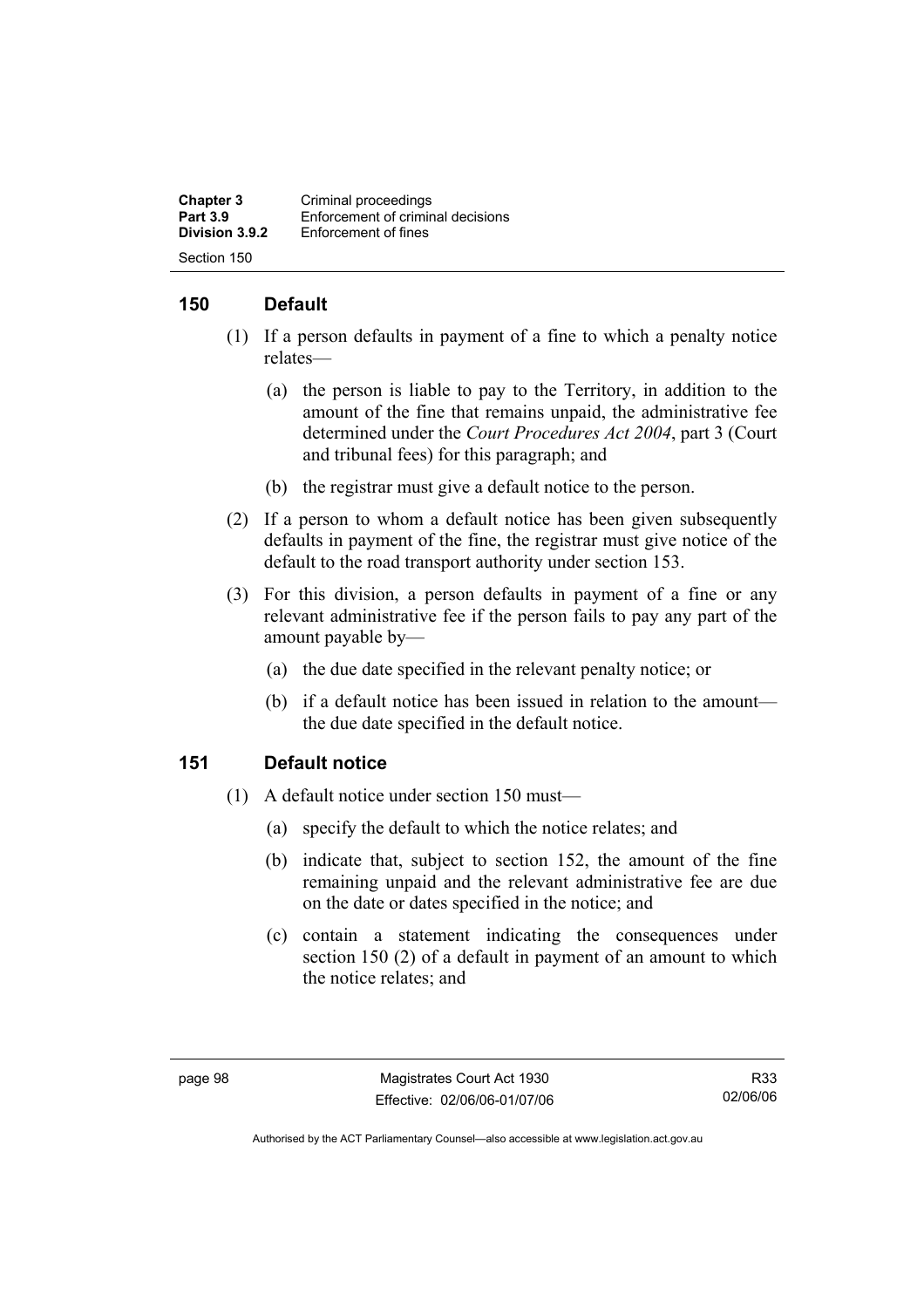## 150 Default

(1) If a person defaults in payment of a fine to which a penalty notice relates—

(a) the person is liable to pay to the Territory, in addition to the amount of the fine that remains unpaid, the administrative fee determined under the *Court Procedures Act 2004*, part 3 (Court and tribunal fees) for this paragraph; and

(b) the registrar must give a default notice to the person.

(2) If a person to whom a default notice has been given subsequently defaults in payment of the fine, the registrar must give notice of the default to the road transport authority under section 153.

(3) For this division, a person defaults in payment of a fine or any relevant administrative fee if the person fails to pay any part of the amount payable by—

(a) the due date specified in the relevant penalty notice; or

(b) if a default notice has been issued in relation to the amount—the due date specified in the default notice.

## 151 Default notice

(1) A default notice under section 150 must—

(a) specify the default to which the notice relates; and

(b) indicate that, subject to section 152, the amount of the fine remaining unpaid and the relevant administrative fee are due on the date or dates specified in the notice; and

(c) contain a statement indicating the consequences under section 150 (2) of a default in payment of an amount to which the notice relates; and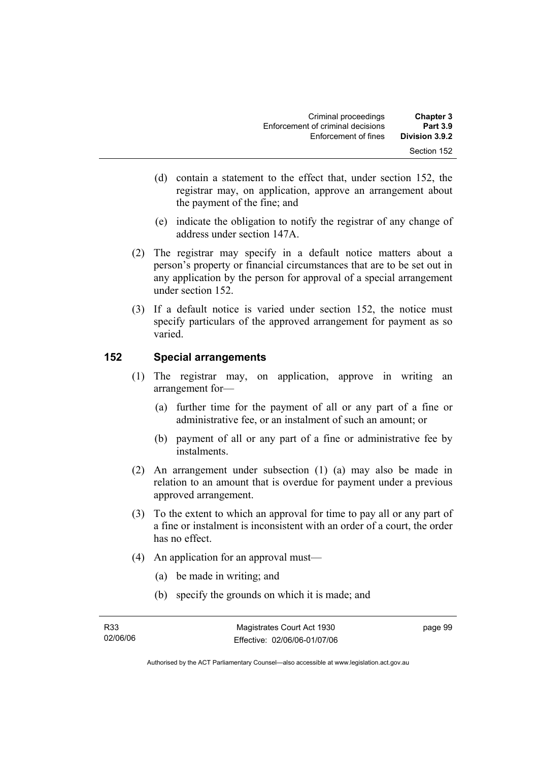(d) contain a statement to the effect that, under section 152, the registrar may, on application, approve an arrangement about the payment of the fine; and

(e) indicate the obligation to notify the registrar of any change of address under section 147A.

(2) The registrar may specify in a default notice matters about a person's property or financial circumstances that are to be set out in any application by the person for approval of a special arrangement under section 152.

(3) If a default notice is varied under section 152, the notice must specify particulars of the approved arrangement for payment as so varied.

## 152 Special arrangements

(1) The registrar may, on application, approve in writing an arrangement for—

(a) further time for the payment of all or any part of a fine or administrative fee, or an instalment of such an amount; or

(b) payment of all or any part of a fine or administrative fee by instalments.

(2) An arrangement under subsection (1) (a) may also be made in relation to an amount that is overdue for payment under a previous approved arrangement.

(3) To the extent to which an approval for time to pay all or any part of a fine or instalment is inconsistent with an order of a court, the order has no effect.

(4) An application for an approval must—

(a) be made in writing; and

(b) specify the grounds on which it is made; and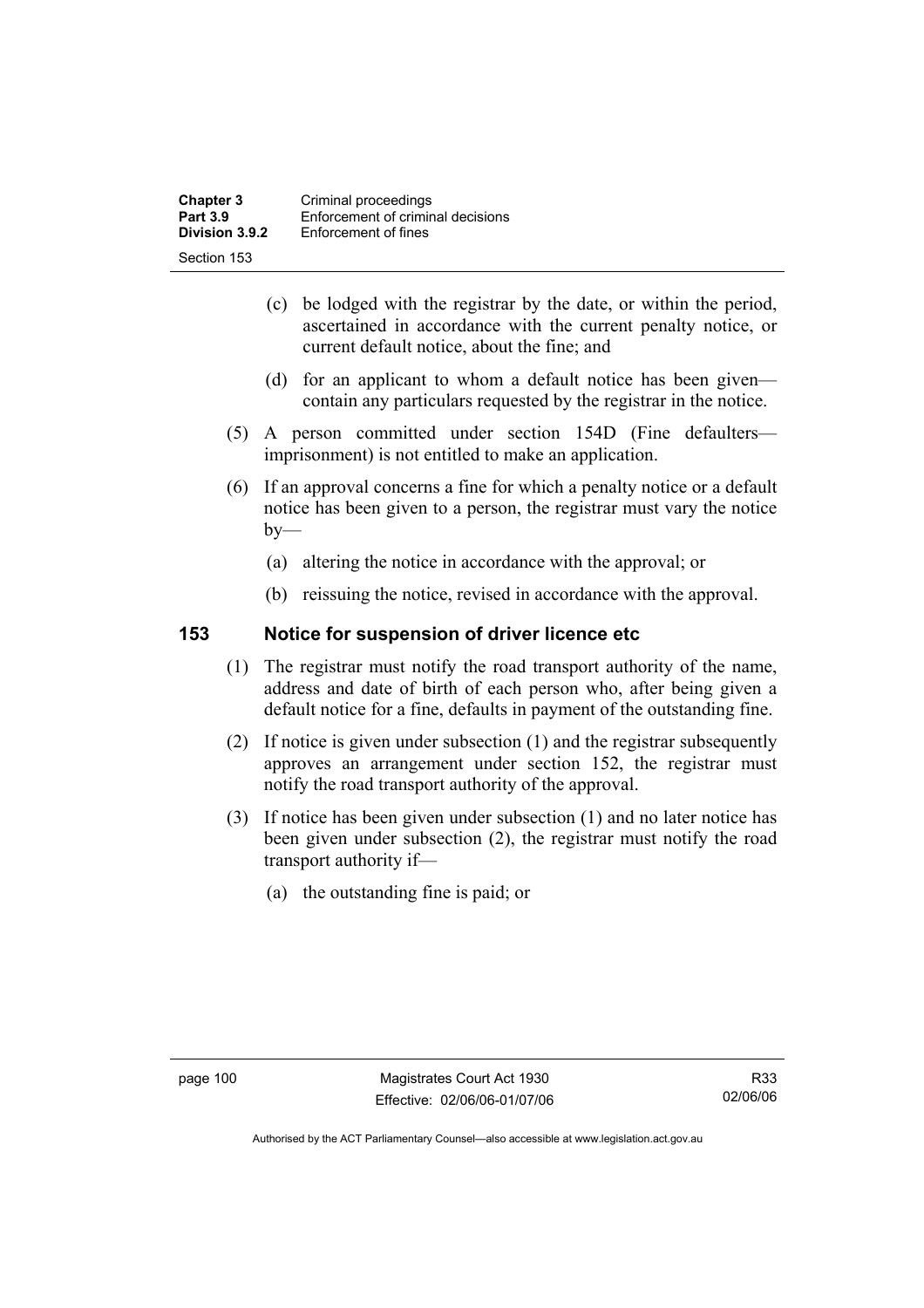(c) be lodged with the registrar by the date, or within the period, ascertained in accordance with the current penalty notice, or current default notice, about the fine; and

(d) for an applicant to whom a default notice has been given—contain any particulars requested by the registrar in the notice.

(5) A person committed under section 154D (Fine defaulters—imprisonment) is not entitled to make an application.

(6) If an approval concerns a fine for which a penalty notice or a default notice has been given to a person, the registrar must vary the notice by—

(a) altering the notice in accordance with the approval; or

(b) reissuing the notice, revised in accordance with the approval.

## 153 Notice for suspension of driver licence etc

(1) The registrar must notify the road transport authority of the name, address and date of birth of each person who, after being given a default notice for a fine, defaults in payment of the outstanding fine.

(2) If notice is given under subsection (1) and the registrar subsequently approves an arrangement under section 152, the registrar must notify the road transport authority of the approval.

(3) If notice has been given under subsection (1) and no later notice has been given under subsection (2), the registrar must notify the road transport authority if—

(a) the outstanding fine is paid; or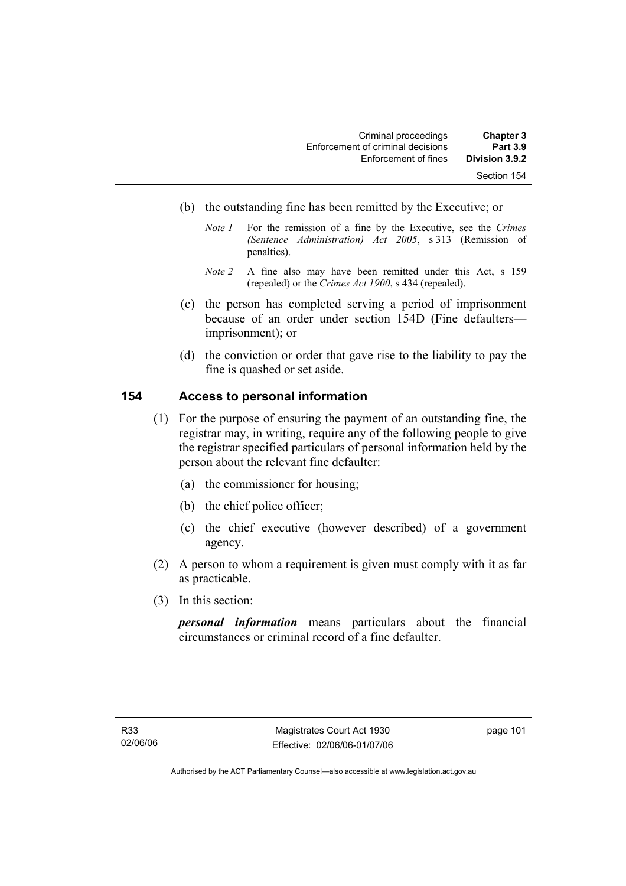(b) the outstanding fine has been remitted by the Executive; or

*Note 1* For the remission of a fine by the Executive, see the *Crimes (Sentence Administration) Act 2005*, s 313 (Remission of penalties).

*Note 2* A fine also may have been remitted under this Act, s 159 (repealed) or the *Crimes Act 1900*, s 434 (repealed).

(c) the person has completed serving a period of imprisonment because of an order under section 154D (Fine defaulters—imprisonment); or

(d) the conviction or order that gave rise to the liability to pay the fine is quashed or set aside.

## 154 Access to personal information

(1) For the purpose of ensuring the payment of an outstanding fine, the registrar may, in writing, require any of the following people to give the registrar specified particulars of personal information held by the person about the relevant fine defaulter:

(a) the commissioner for housing;

(b) the chief police officer;

(c) the chief executive (however described) of a government agency.

(2) A person to whom a requirement is given must comply with it as far as practicable.

(3) In this section:

***personal information*** means particulars about the financial circumstances or criminal record of a fine defaulter.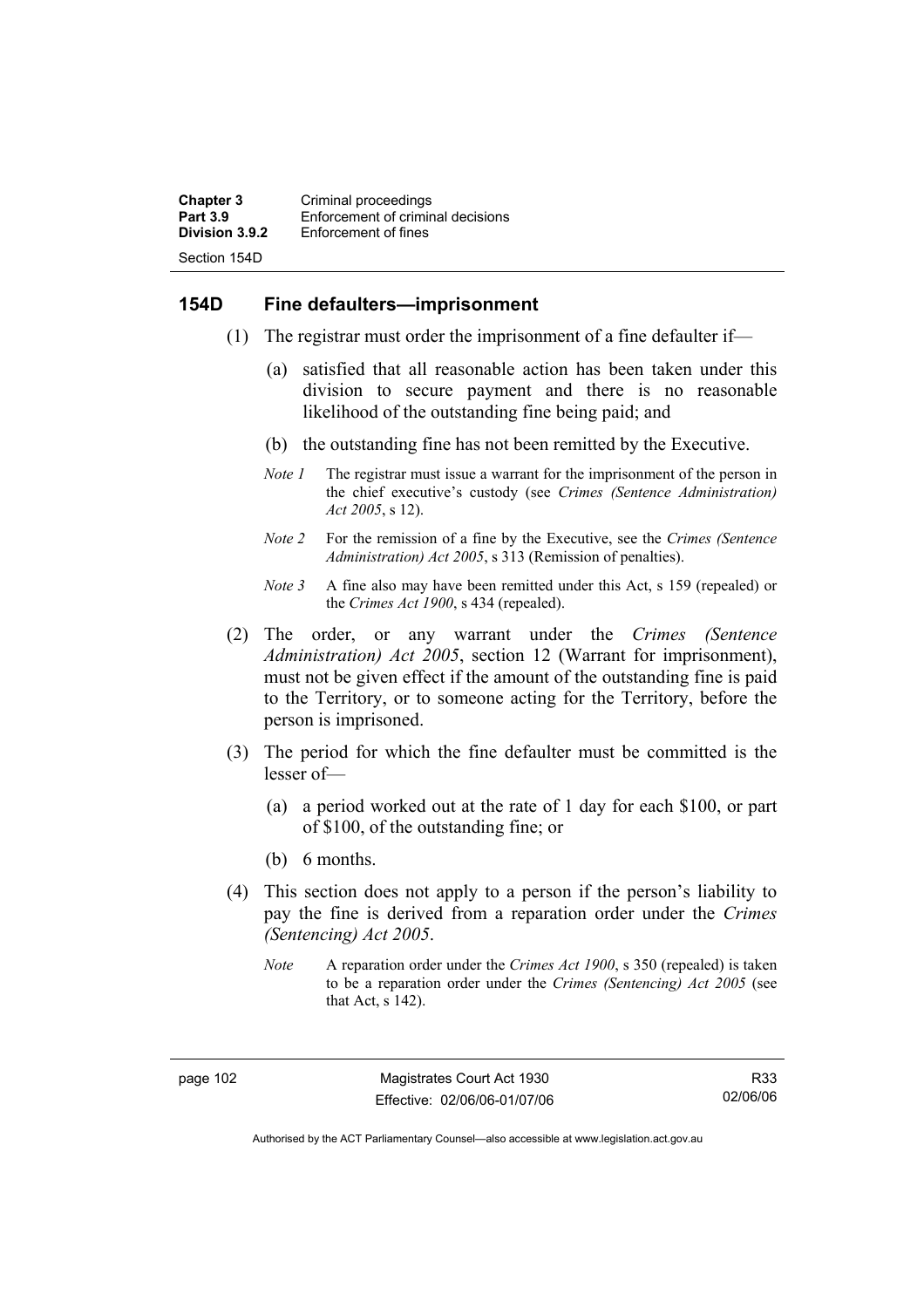## 154D Fine defaulters—imprisonment

(1) The registrar must order the imprisonment of a fine defaulter if—

(a) satisfied that all reasonable action has been taken under this division to secure payment and there is no reasonable likelihood of the outstanding fine being paid; and

(b) the outstanding fine has not been remitted by the Executive.

*Note 1* The registrar must issue a warrant for the imprisonment of the person in the chief executive's custody (see *Crimes (Sentence Administration) Act 2005*, s 12).

*Note 2* For the remission of a fine by the Executive, see the *Crimes (Sentence Administration) Act 2005*, s 313 (Remission of penalties).

*Note 3* A fine also may have been remitted under this Act, s 159 (repealed) or the *Crimes Act 1900*, s 434 (repealed).

(2) The order, or any warrant under the *Crimes (Sentence Administration) Act 2005*, section 12 (Warrant for imprisonment), must not be given effect if the amount of the outstanding fine is paid to the Territory, or to someone acting for the Territory, before the person is imprisoned.

(3) The period for which the fine defaulter must be committed is the lesser of—

(a) a period worked out at the rate of 1 day for each $100, or part of $100, of the outstanding fine; or

(b) 6 months.

(4) This section does not apply to a person if the person's liability to pay the fine is derived from a reparation order under the *Crimes (Sentencing) Act 2005*.

*Note* A reparation order under the *Crimes Act 1900*, s 350 (repealed) is taken to be a reparation order under the *Crimes (Sentencing) Act 2005* (see that Act, s 142).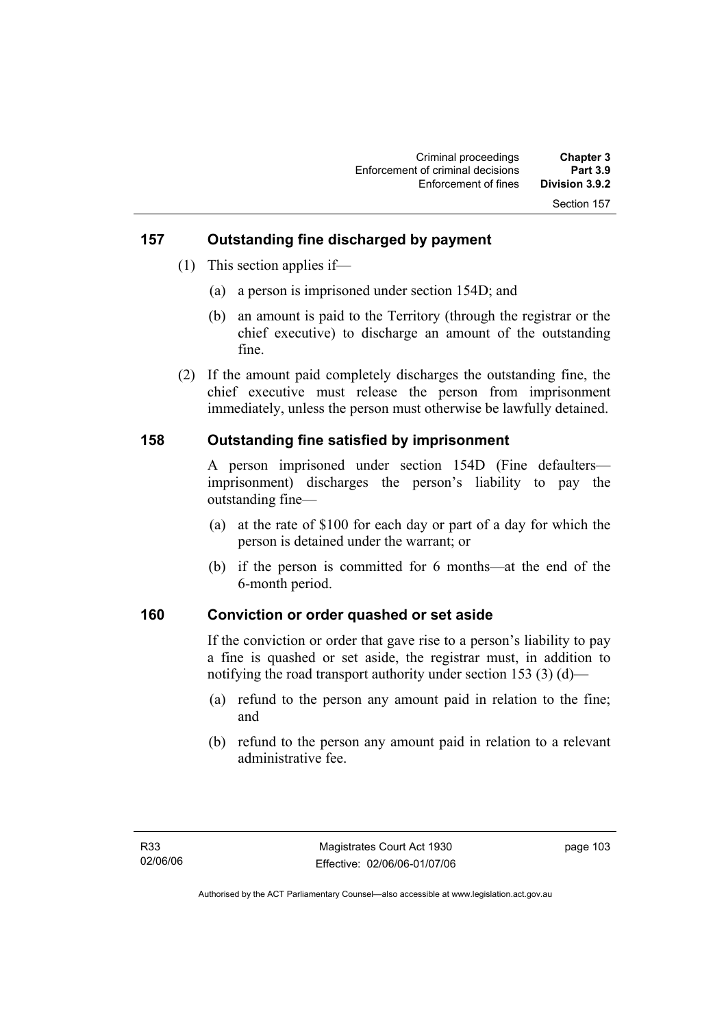## 157 Outstanding fine discharged by payment

(1) This section applies if—

(a) a person is imprisoned under section 154D; and

(b) an amount is paid to the Territory (through the registrar or the chief executive) to discharge an amount of the outstanding fine.

(2) If the amount paid completely discharges the outstanding fine, the chief executive must release the person from imprisonment immediately, unless the person must otherwise be lawfully detained.

## 158 Outstanding fine satisfied by imprisonment

A person imprisoned under section 154D (Fine defaulters—imprisonment) discharges the person's liability to pay the outstanding fine—

(a) at the rate of $100 for each day or part of a day for which the person is detained under the warrant; or

(b) if the person is committed for 6 months—at the end of the 6-month period.

## 160 Conviction or order quashed or set aside

If the conviction or order that gave rise to a person's liability to pay a fine is quashed or set aside, the registrar must, in addition to notifying the road transport authority under section 153 (3) (d)—

(a) refund to the person any amount paid in relation to the fine; and

(b) refund to the person any amount paid in relation to a relevant administrative fee.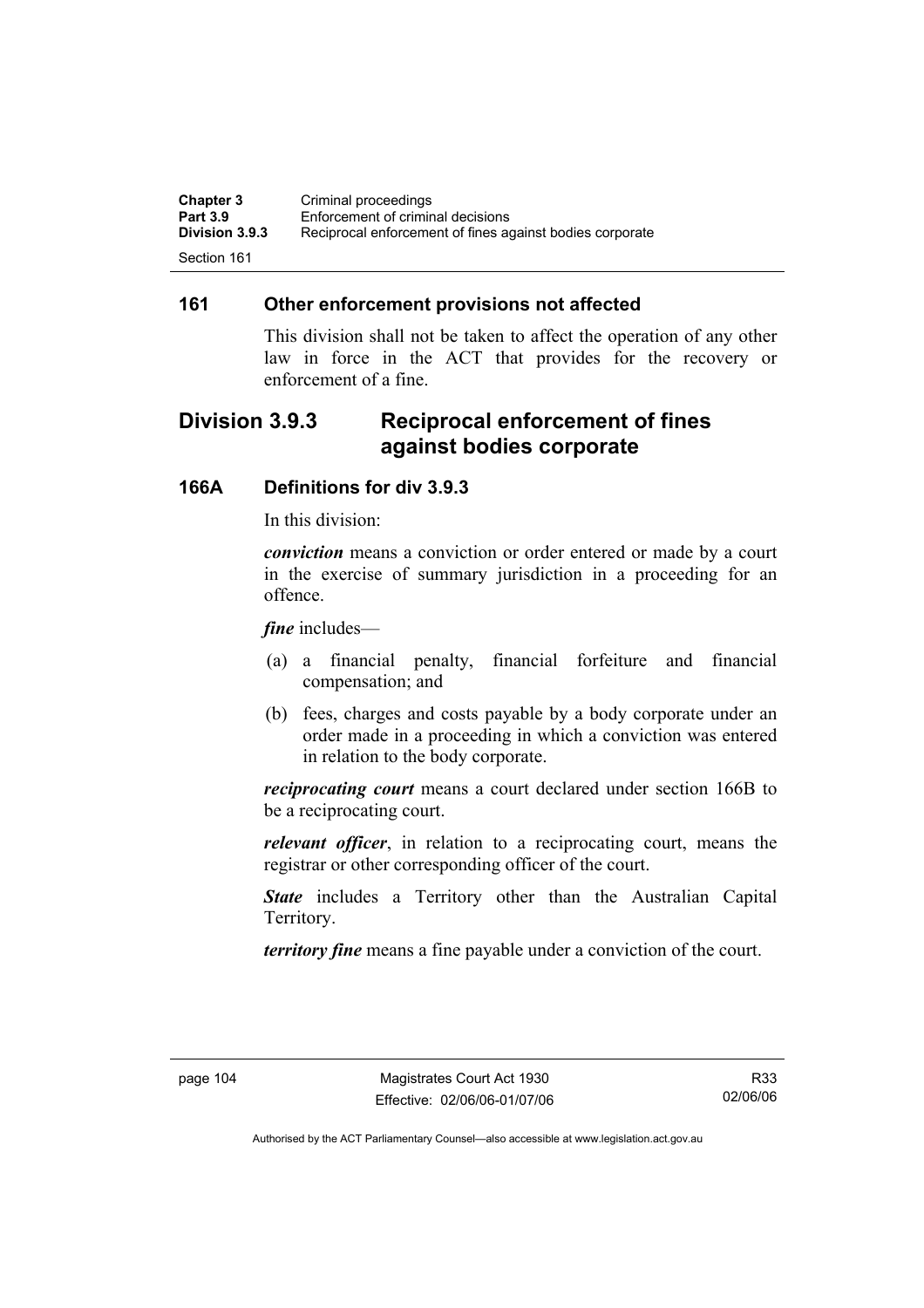## 161 Other enforcement provisions not affected

This division shall not be taken to affect the operation of any other law in force in the ACT that provides for the recovery or enforcement of a fine.

# Division 3.9.3 Reciprocal enforcement of fines against bodies corporate

## 166A Definitions for div 3.9.3

In this division:

***conviction*** means a conviction or order entered or made by a court in the exercise of summary jurisdiction in a proceeding for an offence.

***fine*** includes—

(a) a financial penalty, financial forfeiture and financial compensation; and

(b) fees, charges and costs payable by a body corporate under an order made in a proceeding in which a conviction was entered in relation to the body corporate.

***reciprocating court*** means a court declared under section 166B to be a reciprocating court.

***relevant officer***, in relation to a reciprocating court, means the registrar or other corresponding officer of the court.

***State*** includes a Territory other than the Australian Capital Territory.

***territory fine*** means a fine payable under a conviction of the court.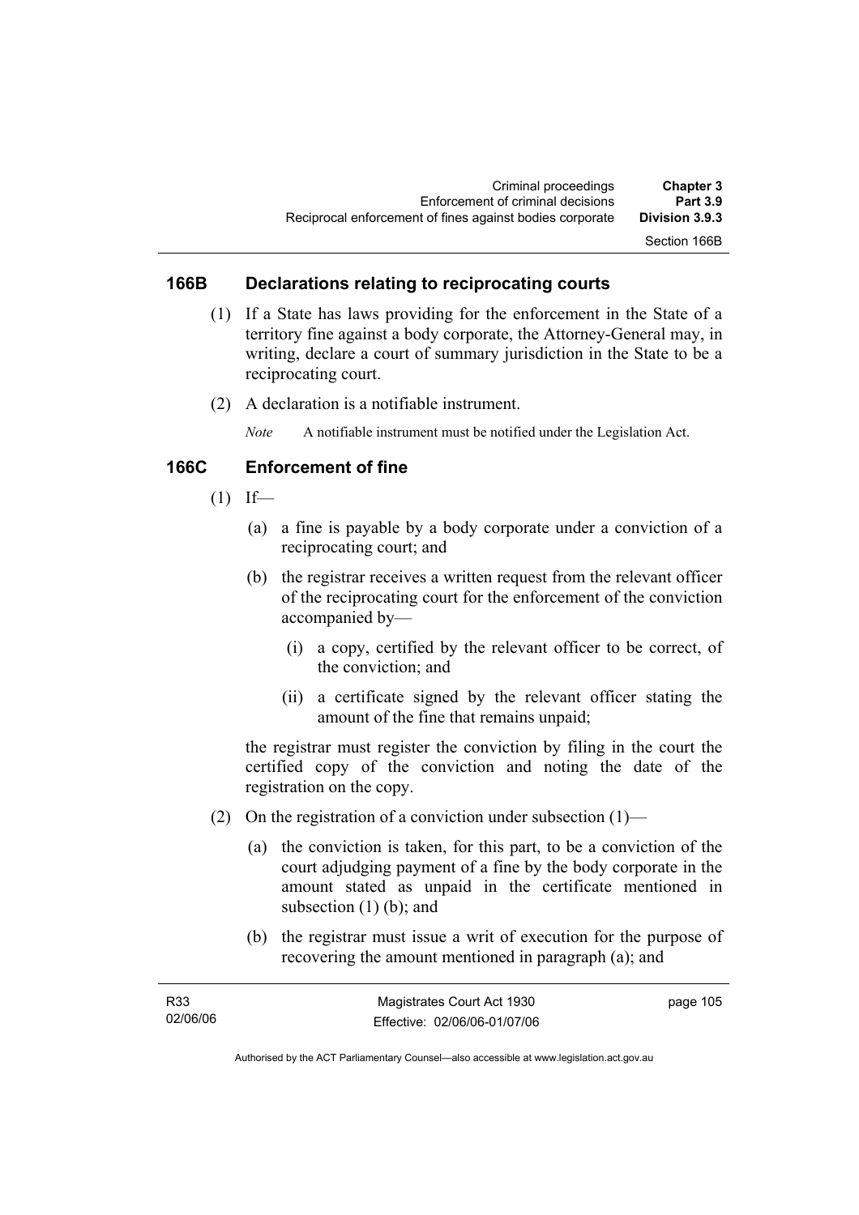## 166B Declarations relating to reciprocating courts

(1) If a State has laws providing for the enforcement in the State of a territory fine against a body corporate, the Attorney-General may, in writing, declare a court of summary jurisdiction in the State to be a reciprocating court.

(2) A declaration is a notifiable instrument.

*Note* A notifiable instrument must be notified under the Legislation Act.

## 166C Enforcement of fine

(1) If—

(a) a fine is payable by a body corporate under a conviction of a reciprocating court; and

(b) the registrar receives a written request from the relevant officer of the reciprocating court for the enforcement of the conviction accompanied by—

(i) a copy, certified by the relevant officer to be correct, of the conviction; and

(ii) a certificate signed by the relevant officer stating the amount of the fine that remains unpaid;

the registrar must register the conviction by filing in the court the certified copy of the conviction and noting the date of the registration on the copy.

(2) On the registration of a conviction under subsection (1)—

(a) the conviction is taken, for this part, to be a conviction of the court adjudging payment of a fine by the body corporate in the amount stated as unpaid in the certificate mentioned in subsection (1) (b); and

(b) the registrar must issue a writ of execution for the purpose of recovering the amount mentioned in paragraph (a); and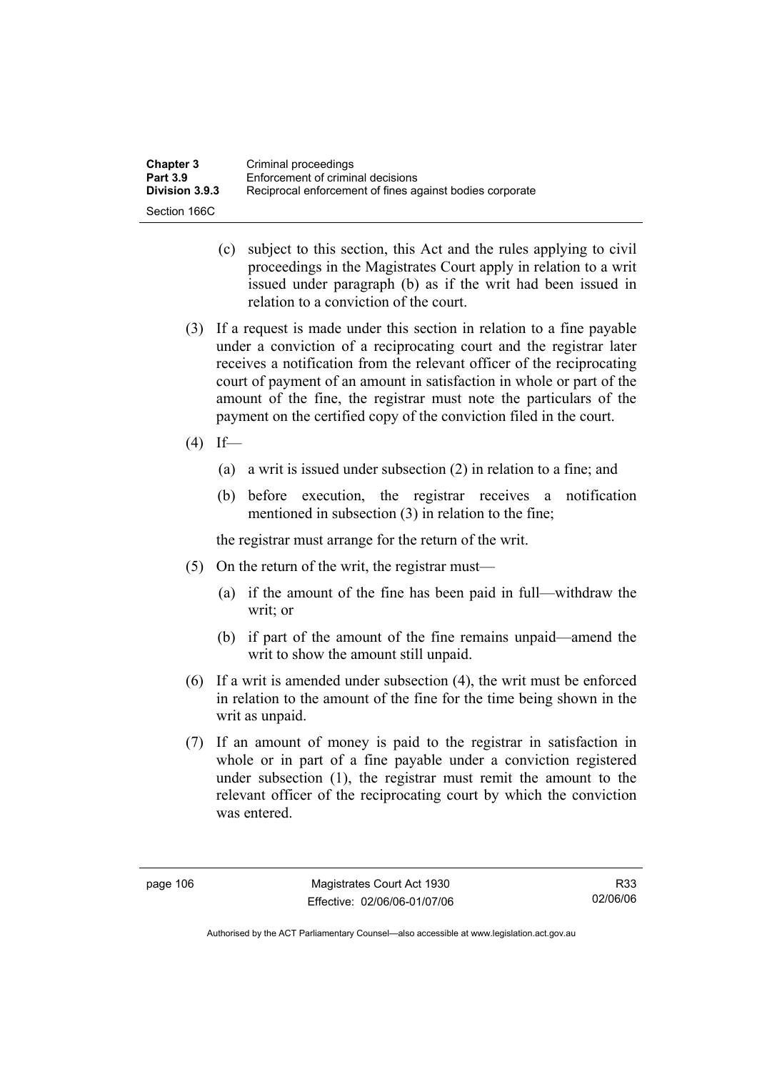(c) subject to this section, this Act and the rules applying to civil proceedings in the Magistrates Court apply in relation to a writ issued under paragraph (b) as if the writ had been issued in relation to a conviction of the court.

(3) If a request is made under this section in relation to a fine payable under a conviction of a reciprocating court and the registrar later receives a notification from the relevant officer of the reciprocating court of payment of an amount in satisfaction in whole or part of the amount of the fine, the registrar must note the particulars of the payment on the certified copy of the conviction filed in the court.

(4) If—

(a) a writ is issued under subsection (2) in relation to a fine; and

(b) before execution, the registrar receives a notification mentioned in subsection (3) in relation to the fine;

the registrar must arrange for the return of the writ.

(5) On the return of the writ, the registrar must—

(a) if the amount of the fine has been paid in full—withdraw the writ; or

(b) if part of the amount of the fine remains unpaid—amend the writ to show the amount still unpaid.

(6) If a writ is amended under subsection (4), the writ must be enforced in relation to the amount of the fine for the time being shown in the writ as unpaid.

(7) If an amount of money is paid to the registrar in satisfaction in whole or in part of a fine payable under a conviction registered under subsection (1), the registrar must remit the amount to the relevant officer of the reciprocating court by which the conviction was entered.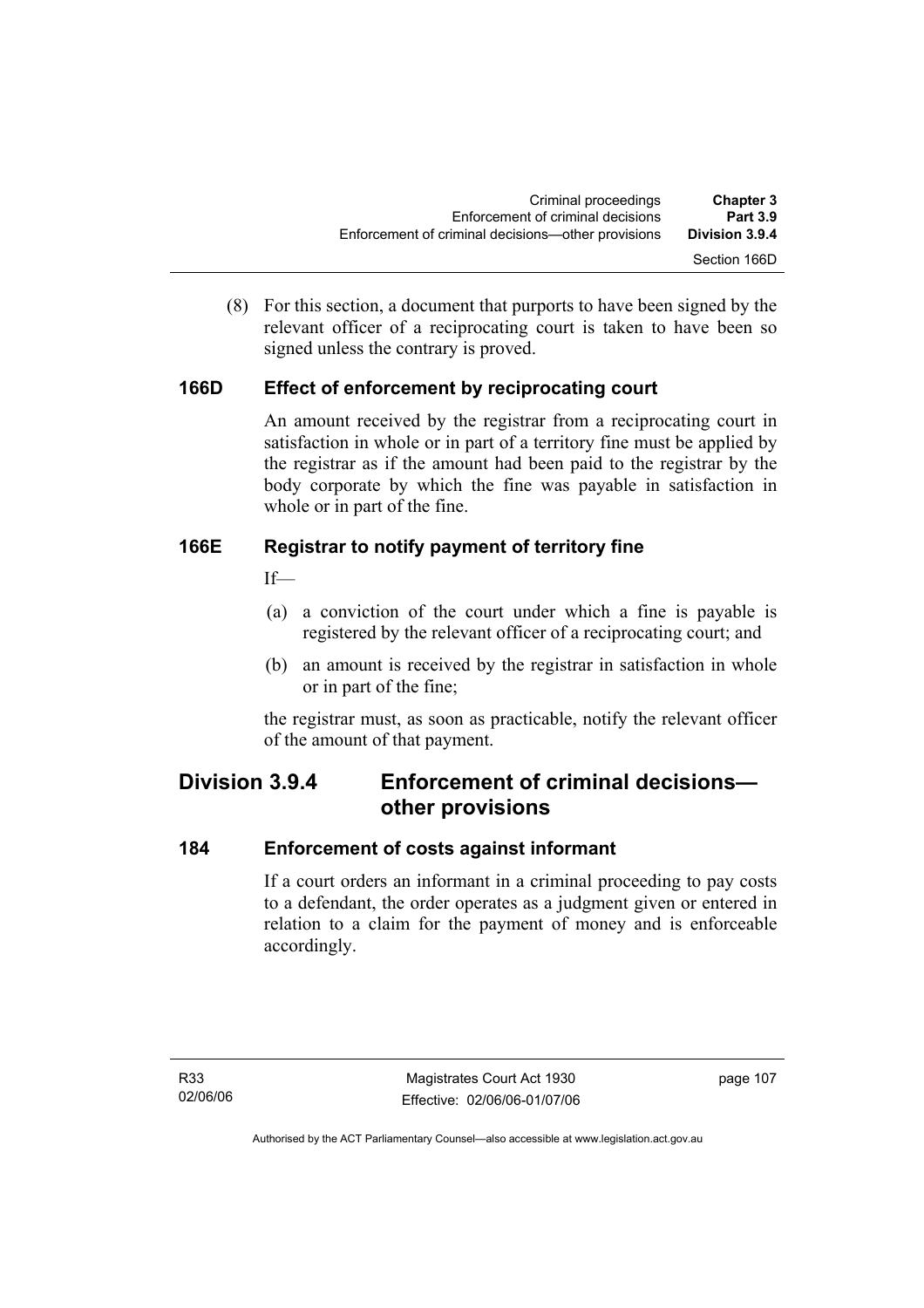(8) For this section, a document that purports to have been signed by the relevant officer of a reciprocating court is taken to have been so signed unless the contrary is proved.

### 166D Effect of enforcement by reciprocating court

An amount received by the registrar from a reciprocating court in satisfaction in whole or in part of a territory fine must be applied by the registrar as if the amount had been paid to the registrar by the body corporate by which the fine was payable in satisfaction in whole or in part of the fine.

### 166E Registrar to notify payment of territory fine

If—

(a) a conviction of the court under which a fine is payable is registered by the relevant officer of a reciprocating court; and

(b) an amount is received by the registrar in satisfaction in whole or in part of the fine;

the registrar must, as soon as practicable, notify the relevant officer of the amount of that payment.

## Division 3.9.4 Enforcement of criminal decisions—other provisions

### 184 Enforcement of costs against informant

If a court orders an informant in a criminal proceeding to pay costs to a defendant, the order operates as a judgment given or entered in relation to a claim for the payment of money and is enforceable accordingly.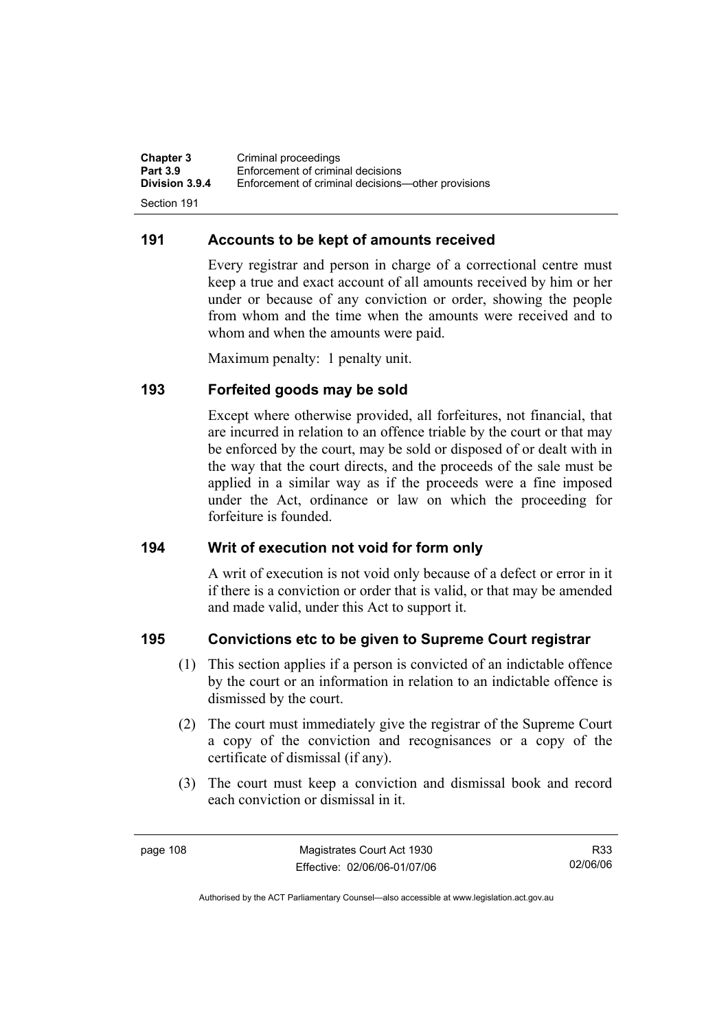## 191 Accounts to be kept of amounts received

Every registrar and person in charge of a correctional centre must keep a true and exact account of all amounts received by him or her under or because of any conviction or order, showing the people from whom and the time when the amounts were received and to whom and when the amounts were paid.

Maximum penalty: 1 penalty unit.

## 193 Forfeited goods may be sold

Except where otherwise provided, all forfeitures, not financial, that are incurred in relation to an offence triable by the court or that may be enforced by the court, may be sold or disposed of or dealt with in the way that the court directs, and the proceeds of the sale must be applied in a similar way as if the proceeds were a fine imposed under the Act, ordinance or law on which the proceeding for forfeiture is founded.

## 194 Writ of execution not void for form only

A writ of execution is not void only because of a defect or error in it if there is a conviction or order that is valid, or that may be amended and made valid, under this Act to support it.

## 195 Convictions etc to be given to Supreme Court registrar

(1) This section applies if a person is convicted of an indictable offence by the court or an information in relation to an indictable offence is dismissed by the court.

(2) The court must immediately give the registrar of the Supreme Court a copy of the conviction and recognisances or a copy of the certificate of dismissal (if any).

(3) The court must keep a conviction and dismissal book and record each conviction or dismissal in it.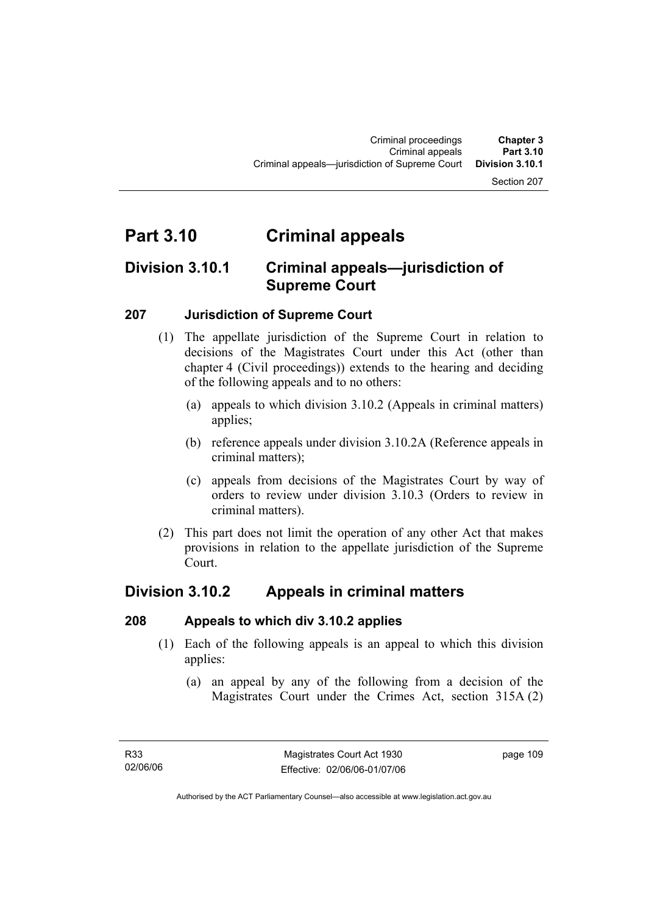# Part 3.10 Criminal appeals

## Division 3.10.1 Criminal appeals—jurisdiction of Supreme Court

### 207 Jurisdiction of Supreme Court

(1) The appellate jurisdiction of the Supreme Court in relation to decisions of the Magistrates Court under this Act (other than chapter 4 (Civil proceedings)) extends to the hearing and deciding of the following appeals and to no others:

(a) appeals to which division 3.10.2 (Appeals in criminal matters) applies;

(b) reference appeals under division 3.10.2A (Reference appeals in criminal matters);

(c) appeals from decisions of the Magistrates Court by way of orders to review under division 3.10.3 (Orders to review in criminal matters).

(2) This part does not limit the operation of any other Act that makes provisions in relation to the appellate jurisdiction of the Supreme Court.

## Division 3.10.2 Appeals in criminal matters

### 208 Appeals to which div 3.10.2 applies

(1) Each of the following appeals is an appeal to which this division applies:

(a) an appeal by any of the following from a decision of the Magistrates Court under the Crimes Act, section 315A (2)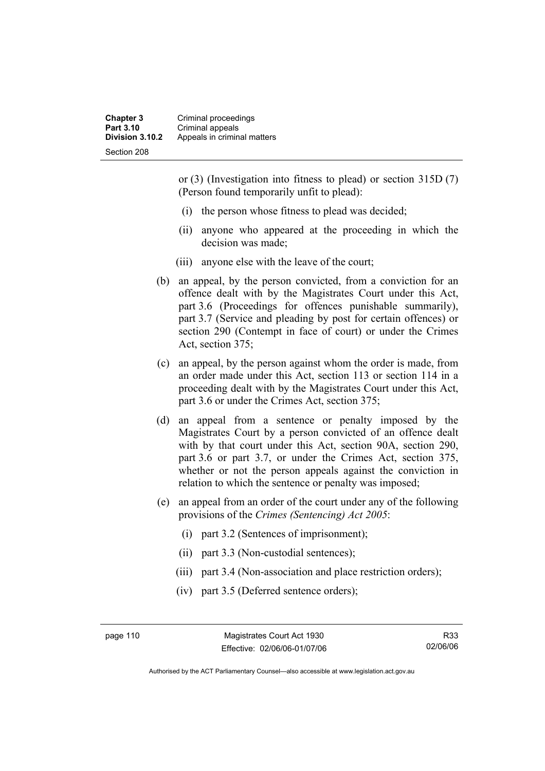or (3) (Investigation into fitness to plead) or section 315D (7) (Person found temporarily unfit to plead):

  (i) the person whose fitness to plead was decided;

  (ii) anyone who appeared at the proceeding in which the decision was made;

  (iii) anyone else with the leave of the court;

(b) an appeal, by the person convicted, from a conviction for an offence dealt with by the Magistrates Court under this Act, part 3.6 (Proceedings for offences punishable summarily), part 3.7 (Service and pleading by post for certain offences) or section 290 (Contempt in face of court) or under the Crimes Act, section 375;

(c) an appeal, by the person against whom the order is made, from an order made under this Act, section 113 or section 114 in a proceeding dealt with by the Magistrates Court under this Act, part 3.6 or under the Crimes Act, section 375;

(d) an appeal from a sentence or penalty imposed by the Magistrates Court by a person convicted of an offence dealt with by that court under this Act, section 90A, section 290, part 3.6 or part 3.7, or under the Crimes Act, section 375, whether or not the person appeals against the conviction in relation to which the sentence or penalty was imposed;

(e) an appeal from an order of the court under any of the following provisions of the *Crimes (Sentencing) Act 2005*:

  (i) part 3.2 (Sentences of imprisonment);

  (ii) part 3.3 (Non-custodial sentences);

  (iii) part 3.4 (Non-association and place restriction orders);

  (iv) part 3.5 (Deferred sentence orders);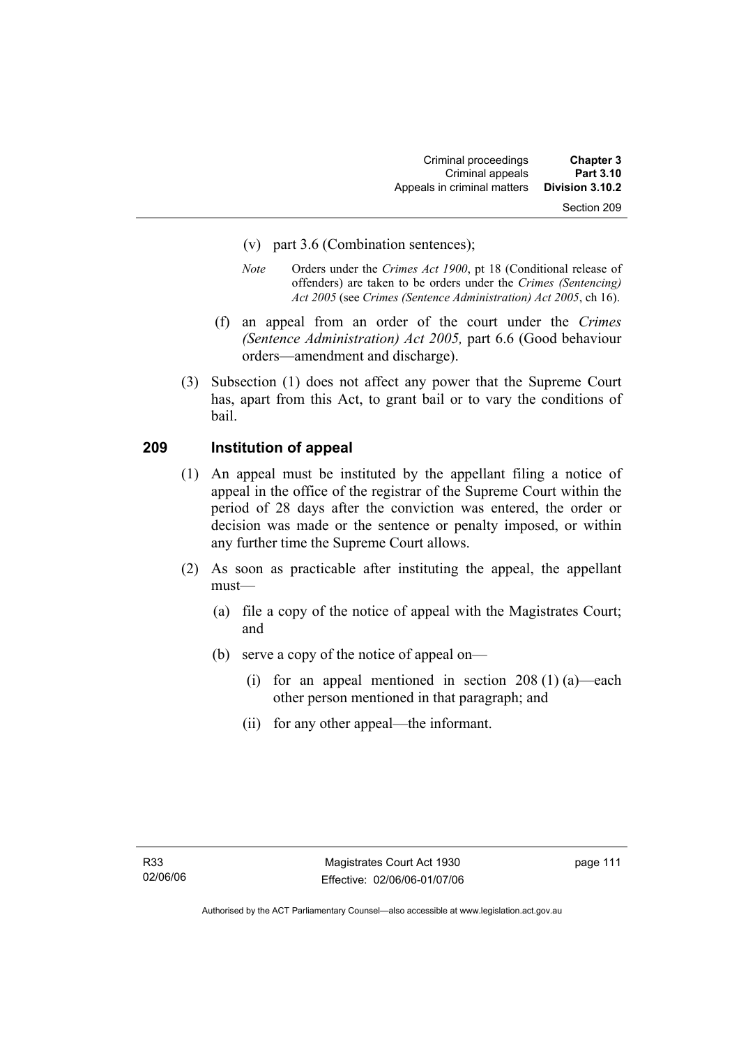(v) part 3.6 (Combination sentences);

*Note* Orders under the *Crimes Act 1900*, pt 18 (Conditional release of offenders) are taken to be orders under the *Crimes (Sentencing) Act 2005* (see *Crimes (Sentence Administration) Act 2005*, ch 16).

(f) an appeal from an order of the court under the *Crimes (Sentence Administration) Act 2005,* part 6.6 (Good behaviour orders—amendment and discharge).

(3) Subsection (1) does not affect any power that the Supreme Court has, apart from this Act, to grant bail or to vary the conditions of bail.

## 209 Institution of appeal

(1) An appeal must be instituted by the appellant filing a notice of appeal in the office of the registrar of the Supreme Court within the period of 28 days after the conviction was entered, the order or decision was made or the sentence or penalty imposed, or within any further time the Supreme Court allows.

(2) As soon as practicable after instituting the appeal, the appellant must—

(a) file a copy of the notice of appeal with the Magistrates Court; and

(b) serve a copy of the notice of appeal on—

(i) for an appeal mentioned in section 208 (1) (a)—each other person mentioned in that paragraph; and

(ii) for any other appeal—the informant.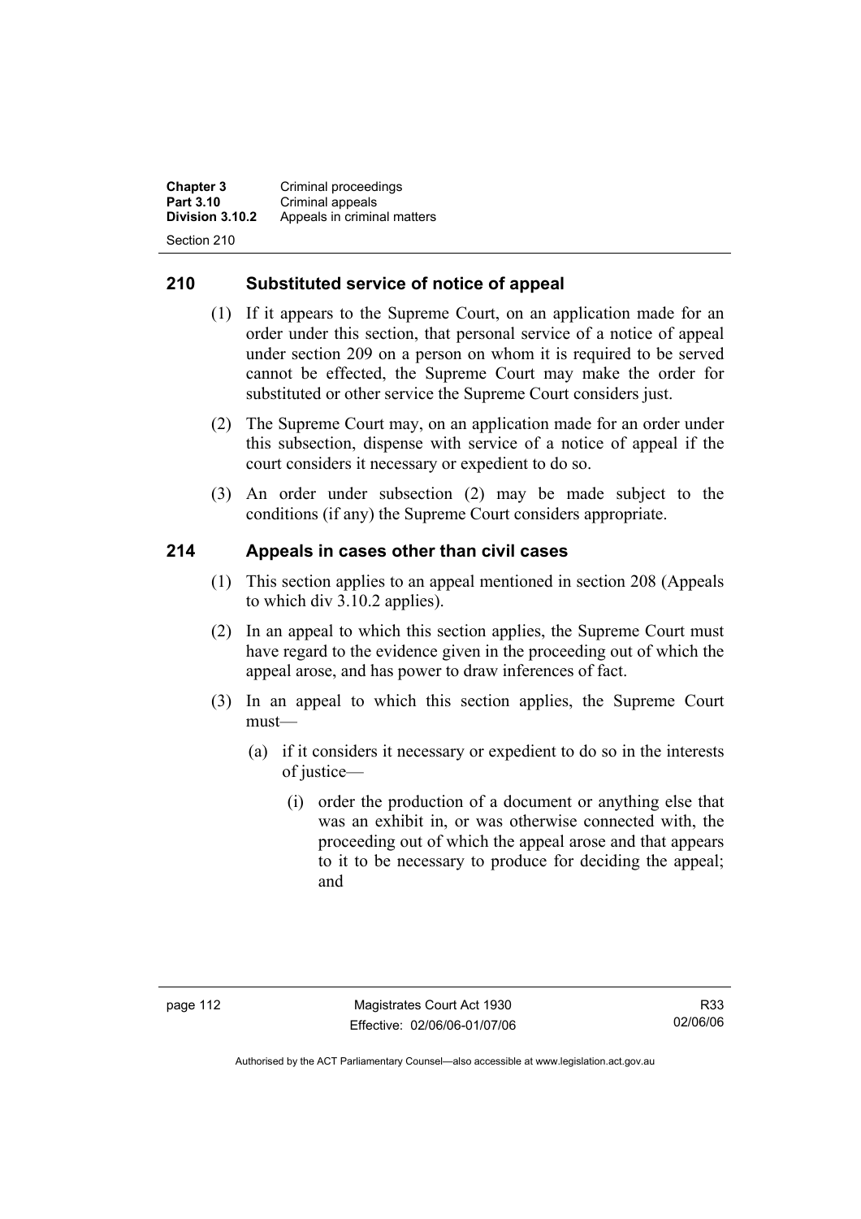## 210 Substituted service of notice of appeal

(1) If it appears to the Supreme Court, on an application made for an order under this section, that personal service of a notice of appeal under section 209 on a person on whom it is required to be served cannot be effected, the Supreme Court may make the order for substituted or other service the Supreme Court considers just.

(2) The Supreme Court may, on an application made for an order under this subsection, dispense with service of a notice of appeal if the court considers it necessary or expedient to do so.

(3) An order under subsection (2) may be made subject to the conditions (if any) the Supreme Court considers appropriate.

## 214 Appeals in cases other than civil cases

(1) This section applies to an appeal mentioned in section 208 (Appeals to which div 3.10.2 applies).

(2) In an appeal to which this section applies, the Supreme Court must have regard to the evidence given in the proceeding out of which the appeal arose, and has power to draw inferences of fact.

(3) In an appeal to which this section applies, the Supreme Court must—

(a) if it considers it necessary or expedient to do so in the interests of justice—

(i) order the production of a document or anything else that was an exhibit in, or was otherwise connected with, the proceeding out of which the appeal arose and that appears to it to be necessary to produce for deciding the appeal; and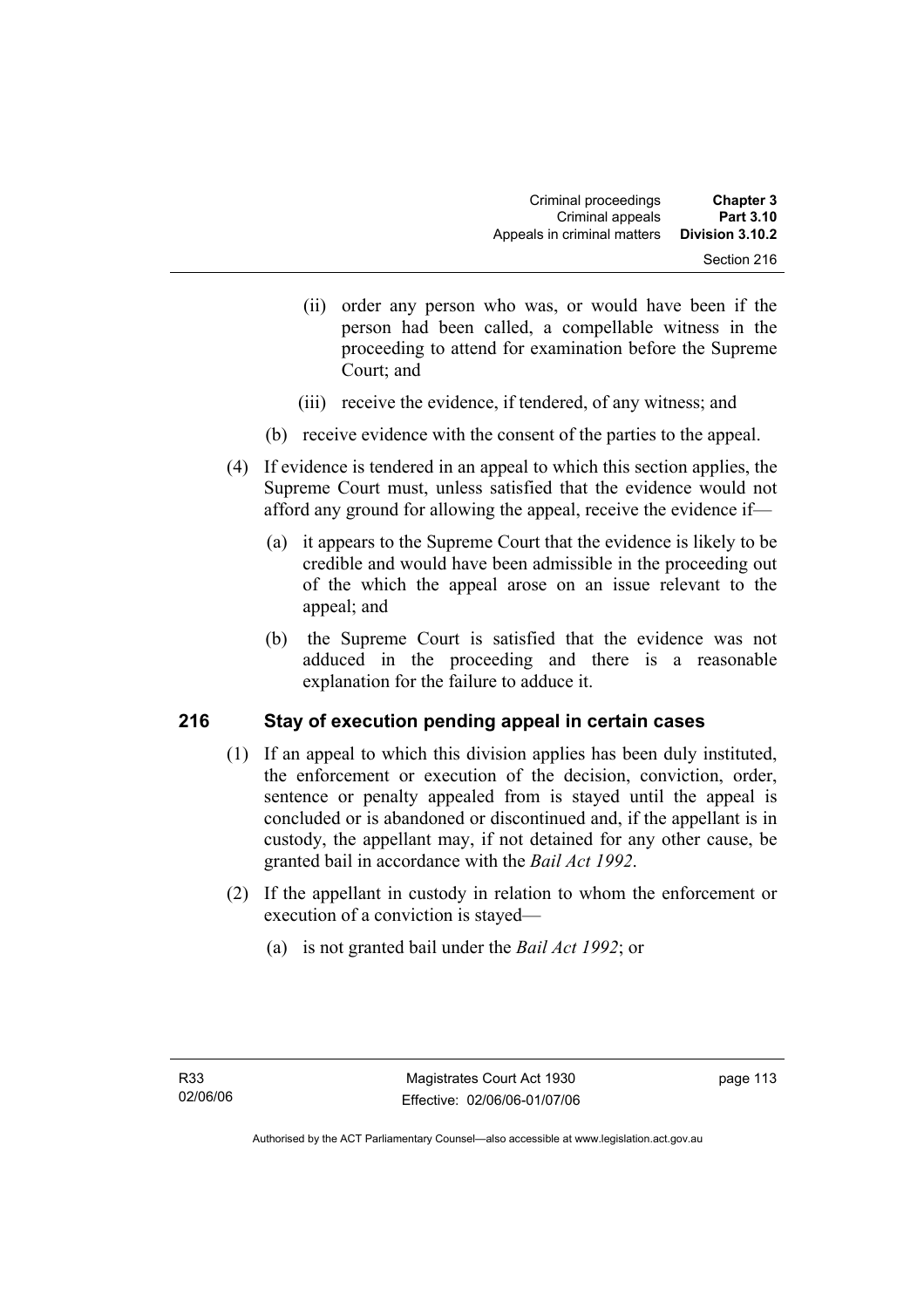(ii) order any person who was, or would have been if the person had been called, a compellable witness in the proceeding to attend for examination before the Supreme Court; and

(iii) receive the evidence, if tendered, of any witness; and

(b) receive evidence with the consent of the parties to the appeal.

(4) If evidence is tendered in an appeal to which this section applies, the Supreme Court must, unless satisfied that the evidence would not afford any ground for allowing the appeal, receive the evidence if—

(a) it appears to the Supreme Court that the evidence is likely to be credible and would have been admissible in the proceeding out of the which the appeal arose on an issue relevant to the appeal; and

(b) the Supreme Court is satisfied that the evidence was not adduced in the proceeding and there is a reasonable explanation for the failure to adduce it.

## 216 Stay of execution pending appeal in certain cases

(1) If an appeal to which this division applies has been duly instituted, the enforcement or execution of the decision, conviction, order, sentence or penalty appealed from is stayed until the appeal is concluded or is abandoned or discontinued and, if the appellant is in custody, the appellant may, if not detained for any other cause, be granted bail in accordance with the *Bail Act 1992*.

(2) If the appellant in custody in relation to whom the enforcement or execution of a conviction is stayed—

(a) is not granted bail under the *Bail Act 1992*; or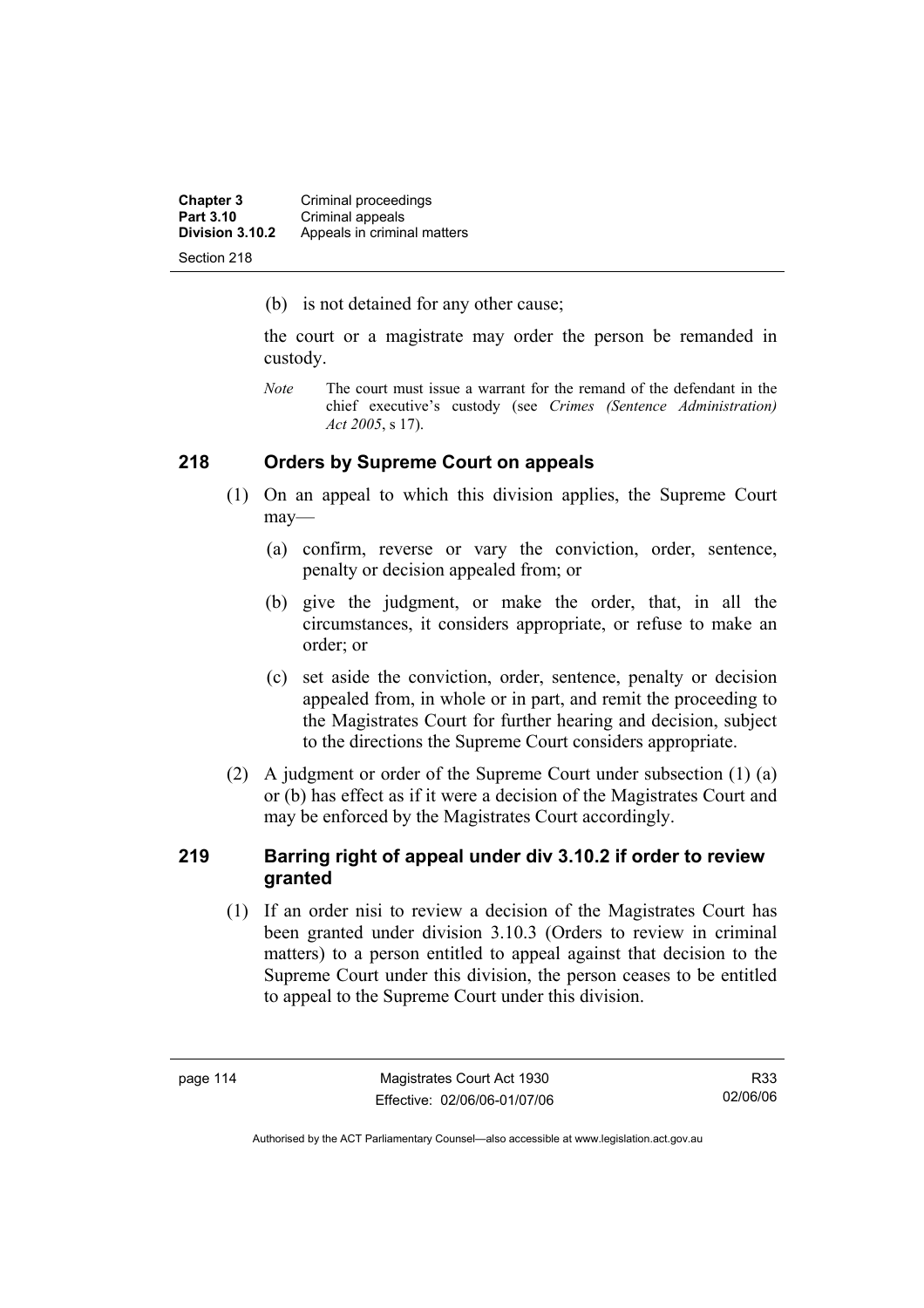(b) is not detained for any other cause;

the court or a magistrate may order the person be remanded in custody.

*Note* The court must issue a warrant for the remand of the defendant in the chief executive's custody (see *Crimes (Sentence Administration) Act 2005*, s 17).

## 218 Orders by Supreme Court on appeals

(1) On an appeal to which this division applies, the Supreme Court may—

(a) confirm, reverse or vary the conviction, order, sentence, penalty or decision appealed from; or

(b) give the judgment, or make the order, that, in all the circumstances, it considers appropriate, or refuse to make an order; or

(c) set aside the conviction, order, sentence, penalty or decision appealed from, in whole or in part, and remit the proceeding to the Magistrates Court for further hearing and decision, subject to the directions the Supreme Court considers appropriate.

(2) A judgment or order of the Supreme Court under subsection (1) (a) or (b) has effect as if it were a decision of the Magistrates Court and may be enforced by the Magistrates Court accordingly.

## 219 Barring right of appeal under div 3.10.2 if order to review granted

(1) If an order nisi to review a decision of the Magistrates Court has been granted under division 3.10.3 (Orders to review in criminal matters) to a person entitled to appeal against that decision to the Supreme Court under this division, the person ceases to be entitled to appeal to the Supreme Court under this division.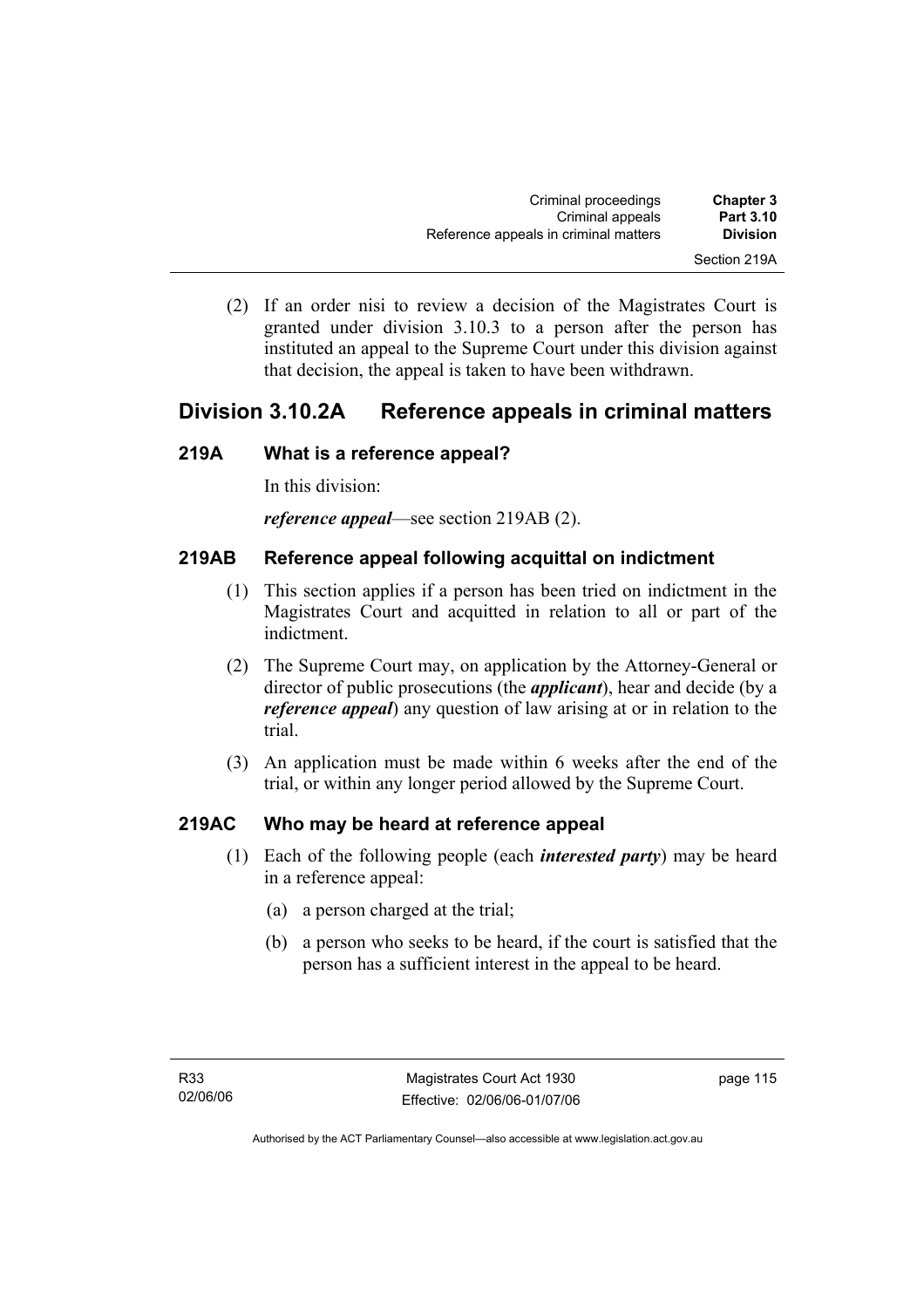(2) If an order nisi to review a decision of the Magistrates Court is granted under division 3.10.3 to a person after the person has instituted an appeal to the Supreme Court under this division against that decision, the appeal is taken to have been withdrawn.

## Division 3.10.2A Reference appeals in criminal matters

### 219A What is a reference appeal?

In this division:

***reference appeal***—see section 219AB (2).

### 219AB Reference appeal following acquittal on indictment

(1) This section applies if a person has been tried on indictment in the Magistrates Court and acquitted in relation to all or part of the indictment.

(2) The Supreme Court may, on application by the Attorney-General or director of public prosecutions (the ***applicant***), hear and decide (by a ***reference appeal***) any question of law arising at or in relation to the trial.

(3) An application must be made within 6 weeks after the end of the trial, or within any longer period allowed by the Supreme Court.

### 219AC Who may be heard at reference appeal

(1) Each of the following people (each ***interested party***) may be heard in a reference appeal:

(a) a person charged at the trial;

(b) a person who seeks to be heard, if the court is satisfied that the person has a sufficient interest in the appeal to be heard.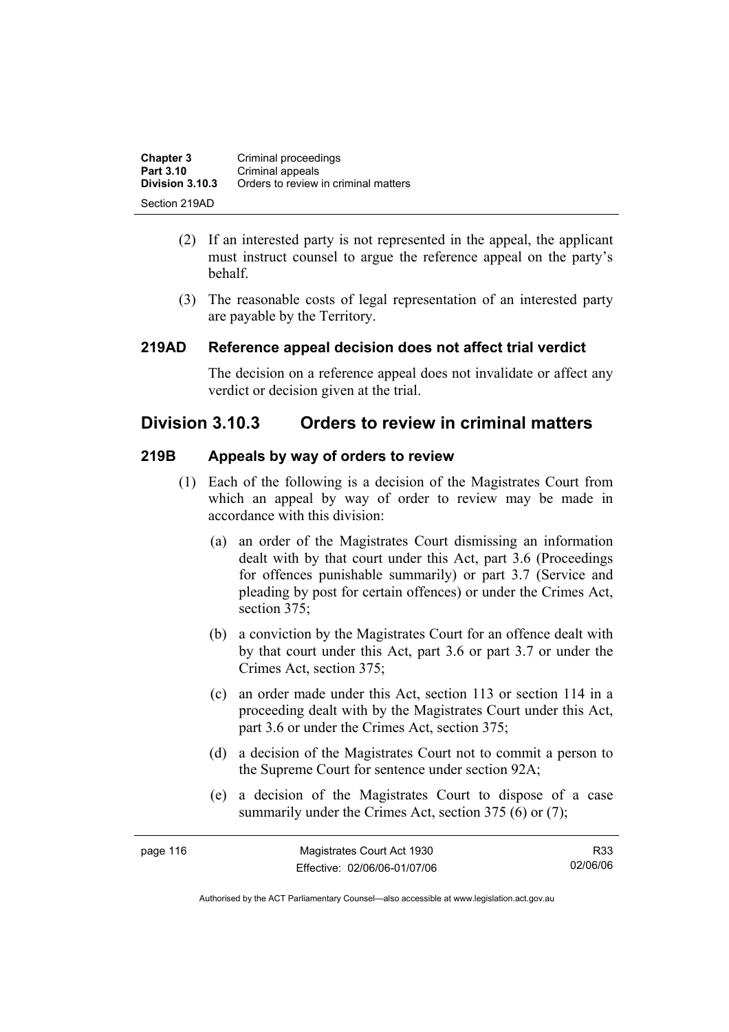(2) If an interested party is not represented in the appeal, the applicant must instruct counsel to argue the reference appeal on the party's behalf.

(3) The reasonable costs of legal representation of an interested party are payable by the Territory.

### 219AD Reference appeal decision does not affect trial verdict

The decision on a reference appeal does not invalidate or affect any verdict or decision given at the trial.

## Division 3.10.3 Orders to review in criminal matters

### 219B Appeals by way of orders to review

(1) Each of the following is a decision of the Magistrates Court from which an appeal by way of order to review may be made in accordance with this division:

(a) an order of the Magistrates Court dismissing an information dealt with by that court under this Act, part 3.6 (Proceedings for offences punishable summarily) or part 3.7 (Service and pleading by post for certain offences) or under the Crimes Act, section 375;

(b) a conviction by the Magistrates Court for an offence dealt with by that court under this Act, part 3.6 or part 3.7 or under the Crimes Act, section 375;

(c) an order made under this Act, section 113 or section 114 in a proceeding dealt with by the Magistrates Court under this Act, part 3.6 or under the Crimes Act, section 375;

(d) a decision of the Magistrates Court not to commit a person to the Supreme Court for sentence under section 92A;

(e) a decision of the Magistrates Court to dispose of a case summarily under the Crimes Act, section 375 (6) or (7);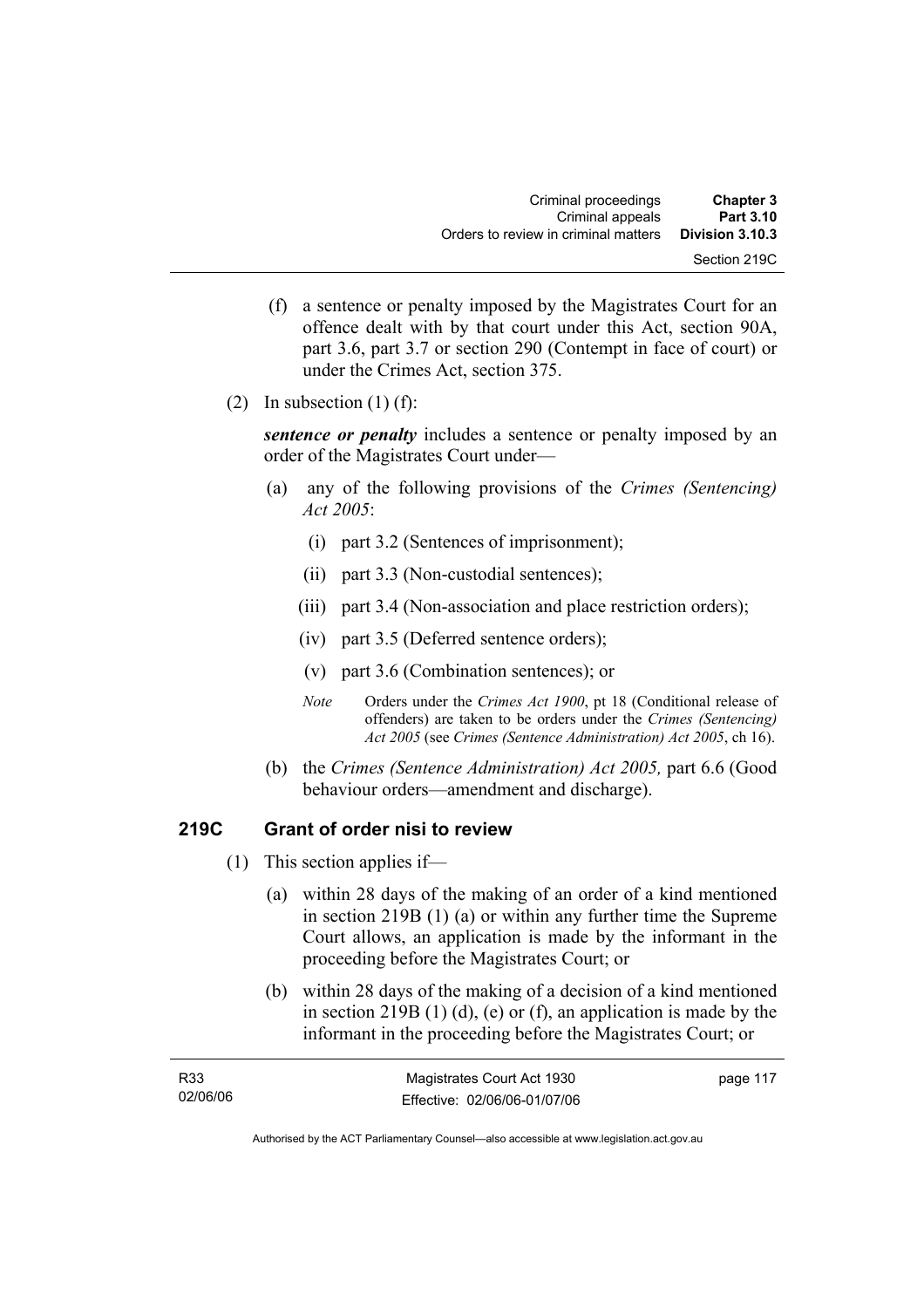(f) a sentence or penalty imposed by the Magistrates Court for an offence dealt with by that court under this Act, section 90A, part 3.6, part 3.7 or section 290 (Contempt in face of court) or under the Crimes Act, section 375.

(2) In subsection (1) (f):

***sentence or penalty*** includes a sentence or penalty imposed by an order of the Magistrates Court under—

(a) any of the following provisions of the *Crimes (Sentencing) Act 2005*:

(i) part 3.2 (Sentences of imprisonment);

(ii) part 3.3 (Non-custodial sentences);

(iii) part 3.4 (Non-association and place restriction orders);

(iv) part 3.5 (Deferred sentence orders);

(v) part 3.6 (Combination sentences); or

*Note* Orders under the *Crimes Act 1900*, pt 18 (Conditional release of offenders) are taken to be orders under the *Crimes (Sentencing) Act 2005* (see *Crimes (Sentence Administration) Act 2005*, ch 16).

(b) the *Crimes (Sentence Administration) Act 2005,* part 6.6 (Good behaviour orders—amendment and discharge).

### 219C Grant of order nisi to review

(1) This section applies if—

(a) within 28 days of the making of an order of a kind mentioned in section 219B (1) (a) or within any further time the Supreme Court allows, an application is made by the informant in the proceeding before the Magistrates Court; or

(b) within 28 days of the making of a decision of a kind mentioned in section 219B (1) (d), (e) or (f), an application is made by the informant in the proceeding before the Magistrates Court; or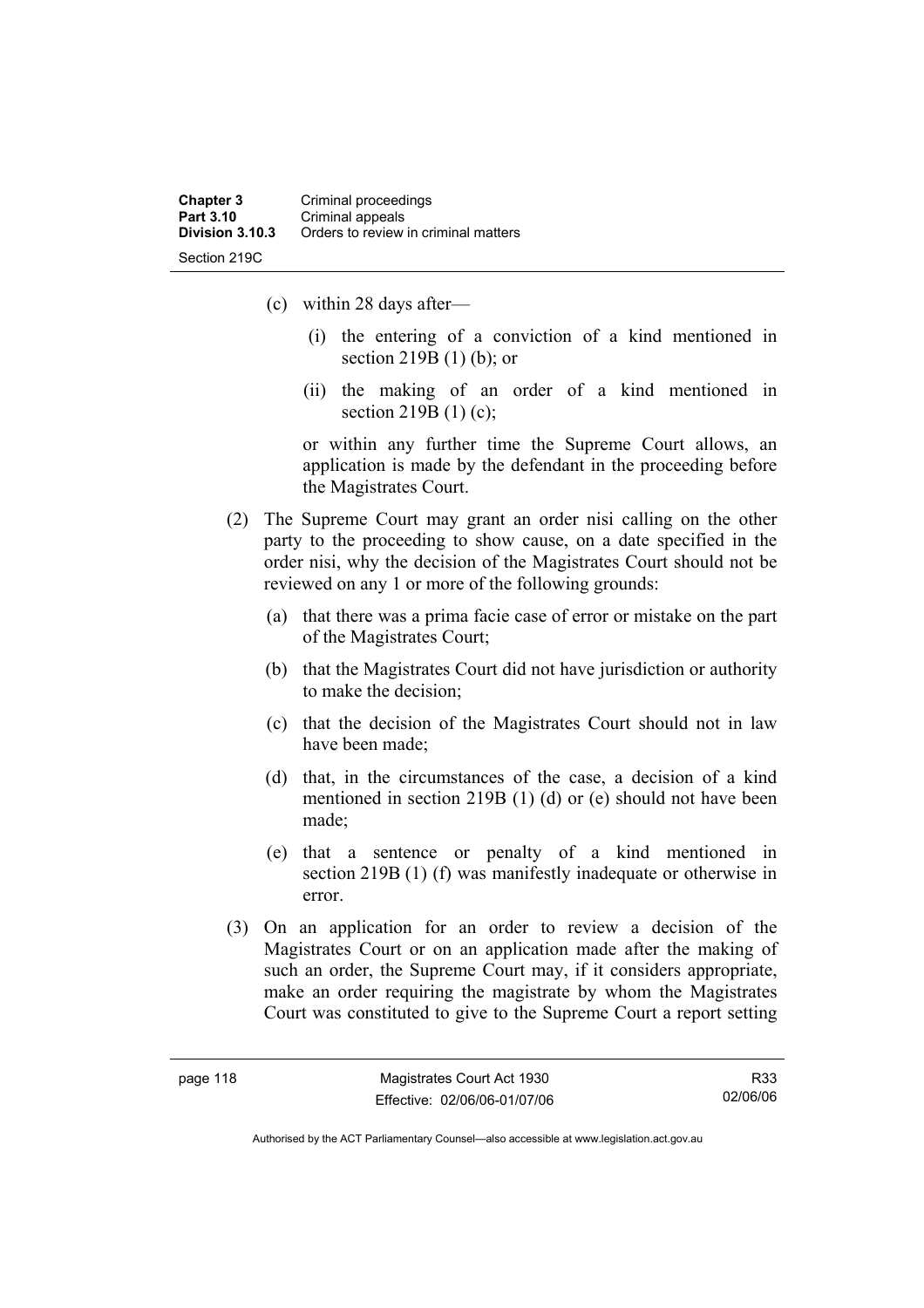(c) within 28 days after—

   (i) the entering of a conviction of a kind mentioned in section 219B (1) (b); or

   (ii) the making of an order of a kind mentioned in section 219B (1) (c);

   or within any further time the Supreme Court allows, an application is made by the defendant in the proceeding before the Magistrates Court.

(2) The Supreme Court may grant an order nisi calling on the other party to the proceeding to show cause, on a date specified in the order nisi, why the decision of the Magistrates Court should not be reviewed on any 1 or more of the following grounds:

   (a) that there was a prima facie case of error or mistake on the part of the Magistrates Court;

   (b) that the Magistrates Court did not have jurisdiction or authority to make the decision;

   (c) that the decision of the Magistrates Court should not in law have been made;

   (d) that, in the circumstances of the case, a decision of a kind mentioned in section 219B (1) (d) or (e) should not have been made;

   (e) that a sentence or penalty of a kind mentioned in section 219B (1) (f) was manifestly inadequate or otherwise in error.

(3) On an application for an order to review a decision of the Magistrates Court or on an application made after the making of such an order, the Supreme Court may, if it considers appropriate, make an order requiring the magistrate by whom the Magistrates Court was constituted to give to the Supreme Court a report setting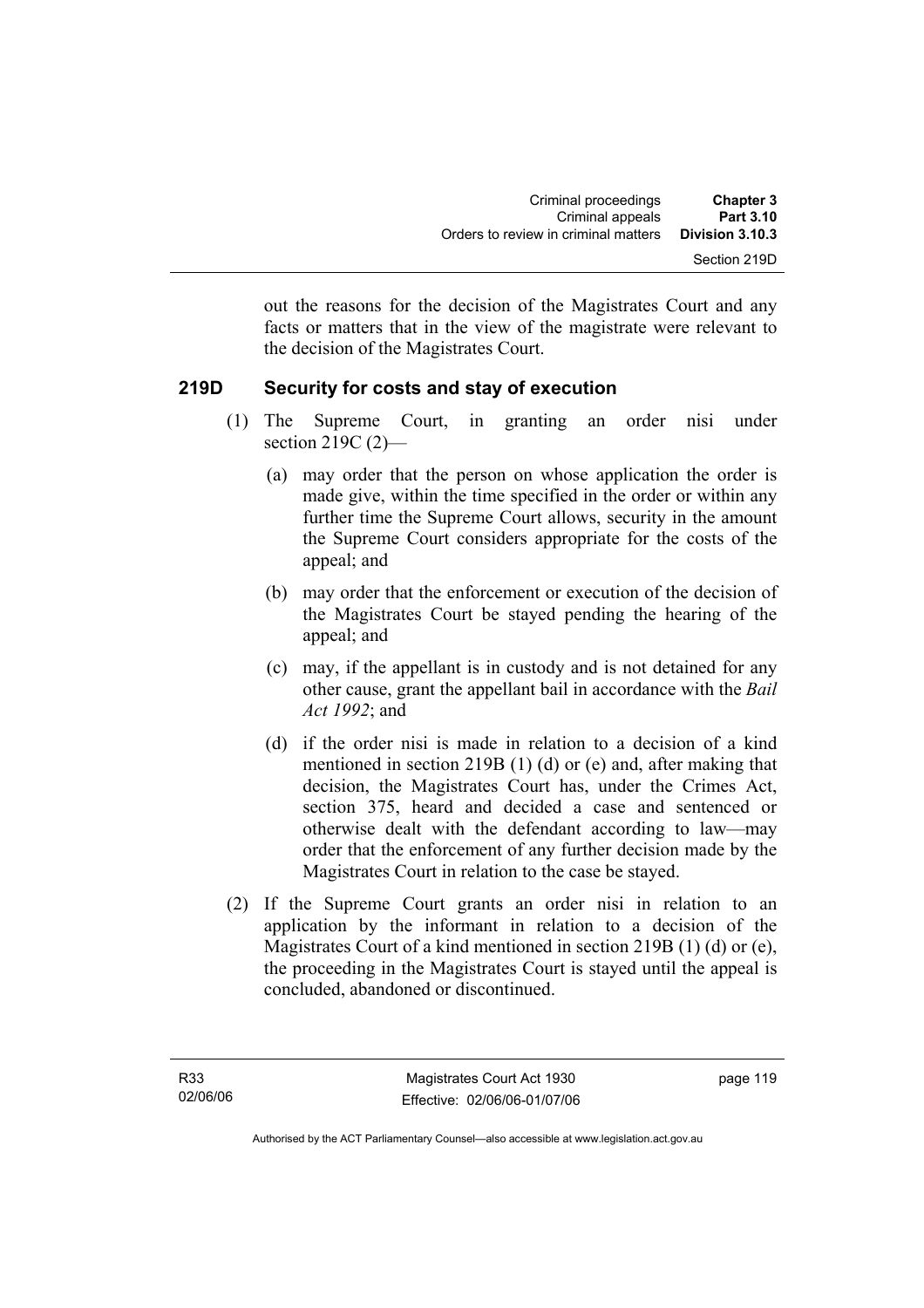out the reasons for the decision of the Magistrates Court and any facts or matters that in the view of the magistrate were relevant to the decision of the Magistrates Court.

### 219D Security for costs and stay of execution

(1) The Supreme Court, in granting an order nisi under section 219C (2)—

(a) may order that the person on whose application the order is made give, within the time specified in the order or within any further time the Supreme Court allows, security in the amount the Supreme Court considers appropriate for the costs of the appeal; and

(b) may order that the enforcement or execution of the decision of the Magistrates Court be stayed pending the hearing of the appeal; and

(c) may, if the appellant is in custody and is not detained for any other cause, grant the appellant bail in accordance with the *Bail Act 1992*; and

(d) if the order nisi is made in relation to a decision of a kind mentioned in section 219B (1) (d) or (e) and, after making that decision, the Magistrates Court has, under the Crimes Act, section 375, heard and decided a case and sentenced or otherwise dealt with the defendant according to law—may order that the enforcement of any further decision made by the Magistrates Court in relation to the case be stayed.

(2) If the Supreme Court grants an order nisi in relation to an application by the informant in relation to a decision of the Magistrates Court of a kind mentioned in section 219B (1) (d) or (e), the proceeding in the Magistrates Court is stayed until the appeal is concluded, abandoned or discontinued.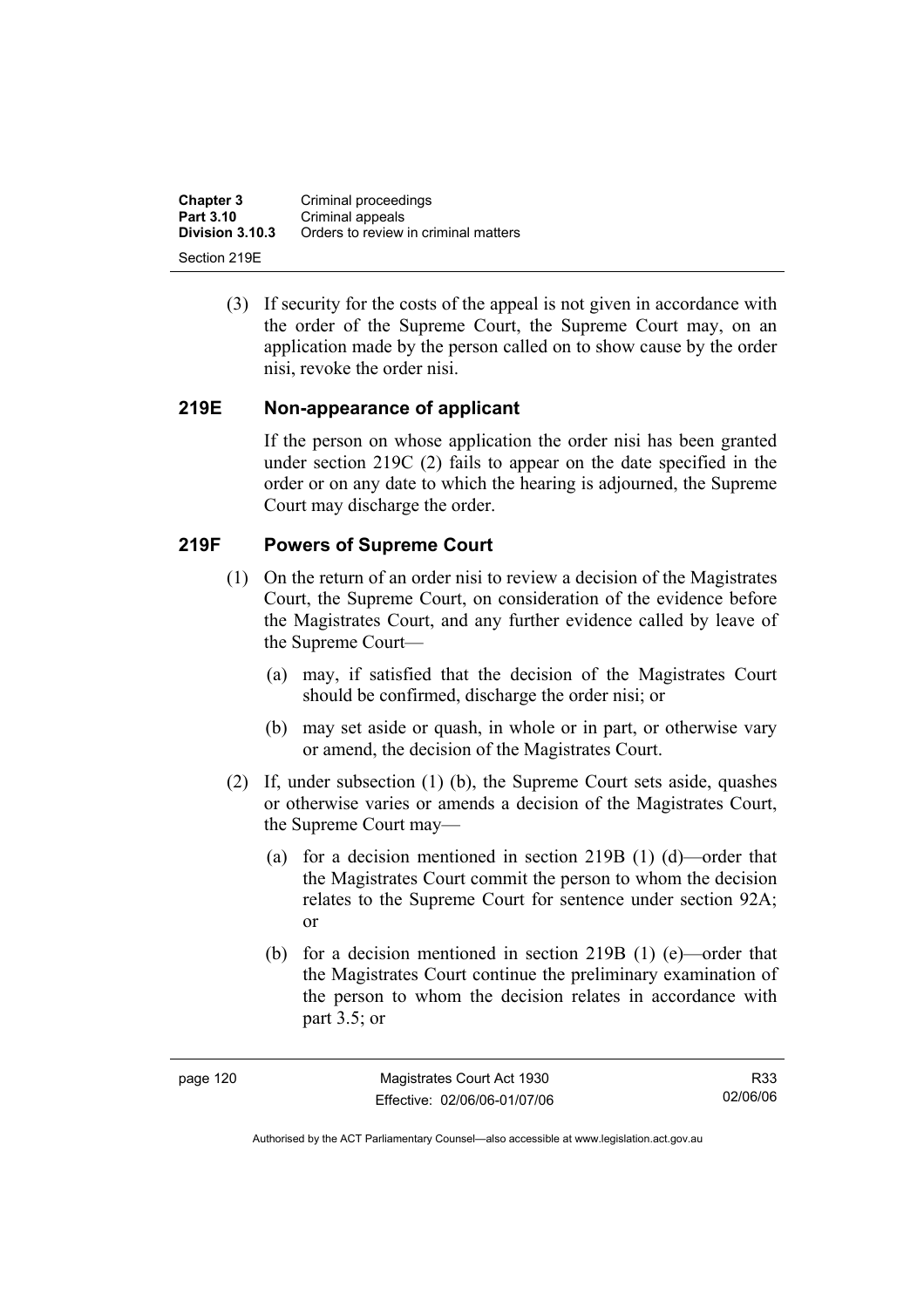(3) If security for the costs of the appeal is not given in accordance with the order of the Supreme Court, the Supreme Court may, on an application made by the person called on to show cause by the order nisi, revoke the order nisi.

## 219E Non-appearance of applicant

If the person on whose application the order nisi has been granted under section 219C (2) fails to appear on the date specified in the order or on any date to which the hearing is adjourned, the Supreme Court may discharge the order.

## 219F Powers of Supreme Court

(1) On the return of an order nisi to review a decision of the Magistrates Court, the Supreme Court, on consideration of the evidence before the Magistrates Court, and any further evidence called by leave of the Supreme Court—

(a) may, if satisfied that the decision of the Magistrates Court should be confirmed, discharge the order nisi; or

(b) may set aside or quash, in whole or in part, or otherwise vary or amend, the decision of the Magistrates Court.

(2) If, under subsection (1) (b), the Supreme Court sets aside, quashes or otherwise varies or amends a decision of the Magistrates Court, the Supreme Court may—

(a) for a decision mentioned in section 219B (1) (d)—order that the Magistrates Court commit the person to whom the decision relates to the Supreme Court for sentence under section 92A; or

(b) for a decision mentioned in section 219B (1) (e)—order that the Magistrates Court continue the preliminary examination of the person to whom the decision relates in accordance with part 3.5; or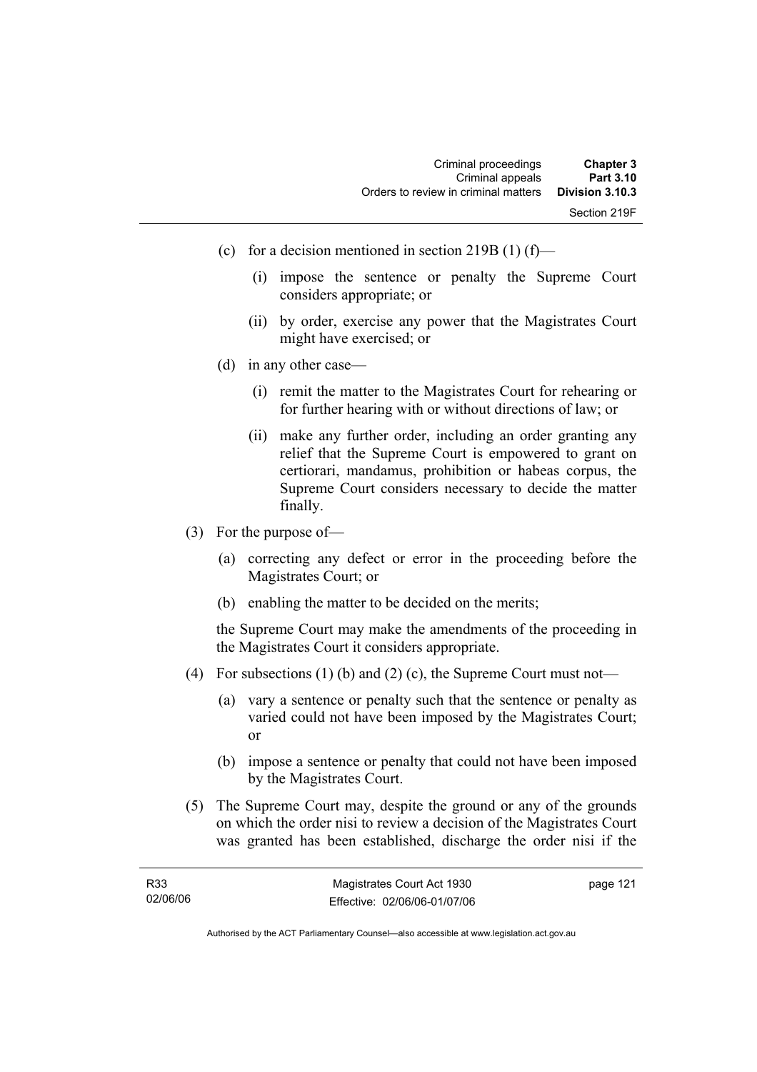(c) for a decision mentioned in section 219B (1) (f)—

(i) impose the sentence or penalty the Supreme Court considers appropriate; or

(ii) by order, exercise any power that the Magistrates Court might have exercised; or

(d) in any other case—

(i) remit the matter to the Magistrates Court for rehearing or for further hearing with or without directions of law; or

(ii) make any further order, including an order granting any relief that the Supreme Court is empowered to grant on certiorari, mandamus, prohibition or habeas corpus, the Supreme Court considers necessary to decide the matter finally.

(3) For the purpose of—

(a) correcting any defect or error in the proceeding before the Magistrates Court; or

(b) enabling the matter to be decided on the merits;

the Supreme Court may make the amendments of the proceeding in the Magistrates Court it considers appropriate.

(4) For subsections (1) (b) and (2) (c), the Supreme Court must not—

(a) vary a sentence or penalty such that the sentence or penalty as varied could not have been imposed by the Magistrates Court; or

(b) impose a sentence or penalty that could not have been imposed by the Magistrates Court.

(5) The Supreme Court may, despite the ground or any of the grounds on which the order nisi to review a decision of the Magistrates Court was granted has been established, discharge the order nisi if the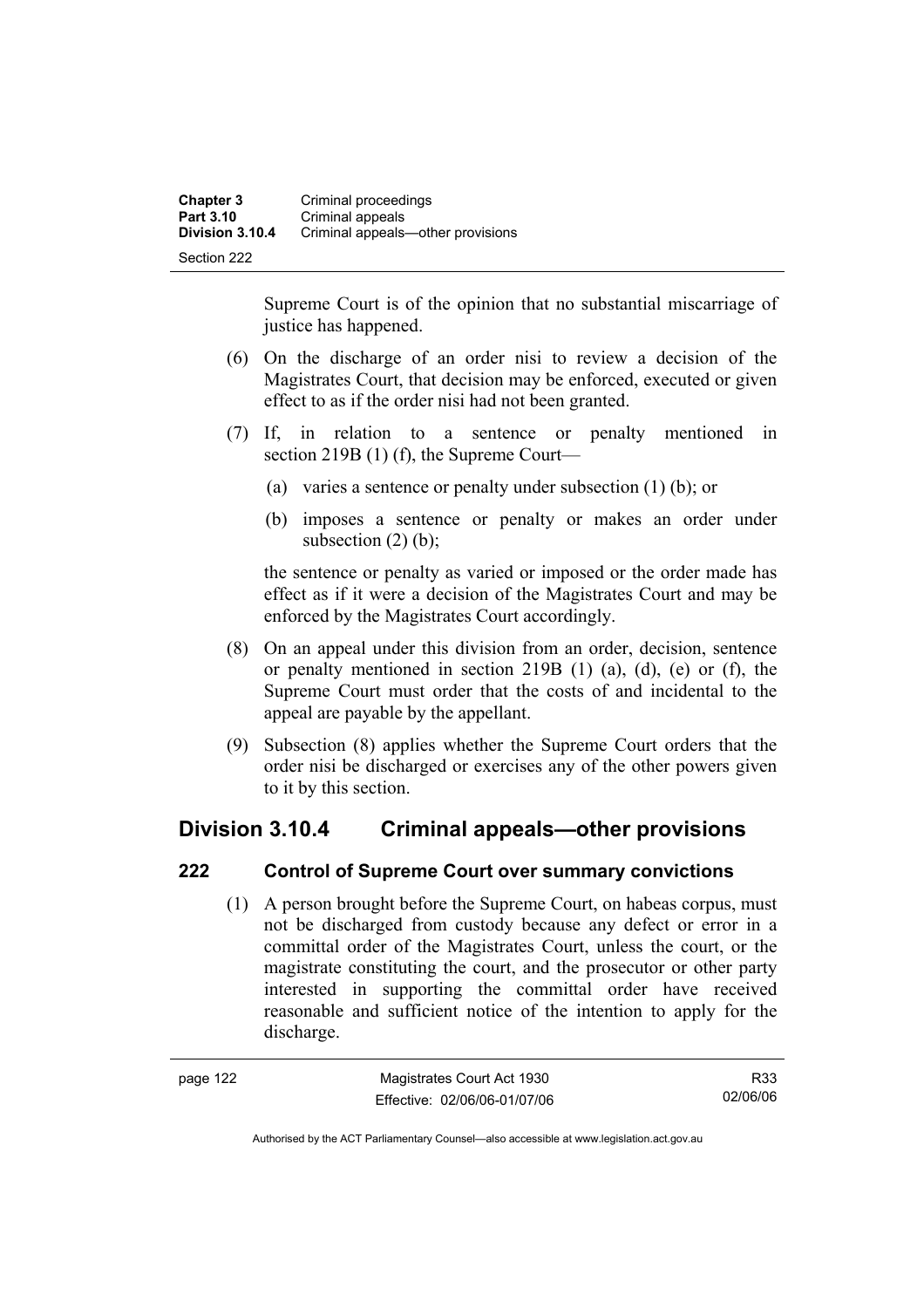Supreme Court is of the opinion that no substantial miscarriage of justice has happened.

(6) On the discharge of an order nisi to review a decision of the Magistrates Court, that decision may be enforced, executed or given effect to as if the order nisi had not been granted.

(7) If, in relation to a sentence or penalty mentioned in section 219B (1) (f), the Supreme Court—

(a) varies a sentence or penalty under subsection (1) (b); or

(b) imposes a sentence or penalty or makes an order under subsection (2) (b);

the sentence or penalty as varied or imposed or the order made has effect as if it were a decision of the Magistrates Court and may be enforced by the Magistrates Court accordingly.

(8) On an appeal under this division from an order, decision, sentence or penalty mentioned in section 219B (1) (a), (d), (e) or (f), the Supreme Court must order that the costs of and incidental to the appeal are payable by the appellant.

(9) Subsection (8) applies whether the Supreme Court orders that the order nisi be discharged or exercises any of the other powers given to it by this section.

## Division 3.10.4 Criminal appeals—other provisions

### 222 Control of Supreme Court over summary convictions

(1) A person brought before the Supreme Court, on habeas corpus, must not be discharged from custody because any defect or error in a committal order of the Magistrates Court, unless the court, or the magistrate constituting the court, and the prosecutor or other party interested in supporting the committal order have received reasonable and sufficient notice of the intention to apply for the discharge.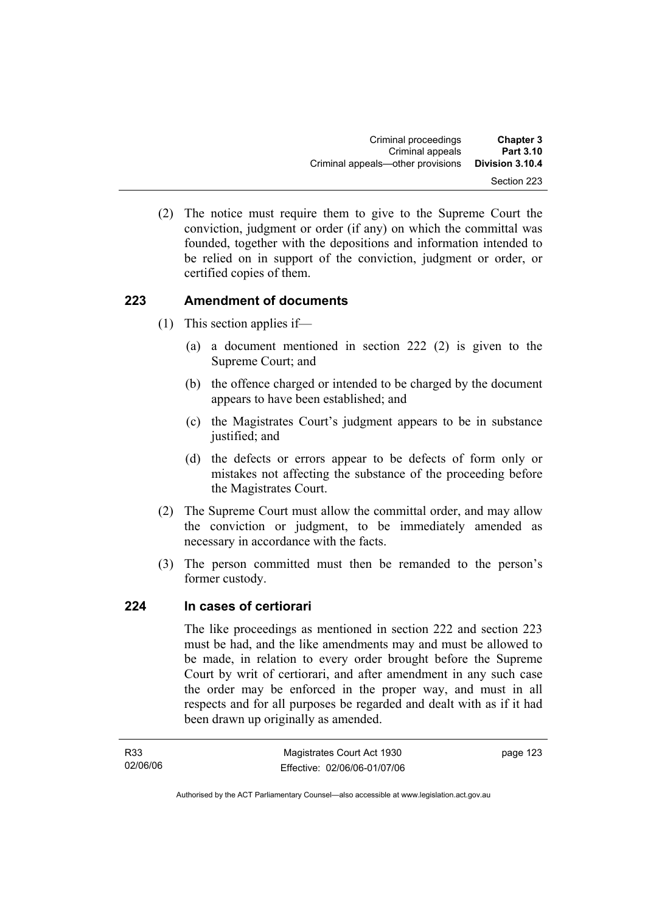(2) The notice must require them to give to the Supreme Court the conviction, judgment or order (if any) on which the committal was founded, together with the depositions and information intended to be relied on in support of the conviction, judgment or order, or certified copies of them.

## 223 Amendment of documents

(1) This section applies if—

(a) a document mentioned in section 222 (2) is given to the Supreme Court; and

(b) the offence charged or intended to be charged by the document appears to have been established; and

(c) the Magistrates Court's judgment appears to be in substance justified; and

(d) the defects or errors appear to be defects of form only or mistakes not affecting the substance of the proceeding before the Magistrates Court.

(2) The Supreme Court must allow the committal order, and may allow the conviction or judgment, to be immediately amended as necessary in accordance with the facts.

(3) The person committed must then be remanded to the person's former custody.

## 224 In cases of certiorari

The like proceedings as mentioned in section 222 and section 223 must be had, and the like amendments may and must be allowed to be made, in relation to every order brought before the Supreme Court by writ of certiorari, and after amendment in any such case the order may be enforced in the proper way, and must in all respects and for all purposes be regarded and dealt with as if it had been drawn up originally as amended.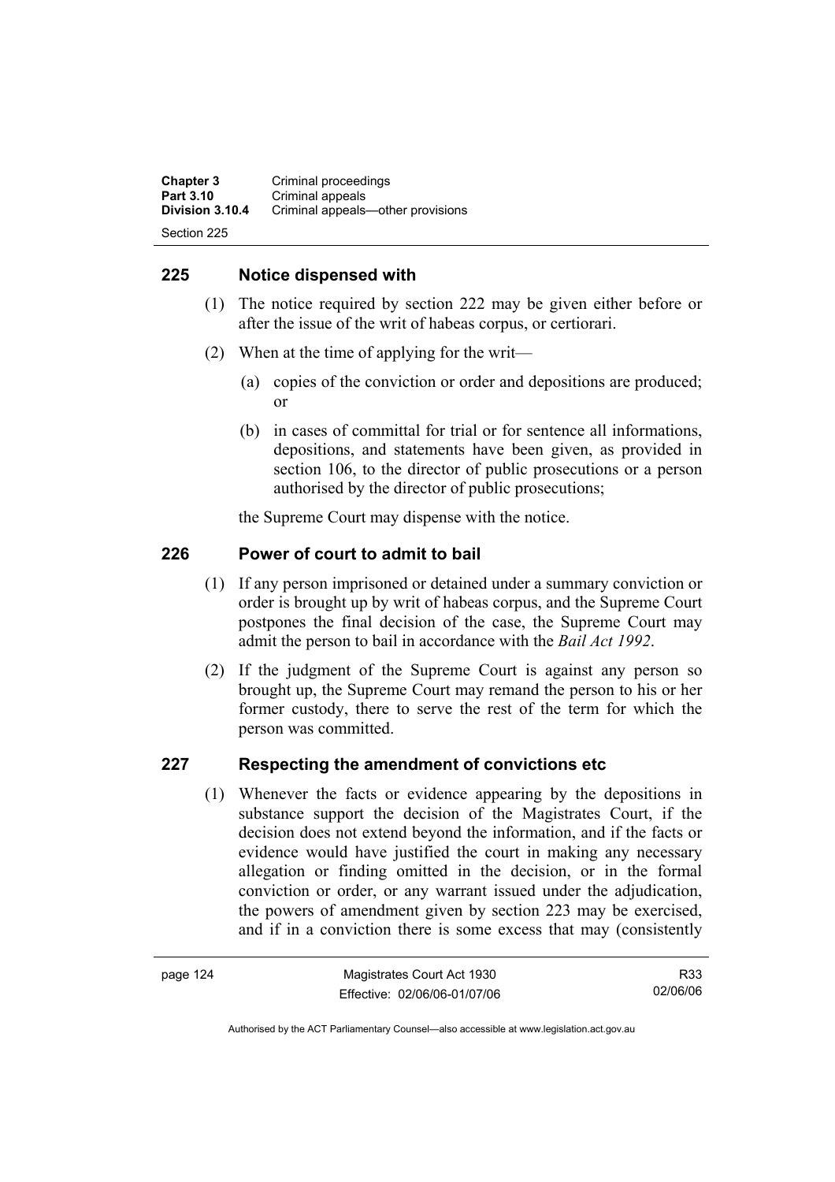## 225 Notice dispensed with

(1) The notice required by section 222 may be given either before or after the issue of the writ of habeas corpus, or certiorari.

(2) When at the time of applying for the writ—

(a) copies of the conviction or order and depositions are produced; or

(b) in cases of committal for trial or for sentence all informations, depositions, and statements have been given, as provided in section 106, to the director of public prosecutions or a person authorised by the director of public prosecutions;

the Supreme Court may dispense with the notice.

## 226 Power of court to admit to bail

(1) If any person imprisoned or detained under a summary conviction or order is brought up by writ of habeas corpus, and the Supreme Court postpones the final decision of the case, the Supreme Court may admit the person to bail in accordance with the *Bail Act 1992*.

(2) If the judgment of the Supreme Court is against any person so brought up, the Supreme Court may remand the person to his or her former custody, there to serve the rest of the term for which the person was committed.

## 227 Respecting the amendment of convictions etc

(1) Whenever the facts or evidence appearing by the depositions in substance support the decision of the Magistrates Court, if the decision does not extend beyond the information, and if the facts or evidence would have justified the court in making any necessary allegation or finding omitted in the decision, or in the formal conviction or order, or any warrant issued under the adjudication, the powers of amendment given by section 223 may be exercised, and if in a conviction there is some excess that may (consistently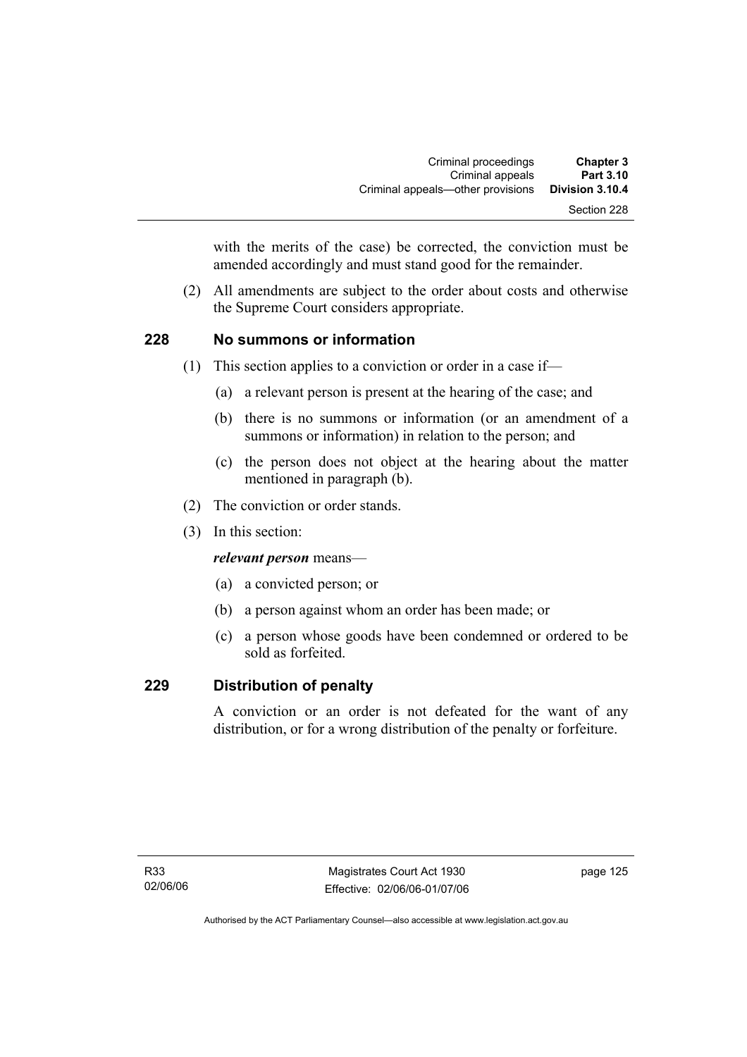with the merits of the case) be corrected, the conviction must be amended accordingly and must stand good for the remainder.

(2) All amendments are subject to the order about costs and otherwise the Supreme Court considers appropriate.

## 228 No summons or information

(1) This section applies to a conviction or order in a case if—

(a) a relevant person is present at the hearing of the case; and

(b) there is no summons or information (or an amendment of a summons or information) in relation to the person; and

(c) the person does not object at the hearing about the matter mentioned in paragraph (b).

(2) The conviction or order stands.

(3) In this section:

***relevant person*** means—

(a) a convicted person; or

(b) a person against whom an order has been made; or

(c) a person whose goods have been condemned or ordered to be sold as forfeited.

## 229 Distribution of penalty

A conviction or an order is not defeated for the want of any distribution, or for a wrong distribution of the penalty or forfeiture.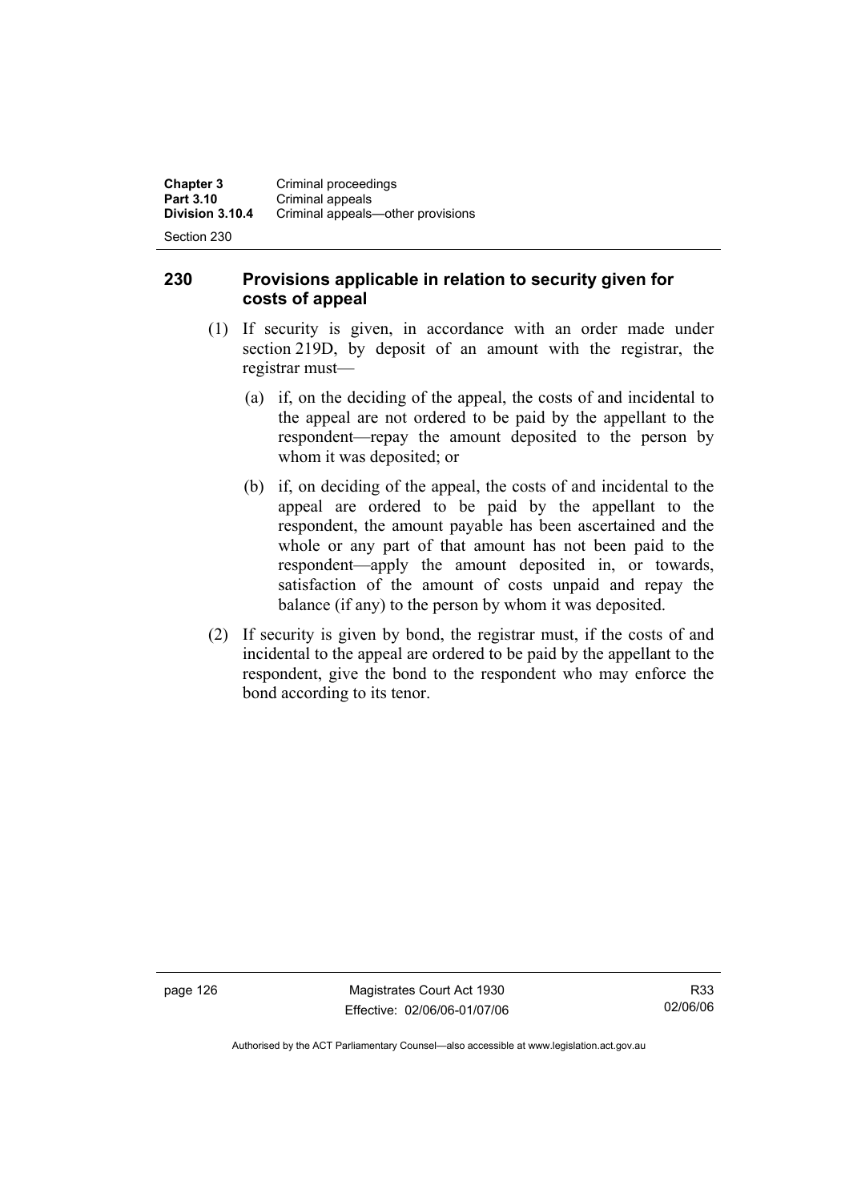## 230 Provisions applicable in relation to security given for costs of appeal

(1) If security is given, in accordance with an order made under section 219D, by deposit of an amount with the registrar, the registrar must—

(a) if, on the deciding of the appeal, the costs of and incidental to the appeal are not ordered to be paid by the appellant to the respondent—repay the amount deposited to the person by whom it was deposited; or

(b) if, on deciding of the appeal, the costs of and incidental to the appeal are ordered to be paid by the appellant to the respondent, the amount payable has been ascertained and the whole or any part of that amount has not been paid to the respondent—apply the amount deposited in, or towards, satisfaction of the amount of costs unpaid and repay the balance (if any) to the person by whom it was deposited.

(2) If security is given by bond, the registrar must, if the costs of and incidental to the appeal are ordered to be paid by the appellant to the respondent, give the bond to the respondent who may enforce the bond according to its tenor.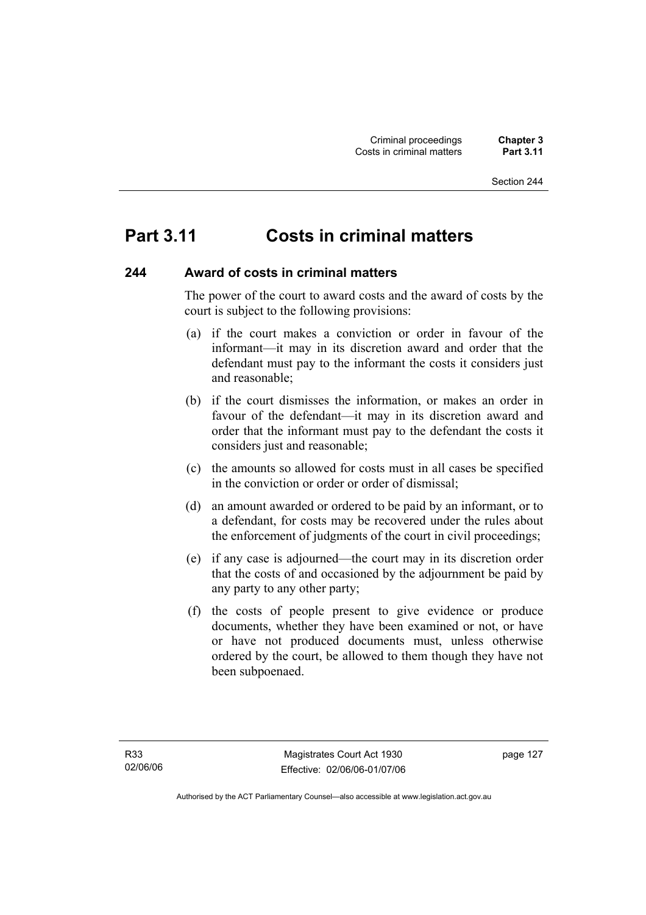# Part 3.11 Costs in criminal matters

## 244 Award of costs in criminal matters

The power of the court to award costs and the award of costs by the court is subject to the following provisions:

(a) if the court makes a conviction or order in favour of the informant—it may in its discretion award and order that the defendant must pay to the informant the costs it considers just and reasonable;

(b) if the court dismisses the information, or makes an order in favour of the defendant—it may in its discretion award and order that the informant must pay to the defendant the costs it considers just and reasonable;

(c) the amounts so allowed for costs must in all cases be specified in the conviction or order or order of dismissal;

(d) an amount awarded or ordered to be paid by an informant, or to a defendant, for costs may be recovered under the rules about the enforcement of judgments of the court in civil proceedings;

(e) if any case is adjourned—the court may in its discretion order that the costs of and occasioned by the adjournment be paid by any party to any other party;

(f) the costs of people present to give evidence or produce documents, whether they have been examined or not, or have or have not produced documents must, unless otherwise ordered by the court, be allowed to them though they have not been subpoenaed.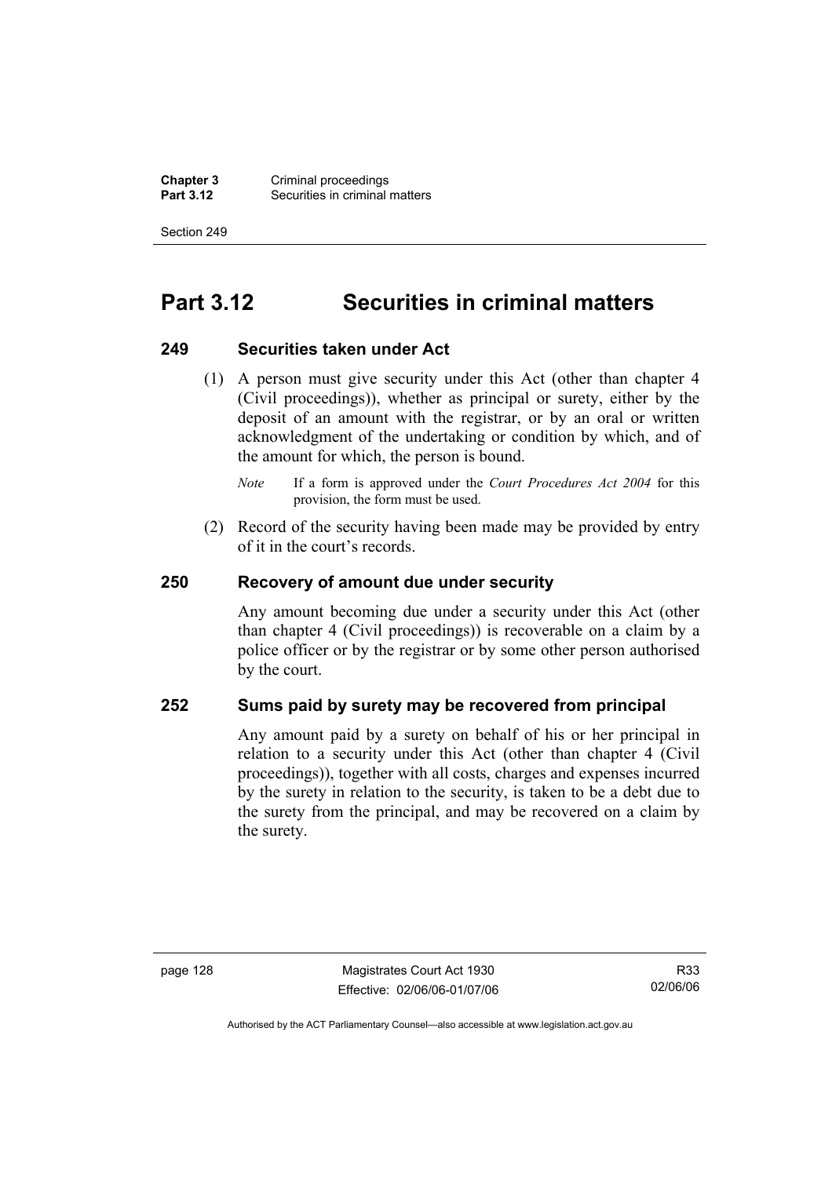# Part 3.12 Securities in criminal matters

### 249 Securities taken under Act

(1) A person must give security under this Act (other than chapter 4 (Civil proceedings)), whether as principal or surety, either by the deposit of an amount with the registrar, or by an oral or written acknowledgment of the undertaking or condition by which, and of the amount for which, the person is bound.

*Note* If a form is approved under the *Court Procedures Act 2004* for this provision, the form must be used.

(2) Record of the security having been made may be provided by entry of it in the court's records.

### 250 Recovery of amount due under security

Any amount becoming due under a security under this Act (other than chapter 4 (Civil proceedings)) is recoverable on a claim by a police officer or by the registrar or by some other person authorised by the court.

### 252 Sums paid by surety may be recovered from principal

Any amount paid by a surety on behalf of his or her principal in relation to a security under this Act (other than chapter 4 (Civil proceedings)), together with all costs, charges and expenses incurred by the surety in relation to the security, is taken to be a debt due to the surety from the principal, and may be recovered on a claim by the surety.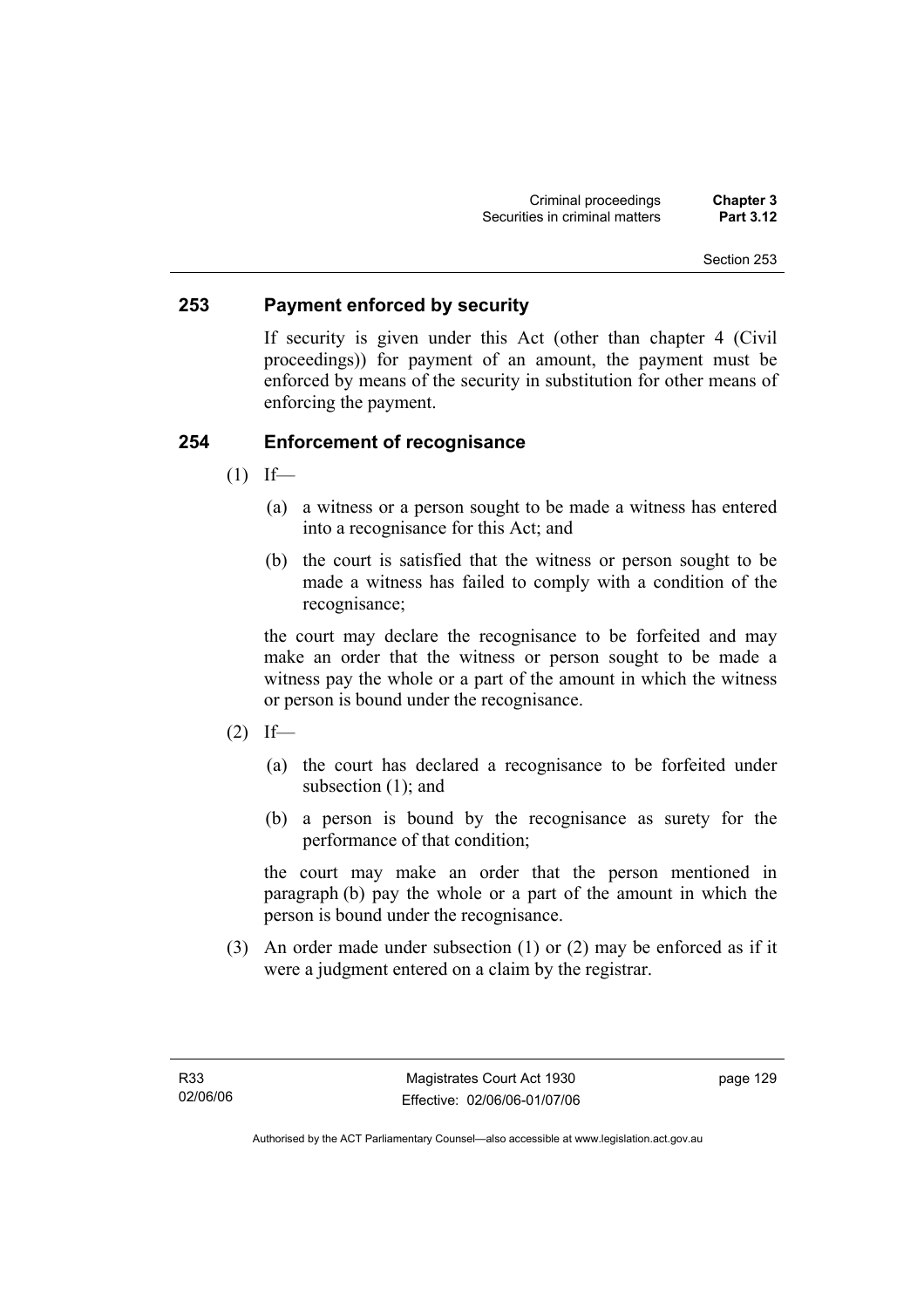## 253 Payment enforced by security

If security is given under this Act (other than chapter 4 (Civil proceedings)) for payment of an amount, the payment must be enforced by means of the security in substitution for other means of enforcing the payment.

## 254 Enforcement of recognisance

(1) If—

(a) a witness or a person sought to be made a witness has entered into a recognisance for this Act; and

(b) the court is satisfied that the witness or person sought to be made a witness has failed to comply with a condition of the recognisance;

the court may declare the recognisance to be forfeited and may make an order that the witness or person sought to be made a witness pay the whole or a part of the amount in which the witness or person is bound under the recognisance.

(2) If—

(a) the court has declared a recognisance to be forfeited under subsection (1); and

(b) a person is bound by the recognisance as surety for the performance of that condition;

the court may make an order that the person mentioned in paragraph (b) pay the whole or a part of the amount in which the person is bound under the recognisance.

(3) An order made under subsection (1) or (2) may be enforced as if it were a judgment entered on a claim by the registrar.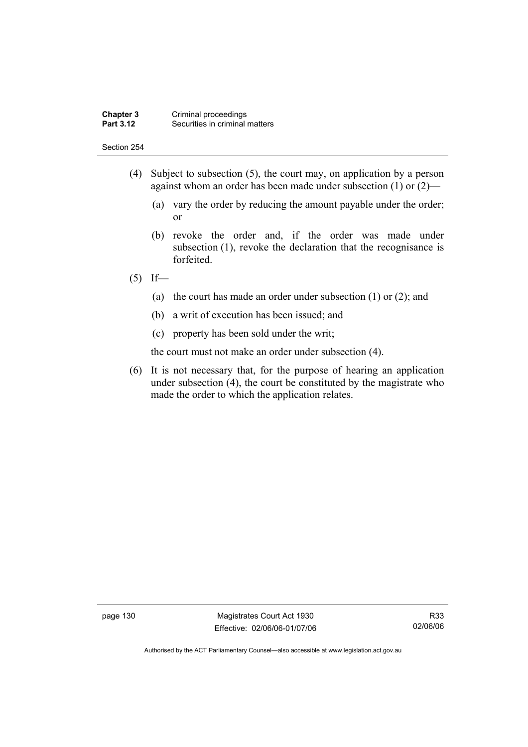(4) Subject to subsection (5), the court may, on application by a person against whom an order has been made under subsection (1) or (2)—

(a) vary the order by reducing the amount payable under the order; or

(b) revoke the order and, if the order was made under subsection (1), revoke the declaration that the recognisance is forfeited.

(5) If—

(a) the court has made an order under subsection (1) or (2); and

(b) a writ of execution has been issued; and

(c) property has been sold under the writ;

the court must not make an order under subsection (4).

(6) It is not necessary that, for the purpose of hearing an application under subsection (4), the court be constituted by the magistrate who made the order to which the application relates.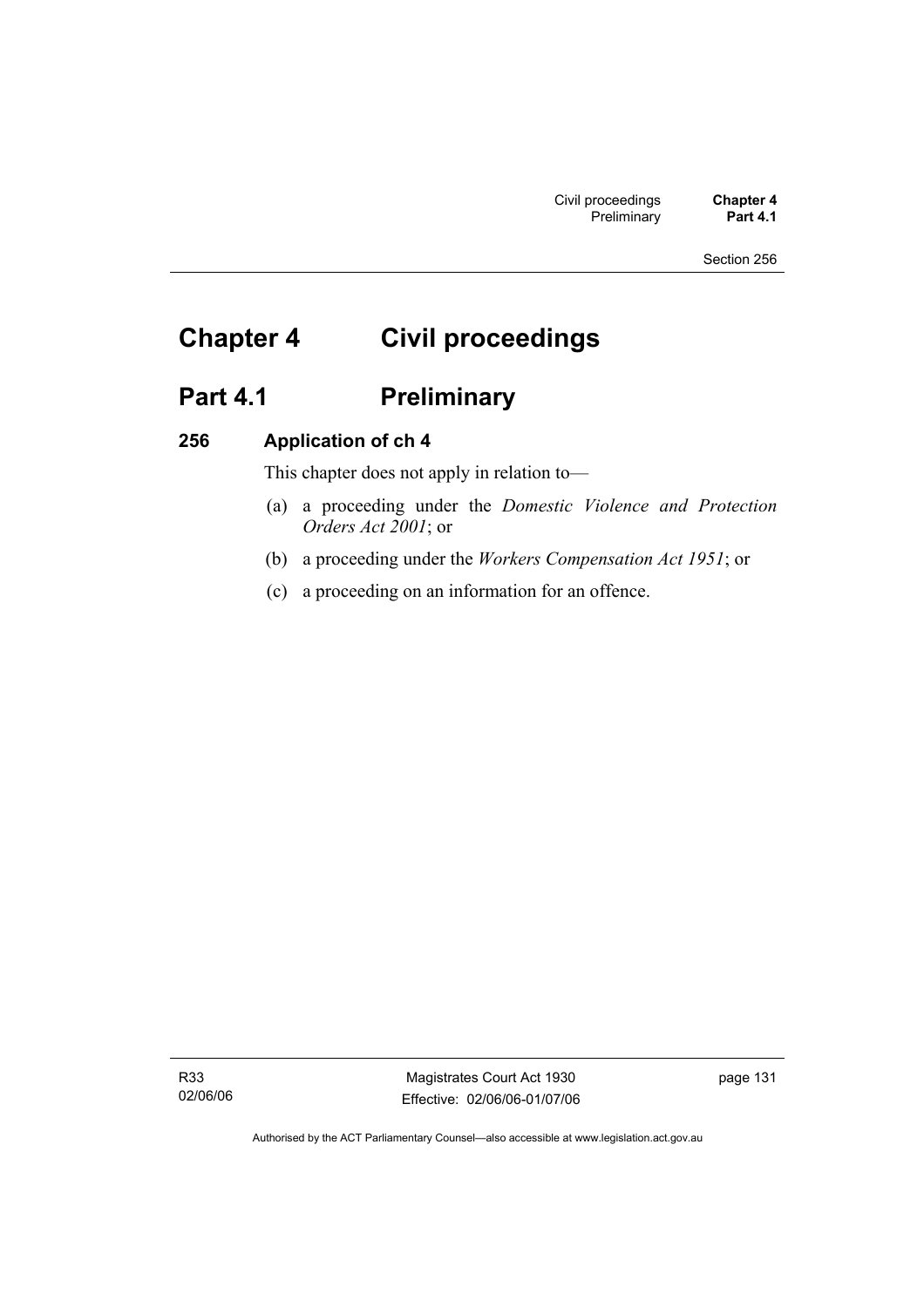# Chapter 4 Civil proceedings

## Part 4.1 Preliminary

### 256 Application of ch 4

This chapter does not apply in relation to—

(a) a proceeding under the *Domestic Violence and Protection Orders Act 2001*; or

(b) a proceeding under the *Workers Compensation Act 1951*; or

(c) a proceeding on an information for an offence.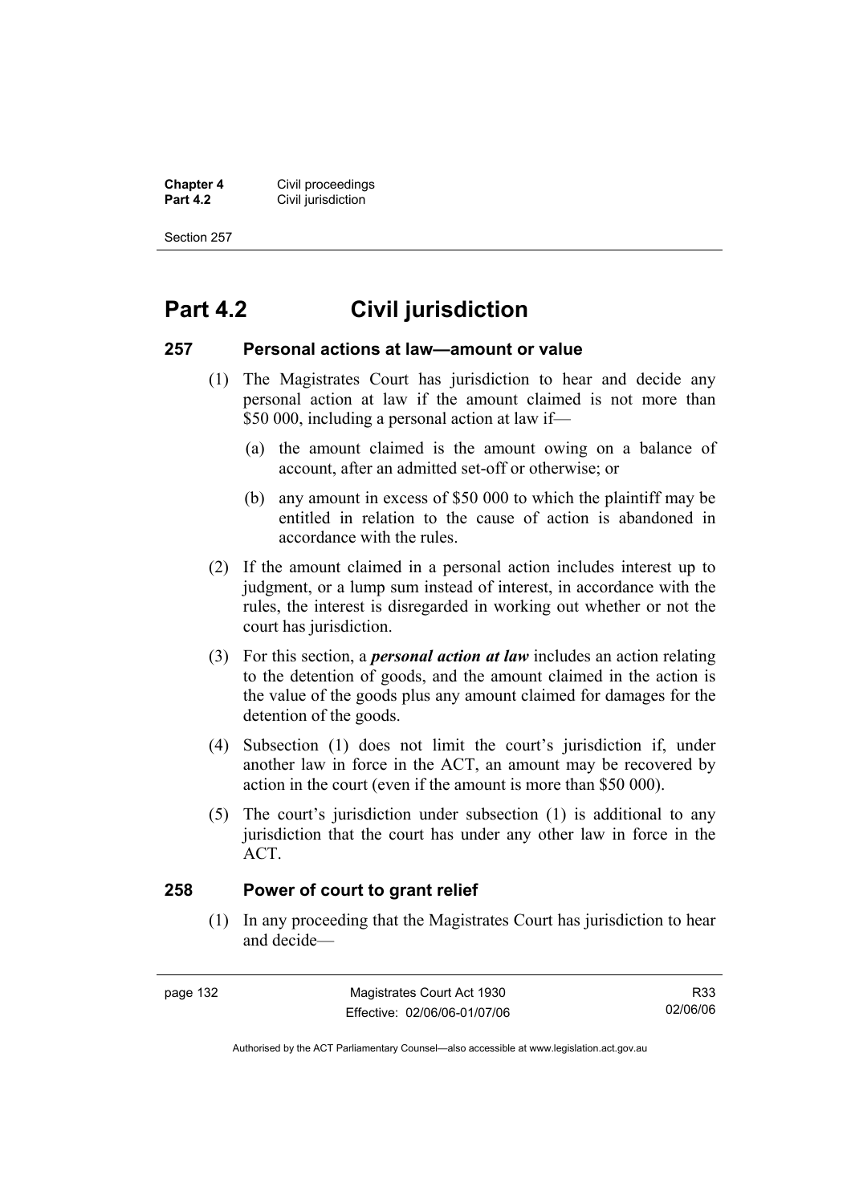# Part 4.2 Civil jurisdiction

## 257 Personal actions at law—amount or value

(1) The Magistrates Court has jurisdiction to hear and decide any personal action at law if the amount claimed is not more than $50 000, including a personal action at law if—

(a) the amount claimed is the amount owing on a balance of account, after an admitted set-off or otherwise; or

(b) any amount in excess of $50 000 to which the plaintiff may be entitled in relation to the cause of action is abandoned in accordance with the rules.

(2) If the amount claimed in a personal action includes interest up to judgment, or a lump sum instead of interest, in accordance with the rules, the interest is disregarded in working out whether or not the court has jurisdiction.

(3) For this section, a ***personal action at law*** includes an action relating to the detention of goods, and the amount claimed in the action is the value of the goods plus any amount claimed for damages for the detention of the goods.

(4) Subsection (1) does not limit the court's jurisdiction if, under another law in force in the ACT, an amount may be recovered by action in the court (even if the amount is more than $50 000).

(5) The court's jurisdiction under subsection (1) is additional to any jurisdiction that the court has under any other law in force in the ACT.

## 258 Power of court to grant relief

(1) In any proceeding that the Magistrates Court has jurisdiction to hear and decide—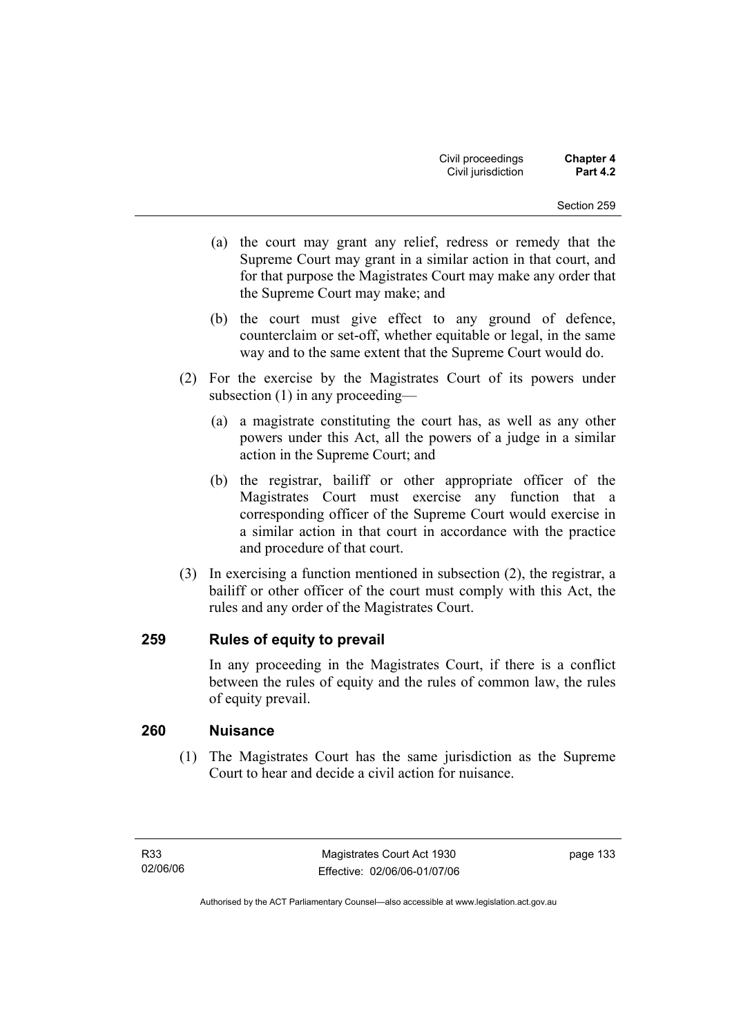(a) the court may grant any relief, redress or remedy that the Supreme Court may grant in a similar action in that court, and for that purpose the Magistrates Court may make any order that the Supreme Court may make; and

(b) the court must give effect to any ground of defence, counterclaim or set-off, whether equitable or legal, in the same way and to the same extent that the Supreme Court would do.

(2) For the exercise by the Magistrates Court of its powers under subsection (1) in any proceeding—

(a) a magistrate constituting the court has, as well as any other powers under this Act, all the powers of a judge in a similar action in the Supreme Court; and

(b) the registrar, bailiff or other appropriate officer of the Magistrates Court must exercise any function that a corresponding officer of the Supreme Court would exercise in a similar action in that court in accordance with the practice and procedure of that court.

(3) In exercising a function mentioned in subsection (2), the registrar, a bailiff or other officer of the court must comply with this Act, the rules and any order of the Magistrates Court.

## 259 Rules of equity to prevail

In any proceeding in the Magistrates Court, if there is a conflict between the rules of equity and the rules of common law, the rules of equity prevail.

## 260 Nuisance

(1) The Magistrates Court has the same jurisdiction as the Supreme Court to hear and decide a civil action for nuisance.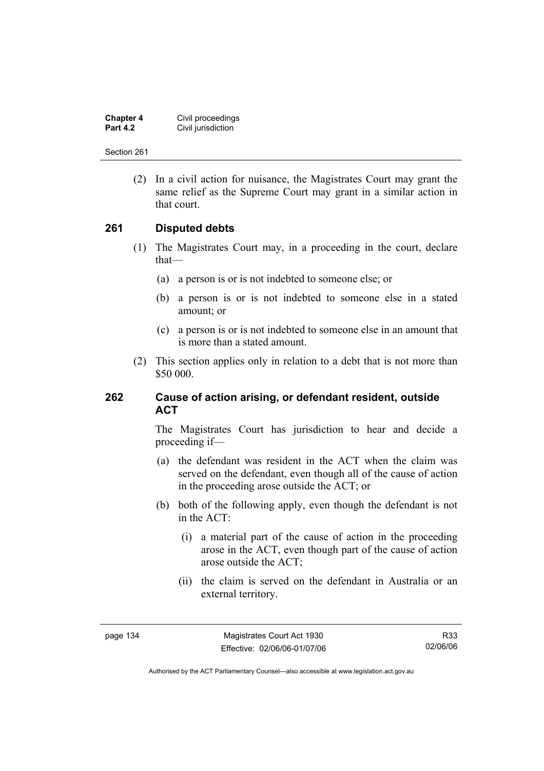(2) In a civil action for nuisance, the Magistrates Court may grant the same relief as the Supreme Court may grant in a similar action in that court.

## 261 Disputed debts

(1) The Magistrates Court may, in a proceeding in the court, declare that—

(a) a person is or is not indebted to someone else; or

(b) a person is or is not indebted to someone else in a stated amount; or

(c) a person is or is not indebted to someone else in an amount that is more than a stated amount.

(2) This section applies only in relation to a debt that is not more than $50 000.

## 262 Cause of action arising, or defendant resident, outside ACT

The Magistrates Court has jurisdiction to hear and decide a proceeding if—

(a) the defendant was resident in the ACT when the claim was served on the defendant, even though all of the cause of action in the proceeding arose outside the ACT; or

(b) both of the following apply, even though the defendant is not in the ACT:

(i) a material part of the cause of action in the proceeding arose in the ACT, even though part of the cause of action arose outside the ACT;

(ii) the claim is served on the defendant in Australia or an external territory.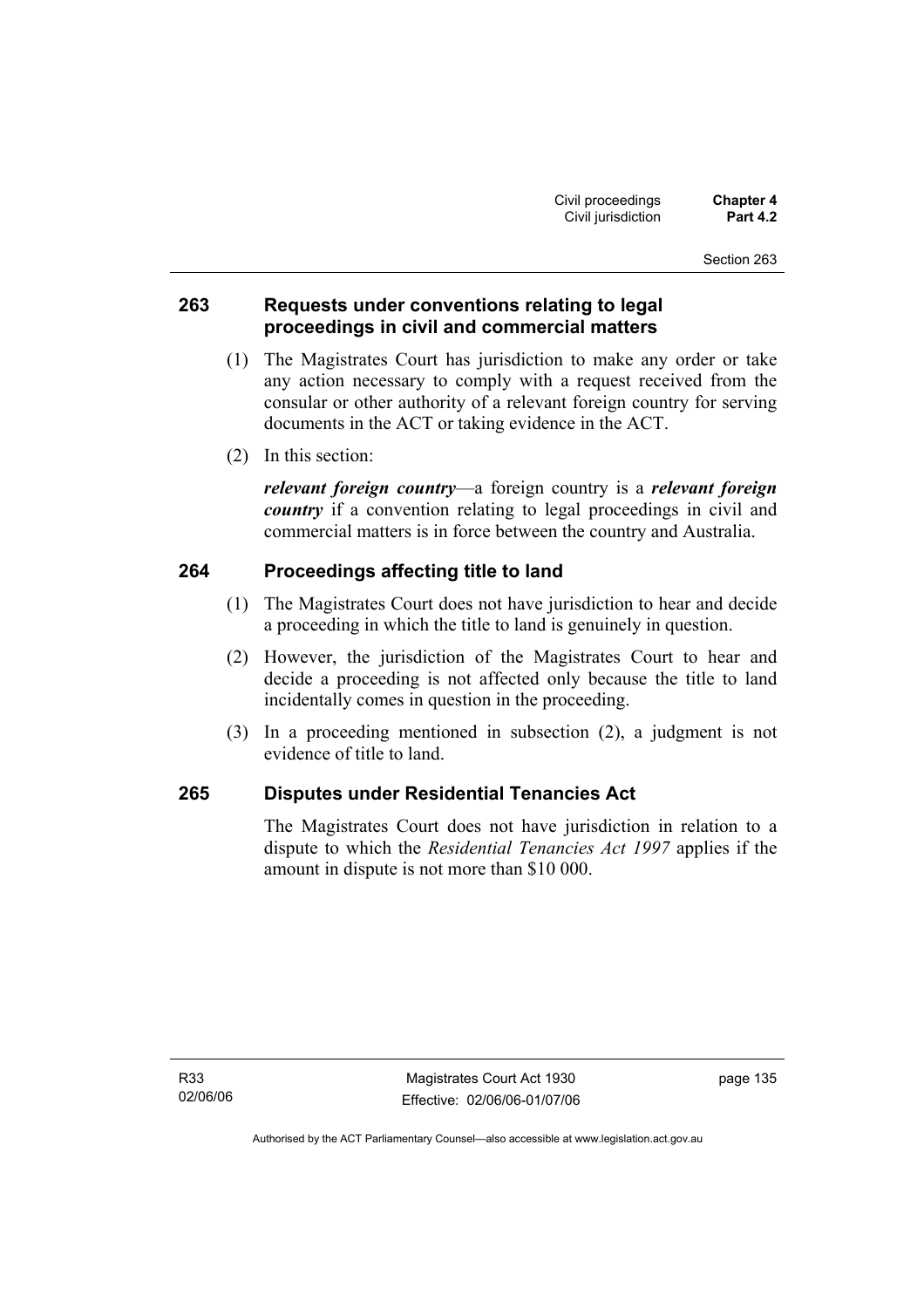## 263 Requests under conventions relating to legal proceedings in civil and commercial matters

(1) The Magistrates Court has jurisdiction to make any order or take any action necessary to comply with a request received from the consular or other authority of a relevant foreign country for serving documents in the ACT or taking evidence in the ACT.

(2) In this section:

***relevant foreign country***—a foreign country is a ***relevant foreign country*** if a convention relating to legal proceedings in civil and commercial matters is in force between the country and Australia.

## 264 Proceedings affecting title to land

(1) The Magistrates Court does not have jurisdiction to hear and decide a proceeding in which the title to land is genuinely in question.

(2) However, the jurisdiction of the Magistrates Court to hear and decide a proceeding is not affected only because the title to land incidentally comes in question in the proceeding.

(3) In a proceeding mentioned in subsection (2), a judgment is not evidence of title to land.

## 265 Disputes under Residential Tenancies Act

The Magistrates Court does not have jurisdiction in relation to a dispute to which the *Residential Tenancies Act 1997* applies if the amount in dispute is not more than $10 000.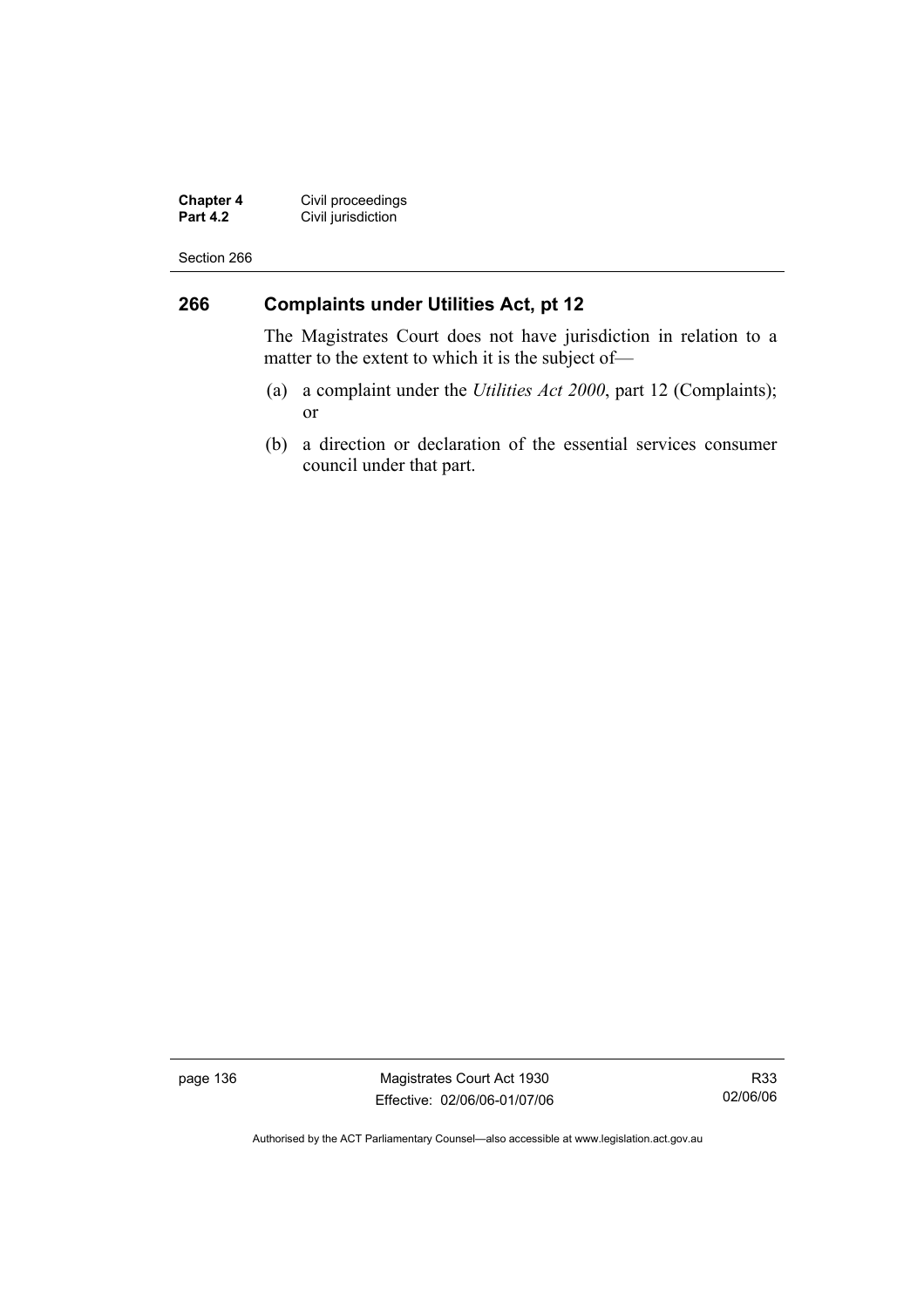## 266 Complaints under Utilities Act, pt 12

The Magistrates Court does not have jurisdiction in relation to a matter to the extent to which it is the subject of—

(a) a complaint under the *Utilities Act 2000*, part 12 (Complaints); or

(b) a direction or declaration of the essential services consumer council under that part.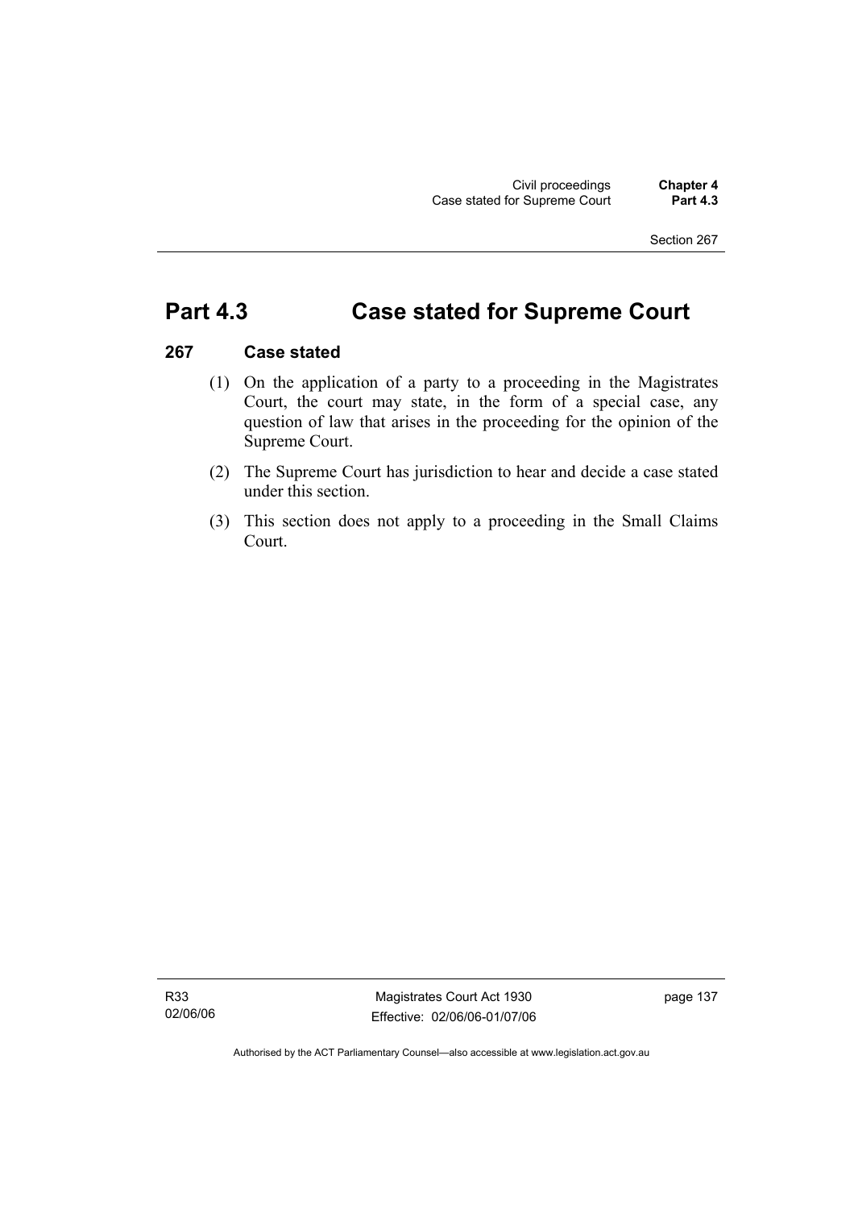# Part 4.3 Case stated for Supreme Court

## 267 Case stated

(1) On the application of a party to a proceeding in the Magistrates Court, the court may state, in the form of a special case, any question of law that arises in the proceeding for the opinion of the Supreme Court.

(2) The Supreme Court has jurisdiction to hear and decide a case stated under this section.

(3) This section does not apply to a proceeding in the Small Claims Court.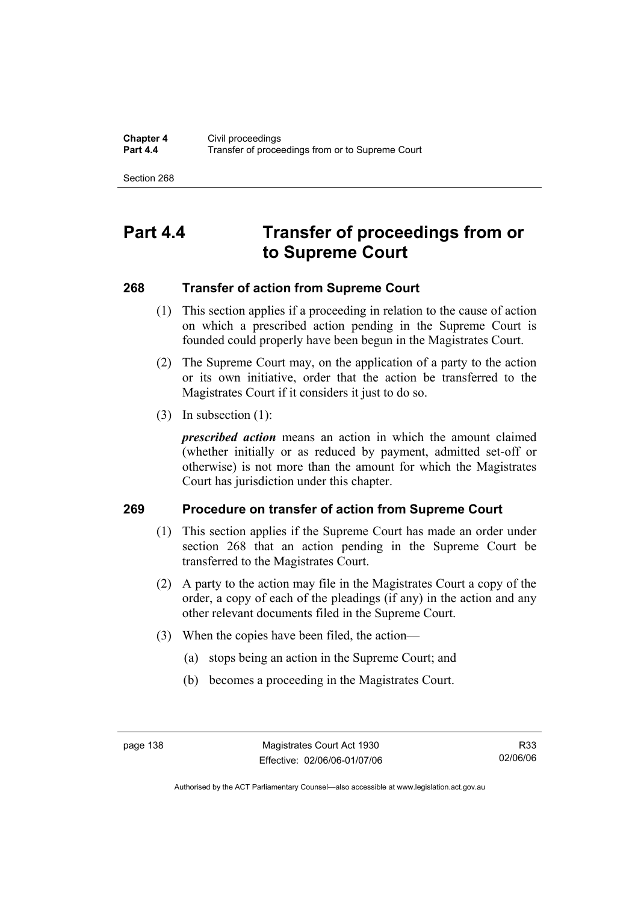# Part 4.4 Transfer of proceedings from or to Supreme Court

## 268 Transfer of action from Supreme Court

(1) This section applies if a proceeding in relation to the cause of action on which a prescribed action pending in the Supreme Court is founded could properly have been begun in the Magistrates Court.

(2) The Supreme Court may, on the application of a party to the action or its own initiative, order that the action be transferred to the Magistrates Court if it considers it just to do so.

(3) In subsection (1):

***prescribed action*** means an action in which the amount claimed (whether initially or as reduced by payment, admitted set-off or otherwise) is not more than the amount for which the Magistrates Court has jurisdiction under this chapter.

## 269 Procedure on transfer of action from Supreme Court

(1) This section applies if the Supreme Court has made an order under section 268 that an action pending in the Supreme Court be transferred to the Magistrates Court.

(2) A party to the action may file in the Magistrates Court a copy of the order, a copy of each of the pleadings (if any) in the action and any other relevant documents filed in the Supreme Court.

(3) When the copies have been filed, the action—

(a) stops being an action in the Supreme Court; and

(b) becomes a proceeding in the Magistrates Court.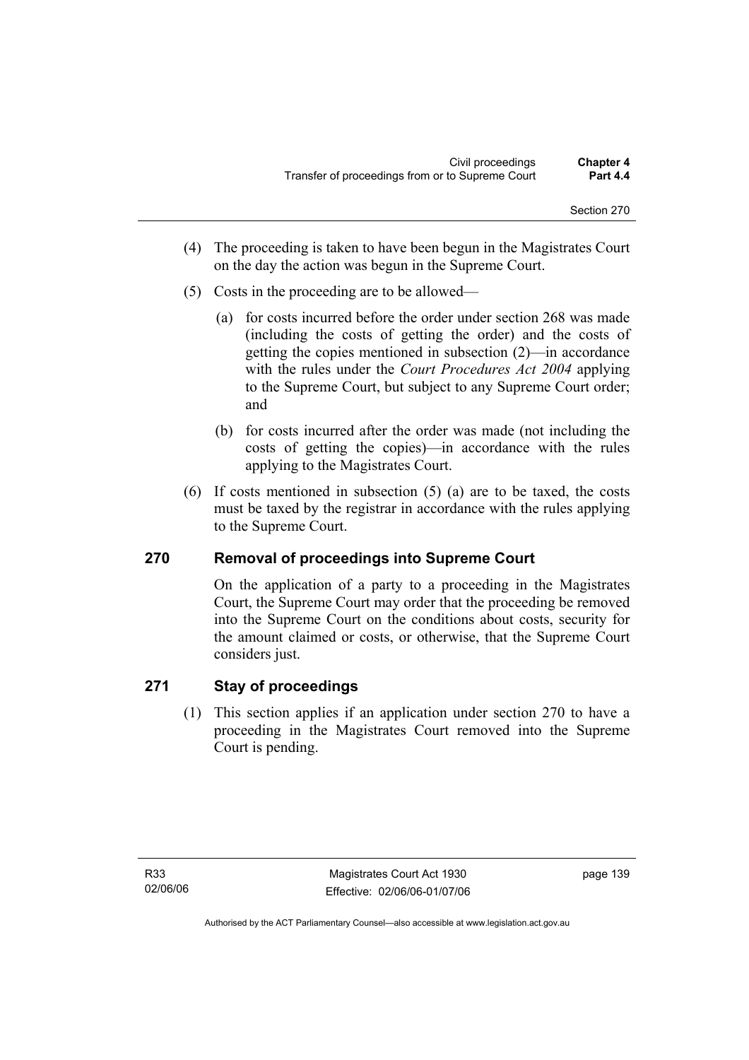(4) The proceeding is taken to have been begun in the Magistrates Court on the day the action was begun in the Supreme Court.

(5) Costs in the proceeding are to be allowed—

(a) for costs incurred before the order under section 268 was made (including the costs of getting the order) and the costs of getting the copies mentioned in subsection (2)—in accordance with the rules under the *Court Procedures Act 2004* applying to the Supreme Court, but subject to any Supreme Court order; and

(b) for costs incurred after the order was made (not including the costs of getting the copies)—in accordance with the rules applying to the Magistrates Court.

(6) If costs mentioned in subsection (5) (a) are to be taxed, the costs must be taxed by the registrar in accordance with the rules applying to the Supreme Court.

### 270 Removal of proceedings into Supreme Court

On the application of a party to a proceeding in the Magistrates Court, the Supreme Court may order that the proceeding be removed into the Supreme Court on the conditions about costs, security for the amount claimed or costs, or otherwise, that the Supreme Court considers just.

### 271 Stay of proceedings

(1) This section applies if an application under section 270 to have a proceeding in the Magistrates Court removed into the Supreme Court is pending.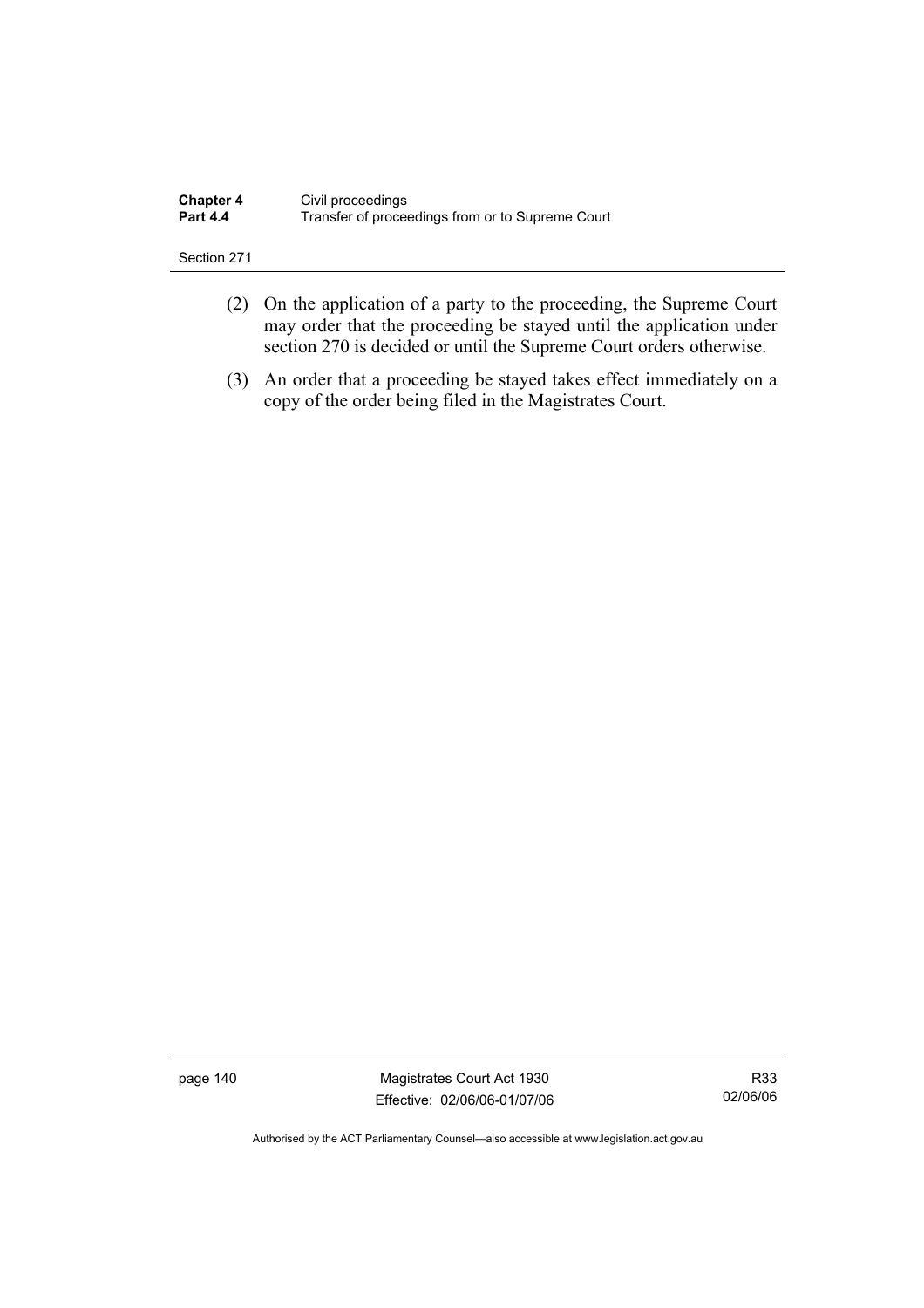(2) On the application of a party to the proceeding, the Supreme Court may order that the proceeding be stayed until the application under section 270 is decided or until the Supreme Court orders otherwise.

(3) An order that a proceeding be stayed takes effect immediately on a copy of the order being filed in the Magistrates Court.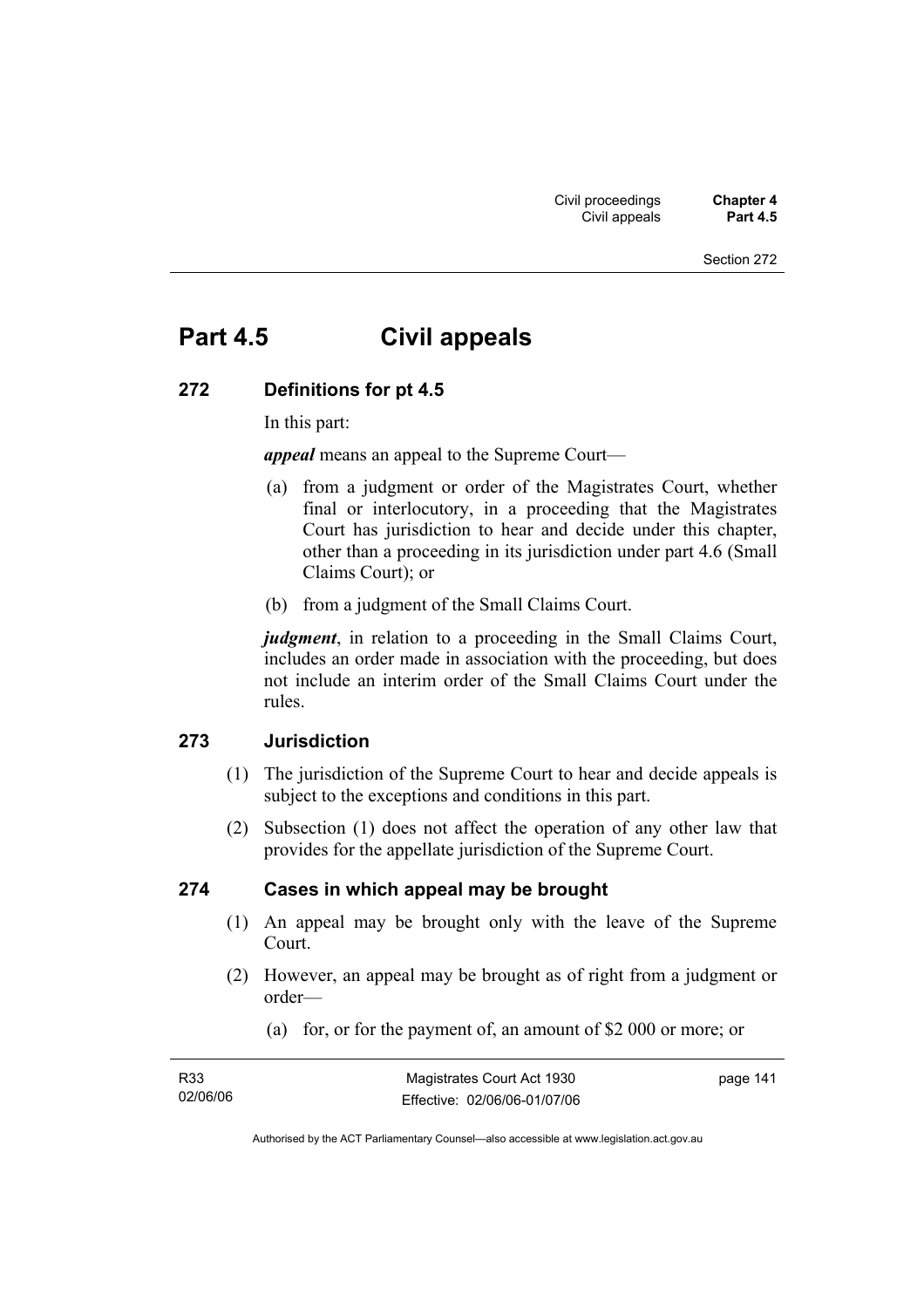# Part 4.5 Civil appeals

## 272 Definitions for pt 4.5

In this part:

***appeal*** means an appeal to the Supreme Court—

(a) from a judgment or order of the Magistrates Court, whether final or interlocutory, in a proceeding that the Magistrates Court has jurisdiction to hear and decide under this chapter, other than a proceeding in its jurisdiction under part 4.6 (Small Claims Court); or

(b) from a judgment of the Small Claims Court.

***judgment***, in relation to a proceeding in the Small Claims Court, includes an order made in association with the proceeding, but does not include an interim order of the Small Claims Court under the rules.

## 273 Jurisdiction

(1) The jurisdiction of the Supreme Court to hear and decide appeals is subject to the exceptions and conditions in this part.

(2) Subsection (1) does not affect the operation of any other law that provides for the appellate jurisdiction of the Supreme Court.

## 274 Cases in which appeal may be brought

(1) An appeal may be brought only with the leave of the Supreme Court.

(2) However, an appeal may be brought as of right from a judgment or order—

(a) for, or for the payment of, an amount of $2 000 or more; or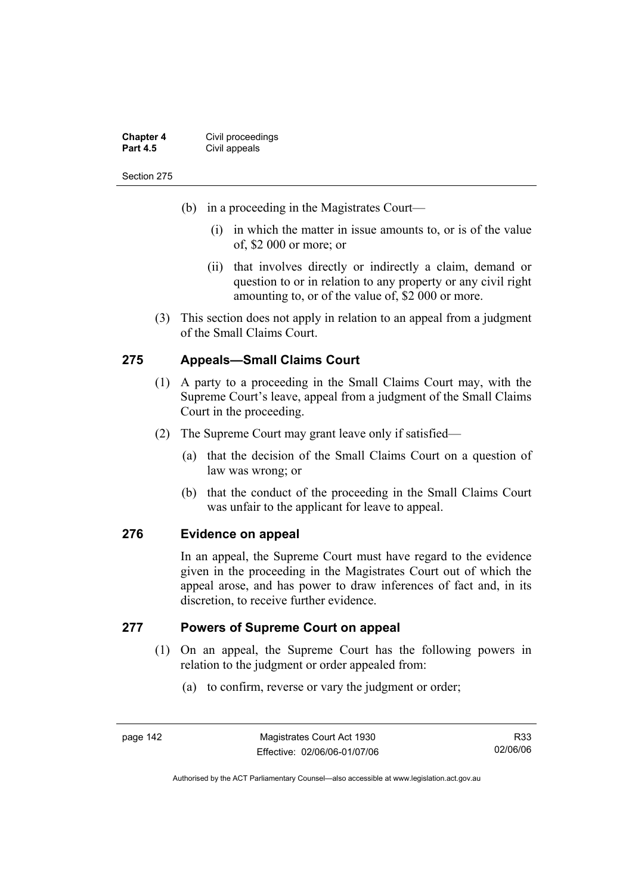(b) in a proceeding in the Magistrates Court—

(i) in which the matter in issue amounts to, or is of the value of, $2 000 or more; or

(ii) that involves directly or indirectly a claim, demand or question to or in relation to any property or any civil right amounting to, or of the value of, $2 000 or more.

(3) This section does not apply in relation to an appeal from a judgment of the Small Claims Court.

## 275 Appeals—Small Claims Court

(1) A party to a proceeding in the Small Claims Court may, with the Supreme Court's leave, appeal from a judgment of the Small Claims Court in the proceeding.

(2) The Supreme Court may grant leave only if satisfied—

(a) that the decision of the Small Claims Court on a question of law was wrong; or

(b) that the conduct of the proceeding in the Small Claims Court was unfair to the applicant for leave to appeal.

## 276 Evidence on appeal

In an appeal, the Supreme Court must have regard to the evidence given in the proceeding in the Magistrates Court out of which the appeal arose, and has power to draw inferences of fact and, in its discretion, to receive further evidence.

## 277 Powers of Supreme Court on appeal

(1) On an appeal, the Supreme Court has the following powers in relation to the judgment or order appealed from:

(a) to confirm, reverse or vary the judgment or order;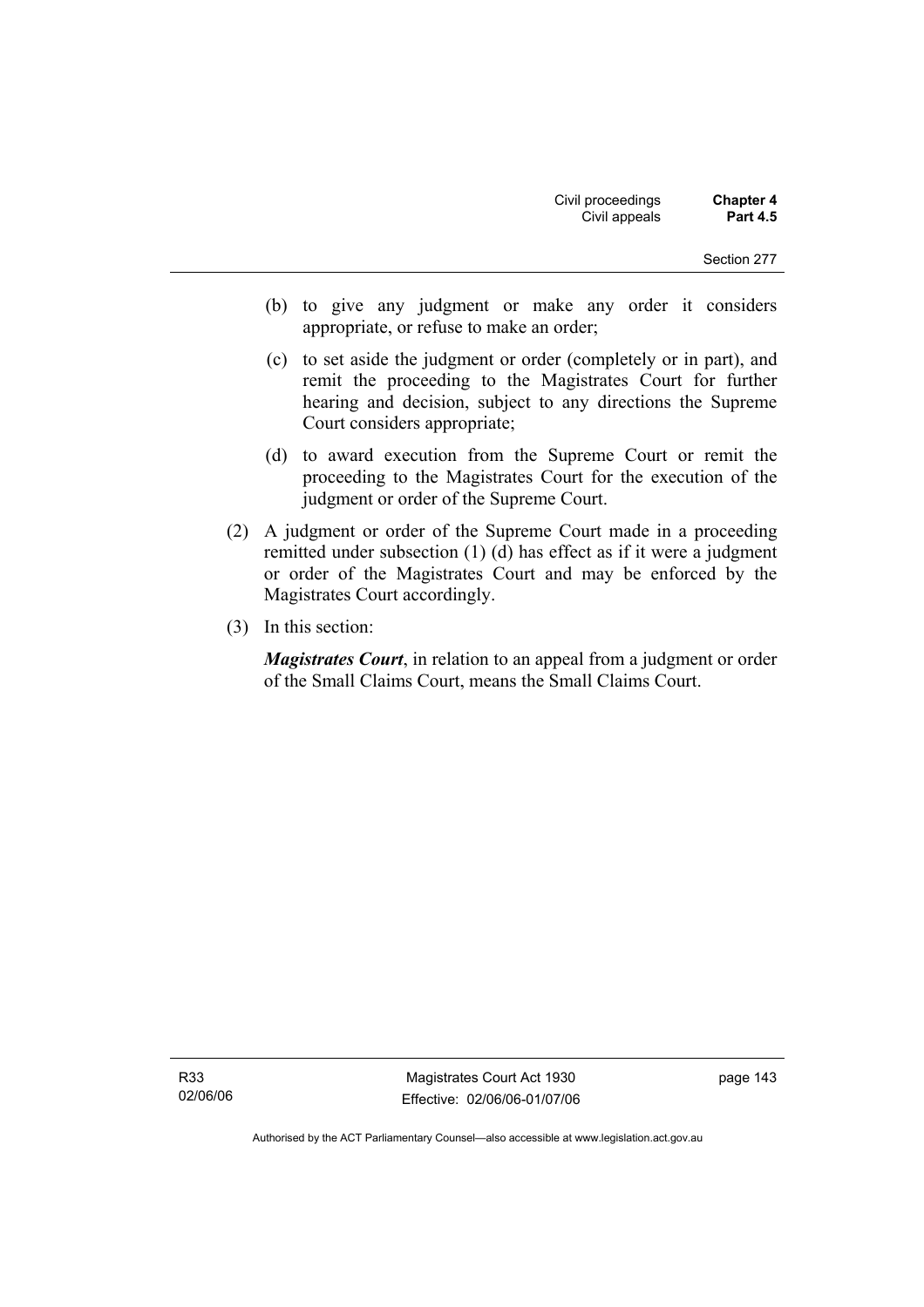(b) to give any judgment or make any order it considers appropriate, or refuse to make an order;

(c) to set aside the judgment or order (completely or in part), and remit the proceeding to the Magistrates Court for further hearing and decision, subject to any directions the Supreme Court considers appropriate;

(d) to award execution from the Supreme Court or remit the proceeding to the Magistrates Court for the execution of the judgment or order of the Supreme Court.

(2) A judgment or order of the Supreme Court made in a proceeding remitted under subsection (1) (d) has effect as if it were a judgment or order of the Magistrates Court and may be enforced by the Magistrates Court accordingly.

(3) In this section:

***Magistrates Court***, in relation to an appeal from a judgment or order of the Small Claims Court, means the Small Claims Court.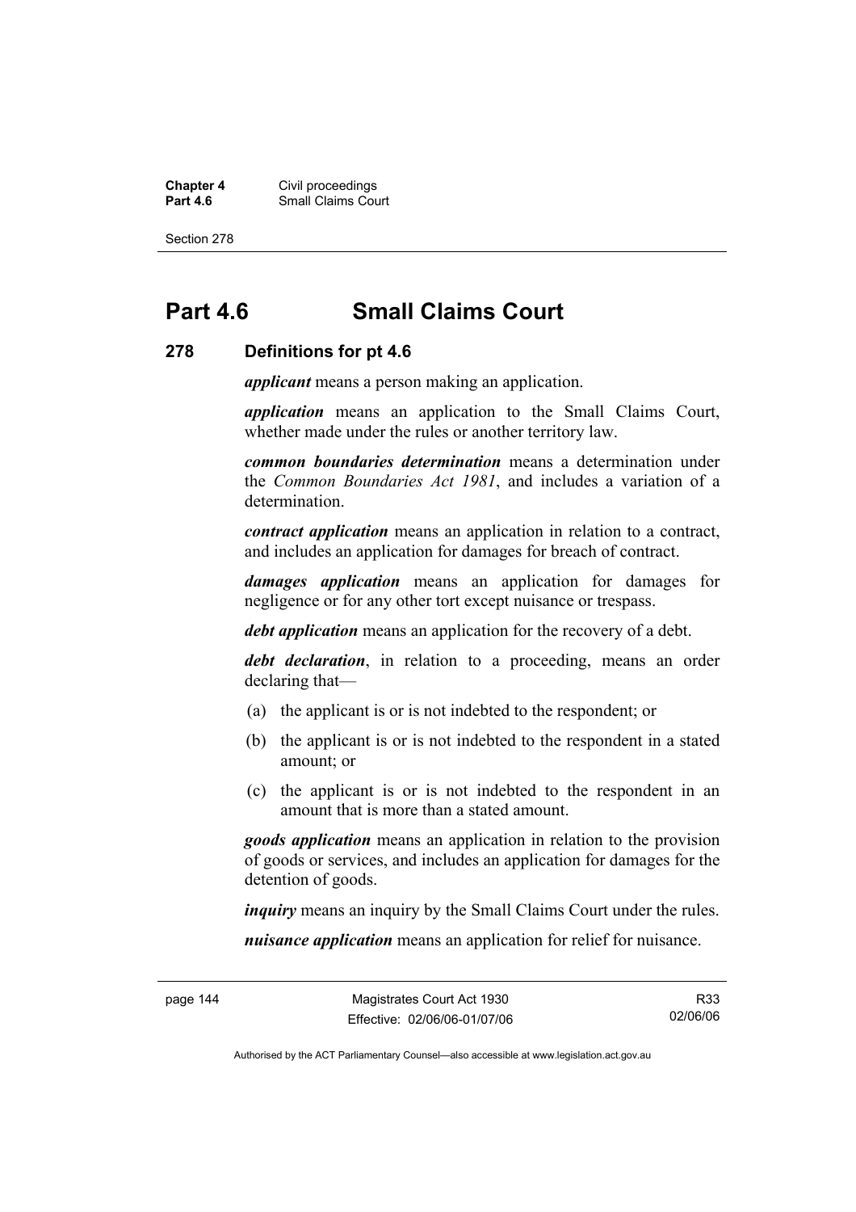# Part 4.6 Small Claims Court

## 278 Definitions for pt 4.6

***applicant*** means a person making an application.

***application*** means an application to the Small Claims Court, whether made under the rules or another territory law.

***common boundaries determination*** means a determination under the *Common Boundaries Act 1981*, and includes a variation of a determination.

***contract application*** means an application in relation to a contract, and includes an application for damages for breach of contract.

***damages application*** means an application for damages for negligence or for any other tort except nuisance or trespass.

***debt application*** means an application for the recovery of a debt.

***debt declaration***, in relation to a proceeding, means an order declaring that—

(a) the applicant is or is not indebted to the respondent; or

(b) the applicant is or is not indebted to the respondent in a stated amount; or

(c) the applicant is or is not indebted to the respondent in an amount that is more than a stated amount.

***goods application*** means an application in relation to the provision of goods or services, and includes an application for damages for the detention of goods.

***inquiry*** means an inquiry by the Small Claims Court under the rules.

***nuisance application*** means an application for relief for nuisance.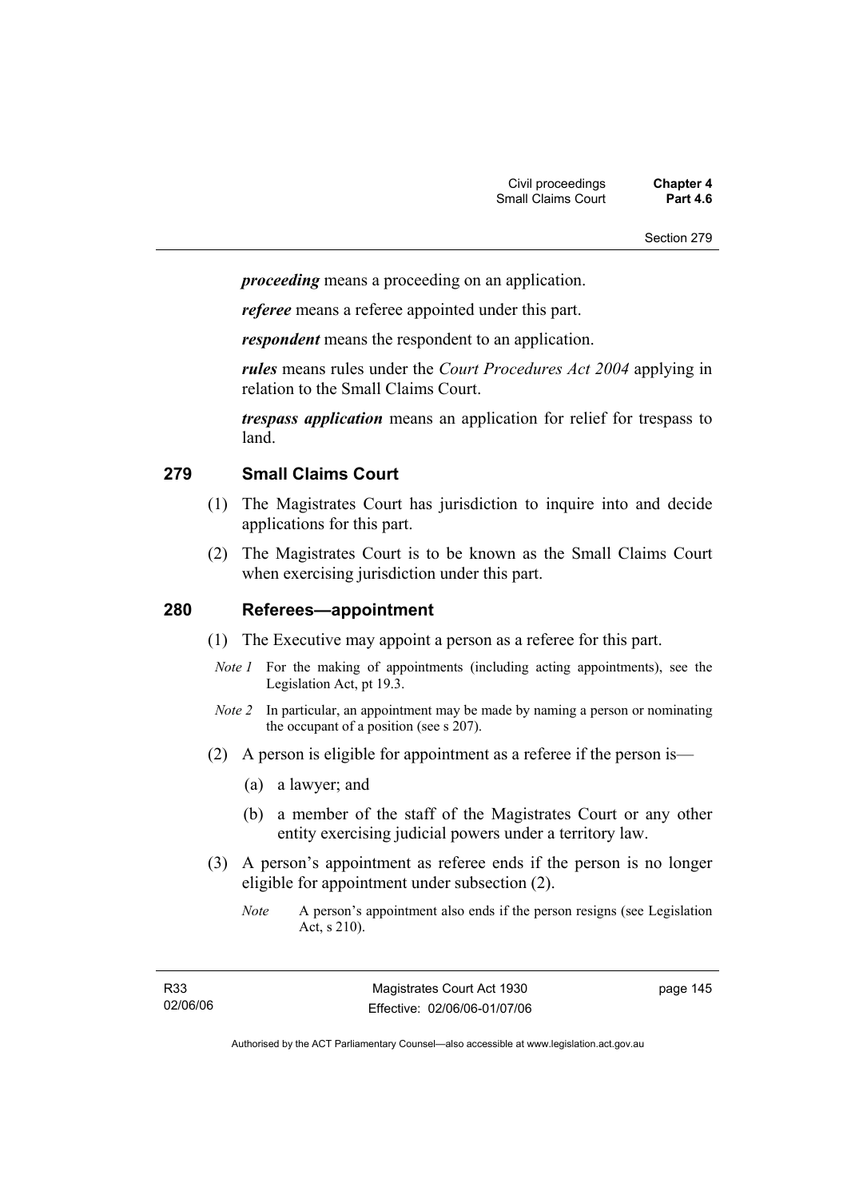***proceeding*** means a proceeding on an application.

***referee*** means a referee appointed under this part.

***respondent*** means the respondent to an application.

***rules*** means rules under the *Court Procedures Act 2004* applying in relation to the Small Claims Court.

***trespass application*** means an application for relief for trespass to land.

## 279 Small Claims Court

(1) The Magistrates Court has jurisdiction to inquire into and decide applications for this part.

(2) The Magistrates Court is to be known as the Small Claims Court when exercising jurisdiction under this part.

## 280 Referees—appointment

(1) The Executive may appoint a person as a referee for this part.

*Note 1* For the making of appointments (including acting appointments), see the Legislation Act, pt 19.3.

*Note 2* In particular, an appointment may be made by naming a person or nominating the occupant of a position (see s 207).

(2) A person is eligible for appointment as a referee if the person is—

(a) a lawyer; and

(b) a member of the staff of the Magistrates Court or any other entity exercising judicial powers under a territory law.

(3) A person's appointment as referee ends if the person is no longer eligible for appointment under subsection (2).

*Note* A person's appointment also ends if the person resigns (see Legislation Act, s 210).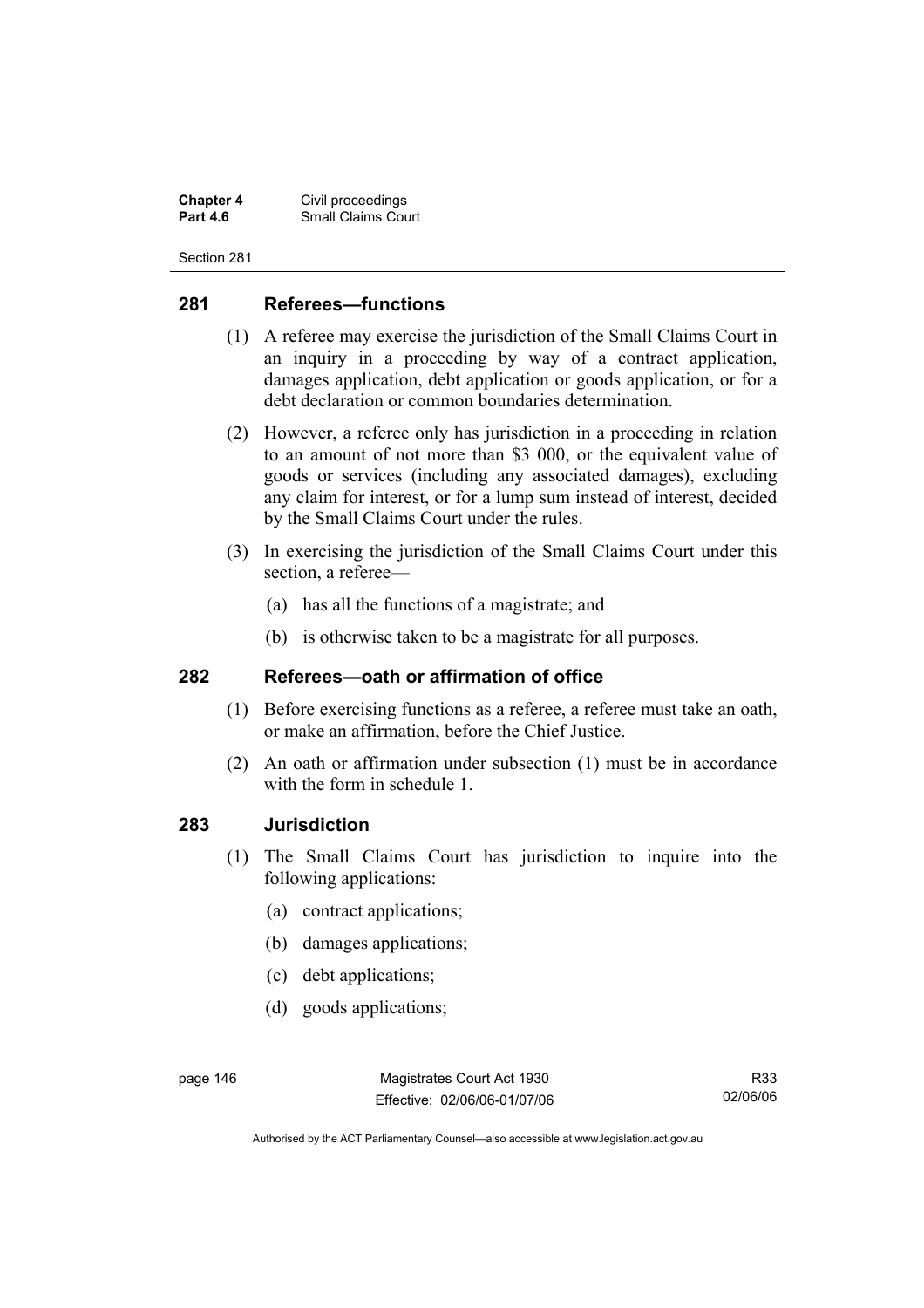## 281 Referees—functions

(1) A referee may exercise the jurisdiction of the Small Claims Court in an inquiry in a proceeding by way of a contract application, damages application, debt application or goods application, or for a debt declaration or common boundaries determination.

(2) However, a referee only has jurisdiction in a proceeding in relation to an amount of not more than $3 000, or the equivalent value of goods or services (including any associated damages), excluding any claim for interest, or for a lump sum instead of interest, decided by the Small Claims Court under the rules.

(3) In exercising the jurisdiction of the Small Claims Court under this section, a referee—

(a) has all the functions of a magistrate; and

(b) is otherwise taken to be a magistrate for all purposes.

## 282 Referees—oath or affirmation of office

(1) Before exercising functions as a referee, a referee must take an oath, or make an affirmation, before the Chief Justice.

(2) An oath or affirmation under subsection (1) must be in accordance with the form in schedule 1.

## 283 Jurisdiction

(1) The Small Claims Court has jurisdiction to inquire into the following applications:

(a) contract applications;

(b) damages applications;

(c) debt applications;

(d) goods applications;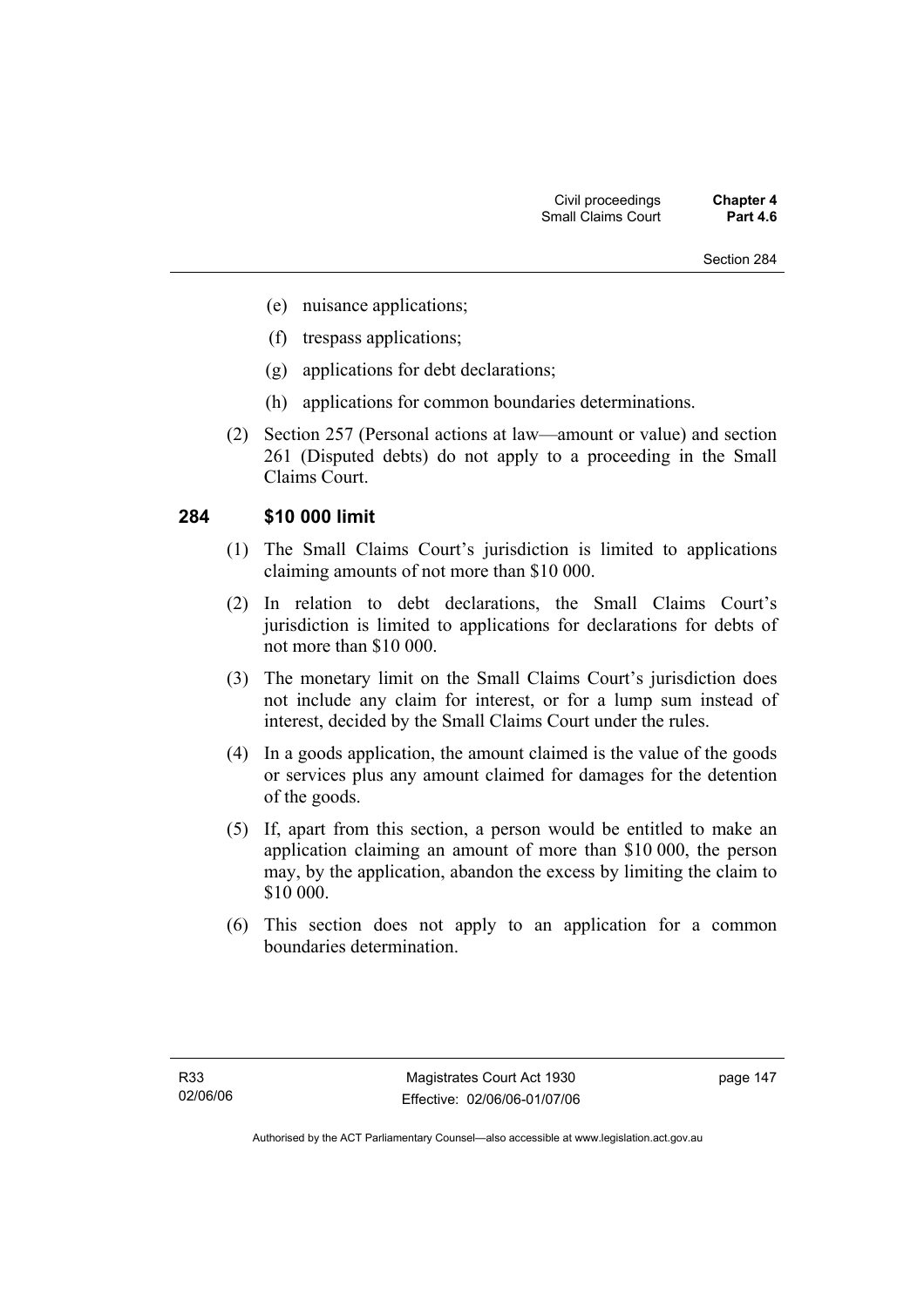(e) nuisance applications;

(f) trespass applications;

(g) applications for debt declarations;

(h) applications for common boundaries determinations.

(2) Section 257 (Personal actions at law—amount or value) and section 261 (Disputed debts) do not apply to a proceeding in the Small Claims Court.

## 284 $10 000 limit

(1) The Small Claims Court's jurisdiction is limited to applications claiming amounts of not more than $10 000.

(2) In relation to debt declarations, the Small Claims Court's jurisdiction is limited to applications for declarations for debts of not more than $10 000.

(3) The monetary limit on the Small Claims Court's jurisdiction does not include any claim for interest, or for a lump sum instead of interest, decided by the Small Claims Court under the rules.

(4) In a goods application, the amount claimed is the value of the goods or services plus any amount claimed for damages for the detention of the goods.

(5) If, apart from this section, a person would be entitled to make an application claiming an amount of more than $10 000, the person may, by the application, abandon the excess by limiting the claim to $10 000.

(6) This section does not apply to an application for a common boundaries determination.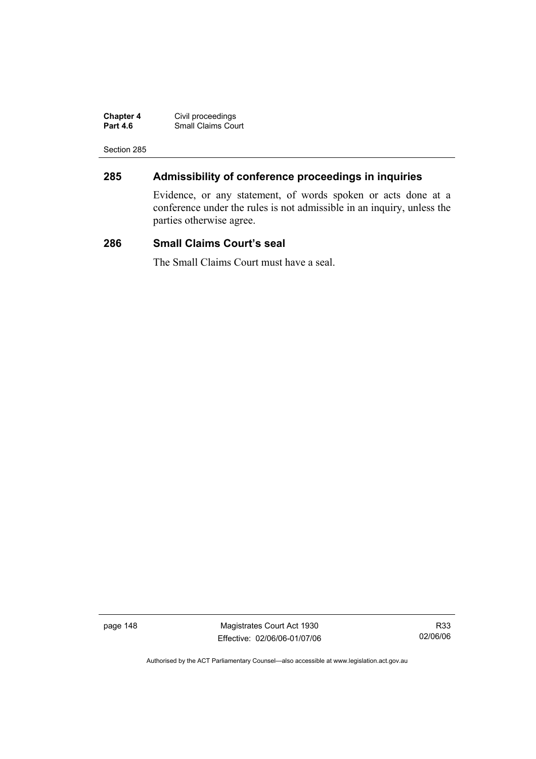## 285 Admissibility of conference proceedings in inquiries

Evidence, or any statement, of words spoken or acts done at a conference under the rules is not admissible in an inquiry, unless the parties otherwise agree.

## 286 Small Claims Court's seal

The Small Claims Court must have a seal.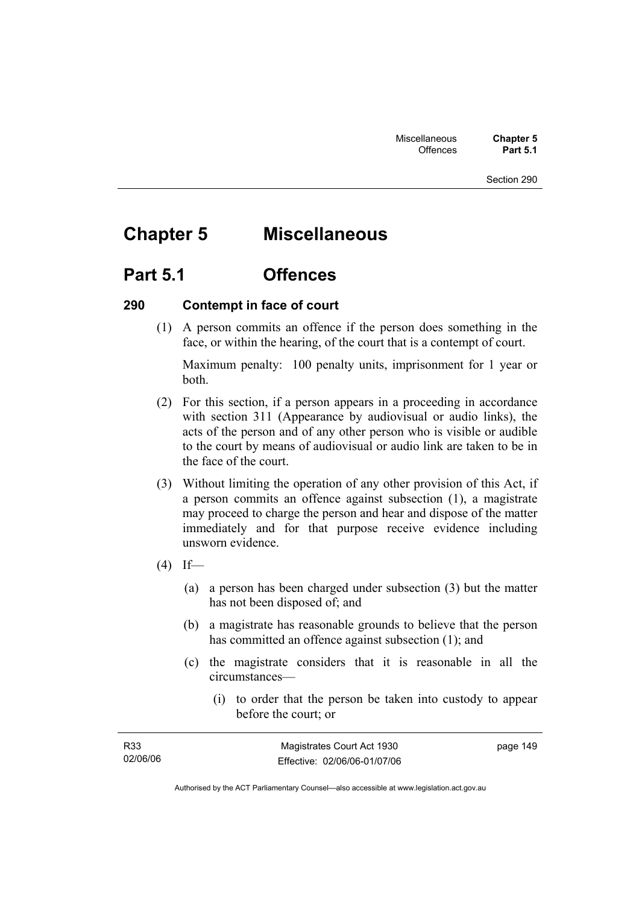# Chapter 5 Miscellaneous

## Part 5.1 Offences

### 290 Contempt in face of court

(1) A person commits an offence if the person does something in the face, or within the hearing, of the court that is a contempt of court.

Maximum penalty: 100 penalty units, imprisonment for 1 year or both.

(2) For this section, if a person appears in a proceeding in accordance with section 311 (Appearance by audiovisual or audio links), the acts of the person and of any other person who is visible or audible to the court by means of audiovisual or audio link are taken to be in the face of the court.

(3) Without limiting the operation of any other provision of this Act, if a person commits an offence against subsection (1), a magistrate may proceed to charge the person and hear and dispose of the matter immediately and for that purpose receive evidence including unsworn evidence.

(4) If—

(a) a person has been charged under subsection (3) but the matter has not been disposed of; and

(b) a magistrate has reasonable grounds to believe that the person has committed an offence against subsection (1); and

(c) the magistrate considers that it is reasonable in all the circumstances—

(i) to order that the person be taken into custody to appear before the court; or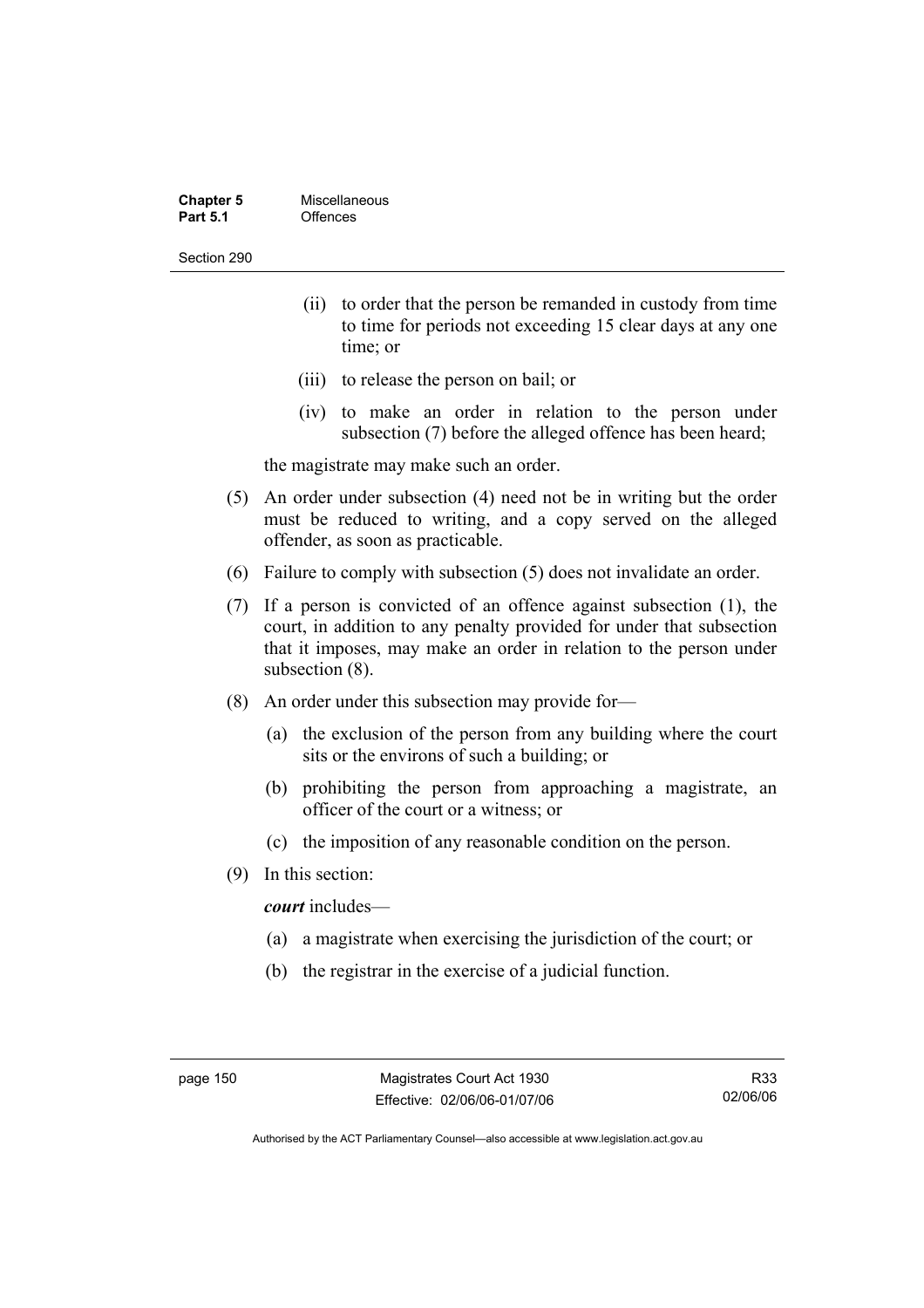(ii) to order that the person be remanded in custody from time to time for periods not exceeding 15 clear days at any one time; or

(iii) to release the person on bail; or

(iv) to make an order in relation to the person under subsection (7) before the alleged offence has been heard;

the magistrate may make such an order.

(5) An order under subsection (4) need not be in writing but the order must be reduced to writing, and a copy served on the alleged offender, as soon as practicable.

(6) Failure to comply with subsection (5) does not invalidate an order.

(7) If a person is convicted of an offence against subsection (1), the court, in addition to any penalty provided for under that subsection that it imposes, may make an order in relation to the person under subsection (8).

(8) An order under this subsection may provide for—

(a) the exclusion of the person from any building where the court sits or the environs of such a building; or

(b) prohibiting the person from approaching a magistrate, an officer of the court or a witness; or

(c) the imposition of any reasonable condition on the person.

(9) In this section:

***court*** includes—

(a) a magistrate when exercising the jurisdiction of the court; or

(b) the registrar in the exercise of a judicial function.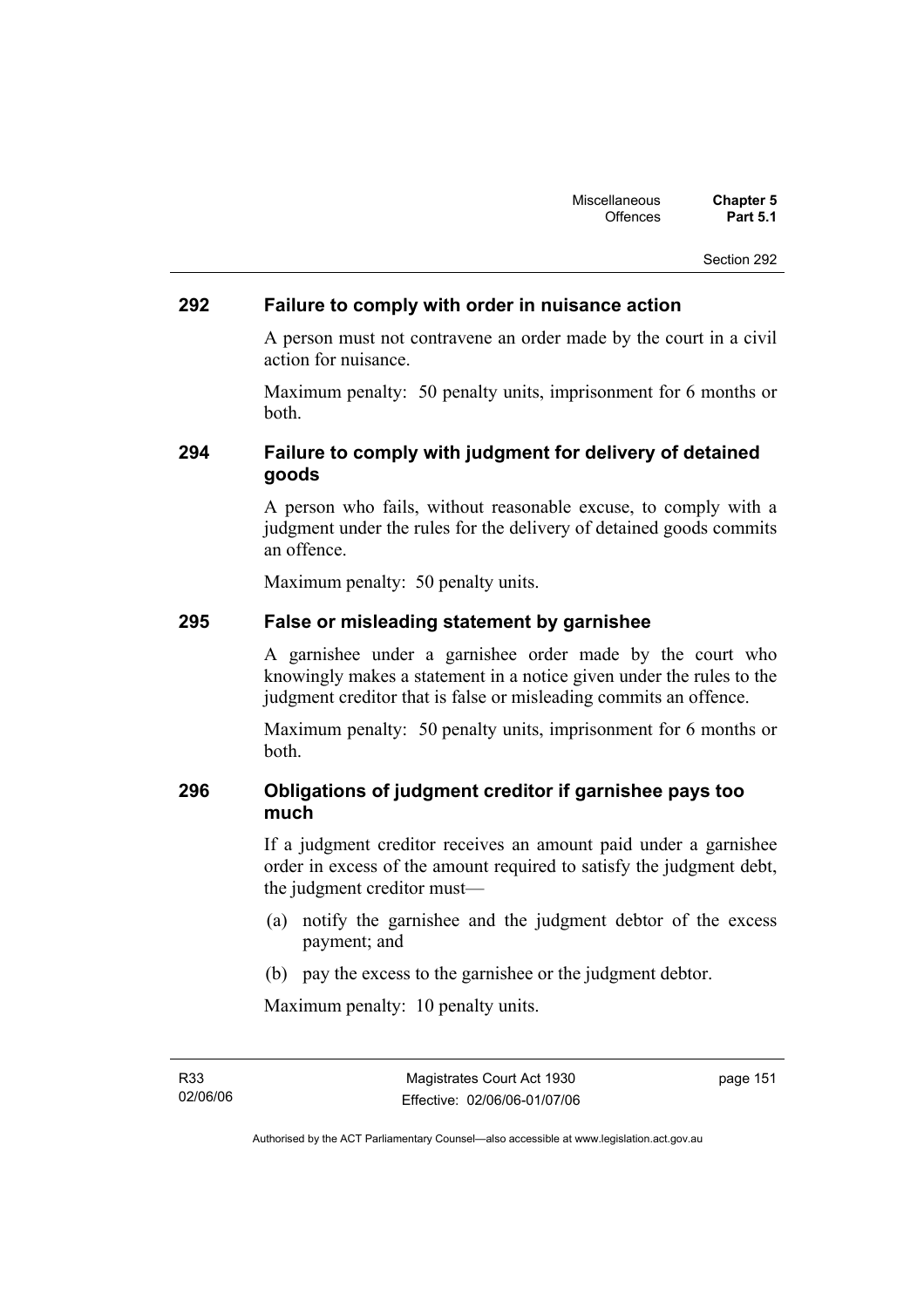## 292 Failure to comply with order in nuisance action

A person must not contravene an order made by the court in a civil action for nuisance.

Maximum penalty: 50 penalty units, imprisonment for 6 months or both.

## 294 Failure to comply with judgment for delivery of detained goods

A person who fails, without reasonable excuse, to comply with a judgment under the rules for the delivery of detained goods commits an offence.

Maximum penalty: 50 penalty units.

## 295 False or misleading statement by garnishee

A garnishee under a garnishee order made by the court who knowingly makes a statement in a notice given under the rules to the judgment creditor that is false or misleading commits an offence.

Maximum penalty: 50 penalty units, imprisonment for 6 months or both.

## 296 Obligations of judgment creditor if garnishee pays too much

If a judgment creditor receives an amount paid under a garnishee order in excess of the amount required to satisfy the judgment debt, the judgment creditor must—

(a) notify the garnishee and the judgment debtor of the excess payment; and

(b) pay the excess to the garnishee or the judgment debtor.

Maximum penalty: 10 penalty units.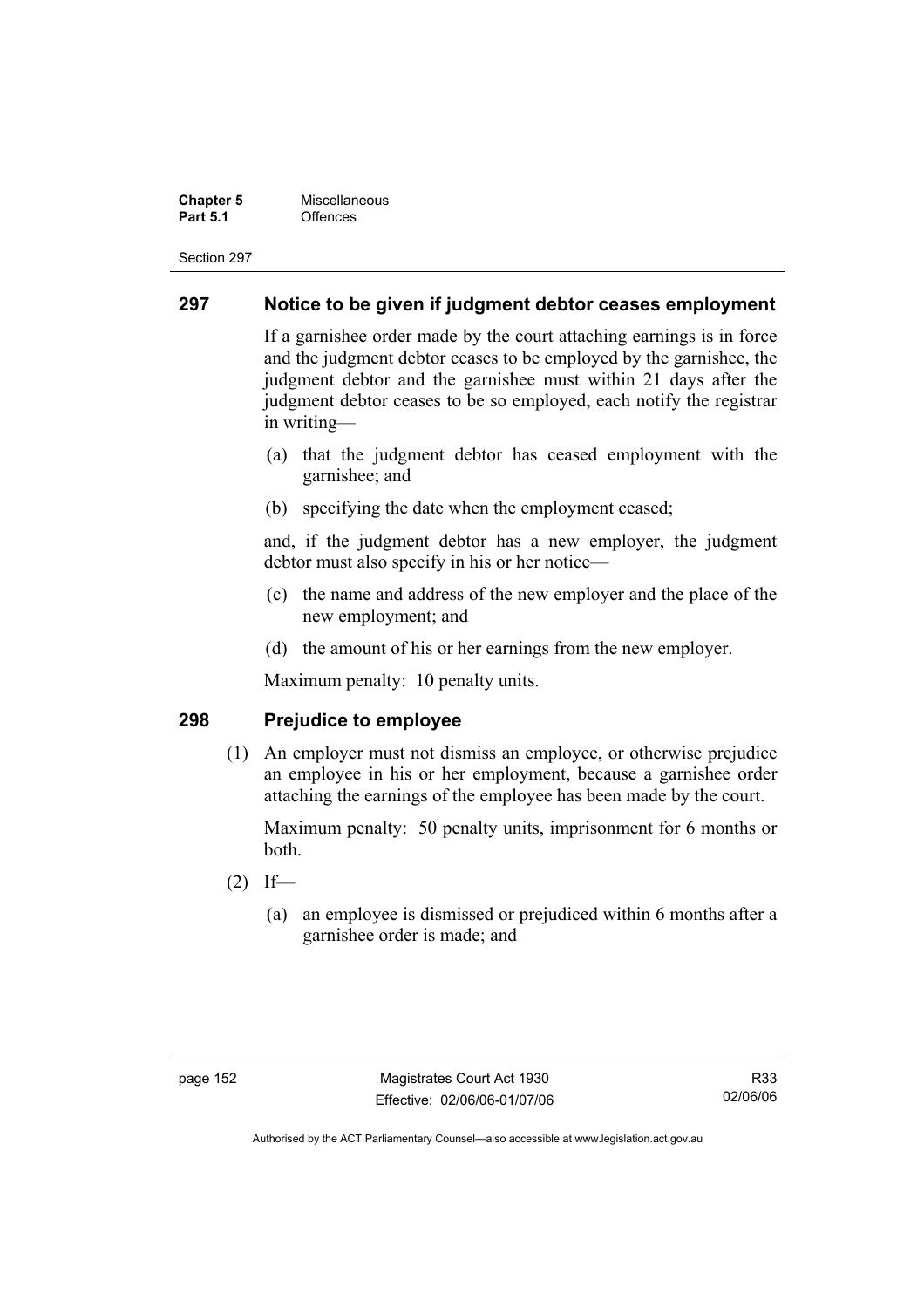## 297 Notice to be given if judgment debtor ceases employment

If a garnishee order made by the court attaching earnings is in force and the judgment debtor ceases to be employed by the garnishee, the judgment debtor and the garnishee must within 21 days after the judgment debtor ceases to be so employed, each notify the registrar in writing—

(a) that the judgment debtor has ceased employment with the garnishee; and

(b) specifying the date when the employment ceased;

and, if the judgment debtor has a new employer, the judgment debtor must also specify in his or her notice—

(c) the name and address of the new employer and the place of the new employment; and

(d) the amount of his or her earnings from the new employer.

Maximum penalty: 10 penalty units.

## 298 Prejudice to employee

(1) An employer must not dismiss an employee, or otherwise prejudice an employee in his or her employment, because a garnishee order attaching the earnings of the employee has been made by the court.

Maximum penalty: 50 penalty units, imprisonment for 6 months or both.

(2) If—

(a) an employee is dismissed or prejudiced within 6 months after a garnishee order is made; and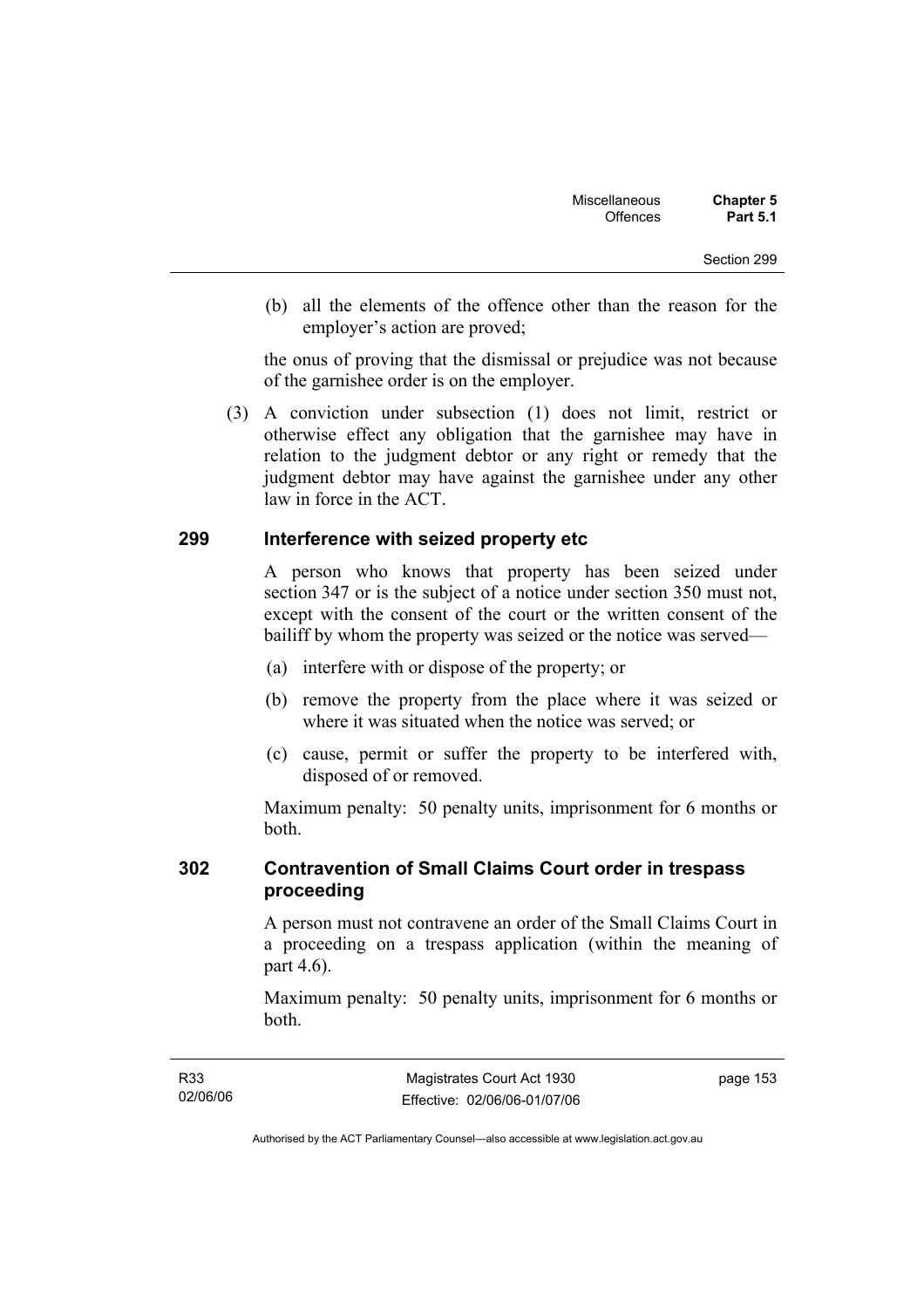(b) all the elements of the offence other than the reason for the employer's action are proved;

the onus of proving that the dismissal or prejudice was not because of the garnishee order is on the employer.

(3) A conviction under subsection (1) does not limit, restrict or otherwise effect any obligation that the garnishee may have in relation to the judgment debtor or any right or remedy that the judgment debtor may have against the garnishee under any other law in force in the ACT.

## 299 Interference with seized property etc

A person who knows that property has been seized under section 347 or is the subject of a notice under section 350 must not, except with the consent of the court or the written consent of the bailiff by whom the property was seized or the notice was served—

(a) interfere with or dispose of the property; or

(b) remove the property from the place where it was seized or where it was situated when the notice was served; or

(c) cause, permit or suffer the property to be interfered with, disposed of or removed.

Maximum penalty: 50 penalty units, imprisonment for 6 months or both.

## 302 Contravention of Small Claims Court order in trespass proceeding

A person must not contravene an order of the Small Claims Court in a proceeding on a trespass application (within the meaning of part 4.6).

Maximum penalty: 50 penalty units, imprisonment for 6 months or both.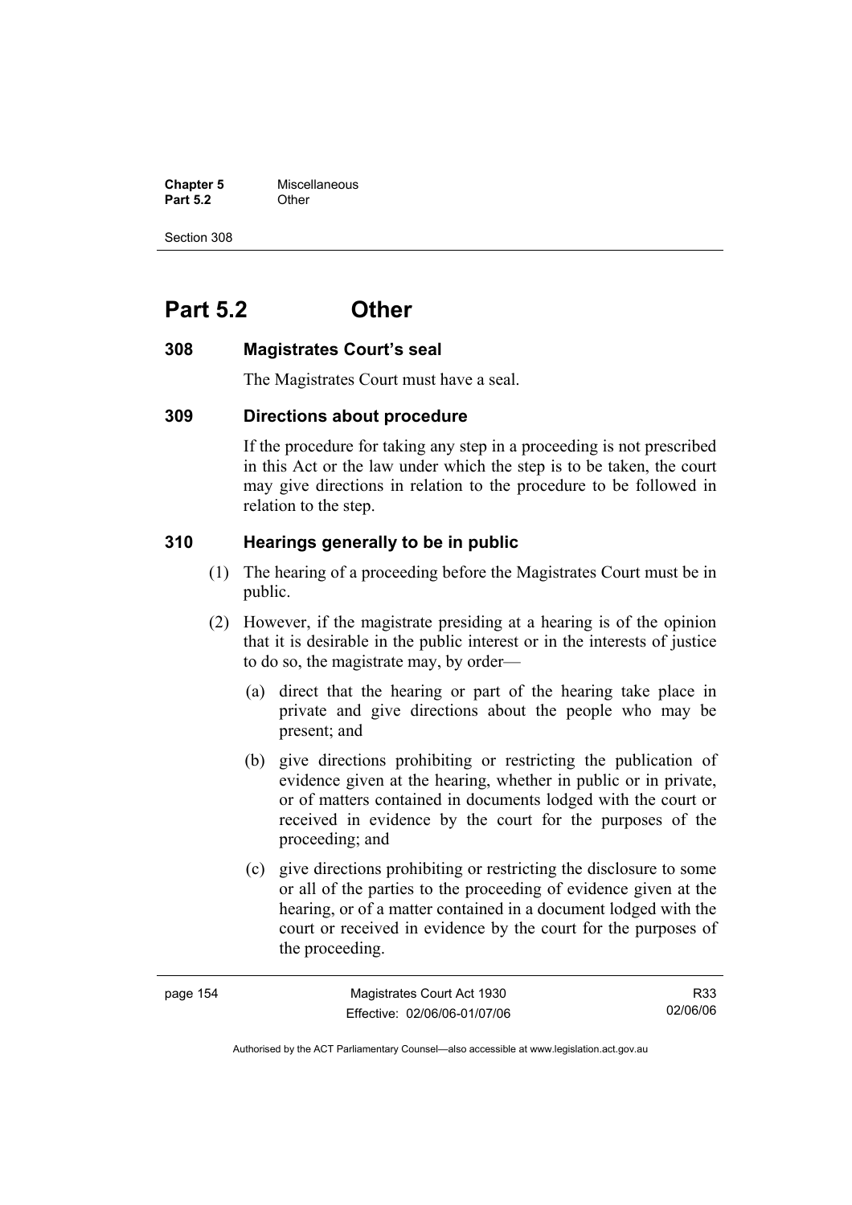# Part 5.2 Other

### 308 Magistrates Court's seal

The Magistrates Court must have a seal.

### 309 Directions about procedure

If the procedure for taking any step in a proceeding is not prescribed in this Act or the law under which the step is to be taken, the court may give directions in relation to the procedure to be followed in relation to the step.

### 310 Hearings generally to be in public

(1) The hearing of a proceeding before the Magistrates Court must be in public.

(2) However, if the magistrate presiding at a hearing is of the opinion that it is desirable in the public interest or in the interests of justice to do so, the magistrate may, by order—

(a) direct that the hearing or part of the hearing take place in private and give directions about the people who may be present; and

(b) give directions prohibiting or restricting the publication of evidence given at the hearing, whether in public or in private, or of matters contained in documents lodged with the court or received in evidence by the court for the purposes of the proceeding; and

(c) give directions prohibiting or restricting the disclosure to some or all of the parties to the proceeding of evidence given at the hearing, or of a matter contained in a document lodged with the court or received in evidence by the court for the purposes of the proceeding.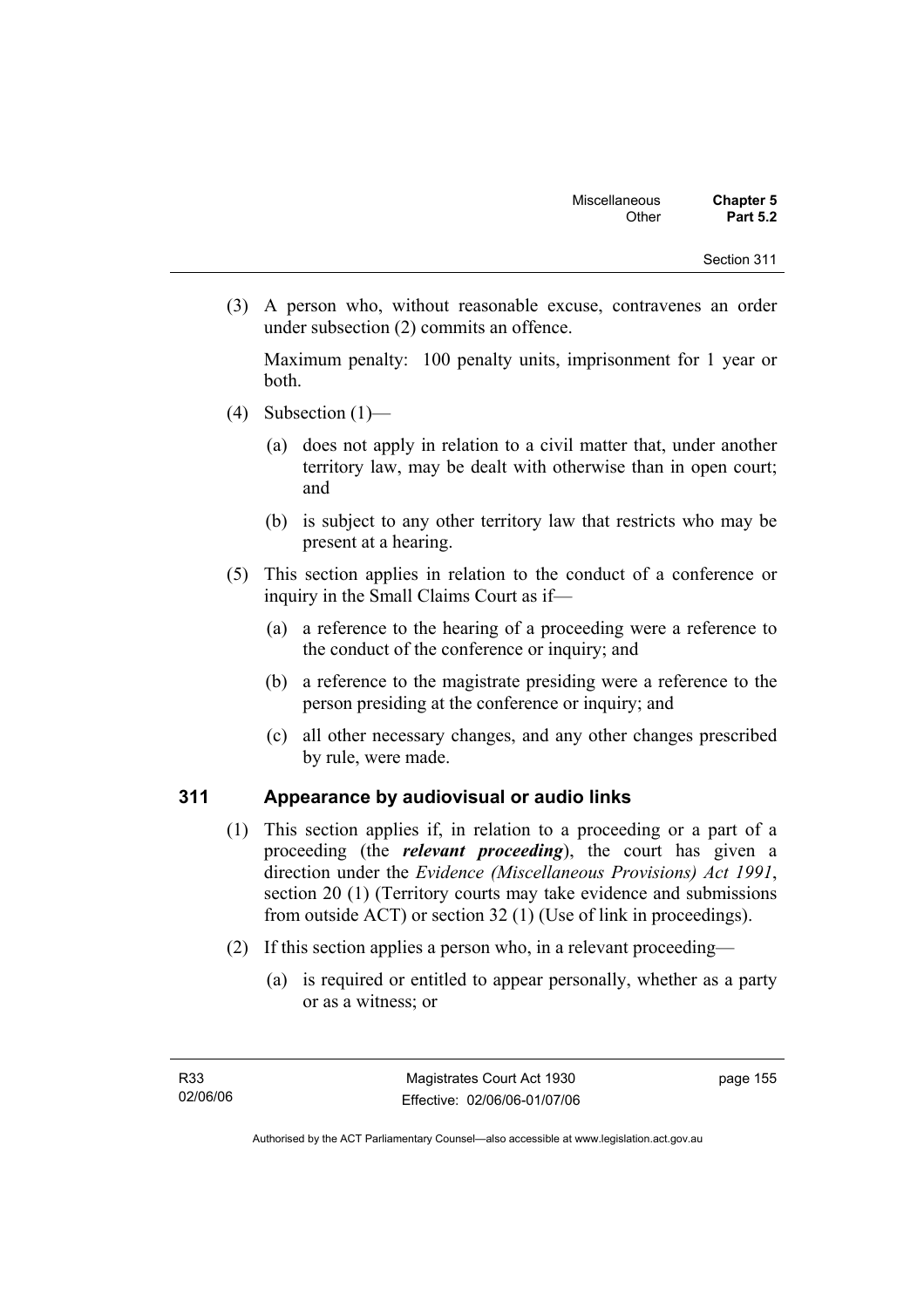(3) A person who, without reasonable excuse, contravenes an order under subsection (2) commits an offence.

Maximum penalty: 100 penalty units, imprisonment for 1 year or both.

(4) Subsection (1)—

(a) does not apply in relation to a civil matter that, under another territory law, may be dealt with otherwise than in open court; and

(b) is subject to any other territory law that restricts who may be present at a hearing.

(5) This section applies in relation to the conduct of a conference or inquiry in the Small Claims Court as if—

(a) a reference to the hearing of a proceeding were a reference to the conduct of the conference or inquiry; and

(b) a reference to the magistrate presiding were a reference to the person presiding at the conference or inquiry; and

(c) all other necessary changes, and any other changes prescribed by rule, were made.

## 311 Appearance by audiovisual or audio links

(1) This section applies if, in relation to a proceeding or a part of a proceeding (the ***relevant proceeding***), the court has given a direction under the *Evidence (Miscellaneous Provisions) Act 1991*, section 20 (1) (Territory courts may take evidence and submissions from outside ACT) or section 32 (1) (Use of link in proceedings).

(2) If this section applies a person who, in a relevant proceeding—

(a) is required or entitled to appear personally, whether as a party or as a witness; or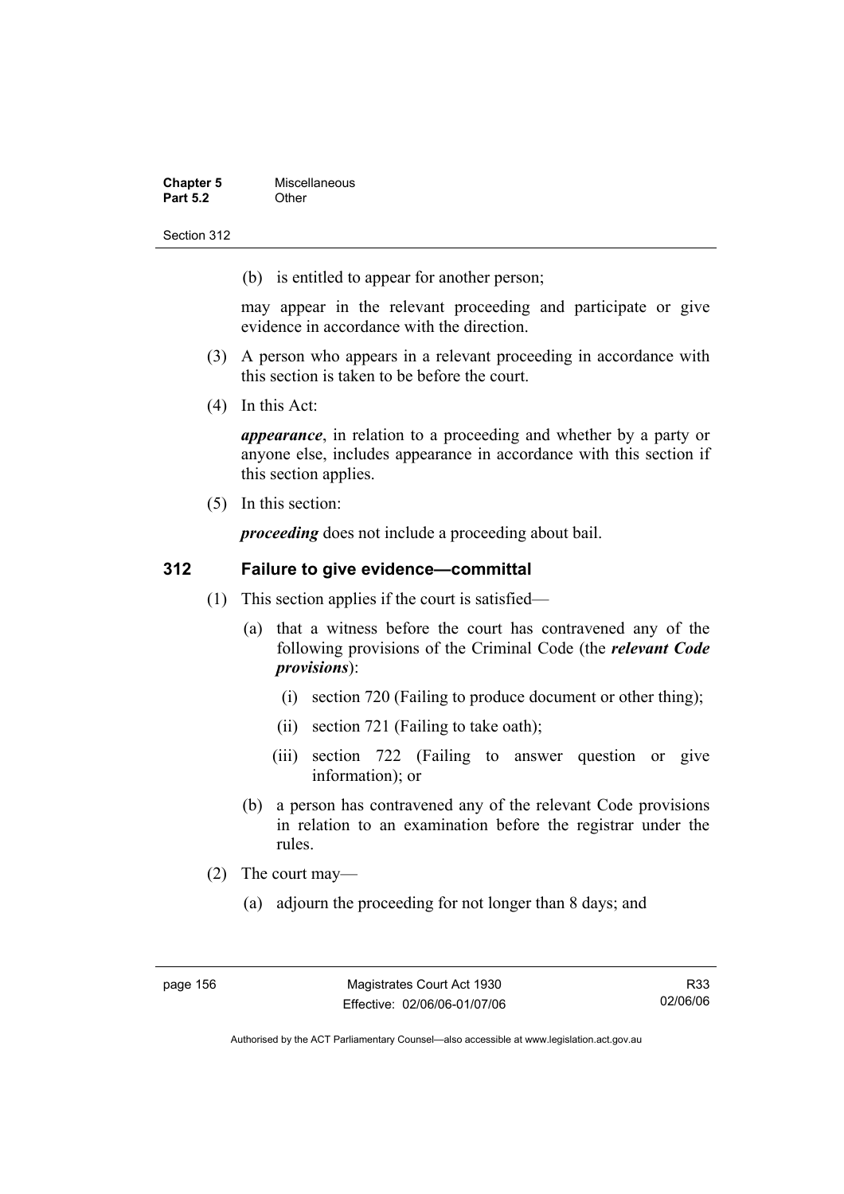(b) is entitled to appear for another person;

may appear in the relevant proceeding and participate or give evidence in accordance with the direction.

(3) A person who appears in a relevant proceeding in accordance with this section is taken to be before the court.

(4) In this Act:

***appearance***, in relation to a proceeding and whether by a party or anyone else, includes appearance in accordance with this section if this section applies.

(5) In this section:

***proceeding*** does not include a proceeding about bail.

## 312 Failure to give evidence—committal

(1) This section applies if the court is satisfied—

(a) that a witness before the court has contravened any of the following provisions of the Criminal Code (the ***relevant Code provisions***):

(i) section 720 (Failing to produce document or other thing);

(ii) section 721 (Failing to take oath);

(iii) section 722 (Failing to answer question or give information); or

(b) a person has contravened any of the relevant Code provisions in relation to an examination before the registrar under the rules.

(2) The court may—

(a) adjourn the proceeding for not longer than 8 days; and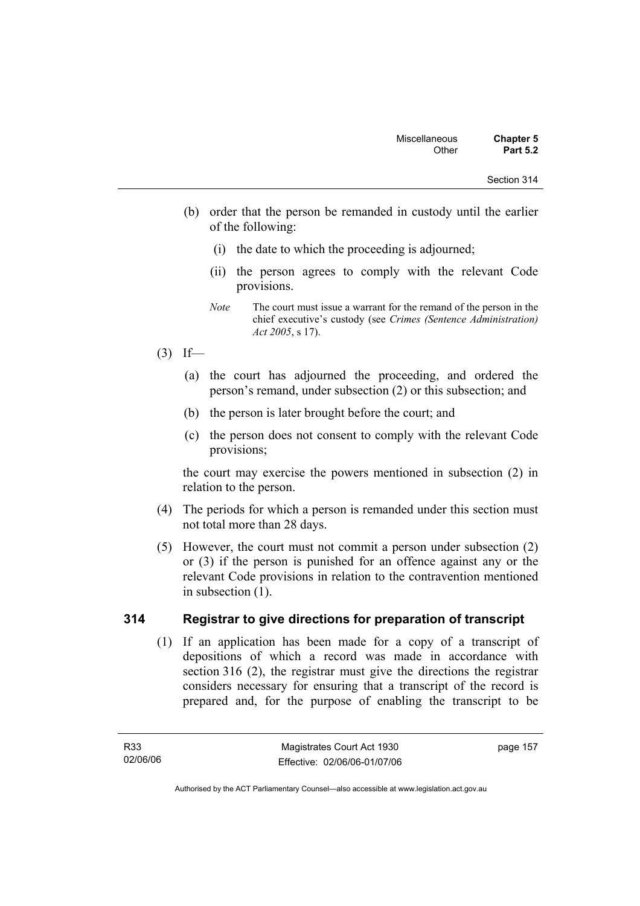(b) order that the person be remanded in custody until the earlier of the following:

  (i) the date to which the proceeding is adjourned;

  (ii) the person agrees to comply with the relevant Code provisions.

*Note* The court must issue a warrant for the remand of the person in the chief executive's custody (see *Crimes (Sentence Administration) Act 2005*, s 17).

(3) If—

(a) the court has adjourned the proceeding, and ordered the person's remand, under subsection (2) or this subsection; and

(b) the person is later brought before the court; and

(c) the person does not consent to comply with the relevant Code provisions;

the court may exercise the powers mentioned in subsection (2) in relation to the person.

(4) The periods for which a person is remanded under this section must not total more than 28 days.

(5) However, the court must not commit a person under subsection (2) or (3) if the person is punished for an offence against any or the relevant Code provisions in relation to the contravention mentioned in subsection (1).

## 314 Registrar to give directions for preparation of transcript

(1) If an application has been made for a copy of a transcript of depositions of which a record was made in accordance with section 316 (2), the registrar must give the directions the registrar considers necessary for ensuring that a transcript of the record is prepared and, for the purpose of enabling the transcript to be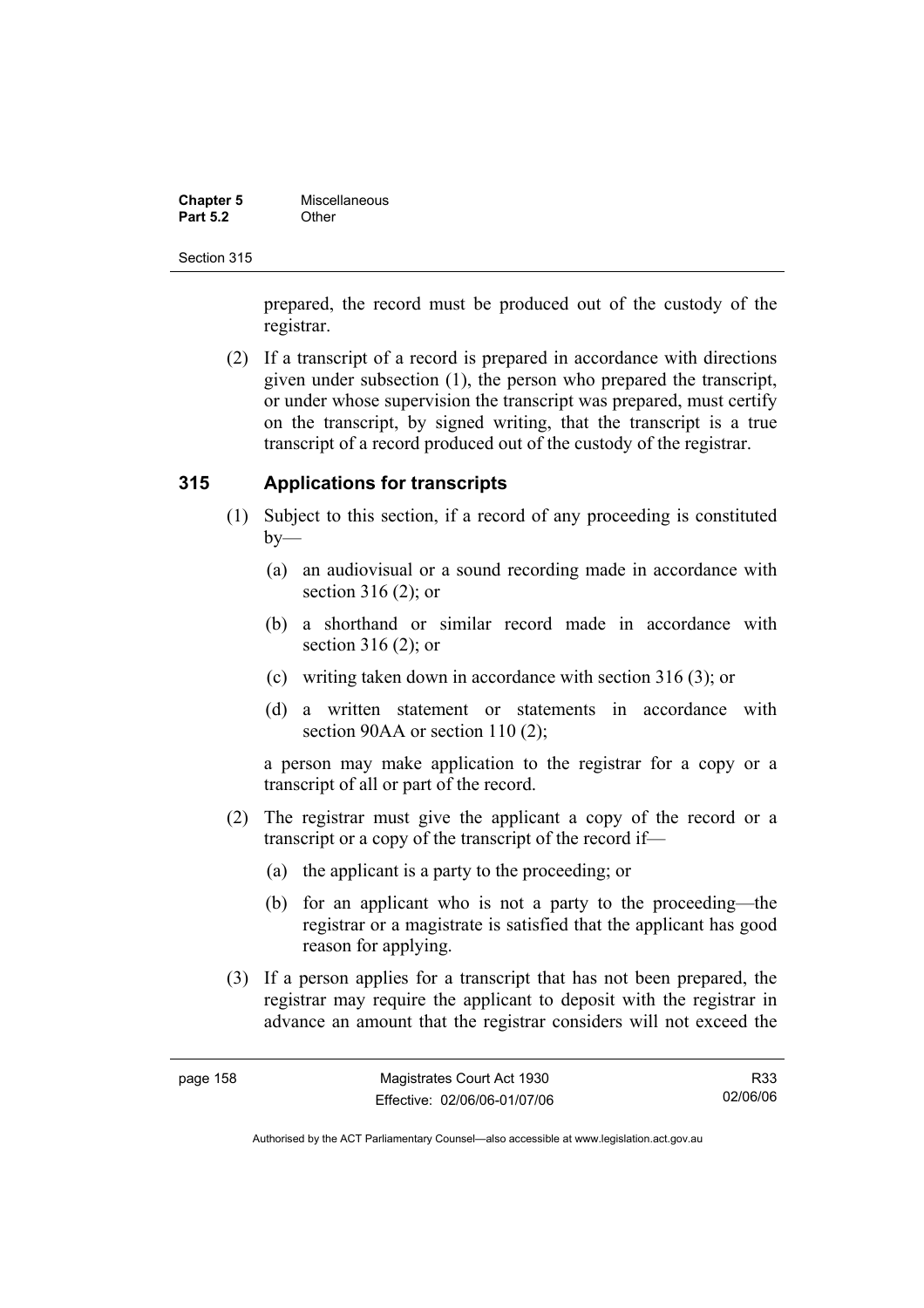prepared, the record must be produced out of the custody of the registrar.

(2) If a transcript of a record is prepared in accordance with directions given under subsection (1), the person who prepared the transcript, or under whose supervision the transcript was prepared, must certify on the transcript, by signed writing, that the transcript is a true transcript of a record produced out of the custody of the registrar.

## 315 Applications for transcripts

(1) Subject to this section, if a record of any proceeding is constituted by—

(a) an audiovisual or a sound recording made in accordance with section 316 (2); or

(b) a shorthand or similar record made in accordance with section 316 (2); or

(c) writing taken down in accordance with section 316 (3); or

(d) a written statement or statements in accordance with section 90AA or section 110 (2);

a person may make application to the registrar for a copy or a transcript of all or part of the record.

(2) The registrar must give the applicant a copy of the record or a transcript or a copy of the transcript of the record if—

(a) the applicant is a party to the proceeding; or

(b) for an applicant who is not a party to the proceeding—the registrar or a magistrate is satisfied that the applicant has good reason for applying.

(3) If a person applies for a transcript that has not been prepared, the registrar may require the applicant to deposit with the registrar in advance an amount that the registrar considers will not exceed the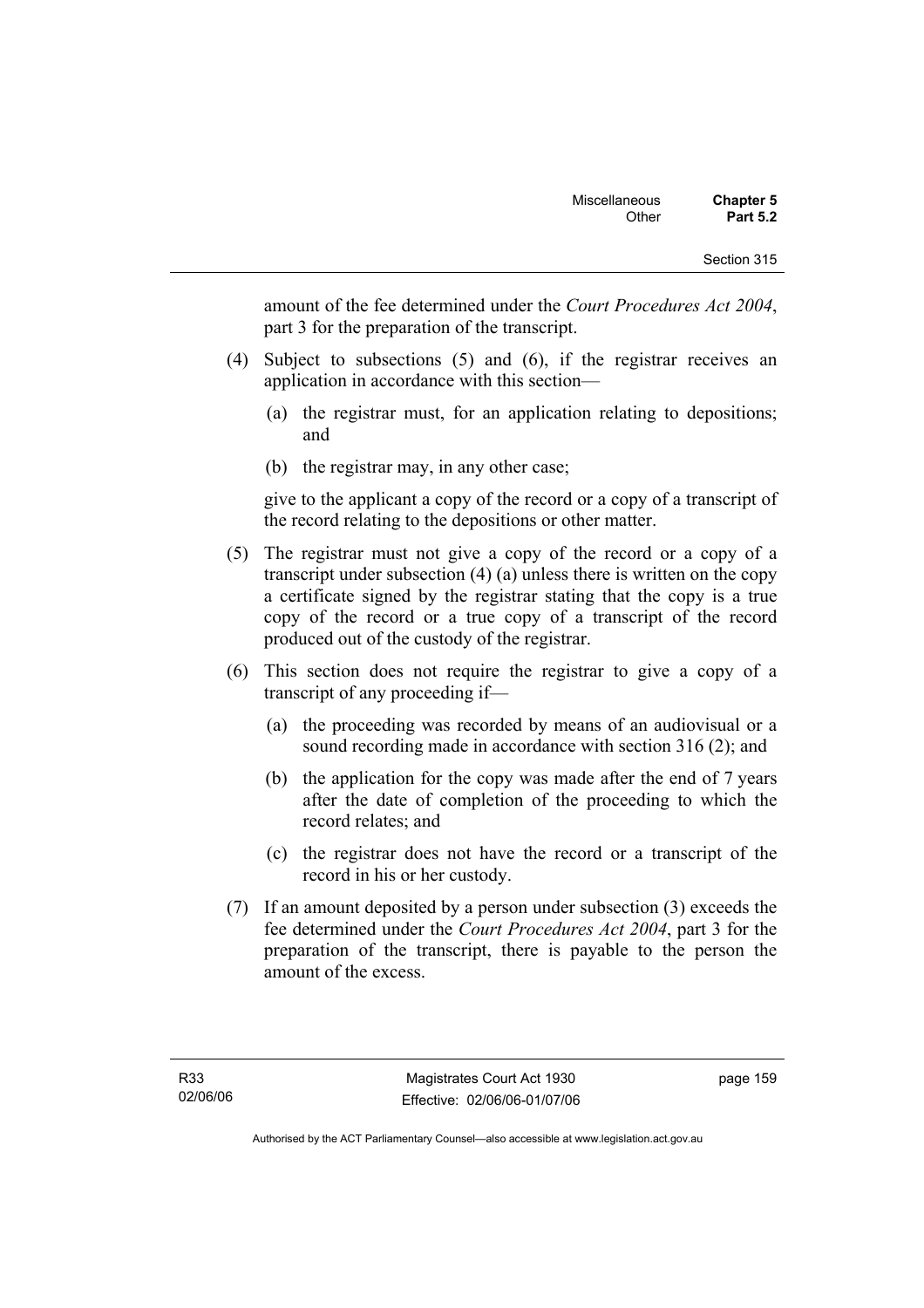amount of the fee determined under the *Court Procedures Act 2004*, part 3 for the preparation of the transcript.

(4) Subject to subsections (5) and (6), if the registrar receives an application in accordance with this section—

(a) the registrar must, for an application relating to depositions; and

(b) the registrar may, in any other case;

give to the applicant a copy of the record or a copy of a transcript of the record relating to the depositions or other matter.

(5) The registrar must not give a copy of the record or a copy of a transcript under subsection (4) (a) unless there is written on the copy a certificate signed by the registrar stating that the copy is a true copy of the record or a true copy of a transcript of the record produced out of the custody of the registrar.

(6) This section does not require the registrar to give a copy of a transcript of any proceeding if—

(a) the proceeding was recorded by means of an audiovisual or a sound recording made in accordance with section 316 (2); and

(b) the application for the copy was made after the end of 7 years after the date of completion of the proceeding to which the record relates; and

(c) the registrar does not have the record or a transcript of the record in his or her custody.

(7) If an amount deposited by a person under subsection (3) exceeds the fee determined under the *Court Procedures Act 2004*, part 3 for the preparation of the transcript, there is payable to the person the amount of the excess.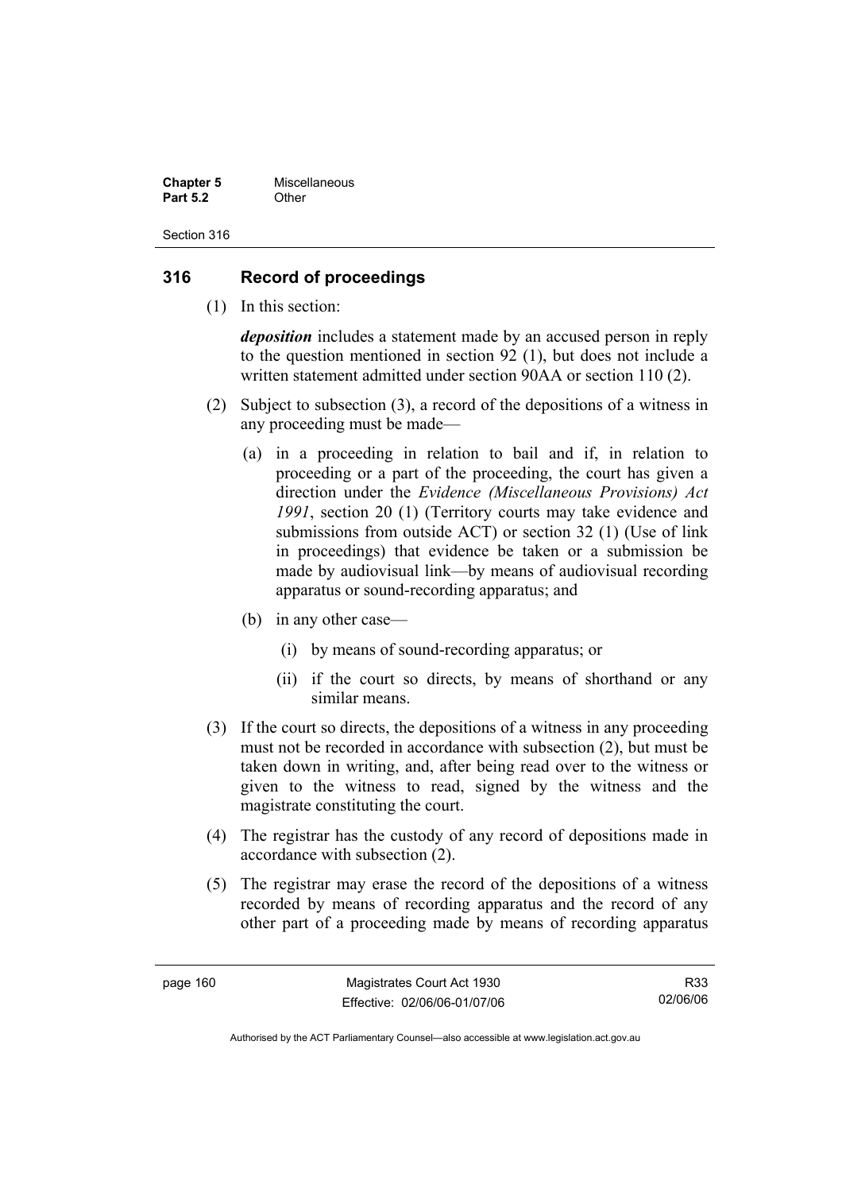## 316 Record of proceedings

(1) In this section:

***deposition*** includes a statement made by an accused person in reply to the question mentioned in section 92 (1), but does not include a written statement admitted under section 90AA or section 110 (2).

(2) Subject to subsection (3), a record of the depositions of a witness in any proceeding must be made—

(a) in a proceeding in relation to bail and if, in relation to proceeding or a part of the proceeding, the court has given a direction under the *Evidence (Miscellaneous Provisions) Act 1991*, section 20 (1) (Territory courts may take evidence and submissions from outside ACT) or section 32 (1) (Use of link in proceedings) that evidence be taken or a submission be made by audiovisual link—by means of audiovisual recording apparatus or sound-recording apparatus; and

(b) in any other case—

(i) by means of sound-recording apparatus; or

(ii) if the court so directs, by means of shorthand or any similar means.

(3) If the court so directs, the depositions of a witness in any proceeding must not be recorded in accordance with subsection (2), but must be taken down in writing, and, after being read over to the witness or given to the witness to read, signed by the witness and the magistrate constituting the court.

(4) The registrar has the custody of any record of depositions made in accordance with subsection (2).

(5) The registrar may erase the record of the depositions of a witness recorded by means of recording apparatus and the record of any other part of a proceeding made by means of recording apparatus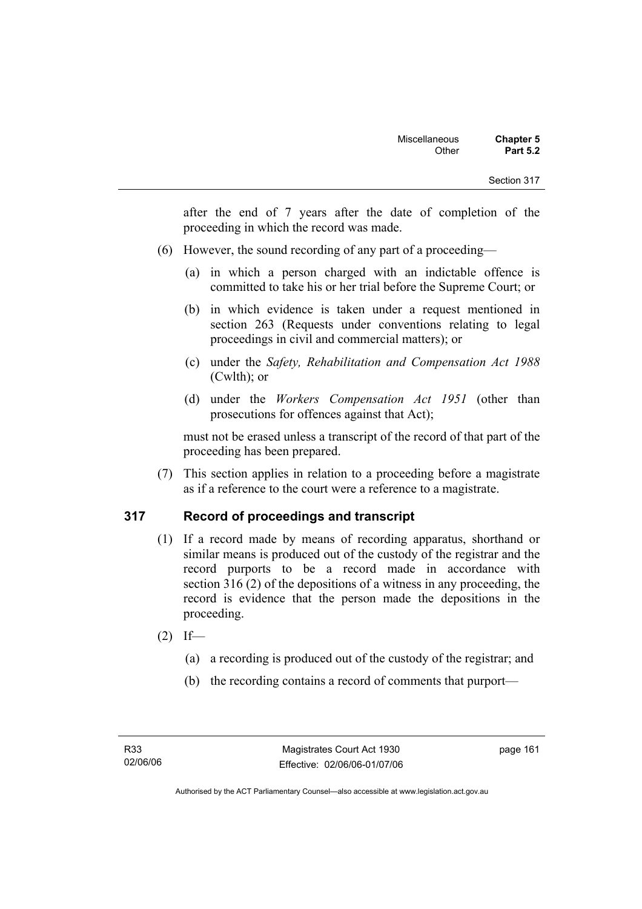after the end of 7 years after the date of completion of the proceeding in which the record was made.

(6) However, the sound recording of any part of a proceeding—

(a) in which a person charged with an indictable offence is committed to take his or her trial before the Supreme Court; or

(b) in which evidence is taken under a request mentioned in section 263 (Requests under conventions relating to legal proceedings in civil and commercial matters); or

(c) under the *Safety, Rehabilitation and Compensation Act 1988* (Cwlth); or

(d) under the *Workers Compensation Act 1951* (other than prosecutions for offences against that Act);

must not be erased unless a transcript of the record of that part of the proceeding has been prepared.

(7) This section applies in relation to a proceeding before a magistrate as if a reference to the court were a reference to a magistrate.

## 317 Record of proceedings and transcript

(1) If a record made by means of recording apparatus, shorthand or similar means is produced out of the custody of the registrar and the record purports to be a record made in accordance with section 316 (2) of the depositions of a witness in any proceeding, the record is evidence that the person made the depositions in the proceeding.

(2) If—

(a) a recording is produced out of the custody of the registrar; and

(b) the recording contains a record of comments that purport—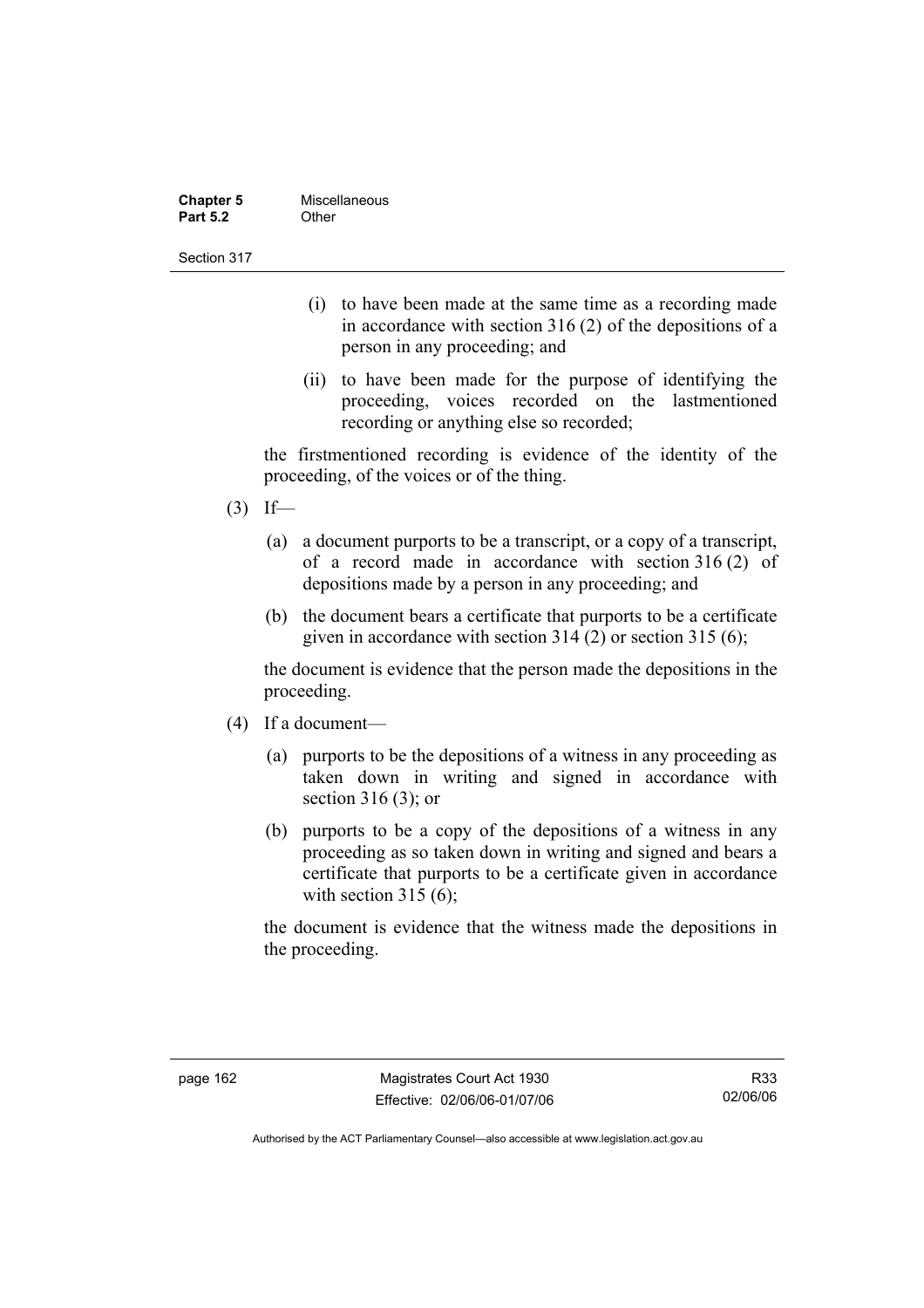(i) to have been made at the same time as a recording made in accordance with section 316 (2) of the depositions of a person in any proceeding; and

(ii) to have been made for the purpose of identifying the proceeding, voices recorded on the lastmentioned recording or anything else so recorded;

the firstmentioned recording is evidence of the identity of the proceeding, of the voices or of the thing.

(3) If—

(a) a document purports to be a transcript, or a copy of a transcript, of a record made in accordance with section 316 (2) of depositions made by a person in any proceeding; and

(b) the document bears a certificate that purports to be a certificate given in accordance with section 314 (2) or section 315 (6);

the document is evidence that the person made the depositions in the proceeding.

(4) If a document—

(a) purports to be the depositions of a witness in any proceeding as taken down in writing and signed in accordance with section 316 (3); or

(b) purports to be a copy of the depositions of a witness in any proceeding as so taken down in writing and signed and bears a certificate that purports to be a certificate given in accordance with section 315 (6);

the document is evidence that the witness made the depositions in the proceeding.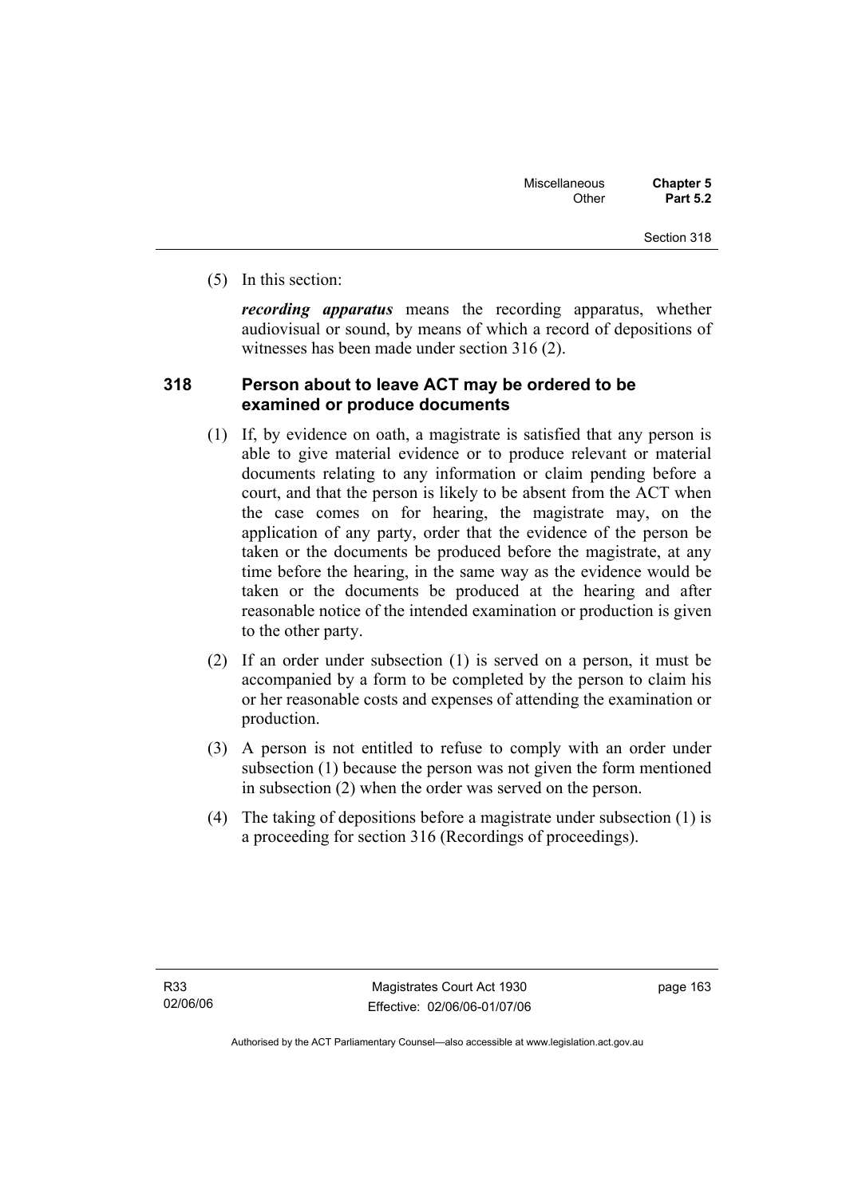(5) In this section:

***recording apparatus*** means the recording apparatus, whether audiovisual or sound, by means of which a record of depositions of witnesses has been made under section 316 (2).

## 318 Person about to leave ACT may be ordered to be examined or produce documents

(1) If, by evidence on oath, a magistrate is satisfied that any person is able to give material evidence or to produce relevant or material documents relating to any information or claim pending before a court, and that the person is likely to be absent from the ACT when the case comes on for hearing, the magistrate may, on the application of any party, order that the evidence of the person be taken or the documents be produced before the magistrate, at any time before the hearing, in the same way as the evidence would be taken or the documents be produced at the hearing and after reasonable notice of the intended examination or production is given to the other party.

(2) If an order under subsection (1) is served on a person, it must be accompanied by a form to be completed by the person to claim his or her reasonable costs and expenses of attending the examination or production.

(3) A person is not entitled to refuse to comply with an order under subsection (1) because the person was not given the form mentioned in subsection (2) when the order was served on the person.

(4) The taking of depositions before a magistrate under subsection (1) is a proceeding for section 316 (Recordings of proceedings).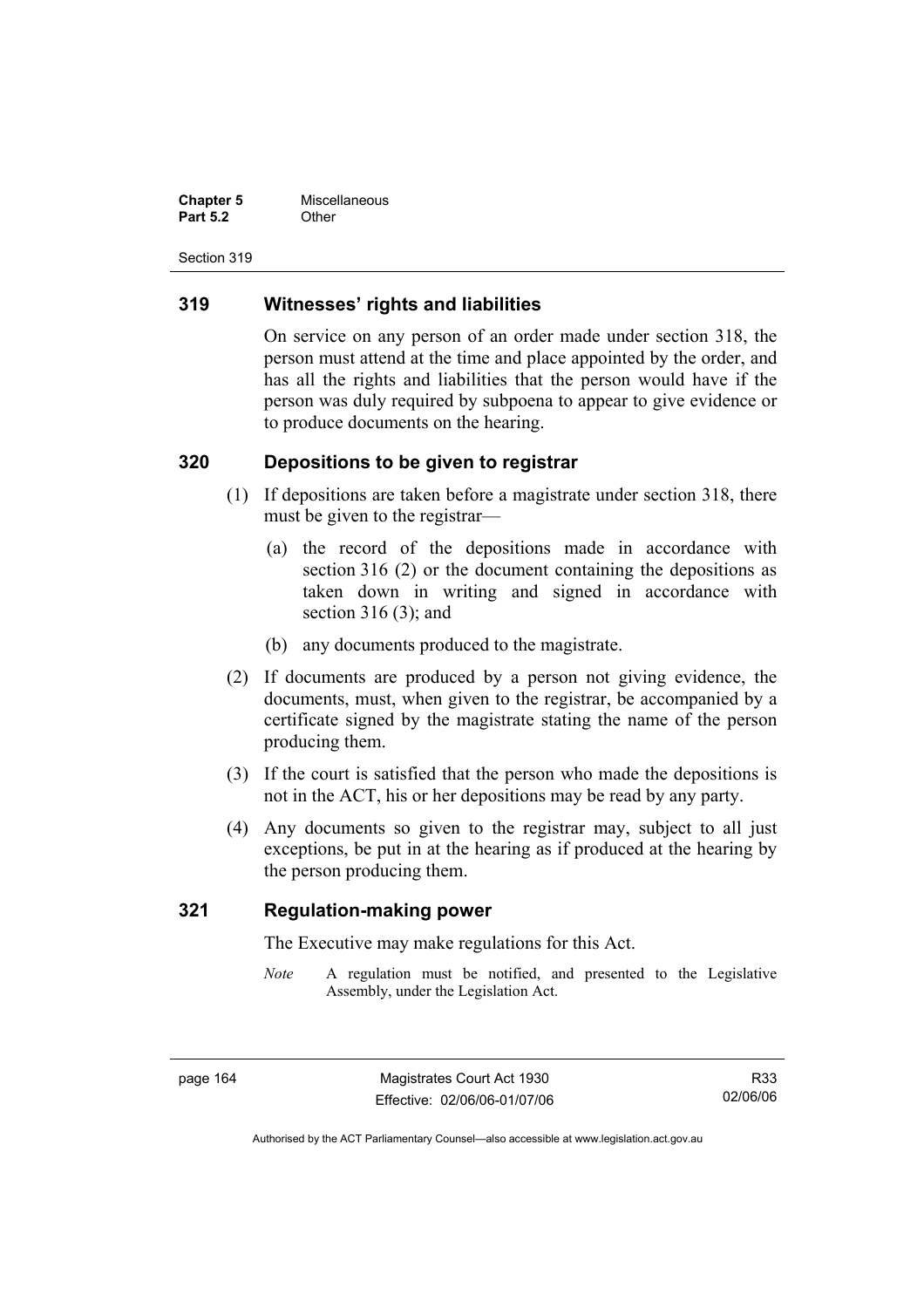## 319 Witnesses' rights and liabilities

On service on any person of an order made under section 318, the person must attend at the time and place appointed by the order, and has all the rights and liabilities that the person would have if the person was duly required by subpoena to appear to give evidence or to produce documents on the hearing.

## 320 Depositions to be given to registrar

(1) If depositions are taken before a magistrate under section 318, there must be given to the registrar—

(a) the record of the depositions made in accordance with section 316 (2) or the document containing the depositions as taken down in writing and signed in accordance with section 316 (3); and

(b) any documents produced to the magistrate.

(2) If documents are produced by a person not giving evidence, the documents, must, when given to the registrar, be accompanied by a certificate signed by the magistrate stating the name of the person producing them.

(3) If the court is satisfied that the person who made the depositions is not in the ACT, his or her depositions may be read by any party.

(4) Any documents so given to the registrar may, subject to all just exceptions, be put in at the hearing as if produced at the hearing by the person producing them.

## 321 Regulation-making power

The Executive may make regulations for this Act.

*Note* A regulation must be notified, and presented to the Legislative Assembly, under the Legislation Act.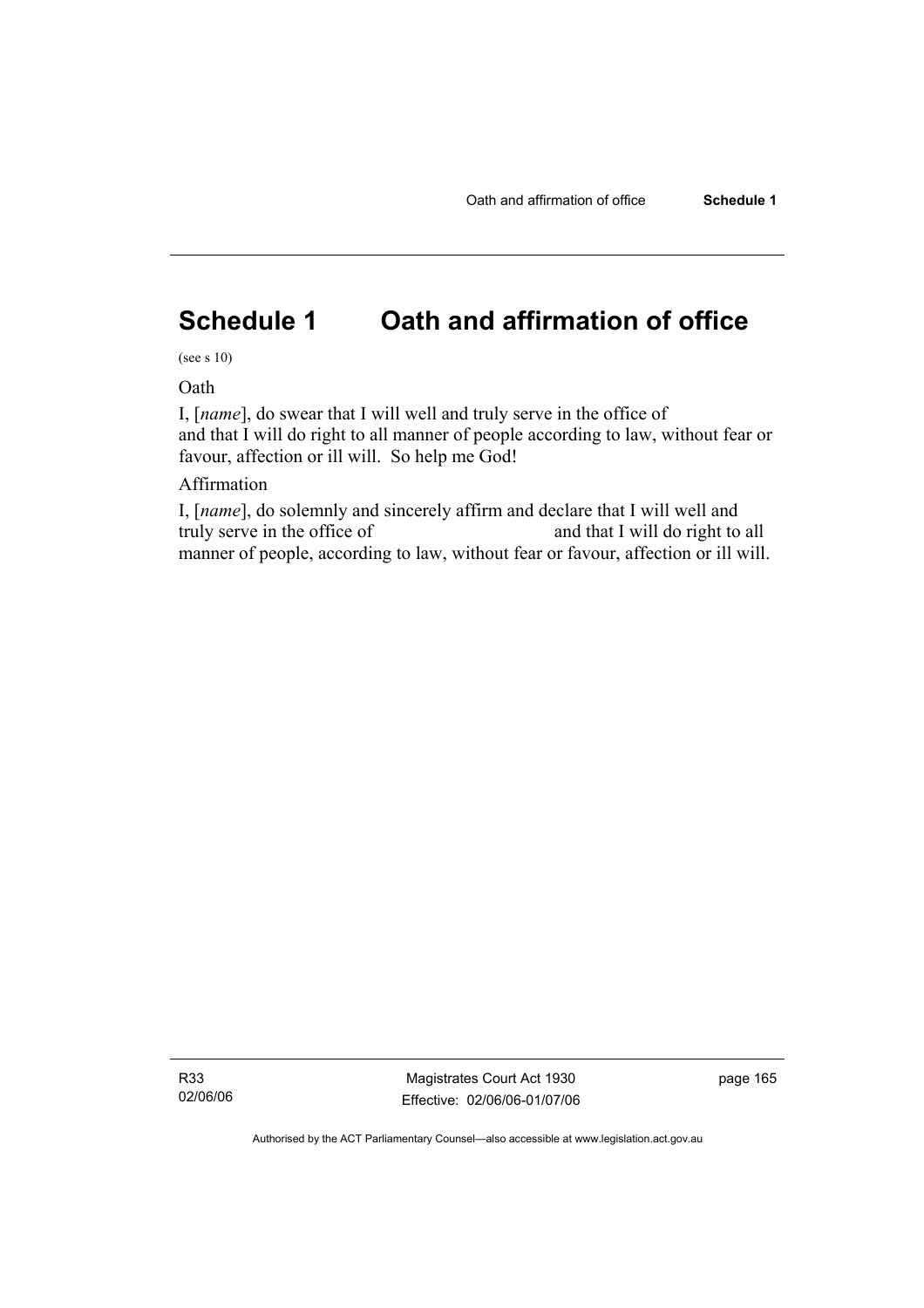# Schedule 1 Oath and affirmation of office

(see s 10)

Oath

I, [*name*], do swear that I will well and truly serve in the office of and that I will do right to all manner of people according to law, without fear or favour, affection or ill will. So help me God!

Affirmation

I, [*name*], do solemnly and sincerely affirm and declare that I will well and truly serve in the office of and that I will do right to all manner of people, according to law, without fear or favour, affection or ill will.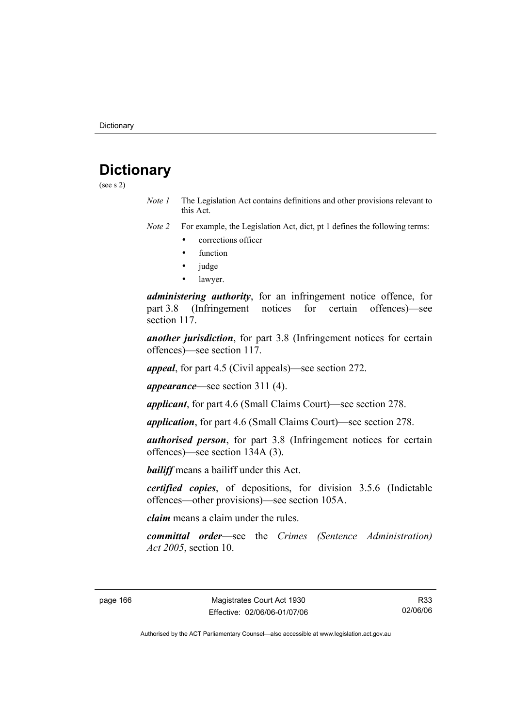# Dictionary

(see s 2)

*Note 1* The Legislation Act contains definitions and other provisions relevant to this Act.

*Note 2* For example, the Legislation Act, dict, pt 1 defines the following terms:

- corrections officer
- function
- judge
- lawyer.

***administering authority***, for an infringement notice offence, for part 3.8 (Infringement notices for certain offences)—see section 117.

***another jurisdiction***, for part 3.8 (Infringement notices for certain offences)—see section 117.

***appeal***, for part 4.5 (Civil appeals)—see section 272.

***appearance***—see section 311 (4).

***applicant***, for part 4.6 (Small Claims Court)—see section 278.

***application***, for part 4.6 (Small Claims Court)—see section 278.

***authorised person***, for part 3.8 (Infringement notices for certain offences)—see section 134A (3).

***bailiff*** means a bailiff under this Act.

***certified copies***, of depositions, for division 3.5.6 (Indictable offences—other provisions)—see section 105A.

***claim*** means a claim under the rules.

***committal order***—see the *Crimes (Sentence Administration) Act 2005*, section 10.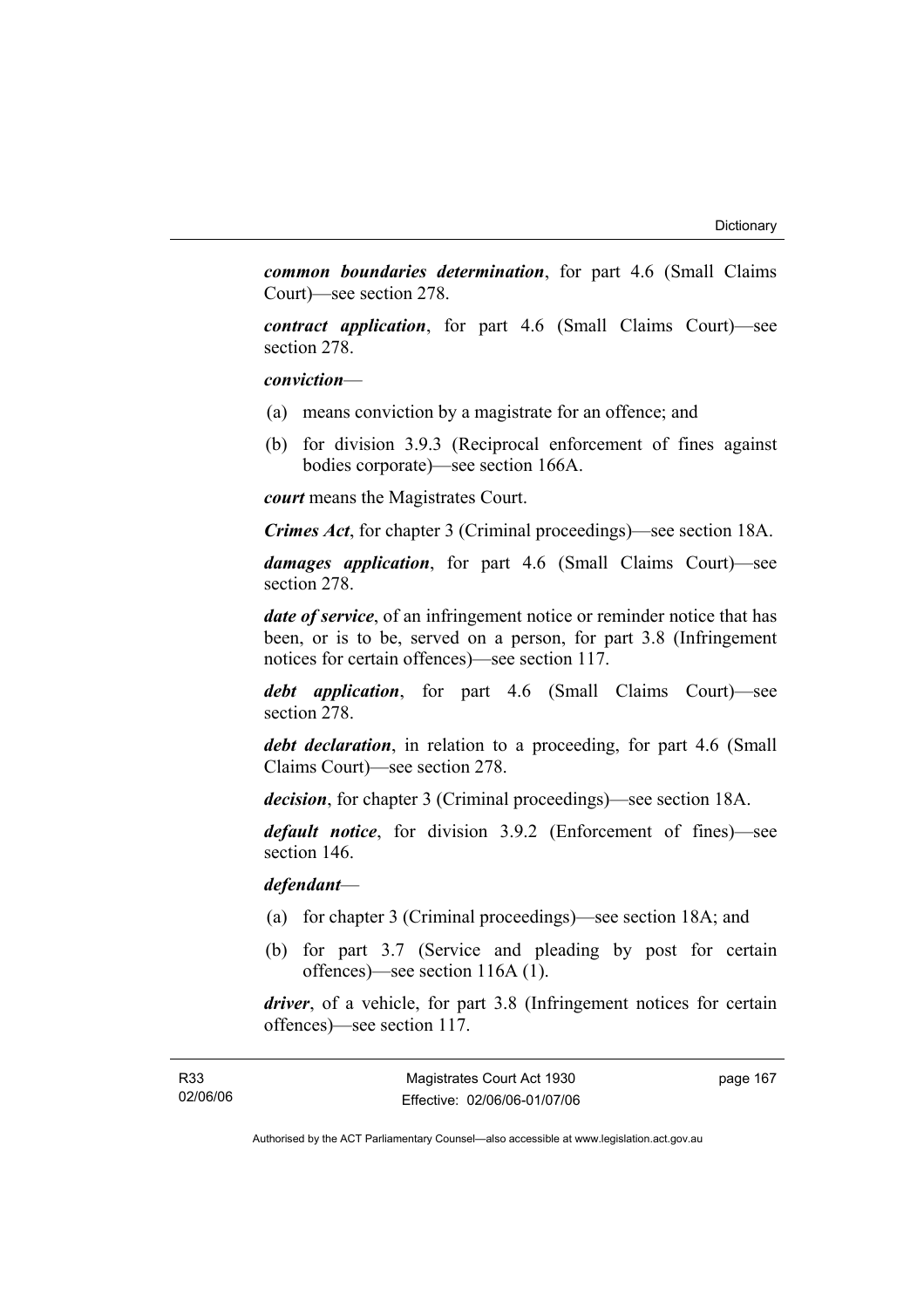***common boundaries determination***, for part 4.6 (Small Claims Court)—see section 278.

***contract application***, for part 4.6 (Small Claims Court)—see section 278.

***conviction***—

(a) means conviction by a magistrate for an offence; and

(b) for division 3.9.3 (Reciprocal enforcement of fines against bodies corporate)—see section 166A.

***court*** means the Magistrates Court.

***Crimes Act***, for chapter 3 (Criminal proceedings)—see section 18A.

***damages application***, for part 4.6 (Small Claims Court)—see section 278.

***date of service***, of an infringement notice or reminder notice that has been, or is to be, served on a person, for part 3.8 (Infringement notices for certain offences)—see section 117.

***debt application***, for part 4.6 (Small Claims Court)—see section 278.

***debt declaration***, in relation to a proceeding, for part 4.6 (Small Claims Court)—see section 278.

***decision***, for chapter 3 (Criminal proceedings)—see section 18A.

***default notice***, for division 3.9.2 (Enforcement of fines)—see section 146.

***defendant***—

(a) for chapter 3 (Criminal proceedings)—see section 18A; and

(b) for part 3.7 (Service and pleading by post for certain offences)—see section 116A (1).

***driver***, of a vehicle, for part 3.8 (Infringement notices for certain offences)—see section 117.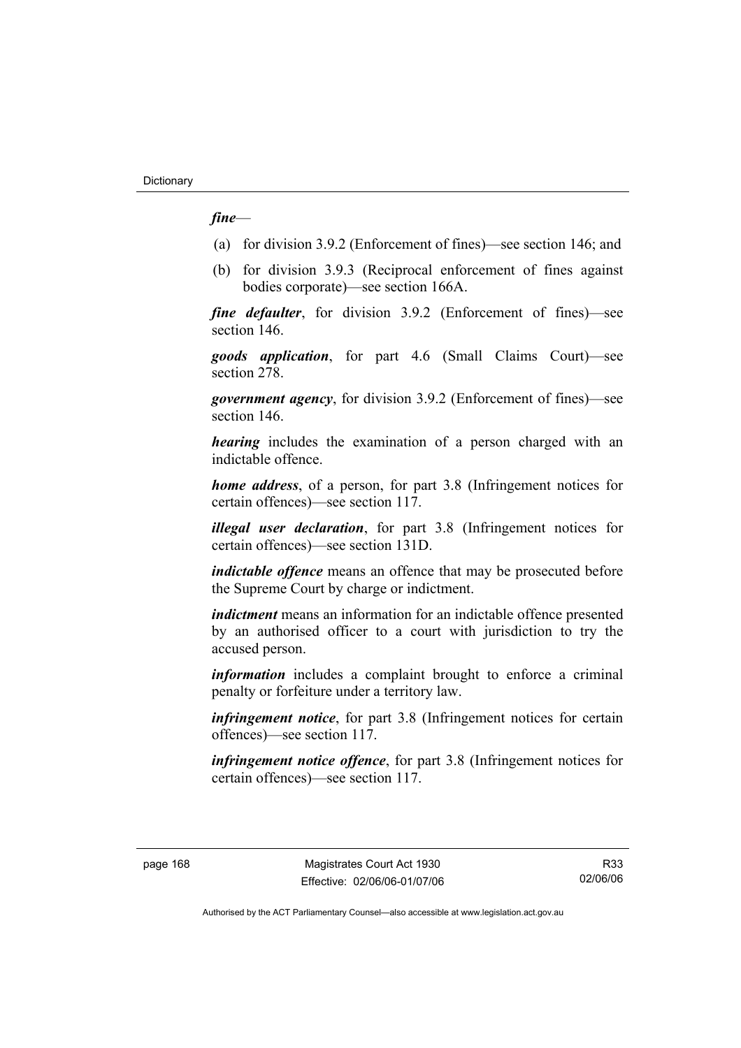***fine***—

(a) for division 3.9.2 (Enforcement of fines)—see section 146; and

(b) for division 3.9.3 (Reciprocal enforcement of fines against bodies corporate)—see section 166A.

***fine defaulter***, for division 3.9.2 (Enforcement of fines)—see section 146.

***goods application***, for part 4.6 (Small Claims Court)—see section 278.

***government agency***, for division 3.9.2 (Enforcement of fines)—see section 146.

***hearing*** includes the examination of a person charged with an indictable offence.

***home address***, of a person, for part 3.8 (Infringement notices for certain offences)—see section 117.

***illegal user declaration***, for part 3.8 (Infringement notices for certain offences)—see section 131D.

***indictable offence*** means an offence that may be prosecuted before the Supreme Court by charge or indictment.

***indictment*** means an information for an indictable offence presented by an authorised officer to a court with jurisdiction to try the accused person.

***information*** includes a complaint brought to enforce a criminal penalty or forfeiture under a territory law.

***infringement notice***, for part 3.8 (Infringement notices for certain offences)—see section 117.

***infringement notice offence***, for part 3.8 (Infringement notices for certain offences)—see section 117.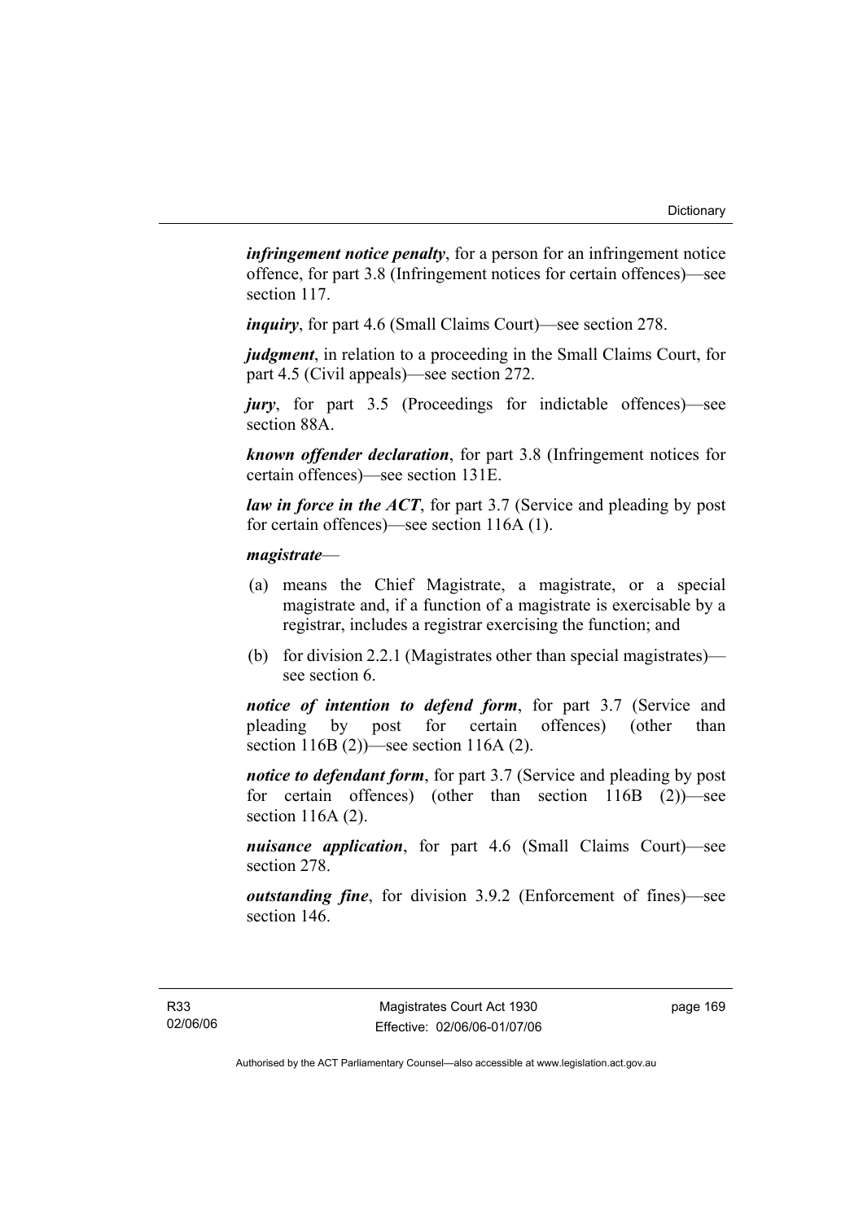***infringement notice penalty***, for a person for an infringement notice offence, for part 3.8 (Infringement notices for certain offences)—see section 117.

***inquiry***, for part 4.6 (Small Claims Court)—see section 278.

***judgment***, in relation to a proceeding in the Small Claims Court, for part 4.5 (Civil appeals)—see section 272.

***jury***, for part 3.5 (Proceedings for indictable offences)—see section 88A.

***known offender declaration***, for part 3.8 (Infringement notices for certain offences)—see section 131E.

***law in force in the ACT***, for part 3.7 (Service and pleading by post for certain offences)—see section 116A (1).

***magistrate***—

(a) means the Chief Magistrate, a magistrate, or a special magistrate and, if a function of a magistrate is exercisable by a registrar, includes a registrar exercising the function; and

(b) for division 2.2.1 (Magistrates other than special magistrates)—see section 6.

***notice of intention to defend form***, for part 3.7 (Service and pleading by post for certain offences) (other than section 116B (2))—see section 116A (2).

***notice to defendant form***, for part 3.7 (Service and pleading by post for certain offences) (other than section 116B (2))—see section 116A (2).

***nuisance application***, for part 4.6 (Small Claims Court)—see section 278.

***outstanding fine***, for division 3.9.2 (Enforcement of fines)—see section 146.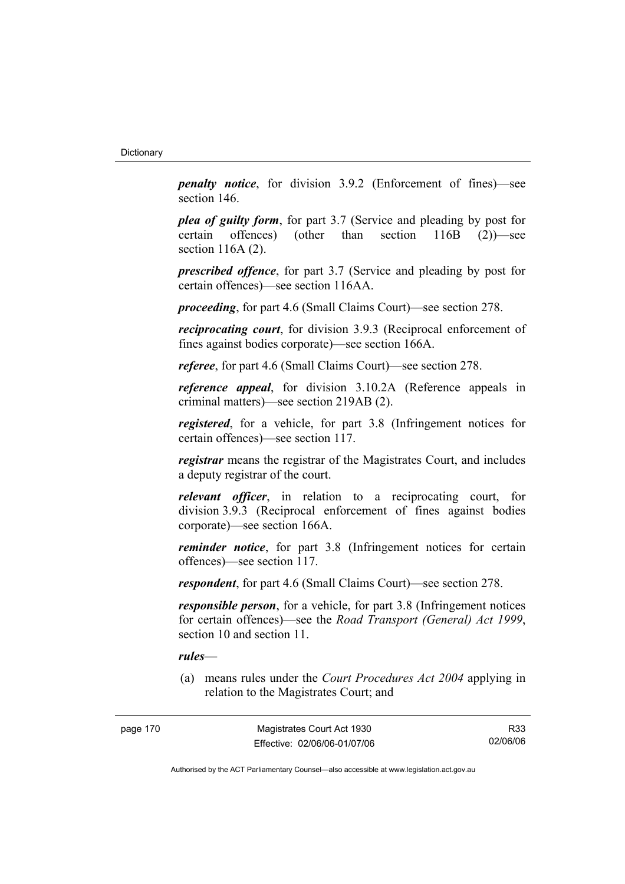***penalty notice***, for division 3.9.2 (Enforcement of fines)—see section 146.

***plea of guilty form***, for part 3.7 (Service and pleading by post for certain offences) (other than section 116B (2))—see section 116A (2).

***prescribed offence***, for part 3.7 (Service and pleading by post for certain offences)—see section 116AA.

***proceeding***, for part 4.6 (Small Claims Court)—see section 278.

***reciprocating court***, for division 3.9.3 (Reciprocal enforcement of fines against bodies corporate)—see section 166A.

***referee***, for part 4.6 (Small Claims Court)—see section 278.

***reference appeal***, for division 3.10.2A (Reference appeals in criminal matters)—see section 219AB (2).

***registered***, for a vehicle, for part 3.8 (Infringement notices for certain offences)—see section 117.

***registrar*** means the registrar of the Magistrates Court, and includes a deputy registrar of the court.

***relevant officer***, in relation to a reciprocating court, for division 3.9.3 (Reciprocal enforcement of fines against bodies corporate)—see section 166A.

***reminder notice***, for part 3.8 (Infringement notices for certain offences)—see section 117.

***respondent***, for part 4.6 (Small Claims Court)—see section 278.

***responsible person***, for a vehicle, for part 3.8 (Infringement notices for certain offences)—see the *Road Transport (General) Act 1999*, section 10 and section 11.

***rules***—

(a) means rules under the *Court Procedures Act 2004* applying in relation to the Magistrates Court; and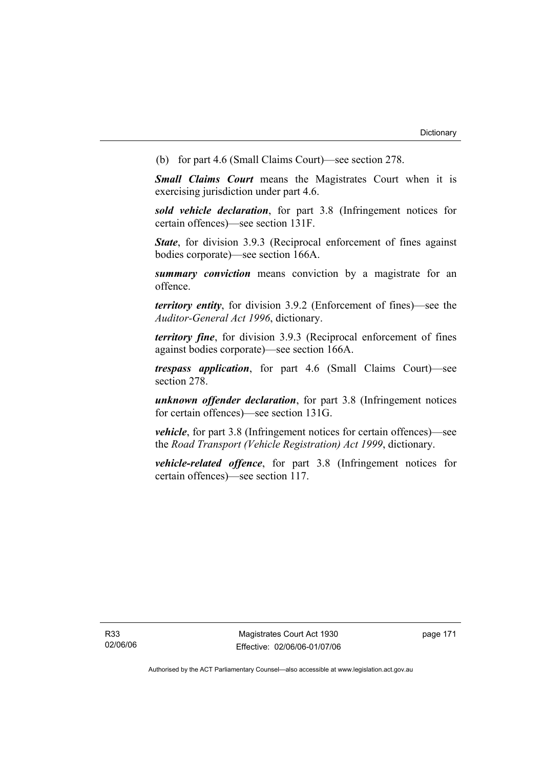(b) for part 4.6 (Small Claims Court)—see section 278.

***Small Claims Court*** means the Magistrates Court when it is exercising jurisdiction under part 4.6.

***sold vehicle declaration***, for part 3.8 (Infringement notices for certain offences)—see section 131F.

***State***, for division 3.9.3 (Reciprocal enforcement of fines against bodies corporate)—see section 166A.

***summary conviction*** means conviction by a magistrate for an offence.

***territory entity***, for division 3.9.2 (Enforcement of fines)—see the *Auditor-General Act 1996*, dictionary.

***territory fine***, for division 3.9.3 (Reciprocal enforcement of fines against bodies corporate)—see section 166A.

***trespass application***, for part 4.6 (Small Claims Court)—see section 278.

***unknown offender declaration***, for part 3.8 (Infringement notices for certain offences)—see section 131G.

***vehicle***, for part 3.8 (Infringement notices for certain offences)—see the *Road Transport (Vehicle Registration) Act 1999*, dictionary.

***vehicle-related offence***, for part 3.8 (Infringement notices for certain offences)—see section 117.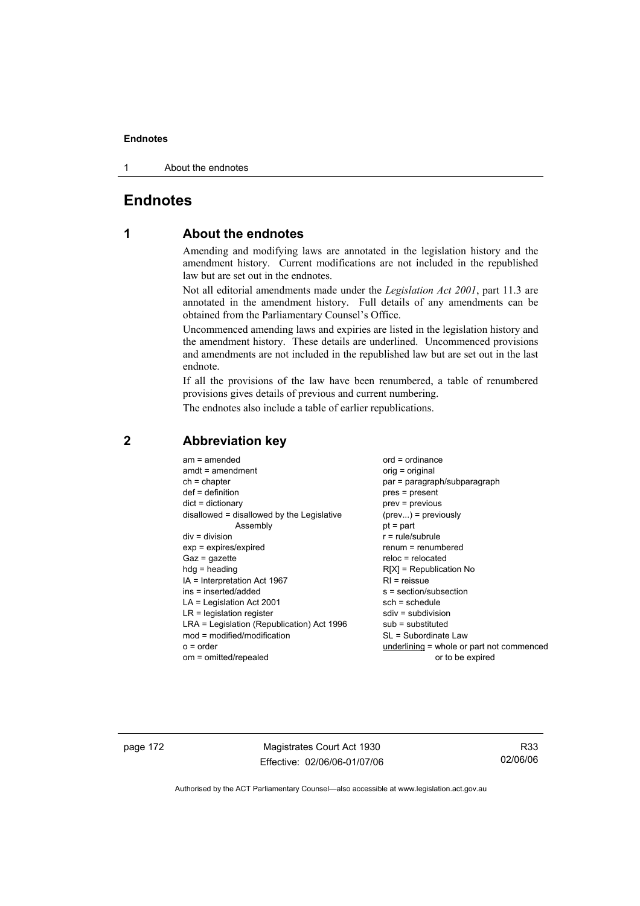# Endnotes

## 1 About the endnotes

Amending and modifying laws are annotated in the legislation history and the amendment history. Current modifications are not included in the republished law but are set out in the endnotes.

Not all editorial amendments made under the *Legislation Act 2001*, part 11.3 are annotated in the amendment history. Full details of any amendments can be obtained from the Parliamentary Counsel's Office.

Uncommenced amending laws and expiries are listed in the legislation history and the amendment history. These details are underlined. Uncommenced provisions and amendments are not included in the republished law but are set out in the last endnote.

If all the provisions of the law have been renumbered, a table of renumbered provisions gives details of previous and current numbering.

The endnotes also include a table of earlier republications.

## 2 Abbreviation key

am = amended
amdt = amendment
ch = chapter
def = definition
dict = dictionary
disallowed = disallowed by the Legislative Assembly
div = division
exp = expires/expired
Gaz = gazette
hdg = heading
IA = Interpretation Act 1967
ins = inserted/added
LA = Legislation Act 2001
LR = legislation register
LRA = Legislation (Republication) Act 1996
mod = modified/modification
o = order
om = omitted/repealed
ord = ordinance
orig = original
par = paragraph/subparagraph
pres = present
prev = previous
(prev...) = previously
pt = part
r = rule/subrule
renum = renumbered
reloc = relocated
R[X] = Republication No
RI = reissue
s = section/subsection
sch = schedule
sdiv = subdivision
sub = substituted
SL = Subordinate Law
underlining = whole or part not commenced or to be expired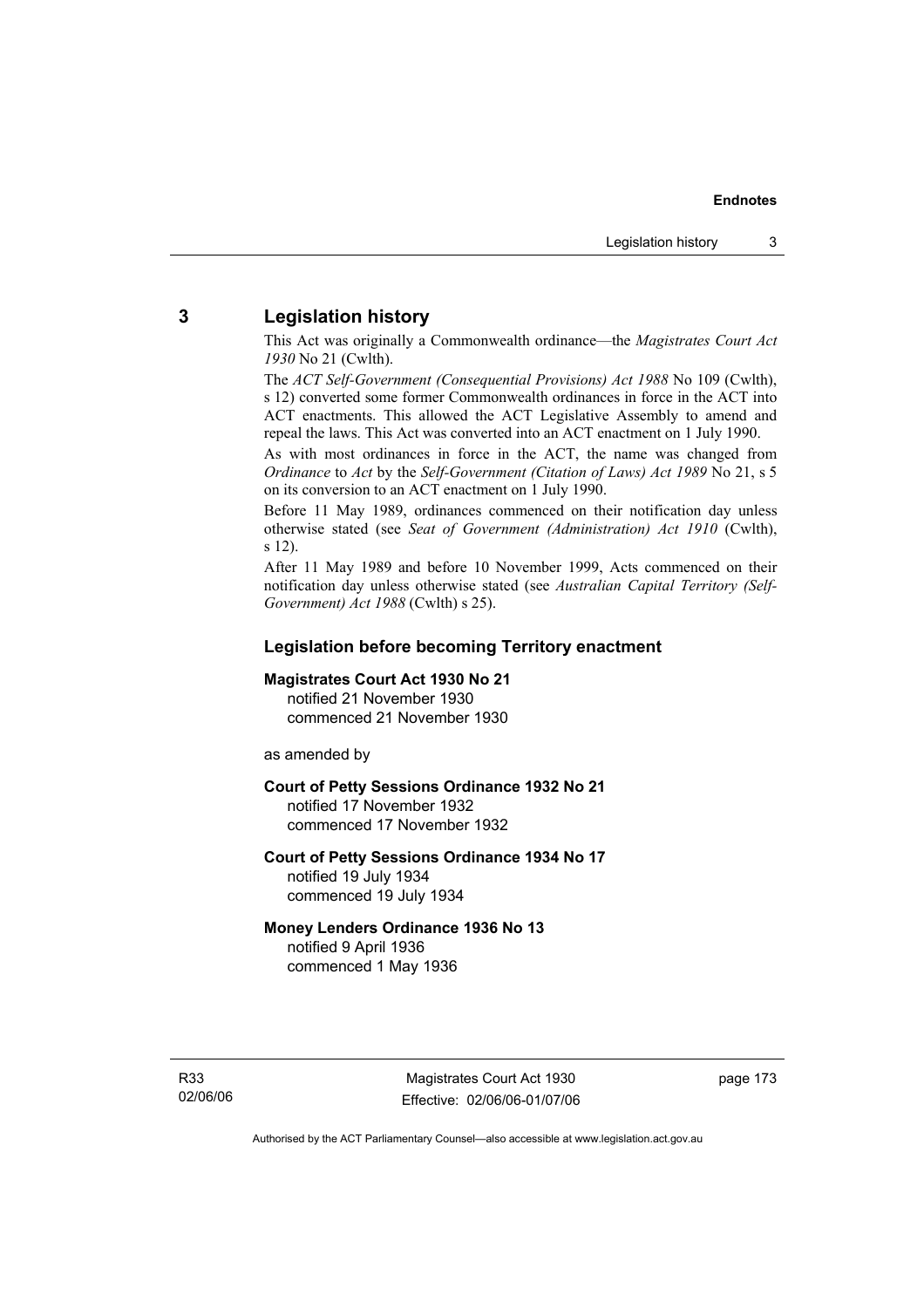## 3 Legislation history

This Act was originally a Commonwealth ordinance—the *Magistrates Court Act 1930* No 21 (Cwlth).

The *ACT Self-Government (Consequential Provisions) Act 1988* No 109 (Cwlth), s 12) converted some former Commonwealth ordinances in force in the ACT into ACT enactments. This allowed the ACT Legislative Assembly to amend and repeal the laws. This Act was converted into an ACT enactment on 1 July 1990.

As with most ordinances in force in the ACT, the name was changed from *Ordinance* to *Act* by the *Self-Government (Citation of Laws) Act 1989* No 21, s 5 on its conversion to an ACT enactment on 1 July 1990.

Before 11 May 1989, ordinances commenced on their notification day unless otherwise stated (see *Seat of Government (Administration) Act 1910* (Cwlth), s 12).

After 11 May 1989 and before 10 November 1999, Acts commenced on their notification day unless otherwise stated (see *Australian Capital Territory (Self-Government) Act 1988* (Cwlth) s 25).

### Legislation before becoming Territory enactment

**Magistrates Court Act 1930 No 21**
notified 21 November 1930
commenced 21 November 1930

as amended by

**Court of Petty Sessions Ordinance 1932 No 21**
notified 17 November 1932
commenced 17 November 1932

**Court of Petty Sessions Ordinance 1934 No 17**
notified 19 July 1934
commenced 19 July 1934

**Money Lenders Ordinance 1936 No 13**
notified 9 April 1936
commenced 1 May 1936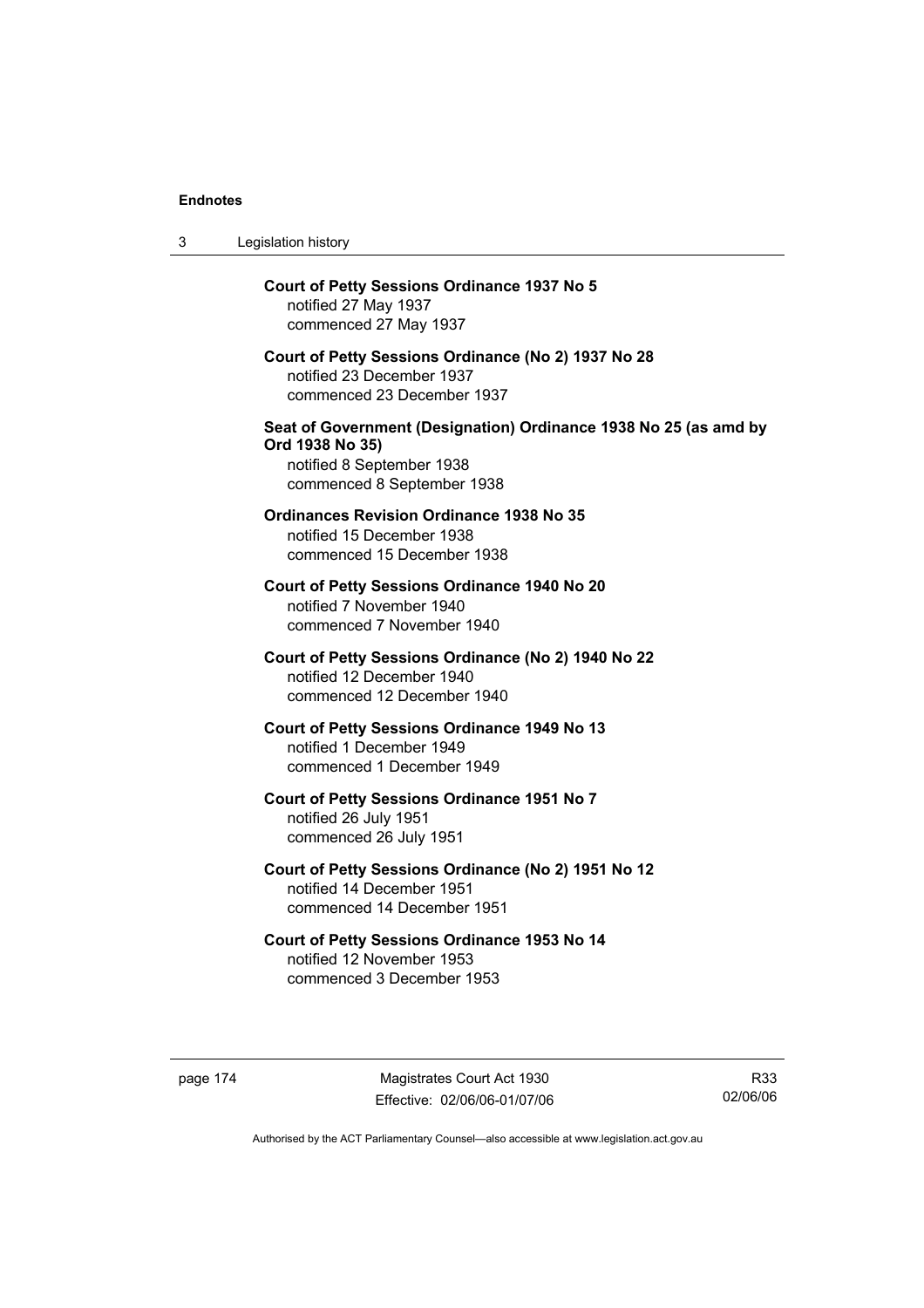**Court of Petty Sessions Ordinance 1937 No 5**
notified 27 May 1937
commenced 27 May 1937

**Court of Petty Sessions Ordinance (No 2) 1937 No 28**
notified 23 December 1937
commenced 23 December 1937

**Seat of Government (Designation) Ordinance 1938 No 25 (as amd by Ord 1938 No 35)**
notified 8 September 1938
commenced 8 September 1938

**Ordinances Revision Ordinance 1938 No 35**
notified 15 December 1938
commenced 15 December 1938

**Court of Petty Sessions Ordinance 1940 No 20**
notified 7 November 1940
commenced 7 November 1940

**Court of Petty Sessions Ordinance (No 2) 1940 No 22**
notified 12 December 1940
commenced 12 December 1940

**Court of Petty Sessions Ordinance 1949 No 13**
notified 1 December 1949
commenced 1 December 1949

**Court of Petty Sessions Ordinance 1951 No 7**
notified 26 July 1951
commenced 26 July 1951

**Court of Petty Sessions Ordinance (No 2) 1951 No 12**
notified 14 December 1951
commenced 14 December 1951

**Court of Petty Sessions Ordinance 1953 No 14**
notified 12 November 1953
commenced 3 December 1953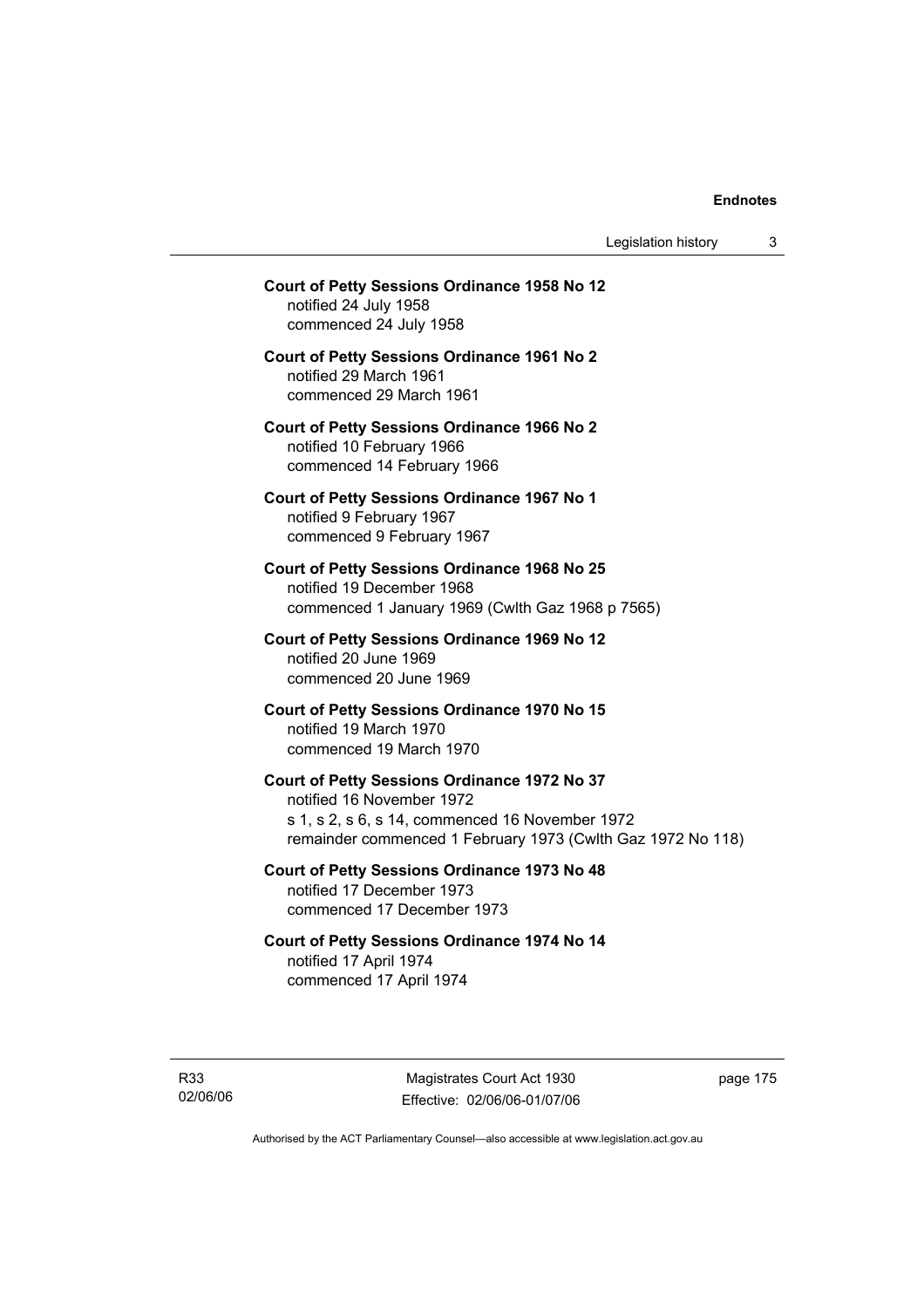**Court of Petty Sessions Ordinance 1958 No 12**
notified 24 July 1958
commenced 24 July 1958

**Court of Petty Sessions Ordinance 1961 No 2**
notified 29 March 1961
commenced 29 March 1961

**Court of Petty Sessions Ordinance 1966 No 2**
notified 10 February 1966
commenced 14 February 1966

**Court of Petty Sessions Ordinance 1967 No 1**
notified 9 February 1967
commenced 9 February 1967

**Court of Petty Sessions Ordinance 1968 No 25**
notified 19 December 1968
commenced 1 January 1969 (Cwlth Gaz 1968 p 7565)

**Court of Petty Sessions Ordinance 1969 No 12**
notified 20 June 1969
commenced 20 June 1969

**Court of Petty Sessions Ordinance 1970 No 15**
notified 19 March 1970
commenced 19 March 1970

**Court of Petty Sessions Ordinance 1972 No 37**
notified 16 November 1972
s 1, s 2, s 6, s 14, commenced 16 November 1972
remainder commenced 1 February 1973 (Cwlth Gaz 1972 No 118)

**Court of Petty Sessions Ordinance 1973 No 48**
notified 17 December 1973
commenced 17 December 1973

**Court of Petty Sessions Ordinance 1974 No 14**
notified 17 April 1974
commenced 17 April 1974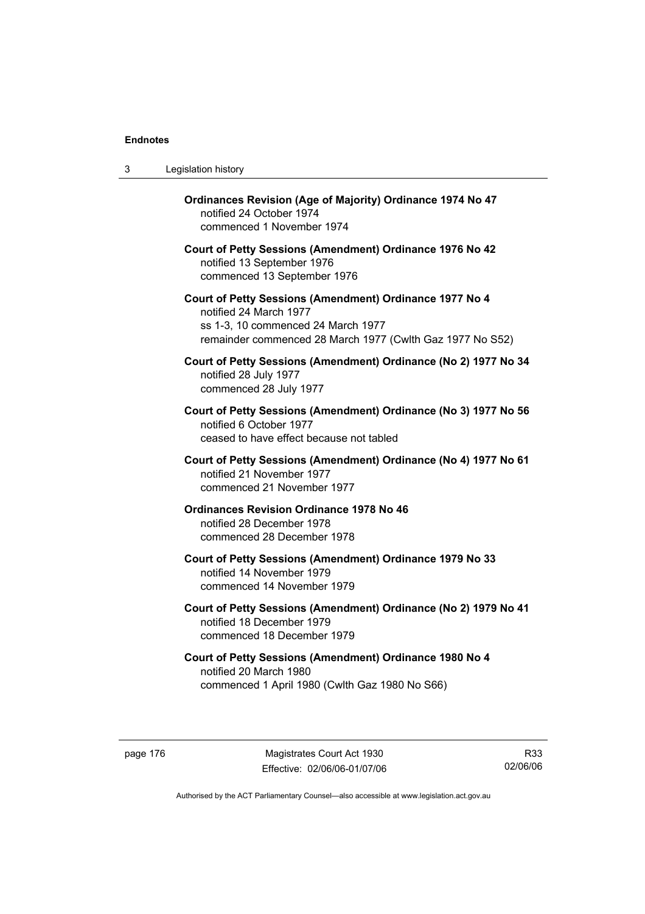**Ordinances Revision (Age of Majority) Ordinance 1974 No 47**
notified 24 October 1974
commenced 1 November 1974

**Court of Petty Sessions (Amendment) Ordinance 1976 No 42**
notified 13 September 1976
commenced 13 September 1976

**Court of Petty Sessions (Amendment) Ordinance 1977 No 4**
notified 24 March 1977
ss 1-3, 10 commenced 24 March 1977
remainder commenced 28 March 1977 (Cwlth Gaz 1977 No S52)

**Court of Petty Sessions (Amendment) Ordinance (No 2) 1977 No 34**
notified 28 July 1977
commenced 28 July 1977

**Court of Petty Sessions (Amendment) Ordinance (No 3) 1977 No 56**
notified 6 October 1977
ceased to have effect because not tabled

**Court of Petty Sessions (Amendment) Ordinance (No 4) 1977 No 61**
notified 21 November 1977
commenced 21 November 1977

**Ordinances Revision Ordinance 1978 No 46**
notified 28 December 1978
commenced 28 December 1978

**Court of Petty Sessions (Amendment) Ordinance 1979 No 33**
notified 14 November 1979
commenced 14 November 1979

**Court of Petty Sessions (Amendment) Ordinance (No 2) 1979 No 41**
notified 18 December 1979
commenced 18 December 1979

**Court of Petty Sessions (Amendment) Ordinance 1980 No 4**
notified 20 March 1980
commenced 1 April 1980 (Cwlth Gaz 1980 No S66)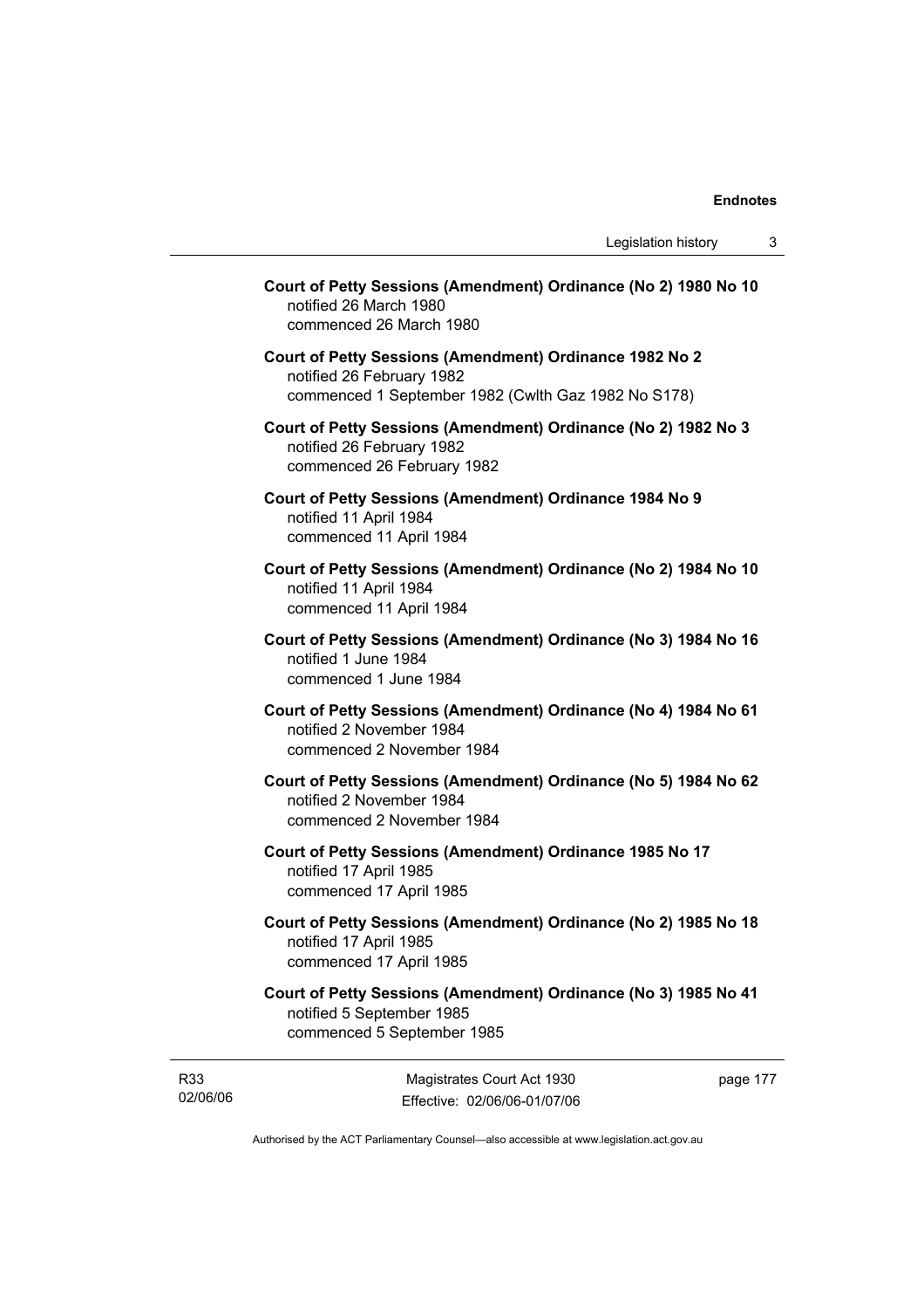**Court of Petty Sessions (Amendment) Ordinance (No 2) 1980 No 10**
notified 26 March 1980
commenced 26 March 1980

**Court of Petty Sessions (Amendment) Ordinance 1982 No 2**
notified 26 February 1982
commenced 1 September 1982 (Cwlth Gaz 1982 No S178)

**Court of Petty Sessions (Amendment) Ordinance (No 2) 1982 No 3**
notified 26 February 1982
commenced 26 February 1982

**Court of Petty Sessions (Amendment) Ordinance 1984 No 9**
notified 11 April 1984
commenced 11 April 1984

**Court of Petty Sessions (Amendment) Ordinance (No 2) 1984 No 10**
notified 11 April 1984
commenced 11 April 1984

**Court of Petty Sessions (Amendment) Ordinance (No 3) 1984 No 16**
notified 1 June 1984
commenced 1 June 1984

**Court of Petty Sessions (Amendment) Ordinance (No 4) 1984 No 61**
notified 2 November 1984
commenced 2 November 1984

**Court of Petty Sessions (Amendment) Ordinance (No 5) 1984 No 62**
notified 2 November 1984
commenced 2 November 1984

**Court of Petty Sessions (Amendment) Ordinance 1985 No 17**
notified 17 April 1985
commenced 17 April 1985

**Court of Petty Sessions (Amendment) Ordinance (No 2) 1985 No 18**
notified 17 April 1985
commenced 17 April 1985

**Court of Petty Sessions (Amendment) Ordinance (No 3) 1985 No 41**
notified 5 September 1985
commenced 5 September 1985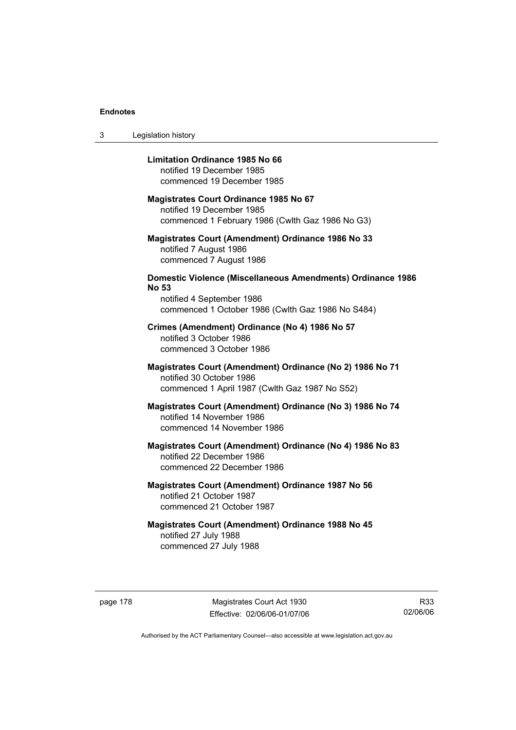**Limitation Ordinance 1985 No 66**
notified 19 December 1985
commenced 19 December 1985

**Magistrates Court Ordinance 1985 No 67**
notified 19 December 1985
commenced 1 February 1986 (Cwlth Gaz 1986 No G3)

**Magistrates Court (Amendment) Ordinance 1986 No 33**
notified 7 August 1986
commenced 7 August 1986

**Domestic Violence (Miscellaneous Amendments) Ordinance 1986 No 53**
notified 4 September 1986
commenced 1 October 1986 (Cwlth Gaz 1986 No S484)

**Crimes (Amendment) Ordinance (No 4) 1986 No 57**
notified 3 October 1986
commenced 3 October 1986

**Magistrates Court (Amendment) Ordinance (No 2) 1986 No 71**
notified 30 October 1986
commenced 1 April 1987 (Cwlth Gaz 1987 No S52)

**Magistrates Court (Amendment) Ordinance (No 3) 1986 No 74**
notified 14 November 1986
commenced 14 November 1986

**Magistrates Court (Amendment) Ordinance (No 4) 1986 No 83**
notified 22 December 1986
commenced 22 December 1986

**Magistrates Court (Amendment) Ordinance 1987 No 56**
notified 21 October 1987
commenced 21 October 1987

**Magistrates Court (Amendment) Ordinance 1988 No 45**
notified 27 July 1988
commenced 27 July 1988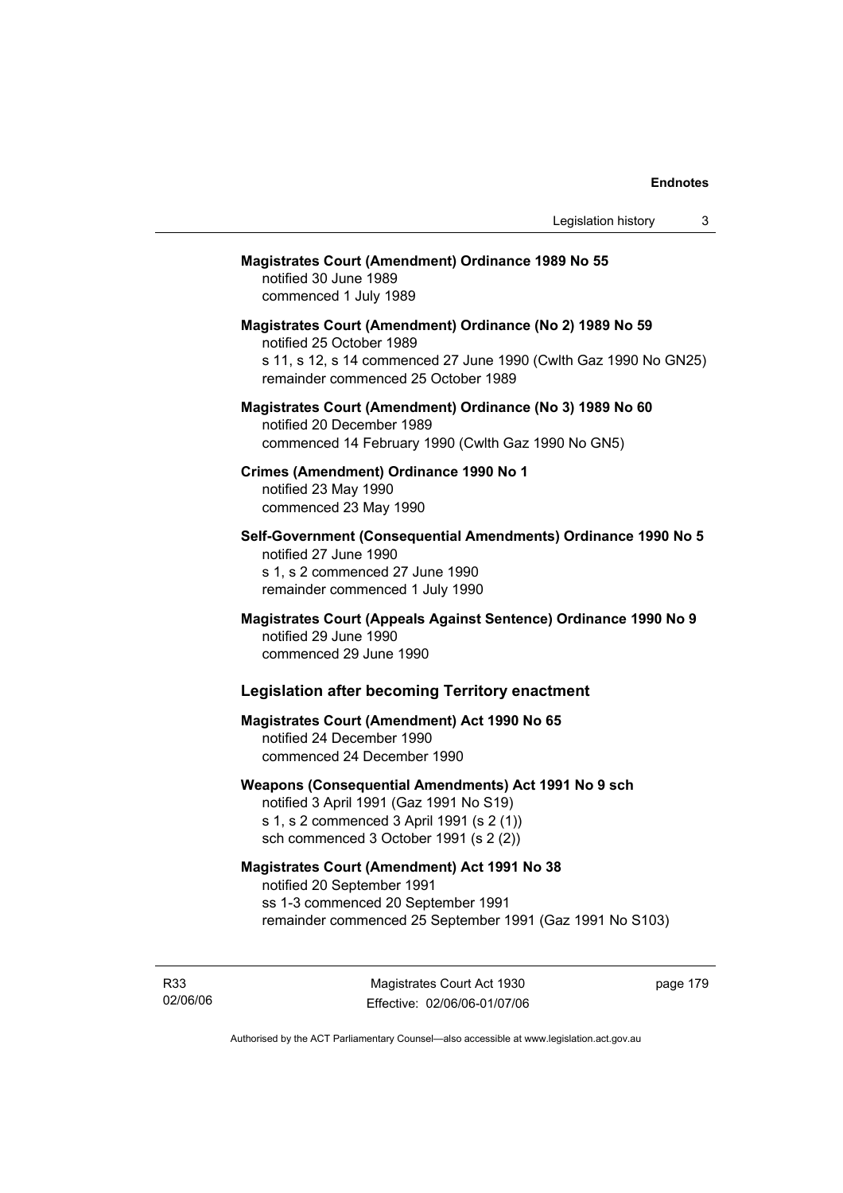**Magistrates Court (Amendment) Ordinance 1989 No 55**
notified 30 June 1989
commenced 1 July 1989

**Magistrates Court (Amendment) Ordinance (No 2) 1989 No 59**
notified 25 October 1989
s 11, s 12, s 14 commenced 27 June 1990 (Cwlth Gaz 1990 No GN25)
remainder commenced 25 October 1989

**Magistrates Court (Amendment) Ordinance (No 3) 1989 No 60**
notified 20 December 1989
commenced 14 February 1990 (Cwlth Gaz 1990 No GN5)

**Crimes (Amendment) Ordinance 1990 No 1**
notified 23 May 1990
commenced 23 May 1990

**Self-Government (Consequential Amendments) Ordinance 1990 No 5**
notified 27 June 1990
s 1, s 2 commenced 27 June 1990
remainder commenced 1 July 1990

**Magistrates Court (Appeals Against Sentence) Ordinance 1990 No 9**
notified 29 June 1990
commenced 29 June 1990

## Legislation after becoming Territory enactment

**Magistrates Court (Amendment) Act 1990 No 65**
notified 24 December 1990
commenced 24 December 1990

**Weapons (Consequential Amendments) Act 1991 No 9 sch**
notified 3 April 1991 (Gaz 1991 No S19)
s 1, s 2 commenced 3 April 1991 (s 2 (1))
sch commenced 3 October 1991 (s 2 (2))

**Magistrates Court (Amendment) Act 1991 No 38**
notified 20 September 1991
ss 1-3 commenced 20 September 1991
remainder commenced 25 September 1991 (Gaz 1991 No S103)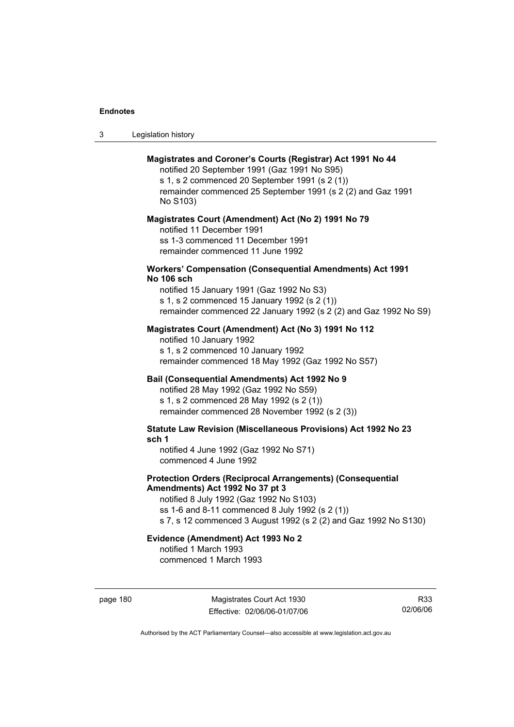**Magistrates and Coroner's Courts (Registrar) Act 1991 No 44**

notified 20 September 1991 (Gaz 1991 No S95)
s 1, s 2 commenced 20 September 1991 (s 2 (1))
remainder commenced 25 September 1991 (s 2 (2) and Gaz 1991 No S103)

**Magistrates Court (Amendment) Act (No 2) 1991 No 79**

notified 11 December 1991
ss 1-3 commenced 11 December 1991
remainder commenced 11 June 1992

**Workers' Compensation (Consequential Amendments) Act 1991 No 106 sch**

notified 15 January 1991 (Gaz 1992 No S3)
s 1, s 2 commenced 15 January 1992 (s 2 (1))
remainder commenced 22 January 1992 (s 2 (2) and Gaz 1992 No S9)

**Magistrates Court (Amendment) Act (No 3) 1991 No 112**

notified 10 January 1992
s 1, s 2 commenced 10 January 1992
remainder commenced 18 May 1992 (Gaz 1992 No S57)

**Bail (Consequential Amendments) Act 1992 No 9**

notified 28 May 1992 (Gaz 1992 No S59)
s 1, s 2 commenced 28 May 1992 (s 2 (1))
remainder commenced 28 November 1992 (s 2 (3))

**Statute Law Revision (Miscellaneous Provisions) Act 1992 No 23 sch 1**

notified 4 June 1992 (Gaz 1992 No S71)
commenced 4 June 1992

**Protection Orders (Reciprocal Arrangements) (Consequential Amendments) Act 1992 No 37 pt 3**

notified 8 July 1992 (Gaz 1992 No S103)
ss 1-6 and 8-11 commenced 8 July 1992 (s 2 (1))
s 7, s 12 commenced 3 August 1992 (s 2 (2) and Gaz 1992 No S130)

**Evidence (Amendment) Act 1993 No 2**

notified 1 March 1993
commenced 1 March 1993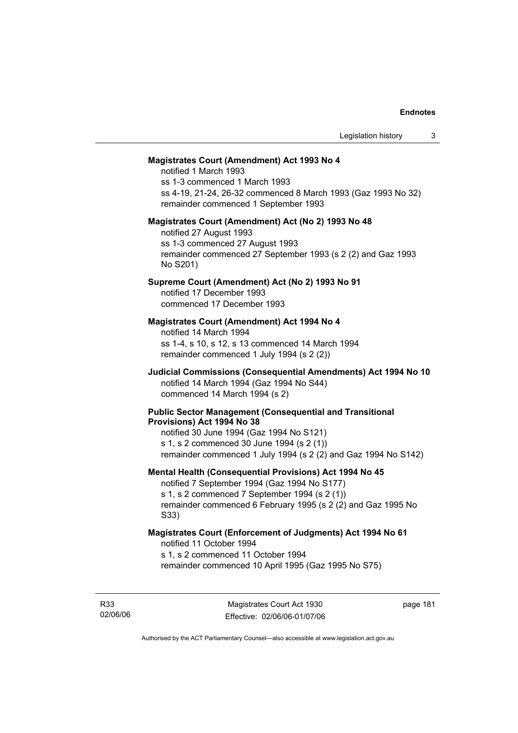**Magistrates Court (Amendment) Act 1993 No 4**

notified 1 March 1993
ss 1-3 commenced 1 March 1993
ss 4-19, 21-24, 26-32 commenced 8 March 1993 (Gaz 1993 No 32)
remainder commenced 1 September 1993

**Magistrates Court (Amendment) Act (No 2) 1993 No 48**

notified 27 August 1993
ss 1-3 commenced 27 August 1993
remainder commenced 27 September 1993 (s 2 (2) and Gaz 1993 No S201)

**Supreme Court (Amendment) Act (No 2) 1993 No 91**

notified 17 December 1993
commenced 17 December 1993

**Magistrates Court (Amendment) Act 1994 No 4**

notified 14 March 1994
ss 1-4, s 10, s 12, s 13 commenced 14 March 1994
remainder commenced 1 July 1994 (s 2 (2))

**Judicial Commissions (Consequential Amendments) Act 1994 No 10**

notified 14 March 1994 (Gaz 1994 No S44)
commenced 14 March 1994 (s 2)

**Public Sector Management (Consequential and Transitional Provisions) Act 1994 No 38**

notified 30 June 1994 (Gaz 1994 No S121)
s 1, s 2 commenced 30 June 1994 (s 2 (1))
remainder commenced 1 July 1994 (s 2 (2) and Gaz 1994 No S142)

**Mental Health (Consequential Provisions) Act 1994 No 45**

notified 7 September 1994 (Gaz 1994 No S177)
s 1, s 2 commenced 7 September 1994 (s 2 (1))
remainder commenced 6 February 1995 (s 2 (2) and Gaz 1995 No S33)

**Magistrates Court (Enforcement of Judgments) Act 1994 No 61**

notified 11 October 1994
s 1, s 2 commenced 11 October 1994
remainder commenced 10 April 1995 (Gaz 1995 No S75)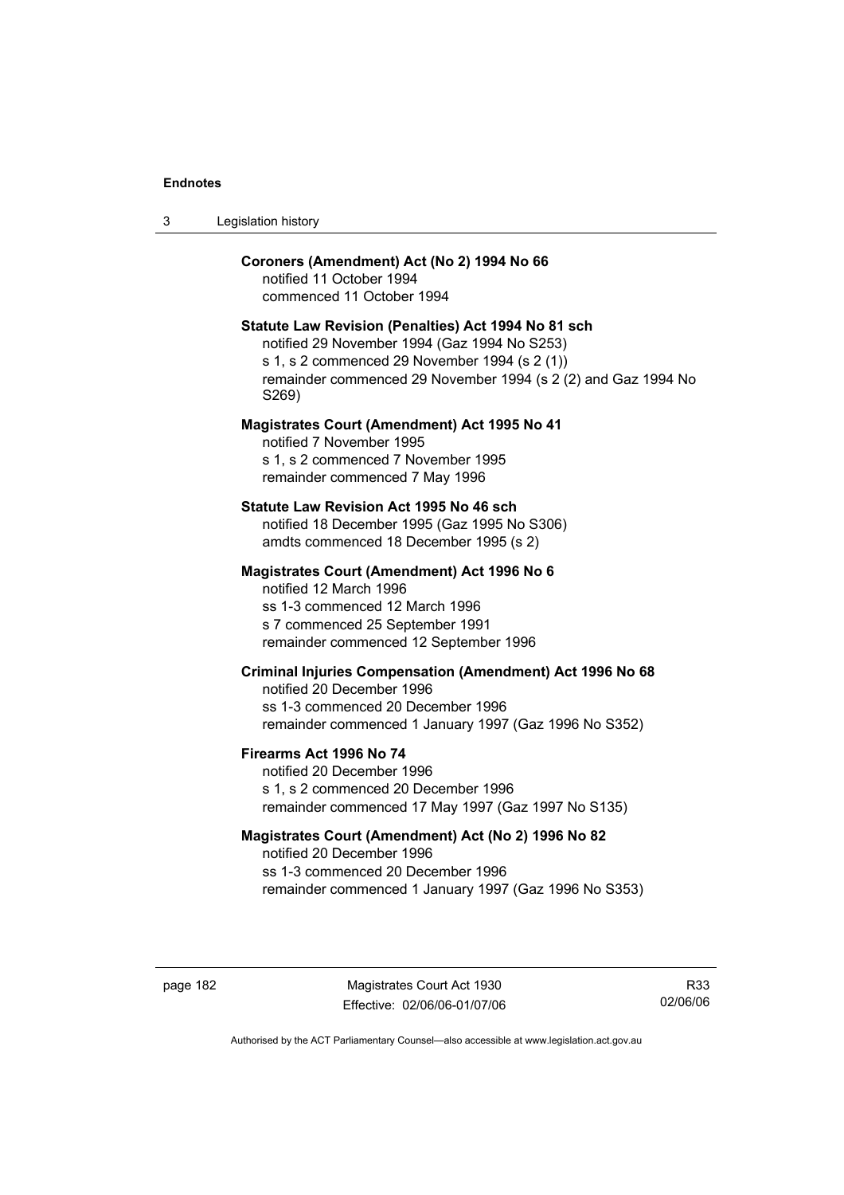**Coroners (Amendment) Act (No 2) 1994 No 66**
notified 11 October 1994
commenced 11 October 1994

**Statute Law Revision (Penalties) Act 1994 No 81 sch**
notified 29 November 1994 (Gaz 1994 No S253)
s 1, s 2 commenced 29 November 1994 (s 2 (1))
remainder commenced 29 November 1994 (s 2 (2) and Gaz 1994 No S269)

**Magistrates Court (Amendment) Act 1995 No 41**
notified 7 November 1995
s 1, s 2 commenced 7 November 1995
remainder commenced 7 May 1996

**Statute Law Revision Act 1995 No 46 sch**
notified 18 December 1995 (Gaz 1995 No S306)
amdts commenced 18 December 1995 (s 2)

**Magistrates Court (Amendment) Act 1996 No 6**
notified 12 March 1996
ss 1-3 commenced 12 March 1996
s 7 commenced 25 September 1991
remainder commenced 12 September 1996

**Criminal Injuries Compensation (Amendment) Act 1996 No 68**
notified 20 December 1996
ss 1-3 commenced 20 December 1996
remainder commenced 1 January 1997 (Gaz 1996 No S352)

**Firearms Act 1996 No 74**
notified 20 December 1996
s 1, s 2 commenced 20 December 1996
remainder commenced 17 May 1997 (Gaz 1997 No S135)

**Magistrates Court (Amendment) Act (No 2) 1996 No 82**
notified 20 December 1996
ss 1-3 commenced 20 December 1996
remainder commenced 1 January 1997 (Gaz 1996 No S353)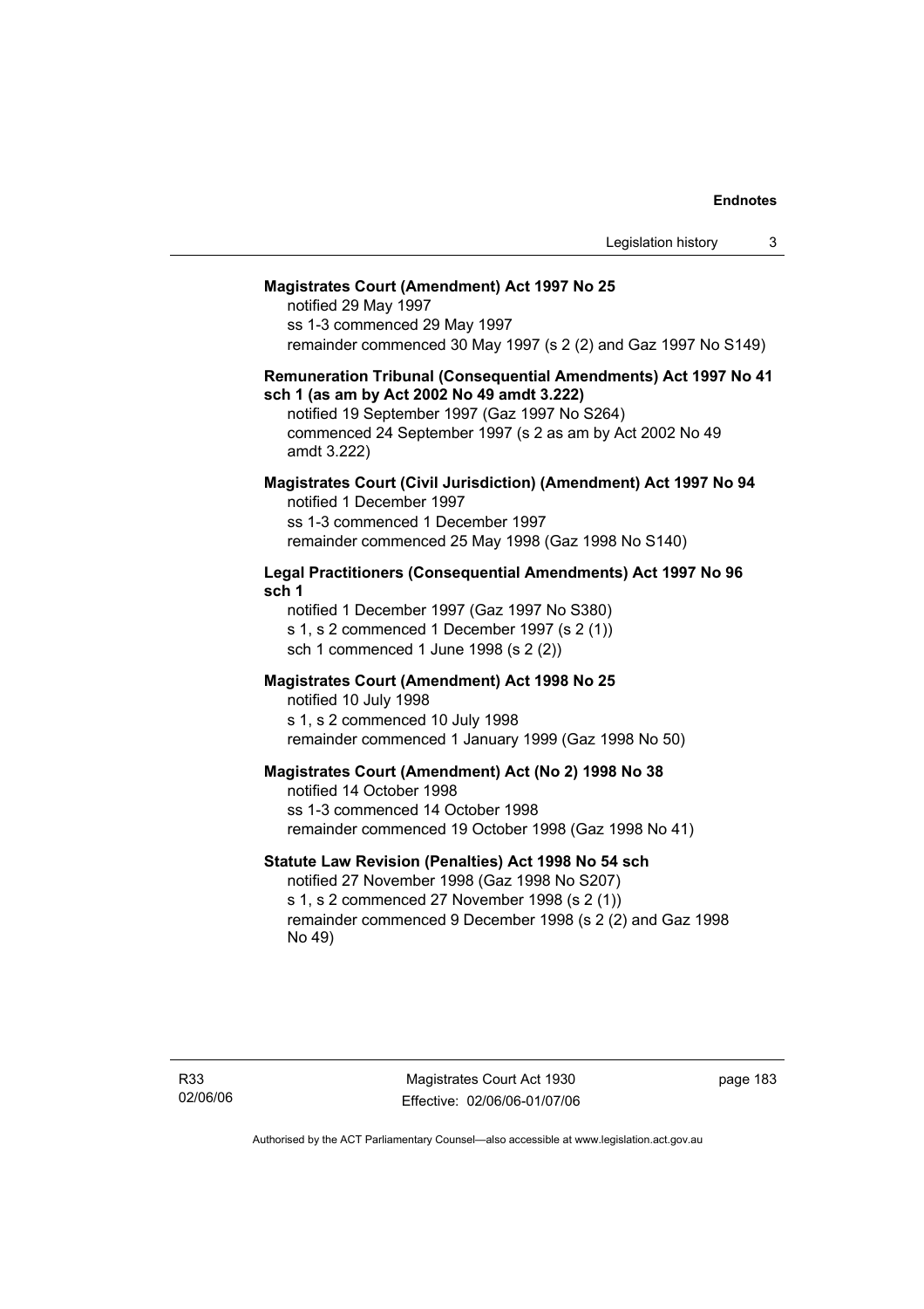**Magistrates Court (Amendment) Act 1997 No 25**

notified 29 May 1997
ss 1-3 commenced 29 May 1997
remainder commenced 30 May 1997 (s 2 (2) and Gaz 1997 No S149)

**Remuneration Tribunal (Consequential Amendments) Act 1997 No 41 sch 1 (as am by Act 2002 No 49 amdt 3.222)**

notified 19 September 1997 (Gaz 1997 No S264)
commenced 24 September 1997 (s 2 as am by Act 2002 No 49 amdt 3.222)

**Magistrates Court (Civil Jurisdiction) (Amendment) Act 1997 No 94**

notified 1 December 1997
ss 1-3 commenced 1 December 1997
remainder commenced 25 May 1998 (Gaz 1998 No S140)

**Legal Practitioners (Consequential Amendments) Act 1997 No 96 sch 1**

notified 1 December 1997 (Gaz 1997 No S380)
s 1, s 2 commenced 1 December 1997 (s 2 (1))
sch 1 commenced 1 June 1998 (s 2 (2))

**Magistrates Court (Amendment) Act 1998 No 25**

notified 10 July 1998
s 1, s 2 commenced 10 July 1998
remainder commenced 1 January 1999 (Gaz 1998 No 50)

**Magistrates Court (Amendment) Act (No 2) 1998 No 38**

notified 14 October 1998
ss 1-3 commenced 14 October 1998
remainder commenced 19 October 1998 (Gaz 1998 No 41)

**Statute Law Revision (Penalties) Act 1998 No 54 sch**

notified 27 November 1998 (Gaz 1998 No S207)
s 1, s 2 commenced 27 November 1998 (s 2 (1))
remainder commenced 9 December 1998 (s 2 (2) and Gaz 1998 No 49)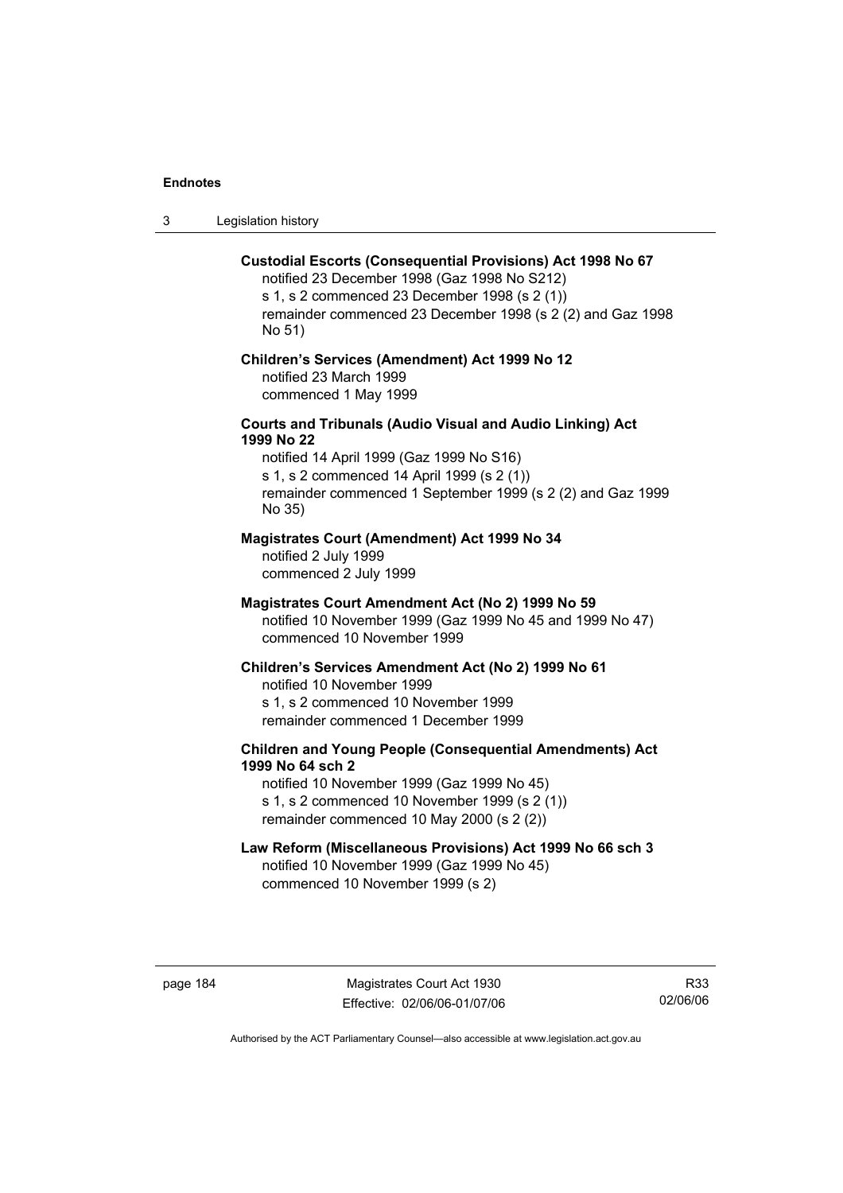**Custodial Escorts (Consequential Provisions) Act 1998 No 67**

notified 23 December 1998 (Gaz 1998 No S212)
s 1, s 2 commenced 23 December 1998 (s 2 (1))
remainder commenced 23 December 1998 (s 2 (2) and Gaz 1998 No 51)

**Children's Services (Amendment) Act 1999 No 12**

notified 23 March 1999
commenced 1 May 1999

**Courts and Tribunals (Audio Visual and Audio Linking) Act 1999 No 22**

notified 14 April 1999 (Gaz 1999 No S16)
s 1, s 2 commenced 14 April 1999 (s 2 (1))
remainder commenced 1 September 1999 (s 2 (2) and Gaz 1999 No 35)

**Magistrates Court (Amendment) Act 1999 No 34**

notified 2 July 1999
commenced 2 July 1999

**Magistrates Court Amendment Act (No 2) 1999 No 59**

notified 10 November 1999 (Gaz 1999 No 45 and 1999 No 47)
commenced 10 November 1999

**Children's Services Amendment Act (No 2) 1999 No 61**

notified 10 November 1999
s 1, s 2 commenced 10 November 1999
remainder commenced 1 December 1999

**Children and Young People (Consequential Amendments) Act 1999 No 64 sch 2**

notified 10 November 1999 (Gaz 1999 No 45)
s 1, s 2 commenced 10 November 1999 (s 2 (1))
remainder commenced 10 May 2000 (s 2 (2))

**Law Reform (Miscellaneous Provisions) Act 1999 No 66 sch 3**

notified 10 November 1999 (Gaz 1999 No 45)
commenced 10 November 1999 (s 2)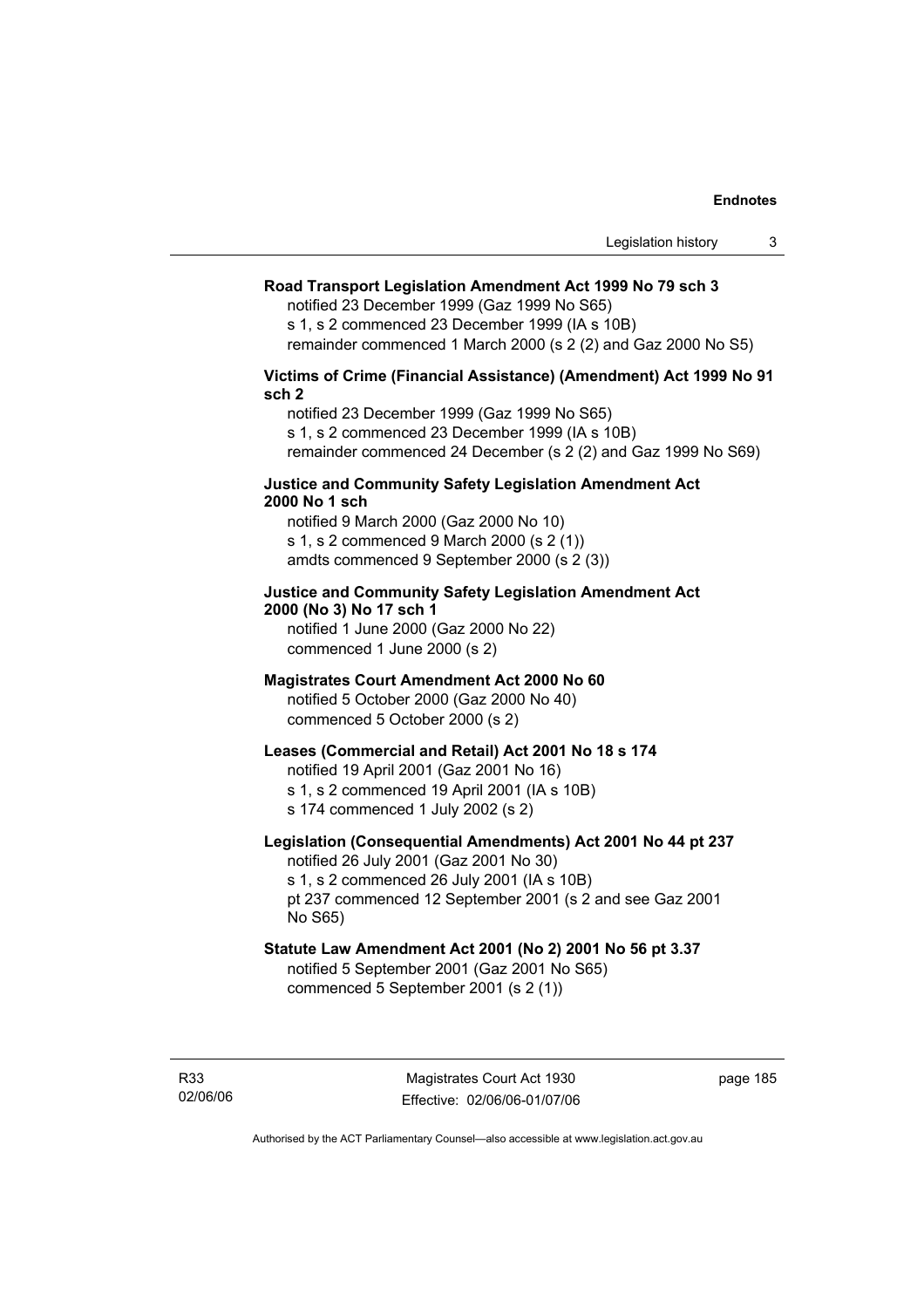**Road Transport Legislation Amendment Act 1999 No 79 sch 3**

notified 23 December 1999 (Gaz 1999 No S65)
s 1, s 2 commenced 23 December 1999 (IA s 10B)
remainder commenced 1 March 2000 (s 2 (2) and Gaz 2000 No S5)

**Victims of Crime (Financial Assistance) (Amendment) Act 1999 No 91 sch 2**

notified 23 December 1999 (Gaz 1999 No S65)
s 1, s 2 commenced 23 December 1999 (IA s 10B)
remainder commenced 24 December (s 2 (2) and Gaz 1999 No S69)

**Justice and Community Safety Legislation Amendment Act 2000 No 1 sch**

notified 9 March 2000 (Gaz 2000 No 10)
s 1, s 2 commenced 9 March 2000 (s 2 (1))
amdts commenced 9 September 2000 (s 2 (3))

**Justice and Community Safety Legislation Amendment Act 2000 (No 3) No 17 sch 1**

notified 1 June 2000 (Gaz 2000 No 22)
commenced 1 June 2000 (s 2)

**Magistrates Court Amendment Act 2000 No 60**

notified 5 October 2000 (Gaz 2000 No 40)
commenced 5 October 2000 (s 2)

**Leases (Commercial and Retail) Act 2001 No 18 s 174**

notified 19 April 2001 (Gaz 2001 No 16)
s 1, s 2 commenced 19 April 2001 (IA s 10B)
s 174 commenced 1 July 2002 (s 2)

**Legislation (Consequential Amendments) Act 2001 No 44 pt 237**

notified 26 July 2001 (Gaz 2001 No 30)
s 1, s 2 commenced 26 July 2001 (IA s 10B)
pt 237 commenced 12 September 2001 (s 2 and see Gaz 2001 No S65)

**Statute Law Amendment Act 2001 (No 2) 2001 No 56 pt 3.37**

notified 5 September 2001 (Gaz 2001 No S65)
commenced 5 September 2001 (s 2 (1))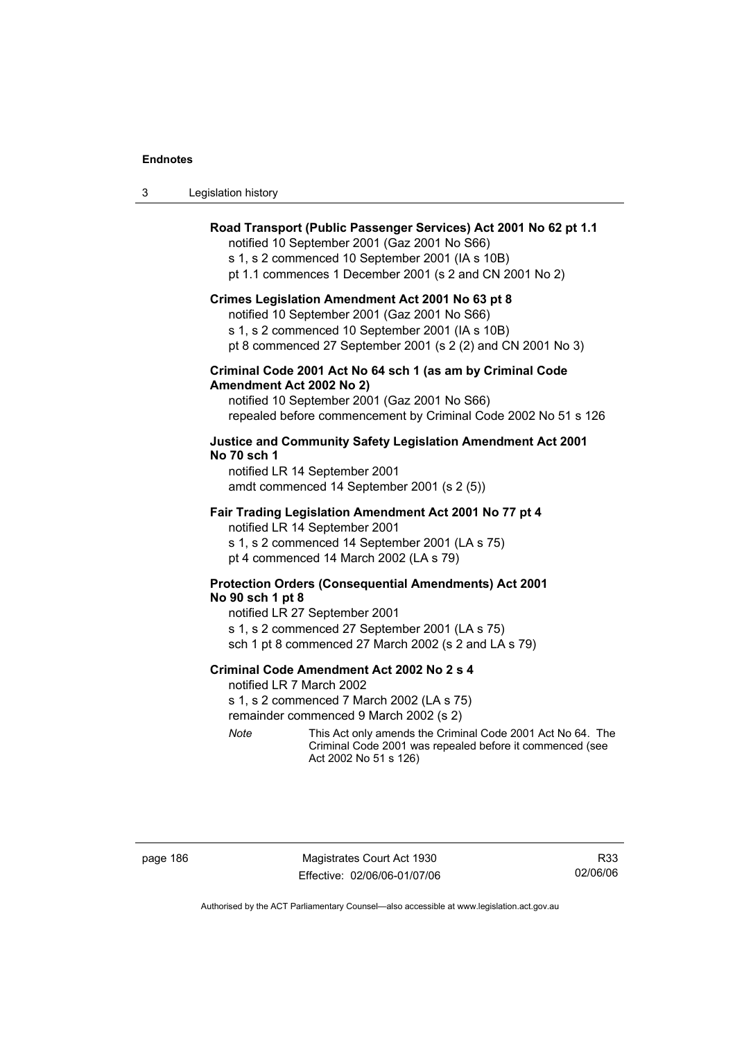**Road Transport (Public Passenger Services) Act 2001 No 62 pt 1.1**
notified 10 September 2001 (Gaz 2001 No S66)
s 1, s 2 commenced 10 September 2001 (IA s 10B)
pt 1.1 commences 1 December 2001 (s 2 and CN 2001 No 2)

**Crimes Legislation Amendment Act 2001 No 63 pt 8**
notified 10 September 2001 (Gaz 2001 No S66)
s 1, s 2 commenced 10 September 2001 (IA s 10B)
pt 8 commenced 27 September 2001 (s 2 (2) and CN 2001 No 3)

**Criminal Code 2001 Act No 64 sch 1 (as am by Criminal Code Amendment Act 2002 No 2)**
notified 10 September 2001 (Gaz 2001 No S66)
repealed before commencement by Criminal Code 2002 No 51 s 126

**Justice and Community Safety Legislation Amendment Act 2001 No 70 sch 1**
notified LR 14 September 2001
amdt commenced 14 September 2001 (s 2 (5))

**Fair Trading Legislation Amendment Act 2001 No 77 pt 4**
notified LR 14 September 2001
s 1, s 2 commenced 14 September 2001 (LA s 75)
pt 4 commenced 14 March 2002 (LA s 79)

**Protection Orders (Consequential Amendments) Act 2001 No 90 sch 1 pt 8**
notified LR 27 September 2001
s 1, s 2 commenced 27 September 2001 (LA s 75)
sch 1 pt 8 commenced 27 March 2002 (s 2 and LA s 79)

**Criminal Code Amendment Act 2002 No 2 s 4**
notified LR 7 March 2002
s 1, s 2 commenced 7 March 2002 (LA s 75)
remainder commenced 9 March 2002 (s 2)

*Note* This Act only amends the Criminal Code 2001 Act No 64. The Criminal Code 2001 was repealed before it commenced (see Act 2002 No 51 s 126)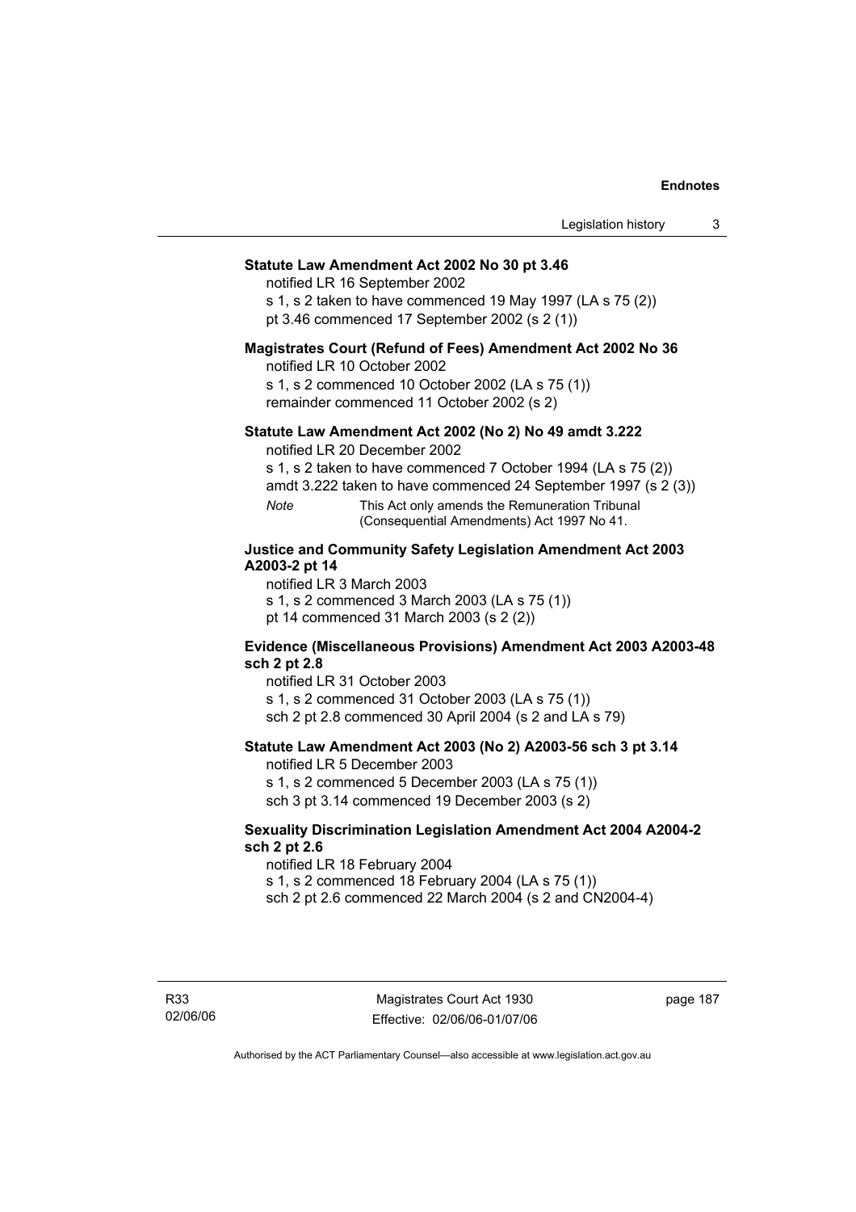**Statute Law Amendment Act 2002 No 30 pt 3.46**

notified LR 16 September 2002

s 1, s 2 taken to have commenced 19 May 1997 (LA s 75 (2))

pt 3.46 commenced 17 September 2002 (s 2 (1))

**Magistrates Court (Refund of Fees) Amendment Act 2002 No 36**

notified LR 10 October 2002

s 1, s 2 commenced 10 October 2002 (LA s 75 (1))

remainder commenced 11 October 2002 (s 2)

**Statute Law Amendment Act 2002 (No 2) No 49 amdt 3.222**

notified LR 20 December 2002

s 1, s 2 taken to have commenced 7 October 1994 (LA s 75 (2))

amdt 3.222 taken to have commenced 24 September 1997 (s 2 (3))

*Note* This Act only amends the Remuneration Tribunal (Consequential Amendments) Act 1997 No 41.

**Justice and Community Safety Legislation Amendment Act 2003 A2003-2 pt 14**

notified LR 3 March 2003

s 1, s 2 commenced 3 March 2003 (LA s 75 (1))

pt 14 commenced 31 March 2003 (s 2 (2))

**Evidence (Miscellaneous Provisions) Amendment Act 2003 A2003-48 sch 2 pt 2.8**

notified LR 31 October 2003

s 1, s 2 commenced 31 October 2003 (LA s 75 (1))

sch 2 pt 2.8 commenced 30 April 2004 (s 2 and LA s 79)

**Statute Law Amendment Act 2003 (No 2) A2003-56 sch 3 pt 3.14**

notified LR 5 December 2003

s 1, s 2 commenced 5 December 2003 (LA s 75 (1))

sch 3 pt 3.14 commenced 19 December 2003 (s 2)

**Sexuality Discrimination Legislation Amendment Act 2004 A2004-2 sch 2 pt 2.6**

notified LR 18 February 2004

s 1, s 2 commenced 18 February 2004 (LA s 75 (1))

sch 2 pt 2.6 commenced 22 March 2004 (s 2 and CN2004-4)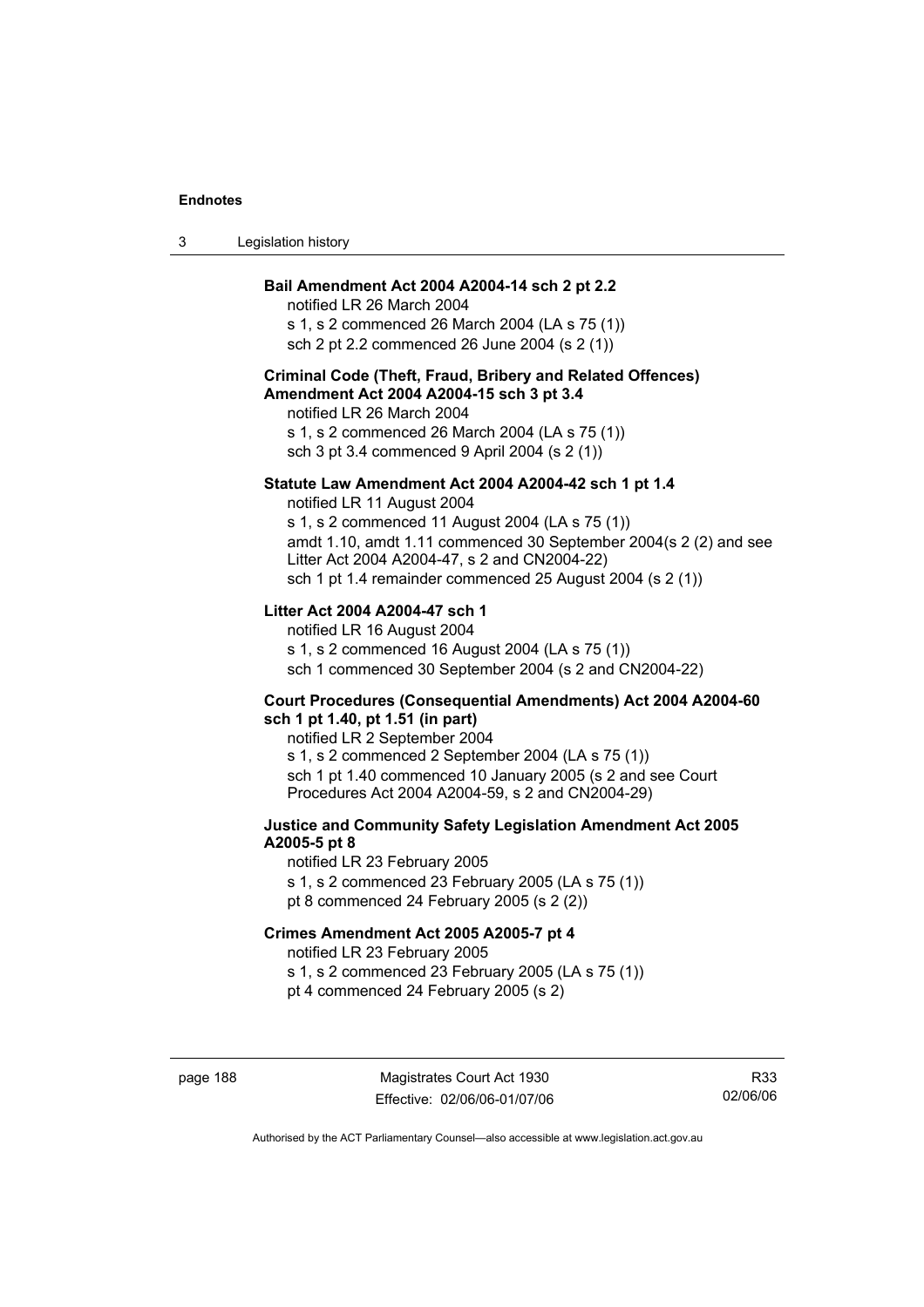**Bail Amendment Act 2004 A2004-14 sch 2 pt 2.2**

notified LR 26 March 2004
s 1, s 2 commenced 26 March 2004 (LA s 75 (1))
sch 2 pt 2.2 commenced 26 June 2004 (s 2 (1))

**Criminal Code (Theft, Fraud, Bribery and Related Offences) Amendment Act 2004 A2004-15 sch 3 pt 3.4**

notified LR 26 March 2004
s 1, s 2 commenced 26 March 2004 (LA s 75 (1))
sch 3 pt 3.4 commenced 9 April 2004 (s 2 (1))

**Statute Law Amendment Act 2004 A2004-42 sch 1 pt 1.4**

notified LR 11 August 2004
s 1, s 2 commenced 11 August 2004 (LA s 75 (1))
amdt 1.10, amdt 1.11 commenced 30 September 2004(s 2 (2) and see Litter Act 2004 A2004-47, s 2 and CN2004-22)
sch 1 pt 1.4 remainder commenced 25 August 2004 (s 2 (1))

**Litter Act 2004 A2004-47 sch 1**

notified LR 16 August 2004
s 1, s 2 commenced 16 August 2004 (LA s 75 (1))
sch 1 commenced 30 September 2004 (s 2 and CN2004-22)

**Court Procedures (Consequential Amendments) Act 2004 A2004-60 sch 1 pt 1.40, pt 1.51 (in part)**

notified LR 2 September 2004
s 1, s 2 commenced 2 September 2004 (LA s 75 (1))
sch 1 pt 1.40 commenced 10 January 2005 (s 2 and see Court Procedures Act 2004 A2004-59, s 2 and CN2004-29)

**Justice and Community Safety Legislation Amendment Act 2005 A2005-5 pt 8**

notified LR 23 February 2005
s 1, s 2 commenced 23 February 2005 (LA s 75 (1))
pt 8 commenced 24 February 2005 (s 2 (2))

**Crimes Amendment Act 2005 A2005-7 pt 4**

notified LR 23 February 2005
s 1, s 2 commenced 23 February 2005 (LA s 75 (1))
pt 4 commenced 24 February 2005 (s 2)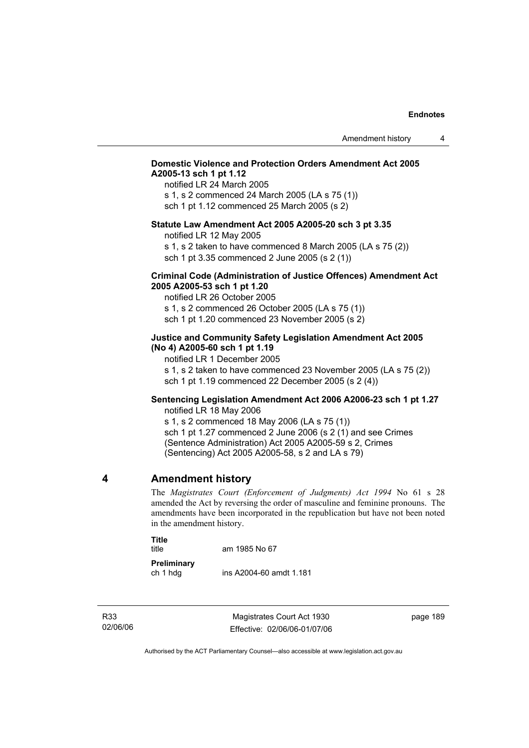**Domestic Violence and Protection Orders Amendment Act 2005 A2005-13 sch 1 pt 1.12**

notified LR 24 March 2005

s 1, s 2 commenced 24 March 2005 (LA s 75 (1))

sch 1 pt 1.12 commenced 25 March 2005 (s 2)

**Statute Law Amendment Act 2005 A2005-20 sch 3 pt 3.35**

notified LR 12 May 2005

s 1, s 2 taken to have commenced 8 March 2005 (LA s 75 (2))

sch 1 pt 3.35 commenced 2 June 2005 (s 2 (1))

**Criminal Code (Administration of Justice Offences) Amendment Act 2005 A2005-53 sch 1 pt 1.20**

notified LR 26 October 2005

s 1, s 2 commenced 26 October 2005 (LA s 75 (1))

sch 1 pt 1.20 commenced 23 November 2005 (s 2)

**Justice and Community Safety Legislation Amendment Act 2005 (No 4) A2005-60 sch 1 pt 1.19**

notified LR 1 December 2005

s 1, s 2 taken to have commenced 23 November 2005 (LA s 75 (2))

sch 1 pt 1.19 commenced 22 December 2005 (s 2 (4))

**Sentencing Legislation Amendment Act 2006 A2006-23 sch 1 pt 1.27**

notified LR 18 May 2006

s 1, s 2 commenced 18 May 2006 (LA s 75 (1))

sch 1 pt 1.27 commenced 2 June 2006 (s 2 (1) and see Crimes (Sentence Administration) Act 2005 A2005-59 s 2, Crimes (Sentencing) Act 2005 A2005-58, s 2 and LA s 79)

## 4 Amendment history

The *Magistrates Court (Enforcement of Judgments) Act 1994* No 61 s 28 amended the Act by reversing the order of masculine and feminine pronouns. The amendments have been incorporated in the republication but have not been noted in the amendment history.

**Title**

| | |
|---|---|
| title | am 1985 No 67 |

**Preliminary**

| | |
|---|---|
| ch 1 hdg | ins A2004-60 amdt 1.181 |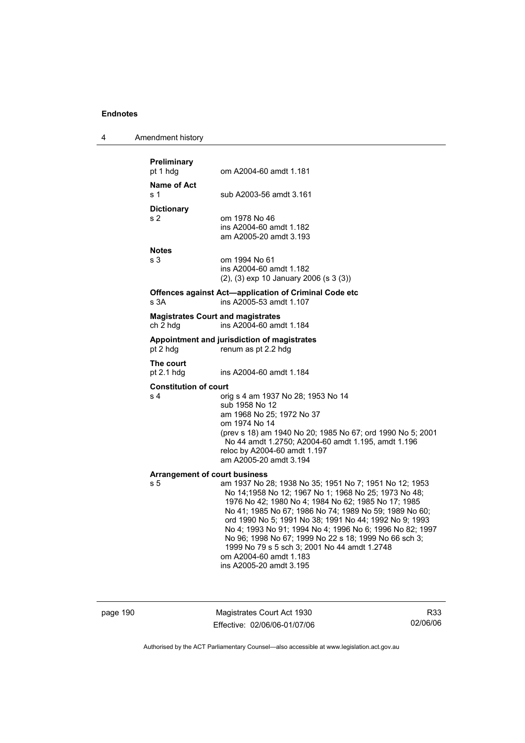**Preliminary**
pt 1 hdg om A2004-60 amdt 1.181

**Name of Act**
s 1 sub A2003-56 amdt 3.161

**Dictionary**
s 2 om 1978 No 46
ins A2004-60 amdt 1.182
am A2005-20 amdt 3.193

**Notes**
s 3 om 1994 No 61
ins A2004-60 amdt 1.182
(2), (3) exp 10 January 2006 (s 3 (3))

**Offences against Act—application of Criminal Code etc**
s 3A ins A2005-53 amdt 1.107

**Magistrates Court and magistrates**
ch 2 hdg ins A2004-60 amdt 1.184

**Appointment and jurisdiction of magistrates**
pt 2 hdg renum as pt 2.2 hdg

**The court**
pt 2.1 hdg ins A2004-60 amdt 1.184

**Constitution of court**
s 4 orig s 4 am 1937 No 28; 1953 No 14
sub 1958 No 12
am 1968 No 25; 1972 No 37
om 1974 No 14
(prev s 18) am 1940 No 20; 1985 No 67; ord 1990 No 5; 2001 No 44 amdt 1.2750; A2004-60 amdt 1.195, amdt 1.196
reloc by A2004-60 amdt 1.197
am A2005-20 amdt 3.194

**Arrangement of court business**
s 5 am 1937 No 28; 1938 No 35; 1951 No 7; 1951 No 12; 1953 No 14;1958 No 12; 1967 No 1; 1968 No 25; 1973 No 48; 1976 No 42; 1980 No 4; 1984 No 62; 1985 No 17; 1985 No 41; 1985 No 67; 1986 No 74; 1989 No 59; 1989 No 60; ord 1990 No 5; 1991 No 38; 1991 No 44; 1992 No 9; 1993 No 4; 1993 No 91; 1994 No 4; 1996 No 6; 1996 No 82; 1997 No 96; 1998 No 67; 1999 No 22 s 18; 1999 No 66 sch 3; 1999 No 79 s 5 sch 3; 2001 No 44 amdt 1.2748
om A2004-60 amdt 1.183
ins A2005-20 amdt 3.195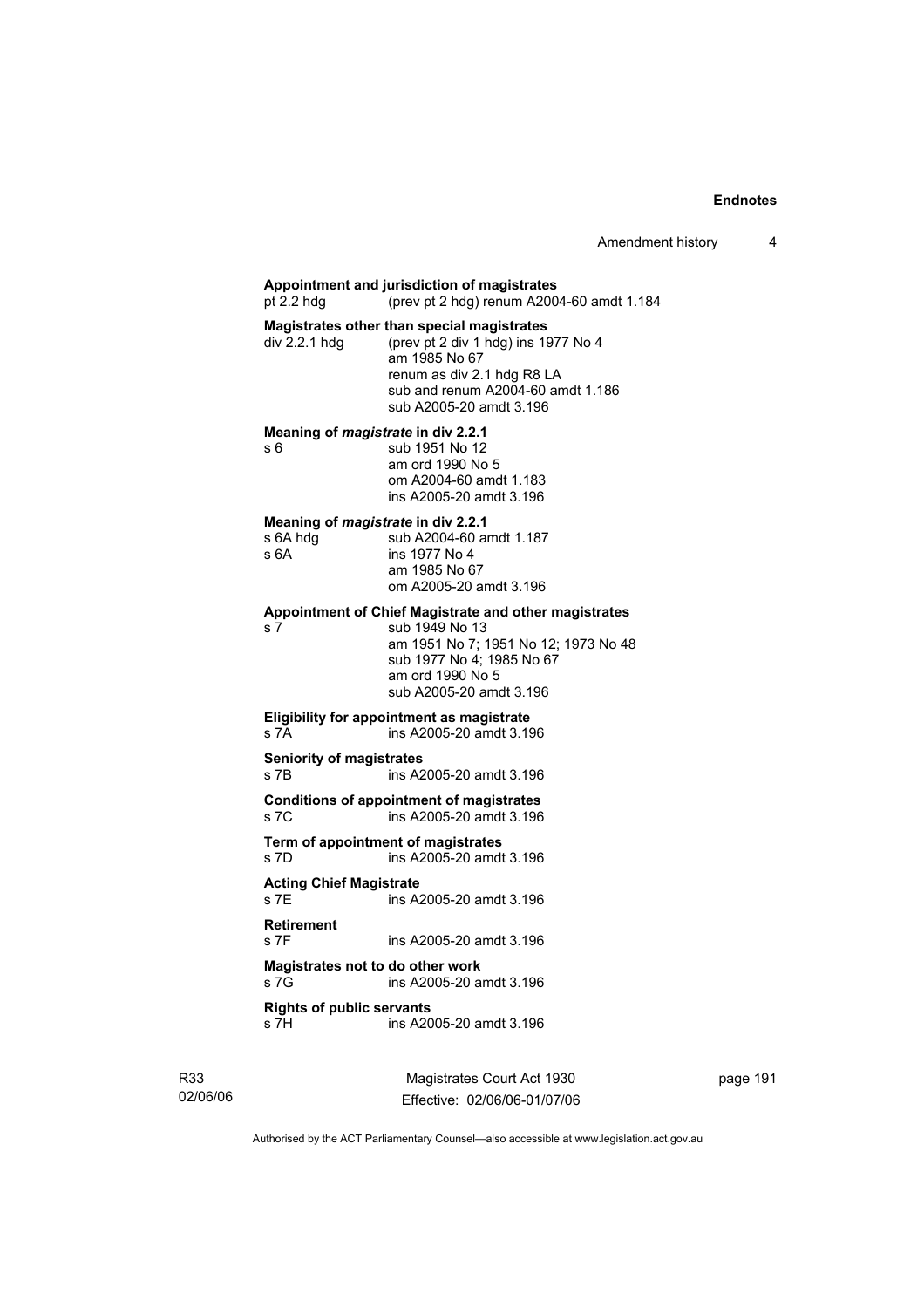**Appointment and jurisdiction of magistrates**

pt 2.2 hdg (prev pt 2 hdg) renum A2004-60 amdt 1.184

**Magistrates other than special magistrates**

div 2.2.1 hdg (prev pt 2 div 1 hdg) ins 1977 No 4
am 1985 No 67
renum as div 2.1 hdg R8 LA
sub and renum A2004-60 amdt 1.186
sub A2005-20 amdt 3.196

**Meaning of *magistrate* in div 2.2.1**

s 6 sub 1951 No 12
am ord 1990 No 5
om A2004-60 amdt 1.183
ins A2005-20 amdt 3.196

**Meaning of *magistrate* in div 2.2.1**

s 6A hdg sub A2004-60 amdt 1.187
s 6A ins 1977 No 4
am 1985 No 67
om A2005-20 amdt 3.196

**Appointment of Chief Magistrate and other magistrates**

s 7 sub 1949 No 13
am 1951 No 7; 1951 No 12; 1973 No 48
sub 1977 No 4; 1985 No 67
am ord 1990 No 5
sub A2005-20 amdt 3.196

**Eligibility for appointment as magistrate**

s 7A ins A2005-20 amdt 3.196

**Seniority of magistrates**

s 7B ins A2005-20 amdt 3.196

**Conditions of appointment of magistrates**

s 7C ins A2005-20 amdt 3.196

**Term of appointment of magistrates**

s 7D ins A2005-20 amdt 3.196

**Acting Chief Magistrate**

s 7E ins A2005-20 amdt 3.196

**Retirement**

s 7F ins A2005-20 amdt 3.196

**Magistrates not to do other work**

s 7G ins A2005-20 amdt 3.196

**Rights of public servants**

s 7H ins A2005-20 amdt 3.196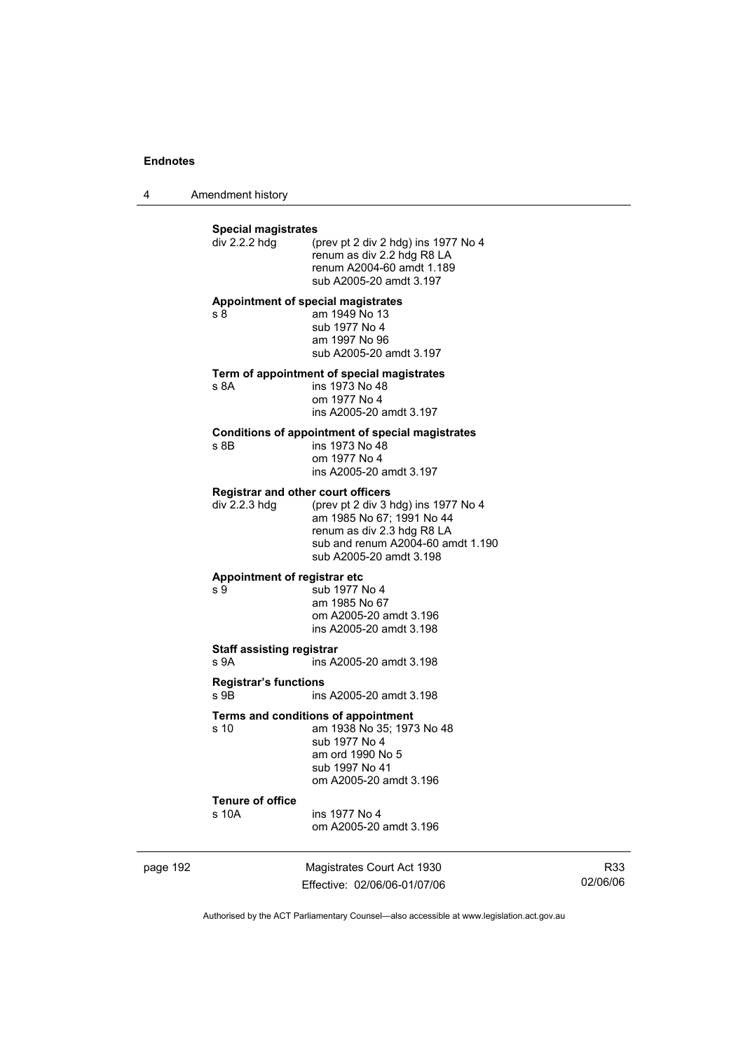**Special magistrates**

div 2.2.2 hdg (prev pt 2 div 2 hdg) ins 1977 No 4
renum as div 2.2 hdg R8 LA
renum A2004-60 amdt 1.189
sub A2005-20 amdt 3.197

**Appointment of special magistrates**

s 8 am 1949 No 13
sub 1977 No 4
am 1997 No 96
sub A2005-20 amdt 3.197

**Term of appointment of special magistrates**

s 8A ins 1973 No 48
om 1977 No 4
ins A2005-20 amdt 3.197

**Conditions of appointment of special magistrates**

s 8B ins 1973 No 48
om 1977 No 4
ins A2005-20 amdt 3.197

**Registrar and other court officers**

div 2.2.3 hdg (prev pt 2 div 3 hdg) ins 1977 No 4
am 1985 No 67; 1991 No 44
renum as div 2.3 hdg R8 LA
sub and renum A2004-60 amdt 1.190
sub A2005-20 amdt 3.198

**Appointment of registrar etc**

s 9 sub 1977 No 4
am 1985 No 67
om A2005-20 amdt 3.196
ins A2005-20 amdt 3.198

**Staff assisting registrar**

s 9A ins A2005-20 amdt 3.198

**Registrar's functions**

s 9B ins A2005-20 amdt 3.198

**Terms and conditions of appointment**

s 10 am 1938 No 35; 1973 No 48
sub 1977 No 4
am ord 1990 No 5
sub 1997 No 41
om A2005-20 amdt 3.196

**Tenure of office**

s 10A ins 1977 No 4
om A2005-20 amdt 3.196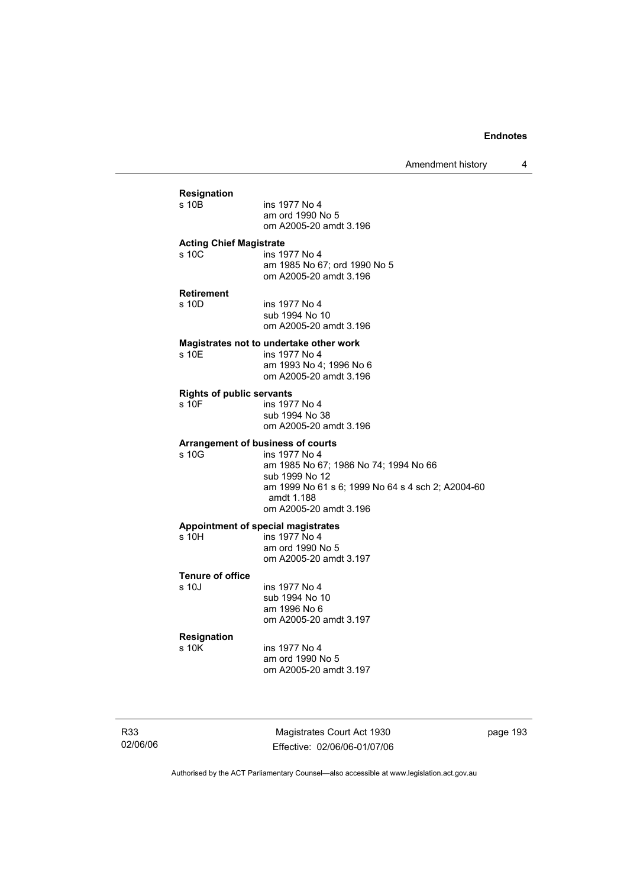**Resignation**

s 10B ins 1977 No 4
am ord 1990 No 5
om A2005-20 amdt 3.196

**Acting Chief Magistrate**

s 10C ins 1977 No 4
am 1985 No 67; ord 1990 No 5
om A2005-20 amdt 3.196

**Retirement**

s 10D ins 1977 No 4
sub 1994 No 10
om A2005-20 amdt 3.196

**Magistrates not to undertake other work**

s 10E ins 1977 No 4
am 1993 No 4; 1996 No 6
om A2005-20 amdt 3.196

**Rights of public servants**

s 10F ins 1977 No 4
sub 1994 No 38
om A2005-20 amdt 3.196

**Arrangement of business of courts**

s 10G ins 1977 No 4
am 1985 No 67; 1986 No 74; 1994 No 66
sub 1999 No 12
am 1999 No 61 s 6; 1999 No 64 s 4 sch 2; A2004-60 amdt 1.188
om A2005-20 amdt 3.196

**Appointment of special magistrates**

s 10H ins 1977 No 4
am ord 1990 No 5
om A2005-20 amdt 3.197

**Tenure of office**

s 10J ins 1977 No 4
sub 1994 No 10
am 1996 No 6
om A2005-20 amdt 3.197

**Resignation**

s 10K ins 1977 No 4
am ord 1990 No 5
om A2005-20 amdt 3.197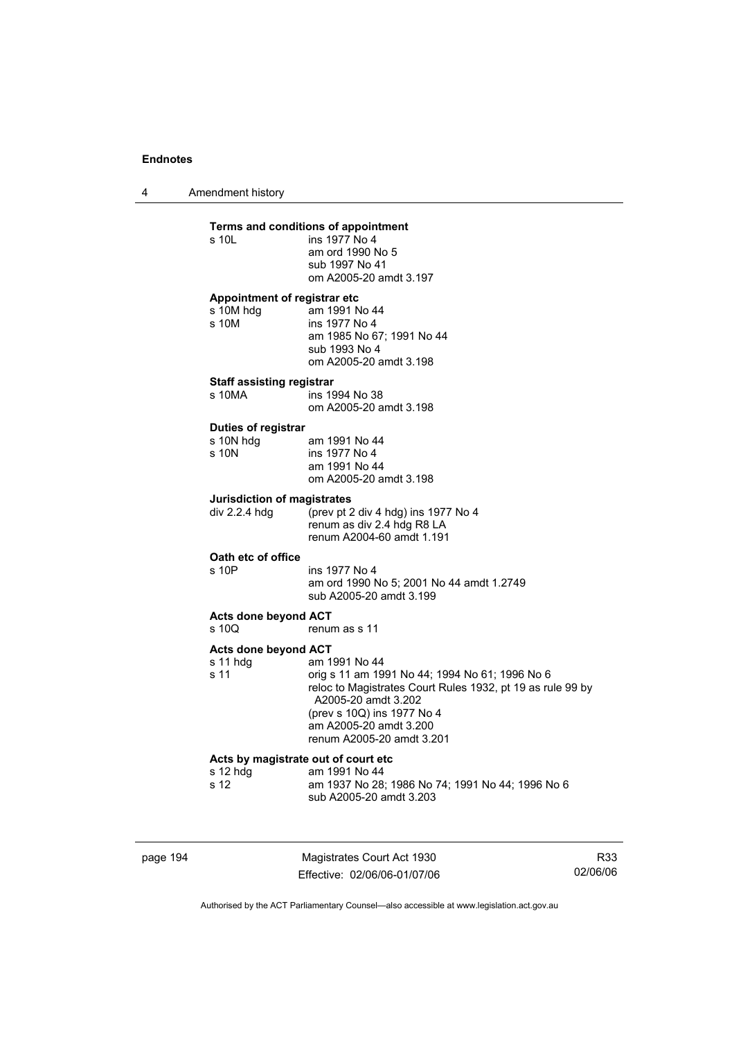**Terms and conditions of appointment**

s 10L ins 1977 No 4
am ord 1990 No 5
sub 1997 No 41
om A2005-20 amdt 3.197

**Appointment of registrar etc**

s 10M hdg am 1991 No 44
s 10M ins 1977 No 4
am 1985 No 67; 1991 No 44
sub 1993 No 4
om A2005-20 amdt 3.198

**Staff assisting registrar**

s 10MA ins 1994 No 38
om A2005-20 amdt 3.198

**Duties of registrar**

s 10N hdg am 1991 No 44
s 10N ins 1977 No 4
am 1991 No 44
om A2005-20 amdt 3.198

**Jurisdiction of magistrates**

div 2.2.4 hdg (prev pt 2 div 4 hdg) ins 1977 No 4
renum as div 2.4 hdg R8 LA
renum A2004-60 amdt 1.191

**Oath etc of office**

s 10P ins 1977 No 4
am ord 1990 No 5; 2001 No 44 amdt 1.2749
sub A2005-20 amdt 3.199

**Acts done beyond ACT**

s 10Q renum as s 11

**Acts done beyond ACT**

s 11 hdg am 1991 No 44
s 11 orig s 11 am 1991 No 44; 1994 No 61; 1996 No 6
reloc to Magistrates Court Rules 1932, pt 19 as rule 99 by A2005-20 amdt 3.202
(prev s 10Q) ins 1977 No 4
am A2005-20 amdt 3.200
renum A2005-20 amdt 3.201

**Acts by magistrate out of court etc**

s 12 hdg am 1991 No 44
s 12 am 1937 No 28; 1986 No 74; 1991 No 44; 1996 No 6
sub A2005-20 amdt 3.203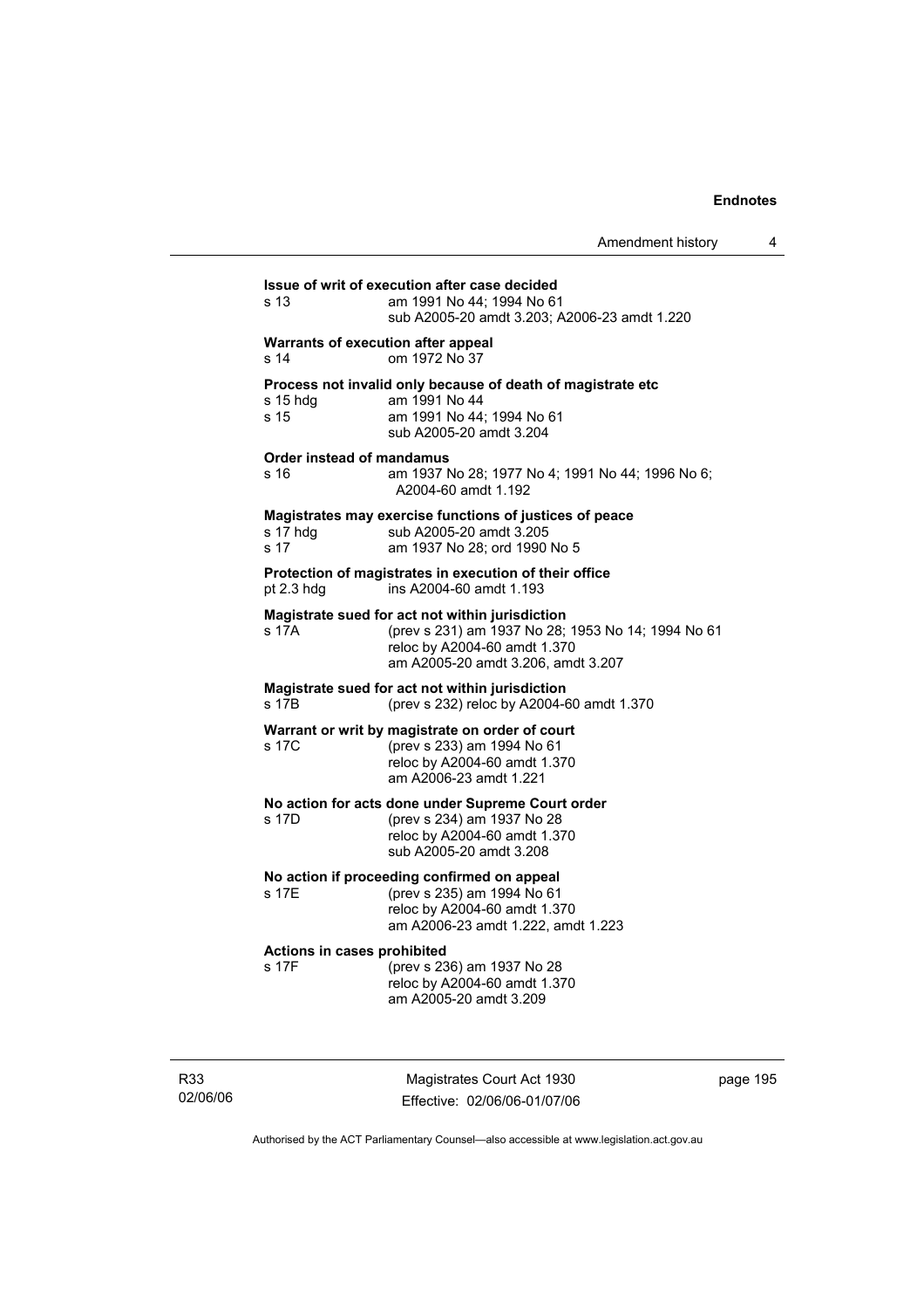**Issue of writ of execution after case decided**

s 13 am 1991 No 44; 1994 No 61
sub A2005-20 amdt 3.203; A2006-23 amdt 1.220

**Warrants of execution after appeal**

s 14 om 1972 No 37

**Process not invalid only because of death of magistrate etc**

s 15 hdg am 1991 No 44
s 15 am 1991 No 44; 1994 No 61
sub A2005-20 amdt 3.204

**Order instead of mandamus**

s 16 am 1937 No 28; 1977 No 4; 1991 No 44; 1996 No 6; A2004-60 amdt 1.192

**Magistrates may exercise functions of justices of peace**

s 17 hdg sub A2005-20 amdt 3.205
s 17 am 1937 No 28; ord 1990 No 5

**Protection of magistrates in execution of their office**

pt 2.3 hdg ins A2004-60 amdt 1.193

**Magistrate sued for act not within jurisdiction**

s 17A (prev s 231) am 1937 No 28; 1953 No 14; 1994 No 61
reloc by A2004-60 amdt 1.370
am A2005-20 amdt 3.206, amdt 3.207

**Magistrate sued for act not within jurisdiction**

s 17B (prev s 232) reloc by A2004-60 amdt 1.370

**Warrant or writ by magistrate on order of court**

s 17C (prev s 233) am 1994 No 61
reloc by A2004-60 amdt 1.370
am A2006-23 amdt 1.221

**No action for acts done under Supreme Court order**

s 17D (prev s 234) am 1937 No 28
reloc by A2004-60 amdt 1.370
sub A2005-20 amdt 3.208

**No action if proceeding confirmed on appeal**

s 17E (prev s 235) am 1994 No 61
reloc by A2004-60 amdt 1.370
am A2006-23 amdt 1.222, amdt 1.223

**Actions in cases prohibited**

s 17F (prev s 236) am 1937 No 28
reloc by A2004-60 amdt 1.370
am A2005-20 amdt 3.209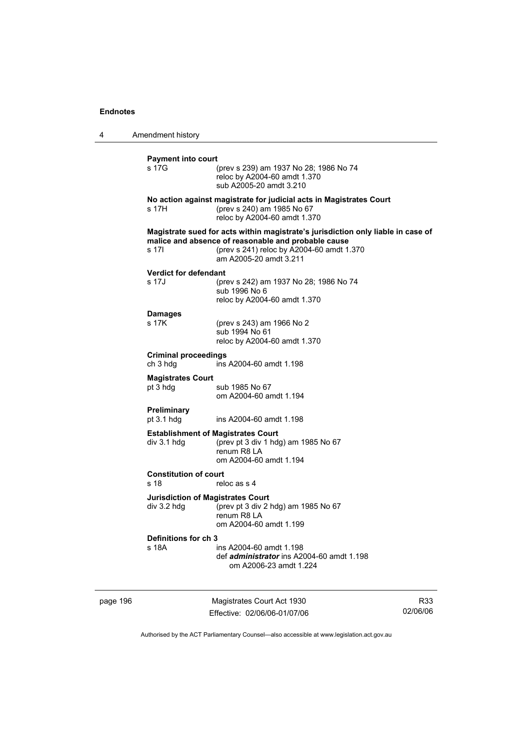**Payment into court**

s 17G (prev s 239) am 1937 No 28; 1986 No 74
reloc by A2004-60 amdt 1.370
sub A2005-20 amdt 3.210

**No action against magistrate for judicial acts in Magistrates Court**

s 17H (prev s 240) am 1985 No 67
reloc by A2004-60 amdt 1.370

**Magistrate sued for acts within magistrate's jurisdiction only liable in case of malice and absence of reasonable and probable cause**

s 17I (prev s 241) reloc by A2004-60 amdt 1.370
am A2005-20 amdt 3.211

**Verdict for defendant**

s 17J (prev s 242) am 1937 No 28; 1986 No 74
sub 1996 No 6
reloc by A2004-60 amdt 1.370

**Damages**

s 17K (prev s 243) am 1966 No 2
sub 1994 No 61
reloc by A2004-60 amdt 1.370

**Criminal proceedings**

ch 3 hdg ins A2004-60 amdt 1.198

**Magistrates Court**

pt 3 hdg sub 1985 No 67
om A2004-60 amdt 1.194

**Preliminary**

pt 3.1 hdg ins A2004-60 amdt 1.198

**Establishment of Magistrates Court**

div 3.1 hdg (prev pt 3 div 1 hdg) am 1985 No 67
renum R8 LA
om A2004-60 amdt 1.194

**Constitution of court**

s 18 reloc as s 4

**Jurisdiction of Magistrates Court**

div 3.2 hdg (prev pt 3 div 2 hdg) am 1985 No 67
renum R8 LA
om A2004-60 amdt 1.199

**Definitions for ch 3**

s 18A ins A2004-60 amdt 1.198
def ***administrator*** ins A2004-60 amdt 1.198
om A2006-23 amdt 1.224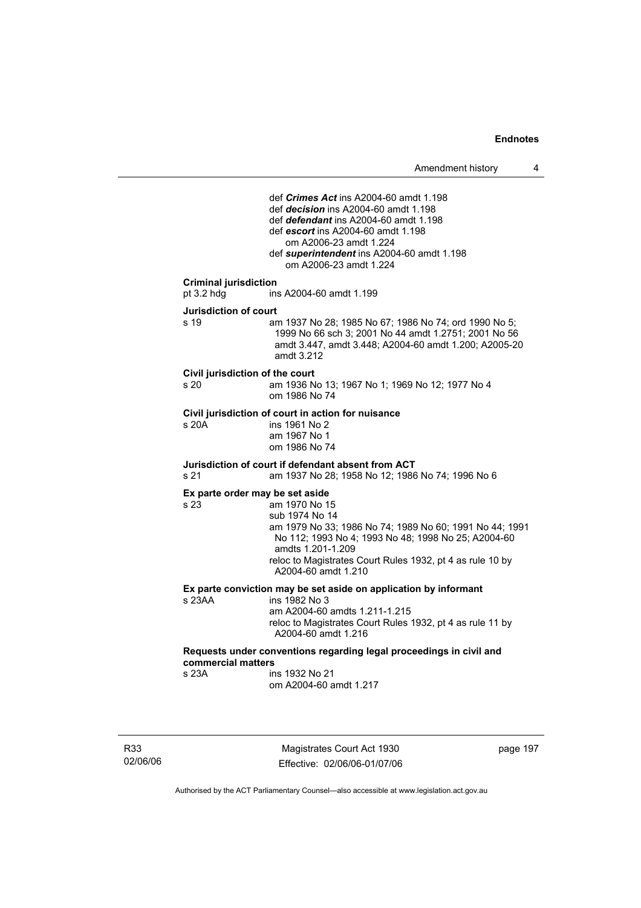def ***Crimes Act*** ins A2004-60 amdt 1.198
def ***decision*** ins A2004-60 amdt 1.198
def ***defendant*** ins A2004-60 amdt 1.198
def ***escort*** ins A2004-60 amdt 1.198
om A2006-23 amdt 1.224
def ***superintendent*** ins A2004-60 amdt 1.198
om A2006-23 amdt 1.224

**Criminal jurisdiction**
pt 3.2 hdg ins A2004-60 amdt 1.199

**Jurisdiction of court**
s 19 am 1937 No 28; 1985 No 67; 1986 No 74; ord 1990 No 5; 1999 No 66 sch 3; 2001 No 44 amdt 1.2751; 2001 No 56 amdt 3.447, amdt 3.448; A2004-60 amdt 1.200; A2005-20 amdt 3.212

**Civil jurisdiction of the court**
s 20 am 1936 No 13; 1967 No 1; 1969 No 12; 1977 No 4
om 1986 No 74

**Civil jurisdiction of court in action for nuisance**
s 20A ins 1961 No 2
am 1967 No 1
om 1986 No 74

**Jurisdiction of court if defendant absent from ACT**
s 21 am 1937 No 28; 1958 No 12; 1986 No 74; 1996 No 6

**Ex parte order may be set aside**
s 23 am 1970 No 15
sub 1974 No 14
am 1979 No 33; 1986 No 74; 1989 No 60; 1991 No 44; 1991 No 112; 1993 No 4; 1993 No 48; 1998 No 25; A2004-60 amdts 1.201-1.209
reloc to Magistrates Court Rules 1932, pt 4 as rule 10 by A2004-60 amdt 1.210

**Ex parte conviction may be set aside on application by informant**
s 23AA ins 1982 No 3
am A2004-60 amdts 1.211-1.215
reloc to Magistrates Court Rules 1932, pt 4 as rule 11 by A2004-60 amdt 1.216

**Requests under conventions regarding legal proceedings in civil and commercial matters**
s 23A ins 1932 No 21
om A2004-60 amdt 1.217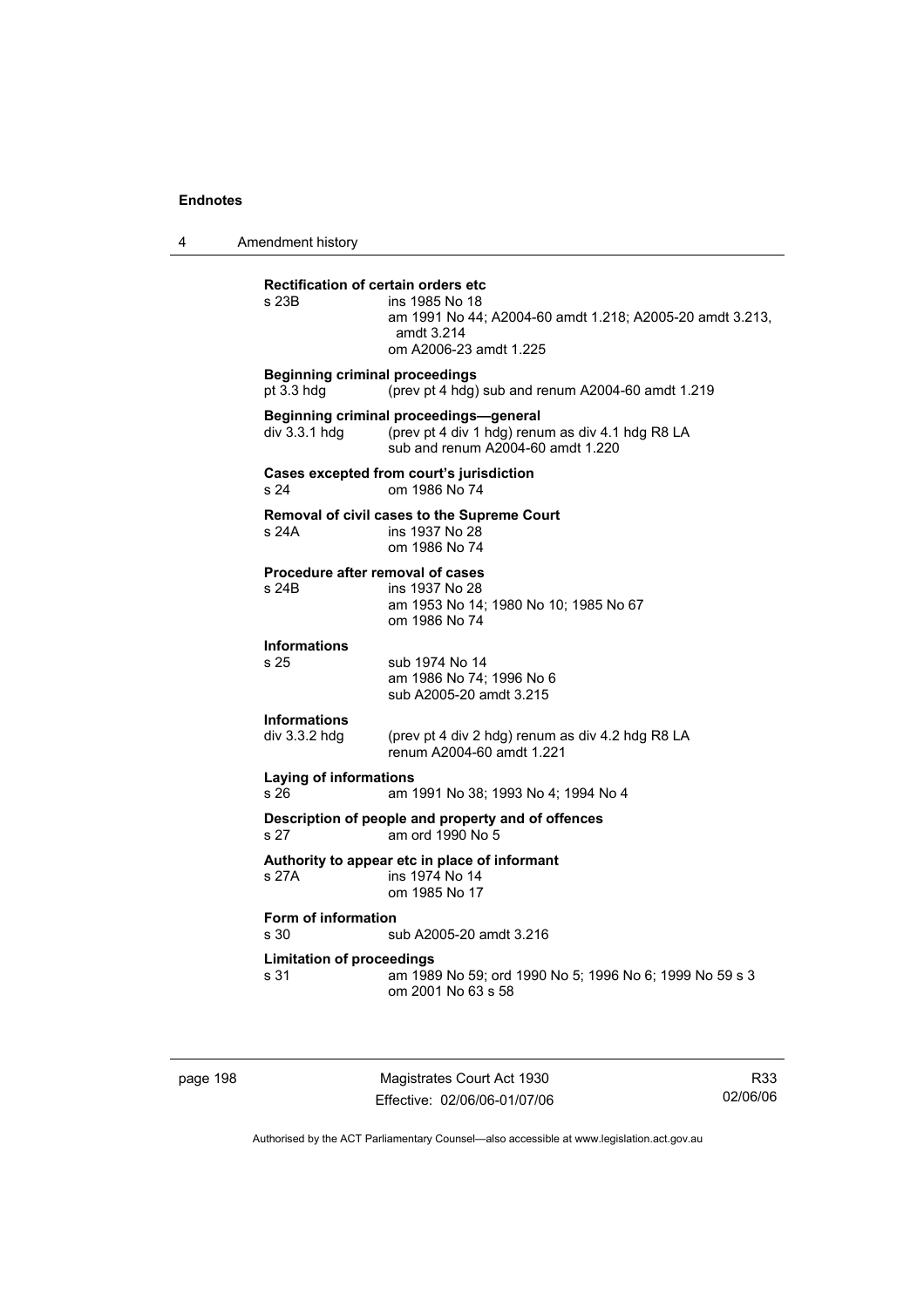**Rectification of certain orders etc**

s 23B ins 1985 No 18
am 1991 No 44; A2004-60 amdt 1.218; A2005-20 amdt 3.213, amdt 3.214
om A2006-23 amdt 1.225

**Beginning criminal proceedings**

pt 3.3 hdg (prev pt 4 hdg) sub and renum A2004-60 amdt 1.219

**Beginning criminal proceedings—general**

div 3.3.1 hdg (prev pt 4 div 1 hdg) renum as div 4.1 hdg R8 LA
sub and renum A2004-60 amdt 1.220

**Cases excepted from court's jurisdiction**

s 24 om 1986 No 74

**Removal of civil cases to the Supreme Court**

s 24A ins 1937 No 28
om 1986 No 74

**Procedure after removal of cases**

s 24B ins 1937 No 28
am 1953 No 14; 1980 No 10; 1985 No 67
om 1986 No 74

**Informations**

s 25 sub 1974 No 14
am 1986 No 74; 1996 No 6
sub A2005-20 amdt 3.215

**Informations**

div 3.3.2 hdg (prev pt 4 div 2 hdg) renum as div 4.2 hdg R8 LA
renum A2004-60 amdt 1.221

**Laying of informations**

s 26 am 1991 No 38; 1993 No 4; 1994 No 4

**Description of people and property and of offences**

s 27 am ord 1990 No 5

**Authority to appear etc in place of informant**

s 27A ins 1974 No 14
om 1985 No 17

**Form of information**

s 30 sub A2005-20 amdt 3.216

**Limitation of proceedings**

s 31 am 1989 No 59; ord 1990 No 5; 1996 No 6; 1999 No 59 s 3
om 2001 No 63 s 58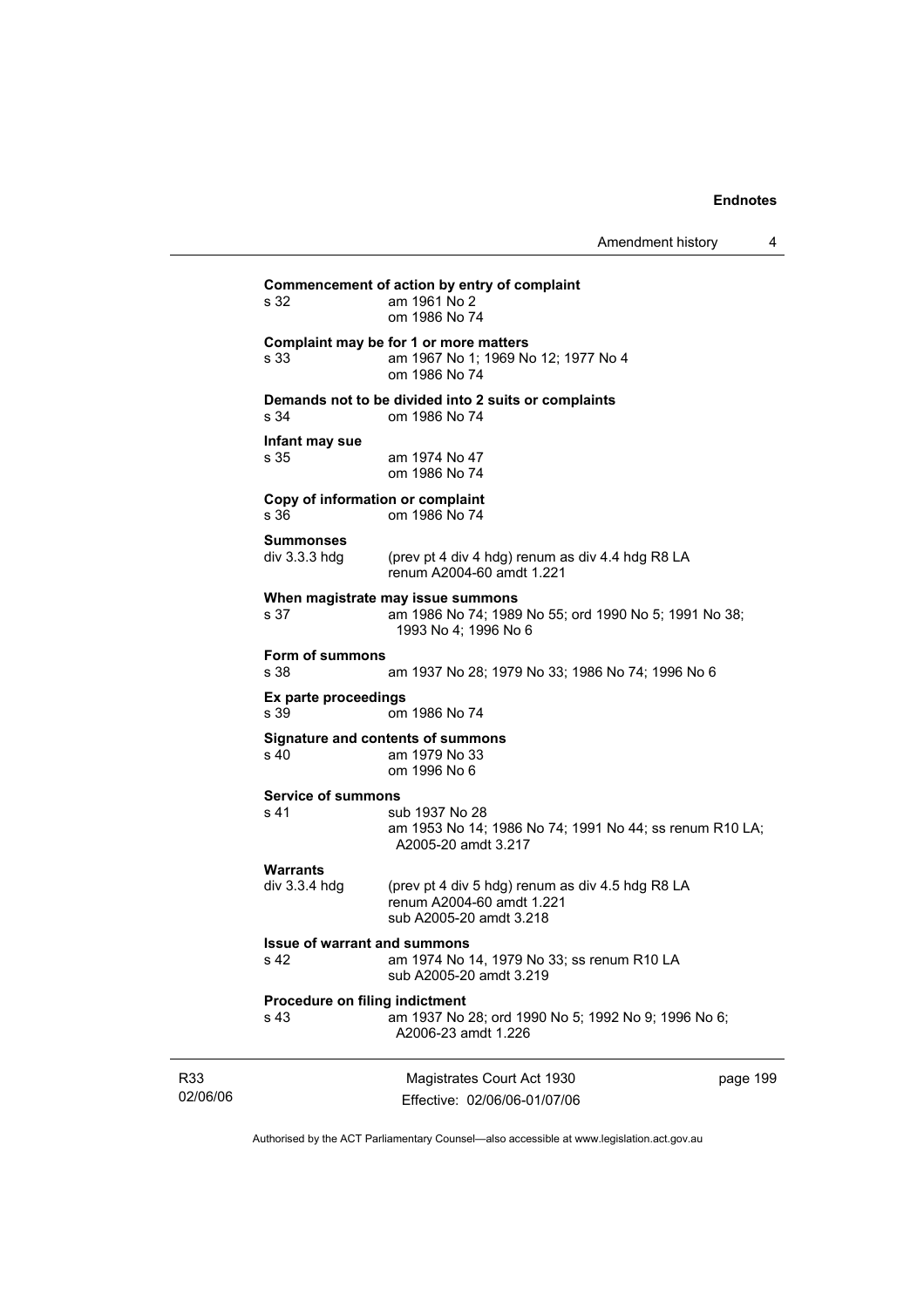**Commencement of action by entry of complaint**
s 32 am 1961 No 2
om 1986 No 74

**Complaint may be for 1 or more matters**
s 33 am 1967 No 1; 1969 No 12; 1977 No 4
om 1986 No 74

**Demands not to be divided into 2 suits or complaints**
s 34 om 1986 No 74

**Infant may sue**
s 35 am 1974 No 47
om 1986 No 74

**Copy of information or complaint**
s 36 om 1986 No 74

**Summonses**
div 3.3.3 hdg (prev pt 4 div 4 hdg) renum as div 4.4 hdg R8 LA
renum A2004-60 amdt 1.221

**When magistrate may issue summons**
s 37 am 1986 No 74; 1989 No 55; ord 1990 No 5; 1991 No 38; 1993 No 4; 1996 No 6

**Form of summons**
s 38 am 1937 No 28; 1979 No 33; 1986 No 74; 1996 No 6

**Ex parte proceedings**
s 39 om 1986 No 74

**Signature and contents of summons**
s 40 am 1979 No 33
om 1996 No 6

**Service of summons**
s 41 sub 1937 No 28
am 1953 No 14; 1986 No 74; 1991 No 44; ss renum R10 LA; A2005-20 amdt 3.217

**Warrants**
div 3.3.4 hdg (prev pt 4 div 5 hdg) renum as div 4.5 hdg R8 LA
renum A2004-60 amdt 1.221
sub A2005-20 amdt 3.218

**Issue of warrant and summons**
s 42 am 1974 No 14, 1979 No 33; ss renum R10 LA
sub A2005-20 amdt 3.219

**Procedure on filing indictment**
s 43 am 1937 No 28; ord 1990 No 5; 1992 No 9; 1996 No 6; A2006-23 amdt 1.226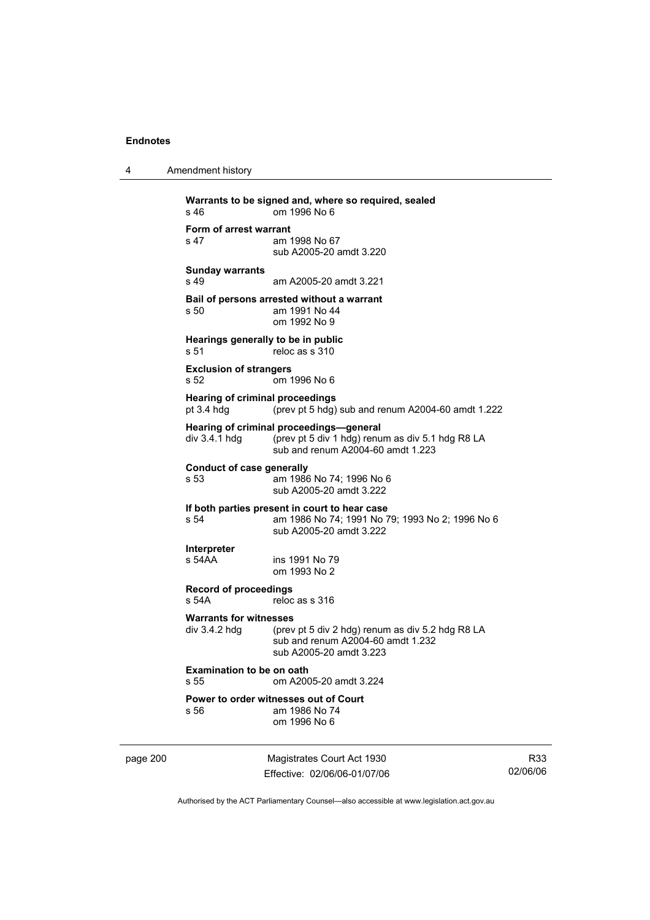**Warrants to be signed and, where so required, sealed**

s 46 om 1996 No 6

**Form of arrest warrant**

s 47 am 1998 No 67
sub A2005-20 amdt 3.220

**Sunday warrants**

s 49 am A2005-20 amdt 3.221

**Bail of persons arrested without a warrant**

s 50 am 1991 No 44
om 1992 No 9

**Hearings generally to be in public**

s 51 reloc as s 310

**Exclusion of strangers**

s 52 om 1996 No 6

**Hearing of criminal proceedings**

pt 3.4 hdg (prev pt 5 hdg) sub and renum A2004-60 amdt 1.222

**Hearing of criminal proceedings—general**

div 3.4.1 hdg (prev pt 5 div 1 hdg) renum as div 5.1 hdg R8 LA
sub and renum A2004-60 amdt 1.223

**Conduct of case generally**

s 53 am 1986 No 74; 1996 No 6
sub A2005-20 amdt 3.222

**If both parties present in court to hear case**

s 54 am 1986 No 74; 1991 No 79; 1993 No 2; 1996 No 6
sub A2005-20 amdt 3.222

**Interpreter**

s 54AA ins 1991 No 79
om 1993 No 2

**Record of proceedings**

s 54A reloc as s 316

**Warrants for witnesses**

div 3.4.2 hdg (prev pt 5 div 2 hdg) renum as div 5.2 hdg R8 LA
sub and renum A2004-60 amdt 1.232
sub A2005-20 amdt 3.223

**Examination to be on oath**

s 55 om A2005-20 amdt 3.224

**Power to order witnesses out of Court**

s 56 am 1986 No 74
om 1996 No 6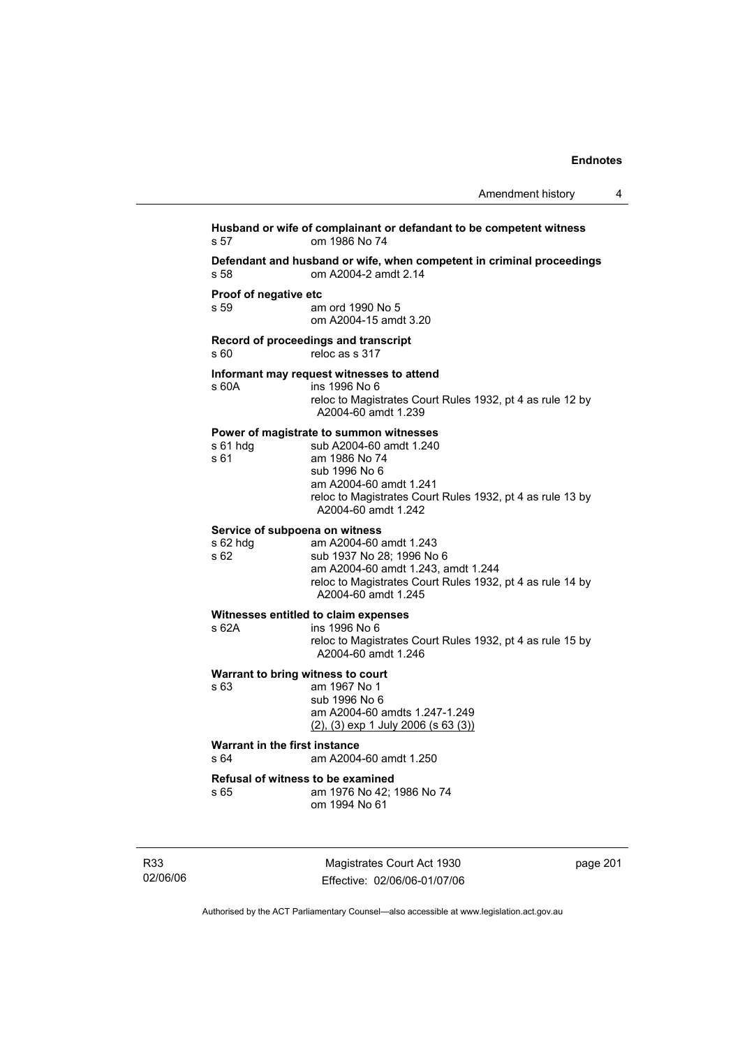**Husband or wife of complainant or defendant to be competent witness**

s 57 om 1986 No 74

**Defendant and husband or wife, when competent in criminal proceedings**

s 58 om A2004-2 amdt 2.14

**Proof of negative etc**

s 59 am ord 1990 No 5
om A2004-15 amdt 3.20

**Record of proceedings and transcript**

s 60 reloc as s 317

**Informant may request witnesses to attend**

s 60A ins 1996 No 6
reloc to Magistrates Court Rules 1932, pt 4 as rule 12 by A2004-60 amdt 1.239

**Power of magistrate to summon witnesses**

s 61 hdg sub A2004-60 amdt 1.240

s 61 am 1986 No 74
sub 1996 No 6
am A2004-60 amdt 1.241
reloc to Magistrates Court Rules 1932, pt 4 as rule 13 by A2004-60 amdt 1.242

**Service of subpoena on witness**

s 62 hdg am A2004-60 amdt 1.243

s 62 sub 1937 No 28; 1996 No 6
am A2004-60 amdt 1.243, amdt 1.244
reloc to Magistrates Court Rules 1932, pt 4 as rule 14 by A2004-60 amdt 1.245

**Witnesses entitled to claim expenses**

s 62A ins 1996 No 6
reloc to Magistrates Court Rules 1932, pt 4 as rule 15 by A2004-60 amdt 1.246

**Warrant to bring witness to court**

s 63 am 1967 No 1
sub 1996 No 6
am A2004-60 amdts 1.247-1.249
(2), (3) exp 1 July 2006 (s 63 (3))

**Warrant in the first instance**

s 64 am A2004-60 amdt 1.250

**Refusal of witness to be examined**

s 65 am 1976 No 42; 1986 No 74
om 1994 No 61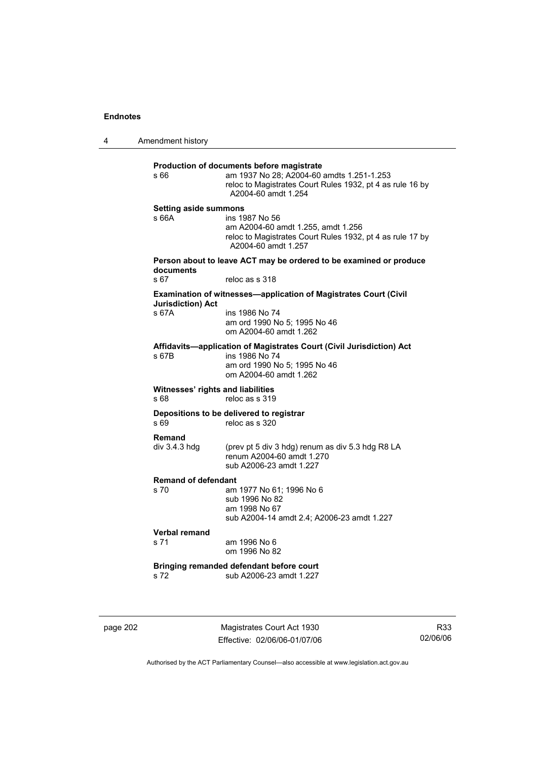**Production of documents before magistrate**

s 66 am 1937 No 28; A2004-60 amdts 1.251-1.253
reloc to Magistrates Court Rules 1932, pt 4 as rule 16 by A2004-60 amdt 1.254

**Setting aside summons**

s 66A ins 1987 No 56
am A2004-60 amdt 1.255, amdt 1.256
reloc to Magistrates Court Rules 1932, pt 4 as rule 17 by A2004-60 amdt 1.257

**Person about to leave ACT may be ordered to be examined or produce documents**

s 67 reloc as s 318

**Examination of witnesses—application of Magistrates Court (Civil Jurisdiction) Act**

s 67A ins 1986 No 74
am ord 1990 No 5; 1995 No 46
om A2004-60 amdt 1.262

**Affidavits—application of Magistrates Court (Civil Jurisdiction) Act**

s 67B ins 1986 No 74
am ord 1990 No 5; 1995 No 46
om A2004-60 amdt 1.262

**Witnesses' rights and liabilities**

s 68 reloc as s 319

**Depositions to be delivered to registrar**

s 69 reloc as s 320

**Remand**

div 3.4.3 hdg (prev pt 5 div 3 hdg) renum as div 5.3 hdg R8 LA
renum A2004-60 amdt 1.270
sub A2006-23 amdt 1.227

**Remand of defendant**

s 70 am 1977 No 61; 1996 No 6
sub 1996 No 82
am 1998 No 67
sub A2004-14 amdt 2.4; A2006-23 amdt 1.227

**Verbal remand**

s 71 am 1996 No 6
om 1996 No 82

**Bringing remanded defendant before court**

s 72 sub A2006-23 amdt 1.227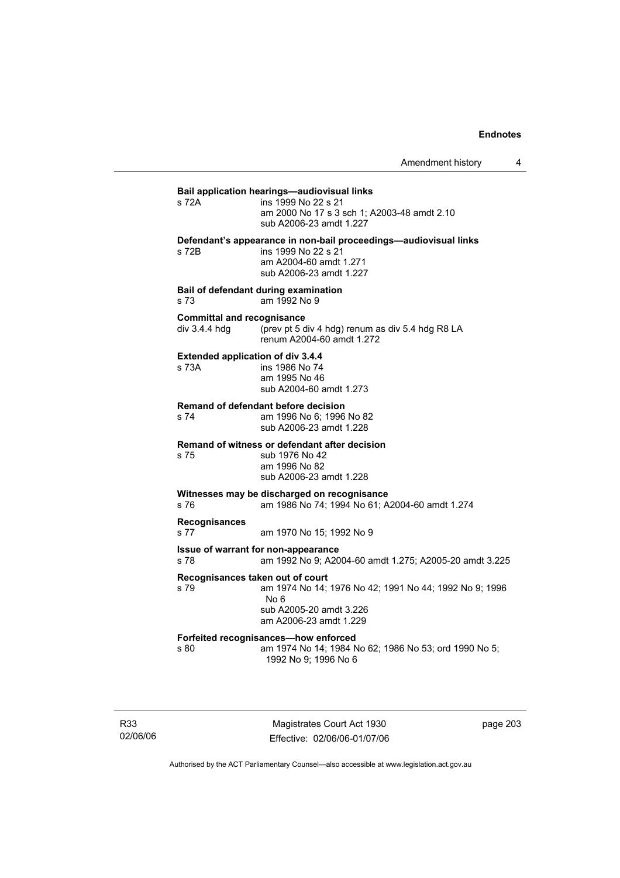**Bail application hearings—audiovisual links**

s 72A ins 1999 No 22 s 21
am 2000 No 17 s 3 sch 1; A2003-48 amdt 2.10
sub A2006-23 amdt 1.227

**Defendant's appearance in non-bail proceedings—audiovisual links**

s 72B ins 1999 No 22 s 21
am A2004-60 amdt 1.271
sub A2006-23 amdt 1.227

**Bail of defendant during examination**

s 73 am 1992 No 9

**Committal and recognisance**

div 3.4.4 hdg (prev pt 5 div 4 hdg) renum as div 5.4 hdg R8 LA
renum A2004-60 amdt 1.272

**Extended application of div 3.4.4**

s 73A ins 1986 No 74
am 1995 No 46
sub A2004-60 amdt 1.273

**Remand of defendant before decision**

s 74 am 1996 No 6; 1996 No 82
sub A2006-23 amdt 1.228

**Remand of witness or defendant after decision**

s 75 sub 1976 No 42
am 1996 No 82
sub A2006-23 amdt 1.228

**Witnesses may be discharged on recognisance**

s 76 am 1986 No 74; 1994 No 61; A2004-60 amdt 1.274

**Recognisances**

s 77 am 1970 No 15; 1992 No 9

**Issue of warrant for non-appearance**

s 78 am 1992 No 9; A2004-60 amdt 1.275; A2005-20 amdt 3.225

**Recognisances taken out of court**

s 79 am 1974 No 14; 1976 No 42; 1991 No 44; 1992 No 9; 1996 No 6
sub A2005-20 amdt 3.226
am A2006-23 amdt 1.229

**Forfeited recognisances—how enforced**

s 80 am 1974 No 14; 1984 No 62; 1986 No 53; ord 1990 No 5; 1992 No 9; 1996 No 6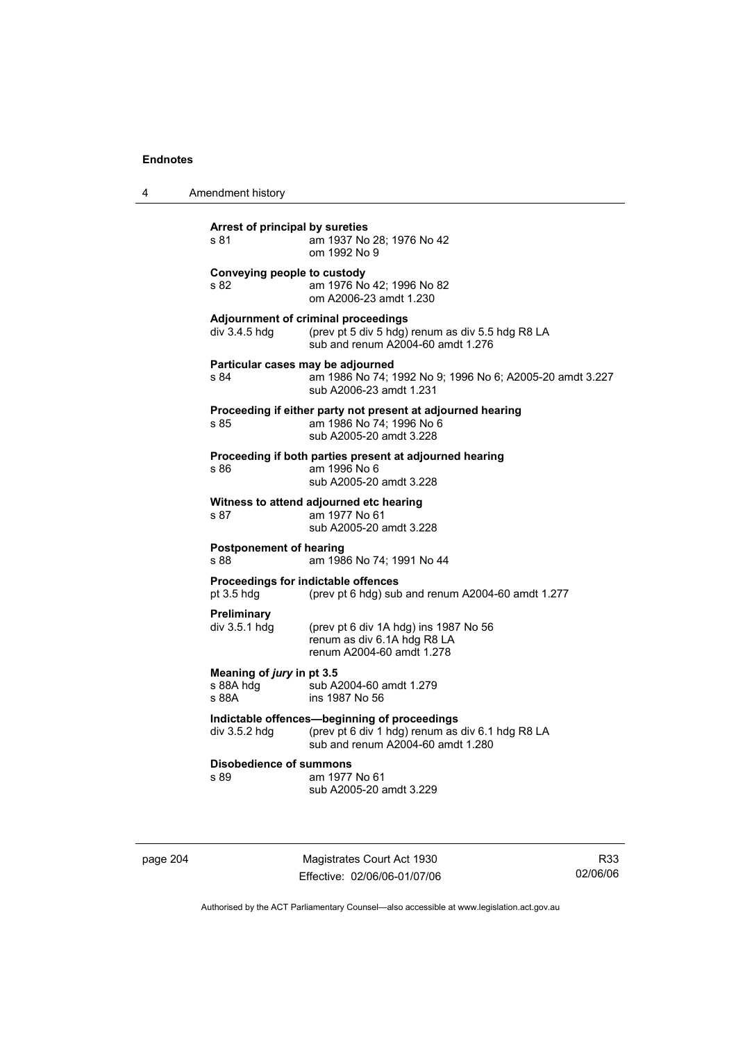**Arrest of principal by sureties**

s 81 am 1937 No 28; 1976 No 42
om 1992 No 9

**Conveying people to custody**

s 82 am 1976 No 42; 1996 No 82
om A2006-23 amdt 1.230

**Adjournment of criminal proceedings**

div 3.4.5 hdg (prev pt 5 div 5 hdg) renum as div 5.5 hdg R8 LA
sub and renum A2004-60 amdt 1.276

**Particular cases may be adjourned**

s 84 am 1986 No 74; 1992 No 9; 1996 No 6; A2005-20 amdt 3.227
sub A2006-23 amdt 1.231

**Proceeding if either party not present at adjourned hearing**

s 85 am 1986 No 74; 1996 No 6
sub A2005-20 amdt 3.228

**Proceeding if both parties present at adjourned hearing**

s 86 am 1996 No 6
sub A2005-20 amdt 3.228

**Witness to attend adjourned etc hearing**

s 87 am 1977 No 61
sub A2005-20 amdt 3.228

**Postponement of hearing**

s 88 am 1986 No 74; 1991 No 44

**Proceedings for indictable offences**

pt 3.5 hdg (prev pt 6 hdg) sub and renum A2004-60 amdt 1.277

**Preliminary**

div 3.5.1 hdg (prev pt 6 div 1A hdg) ins 1987 No 56
renum as div 6.1A hdg R8 LA
renum A2004-60 amdt 1.278

**Meaning of *jury* in pt 3.5**

s 88A hdg sub A2004-60 amdt 1.279
s 88A ins 1987 No 56

**Indictable offences—beginning of proceedings**

div 3.5.2 hdg (prev pt 6 div 1 hdg) renum as div 6.1 hdg R8 LA
sub and renum A2004-60 amdt 1.280

**Disobedience of summons**

s 89 am 1977 No 61
sub A2005-20 amdt 3.229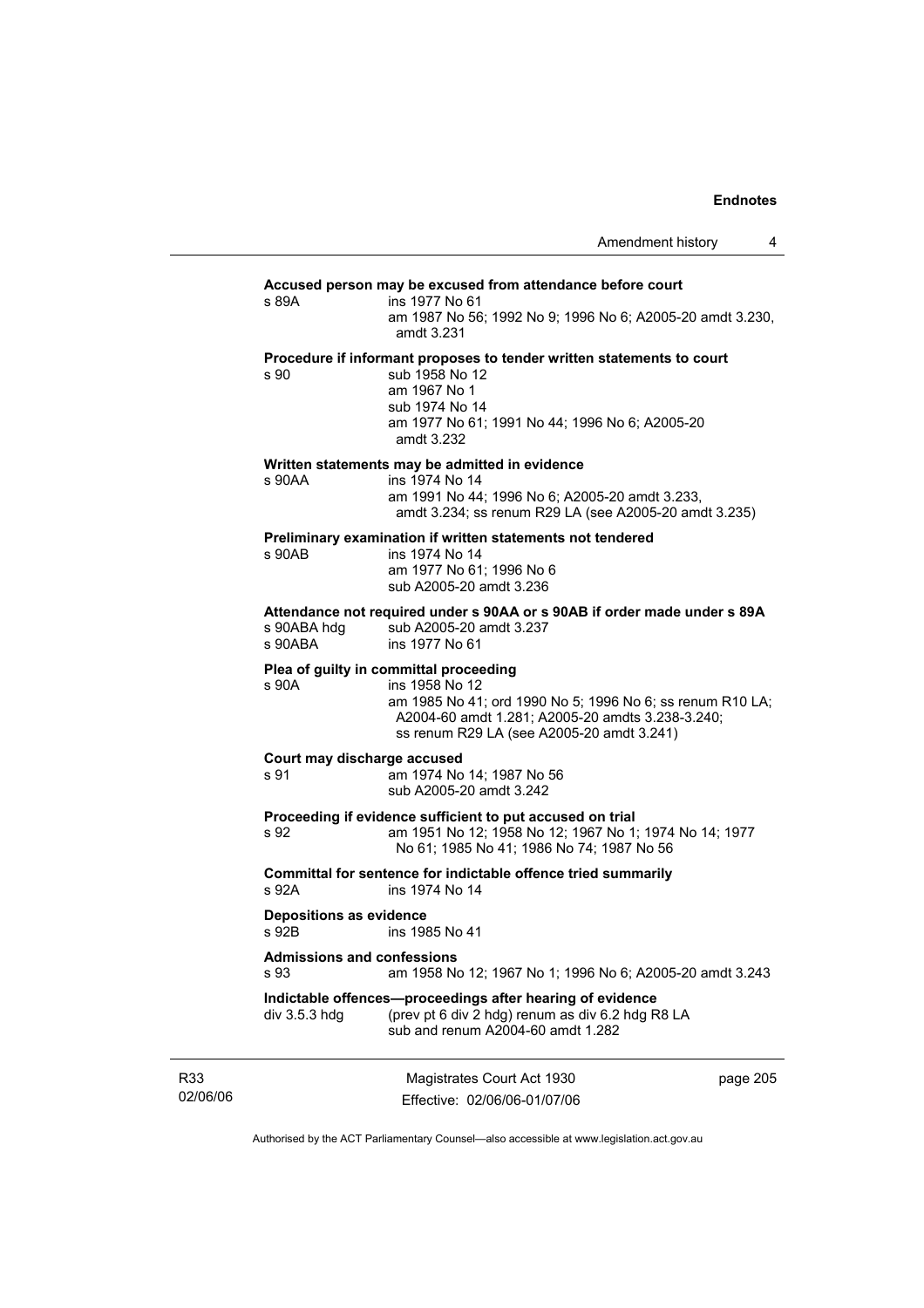**Accused person may be excused from attendance before court**

s 89A ins 1977 No 61
am 1987 No 56; 1992 No 9; 1996 No 6; A2005-20 amdt 3.230, amdt 3.231

**Procedure if informant proposes to tender written statements to court**

s 90 sub 1958 No 12
am 1967 No 1
sub 1974 No 14
am 1977 No 61; 1991 No 44; 1996 No 6; A2005-20 amdt 3.232

**Written statements may be admitted in evidence**

s 90AA ins 1974 No 14
am 1991 No 44; 1996 No 6; A2005-20 amdt 3.233, amdt 3.234; ss renum R29 LA (see A2005-20 amdt 3.235)

**Preliminary examination if written statements not tendered**

s 90AB ins 1974 No 14
am 1977 No 61; 1996 No 6
sub A2005-20 amdt 3.236

**Attendance not required under s 90AA or s 90AB if order made under s 89A**

s 90ABA hdg sub A2005-20 amdt 3.237
s 90ABA ins 1977 No 61

**Plea of guilty in committal proceeding**

s 90A ins 1958 No 12
am 1985 No 41; ord 1990 No 5; 1996 No 6; ss renum R10 LA; A2004-60 amdt 1.281; A2005-20 amdts 3.238-3.240; ss renum R29 LA (see A2005-20 amdt 3.241)

**Court may discharge accused**

s 91 am 1974 No 14; 1987 No 56
sub A2005-20 amdt 3.242

**Proceeding if evidence sufficient to put accused on trial**

s 92 am 1951 No 12; 1958 No 12; 1967 No 1; 1974 No 14; 1977 No 61; 1985 No 41; 1986 No 74; 1987 No 56

**Committal for sentence for indictable offence tried summarily**

s 92A ins 1974 No 14

**Depositions as evidence**

s 92B ins 1985 No 41

**Admissions and confessions**

s 93 am 1958 No 12; 1967 No 1; 1996 No 6; A2005-20 amdt 3.243

**Indictable offences—proceedings after hearing of evidence**

div 3.5.3 hdg (prev pt 6 div 2 hdg) renum as div 6.2 hdg R8 LA
sub and renum A2004-60 amdt 1.282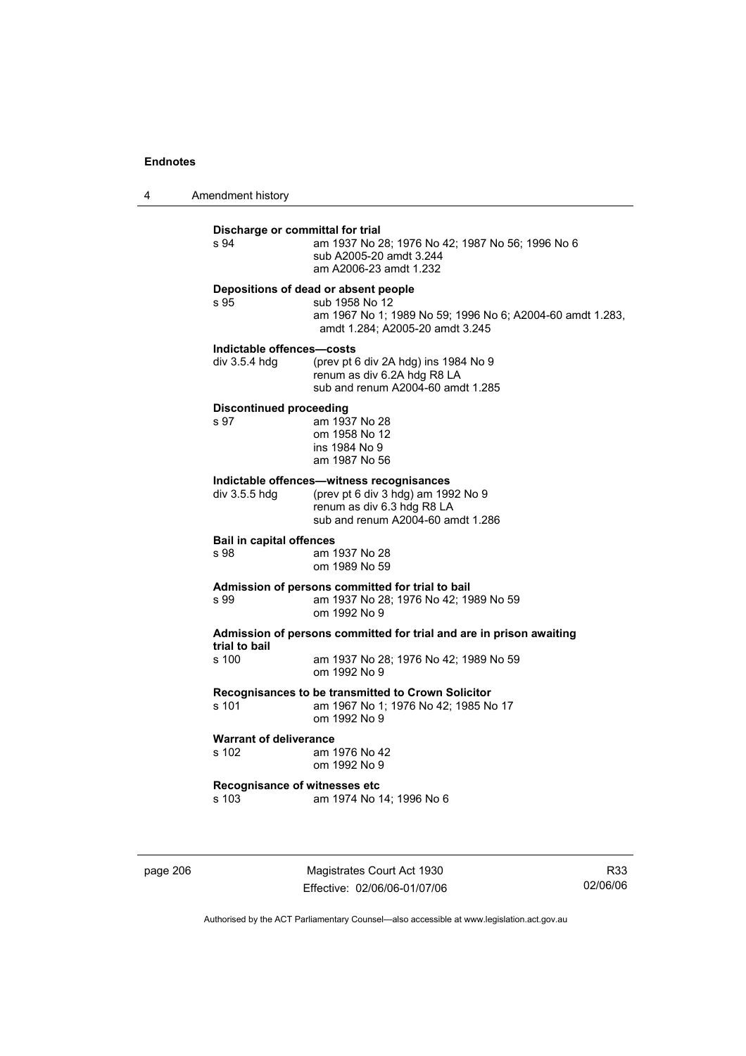**Discharge or committal for trial**

s 94 am 1937 No 28; 1976 No 42; 1987 No 56; 1996 No 6
sub A2005-20 amdt 3.244
am A2006-23 amdt 1.232

**Depositions of dead or absent people**

s 95 sub 1958 No 12
am 1967 No 1; 1989 No 59; 1996 No 6; A2004-60 amdt 1.283, amdt 1.284; A2005-20 amdt 3.245

**Indictable offences—costs**

div 3.5.4 hdg (prev pt 6 div 2A hdg) ins 1984 No 9
renum as div 6.2A hdg R8 LA
sub and renum A2004-60 amdt 1.285

**Discontinued proceeding**

s 97 am 1937 No 28
om 1958 No 12
ins 1984 No 9
am 1987 No 56

**Indictable offences—witness recognisances**

div 3.5.5 hdg (prev pt 6 div 3 hdg) am 1992 No 9
renum as div 6.3 hdg R8 LA
sub and renum A2004-60 amdt 1.286

**Bail in capital offences**

s 98 am 1937 No 28
om 1989 No 59

**Admission of persons committed for trial to bail**

s 99 am 1937 No 28; 1976 No 42; 1989 No 59
om 1992 No 9

**Admission of persons committed for trial and are in prison awaiting trial to bail**

s 100 am 1937 No 28; 1976 No 42; 1989 No 59
om 1992 No 9

**Recognisances to be transmitted to Crown Solicitor**

s 101 am 1967 No 1; 1976 No 42; 1985 No 17
om 1992 No 9

**Warrant of deliverance**

s 102 am 1976 No 42
om 1992 No 9

**Recognisance of witnesses etc**

s 103 am 1974 No 14; 1996 No 6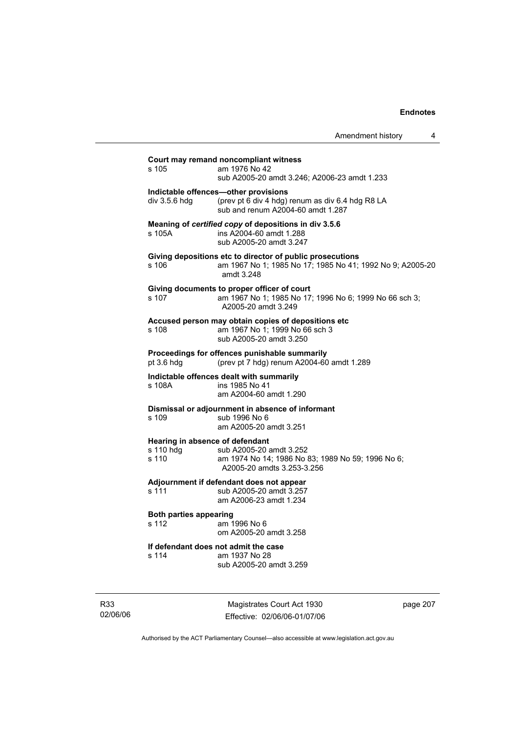**Court may remand noncompliant witness**

s 105 am 1976 No 42
sub A2005-20 amdt 3.246; A2006-23 amdt 1.233

**Indictable offences—other provisions**

div 3.5.6 hdg (prev pt 6 div 4 hdg) renum as div 6.4 hdg R8 LA
sub and renum A2004-60 amdt 1.287

**Meaning of *certified copy* of depositions in div 3.5.6**

s 105A ins A2004-60 amdt 1.288
sub A2005-20 amdt 3.247

**Giving depositions etc to director of public prosecutions**

s 106 am 1967 No 1; 1985 No 17; 1985 No 41; 1992 No 9; A2005-20 amdt 3.248

**Giving documents to proper officer of court**

s 107 am 1967 No 1; 1985 No 17; 1996 No 6; 1999 No 66 sch 3; A2005-20 amdt 3.249

**Accused person may obtain copies of depositions etc**

s 108 am 1967 No 1; 1999 No 66 sch 3
sub A2005-20 amdt 3.250

**Proceedings for offences punishable summarily**

pt 3.6 hdg (prev pt 7 hdg) renum A2004-60 amdt 1.289

**Indictable offences dealt with summarily**

s 108A ins 1985 No 41
am A2004-60 amdt 1.290

**Dismissal or adjournment in absence of informant**

s 109 sub 1996 No 6
am A2005-20 amdt 3.251

**Hearing in absence of defendant**

s 110 hdg sub A2005-20 amdt 3.252
s 110 am 1974 No 14; 1986 No 83; 1989 No 59; 1996 No 6; A2005-20 amdts 3.253-3.256

**Adjournment if defendant does not appear**

s 111 sub A2005-20 amdt 3.257
am A2006-23 amdt 1.234

**Both parties appearing**

s 112 am 1996 No 6
om A2005-20 amdt 3.258

**If defendant does not admit the case**

s 114 am 1937 No 28
sub A2005-20 amdt 3.259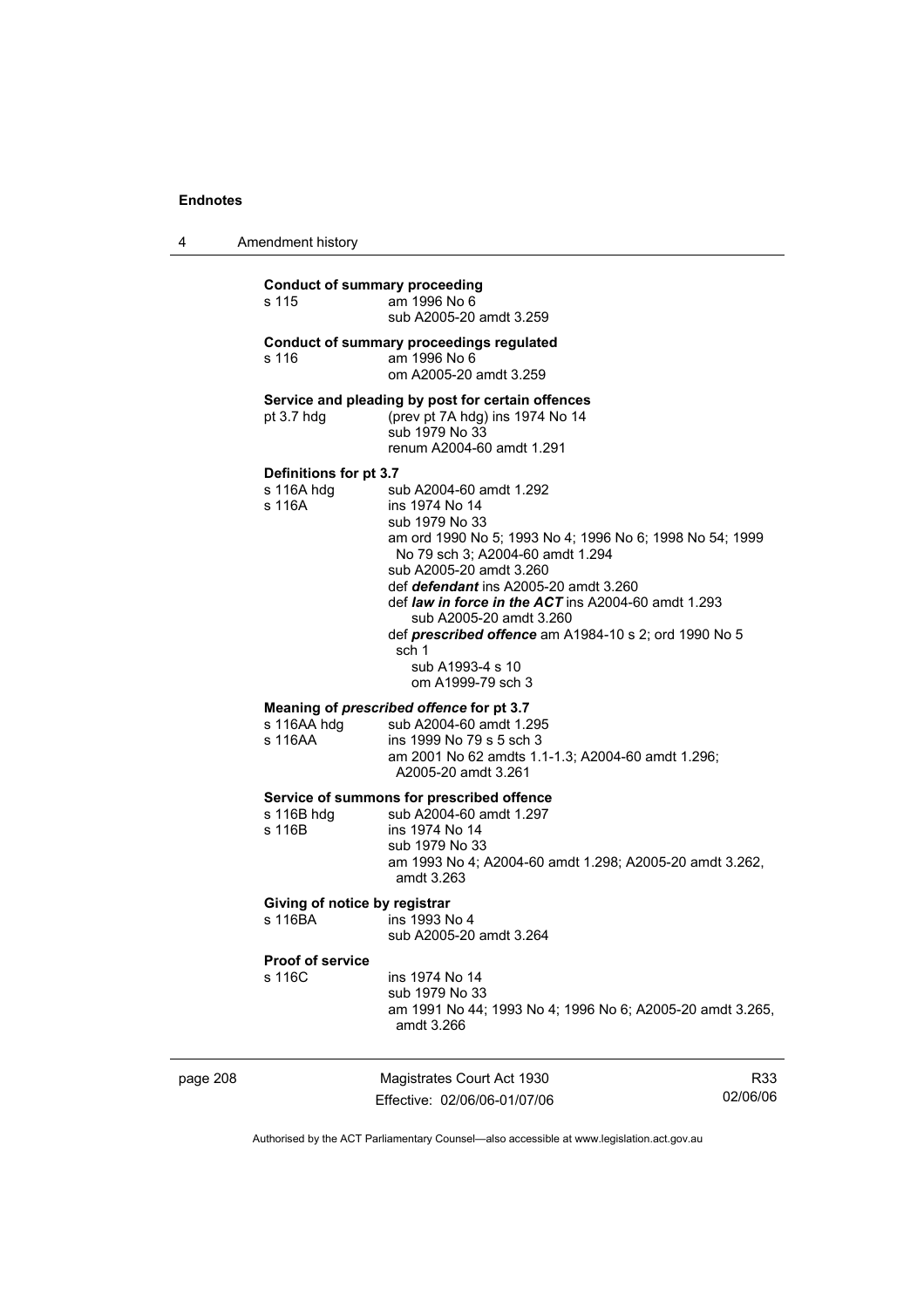**Conduct of summary proceeding**

s 115 am 1996 No 6
sub A2005-20 amdt 3.259

**Conduct of summary proceedings regulated**

s 116 am 1996 No 6
om A2005-20 amdt 3.259

**Service and pleading by post for certain offences**

pt 3.7 hdg (prev pt 7A hdg) ins 1974 No 14
sub 1979 No 33
renum A2004-60 amdt 1.291

**Definitions for pt 3.7**

s 116A hdg sub A2004-60 amdt 1.292
s 116A ins 1974 No 14
sub 1979 No 33
am ord 1990 No 5; 1993 No 4; 1996 No 6; 1998 No 54; 1999 No 79 sch 3; A2004-60 amdt 1.294
sub A2005-20 amdt 3.260
def ***defendant*** ins A2005-20 amdt 3.260
def ***law in force in the ACT*** ins A2004-60 amdt 1.293
sub A2005-20 amdt 3.260
def ***prescribed offence*** am A1984-10 s 2; ord 1990 No 5 sch 1
sub A1993-4 s 10
om A1999-79 sch 3

**Meaning of *prescribed offence* for pt 3.7**

s 116AA hdg sub A2004-60 amdt 1.295
s 116AA ins 1999 No 79 s 5 sch 3
am 2001 No 62 amdts 1.1-1.3; A2004-60 amdt 1.296; A2005-20 amdt 3.261

**Service of summons for prescribed offence**

s 116B hdg sub A2004-60 amdt 1.297
s 116B ins 1974 No 14
sub 1979 No 33
am 1993 No 4; A2004-60 amdt 1.298; A2005-20 amdt 3.262, amdt 3.263

**Giving of notice by registrar**

s 116BA ins 1993 No 4
sub A2005-20 amdt 3.264

**Proof of service**

s 116C ins 1974 No 14
sub 1979 No 33
am 1991 No 44; 1993 No 4; 1996 No 6; A2005-20 amdt 3.265, amdt 3.266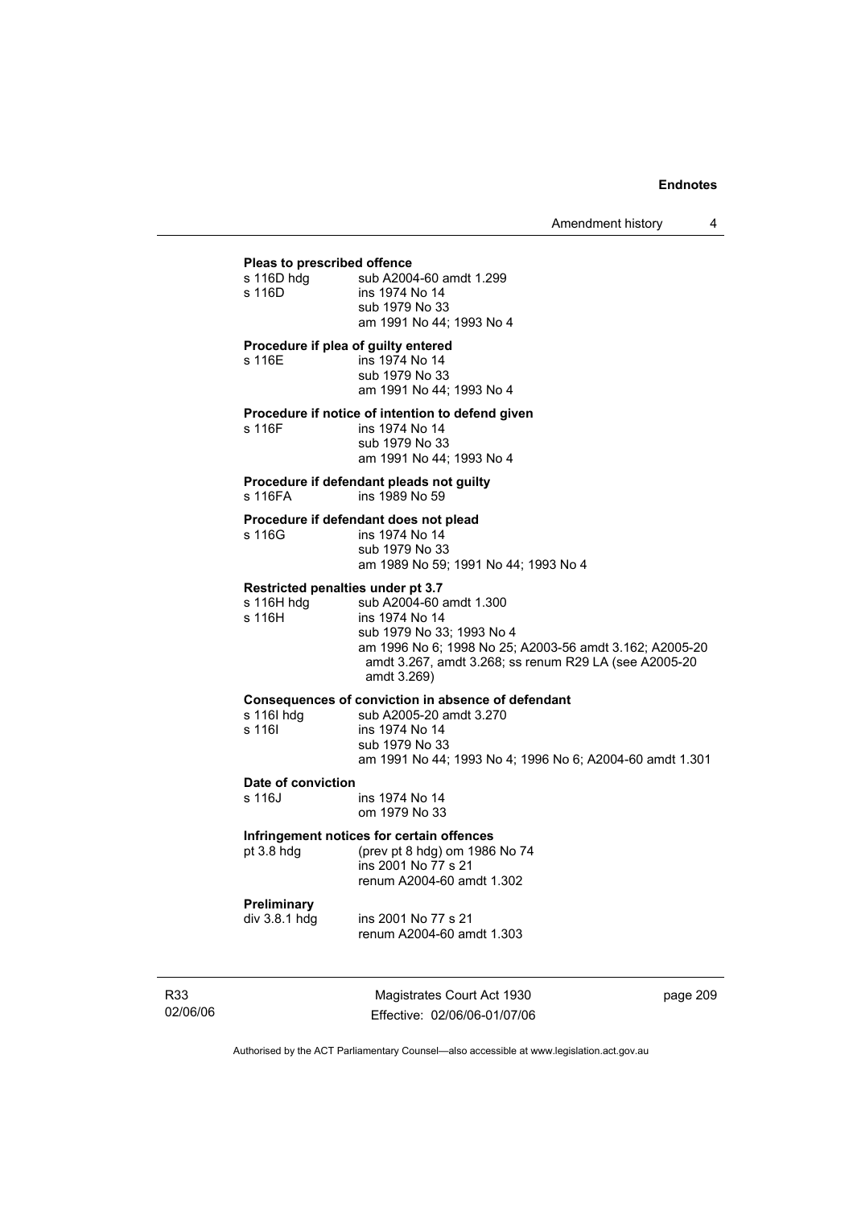**Pleas to prescribed offence**

s 116D hdg sub A2004-60 amdt 1.299
s 116D ins 1974 No 14
sub 1979 No 33
am 1991 No 44; 1993 No 4

**Procedure if plea of guilty entered**

s 116E ins 1974 No 14
sub 1979 No 33
am 1991 No 44; 1993 No 4

**Procedure if notice of intention to defend given**

s 116F ins 1974 No 14
sub 1979 No 33
am 1991 No 44; 1993 No 4

**Procedure if defendant pleads not guilty**

s 116FA ins 1989 No 59

**Procedure if defendant does not plead**

s 116G ins 1974 No 14
sub 1979 No 33
am 1989 No 59; 1991 No 44; 1993 No 4

**Restricted penalties under pt 3.7**

s 116H hdg sub A2004-60 amdt 1.300
s 116H ins 1974 No 14
sub 1979 No 33; 1993 No 4
am 1996 No 6; 1998 No 25; A2003-56 amdt 3.162; A2005-20 amdt 3.267, amdt 3.268; ss renum R29 LA (see A2005-20 amdt 3.269)

**Consequences of conviction in absence of defendant**

s 116I hdg sub A2005-20 amdt 3.270
s 116I ins 1974 No 14
sub 1979 No 33
am 1991 No 44; 1993 No 4; 1996 No 6; A2004-60 amdt 1.301

**Date of conviction**

s 116J ins 1974 No 14
om 1979 No 33

**Infringement notices for certain offences**

pt 3.8 hdg (prev pt 8 hdg) om 1986 No 74
ins 2001 No 77 s 21
renum A2004-60 amdt 1.302

**Preliminary**

div 3.8.1 hdg ins 2001 No 77 s 21
renum A2004-60 amdt 1.303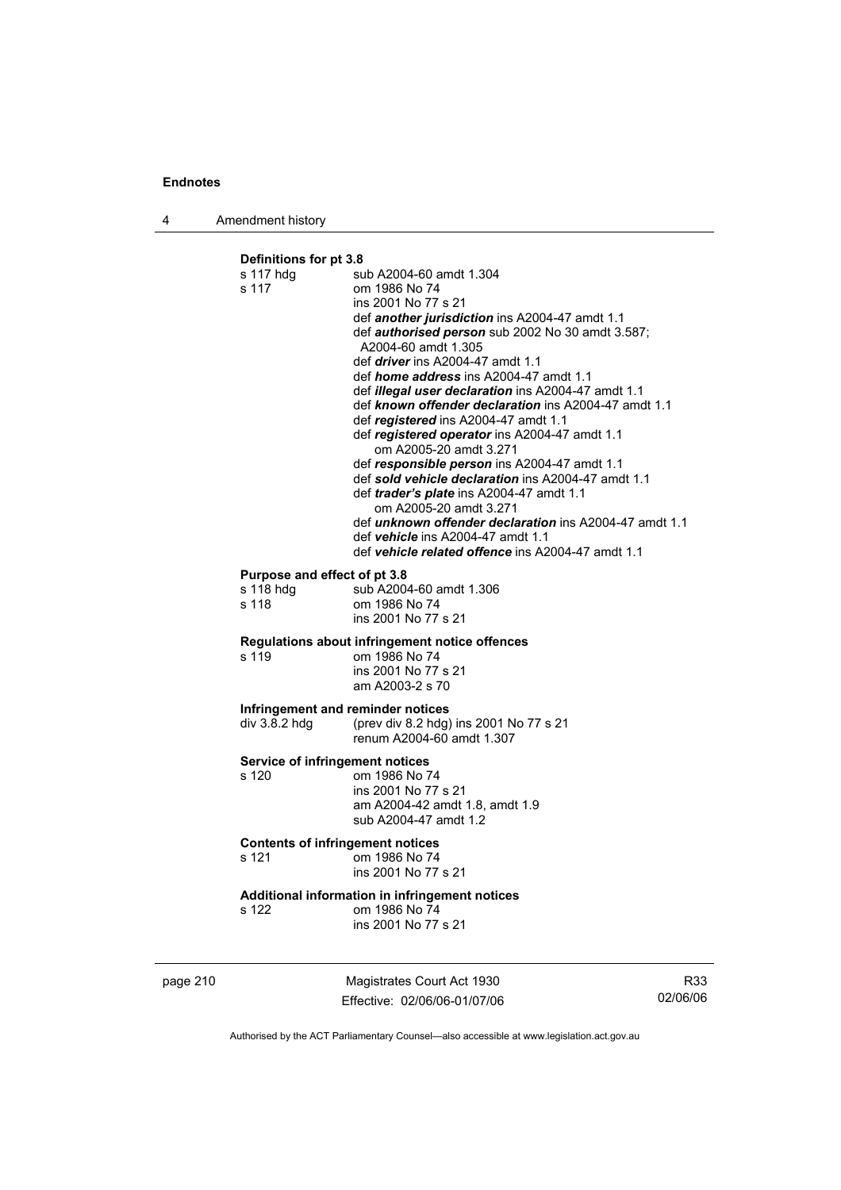**Definitions for pt 3.8**

s 117 hdg sub A2004-60 amdt 1.304

s 117 om 1986 No 74
ins 2001 No 77 s 21
def ***another jurisdiction*** ins A2004-47 amdt 1.1
def ***authorised person*** sub 2002 No 30 amdt 3.587; A2004-60 amdt 1.305
def ***driver*** ins A2004-47 amdt 1.1
def ***home address*** ins A2004-47 amdt 1.1
def ***illegal user declaration*** ins A2004-47 amdt 1.1
def ***known offender declaration*** ins A2004-47 amdt 1.1
def ***registered*** ins A2004-47 amdt 1.1
def ***registered operator*** ins A2004-47 amdt 1.1
om A2005-20 amdt 3.271
def ***responsible person*** ins A2004-47 amdt 1.1
def ***sold vehicle declaration*** ins A2004-47 amdt 1.1
def ***trader's plate*** ins A2004-47 amdt 1.1
om A2005-20 amdt 3.271
def ***unknown offender declaration*** ins A2004-47 amdt 1.1
def ***vehicle*** ins A2004-47 amdt 1.1
def ***vehicle related offence*** ins A2004-47 amdt 1.1

**Purpose and effect of pt 3.8**

s 118 hdg sub A2004-60 amdt 1.306

s 118 om 1986 No 74
ins 2001 No 77 s 21

**Regulations about infringement notice offences**

s 119 om 1986 No 74
ins 2001 No 77 s 21
am A2003-2 s 70

**Infringement and reminder notices**

div 3.8.2 hdg (prev div 8.2 hdg) ins 2001 No 77 s 21
renum A2004-60 amdt 1.307

**Service of infringement notices**

s 120 om 1986 No 74
ins 2001 No 77 s 21
am A2004-42 amdt 1.8, amdt 1.9
sub A2004-47 amdt 1.2

**Contents of infringement notices**

s 121 om 1986 No 74
ins 2001 No 77 s 21

**Additional information in infringement notices**

s 122 om 1986 No 74
ins 2001 No 77 s 21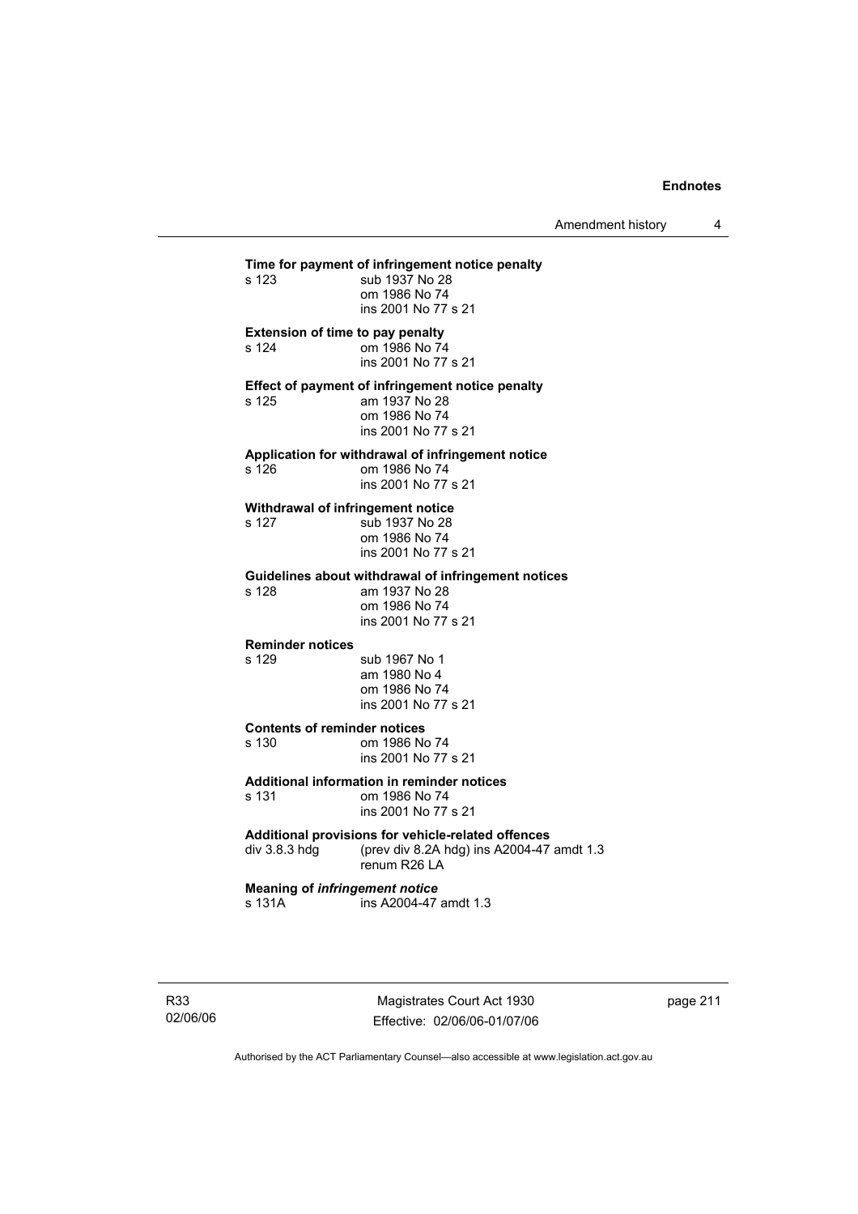**Time for payment of infringement notice penalty**
s 123 sub 1937 No 28
om 1986 No 74
ins 2001 No 77 s 21

**Extension of time to pay penalty**
s 124 om 1986 No 74
ins 2001 No 77 s 21

**Effect of payment of infringement notice penalty**
s 125 am 1937 No 28
om 1986 No 74
ins 2001 No 77 s 21

**Application for withdrawal of infringement notice**
s 126 om 1986 No 74
ins 2001 No 77 s 21

**Withdrawal of infringement notice**
s 127 sub 1937 No 28
om 1986 No 74
ins 2001 No 77 s 21

**Guidelines about withdrawal of infringement notices**
s 128 am 1937 No 28
om 1986 No 74
ins 2001 No 77 s 21

**Reminder notices**
s 129 sub 1967 No 1
am 1980 No 4
om 1986 No 74
ins 2001 No 77 s 21

**Contents of reminder notices**
s 130 om 1986 No 74
ins 2001 No 77 s 21

**Additional information in reminder notices**
s 131 om 1986 No 74
ins 2001 No 77 s 21

**Additional provisions for vehicle-related offences**
div 3.8.3 hdg (prev div 8.2A hdg) ins A2004-47 amdt 1.3
renum R26 LA

**Meaning of *infringement notice***
s 131A ins A2004-47 amdt 1.3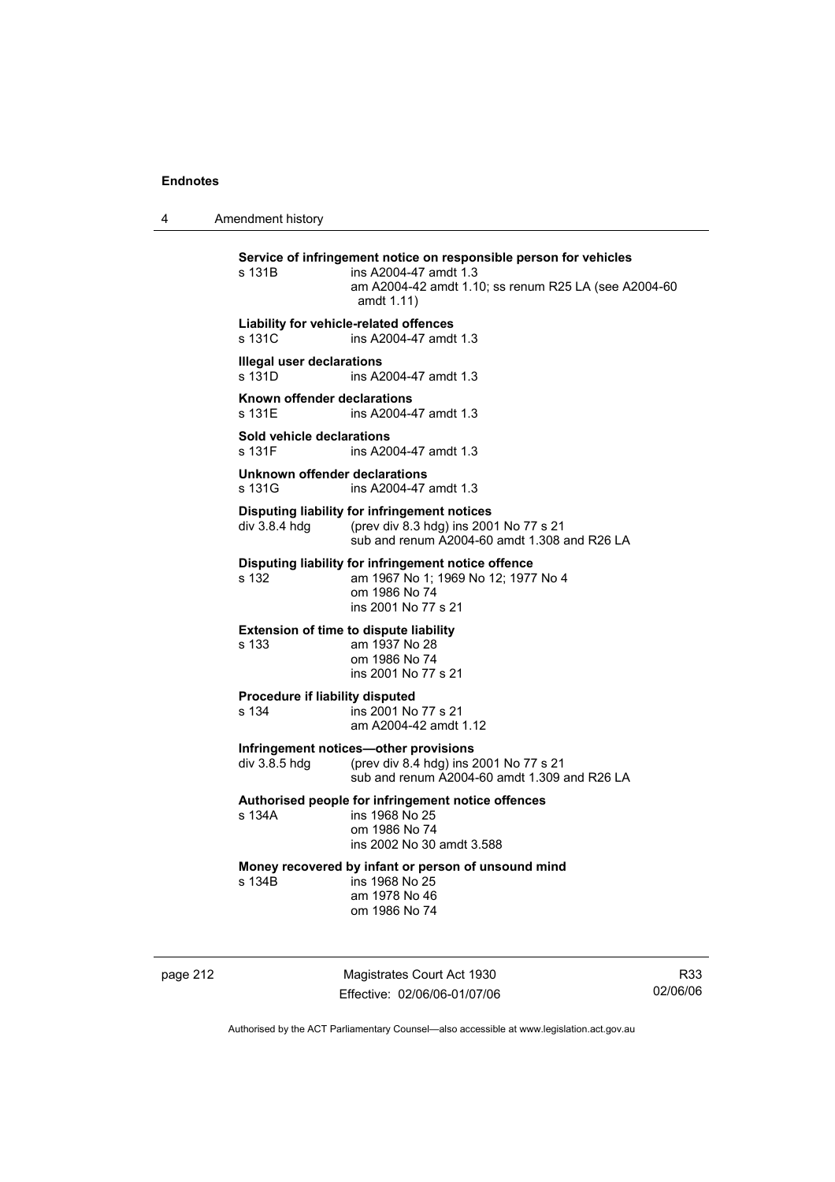**Service of infringement notice on responsible person for vehicles**
s 131B ins A2004-47 amdt 1.3
am A2004-42 amdt 1.10; ss renum R25 LA (see A2004-60 amdt 1.11)

**Liability for vehicle-related offences**
s 131C ins A2004-47 amdt 1.3

**Illegal user declarations**
s 131D ins A2004-47 amdt 1.3

**Known offender declarations**
s 131E ins A2004-47 amdt 1.3

**Sold vehicle declarations**
s 131F ins A2004-47 amdt 1.3

**Unknown offender declarations**
s 131G ins A2004-47 amdt 1.3

**Disputing liability for infringement notices**
div 3.8.4 hdg (prev div 8.3 hdg) ins 2001 No 77 s 21
sub and renum A2004-60 amdt 1.308 and R26 LA

**Disputing liability for infringement notice offence**
s 132 am 1967 No 1; 1969 No 12; 1977 No 4
om 1986 No 74
ins 2001 No 77 s 21

**Extension of time to dispute liability**
s 133 am 1937 No 28
om 1986 No 74
ins 2001 No 77 s 21

**Procedure if liability disputed**
s 134 ins 2001 No 77 s 21
am A2004-42 amdt 1.12

**Infringement notices—other provisions**
div 3.8.5 hdg (prev div 8.4 hdg) ins 2001 No 77 s 21
sub and renum A2004-60 amdt 1.309 and R26 LA

**Authorised people for infringement notice offences**
s 134A ins 1968 No 25
om 1986 No 74
ins 2002 No 30 amdt 3.588

**Money recovered by infant or person of unsound mind**
s 134B ins 1968 No 25
am 1978 No 46
om 1986 No 74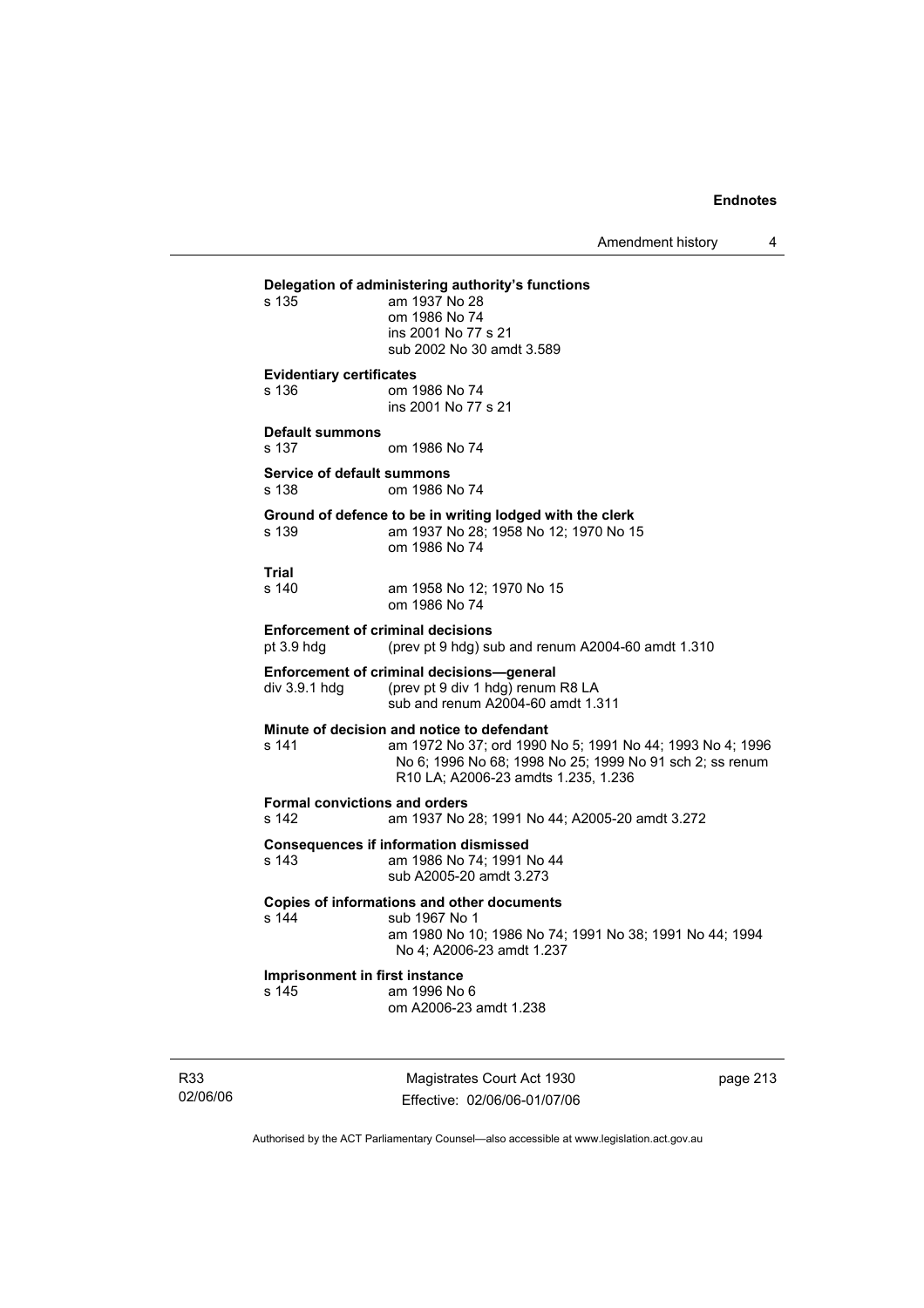**Delegation of administering authority's functions**

s 135 am 1937 No 28
om 1986 No 74
ins 2001 No 77 s 21
sub 2002 No 30 amdt 3.589

**Evidentiary certificates**

s 136 om 1986 No 74
ins 2001 No 77 s 21

**Default summons**

s 137 om 1986 No 74

**Service of default summons**

s 138 om 1986 No 74

**Ground of defence to be in writing lodged with the clerk**

s 139 am 1937 No 28; 1958 No 12; 1970 No 15
om 1986 No 74

**Trial**

s 140 am 1958 No 12; 1970 No 15
om 1986 No 74

**Enforcement of criminal decisions**

pt 3.9 hdg (prev pt 9 hdg) sub and renum A2004-60 amdt 1.310

**Enforcement of criminal decisions—general**

div 3.9.1 hdg (prev pt 9 div 1 hdg) renum R8 LA
sub and renum A2004-60 amdt 1.311

**Minute of decision and notice to defendant**

s 141 am 1972 No 37; ord 1990 No 5; 1991 No 44; 1993 No 4; 1996 No 6; 1996 No 68; 1998 No 25; 1999 No 91 sch 2; ss renum R10 LA; A2006-23 amdts 1.235, 1.236

**Formal convictions and orders**

s 142 am 1937 No 28; 1991 No 44; A2005-20 amdt 3.272

**Consequences if information dismissed**

s 143 am 1986 No 74; 1991 No 44
sub A2005-20 amdt 3.273

**Copies of informations and other documents**

s 144 sub 1967 No 1
am 1980 No 10; 1986 No 74; 1991 No 38; 1991 No 44; 1994 No 4; A2006-23 amdt 1.237

**Imprisonment in first instance**

s 145 am 1996 No 6
om A2006-23 amdt 1.238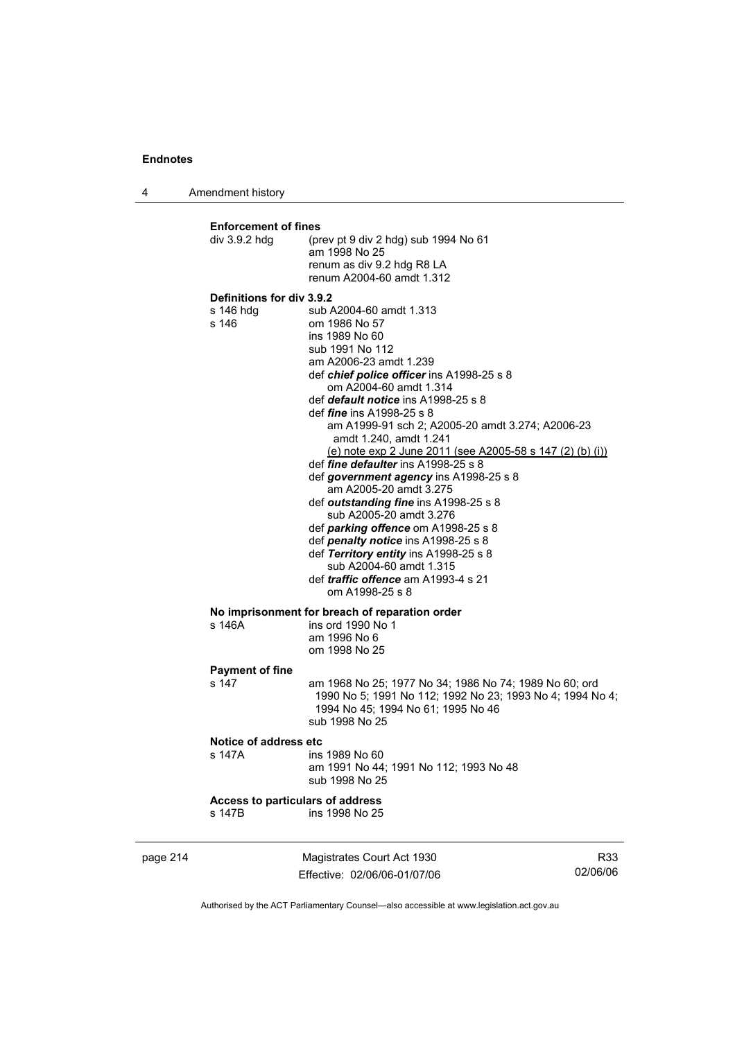**Enforcement of fines**

div 3.9.2 hdg (prev pt 9 div 2 hdg) sub 1994 No 61
am 1998 No 25
renum as div 9.2 hdg R8 LA
renum A2004-60 amdt 1.312

**Definitions for div 3.9.2**

s 146 hdg sub A2004-60 amdt 1.313

s 146 om 1986 No 57
ins 1989 No 60
sub 1991 No 112
am A2006-23 amdt 1.239
def ***chief police officer*** ins A1998-25 s 8
om A2004-60 amdt 1.314
def ***default notice*** ins A1998-25 s 8
def ***fine*** ins A1998-25 s 8
am A1999-91 sch 2; A2005-20 amdt 3.274; A2006-23 amdt 1.240, amdt 1.241
(e) note exp 2 June 2011 (see A2005-58 s 147 (2) (b) (i))
def ***fine defaulter*** ins A1998-25 s 8
def ***government agency*** ins A1998-25 s 8
am A2005-20 amdt 3.275
def ***outstanding fine*** ins A1998-25 s 8
sub A2005-20 amdt 3.276
def ***parking offence*** om A1998-25 s 8
def ***penalty notice*** ins A1998-25 s 8
def ***Territory entity*** ins A1998-25 s 8
sub A2004-60 amdt 1.315
def ***traffic offence*** am A1993-4 s 21
om A1998-25 s 8

**No imprisonment for breach of reparation order**

s 146A ins ord 1990 No 1
am 1996 No 6
om 1998 No 25

**Payment of fine**

s 147 am 1968 No 25; 1977 No 34; 1986 No 74; 1989 No 60; ord 1990 No 5; 1991 No 112; 1992 No 23; 1993 No 4; 1994 No 4; 1994 No 45; 1994 No 61; 1995 No 46
sub 1998 No 25

**Notice of address etc**

s 147A ins 1989 No 60
am 1991 No 44; 1991 No 112; 1993 No 48
sub 1998 No 25

**Access to particulars of address**

s 147B ins 1998 No 25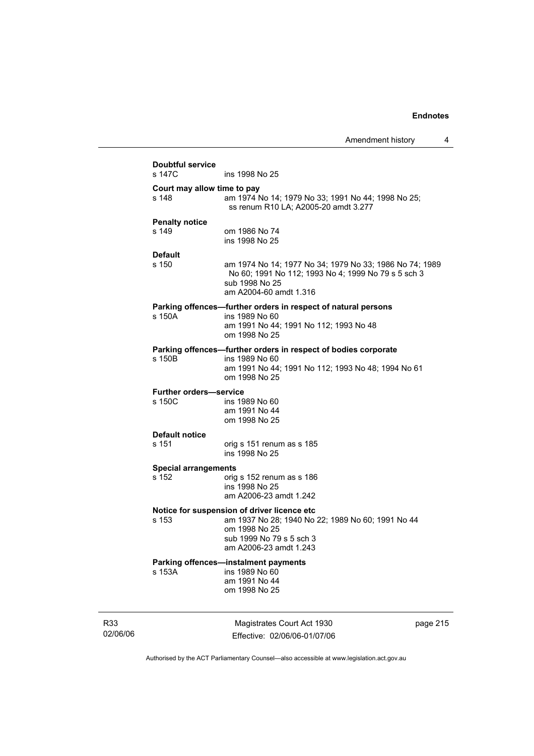**Doubtful service**

s 147C ins 1998 No 25

**Court may allow time to pay**

s 148 am 1974 No 14; 1979 No 33; 1991 No 44; 1998 No 25; ss renum R10 LA; A2005-20 amdt 3.277

**Penalty notice**

s 149 om 1986 No 74
ins 1998 No 25

**Default**

s 150 am 1974 No 14; 1977 No 34; 1979 No 33; 1986 No 74; 1989 No 60; 1991 No 112; 1993 No 4; 1999 No 79 s 5 sch 3
sub 1998 No 25
am A2004-60 amdt 1.316

**Parking offences—further orders in respect of natural persons**

s 150A ins 1989 No 60
am 1991 No 44; 1991 No 112; 1993 No 48
om 1998 No 25

**Parking offences—further orders in respect of bodies corporate**

s 150B ins 1989 No 60
am 1991 No 44; 1991 No 112; 1993 No 48; 1994 No 61
om 1998 No 25

**Further orders—service**

s 150C ins 1989 No 60
am 1991 No 44
om 1998 No 25

**Default notice**

s 151 orig s 151 renum as s 185
ins 1998 No 25

**Special arrangements**

s 152 orig s 152 renum as s 186
ins 1998 No 25
am A2006-23 amdt 1.242

**Notice for suspension of driver licence etc**

s 153 am 1937 No 28; 1940 No 22; 1989 No 60; 1991 No 44
om 1998 No 25
sub 1999 No 79 s 5 sch 3
am A2006-23 amdt 1.243

**Parking offences—instalment payments**

s 153A ins 1989 No 60
am 1991 No 44
om 1998 No 25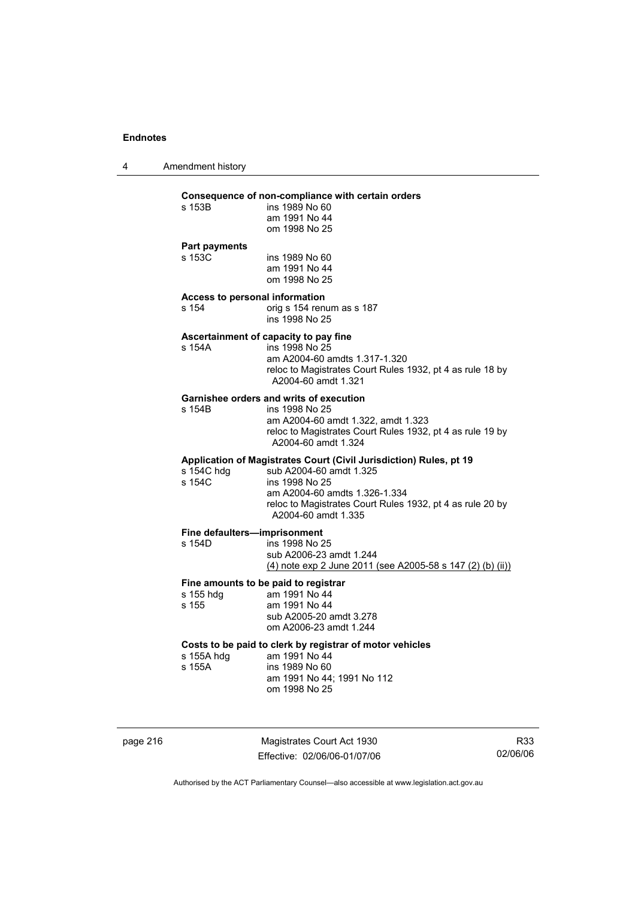**Consequence of non-compliance with certain orders**

s 153B ins 1989 No 60
am 1991 No 44
om 1998 No 25

**Part payments**

s 153C ins 1989 No 60
am 1991 No 44
om 1998 No 25

**Access to personal information**

s 154 orig s 154 renum as s 187
ins 1998 No 25

**Ascertainment of capacity to pay fine**

s 154A ins 1998 No 25
am A2004-60 amdts 1.317-1.320
reloc to Magistrates Court Rules 1932, pt 4 as rule 18 by A2004-60 amdt 1.321

**Garnishee orders and writs of execution**

s 154B ins 1998 No 25
am A2004-60 amdt 1.322, amdt 1.323
reloc to Magistrates Court Rules 1932, pt 4 as rule 19 by A2004-60 amdt 1.324

**Application of Magistrates Court (Civil Jurisdiction) Rules, pt 19**

s 154C hdg sub A2004-60 amdt 1.325
s 154C ins 1998 No 25
am A2004-60 amdts 1.326-1.334
reloc to Magistrates Court Rules 1932, pt 4 as rule 20 by A2004-60 amdt 1.335

**Fine defaulters—imprisonment**

s 154D ins 1998 No 25
sub A2006-23 amdt 1.244
(4) note exp 2 June 2011 (see A2005-58 s 147 (2) (b) (ii))

**Fine amounts to be paid to registrar**

s 155 hdg am 1991 No 44
s 155 am 1991 No 44
sub A2005-20 amdt 3.278
om A2006-23 amdt 1.244

**Costs to be paid to clerk by registrar of motor vehicles**

s 155A hdg am 1991 No 44
s 155A ins 1989 No 60
am 1991 No 44; 1991 No 112
om 1998 No 25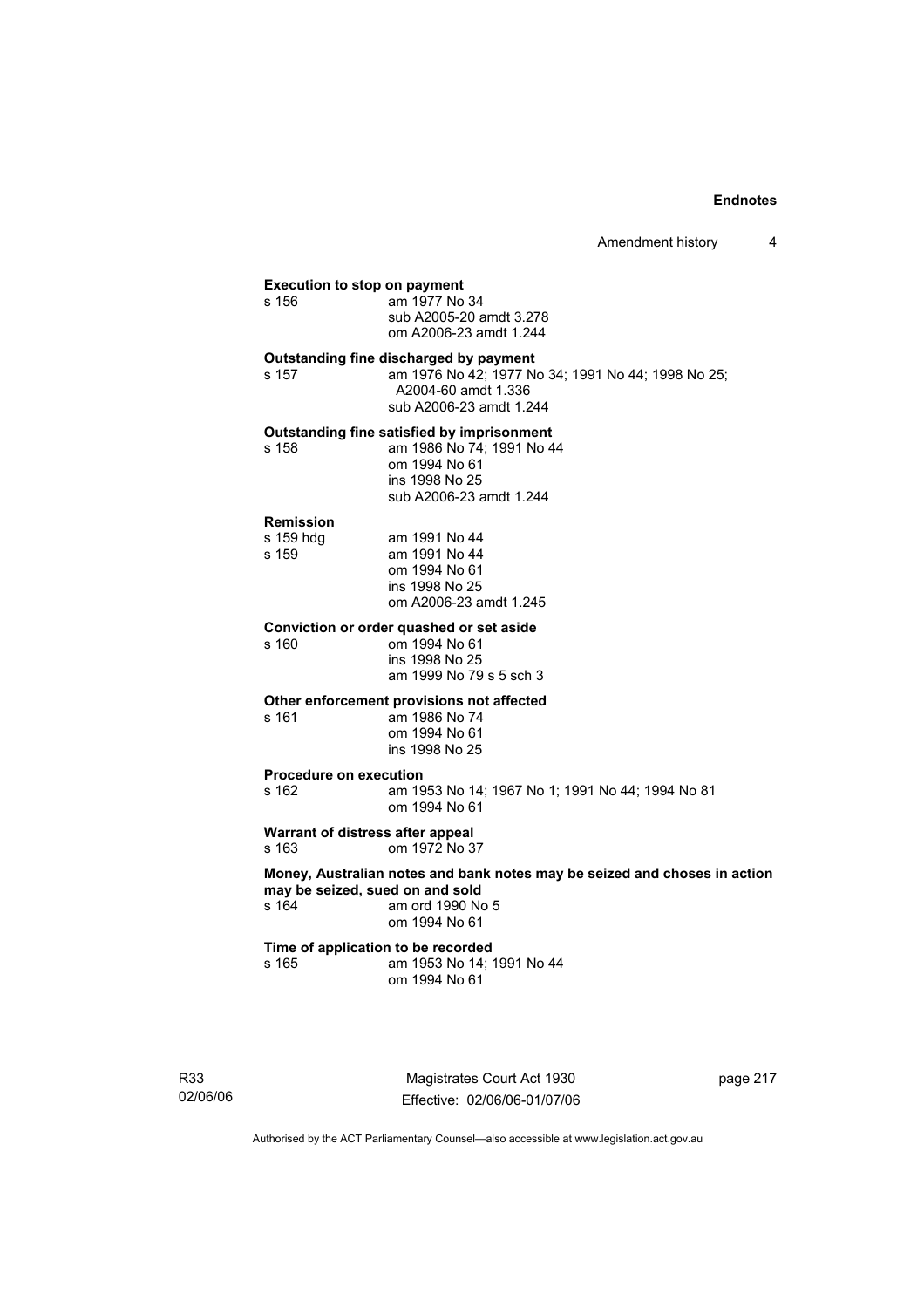**Execution to stop on payment**

s 156 am 1977 No 34
sub A2005-20 amdt 3.278
om A2006-23 amdt 1.244

**Outstanding fine discharged by payment**

s 157 am 1976 No 42; 1977 No 34; 1991 No 44; 1998 No 25; A2004-60 amdt 1.336
sub A2006-23 amdt 1.244

**Outstanding fine satisfied by imprisonment**

s 158 am 1986 No 74; 1991 No 44
om 1994 No 61
ins 1998 No 25
sub A2006-23 amdt 1.244

**Remission**

s 159 hdg am 1991 No 44

s 159 am 1991 No 44
om 1994 No 61
ins 1998 No 25
om A2006-23 amdt 1.245

**Conviction or order quashed or set aside**

s 160 om 1994 No 61
ins 1998 No 25
am 1999 No 79 s 5 sch 3

**Other enforcement provisions not affected**

s 161 am 1986 No 74
om 1994 No 61
ins 1998 No 25

**Procedure on execution**

s 162 am 1953 No 14; 1967 No 1; 1991 No 44; 1994 No 81
om 1994 No 61

**Warrant of distress after appeal**

s 163 om 1972 No 37

**Money, Australian notes and bank notes may be seized and choses in action may be seized, sued on and sold**

s 164 am ord 1990 No 5
om 1994 No 61

**Time of application to be recorded**

s 165 am 1953 No 14; 1991 No 44
om 1994 No 61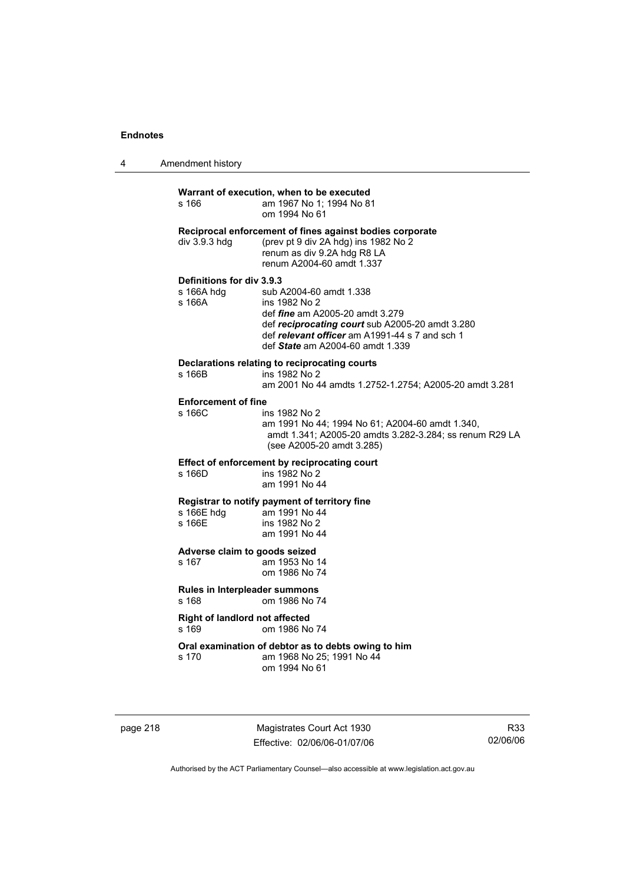**Warrant of execution, when to be executed**

s 166 am 1967 No 1; 1994 No 81
om 1994 No 61

**Reciprocal enforcement of fines against bodies corporate**

div 3.9.3 hdg (prev pt 9 div 2A hdg) ins 1982 No 2
renum as div 9.2A hdg R8 LA
renum A2004-60 amdt 1.337

**Definitions for div 3.9.3**

s 166A hdg sub A2004-60 amdt 1.338
s 166A ins 1982 No 2
def ***fine*** am A2005-20 amdt 3.279
def ***reciprocating court*** sub A2005-20 amdt 3.280
def ***relevant officer*** am A1991-44 s 7 and sch 1
def ***State*** am A2004-60 amdt 1.339

**Declarations relating to reciprocating courts**

s 166B ins 1982 No 2
am 2001 No 44 amdts 1.2752-1.2754; A2005-20 amdt 3.281

**Enforcement of fine**

s 166C ins 1982 No 2
am 1991 No 44; 1994 No 61; A2004-60 amdt 1.340, amdt 1.341; A2005-20 amdts 3.282-3.284; ss renum R29 LA (see A2005-20 amdt 3.285)

**Effect of enforcement by reciprocating court**

s 166D ins 1982 No 2
am 1991 No 44

**Registrar to notify payment of territory fine**

s 166E hdg am 1991 No 44
s 166E ins 1982 No 2
am 1991 No 44

**Adverse claim to goods seized**

s 167 am 1953 No 14
om 1986 No 74

**Rules in Interpleader summons**

s 168 om 1986 No 74

**Right of landlord not affected**

s 169 om 1986 No 74

**Oral examination of debtor as to debts owing to him**

s 170 am 1968 No 25; 1991 No 44
om 1994 No 61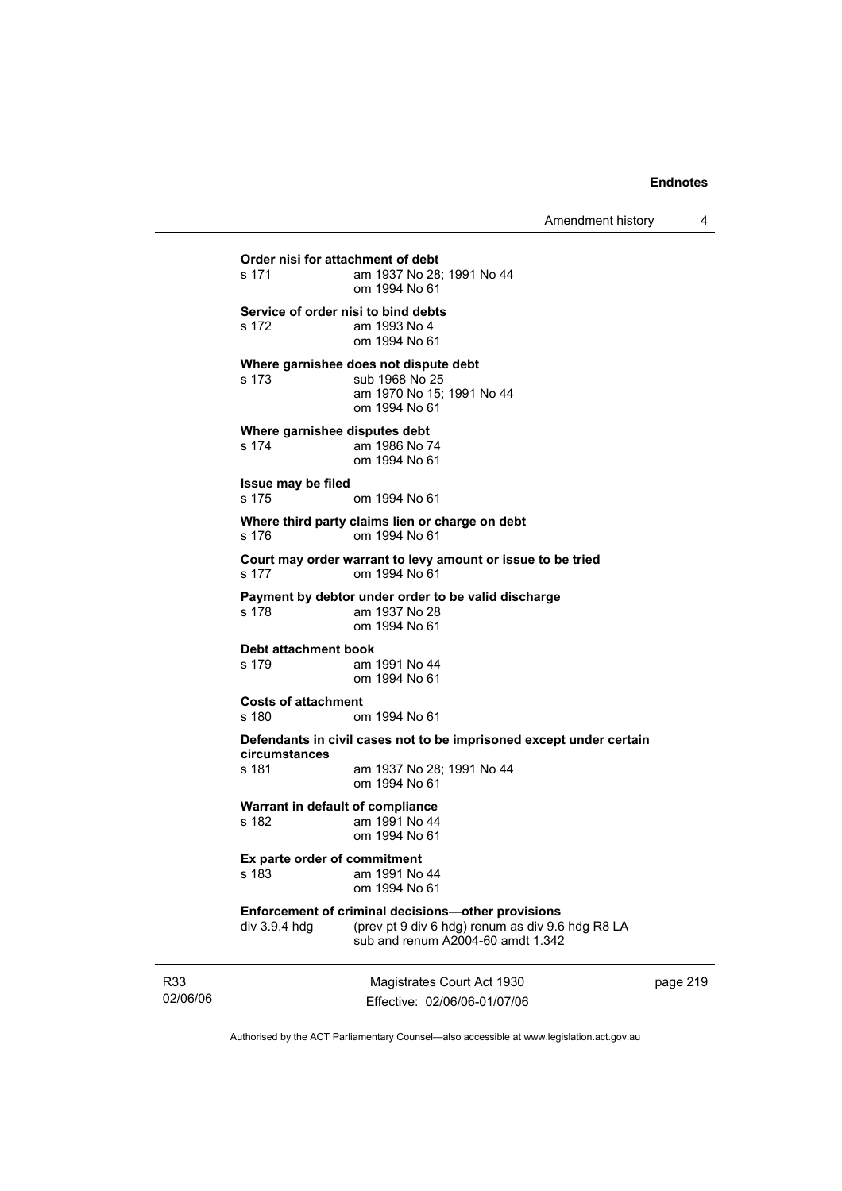**Order nisi for attachment of debt**
s 171 am 1937 No 28; 1991 No 44
om 1994 No 61

**Service of order nisi to bind debts**
s 172 am 1993 No 4
om 1994 No 61

**Where garnishee does not dispute debt**
s 173 sub 1968 No 25
am 1970 No 15; 1991 No 44
om 1994 No 61

**Where garnishee disputes debt**
s 174 am 1986 No 74
om 1994 No 61

**Issue may be filed**
s 175 om 1994 No 61

**Where third party claims lien or charge on debt**
s 176 om 1994 No 61

**Court may order warrant to levy amount or issue to be tried**
s 177 om 1994 No 61

**Payment by debtor under order to be valid discharge**
s 178 am 1937 No 28
om 1994 No 61

**Debt attachment book**
s 179 am 1991 No 44
om 1994 No 61

**Costs of attachment**
s 180 om 1994 No 61

**Defendants in civil cases not to be imprisoned except under certain circumstances**
s 181 am 1937 No 28; 1991 No 44
om 1994 No 61

**Warrant in default of compliance**
s 182 am 1991 No 44
om 1994 No 61

**Ex parte order of commitment**
s 183 am 1991 No 44
om 1994 No 61

**Enforcement of criminal decisions—other provisions**
div 3.9.4 hdg (prev pt 9 div 6 hdg) renum as div 9.6 hdg R8 LA
sub and renum A2004-60 amdt 1.342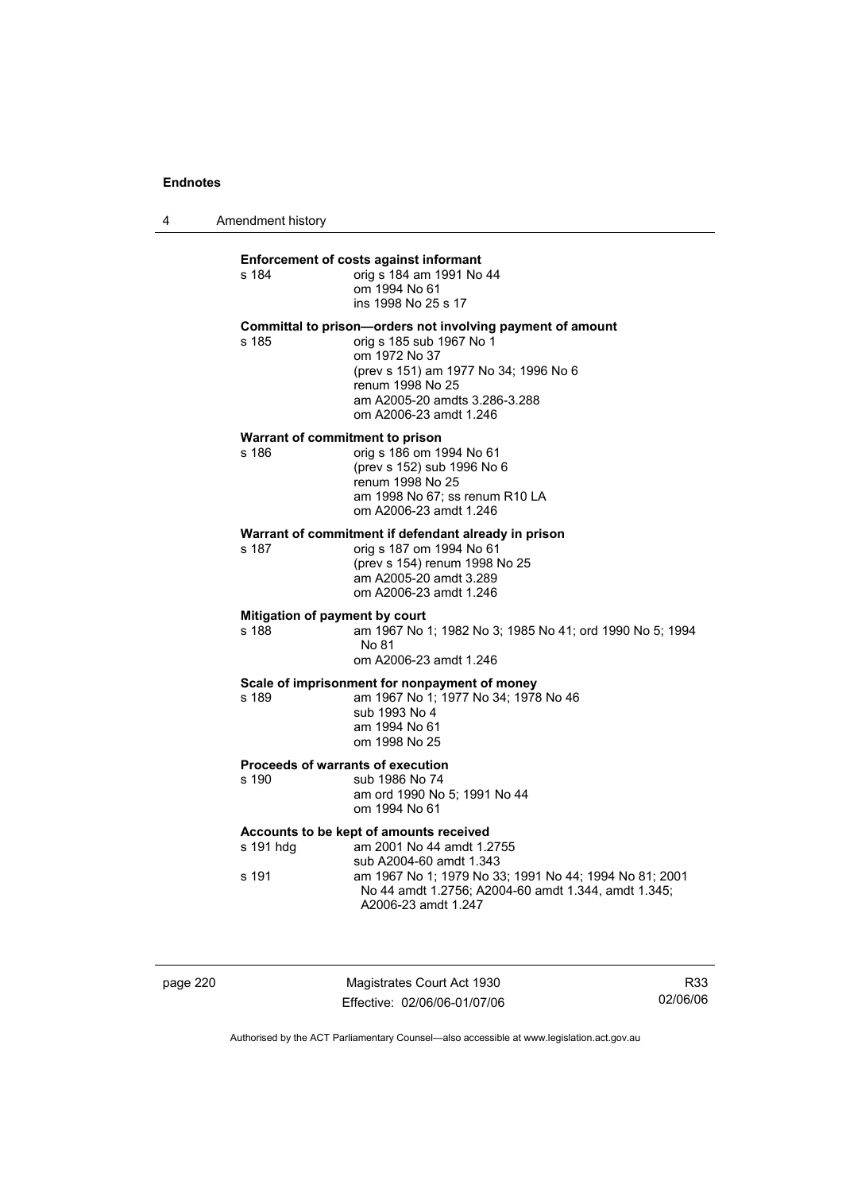**Enforcement of costs against informant**

s 184 orig s 184 am 1991 No 44
om 1994 No 61
ins 1998 No 25 s 17

**Committal to prison—orders not involving payment of amount**

s 185 orig s 185 sub 1967 No 1
om 1972 No 37
(prev s 151) am 1977 No 34; 1996 No 6
renum 1998 No 25
am A2005-20 amdts 3.286-3.288
om A2006-23 amdt 1.246

**Warrant of commitment to prison**

s 186 orig s 186 om 1994 No 61
(prev s 152) sub 1996 No 6
renum 1998 No 25
am 1998 No 67; ss renum R10 LA
om A2006-23 amdt 1.246

**Warrant of commitment if defendant already in prison**

s 187 orig s 187 om 1994 No 61
(prev s 154) renum 1998 No 25
am A2005-20 amdt 3.289
om A2006-23 amdt 1.246

**Mitigation of payment by court**

s 188 am 1967 No 1; 1982 No 3; 1985 No 41; ord 1990 No 5; 1994 No 81
om A2006-23 amdt 1.246

**Scale of imprisonment for nonpayment of money**

s 189 am 1967 No 1; 1977 No 34; 1978 No 46
sub 1993 No 4
am 1994 No 61
om 1998 No 25

**Proceeds of warrants of execution**

s 190 sub 1986 No 74
am ord 1990 No 5; 1991 No 44
om 1994 No 61

**Accounts to be kept of amounts received**

s 191 hdg am 2001 No 44 amdt 1.2755
sub A2004-60 amdt 1.343

s 191 am 1967 No 1; 1979 No 33; 1991 No 44; 1994 No 81; 2001 No 44 amdt 1.2756; A2004-60 amdt 1.344, amdt 1.345; A2006-23 amdt 1.247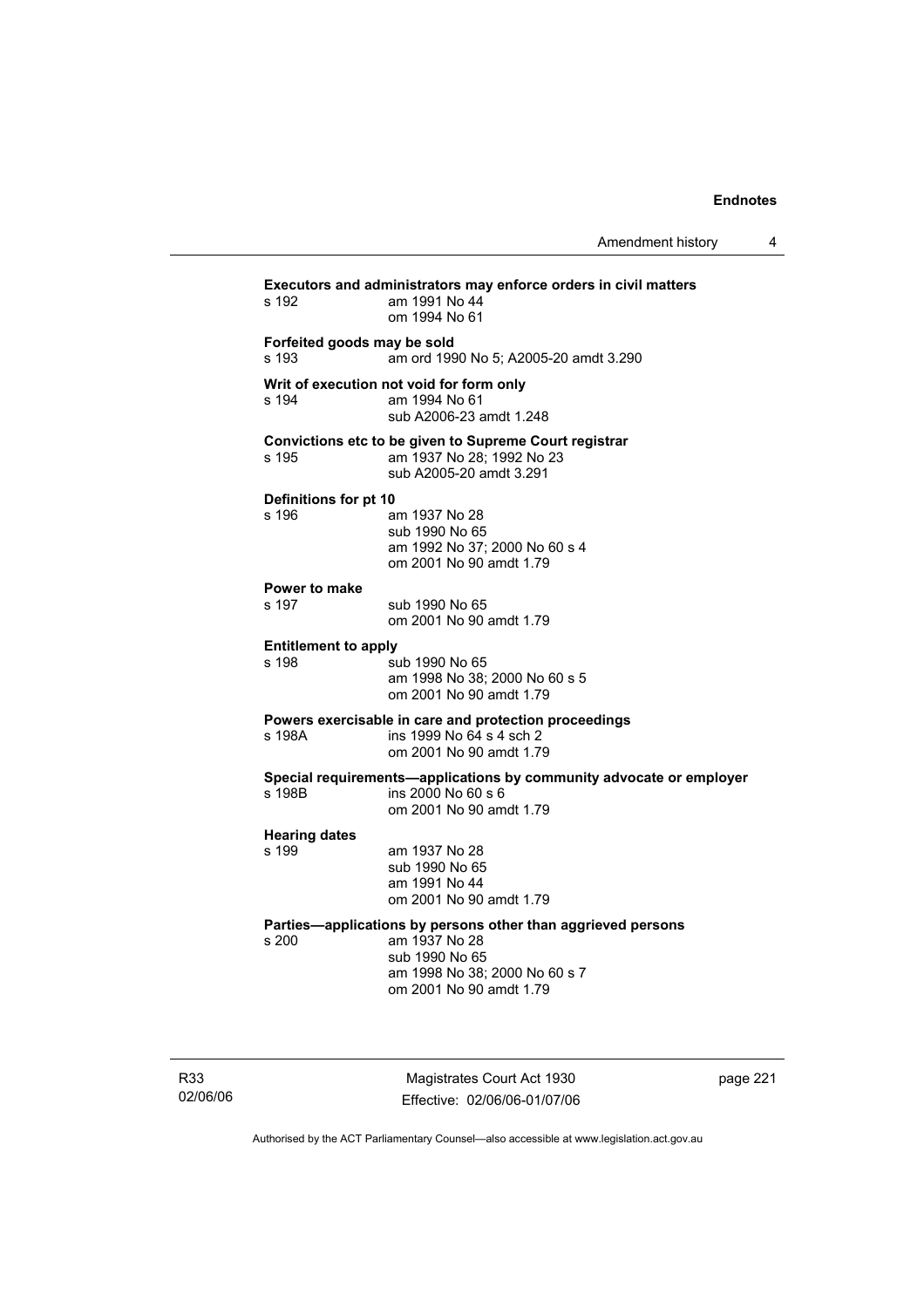**Executors and administrators may enforce orders in civil matters**

s 192 am 1991 No 44
om 1994 No 61

**Forfeited goods may be sold**

s 193 am ord 1990 No 5; A2005-20 amdt 3.290

**Writ of execution not void for form only**

s 194 am 1994 No 61
sub A2006-23 amdt 1.248

**Convictions etc to be given to Supreme Court registrar**

s 195 am 1937 No 28; 1992 No 23
sub A2005-20 amdt 3.291

**Definitions for pt 10**

s 196 am 1937 No 28
sub 1990 No 65
am 1992 No 37; 2000 No 60 s 4
om 2001 No 90 amdt 1.79

**Power to make**

s 197 sub 1990 No 65
om 2001 No 90 amdt 1.79

**Entitlement to apply**

s 198 sub 1990 No 65
am 1998 No 38; 2000 No 60 s 5
om 2001 No 90 amdt 1.79

**Powers exercisable in care and protection proceedings**

s 198A ins 1999 No 64 s 4 sch 2
om 2001 No 90 amdt 1.79

**Special requirements—applications by community advocate or employer**

s 198B ins 2000 No 60 s 6
om 2001 No 90 amdt 1.79

**Hearing dates**

s 199 am 1937 No 28
sub 1990 No 65
am 1991 No 44
om 2001 No 90 amdt 1.79

**Parties—applications by persons other than aggrieved persons**

s 200 am 1937 No 28
sub 1990 No 65
am 1998 No 38; 2000 No 60 s 7
om 2001 No 90 amdt 1.79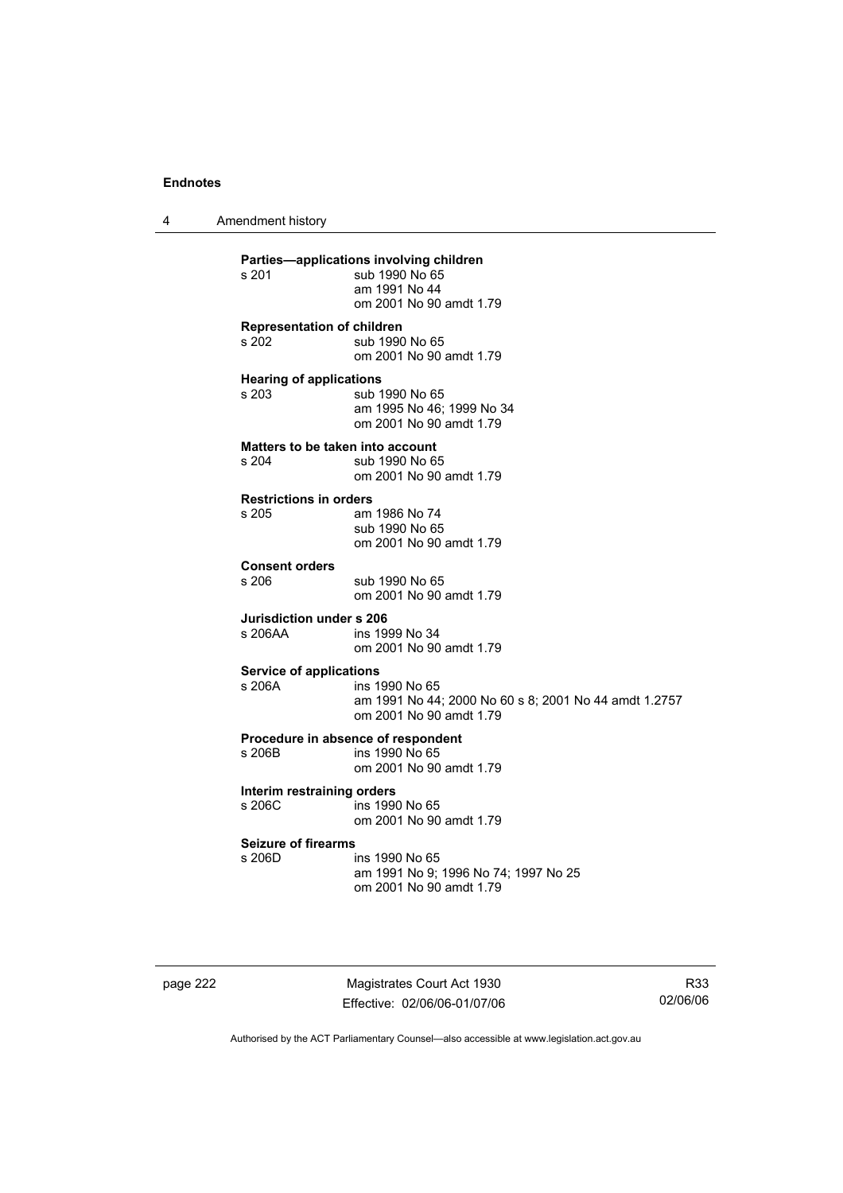**Parties—applications involving children**

s 201 sub 1990 No 65
am 1991 No 44
om 2001 No 90 amdt 1.79

**Representation of children**

s 202 sub 1990 No 65
om 2001 No 90 amdt 1.79

**Hearing of applications**

s 203 sub 1990 No 65
am 1995 No 46; 1999 No 34
om 2001 No 90 amdt 1.79

**Matters to be taken into account**

s 204 sub 1990 No 65
om 2001 No 90 amdt 1.79

**Restrictions in orders**

s 205 am 1986 No 74
sub 1990 No 65
om 2001 No 90 amdt 1.79

**Consent orders**

s 206 sub 1990 No 65
om 2001 No 90 amdt 1.79

**Jurisdiction under s 206**

s 206AA ins 1999 No 34
om 2001 No 90 amdt 1.79

**Service of applications**

s 206A ins 1990 No 65
am 1991 No 44; 2000 No 60 s 8; 2001 No 44 amdt 1.2757
om 2001 No 90 amdt 1.79

**Procedure in absence of respondent**

s 206B ins 1990 No 65
om 2001 No 90 amdt 1.79

**Interim restraining orders**

s 206C ins 1990 No 65
om 2001 No 90 amdt 1.79

**Seizure of firearms**

s 206D ins 1990 No 65
am 1991 No 9; 1996 No 74; 1997 No 25
om 2001 No 90 amdt 1.79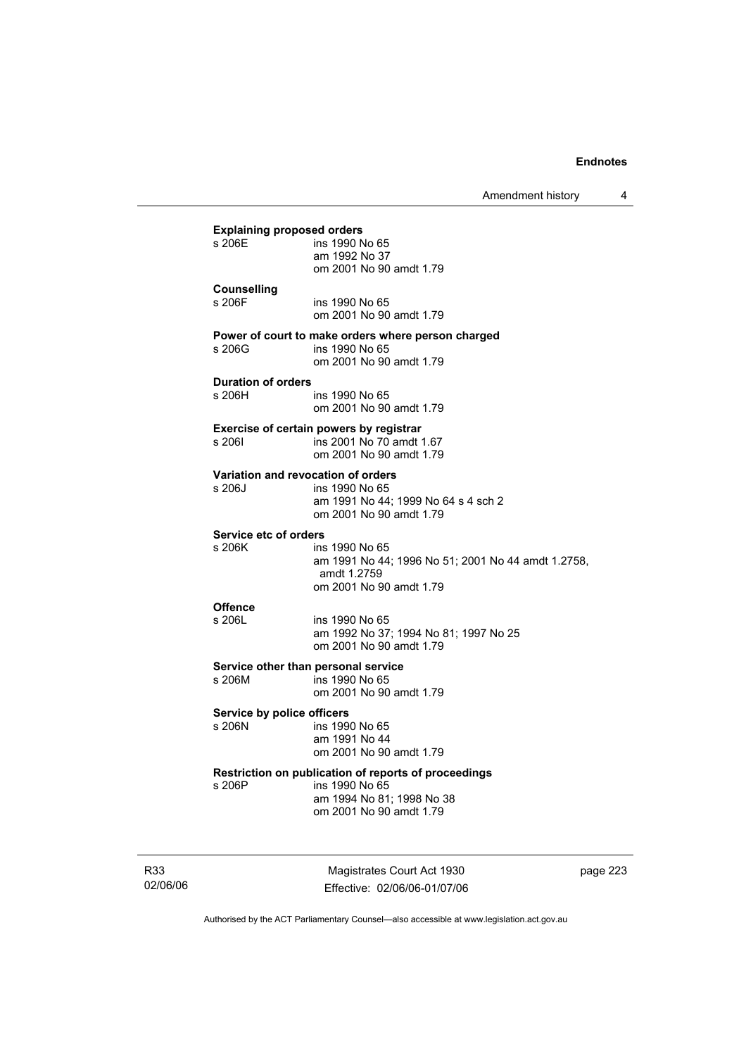**Explaining proposed orders**

s 206E ins 1990 No 65
am 1992 No 37
om 2001 No 90 amdt 1.79

**Counselling**

s 206F ins 1990 No 65
om 2001 No 90 amdt 1.79

**Power of court to make orders where person charged**

s 206G ins 1990 No 65
om 2001 No 90 amdt 1.79

**Duration of orders**

s 206H ins 1990 No 65
om 2001 No 90 amdt 1.79

**Exercise of certain powers by registrar**

s 206I ins 2001 No 70 amdt 1.67
om 2001 No 90 amdt 1.79

**Variation and revocation of orders**

s 206J ins 1990 No 65
am 1991 No 44; 1999 No 64 s 4 sch 2
om 2001 No 90 amdt 1.79

**Service etc of orders**

s 206K ins 1990 No 65
am 1991 No 44; 1996 No 51; 2001 No 44 amdt 1.2758, amdt 1.2759
om 2001 No 90 amdt 1.79

**Offence**

s 206L ins 1990 No 65
am 1992 No 37; 1994 No 81; 1997 No 25
om 2001 No 90 amdt 1.79

**Service other than personal service**

s 206M ins 1990 No 65
om 2001 No 90 amdt 1.79

**Service by police officers**

s 206N ins 1990 No 65
am 1991 No 44
om 2001 No 90 amdt 1.79

**Restriction on publication of reports of proceedings**

s 206P ins 1990 No 65
am 1994 No 81; 1998 No 38
om 2001 No 90 amdt 1.79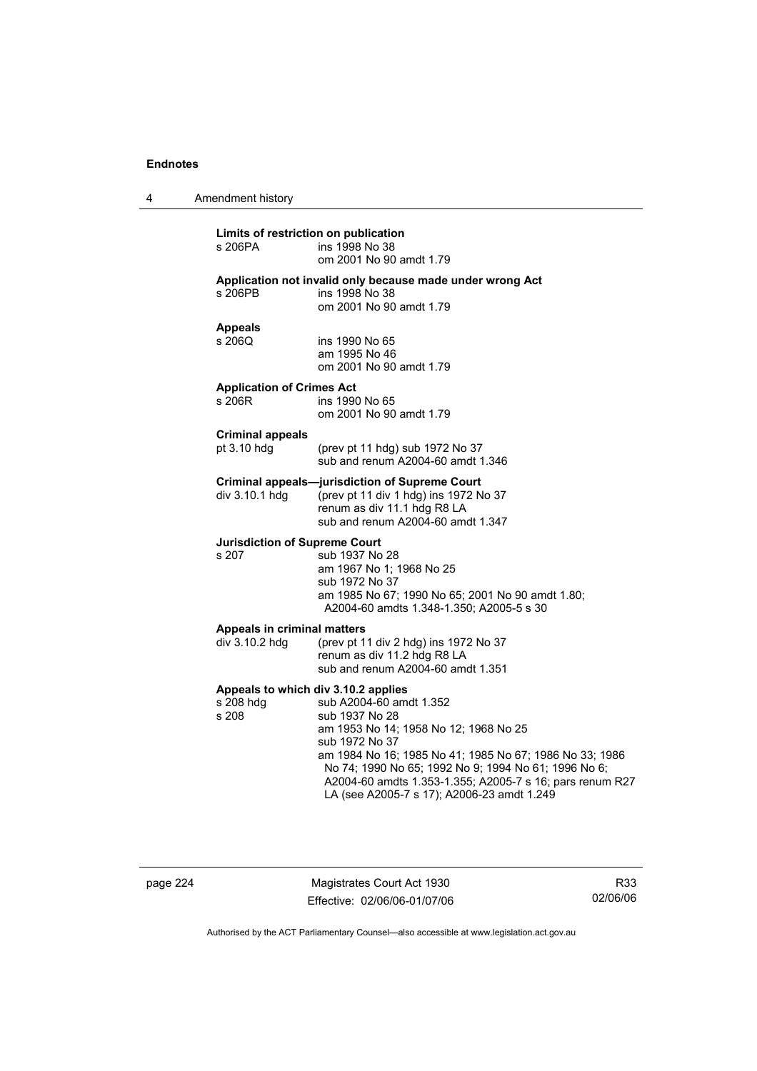**Limits of restriction on publication**

| | |
|---|---|
| s 206PA | ins 1998 No 38<br>om 2001 No 90 amdt 1.79 |

**Application not invalid only because made under wrong Act**

| | |
|---|---|
| s 206PB | ins 1998 No 38<br>om 2001 No 90 amdt 1.79 |

**Appeals**

| | |
|---|---|
| s 206Q | ins 1990 No 65<br>am 1995 No 46<br>om 2001 No 90 amdt 1.79 |

**Application of Crimes Act**

| | |
|---|---|
| s 206R | ins 1990 No 65<br>om 2001 No 90 amdt 1.79 |

**Criminal appeals**

| | |
|---|---|
| pt 3.10 hdg | (prev pt 11 hdg) sub 1972 No 37<br>sub and renum A2004-60 amdt 1.346 |

**Criminal appeals—jurisdiction of Supreme Court**

| | |
|---|---|
| div 3.10.1 hdg | (prev pt 11 div 1 hdg) ins 1972 No 37<br>renum as div 11.1 hdg R8 LA<br>sub and renum A2004-60 amdt 1.347 |

**Jurisdiction of Supreme Court**

| | |
|---|---|
| s 207 | sub 1937 No 28<br>am 1967 No 1; 1968 No 25<br>sub 1972 No 37<br>am 1985 No 67; 1990 No 65; 2001 No 90 amdt 1.80; A2004-60 amdts 1.348-1.350; A2005-5 s 30 |

**Appeals in criminal matters**

| | |
|---|---|
| div 3.10.2 hdg | (prev pt 11 div 2 hdg) ins 1972 No 37<br>renum as div 11.2 hdg R8 LA<br>sub and renum A2004-60 amdt 1.351 |

**Appeals to which div 3.10.2 applies**

| | |
|---|---|
| s 208 hdg | sub A2004-60 amdt 1.352 |
| s 208 | sub 1937 No 28<br>am 1953 No 14; 1958 No 12; 1968 No 25<br>sub 1972 No 37<br>am 1984 No 16; 1985 No 41; 1985 No 67; 1986 No 33; 1986 No 74; 1990 No 65; 1992 No 9; 1994 No 61; 1996 No 6; A2004-60 amdts 1.353-1.355; A2005-7 s 16; pars renum R27 LA (see A2005-7 s 17); A2006-23 amdt 1.249 |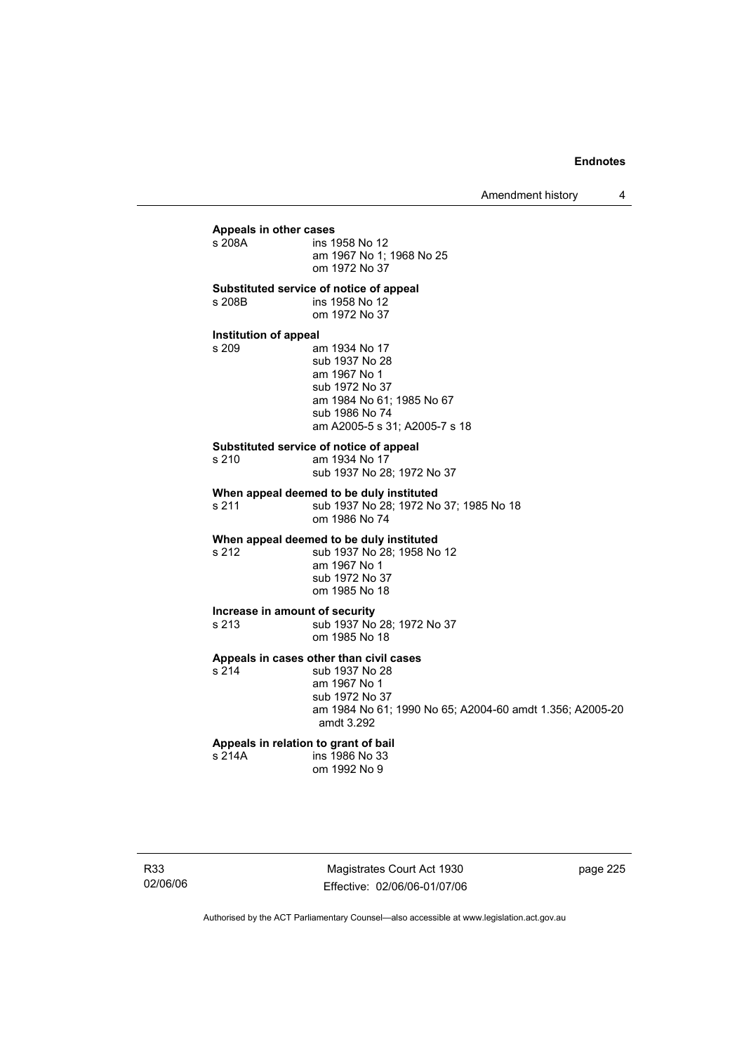**Appeals in other cases**

s 208A ins 1958 No 12
am 1967 No 1; 1968 No 25
om 1972 No 37

**Substituted service of notice of appeal**

s 208B ins 1958 No 12
om 1972 No 37

**Institution of appeal**

s 209 am 1934 No 17
sub 1937 No 28
am 1967 No 1
sub 1972 No 37
am 1984 No 61; 1985 No 67
sub 1986 No 74
am A2005-5 s 31; A2005-7 s 18

**Substituted service of notice of appeal**

s 210 am 1934 No 17
sub 1937 No 28; 1972 No 37

**When appeal deemed to be duly instituted**

s 211 sub 1937 No 28; 1972 No 37; 1985 No 18
om 1986 No 74

**When appeal deemed to be duly instituted**

s 212 sub 1937 No 28; 1958 No 12
am 1967 No 1
sub 1972 No 37
om 1985 No 18

**Increase in amount of security**

s 213 sub 1937 No 28; 1972 No 37
om 1985 No 18

**Appeals in cases other than civil cases**

s 214 sub 1937 No 28
am 1967 No 1
sub 1972 No 37
am 1984 No 61; 1990 No 65; A2004-60 amdt 1.356; A2005-20 amdt 3.292

**Appeals in relation to grant of bail**

s 214A ins 1986 No 33
om 1992 No 9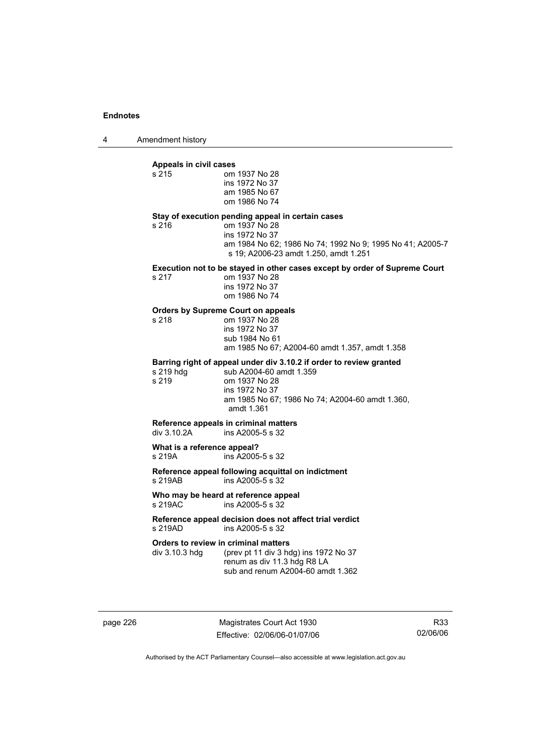**Appeals in civil cases**

s 215 om 1937 No 28
ins 1972 No 37
am 1985 No 67
om 1986 No 74

**Stay of execution pending appeal in certain cases**

s 216 om 1937 No 28
ins 1972 No 37
am 1984 No 62; 1986 No 74; 1992 No 9; 1995 No 41; A2005-7 s 19; A2006-23 amdt 1.250, amdt 1.251

**Execution not to be stayed in other cases except by order of Supreme Court**

s 217 om 1937 No 28
ins 1972 No 37
om 1986 No 74

**Orders by Supreme Court on appeals**

s 218 om 1937 No 28
ins 1972 No 37
sub 1984 No 61
am 1985 No 67; A2004-60 amdt 1.357, amdt 1.358

**Barring right of appeal under div 3.10.2 if order to review granted**

s 219 hdg sub A2004-60 amdt 1.359
s 219 om 1937 No 28
ins 1972 No 37
am 1985 No 67; 1986 No 74; A2004-60 amdt 1.360, amdt 1.361

**Reference appeals in criminal matters**

div 3.10.2A ins A2005-5 s 32

**What is a reference appeal?**

s 219A ins A2005-5 s 32

**Reference appeal following acquittal on indictment**

s 219AB ins A2005-5 s 32

**Who may be heard at reference appeal**

s 219AC ins A2005-5 s 32

**Reference appeal decision does not affect trial verdict**

s 219AD ins A2005-5 s 32

**Orders to review in criminal matters**

div 3.10.3 hdg (prev pt 11 div 3 hdg) ins 1972 No 37
renum as div 11.3 hdg R8 LA
sub and renum A2004-60 amdt 1.362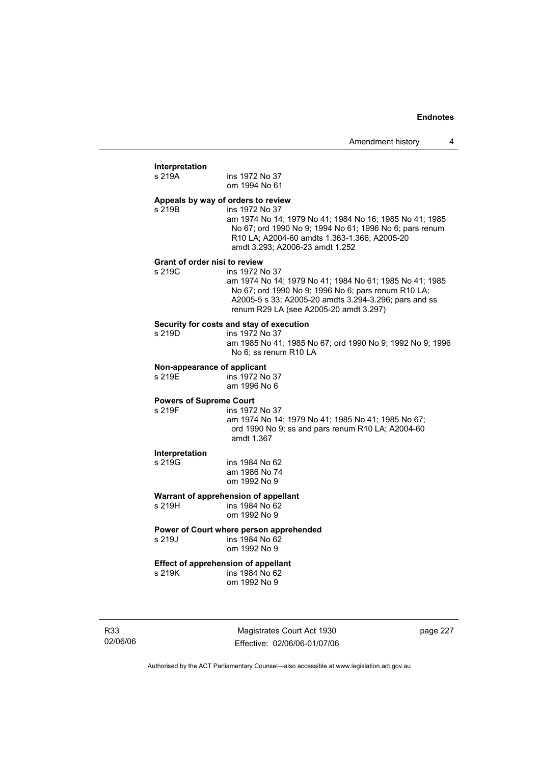**Interpretation**

s 219A ins 1972 No 37
om 1994 No 61

**Appeals by way of orders to review**

s 219B ins 1972 No 37
am 1974 No 14; 1979 No 41; 1984 No 16; 1985 No 41; 1985 No 67; ord 1990 No 9; 1994 No 61; 1996 No 6; pars renum R10 LA; A2004-60 amdts 1.363-1.366; A2005-20 amdt 3.293; A2006-23 amdt 1.252

**Grant of order nisi to review**

s 219C ins 1972 No 37
am 1974 No 14; 1979 No 41; 1984 No 61; 1985 No 41; 1985 No 67; ord 1990 No 9; 1996 No 6; pars renum R10 LA; A2005-5 s 33; A2005-20 amdts 3.294-3.296; pars and ss renum R29 LA (see A2005-20 amdt 3.297)

**Security for costs and stay of execution**

s 219D ins 1972 No 37
am 1985 No 41; 1985 No 67; ord 1990 No 9; 1992 No 9; 1996 No 6; ss renum R10 LA

**Non-appearance of applicant**

s 219E ins 1972 No 37
am 1996 No 6

**Powers of Supreme Court**

s 219F ins 1972 No 37
am 1974 No 14; 1979 No 41; 1985 No 41; 1985 No 67; ord 1990 No 9; ss and pars renum R10 LA; A2004-60 amdt 1.367

**Interpretation**

s 219G ins 1984 No 62
am 1986 No 74
om 1992 No 9

**Warrant of apprehension of appellant**

s 219H ins 1984 No 62
om 1992 No 9

**Power of Court where person apprehended**

s 219J ins 1984 No 62
om 1992 No 9

**Effect of apprehension of appellant**

s 219K ins 1984 No 62
om 1992 No 9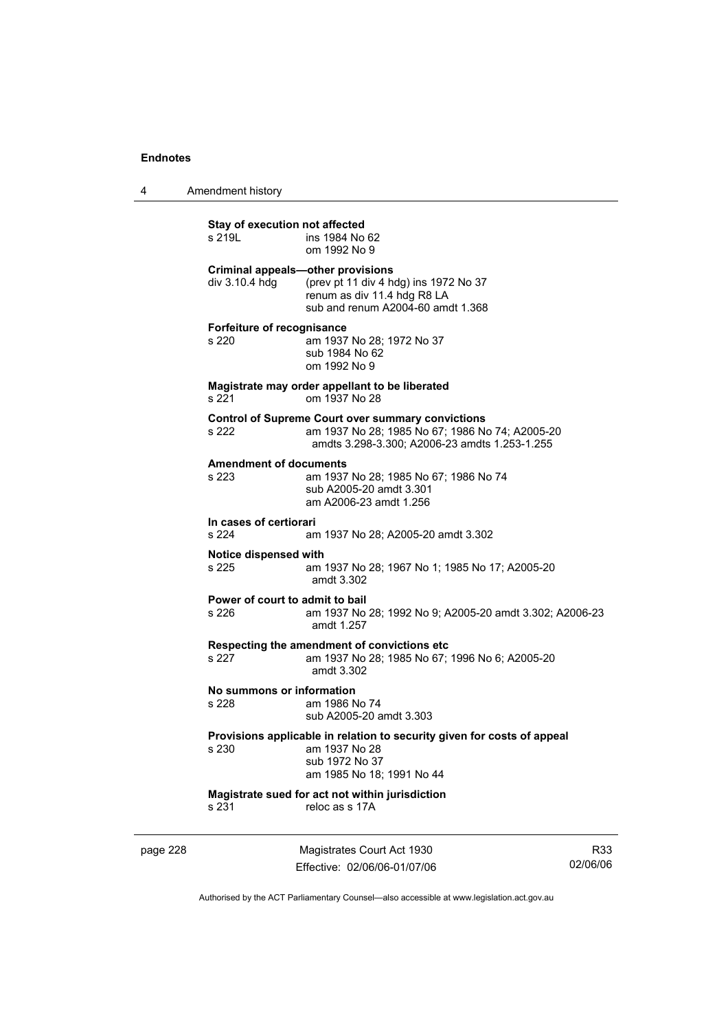**Stay of execution not affected**
s 219L ins 1984 No 62
om 1992 No 9

**Criminal appeals—other provisions**
div 3.10.4 hdg (prev pt 11 div 4 hdg) ins 1972 No 37
renum as div 11.4 hdg R8 LA
sub and renum A2004-60 amdt 1.368

**Forfeiture of recognisance**
s 220 am 1937 No 28; 1972 No 37
sub 1984 No 62
om 1992 No 9

**Magistrate may order appellant to be liberated**
s 221 om 1937 No 28

**Control of Supreme Court over summary convictions**
s 222 am 1937 No 28; 1985 No 67; 1986 No 74; A2005-20 amdts 3.298-3.300; A2006-23 amdts 1.253-1.255

**Amendment of documents**
s 223 am 1937 No 28; 1985 No 67; 1986 No 74
sub A2005-20 amdt 3.301
am A2006-23 amdt 1.256

**In cases of certiorari**
s 224 am 1937 No 28; A2005-20 amdt 3.302

**Notice dispensed with**
s 225 am 1937 No 28; 1967 No 1; 1985 No 17; A2005-20 amdt 3.302

**Power of court to admit to bail**
s 226 am 1937 No 28; 1992 No 9; A2005-20 amdt 3.302; A2006-23 amdt 1.257

**Respecting the amendment of convictions etc**
s 227 am 1937 No 28; 1985 No 67; 1996 No 6; A2005-20 amdt 3.302

**No summons or information**
s 228 am 1986 No 74
sub A2005-20 amdt 3.303

**Provisions applicable in relation to security given for costs of appeal**
s 230 am 1937 No 28
sub 1972 No 37
am 1985 No 18; 1991 No 44

**Magistrate sued for act not within jurisdiction**
s 231 reloc as s 17A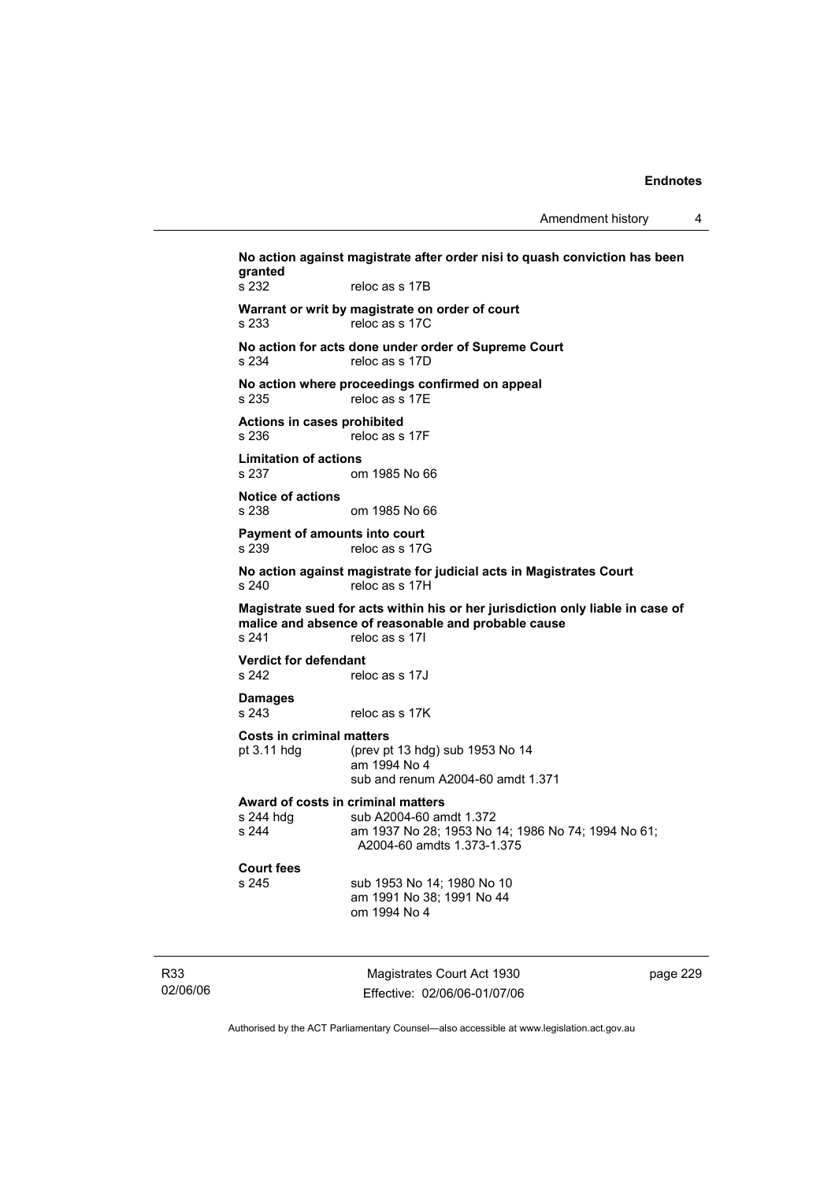**No action against magistrate after order nisi to quash conviction has been granted**

s 232 reloc as s 17B

**Warrant or writ by magistrate on order of court**

s 233 reloc as s 17C

**No action for acts done under order of Supreme Court**

s 234 reloc as s 17D

**No action where proceedings confirmed on appeal**

s 235 reloc as s 17E

**Actions in cases prohibited**

s 236 reloc as s 17F

**Limitation of actions**

s 237 om 1985 No 66

**Notice of actions**

s 238 om 1985 No 66

**Payment of amounts into court**

s 239 reloc as s 17G

**No action against magistrate for judicial acts in Magistrates Court**

s 240 reloc as s 17H

**Magistrate sued for acts within his or her jurisdiction only liable in case of malice and absence of reasonable and probable cause**

s 241 reloc as s 17I

**Verdict for defendant**

s 242 reloc as s 17J

**Damages**

s 243 reloc as s 17K

**Costs in criminal matters**

pt 3.11 hdg (prev pt 13 hdg) sub 1953 No 14
am 1994 No 4
sub and renum A2004-60 amdt 1.371

**Award of costs in criminal matters**

s 244 hdg sub A2004-60 amdt 1.372
s 244 am 1937 No 28; 1953 No 14; 1986 No 74; 1994 No 61; A2004-60 amdts 1.373-1.375

**Court fees**

s 245 sub 1953 No 14; 1980 No 10
am 1991 No 38; 1991 No 44
om 1994 No 4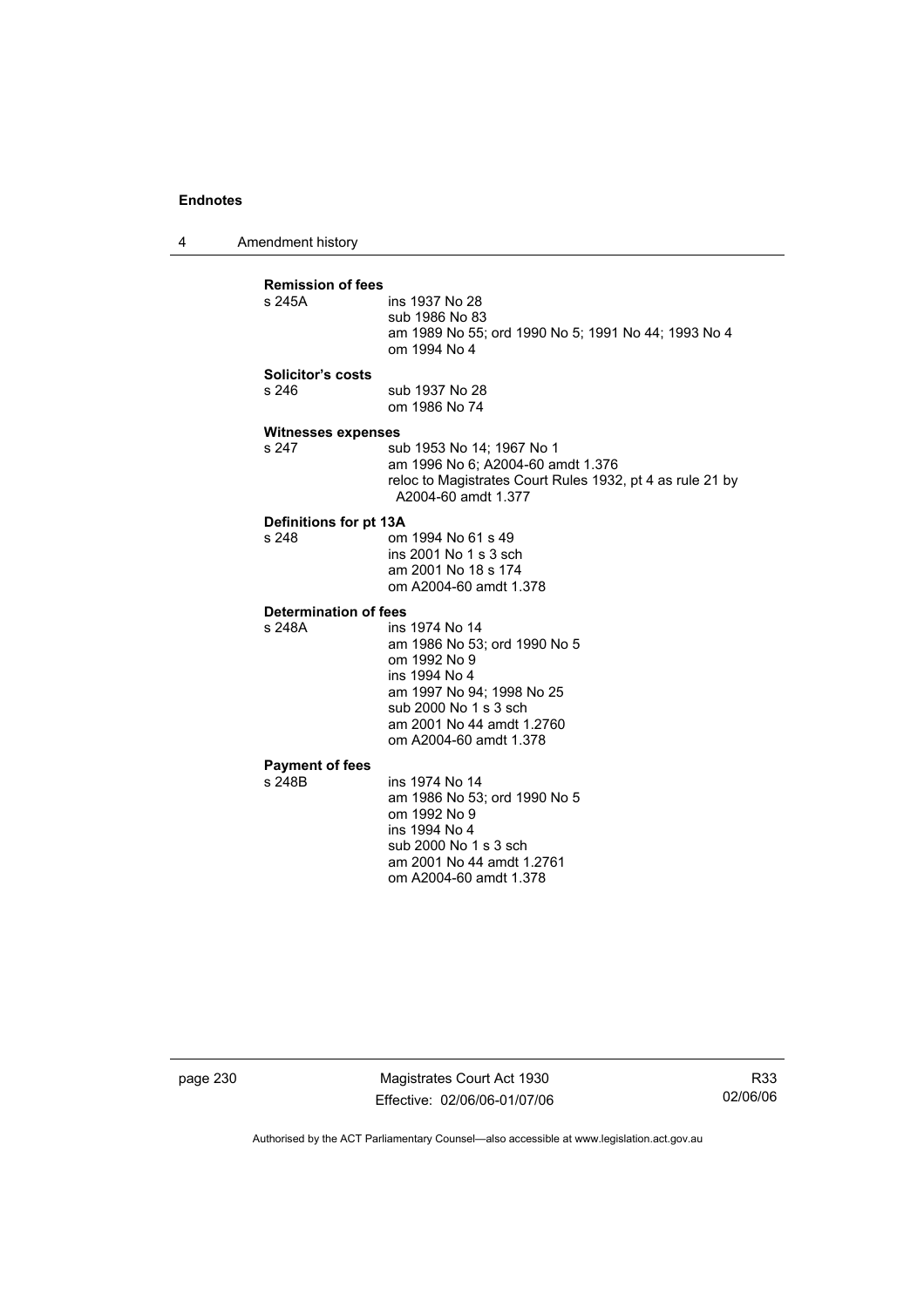**Remission of fees**

s 245A ins 1937 No 28
sub 1986 No 83
am 1989 No 55; ord 1990 No 5; 1991 No 44; 1993 No 4
om 1994 No 4

**Solicitor's costs**

s 246 sub 1937 No 28
om 1986 No 74

**Witnesses expenses**

s 247 sub 1953 No 14; 1967 No 1
am 1996 No 6; A2004-60 amdt 1.376
reloc to Magistrates Court Rules 1932, pt 4 as rule 21 by A2004-60 amdt 1.377

**Definitions for pt 13A**

s 248 om 1994 No 61 s 49
ins 2001 No 1 s 3 sch
am 2001 No 18 s 174
om A2004-60 amdt 1.378

**Determination of fees**

s 248A ins 1974 No 14
am 1986 No 53; ord 1990 No 5
om 1992 No 9
ins 1994 No 4
am 1997 No 94; 1998 No 25
sub 2000 No 1 s 3 sch
am 2001 No 44 amdt 1.2760
om A2004-60 amdt 1.378

**Payment of fees**

s 248B ins 1974 No 14
am 1986 No 53; ord 1990 No 5
om 1992 No 9
ins 1994 No 4
sub 2000 No 1 s 3 sch
am 2001 No 44 amdt 1.2761
om A2004-60 amdt 1.378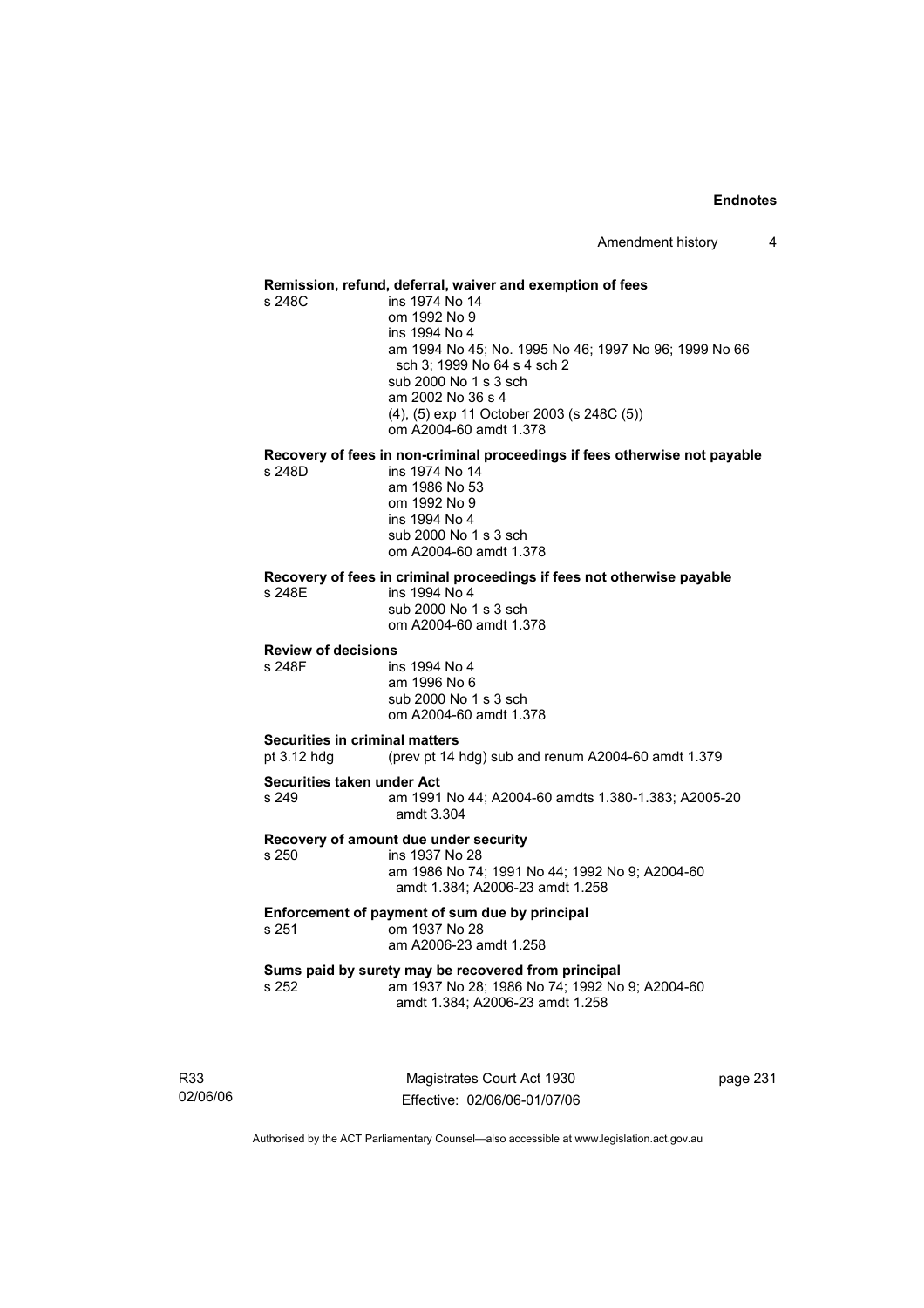**Remission, refund, deferral, waiver and exemption of fees**

s 248C
ins 1974 No 14
om 1992 No 9
ins 1994 No 4
am 1994 No 45; No. 1995 No 46; 1997 No 96; 1999 No 66 sch 3; 1999 No 64 s 4 sch 2
sub 2000 No 1 s 3 sch
am 2002 No 36 s 4
(4), (5) exp 11 October 2003 (s 248C (5))
om A2004-60 amdt 1.378

**Recovery of fees in non-criminal proceedings if fees otherwise not payable**

s 248D
ins 1974 No 14
am 1986 No 53
om 1992 No 9
ins 1994 No 4
sub 2000 No 1 s 3 sch
om A2004-60 amdt 1.378

**Recovery of fees in criminal proceedings if fees not otherwise payable**

s 248E
ins 1994 No 4
sub 2000 No 1 s 3 sch
om A2004-60 amdt 1.378

**Review of decisions**

s 248F
ins 1994 No 4
am 1996 No 6
sub 2000 No 1 s 3 sch
om A2004-60 amdt 1.378

**Securities in criminal matters**

pt 3.12 hdg
(prev pt 14 hdg) sub and renum A2004-60 amdt 1.379

**Securities taken under Act**

s 249
am 1991 No 44; A2004-60 amdts 1.380-1.383; A2005-20 amdt 3.304

**Recovery of amount due under security**

s 250
ins 1937 No 28
am 1986 No 74; 1991 No 44; 1992 No 9; A2004-60 amdt 1.384; A2006-23 amdt 1.258

**Enforcement of payment of sum due by principal**

s 251
om 1937 No 28
am A2006-23 amdt 1.258

**Sums paid by surety may be recovered from principal**

s 252
am 1937 No 28; 1986 No 74; 1992 No 9; A2004-60 amdt 1.384; A2006-23 amdt 1.258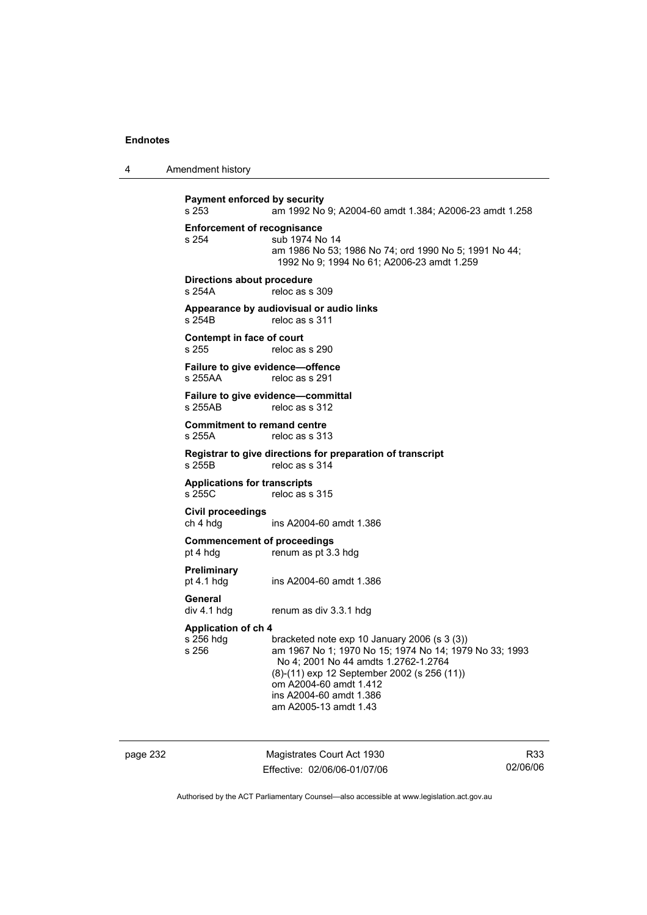**Payment enforced by security**

s 253 am 1992 No 9; A2004-60 amdt 1.384; A2006-23 amdt 1.258

**Enforcement of recognisance**

s 254 sub 1974 No 14
am 1986 No 53; 1986 No 74; ord 1990 No 5; 1991 No 44; 1992 No 9; 1994 No 61; A2006-23 amdt 1.259

**Directions about procedure**

s 254A reloc as s 309

**Appearance by audiovisual or audio links**

s 254B reloc as s 311

**Contempt in face of court**

s 255 reloc as s 290

**Failure to give evidence—offence**

s 255AA reloc as s 291

**Failure to give evidence—committal**

s 255AB reloc as s 312

**Commitment to remand centre**

s 255A reloc as s 313

**Registrar to give directions for preparation of transcript**

s 255B reloc as s 314

**Applications for transcripts**

s 255C reloc as s 315

**Civil proceedings**

ch 4 hdg ins A2004-60 amdt 1.386

**Commencement of proceedings**

pt 4 hdg renum as pt 3.3 hdg

**Preliminary**

pt 4.1 hdg ins A2004-60 amdt 1.386

**General**

div 4.1 hdg renum as div 3.3.1 hdg

**Application of ch 4**

s 256 hdg bracketed note exp 10 January 2006 (s 3 (3))
s 256 am 1967 No 1; 1970 No 15; 1974 No 14; 1979 No 33; 1993 No 4; 2001 No 44 amdts 1.2762-1.2764
(8)-(11) exp 12 September 2002 (s 256 (11))
om A2004-60 amdt 1.412
ins A2004-60 amdt 1.386
am A2005-13 amdt 1.43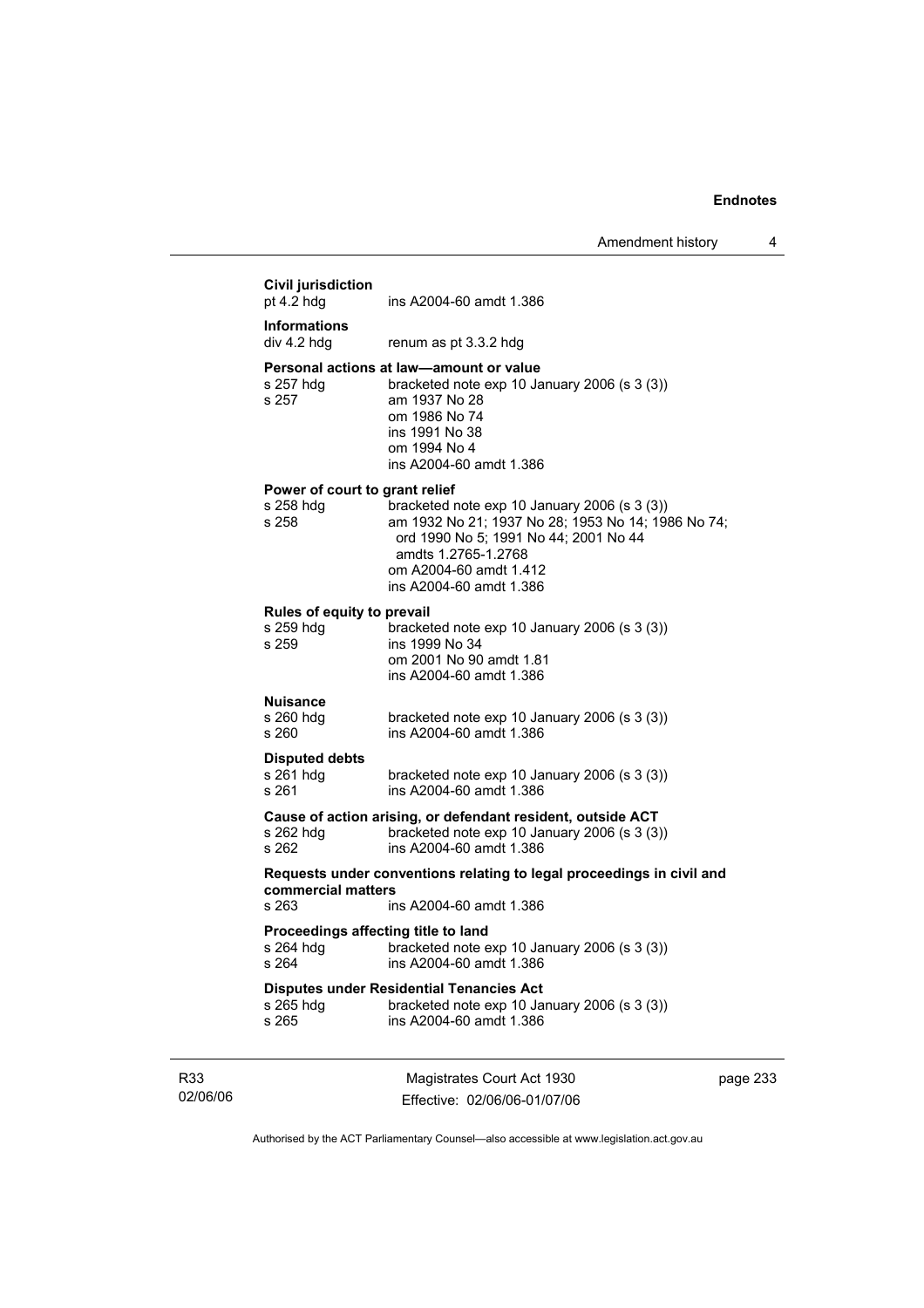**Civil jurisdiction**
pt 4.2 hdg ins A2004-60 amdt 1.386

**Informations**
div 4.2 hdg renum as pt 3.3.2 hdg

**Personal actions at law—amount or value**
s 257 hdg bracketed note exp 10 January 2006 (s 3 (3))
s 257 am 1937 No 28
om 1986 No 74
ins 1991 No 38
om 1994 No 4
ins A2004-60 amdt 1.386

**Power of court to grant relief**
s 258 hdg bracketed note exp 10 January 2006 (s 3 (3))
s 258 am 1932 No 21; 1937 No 28; 1953 No 14; 1986 No 74; ord 1990 No 5; 1991 No 44; 2001 No 44 amdts 1.2765-1.2768
om A2004-60 amdt 1.412
ins A2004-60 amdt 1.386

**Rules of equity to prevail**
s 259 hdg bracketed note exp 10 January 2006 (s 3 (3))
s 259 ins 1999 No 34
om 2001 No 90 amdt 1.81
ins A2004-60 amdt 1.386

**Nuisance**
s 260 hdg bracketed note exp 10 January 2006 (s 3 (3))
s 260 ins A2004-60 amdt 1.386

**Disputed debts**
s 261 hdg bracketed note exp 10 January 2006 (s 3 (3))
s 261 ins A2004-60 amdt 1.386

**Cause of action arising, or defendant resident, outside ACT**
s 262 hdg bracketed note exp 10 January 2006 (s 3 (3))
s 262 ins A2004-60 amdt 1.386

**Requests under conventions relating to legal proceedings in civil and commercial matters**
s 263 ins A2004-60 amdt 1.386

**Proceedings affecting title to land**
s 264 hdg bracketed note exp 10 January 2006 (s 3 (3))
s 264 ins A2004-60 amdt 1.386

**Disputes under Residential Tenancies Act**
s 265 hdg bracketed note exp 10 January 2006 (s 3 (3))
s 265 ins A2004-60 amdt 1.386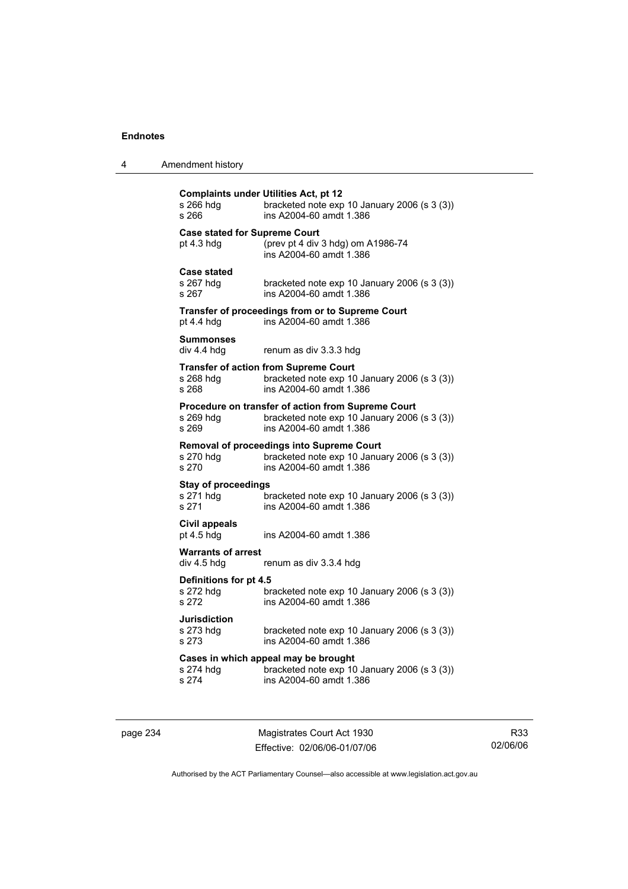**Complaints under Utilities Act, pt 12**
s 266 hdg bracketed note exp 10 January 2006 (s 3 (3))
s 266 ins A2004-60 amdt 1.386

**Case stated for Supreme Court**
pt 4.3 hdg (prev pt 4 div 3 hdg) om A1986-74
ins A2004-60 amdt 1.386

**Case stated**
s 267 hdg bracketed note exp 10 January 2006 (s 3 (3))
s 267 ins A2004-60 amdt 1.386

**Transfer of proceedings from or to Supreme Court**
pt 4.4 hdg ins A2004-60 amdt 1.386

**Summonses**
div 4.4 hdg renum as div 3.3.3 hdg

**Transfer of action from Supreme Court**
s 268 hdg bracketed note exp 10 January 2006 (s 3 (3))
s 268 ins A2004-60 amdt 1.386

**Procedure on transfer of action from Supreme Court**
s 269 hdg bracketed note exp 10 January 2006 (s 3 (3))
s 269 ins A2004-60 amdt 1.386

**Removal of proceedings into Supreme Court**
s 270 hdg bracketed note exp 10 January 2006 (s 3 (3))
s 270 ins A2004-60 amdt 1.386

**Stay of proceedings**
s 271 hdg bracketed note exp 10 January 2006 (s 3 (3))
s 271 ins A2004-60 amdt 1.386

**Civil appeals**
pt 4.5 hdg ins A2004-60 amdt 1.386

**Warrants of arrest**
div 4.5 hdg renum as div 3.3.4 hdg

**Definitions for pt 4.5**
s 272 hdg bracketed note exp 10 January 2006 (s 3 (3))
s 272 ins A2004-60 amdt 1.386

**Jurisdiction**
s 273 hdg bracketed note exp 10 January 2006 (s 3 (3))
s 273 ins A2004-60 amdt 1.386

**Cases in which appeal may be brought**
s 274 hdg bracketed note exp 10 January 2006 (s 3 (3))
s 274 ins A2004-60 amdt 1.386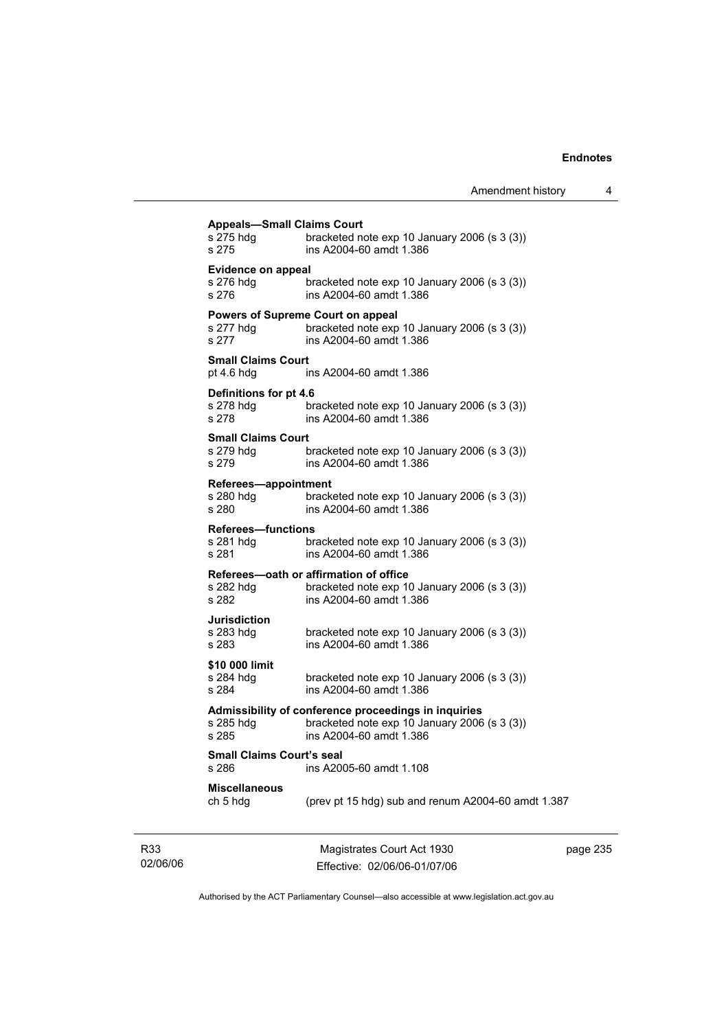**Appeals—Small Claims Court**
s 275 hdg bracketed note exp 10 January 2006 (s 3 (3))
s 275 ins A2004-60 amdt 1.386

**Evidence on appeal**
s 276 hdg bracketed note exp 10 January 2006 (s 3 (3))
s 276 ins A2004-60 amdt 1.386

**Powers of Supreme Court on appeal**
s 277 hdg bracketed note exp 10 January 2006 (s 3 (3))
s 277 ins A2004-60 amdt 1.386

**Small Claims Court**
pt 4.6 hdg ins A2004-60 amdt 1.386

**Definitions for pt 4.6**
s 278 hdg bracketed note exp 10 January 2006 (s 3 (3))
s 278 ins A2004-60 amdt 1.386

**Small Claims Court**
s 279 hdg bracketed note exp 10 January 2006 (s 3 (3))
s 279 ins A2004-60 amdt 1.386

**Referees—appointment**
s 280 hdg bracketed note exp 10 January 2006 (s 3 (3))
s 280 ins A2004-60 amdt 1.386

**Referees—functions**
s 281 hdg bracketed note exp 10 January 2006 (s 3 (3))
s 281 ins A2004-60 amdt 1.386

**Referees—oath or affirmation of office**
s 282 hdg bracketed note exp 10 January 2006 (s 3 (3))
s 282 ins A2004-60 amdt 1.386

**Jurisdiction**
s 283 hdg bracketed note exp 10 January 2006 (s 3 (3))
s 283 ins A2004-60 amdt 1.386

**$10 000 limit**
s 284 hdg bracketed note exp 10 January 2006 (s 3 (3))
s 284 ins A2004-60 amdt 1.386

**Admissibility of conference proceedings in inquiries**
s 285 hdg bracketed note exp 10 January 2006 (s 3 (3))
s 285 ins A2004-60 amdt 1.386

**Small Claims Court's seal**
s 286 ins A2005-60 amdt 1.108

**Miscellaneous**
ch 5 hdg (prev pt 15 hdg) sub and renum A2004-60 amdt 1.387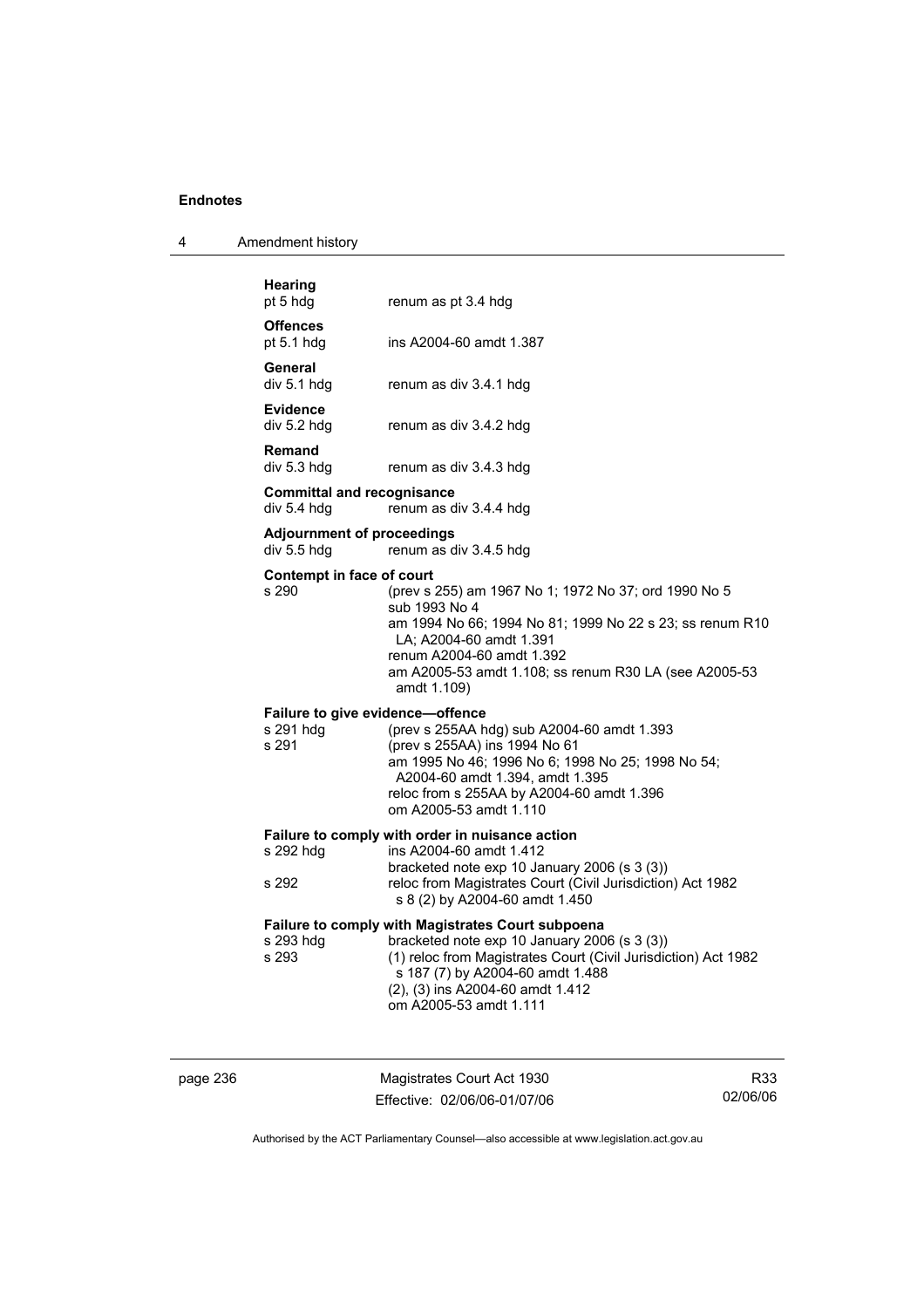**Hearing**
pt 5 hdg renum as pt 3.4 hdg

**Offences**
pt 5.1 hdg ins A2004-60 amdt 1.387

**General**
div 5.1 hdg renum as div 3.4.1 hdg

**Evidence**
div 5.2 hdg renum as div 3.4.2 hdg

**Remand**
div 5.3 hdg renum as div 3.4.3 hdg

**Committal and recognisance**
div 5.4 hdg renum as div 3.4.4 hdg

**Adjournment of proceedings**
div 5.5 hdg renum as div 3.4.5 hdg

**Contempt in face of court**
s 290 (prev s 255) am 1967 No 1; 1972 No 37; ord 1990 No 5
sub 1993 No 4
am 1994 No 66; 1994 No 81; 1999 No 22 s 23; ss renum R10 LA; A2004-60 amdt 1.391
renum A2004-60 amdt 1.392
am A2005-53 amdt 1.108; ss renum R30 LA (see A2005-53 amdt 1.109)

**Failure to give evidence—offence**
s 291 hdg (prev s 255AA hdg) sub A2004-60 amdt 1.393
s 291 (prev s 255AA) ins 1994 No 61
am 1995 No 46; 1996 No 6; 1998 No 25; 1998 No 54; A2004-60 amdt 1.394, amdt 1.395
reloc from s 255AA by A2004-60 amdt 1.396
om A2005-53 amdt 1.110

**Failure to comply with order in nuisance action**
s 292 hdg ins A2004-60 amdt 1.412
bracketed note exp 10 January 2006 (s 3 (3))
s 292 reloc from Magistrates Court (Civil Jurisdiction) Act 1982 s 8 (2) by A2004-60 amdt 1.450

**Failure to comply with Magistrates Court subpoena**
s 293 hdg bracketed note exp 10 January 2006 (s 3 (3))
s 293 (1) reloc from Magistrates Court (Civil Jurisdiction) Act 1982 s 187 (7) by A2004-60 amdt 1.488
(2), (3) ins A2004-60 amdt 1.412
om A2005-53 amdt 1.111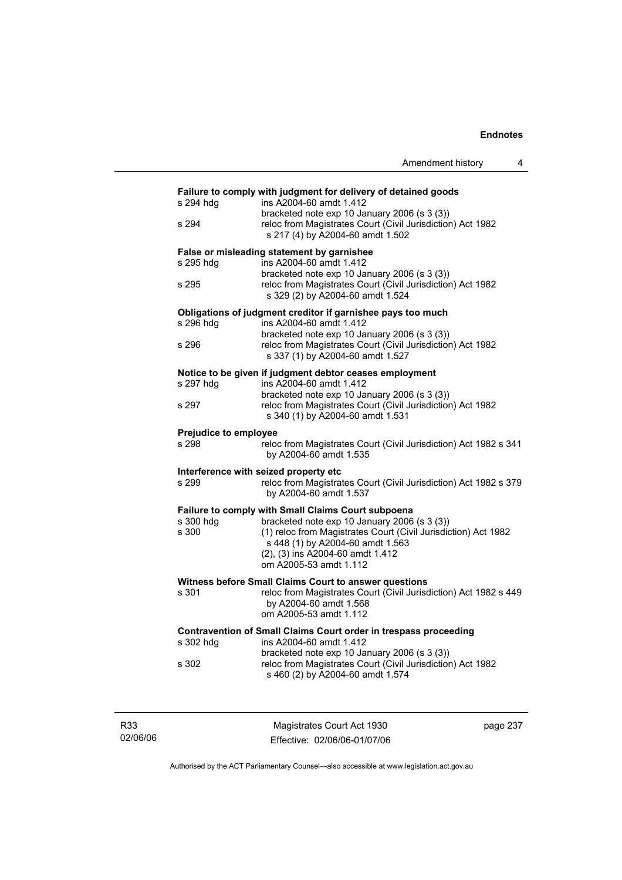**Failure to comply with judgment for delivery of detained goods**

s 294 hdg ins A2004-60 amdt 1.412
bracketed note exp 10 January 2006 (s 3 (3))

s 294 reloc from Magistrates Court (Civil Jurisdiction) Act 1982 s 217 (4) by A2004-60 amdt 1.502

**False or misleading statement by garnishee**

s 295 hdg ins A2004-60 amdt 1.412
bracketed note exp 10 January 2006 (s 3 (3))

s 295 reloc from Magistrates Court (Civil Jurisdiction) Act 1982 s 329 (2) by A2004-60 amdt 1.524

**Obligations of judgment creditor if garnishee pays too much**

s 296 hdg ins A2004-60 amdt 1.412
bracketed note exp 10 January 2006 (s 3 (3))

s 296 reloc from Magistrates Court (Civil Jurisdiction) Act 1982 s 337 (1) by A2004-60 amdt 1.527

**Notice to be given if judgment debtor ceases employment**

s 297 hdg ins A2004-60 amdt 1.412
bracketed note exp 10 January 2006 (s 3 (3))

s 297 reloc from Magistrates Court (Civil Jurisdiction) Act 1982 s 340 (1) by A2004-60 amdt 1.531

**Prejudice to employee**

s 298 reloc from Magistrates Court (Civil Jurisdiction) Act 1982 s 341 by A2004-60 amdt 1.535

**Interference with seized property etc**

s 299 reloc from Magistrates Court (Civil Jurisdiction) Act 1982 s 379 by A2004-60 amdt 1.537

**Failure to comply with Small Claims Court subpoena**

s 300 hdg bracketed note exp 10 January 2006 (s 3 (3))

s 300 (1) reloc from Magistrates Court (Civil Jurisdiction) Act 1982 s 448 (1) by A2004-60 amdt 1.563
(2), (3) ins A2004-60 amdt 1.412
om A2005-53 amdt 1.112

**Witness before Small Claims Court to answer questions**

s 301 reloc from Magistrates Court (Civil Jurisdiction) Act 1982 s 449 by A2004-60 amdt 1.568
om A2005-53 amdt 1.112

**Contravention of Small Claims Court order in trespass proceeding**

s 302 hdg ins A2004-60 amdt 1.412
bracketed note exp 10 January 2006 (s 3 (3))

s 302 reloc from Magistrates Court (Civil Jurisdiction) Act 1982 s 460 (2) by A2004-60 amdt 1.574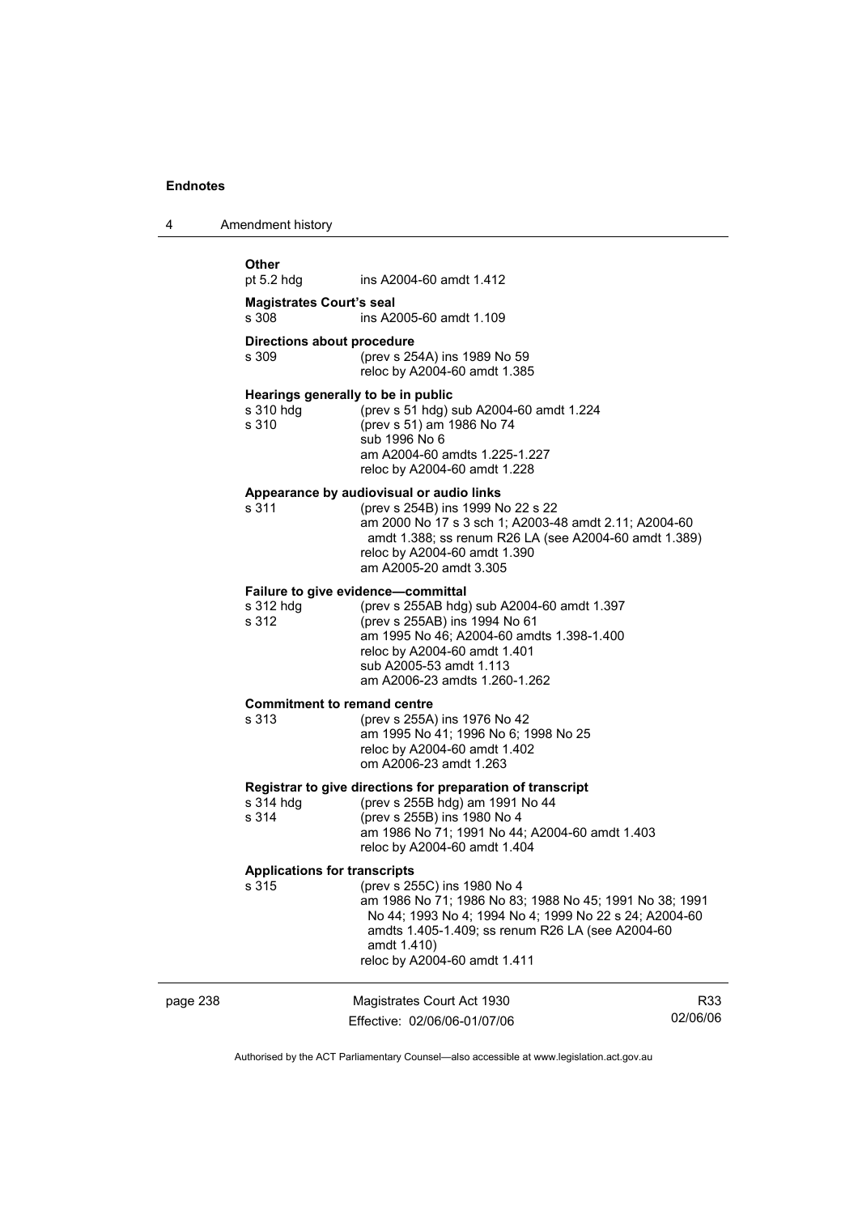**Other**

pt 5.2 hdg ins A2004-60 amdt 1.412

**Magistrates Court's seal**

s 308 ins A2005-60 amdt 1.109

**Directions about procedure**

s 309 (prev s 254A) ins 1989 No 59
reloc by A2004-60 amdt 1.385

**Hearings generally to be in public**

s 310 hdg (prev s 51 hdg) sub A2004-60 amdt 1.224
s 310 (prev s 51) am 1986 No 74
sub 1996 No 6
am A2004-60 amdts 1.225-1.227
reloc by A2004-60 amdt 1.228

**Appearance by audiovisual or audio links**

s 311 (prev s 254B) ins 1999 No 22 s 22
am 2000 No 17 s 3 sch 1; A2003-48 amdt 2.11; A2004-60 amdt 1.388; ss renum R26 LA (see A2004-60 amdt 1.389)
reloc by A2004-60 amdt 1.390
am A2005-20 amdt 3.305

**Failure to give evidence—committal**

s 312 hdg (prev s 255AB hdg) sub A2004-60 amdt 1.397
s 312 (prev s 255AB) ins 1994 No 61
am 1995 No 46; A2004-60 amdts 1.398-1.400
reloc by A2004-60 amdt 1.401
sub A2005-53 amdt 1.113
am A2006-23 amdts 1.260-1.262

**Commitment to remand centre**

s 313 (prev s 255A) ins 1976 No 42
am 1995 No 41; 1996 No 6; 1998 No 25
reloc by A2004-60 amdt 1.402
om A2006-23 amdt 1.263

**Registrar to give directions for preparation of transcript**

s 314 hdg (prev s 255B hdg) am 1991 No 44
s 314 (prev s 255B) ins 1980 No 4
am 1986 No 71; 1991 No 44; A2004-60 amdt 1.403
reloc by A2004-60 amdt 1.404

**Applications for transcripts**

s 315 (prev s 255C) ins 1980 No 4
am 1986 No 71; 1986 No 83; 1988 No 45; 1991 No 38; 1991 No 44; 1993 No 4; 1994 No 4; 1999 No 22 s 24; A2004-60 amdts 1.405-1.409; ss renum R26 LA (see A2004-60 amdt 1.410)
reloc by A2004-60 amdt 1.411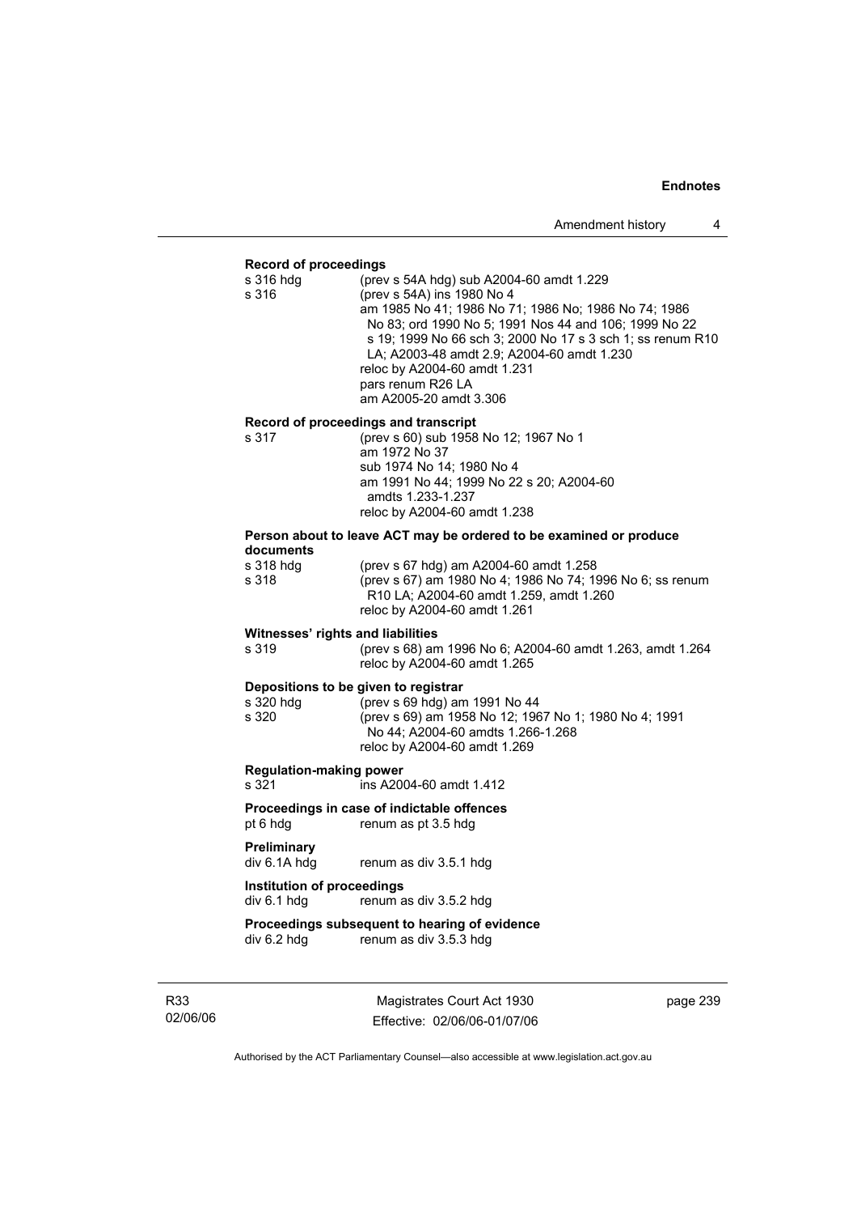**Record of proceedings**

s 316 hdg (prev s 54A hdg) sub A2004-60 amdt 1.229

s 316 (prev s 54A) ins 1980 No 4
am 1985 No 41; 1986 No 71; 1986 No; 1986 No 74; 1986 No 83; ord 1990 No 5; 1991 Nos 44 and 106; 1999 No 22 s 19; 1999 No 66 sch 3; 2000 No 17 s 3 sch 1; ss renum R10 LA; A2003-48 amdt 2.9; A2004-60 amdt 1.230
reloc by A2004-60 amdt 1.231
pars renum R26 LA
am A2005-20 amdt 3.306

**Record of proceedings and transcript**

s 317 (prev s 60) sub 1958 No 12; 1967 No 1
am 1972 No 37
sub 1974 No 14; 1980 No 4
am 1991 No 44; 1999 No 22 s 20; A2004-60 amdts 1.233-1.237
reloc by A2004-60 amdt 1.238

**Person about to leave ACT may be ordered to be examined or produce documents**

s 318 hdg (prev s 67 hdg) am A2004-60 amdt 1.258

s 318 (prev s 67) am 1980 No 4; 1986 No 74; 1996 No 6; ss renum R10 LA; A2004-60 amdt 1.259, amdt 1.260
reloc by A2004-60 amdt 1.261

**Witnesses' rights and liabilities**

s 319 (prev s 68) am 1996 No 6; A2004-60 amdt 1.263, amdt 1.264
reloc by A2004-60 amdt 1.265

**Depositions to be given to registrar**

s 320 hdg (prev s 69 hdg) am 1991 No 44

s 320 (prev s 69) am 1958 No 12; 1967 No 1; 1980 No 4; 1991 No 44; A2004-60 amdts 1.266-1.268
reloc by A2004-60 amdt 1.269

**Regulation-making power**

s 321 ins A2004-60 amdt 1.412

**Proceedings in case of indictable offences**

pt 6 hdg renum as pt 3.5 hdg

**Preliminary**

div 6.1A hdg renum as div 3.5.1 hdg

**Institution of proceedings**

div 6.1 hdg renum as div 3.5.2 hdg

**Proceedings subsequent to hearing of evidence**

div 6.2 hdg renum as div 3.5.3 hdg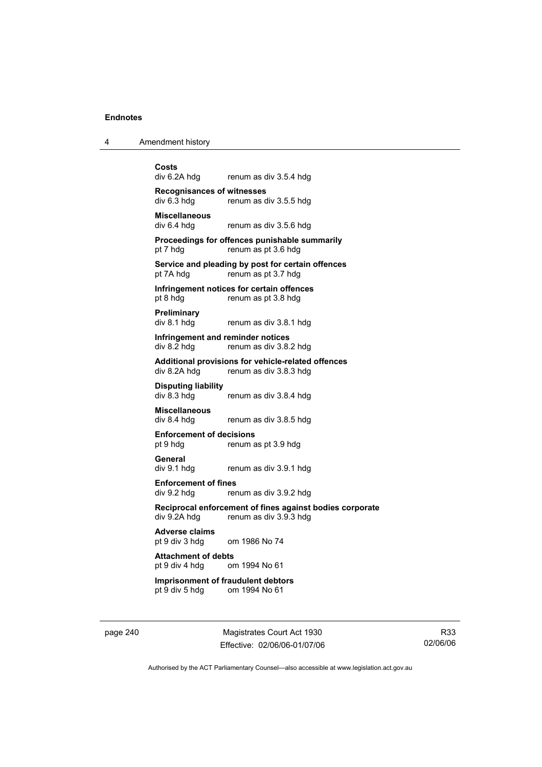**Costs**
div 6.2A hdg renum as div 3.5.4 hdg

**Recognisances of witnesses**
div 6.3 hdg renum as div 3.5.5 hdg

**Miscellaneous**
div 6.4 hdg renum as div 3.5.6 hdg

**Proceedings for offences punishable summarily**
pt 7 hdg renum as pt 3.6 hdg

**Service and pleading by post for certain offences**
pt 7A hdg renum as pt 3.7 hdg

**Infringement notices for certain offences**
pt 8 hdg renum as pt 3.8 hdg

**Preliminary**
div 8.1 hdg renum as div 3.8.1 hdg

**Infringement and reminder notices**
div 8.2 hdg renum as div 3.8.2 hdg

**Additional provisions for vehicle-related offences**
div 8.2A hdg renum as div 3.8.3 hdg

**Disputing liability**
div 8.3 hdg renum as div 3.8.4 hdg

**Miscellaneous**
div 8.4 hdg renum as div 3.8.5 hdg

**Enforcement of decisions**
pt 9 hdg renum as pt 3.9 hdg

**General**
div 9.1 hdg renum as div 3.9.1 hdg

**Enforcement of fines**
div 9.2 hdg renum as div 3.9.2 hdg

**Reciprocal enforcement of fines against bodies corporate**
div 9.2A hdg renum as div 3.9.3 hdg

**Adverse claims**
pt 9 div 3 hdg om 1986 No 74

**Attachment of debts**
pt 9 div 4 hdg om 1994 No 61

**Imprisonment of fraudulent debtors**
pt 9 div 5 hdg om 1994 No 61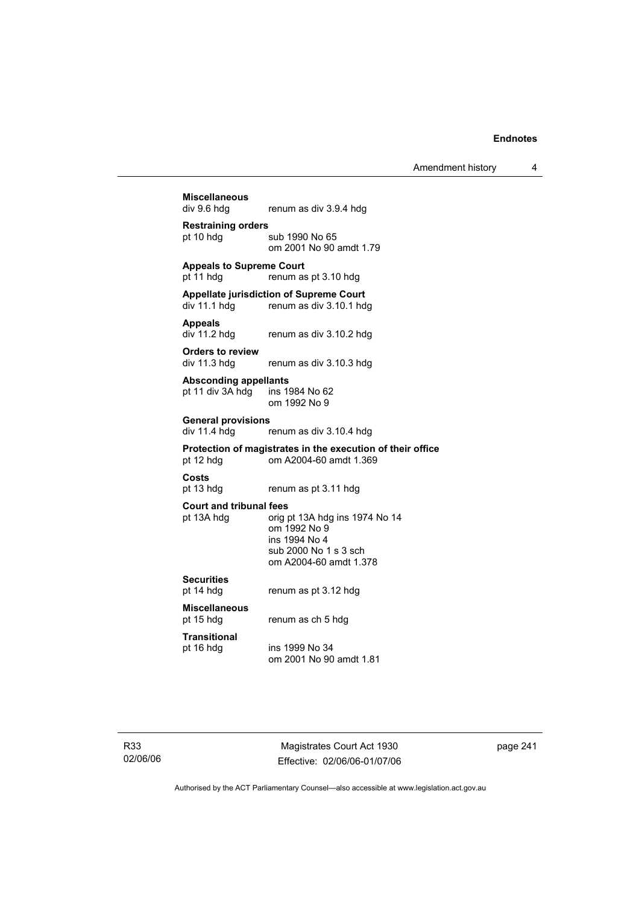**Miscellaneous**
div 9.6 hdg    renum as div 3.9.4 hdg

**Restraining orders**
pt 10 hdg    sub 1990 No 65
    om 2001 No 90 amdt 1.79

**Appeals to Supreme Court**
pt 11 hdg    renum as pt 3.10 hdg

**Appellate jurisdiction of Supreme Court**
div 11.1 hdg    renum as div 3.10.1 hdg

**Appeals**
div 11.2 hdg    renum as div 3.10.2 hdg

**Orders to review**
div 11.3 hdg    renum as div 3.10.3 hdg

**Absconding appellants**
pt 11 div 3A hdg    ins 1984 No 62
    om 1992 No 9

**General provisions**
div 11.4 hdg    renum as div 3.10.4 hdg

**Protection of magistrates in the execution of their office**
pt 12 hdg    om A2004-60 amdt 1.369

**Costs**
pt 13 hdg    renum as pt 3.11 hdg

**Court and tribunal fees**
pt 13A hdg    orig pt 13A hdg ins 1974 No 14
    om 1992 No 9
    ins 1994 No 4
    sub 2000 No 1 s 3 sch
    om A2004-60 amdt 1.378

**Securities**
pt 14 hdg    renum as pt 3.12 hdg

**Miscellaneous**
pt 15 hdg    renum as ch 5 hdg

**Transitional**
pt 16 hdg    ins 1999 No 34
    om 2001 No 90 amdt 1.81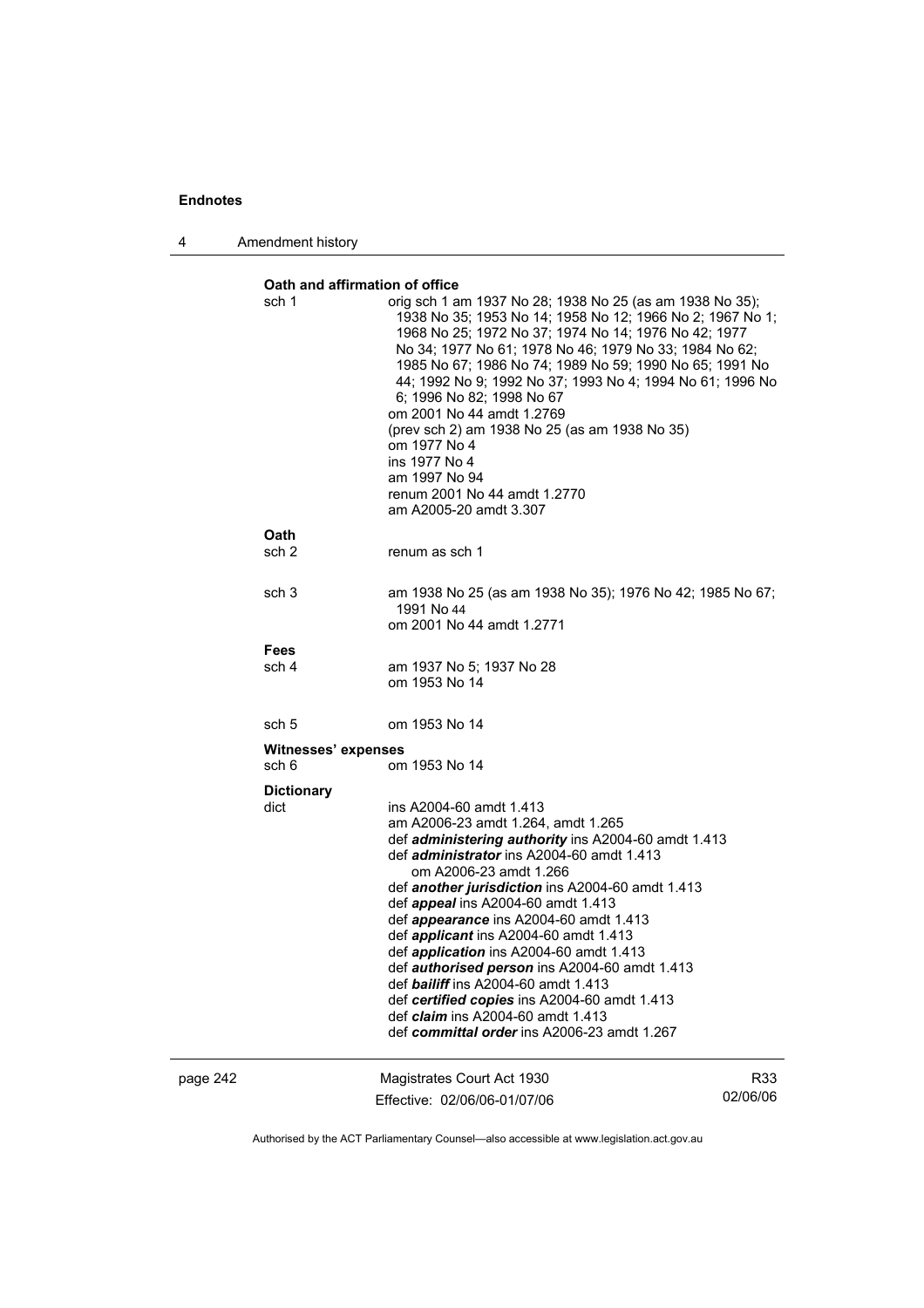**Oath and affirmation of office**

sch 1
orig sch 1 am 1937 No 28; 1938 No 25 (as am 1938 No 35); 1938 No 35; 1953 No 14; 1958 No 12; 1966 No 2; 1967 No 1; 1968 No 25; 1972 No 37; 1974 No 14; 1976 No 42; 1977 No 34; 1977 No 61; 1978 No 46; 1979 No 33; 1984 No 62; 1985 No 67; 1986 No 74; 1989 No 59; 1990 No 65; 1991 No 44; 1992 No 9; 1992 No 37; 1993 No 4; 1994 No 61; 1996 No 6; 1996 No 82; 1998 No 67
om 2001 No 44 amdt 1.2769
(prev sch 2) am 1938 No 25 (as am 1938 No 35)
om 1977 No 4
ins 1977 No 4
am 1997 No 94
renum 2001 No 44 amdt 1.2770
am A2005-20 amdt 3.307

**Oath**

sch 2
renum as sch 1

sch 3
am 1938 No 25 (as am 1938 No 35); 1976 No 42; 1985 No 67; 1991 No 44
om 2001 No 44 amdt 1.2771

**Fees**

sch 4
am 1937 No 5; 1937 No 28
om 1953 No 14

sch 5
om 1953 No 14

**Witnesses' expenses**

sch 6
om 1953 No 14

**Dictionary**

dict
ins A2004-60 amdt 1.413
am A2006-23 amdt 1.264, amdt 1.265
def ***administering authority*** ins A2004-60 amdt 1.413
def ***administrator*** ins A2004-60 amdt 1.413
om A2006-23 amdt 1.266
def ***another jurisdiction*** ins A2004-60 amdt 1.413
def ***appeal*** ins A2004-60 amdt 1.413
def ***appearance*** ins A2004-60 amdt 1.413
def ***applicant*** ins A2004-60 amdt 1.413
def ***application*** ins A2004-60 amdt 1.413
def ***authorised person*** ins A2004-60 amdt 1.413
def ***bailiff*** ins A2004-60 amdt 1.413
def ***certified copies*** ins A2004-60 amdt 1.413
def ***claim*** ins A2004-60 amdt 1.413
def ***committal order*** ins A2006-23 amdt 1.267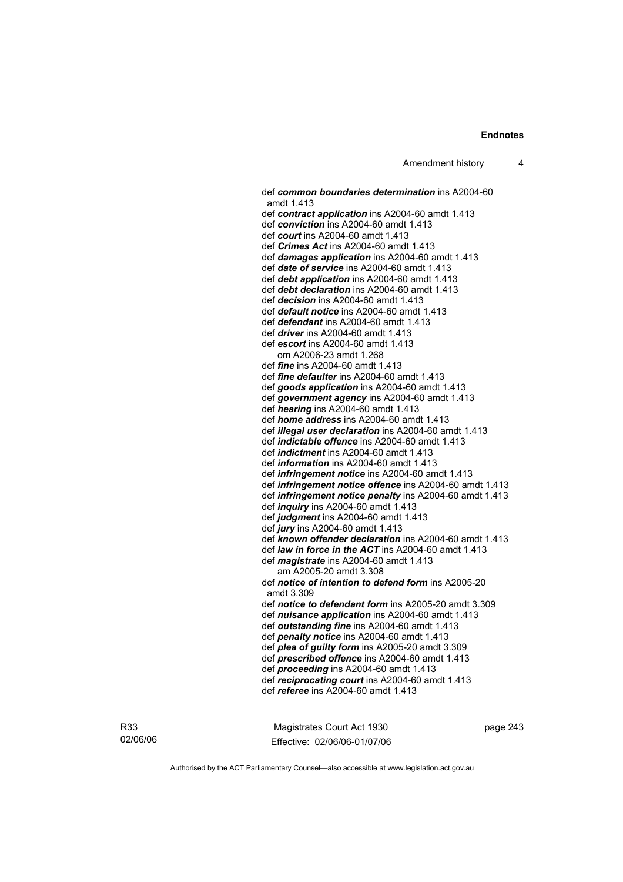def ***common boundaries determination*** ins A2004-60 amdt 1.413
def ***contract application*** ins A2004-60 amdt 1.413
def ***conviction*** ins A2004-60 amdt 1.413
def ***court*** ins A2004-60 amdt 1.413
def ***Crimes Act*** ins A2004-60 amdt 1.413
def ***damages application*** ins A2004-60 amdt 1.413
def ***date of service*** ins A2004-60 amdt 1.413
def ***debt application*** ins A2004-60 amdt 1.413
def ***debt declaration*** ins A2004-60 amdt 1.413
def ***decision*** ins A2004-60 amdt 1.413
def ***default notice*** ins A2004-60 amdt 1.413
def ***defendant*** ins A2004-60 amdt 1.413
def ***driver*** ins A2004-60 amdt 1.413
def ***escort*** ins A2004-60 amdt 1.413
om A2006-23 amdt 1.268
def ***fine*** ins A2004-60 amdt 1.413
def ***fine defaulter*** ins A2004-60 amdt 1.413
def ***goods application*** ins A2004-60 amdt 1.413
def ***government agency*** ins A2004-60 amdt 1.413
def ***hearing*** ins A2004-60 amdt 1.413
def ***home address*** ins A2004-60 amdt 1.413
def ***illegal user declaration*** ins A2004-60 amdt 1.413
def ***indictable offence*** ins A2004-60 amdt 1.413
def ***indictment*** ins A2004-60 amdt 1.413
def ***information*** ins A2004-60 amdt 1.413
def ***infringement notice*** ins A2004-60 amdt 1.413
def ***infringement notice offence*** ins A2004-60 amdt 1.413
def ***infringement notice penalty*** ins A2004-60 amdt 1.413
def ***inquiry*** ins A2004-60 amdt 1.413
def ***judgment*** ins A2004-60 amdt 1.413
def ***jury*** ins A2004-60 amdt 1.413
def ***known offender declaration*** ins A2004-60 amdt 1.413
def ***law in force in the ACT*** ins A2004-60 amdt 1.413
def ***magistrate*** ins A2004-60 amdt 1.413
am A2005-20 amdt 3.308
def ***notice of intention to defend form*** ins A2005-20 amdt 3.309
def ***notice to defendant form*** ins A2005-20 amdt 3.309
def ***nuisance application*** ins A2004-60 amdt 1.413
def ***outstanding fine*** ins A2004-60 amdt 1.413
def ***penalty notice*** ins A2004-60 amdt 1.413
def ***plea of guilty form*** ins A2005-20 amdt 3.309
def ***prescribed offence*** ins A2004-60 amdt 1.413
def ***proceeding*** ins A2004-60 amdt 1.413
def ***reciprocating court*** ins A2004-60 amdt 1.413
def ***referee*** ins A2004-60 amdt 1.413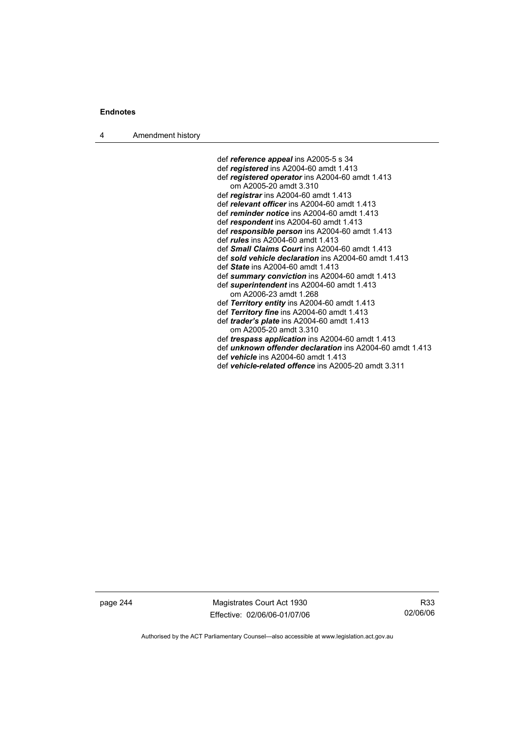def ***reference appeal*** ins A2005-5 s 34
def ***registered*** ins A2004-60 amdt 1.413
def ***registered operator*** ins A2004-60 amdt 1.413
om A2005-20 amdt 3.310
def ***registrar*** ins A2004-60 amdt 1.413
def ***relevant officer*** ins A2004-60 amdt 1.413
def ***reminder notice*** ins A2004-60 amdt 1.413
def ***respondent*** ins A2004-60 amdt 1.413
def ***responsible person*** ins A2004-60 amdt 1.413
def ***rules*** ins A2004-60 amdt 1.413
def ***Small Claims Court*** ins A2004-60 amdt 1.413
def ***sold vehicle declaration*** ins A2004-60 amdt 1.413
def ***State*** ins A2004-60 amdt 1.413
def ***summary conviction*** ins A2004-60 amdt 1.413
def ***superintendent*** ins A2004-60 amdt 1.413
om A2006-23 amdt 1.268
def ***Territory entity*** ins A2004-60 amdt 1.413
def ***Territory fine*** ins A2004-60 amdt 1.413
def ***trader's plate*** ins A2004-60 amdt 1.413
om A2005-20 amdt 3.310
def ***trespass application*** ins A2004-60 amdt 1.413
def ***unknown offender declaration*** ins A2004-60 amdt 1.413
def ***vehicle*** ins A2004-60 amdt 1.413
def ***vehicle-related offence*** ins A2005-20 amdt 3.311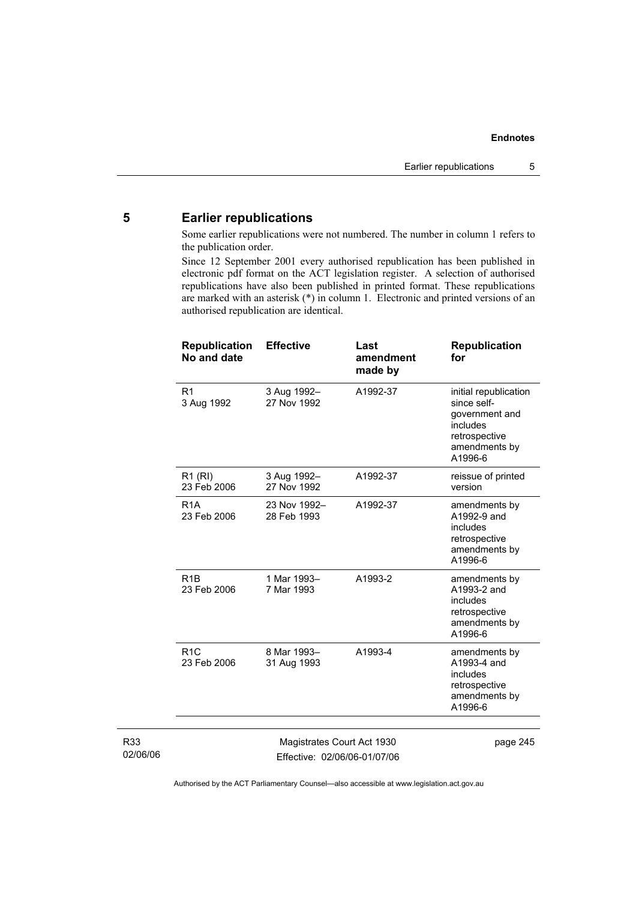## 5 Earlier republications

Some earlier republications were not numbered. The number in column 1 refers to the publication order.

Since 12 September 2001 every authorised republication has been published in electronic pdf format on the ACT legislation register. A selection of authorised republications have also been published in printed format. These republications are marked with an asterisk (*) in column 1. Electronic and printed versions of an authorised republication are identical.

| Republication No and date | Effective | Last amendment made by | Republication for |
| --- | --- | --- | --- |
| R1 3 Aug 1992 | 3 Aug 1992– 27 Nov 1992 | A1992-37 | initial republication since self-government and includes retrospective amendments by A1996-6 |
| R1 (RI) 23 Feb 2006 | 3 Aug 1992– 27 Nov 1992 | A1992-37 | reissue of printed version |
| R1A 23 Feb 2006 | 23 Nov 1992– 28 Feb 1993 | A1992-37 | amendments by A1992-9 and includes retrospective amendments by A1996-6 |
| R1B 23 Feb 2006 | 1 Mar 1993– 7 Mar 1993 | A1993-2 | amendments by A1993-2 and includes retrospective amendments by A1996-6 |
| R1C 23 Feb 2006 | 8 Mar 1993– 31 Aug 1993 | A1993-4 | amendments by A1993-4 and includes retrospective amendments by A1996-6 |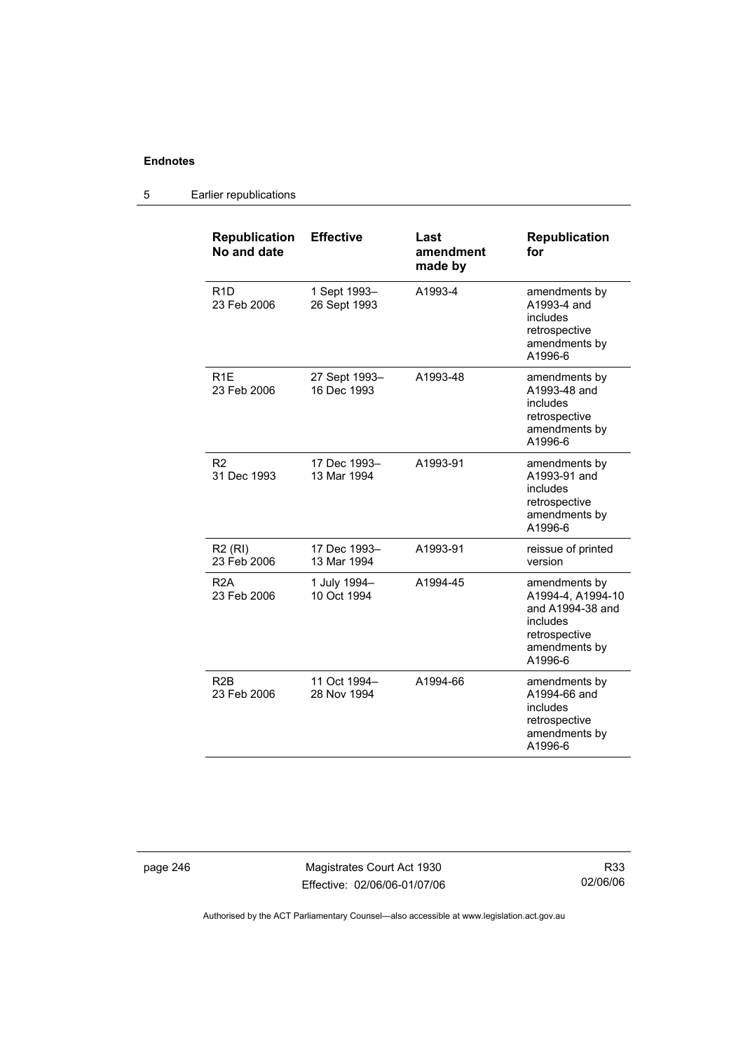| Republication No and date | Effective | Last amendment made by | Republication for |
| --- | --- | --- | --- |
| R1D<br>23 Feb 2006 | 1 Sept 1993–<br>26 Sept 1993 | A1993-4 | amendments by A1993-4 and includes retrospective amendments by A1996-6 |
| R1E<br>23 Feb 2006 | 27 Sept 1993–<br>16 Dec 1993 | A1993-48 | amendments by A1993-48 and includes retrospective amendments by A1996-6 |
| R2<br>31 Dec 1993 | 17 Dec 1993–<br>13 Mar 1994 | A1993-91 | amendments by A1993-91 and includes retrospective amendments by A1996-6 |
| R2 (RI)<br>23 Feb 2006 | 17 Dec 1993–<br>13 Mar 1994 | A1993-91 | reissue of printed version |
| R2A<br>23 Feb 2006 | 1 July 1994–<br>10 Oct 1994 | A1994-45 | amendments by A1994-4, A1994-10 and A1994-38 and includes retrospective amendments by A1996-6 |
| R2B<br>23 Feb 2006 | 11 Oct 1994–<br>28 Nov 1994 | A1994-66 | amendments by A1994-66 and includes retrospective amendments by A1996-6 |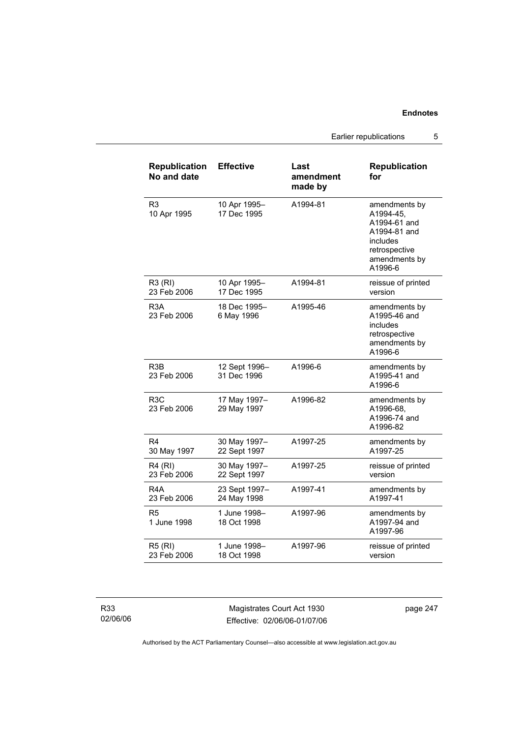| Republication No and date | Effective | Last amendment made by | Republication for |
|---|---|---|---|
| R3<br>10 Apr 1995 | 10 Apr 1995–<br>17 Dec 1995 | A1994-81 | amendments by A1994-45, A1994-61 and A1994-81 and includes retrospective amendments by A1996-6 |
| R3 (RI)<br>23 Feb 2006 | 10 Apr 1995–<br>17 Dec 1995 | A1994-81 | reissue of printed version |
| R3A<br>23 Feb 2006 | 18 Dec 1995–<br>6 May 1996 | A1995-46 | amendments by A1995-46 and includes retrospective amendments by A1996-6 |
| R3B<br>23 Feb 2006 | 12 Sept 1996–<br>31 Dec 1996 | A1996-6 | amendments by A1995-41 and A1996-6 |
| R3C<br>23 Feb 2006 | 17 May 1997–<br>29 May 1997 | A1996-82 | amendments by A1996-68, A1996-74 and A1996-82 |
| R4<br>30 May 1997 | 30 May 1997–<br>22 Sept 1997 | A1997-25 | amendments by A1997-25 |
| R4 (RI)<br>23 Feb 2006 | 30 May 1997–<br>22 Sept 1997 | A1997-25 | reissue of printed version |
| R4A<br>23 Feb 2006 | 23 Sept 1997–<br>24 May 1998 | A1997-41 | amendments by A1997-41 |
| R5<br>1 June 1998 | 1 June 1998–<br>18 Oct 1998 | A1997-96 | amendments by A1997-94 and A1997-96 |
| R5 (RI)<br>23 Feb 2006 | 1 June 1998–<br>18 Oct 1998 | A1997-96 | reissue of printed version |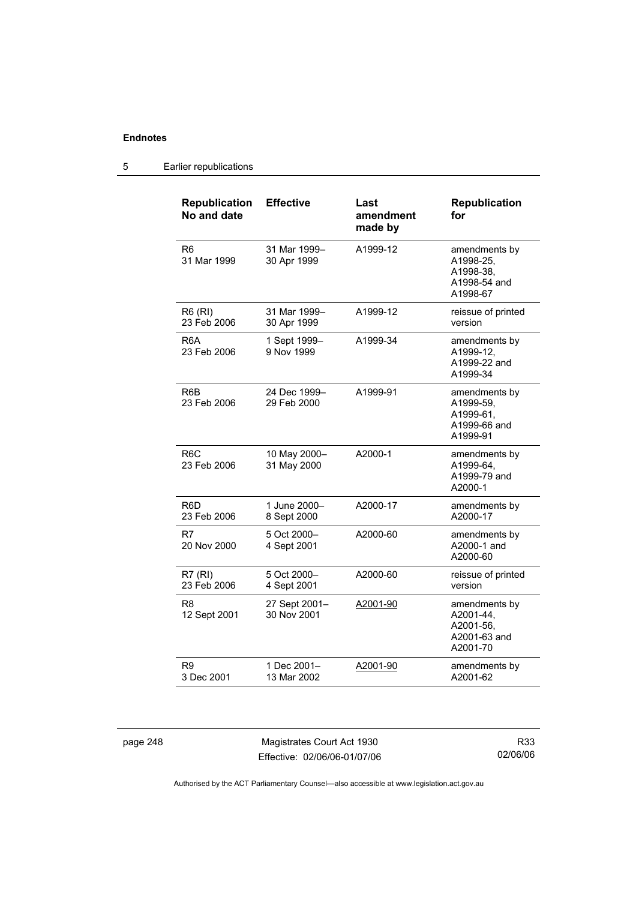## 5 Earlier republications

| Republication No and date | Effective | Last amendment made by | Republication for |
|---|---|---|---|
| R6<br>31 Mar 1999 | 31 Mar 1999–<br>30 Apr 1999 | A1999-12 | amendments by A1998-25, A1998-38, A1998-54 and A1998-67 |
| R6 (RI)<br>23 Feb 2006 | 31 Mar 1999–<br>30 Apr 1999 | A1999-12 | reissue of printed version |
| R6A<br>23 Feb 2006 | 1 Sept 1999–<br>9 Nov 1999 | A1999-34 | amendments by A1999-12, A1999-22 and A1999-34 |
| R6B<br>23 Feb 2006 | 24 Dec 1999–<br>29 Feb 2000 | A1999-91 | amendments by A1999-59, A1999-61, A1999-66 and A1999-91 |
| R6C<br>23 Feb 2006 | 10 May 2000–<br>31 May 2000 | A2000-1 | amendments by A1999-64, A1999-79 and A2000-1 |
| R6D<br>23 Feb 2006 | 1 June 2000–<br>8 Sept 2000 | A2000-17 | amendments by A2000-17 |
| R7<br>20 Nov 2000 | 5 Oct 2000–<br>4 Sept 2001 | A2000-60 | amendments by A2000-1 and A2000-60 |
| R7 (RI)<br>23 Feb 2006 | 5 Oct 2000–<br>4 Sept 2001 | A2000-60 | reissue of printed version |
| R8<br>12 Sept 2001 | 27 Sept 2001–<br>30 Nov 2001 | A2001-90 | amendments by A2001-44, A2001-56, A2001-63 and A2001-70 |
| R9<br>3 Dec 2001 | 1 Dec 2001–<br>13 Mar 2002 | A2001-90 | amendments by A2001-62 |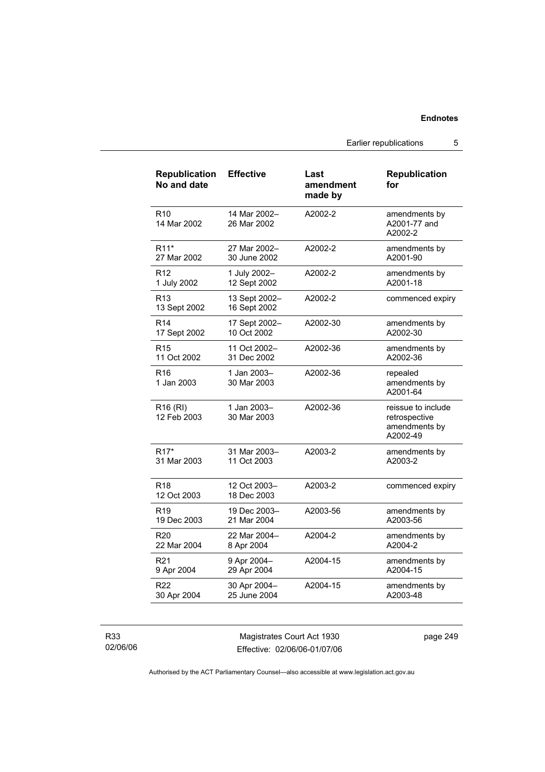| Republication No and date | Effective | Last amendment made by | Republication for |
|---|---|---|---|
| R10<br>14 Mar 2002 | 14 Mar 2002–<br>26 Mar 2002 | A2002-2 | amendments by A2001-77 and A2002-2 |
| R11*<br>27 Mar 2002 | 27 Mar 2002–<br>30 June 2002 | A2002-2 | amendments by A2001-90 |
| R12<br>1 July 2002 | 1 July 2002–<br>12 Sept 2002 | A2002-2 | amendments by A2001-18 |
| R13<br>13 Sept 2002 | 13 Sept 2002–<br>16 Sept 2002 | A2002-2 | commenced expiry |
| R14<br>17 Sept 2002 | 17 Sept 2002–<br>10 Oct 2002 | A2002-30 | amendments by A2002-30 |
| R15<br>11 Oct 2002 | 11 Oct 2002–<br>31 Dec 2002 | A2002-36 | amendments by A2002-36 |
| R16<br>1 Jan 2003 | 1 Jan 2003–<br>30 Mar 2003 | A2002-36 | repealed amendments by A2001-64 |
| R16 (RI)<br>12 Feb 2003 | 1 Jan 2003–<br>30 Mar 2003 | A2002-36 | reissue to include retrospective amendments by A2002-49 |
| R17*<br>31 Mar 2003 | 31 Mar 2003–<br>11 Oct 2003 | A2003-2 | amendments by A2003-2 |
| R18<br>12 Oct 2003 | 12 Oct 2003–<br>18 Dec 2003 | A2003-2 | commenced expiry |
| R19<br>19 Dec 2003 | 19 Dec 2003–<br>21 Mar 2004 | A2003-56 | amendments by A2003-56 |
| R20<br>22 Mar 2004 | 22 Mar 2004–<br>8 Apr 2004 | A2004-2 | amendments by A2004-2 |
| R21<br>9 Apr 2004 | 9 Apr 2004–<br>29 Apr 2004 | A2004-15 | amendments by A2004-15 |
| R22<br>30 Apr 2004 | 30 Apr 2004–<br>25 June 2004 | A2004-15 | amendments by A2003-48 |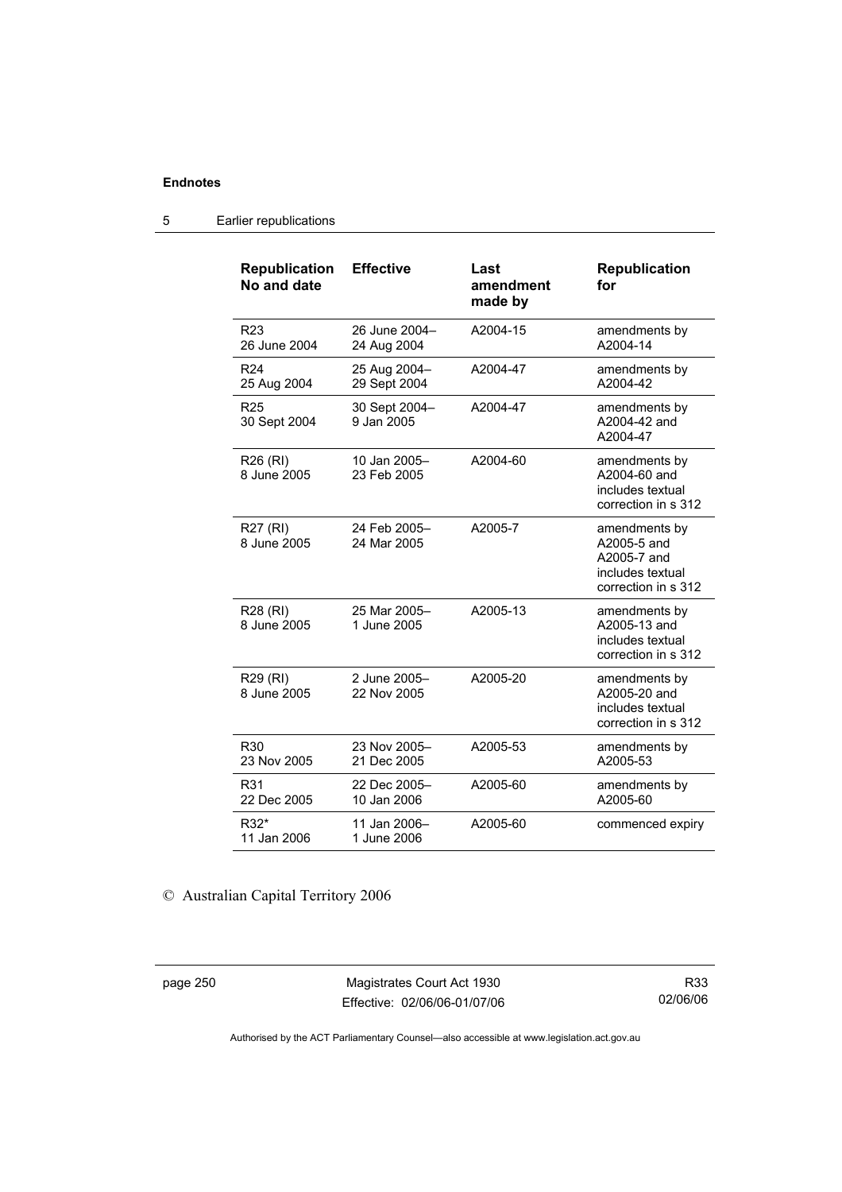## 5 Earlier republications

| Republication No and date | Effective | Last amendment made by | Republication for |
| --- | --- | --- | --- |
| R23 26 June 2004 | 26 June 2004– 24 Aug 2004 | A2004-15 | amendments by A2004-14 |
| R24 25 Aug 2004 | 25 Aug 2004– 29 Sept 2004 | A2004-47 | amendments by A2004-42 |
| R25 30 Sept 2004 | 30 Sept 2004– 9 Jan 2005 | A2004-47 | amendments by A2004-42 and A2004-47 |
| R26 (RI) 8 June 2005 | 10 Jan 2005– 23 Feb 2005 | A2004-60 | amendments by A2004-60 and includes textual correction in s 312 |
| R27 (RI) 8 June 2005 | 24 Feb 2005– 24 Mar 2005 | A2005-7 | amendments by A2005-5 and A2005-7 and includes textual correction in s 312 |
| R28 (RI) 8 June 2005 | 25 Mar 2005– 1 June 2005 | A2005-13 | amendments by A2005-13 and includes textual correction in s 312 |
| R29 (RI) 8 June 2005 | 2 June 2005– 22 Nov 2005 | A2005-20 | amendments by A2005-20 and includes textual correction in s 312 |
| R30 23 Nov 2005 | 23 Nov 2005– 21 Dec 2005 | A2005-53 | amendments by A2005-53 |
| R31 22 Dec 2005 | 22 Dec 2005– 10 Jan 2006 | A2005-60 | amendments by A2005-60 |
| R32* 11 Jan 2006 | 11 Jan 2006– 1 June 2006 | A2005-60 | commenced expiry |

© Australian Capital Territory 2006